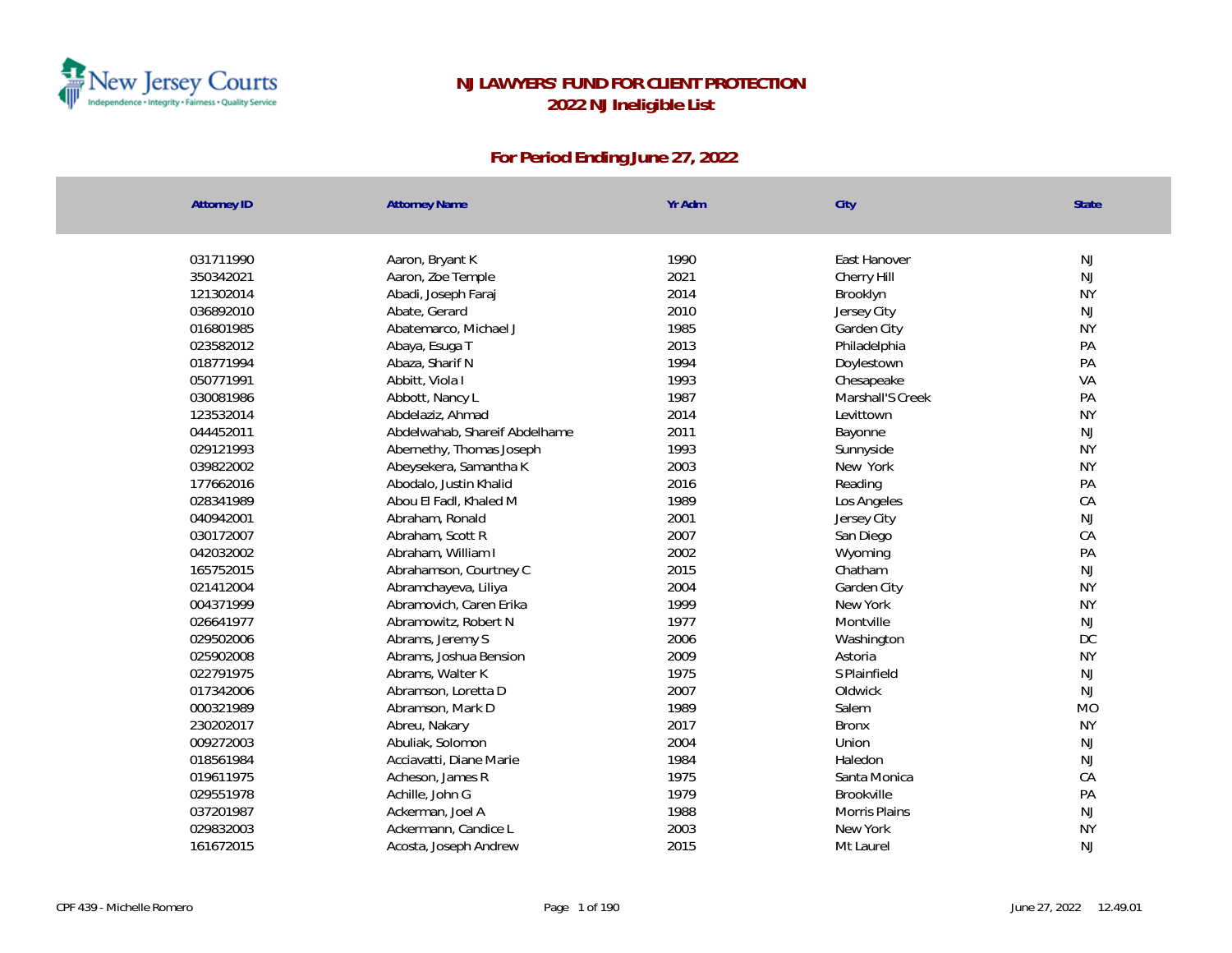New Jersey Courts
Independence • Integrity • Fairness • Quality Service

# NJ LAWYERS' FUND FOR CLIENT PROTECTION
## 2022 NJ Ineligible List

### For Period Ending June 27, 2022

| Attorney ID | Attorney Name | Yr Adm | City | State |
|---|---|---|---|---|
| 031711990 | Aaron, Bryant K | 1990 | East Hanover | NJ |
| 350342021 | Aaron, Zoe Temple | 2021 | Cherry Hill | NJ |
| 121302014 | Abadi, Joseph Faraj | 2014 | Brooklyn | NY |
| 036892010 | Abate, Gerard | 2010 | Jersey City | NJ |
| 016801985 | Abatemarco, Michael J | 1985 | Garden City | NY |
| 023582012 | Abaya, Esuga T | 2013 | Philadelphia | PA |
| 018771994 | Abaza, Sharif N | 1994 | Doylestown | PA |
| 050771991 | Abbitt, Viola I | 1993 | Chesapeake | VA |
| 030081986 | Abbott, Nancy L | 1987 | Marshall'S Creek | PA |
| 123532014 | Abdelaziz, Ahmad | 2014 | Levittown | NY |
| 044452011 | Abdelwahab, Shareif Abdelhame | 2011 | Bayonne | NJ |
| 029121993 | Abernethy, Thomas Joseph | 1993 | Sunnyside | NY |
| 039822002 | Abeysekera, Samantha K | 2003 | New York | NY |
| 177662016 | Abodalo, Justin Khalid | 2016 | Reading | PA |
| 028341989 | Abou El Fadl, Khaled M | 1989 | Los Angeles | CA |
| 040942001 | Abraham, Ronald | 2001 | Jersey City | NJ |
| 030172007 | Abraham, Scott R | 2007 | San Diego | CA |
| 042032002 | Abraham, William I | 2002 | Wyoming | PA |
| 165752015 | Abrahamson, Courtney C | 2015 | Chatham | NJ |
| 021412004 | Abramchayeva, Liliya | 2004 | Garden City | NY |
| 004371999 | Abramovich, Caren Erika | 1999 | New York | NY |
| 026641977 | Abramowitz, Robert N | 1977 | Montville | NJ |
| 029502006 | Abrams, Jeremy S | 2006 | Washington | DC |
| 025902008 | Abrams, Joshua Bension | 2009 | Astoria | NY |
| 022791975 | Abrams, Walter K | 1975 | S Plainfield | NJ |
| 017342006 | Abramson, Loretta D | 2007 | Oldwick | NJ |
| 000321989 | Abramson, Mark D | 1989 | Salem | MO |
| 230202017 | Abreu, Nakary | 2017 | Bronx | NY |
| 009272003 | Abuliak, Solomon | 2004 | Union | NJ |
| 018561984 | Acciavatti, Diane Marie | 1984 | Haledon | NJ |
| 019611975 | Acheson, James R | 1975 | Santa Monica | CA |
| 029551978 | Achille, John G | 1979 | Brookville | PA |
| 037201987 | Ackerman, Joel A | 1988 | Morris Plains | NJ |
| 029832003 | Ackermann, Candice L | 2003 | New York | NY |
| 161672015 | Acosta, Joseph Andrew | 2015 | Mt Laurel | NJ |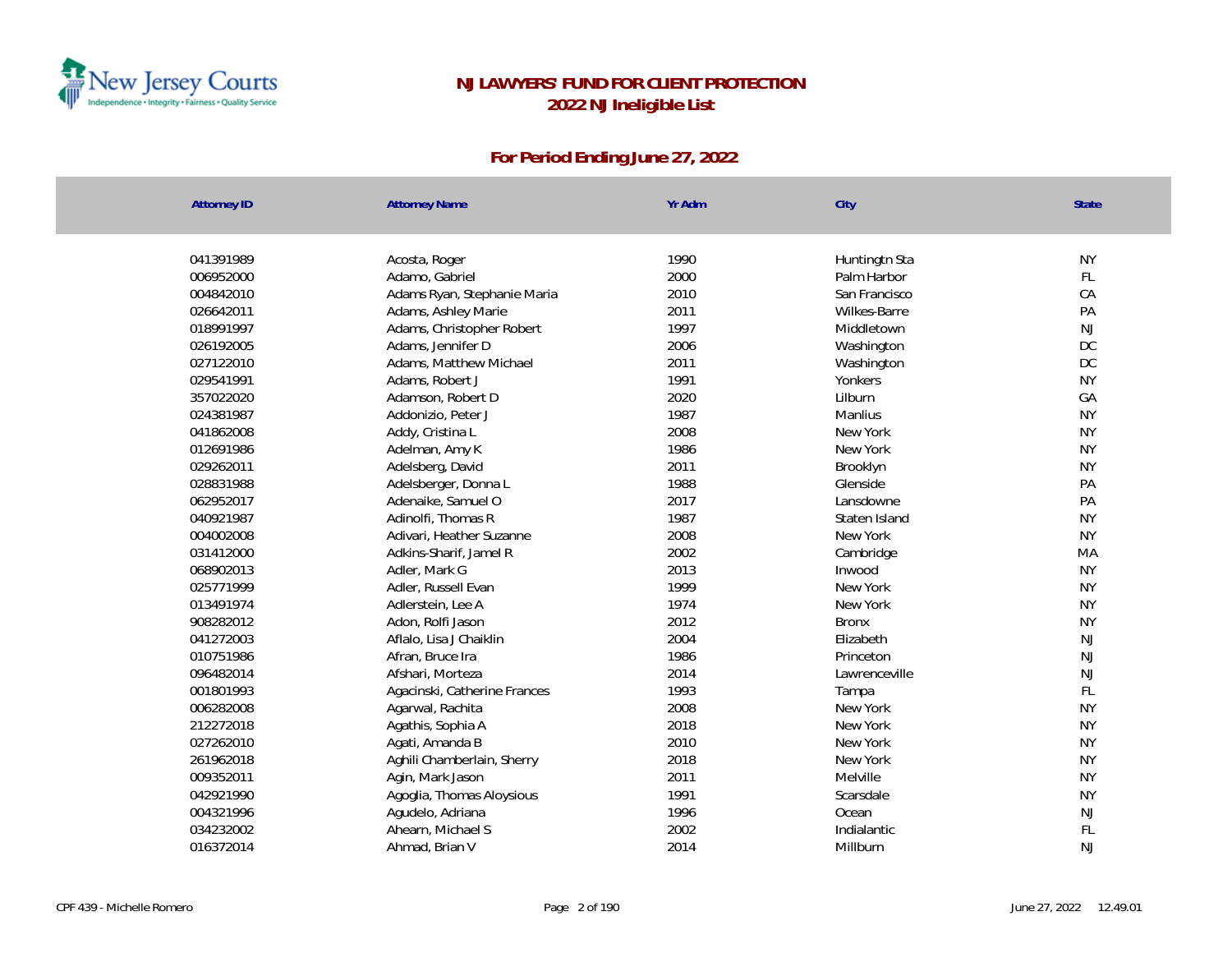# NJ LAWYERS' FUND FOR CLIENT PROTECTION
## 2022 NJ Ineligible List

### For Period Ending June 27, 2022

| Attorney ID | Attorney Name | Yr Adm | City | State |
|---|---|---|---|---|
| 041391989 | Acosta, Roger | 1990 | Huntingtn Sta | NY |
| 006952000 | Adamo, Gabriel | 2000 | Palm Harbor | FL |
| 004842010 | Adams Ryan, Stephanie Maria | 2010 | San Francisco | CA |
| 026642011 | Adams, Ashley Marie | 2011 | Wilkes-Barre | PA |
| 018991997 | Adams, Christopher Robert | 1997 | Middletown | NJ |
| 026192005 | Adams, Jennifer D | 2006 | Washington | DC |
| 027122010 | Adams, Matthew Michael | 2011 | Washington | DC |
| 029541991 | Adams, Robert J | 1991 | Yonkers | NY |
| 357022020 | Adamson, Robert D | 2020 | Lilburn | GA |
| 024381987 | Addonizio, Peter J | 1987 | Manlius | NY |
| 041862008 | Addy, Cristina L | 2008 | New York | NY |
| 012691986 | Adelman, Amy K | 1986 | New York | NY |
| 029262011 | Adelsberg, David | 2011 | Brooklyn | NY |
| 028831988 | Adelsberger, Donna L | 1988 | Glenside | PA |
| 062952017 | Adenaike, Samuel O | 2017 | Lansdowne | PA |
| 040921987 | Adinolfi, Thomas R | 1987 | Staten Island | NY |
| 004002008 | Adivari, Heather Suzanne | 2008 | New York | NY |
| 031412000 | Adkins-Sharif, Jamel R | 2002 | Cambridge | MA |
| 068902013 | Adler, Mark G | 2013 | Inwood | NY |
| 025771999 | Adler, Russell Evan | 1999 | New York | NY |
| 013491974 | Adlerstein, Lee A | 1974 | New York | NY |
| 908282012 | Adon, Rolfi Jason | 2012 | Bronx | NY |
| 041272003 | Aflalo, Lisa J Chaiklin | 2004 | Elizabeth | NJ |
| 010751986 | Afran, Bruce Ira | 1986 | Princeton | NJ |
| 096482014 | Afshari, Morteza | 2014 | Lawrenceville | NJ |
| 001801993 | Agacinski, Catherine Frances | 1993 | Tampa | FL |
| 006282008 | Agarwal, Rachita | 2008 | New York | NY |
| 212272018 | Agathis, Sophia A | 2018 | New York | NY |
| 027262010 | Agati, Amanda B | 2010 | New York | NY |
| 261962018 | Aghili Chamberlain, Sherry | 2018 | New York | NY |
| 009352011 | Agin, Mark Jason | 2011 | Melville | NY |
| 042921990 | Agoglia, Thomas Aloysious | 1991 | Scarsdale | NY |
| 004321996 | Agudelo, Adriana | 1996 | Ocean | NJ |
| 034232002 | Ahearn, Michael S | 2002 | Indialantic | FL |
| 016372014 | Ahmad, Brian V | 2014 | Millburn | NJ |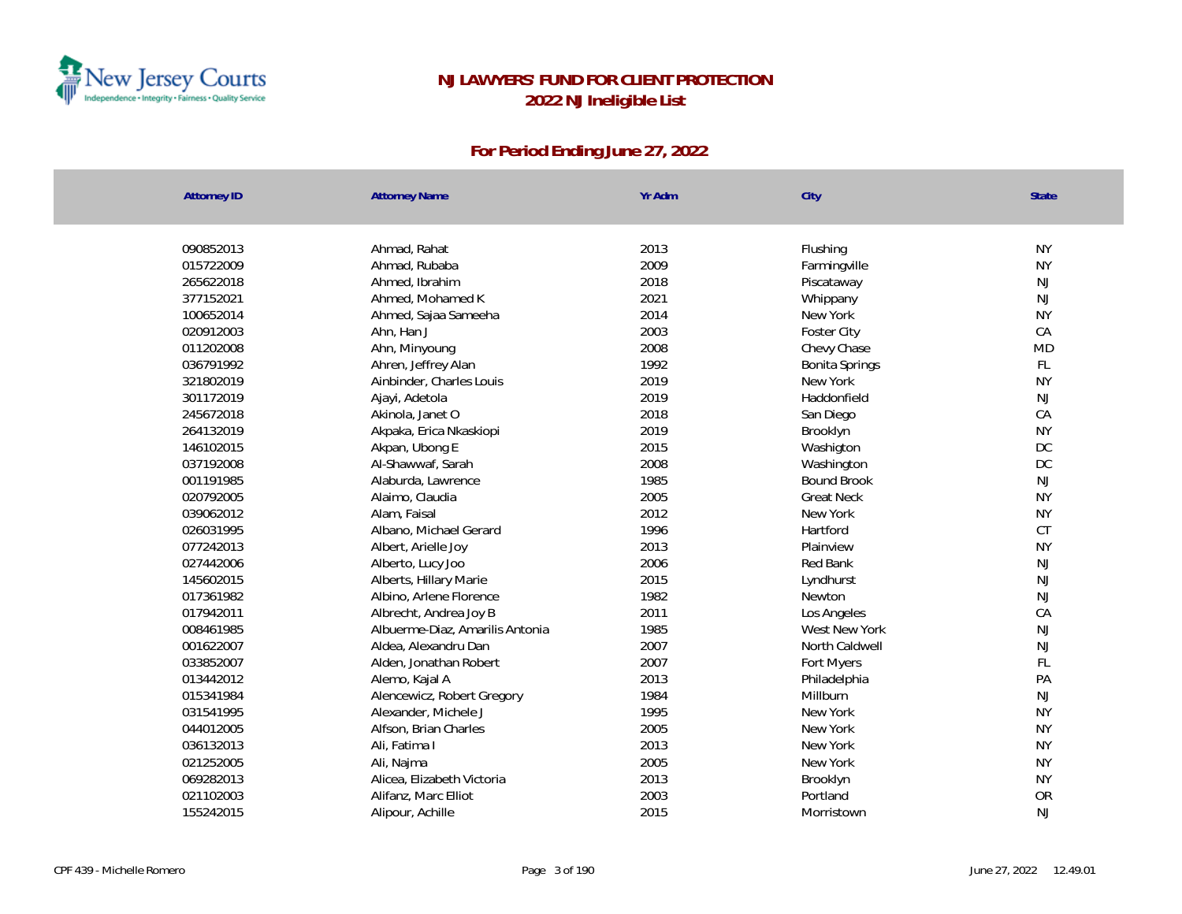# NJ LAWYERS' FUND FOR CLIENT PROTECTION

## 2022 NJ Ineligible List

### For Period Ending June 27, 2022

| Attorney ID | Attorney Name | Yr Adm | City | State |
|---|---|---|---|---|
| 090852013 | Ahmad, Rahat | 2013 | Flushing | NY |
| 015722009 | Ahmad, Rubaba | 2009 | Farmingville | NY |
| 265622018 | Ahmed, Ibrahim | 2018 | Piscataway | NJ |
| 377152021 | Ahmed, Mohamed K | 2021 | Whippany | NJ |
| 100652014 | Ahmed, Sajaa Sameeha | 2014 | New York | NY |
| 020912003 | Ahn, Han J | 2003 | Foster City | CA |
| 011202008 | Ahn, Minyoung | 2008 | Chevy Chase | MD |
| 036791992 | Ahren, Jeffrey Alan | 1992 | Bonita Springs | FL |
| 321802019 | Ainbinder, Charles Louis | 2019 | New York | NY |
| 301172019 | Ajayi, Adetola | 2019 | Haddonfield | NJ |
| 245672018 | Akinola, Janet O | 2018 | San Diego | CA |
| 264132019 | Akpaka, Erica Nkaskiopi | 2019 | Brooklyn | NY |
| 146102015 | Akpan, Ubong E | 2015 | Washigton | DC |
| 037192008 | Al-Shawwaf, Sarah | 2008 | Washington | DC |
| 001191985 | Alaburda, Lawrence | 1985 | Bound Brook | NJ |
| 020792005 | Alaimo, Claudia | 2005 | Great Neck | NY |
| 039062012 | Alam, Faisal | 2012 | New York | NY |
| 026031995 | Albano, Michael Gerard | 1996 | Hartford | CT |
| 077242013 | Albert, Arielle Joy | 2013 | Plainview | NY |
| 027442006 | Alberto, Lucy Joo | 2006 | Red Bank | NJ |
| 145602015 | Alberts, Hillary Marie | 2015 | Lyndhurst | NJ |
| 017361982 | Albino, Arlene Florence | 1982 | Newton | NJ |
| 017942011 | Albrecht, Andrea Joy B | 2011 | Los Angeles | CA |
| 008461985 | Albuerme-Diaz, Amarilis Antonia | 1985 | West New York | NJ |
| 001622007 | Aldea, Alexandru Dan | 2007 | North Caldwell | NJ |
| 033852007 | Alden, Jonathan Robert | 2007 | Fort Myers | FL |
| 013442012 | Alemo, Kajal A | 2013 | Philadelphia | PA |
| 015341984 | Alencewicz, Robert Gregory | 1984 | Millburn | NJ |
| 031541995 | Alexander, Michele J | 1995 | New York | NY |
| 044012005 | Alfson, Brian Charles | 2005 | New York | NY |
| 036132013 | Ali, Fatima I | 2013 | New York | NY |
| 021252005 | Ali, Najma | 2005 | New York | NY |
| 069282013 | Alicea, Elizabeth Victoria | 2013 | Brooklyn | NY |
| 021102003 | Alifanz, Marc Elliot | 2003 | Portland | OR |
| 155242015 | Alipour, Achille | 2015 | Morristown | NJ |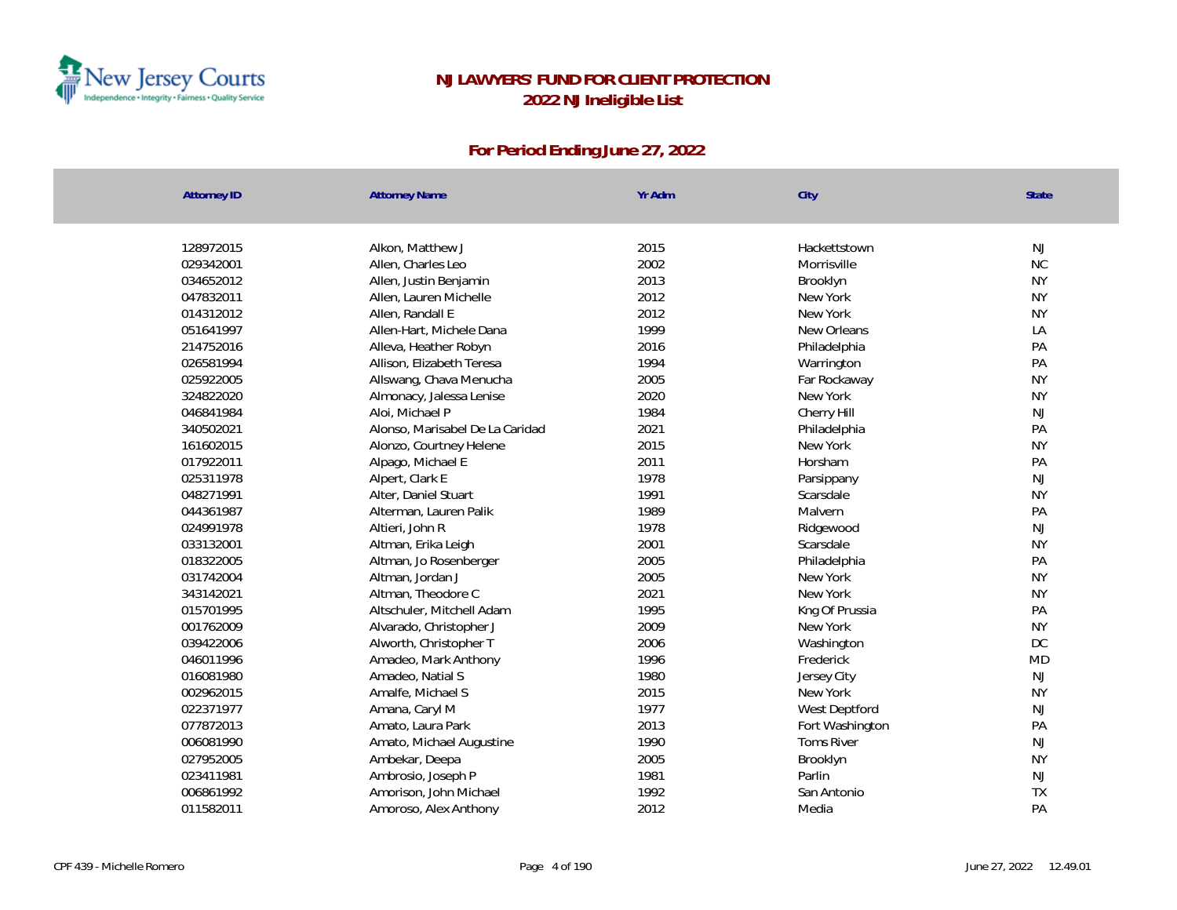# NJ LAWYERS' FUND FOR CLIENT PROTECTION

## 2022 NJ Ineligible List

### For Period Ending June 27, 2022

| Attorney ID | Attorney Name | Yr Adm | City | State |
|---|---|---|---|---|
| 128972015 | Alkon, Matthew J | 2015 | Hackettstown | NJ |
| 029342001 | Allen, Charles Leo | 2002 | Morrisville | NC |
| 034652012 | Allen, Justin Benjamin | 2013 | Brooklyn | NY |
| 047832011 | Allen, Lauren Michelle | 2012 | New York | NY |
| 014312012 | Allen, Randall E | 2012 | New York | NY |
| 051641997 | Allen-Hart, Michele Dana | 1999 | New Orleans | LA |
| 214752016 | Alleva, Heather Robyn | 2016 | Philadelphia | PA |
| 026581994 | Allison, Elizabeth Teresa | 1994 | Warrington | PA |
| 025922005 | Allswang, Chava Menucha | 2005 | Far Rockaway | NY |
| 324822020 | Almonacy, Jalessa Lenise | 2020 | New York | NY |
| 046841984 | Aloi, Michael P | 1984 | Cherry Hill | NJ |
| 340502021 | Alonso, Marisabel De La Caridad | 2021 | Philadelphia | PA |
| 161602015 | Alonzo, Courtney Helene | 2015 | New York | NY |
| 017922011 | Alpago, Michael E | 2011 | Horsham | PA |
| 025311978 | Alpert, Clark E | 1978 | Parsippany | NJ |
| 048271991 | Alter, Daniel Stuart | 1991 | Scarsdale | NY |
| 044361987 | Alterman, Lauren Palik | 1989 | Malvern | PA |
| 024991978 | Altieri, John R | 1978 | Ridgewood | NJ |
| 033132001 | Altman, Erika Leigh | 2001 | Scarsdale | NY |
| 018322005 | Altman, Jo Rosenberger | 2005 | Philadelphia | PA |
| 031742004 | Altman, Jordan J | 2005 | New York | NY |
| 343142021 | Altman, Theodore C | 2021 | New York | NY |
| 015701995 | Altschuler, Mitchell Adam | 1995 | Kng Of Prussia | PA |
| 001762009 | Alvarado, Christopher J | 2009 | New York | NY |
| 039422006 | Alworth, Christopher T | 2006 | Washington | DC |
| 046011996 | Amadeo, Mark Anthony | 1996 | Frederick | MD |
| 016081980 | Amadeo, Natial S | 1980 | Jersey City | NJ |
| 002962015 | Amalfe, Michael S | 2015 | New York | NY |
| 022371977 | Amana, Caryl M | 1977 | West Deptford | NJ |
| 077872013 | Amato, Laura Park | 2013 | Fort Washington | PA |
| 006081990 | Amato, Michael Augustine | 1990 | Toms River | NJ |
| 027952005 | Ambekar, Deepa | 2005 | Brooklyn | NY |
| 023411981 | Ambrosio, Joseph P | 1981 | Parlin | NJ |
| 006861992 | Amorison, John Michael | 1992 | San Antonio | TX |
| 011582011 | Amoroso, Alex Anthony | 2012 | Media | PA |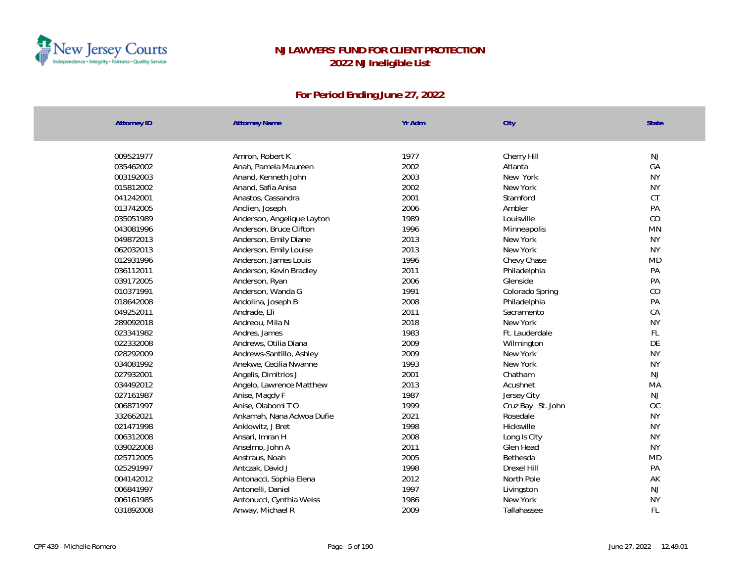# NJ LAWYERS' FUND FOR CLIENT PROTECTION
## 2022 NJ Ineligible List

### For Period Ending June 27, 2022

| Attorney ID | Attorney Name | Yr Adm | City | State |
|---|---|---|---|---|
| 009521977 | Amron, Robert K | 1977 | Cherry Hill | NJ |
| 035462002 | Anah, Pamela Maureen | 2002 | Atlanta | GA |
| 003192003 | Anand, Kenneth John | 2003 | New York | NY |
| 015812002 | Anand, Safia Anisa | 2002 | New York | NY |
| 041242001 | Anastos, Cassandra | 2001 | Stamford | CT |
| 013742005 | Anclien, Joseph | 2006 | Ambler | PA |
| 035051989 | Anderson, Angelique Layton | 1989 | Louisville | CO |
| 043081996 | Anderson, Bruce Clifton | 1996 | Minneapolis | MN |
| 049872013 | Anderson, Emily Diane | 2013 | New York | NY |
| 062032013 | Anderson, Emily Louise | 2013 | New York | NY |
| 012931996 | Anderson, James Louis | 1996 | Chevy Chase | MD |
| 036112011 | Anderson, Kevin Bradley | 2011 | Philadelphia | PA |
| 039172005 | Anderson, Ryan | 2006 | Glenside | PA |
| 010371991 | Anderson, Wanda G | 1991 | Colorado Spring | CO |
| 018642008 | Andolina, Joseph B | 2008 | Philadelphia | PA |
| 049252011 | Andrade, Eli | 2011 | Sacramento | CA |
| 289092018 | Andreou, Mila N | 2018 | New York | NY |
| 023341982 | Andres, James | 1983 | Ft. Lauderdale | FL |
| 022332008 | Andrews, Otilia Diana | 2009 | Wilmington | DE |
| 028292009 | Andrews-Santillo, Ashley | 2009 | New York | NY |
| 034081992 | Anekwe, Cecilia Nwanne | 1993 | New York | NY |
| 027932001 | Angelis, Dimitrios J | 2001 | Chatham | NJ |
| 034492012 | Angelo, Lawrence Matthew | 2013 | Acushnet | MA |
| 027161987 | Anise, Magdy F | 1987 | Jersey City | NJ |
| 006871997 | Anise, Olabomi T O | 1999 | Cruz Bay St. John | OC |
| 332662021 | Ankamah, Nana Adwoa Dufie | 2021 | Rosedale | NY |
| 021471998 | Anklowitz, J Bret | 1998 | Hicksville | NY |
| 006312008 | Ansari, Imran H | 2008 | Long Is City | NY |
| 039022008 | Anselmo, John A | 2011 | Glen Head | NY |
| 025712005 | Anstraus, Noah | 2005 | Bethesda | MD |
| 025291997 | Antczak, David J | 1998 | Drexel Hill | PA |
| 004142012 | Antonacci, Sophia Elena | 2012 | North Pole | AK |
| 006841997 | Antonelli, Daniel | 1997 | Livingston | NJ |
| 006161985 | Antonucci, Cynthia Weiss | 1986 | New York | NY |
| 031892008 | Anway, Michael R | 2009 | Tallahassee | FL |

CPF 439 - Michelle Romero

June 27, 2022 12.49.01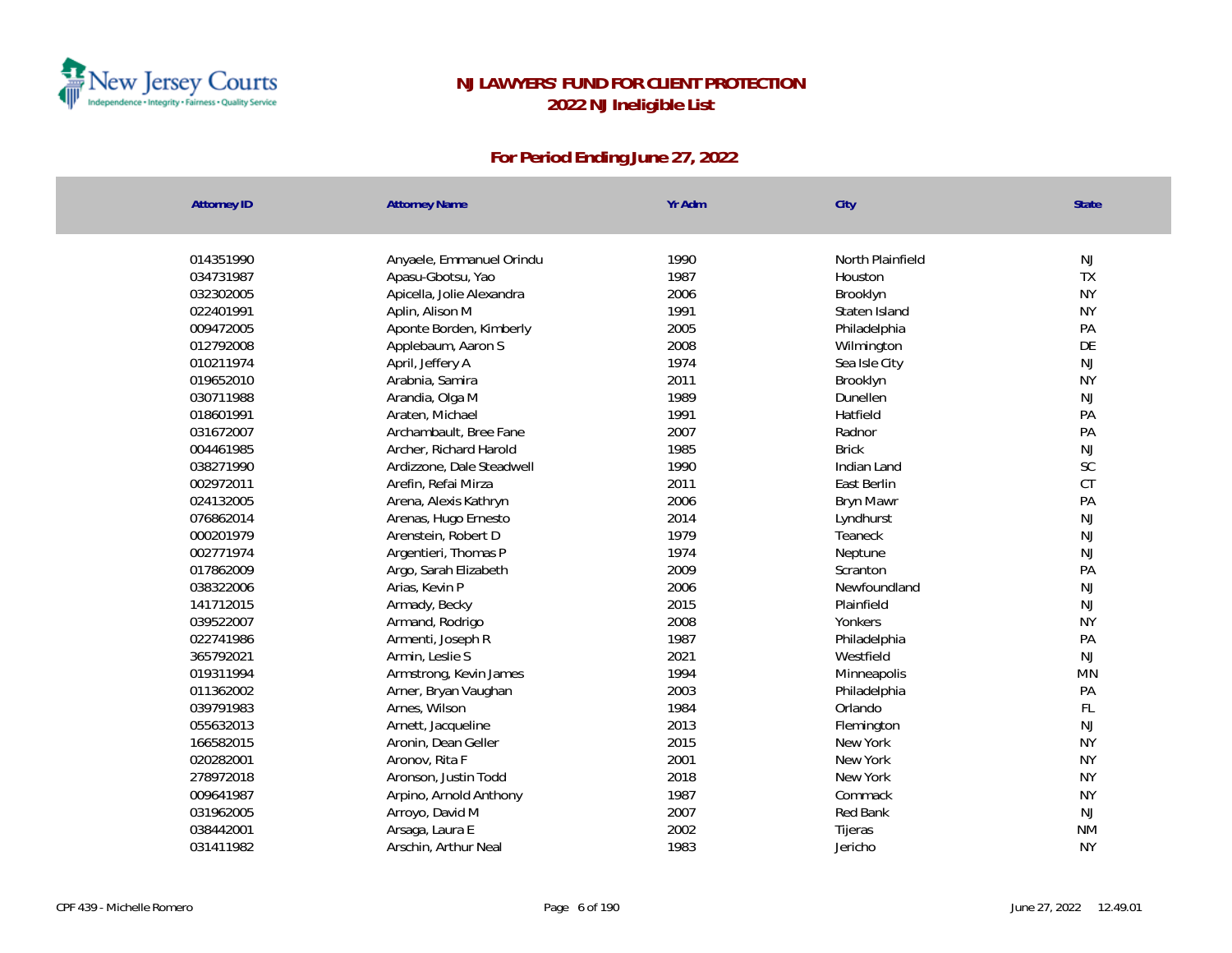# NJ LAWYERS' FUND FOR CLIENT PROTECTION
## 2022 NJ Ineligible List

### For Period Ending June 27, 2022

| Attorney ID | Attorney Name | Yr Adm | City | State |
|---|---|---|---|---|
| 014351990 | Anyaele, Emmanuel Orindu | 1990 | North Plainfield | NJ |
| 034731987 | Apasu-Gbotsu, Yao | 1987 | Houston | TX |
| 032302005 | Apicella, Jolie Alexandra | 2006 | Brooklyn | NY |
| 022401991 | Aplin, Alison M | 1991 | Staten Island | NY |
| 009472005 | Aponte Borden, Kimberly | 2005 | Philadelphia | PA |
| 012792008 | Applebaum, Aaron S | 2008 | Wilmington | DE |
| 010211974 | April, Jeffery A | 1974 | Sea Isle City | NJ |
| 019652010 | Arabnia, Samira | 2011 | Brooklyn | NY |
| 030711988 | Arandia, Olga M | 1989 | Dunellen | NJ |
| 018601991 | Araten, Michael | 1991 | Hatfield | PA |
| 031672007 | Archambault, Bree Fane | 2007 | Radnor | PA |
| 004461985 | Archer, Richard Harold | 1985 | Brick | NJ |
| 038271990 | Ardizzone, Dale Steadwell | 1990 | Indian Land | SC |
| 002972011 | Arefin, Refai Mirza | 2011 | East Berlin | CT |
| 024132005 | Arena, Alexis Kathryn | 2006 | Bryn Mawr | PA |
| 076862014 | Arenas, Hugo Ernesto | 2014 | Lyndhurst | NJ |
| 000201979 | Arenstein, Robert D | 1979 | Teaneck | NJ |
| 002771974 | Argentieri, Thomas P | 1974 | Neptune | NJ |
| 017862009 | Argo, Sarah Elizabeth | 2009 | Scranton | PA |
| 038322006 | Arias, Kevin P | 2006 | Newfoundland | NJ |
| 141712015 | Armady, Becky | 2015 | Plainfield | NJ |
| 039522007 | Armand, Rodrigo | 2008 | Yonkers | NY |
| 022741986 | Armenti, Joseph R | 1987 | Philadelphia | PA |
| 365792021 | Armin, Leslie S | 2021 | Westfield | NJ |
| 019311994 | Armstrong, Kevin James | 1994 | Minneapolis | MN |
| 011362002 | Arner, Bryan Vaughan | 2003 | Philadelphia | PA |
| 039791983 | Arnes, Wilson | 1984 | Orlando | FL |
| 055632013 | Arnett, Jacqueline | 2013 | Flemington | NJ |
| 166582015 | Aronin, Dean Geller | 2015 | New York | NY |
| 020282001 | Aronov, Rita F | 2001 | New York | NY |
| 278972018 | Aronson, Justin Todd | 2018 | New York | NY |
| 009641987 | Arpino, Arnold Anthony | 1987 | Commack | NY |
| 031962005 | Arroyo, David M | 2007 | Red Bank | NJ |
| 038442001 | Arsaga, Laura E | 2002 | Tijeras | NM |
| 031411982 | Arschin, Arthur Neal | 1983 | Jericho | NY |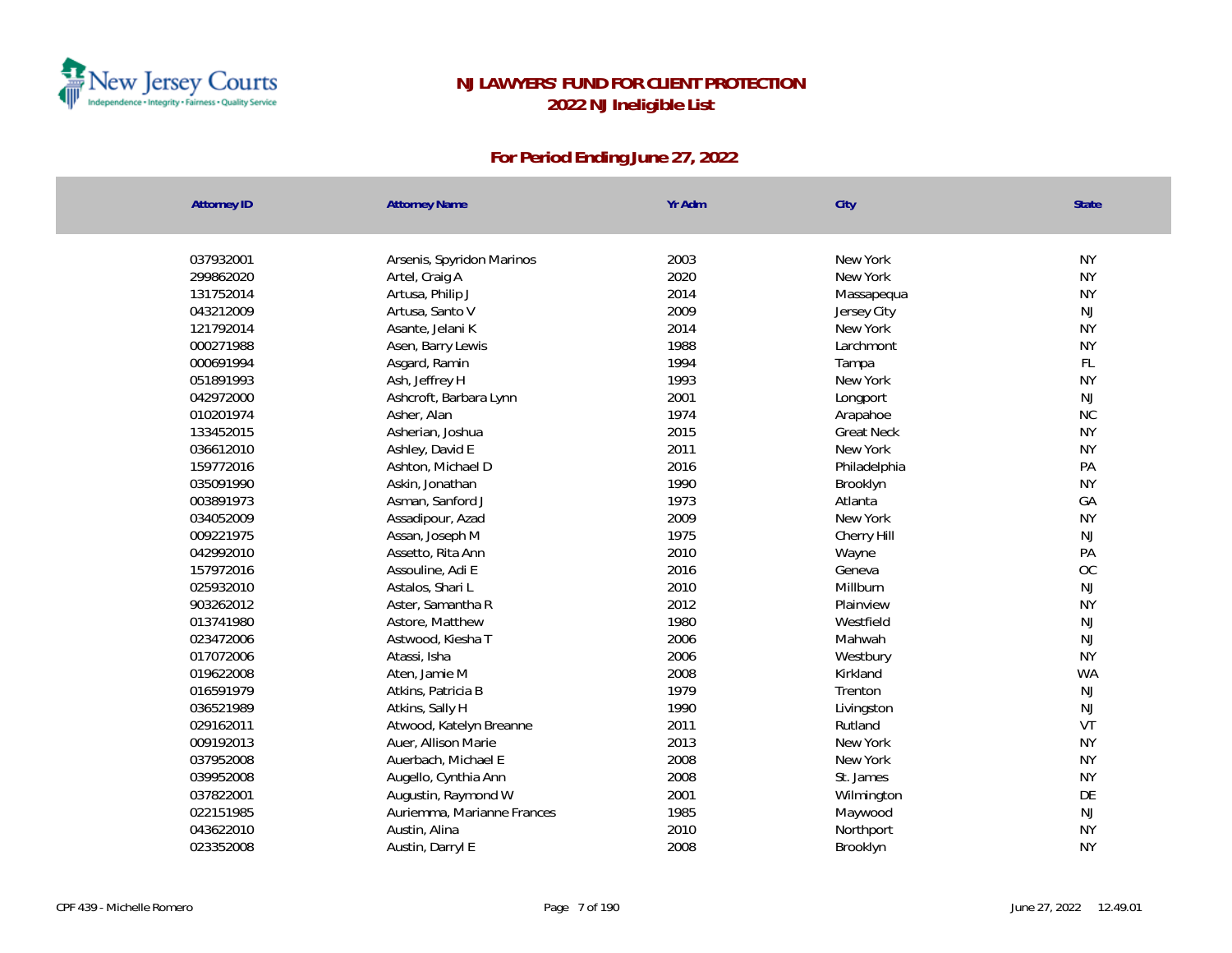# NJ LAWYERS' FUND FOR CLIENT PROTECTION
## 2022 NJ Ineligible List

### For Period Ending June 27, 2022

| Attorney ID | Attorney Name | Yr Adm | City | State |
|---|---|---|---|---|
| 037932001 | Arsenis, Spyridon Marinos | 2003 | New York | NY |
| 299862020 | Artel, Craig A | 2020 | New York | NY |
| 131752014 | Artusa, Philip J | 2014 | Massapequa | NY |
| 043212009 | Artusa, Santo V | 2009 | Jersey City | NJ |
| 121792014 | Asante, Jelani K | 2014 | New York | NY |
| 000271988 | Asen, Barry Lewis | 1988 | Larchmont | NY |
| 000691994 | Asgard, Ramin | 1994 | Tampa | FL |
| 051891993 | Ash, Jeffrey H | 1993 | New York | NY |
| 042972000 | Ashcroft, Barbara Lynn | 2001 | Longport | NJ |
| 010201974 | Asher, Alan | 1974 | Arapahoe | NC |
| 133452015 | Asherian, Joshua | 2015 | Great Neck | NY |
| 036612010 | Ashley, David E | 2011 | New York | NY |
| 159772016 | Ashton, Michael D | 2016 | Philadelphia | PA |
| 035091990 | Askin, Jonathan | 1990 | Brooklyn | NY |
| 003891973 | Asman, Sanford J | 1973 | Atlanta | GA |
| 034052009 | Assadipour, Azad | 2009 | New York | NY |
| 009221975 | Assan, Joseph M | 1975 | Cherry Hill | NJ |
| 042992010 | Assetto, Rita Ann | 2010 | Wayne | PA |
| 157972016 | Assouline, Adi E | 2016 | Geneva | OC |
| 025932010 | Astalos, Shari L | 2010 | Millburn | NJ |
| 903262012 | Aster, Samantha R | 2012 | Plainview | NY |
| 013741980 | Astore, Matthew | 1980 | Westfield | NJ |
| 023472006 | Astwood, Kiesha T | 2006 | Mahwah | NJ |
| 017072006 | Atassi, Isha | 2006 | Westbury | NY |
| 019622008 | Aten, Jamie M | 2008 | Kirkland | WA |
| 016591979 | Atkins, Patricia B | 1979 | Trenton | NJ |
| 036521989 | Atkins, Sally H | 1990 | Livingston | NJ |
| 029162011 | Atwood, Katelyn Breanne | 2011 | Rutland | VT |
| 009192013 | Auer, Allison Marie | 2013 | New York | NY |
| 037952008 | Auerbach, Michael E | 2008 | New York | NY |
| 039952008 | Augello, Cynthia Ann | 2008 | St. James | NY |
| 037822001 | Augustin, Raymond W | 2001 | Wilmington | DE |
| 022151985 | Auriemma, Marianne Frances | 1985 | Maywood | NJ |
| 043622010 | Austin, Alina | 2010 | Northport | NY |
| 023352008 | Austin, Darryl E | 2008 | Brooklyn | NY |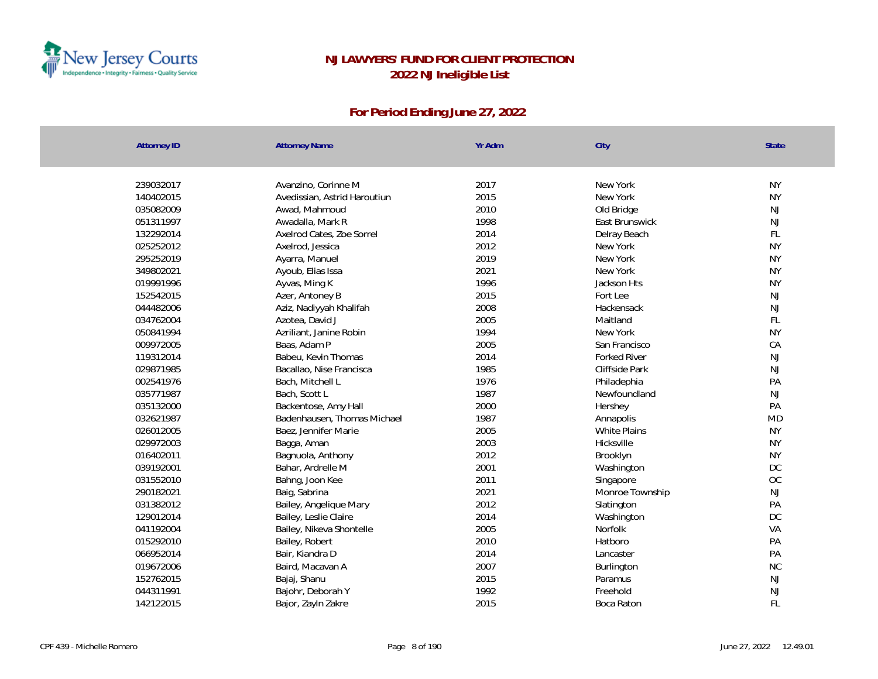# NJ LAWYERS' FUND FOR CLIENT PROTECTION
## 2022 NJ Ineligible List

### For Period Ending June 27, 2022

| Attorney ID | Attorney Name | Yr Adm | City | State |
|---|---|---|---|---|
| 239032017 | Avanzino, Corinne M | 2017 | New York | NY |
| 140402015 | Avedissian, Astrid Haroutiun | 2015 | New York | NY |
| 035082009 | Awad, Mahmoud | 2010 | Old Bridge | NJ |
| 051311997 | Awadalla, Mark R | 1998 | East Brunswick | NJ |
| 132292014 | Axelrod Cates, Zoe Sorrel | 2014 | Delray Beach | FL |
| 025252012 | Axelrod, Jessica | 2012 | New York | NY |
| 295252019 | Ayarra, Manuel | 2019 | New York | NY |
| 349802021 | Ayoub, Elias Issa | 2021 | New York | NY |
| 019991996 | Ayvas, Ming K | 1996 | Jackson Hts | NY |
| 152542015 | Azer, Antoney B | 2015 | Fort Lee | NJ |
| 044482006 | Aziz, Nadiyyah Khalifah | 2008 | Hackensack | NJ |
| 034762004 | Azotea, David J | 2005 | Maitland | FL |
| 050841994 | Azriliant, Janine Robin | 1994 | New York | NY |
| 009972005 | Baas, Adam P | 2005 | San Francisco | CA |
| 119312014 | Babeu, Kevin Thomas | 2014 | Forked River | NJ |
| 029871985 | Bacallao, Nise Francisca | 1985 | Cliffside Park | NJ |
| 002541976 | Bach, Mitchell L | 1976 | Philadephia | PA |
| 035771987 | Bach, Scott L | 1987 | Newfoundland | NJ |
| 035132000 | Backentose, Amy Hall | 2000 | Hershey | PA |
| 032621987 | Badenhausen, Thomas Michael | 1987 | Annapolis | MD |
| 026012005 | Baez, Jennifer Marie | 2005 | White Plains | NY |
| 029972003 | Bagga, Aman | 2003 | Hicksville | NY |
| 016402011 | Bagnuola, Anthony | 2012 | Brooklyn | NY |
| 039192001 | Bahar, Ardrelle M | 2001 | Washington | DC |
| 031552010 | Bahng, Joon Kee | 2011 | Singapore | OC |
| 290182021 | Baig, Sabrina | 2021 | Monroe Township | NJ |
| 031382012 | Bailey, Angelique Mary | 2012 | Slatington | PA |
| 129012014 | Bailey, Leslie Claire | 2014 | Washington | DC |
| 041192004 | Bailey, Nikeva Shontelle | 2005 | Norfolk | VA |
| 015292010 | Bailey, Robert | 2010 | Hatboro | PA |
| 066952014 | Bair, Kiandra D | 2014 | Lancaster | PA |
| 019672006 | Baird, Macavan A | 2007 | Burlington | NC |
| 152762015 | Bajaj, Shanu | 2015 | Paramus | NJ |
| 044311991 | Bajohr, Deborah Y | 1992 | Freehold | NJ |
| 142122015 | Bajor, Zayln Zakre | 2015 | Boca Raton | FL |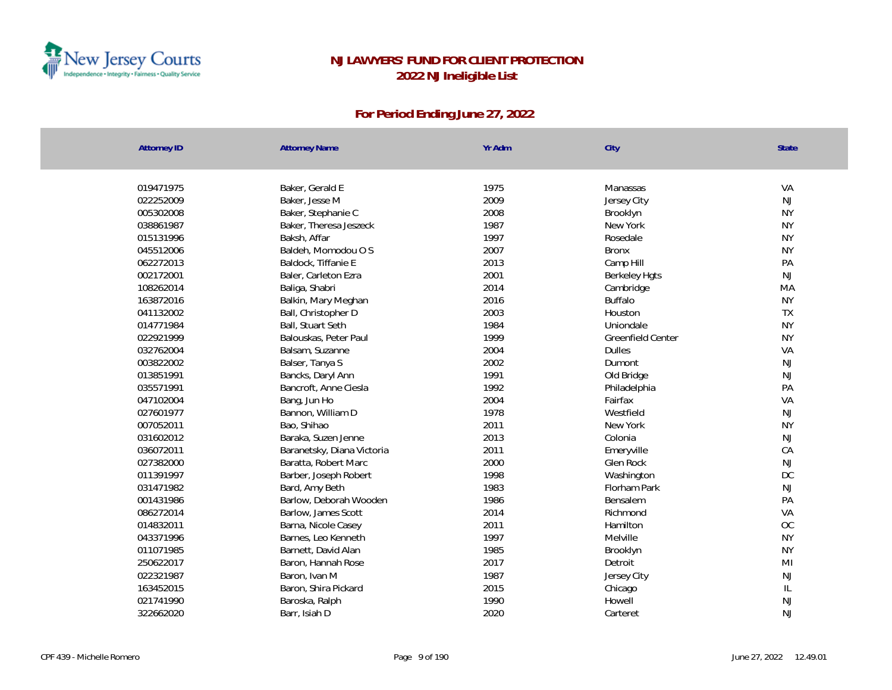# NJ LAWYERS' FUND FOR CLIENT PROTECTION

## 2022 NJ Ineligible List

### For Period Ending June 27, 2022

| Attorney ID | Attorney Name | Yr Adm | City | State |
|---|---|---|---|---|
| 019471975 | Baker, Gerald E | 1975 | Manassas | VA |
| 022252009 | Baker, Jesse M | 2009 | Jersey City | NJ |
| 005302008 | Baker, Stephanie C | 2008 | Brooklyn | NY |
| 038861987 | Baker, Theresa Jeszeck | 1987 | New York | NY |
| 015131996 | Baksh, Affar | 1997 | Rosedale | NY |
| 045512006 | Baldeh, Momodou O S | 2007 | Bronx | NY |
| 062272013 | Baldock, Tiffanie E | 2013 | Camp Hill | PA |
| 002172001 | Baler, Carleton Ezra | 2001 | Berkeley Hgts | NJ |
| 108262014 | Baliga, Shabri | 2014 | Cambridge | MA |
| 163872016 | Balkin, Mary Meghan | 2016 | Buffalo | NY |
| 041132002 | Ball, Christopher D | 2003 | Houston | TX |
| 014771984 | Ball, Stuart Seth | 1984 | Uniondale | NY |
| 022921999 | Balouskas, Peter Paul | 1999 | Greenfield Center | NY |
| 032762004 | Balsam, Suzanne | 2004 | Dulles | VA |
| 003822002 | Balser, Tanya S | 2002 | Dumont | NJ |
| 013851991 | Bancks, Daryl Ann | 1991 | Old Bridge | NJ |
| 035571991 | Bancroft, Anne Ciesla | 1992 | Philadelphia | PA |
| 047102004 | Bang, Jun Ho | 2004 | Fairfax | VA |
| 027601977 | Bannon, William D | 1978 | Westfield | NJ |
| 007052011 | Bao, Shihao | 2011 | New York | NY |
| 031602012 | Baraka, Suzen Jenne | 2013 | Colonia | NJ |
| 036072011 | Baranetsky, Diana Victoria | 2011 | Emeryville | CA |
| 027382000 | Baratta, Robert Marc | 2000 | Glen Rock | NJ |
| 011391997 | Barber, Joseph Robert | 1998 | Washington | DC |
| 031471982 | Bard, Amy Beth | 1983 | Florham Park | NJ |
| 001431986 | Barlow, Deborah Wooden | 1986 | Bensalem | PA |
| 086272014 | Barlow, James Scott | 2014 | Richmond | VA |
| 014832011 | Barna, Nicole Casey | 2011 | Hamilton | OC |
| 043371996 | Barnes, Leo Kenneth | 1997 | Melville | NY |
| 011071985 | Barnett, David Alan | 1985 | Brooklyn | NY |
| 250622017 | Baron, Hannah Rose | 2017 | Detroit | MI |
| 022321987 | Baron, Ivan M | 1987 | Jersey City | NJ |
| 163452015 | Baron, Shira Pickard | 2015 | Chicago | IL |
| 021741990 | Baroska, Ralph | 1990 | Howell | NJ |
| 322662020 | Barr, Isiah D | 2020 | Carteret | NJ |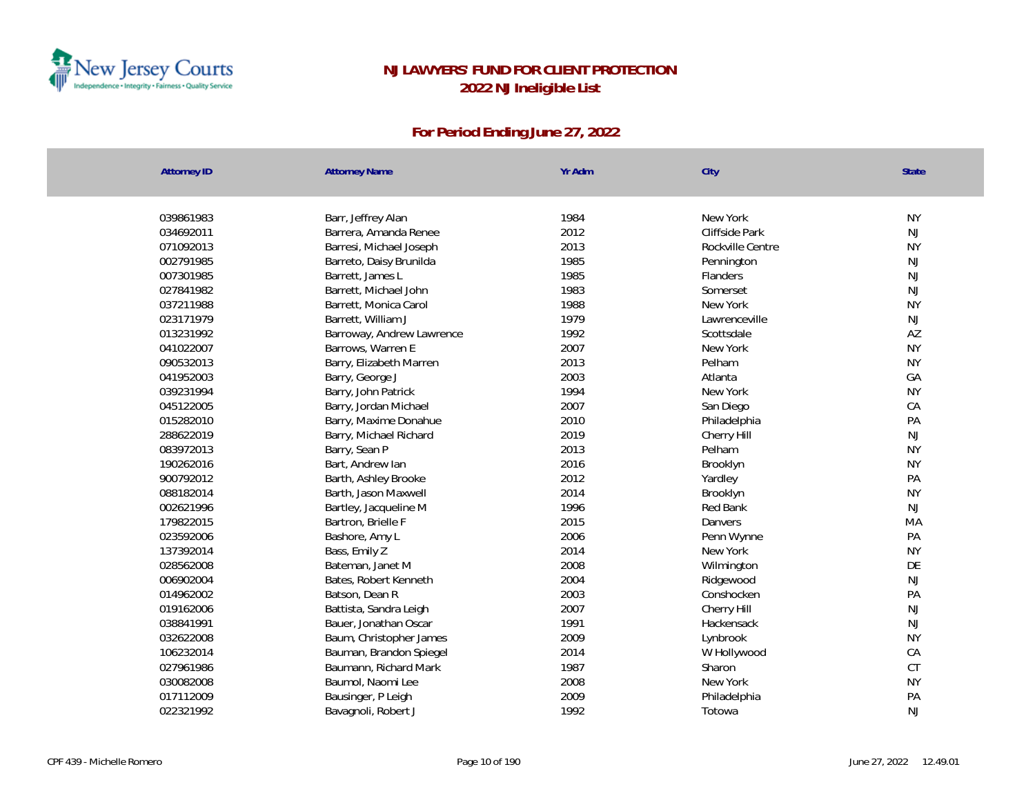# NJ LAWYERS' FUND FOR CLIENT PROTECTION
## 2022 NJ Ineligible List

### For Period Ending June 27, 2022

| Attorney ID | Attorney Name | Yr Adm | City | State |
|---|---|---|---|---|
| 039861983 | Barr, Jeffrey Alan | 1984 | New York | NY |
| 034692011 | Barrera, Amanda Renee | 2012 | Cliffside Park | NJ |
| 071092013 | Barresi, Michael Joseph | 2013 | Rockville Centre | NY |
| 002791985 | Barreto, Daisy Brunilda | 1985 | Pennington | NJ |
| 007301985 | Barrett, James L | 1985 | Flanders | NJ |
| 027841982 | Barrett, Michael John | 1983 | Somerset | NJ |
| 037211988 | Barrett, Monica Carol | 1988 | New York | NY |
| 023171979 | Barrett, William J | 1979 | Lawrenceville | NJ |
| 013231992 | Barroway, Andrew Lawrence | 1992 | Scottsdale | AZ |
| 041022007 | Barrows, Warren E | 2007 | New York | NY |
| 090532013 | Barry, Elizabeth Marren | 2013 | Pelham | NY |
| 041952003 | Barry, George J | 2003 | Atlanta | GA |
| 039231994 | Barry, John Patrick | 1994 | New York | NY |
| 045122005 | Barry, Jordan Michael | 2007 | San Diego | CA |
| 015282010 | Barry, Maxime Donahue | 2010 | Philadelphia | PA |
| 288622019 | Barry, Michael Richard | 2019 | Cherry Hill | NJ |
| 083972013 | Barry, Sean P | 2013 | Pelham | NY |
| 190262016 | Bart, Andrew Ian | 2016 | Brooklyn | NY |
| 900792012 | Barth, Ashley Brooke | 2012 | Yardley | PA |
| 088182014 | Barth, Jason Maxwell | 2014 | Brooklyn | NY |
| 002621996 | Bartley, Jacqueline M | 1996 | Red Bank | NJ |
| 179822015 | Bartron, Brielle F | 2015 | Danvers | MA |
| 023592006 | Bashore, Amy L | 2006 | Penn Wynne | PA |
| 137392014 | Bass, Emily Z | 2014 | New York | NY |
| 028562008 | Bateman, Janet M | 2008 | Wilmington | DE |
| 006902004 | Bates, Robert Kenneth | 2004 | Ridgewood | NJ |
| 014962002 | Batson, Dean R | 2003 | Conshocken | PA |
| 019162006 | Battista, Sandra Leigh | 2007 | Cherry Hill | NJ |
| 038841991 | Bauer, Jonathan Oscar | 1991 | Hackensack | NJ |
| 032622008 | Baum, Christopher James | 2009 | Lynbrook | NY |
| 106232014 | Bauman, Brandon Spiegel | 2014 | W Hollywood | CA |
| 027961986 | Baumann, Richard Mark | 1987 | Sharon | CT |
| 030082008 | Baumol, Naomi Lee | 2008 | New York | NY |
| 017112009 | Bausinger, P Leigh | 2009 | Philadelphia | PA |
| 022321992 | Bavagnoli, Robert J | 1992 | Totowa | NJ |

CPF 439 - Michelle Romero

June 27, 2022 12.49.01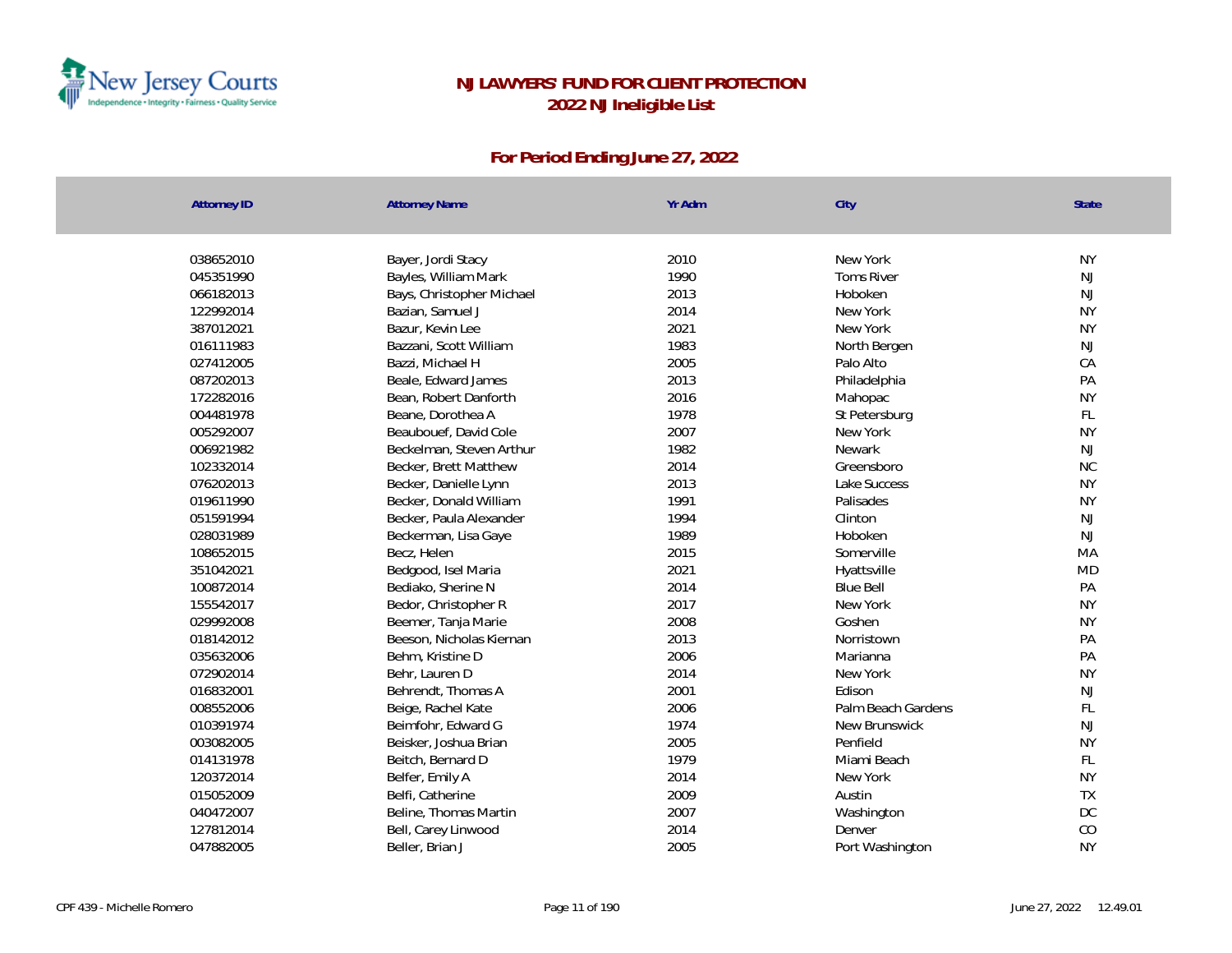# NJ LAWYERS' FUND FOR CLIENT PROTECTION
## 2022 NJ Ineligible List

### For Period Ending June 27, 2022

| Attorney ID | Attorney Name | Yr Adm | City | State |
|---|---|---|---|---|
| 038652010 | Bayer, Jordi Stacy | 2010 | New York | NY |
| 045351990 | Bayles, William Mark | 1990 | Toms River | NJ |
| 066182013 | Bays, Christopher Michael | 2013 | Hoboken | NJ |
| 122992014 | Bazian, Samuel J | 2014 | New York | NY |
| 387012021 | Bazur, Kevin Lee | 2021 | New York | NY |
| 016111983 | Bazzani, Scott William | 1983 | North Bergen | NJ |
| 027412005 | Bazzi, Michael H | 2005 | Palo Alto | CA |
| 087202013 | Beale, Edward James | 2013 | Philadelphia | PA |
| 172282016 | Bean, Robert Danforth | 2016 | Mahopac | NY |
| 004481978 | Beane, Dorothea A | 1978 | St Petersburg | FL |
| 005292007 | Beaubouef, David Cole | 2007 | New York | NY |
| 006921982 | Beckelman, Steven Arthur | 1982 | Newark | NJ |
| 102332014 | Becker, Brett Matthew | 2014 | Greensboro | NC |
| 076202013 | Becker, Danielle Lynn | 2013 | Lake Success | NY |
| 019611990 | Becker, Donald William | 1991 | Palisades | NY |
| 051591994 | Becker, Paula Alexander | 1994 | Clinton | NJ |
| 028031989 | Beckerman, Lisa Gaye | 1989 | Hoboken | NJ |
| 108652015 | Becz, Helen | 2015 | Somerville | MA |
| 351042021 | Bedgood, Isel Maria | 2021 | Hyattsville | MD |
| 100872014 | Bediako, Sherine N | 2014 | Blue Bell | PA |
| 155542017 | Bedor, Christopher R | 2017 | New York | NY |
| 029992008 | Beemer, Tanja Marie | 2008 | Goshen | NY |
| 018142012 | Beeson, Nicholas Kiernan | 2013 | Norristown | PA |
| 035632006 | Behm, Kristine D | 2006 | Marianna | PA |
| 072902014 | Behr, Lauren D | 2014 | New York | NY |
| 016832001 | Behrendt, Thomas A | 2001 | Edison | NJ |
| 008552006 | Beige, Rachel Kate | 2006 | Palm Beach Gardens | FL |
| 010391974 | Beimfohr, Edward G | 1974 | New Brunswick | NJ |
| 003082005 | Beisker, Joshua Brian | 2005 | Penfield | NY |
| 014131978 | Beitch, Bernard D | 1979 | Miami Beach | FL |
| 120372014 | Belfer, Emily A | 2014 | New York | NY |
| 015052009 | Belfi, Catherine | 2009 | Austin | TX |
| 040472007 | Beline, Thomas Martin | 2007 | Washington | DC |
| 127812014 | Bell, Carey Linwood | 2014 | Denver | CO |
| 047882005 | Beller, Brian J | 2005 | Port Washington | NY |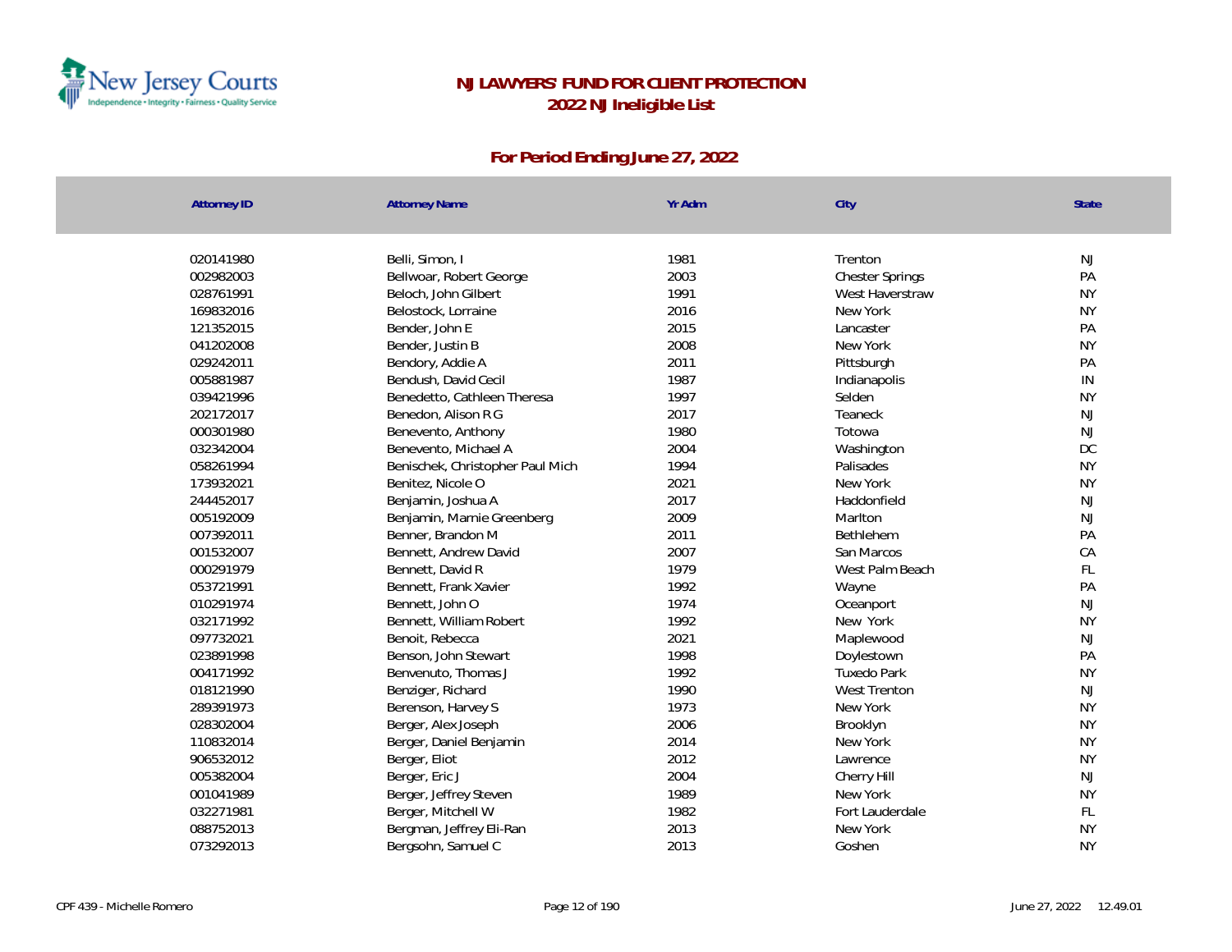# NJ LAWYERS' FUND FOR CLIENT PROTECTION
## 2022 NJ Ineligible List

### For Period Ending June 27, 2022

| Attorney ID | Attorney Name | Yr Adm | City | State |
|---|---|---|---|---|
| 020141980 | Belli, Simon, I | 1981 | Trenton | NJ |
| 002982003 | Bellwoar, Robert George | 2003 | Chester Springs | PA |
| 028761991 | Beloch, John Gilbert | 1991 | West Haverstraw | NY |
| 169832016 | Belostock, Lorraine | 2016 | New York | NY |
| 121352015 | Bender, John E | 2015 | Lancaster | PA |
| 041202008 | Bender, Justin B | 2008 | New York | NY |
| 029242011 | Bendory, Addie A | 2011 | Pittsburgh | PA |
| 005881987 | Bendush, David Cecil | 1987 | Indianapolis | IN |
| 039421996 | Benedetto, Cathleen Theresa | 1997 | Selden | NY |
| 202172017 | Benedon, Alison R G | 2017 | Teaneck | NJ |
| 000301980 | Benevento, Anthony | 1980 | Totowa | NJ |
| 032342004 | Benevento, Michael A | 2004 | Washington | DC |
| 058261994 | Benischek, Christopher Paul Mich | 1994 | Palisades | NY |
| 173932021 | Benitez, Nicole O | 2021 | New York | NY |
| 244452017 | Benjamin, Joshua A | 2017 | Haddonfield | NJ |
| 005192009 | Benjamin, Marnie Greenberg | 2009 | Marlton | NJ |
| 007392011 | Benner, Brandon M | 2011 | Bethlehem | PA |
| 001532007 | Bennett, Andrew David | 2007 | San Marcos | CA |
| 000291979 | Bennett, David R | 1979 | West Palm Beach | FL |
| 053721991 | Bennett, Frank Xavier | 1992 | Wayne | PA |
| 010291974 | Bennett, John O | 1974 | Oceanport | NJ |
| 032171992 | Bennett, William Robert | 1992 | New York | NY |
| 097732021 | Benoit, Rebecca | 2021 | Maplewood | NJ |
| 023891998 | Benson, John Stewart | 1998 | Doylestown | PA |
| 004171992 | Benvenuto, Thomas J | 1992 | Tuxedo Park | NY |
| 018121990 | Benziger, Richard | 1990 | West Trenton | NJ |
| 289391973 | Berenson, Harvey S | 1973 | New York | NY |
| 028302004 | Berger, Alex Joseph | 2006 | Brooklyn | NY |
| 110832014 | Berger, Daniel Benjamin | 2014 | New York | NY |
| 906532012 | Berger, Eliot | 2012 | Lawrence | NY |
| 005382004 | Berger, Eric J | 2004 | Cherry Hill | NJ |
| 001041989 | Berger, Jeffrey Steven | 1989 | New York | NY |
| 032271981 | Berger, Mitchell W | 1982 | Fort Lauderdale | FL |
| 088752013 | Bergman, Jeffrey Eli-Ran | 2013 | New York | NY |
| 073292013 | Bergsohn, Samuel C | 2013 | Goshen | NY |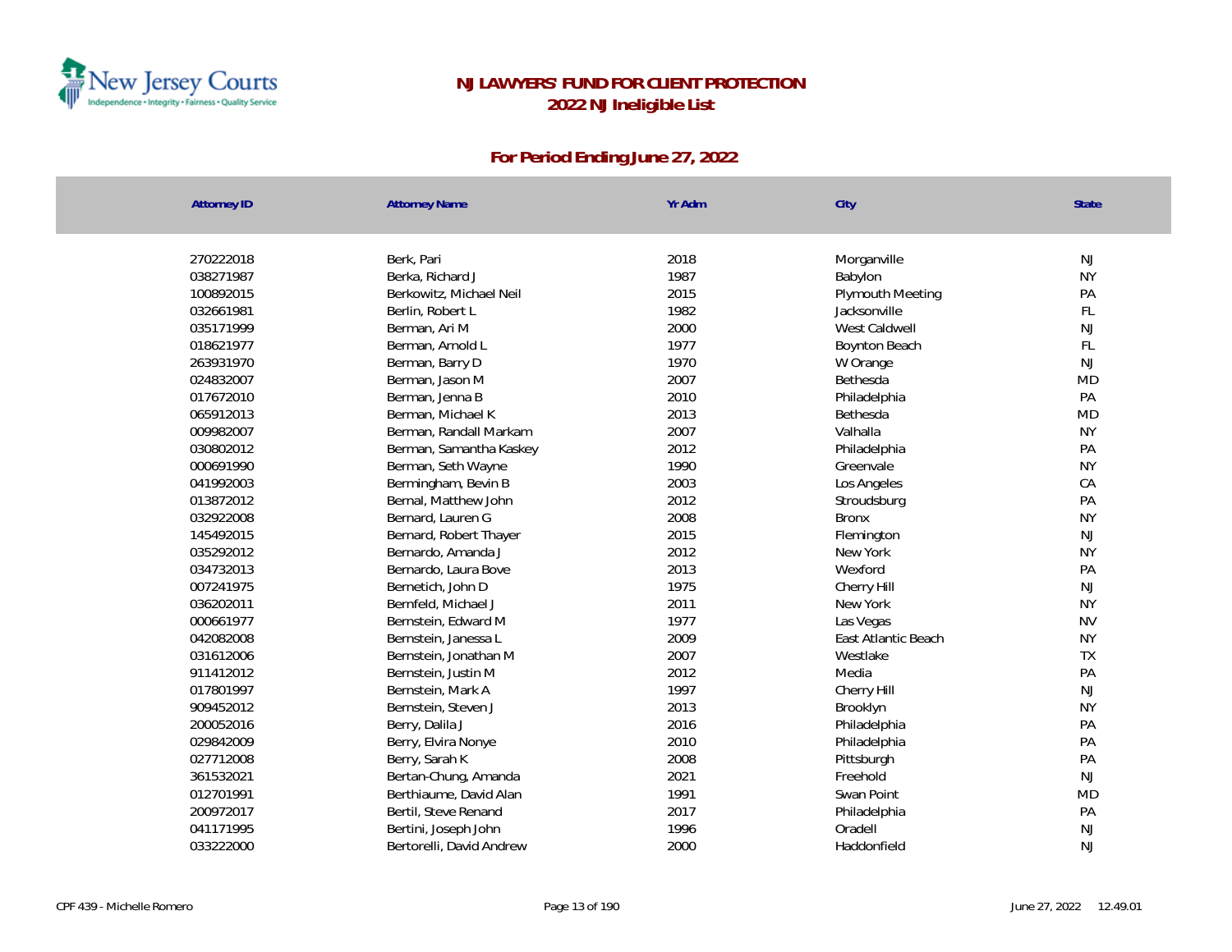# NJ LAWYERS' FUND FOR CLIENT PROTECTION
## 2022 NJ Ineligible List

### For Period Ending June 27, 2022

| Attorney ID | Attorney Name | Yr Adm | City | State |
|---|---|---|---|---|
| 270222018 | Berk, Pari | 2018 | Morganville | NJ |
| 038271987 | Berka, Richard J | 1987 | Babylon | NY |
| 100892015 | Berkowitz, Michael Neil | 2015 | Plymouth Meeting | PA |
| 032661981 | Berlin, Robert L | 1982 | Jacksonville | FL |
| 035171999 | Berman, Ari M | 2000 | West Caldwell | NJ |
| 018621977 | Berman, Arnold L | 1977 | Boynton Beach | FL |
| 263931970 | Berman, Barry D | 1970 | W Orange | NJ |
| 024832007 | Berman, Jason M | 2007 | Bethesda | MD |
| 017672010 | Berman, Jenna B | 2010 | Philadelphia | PA |
| 065912013 | Berman, Michael K | 2013 | Bethesda | MD |
| 009982007 | Berman, Randall Markam | 2007 | Valhalla | NY |
| 030802012 | Berman, Samantha Kaskey | 2012 | Philadelphia | PA |
| 000691990 | Berman, Seth Wayne | 1990 | Greenvale | NY |
| 041992003 | Bermingham, Bevin B | 2003 | Los Angeles | CA |
| 013872012 | Bernal, Matthew John | 2012 | Stroudsburg | PA |
| 032922008 | Bernard, Lauren G | 2008 | Bronx | NY |
| 145492015 | Bernard, Robert Thayer | 2015 | Flemington | NJ |
| 035292012 | Bernardo, Amanda J | 2012 | New York | NY |
| 034732013 | Bernardo, Laura Bove | 2013 | Wexford | PA |
| 007241975 | Bernetich, John D | 1975 | Cherry Hill | NJ |
| 036202011 | Bernfeld, Michael J | 2011 | New York | NY |
| 000661977 | Bernstein, Edward M | 1977 | Las Vegas | NV |
| 042082008 | Bernstein, Janessa L | 2009 | East Atlantic Beach | NY |
| 031612006 | Bernstein, Jonathan M | 2007 | Westlake | TX |
| 911412012 | Bernstein, Justin M | 2012 | Media | PA |
| 017801997 | Bernstein, Mark A | 1997 | Cherry Hill | NJ |
| 909452012 | Bernstein, Steven J | 2013 | Brooklyn | NY |
| 200052016 | Berry, Dalila J | 2016 | Philadelphia | PA |
| 029842009 | Berry, Elvira Nonye | 2010 | Philadelphia | PA |
| 027712008 | Berry, Sarah K | 2008 | Pittsburgh | PA |
| 361532021 | Bertan-Chung, Amanda | 2021 | Freehold | NJ |
| 012701991 | Berthiaume, David Alan | 1991 | Swan Point | MD |
| 200972017 | Bertil, Steve Renand | 2017 | Philadelphia | PA |
| 041171995 | Bertini, Joseph John | 1996 | Oradell | NJ |
| 033222000 | Bertorelli, David Andrew | 2000 | Haddonfield | NJ |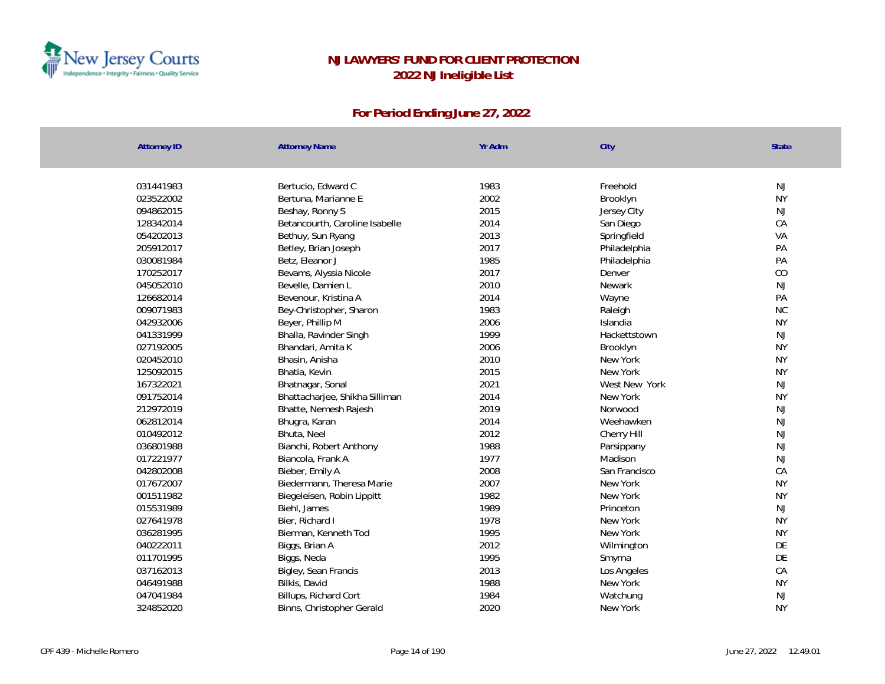# NJ LAWYERS' FUND FOR CLIENT PROTECTION
## 2022 NJ Ineligible List

### For Period Ending June 27, 2022

| Attorney ID | Attorney Name | Yr Adm | City | State |
|---|---|---|---|---|
| 031441983 | Bertucio, Edward C | 1983 | Freehold | NJ |
| 023522002 | Bertuna, Marianne E | 2002 | Brooklyn | NY |
| 094862015 | Beshay, Ronny S | 2015 | Jersey City | NJ |
| 128342014 | Betancourth, Caroline Isabelle | 2014 | San Diego | CA |
| 054202013 | Bethuy, Sun Ryang | 2013 | Springfield | VA |
| 205912017 | Betley, Brian Joseph | 2017 | Philadelphia | PA |
| 030081984 | Betz, Eleanor J | 1985 | Philadelphia | PA |
| 170252017 | Bevams, Alyssia Nicole | 2017 | Denver | CO |
| 045052010 | Bevelle, Damien L | 2010 | Newark | NJ |
| 126682014 | Bevenour, Kristina A | 2014 | Wayne | PA |
| 009071983 | Bey-Christopher, Sharon | 1983 | Raleigh | NC |
| 042932006 | Beyer, Phillip M | 2006 | Islandia | NY |
| 041331999 | Bhalla, Ravinder Singh | 1999 | Hackettstown | NJ |
| 027192005 | Bhandari, Amita K | 2006 | Brooklyn | NY |
| 020452010 | Bhasin, Anisha | 2010 | New York | NY |
| 125092015 | Bhatia, Kevin | 2015 | New York | NY |
| 167322021 | Bhatnagar, Sonal | 2021 | West New York | NJ |
| 091752014 | Bhattacharjee, Shikha Silliman | 2014 | New York | NY |
| 212972019 | Bhatte, Nemesh Rajesh | 2019 | Norwood | NJ |
| 062812014 | Bhugra, Karan | 2014 | Weehawken | NJ |
| 010492012 | Bhuta, Neel | 2012 | Cherry Hill | NJ |
| 036801988 | Bianchi, Robert Anthony | 1988 | Parsippany | NJ |
| 017221977 | Biancola, Frank A | 1977 | Madison | NJ |
| 042802008 | Bieber, Emily A | 2008 | San Francisco | CA |
| 017672007 | Biedermann, Theresa Marie | 2007 | New York | NY |
| 001511982 | Biegeleisen, Robin Lippitt | 1982 | New York | NY |
| 015531989 | Biehl, James | 1989 | Princeton | NJ |
| 027641978 | Bier, Richard I | 1978 | New York | NY |
| 036281995 | Bierman, Kenneth Tod | 1995 | New York | NY |
| 040222011 | Biggs, Brian A | 2012 | Wilmington | DE |
| 011701995 | Biggs, Neda | 1995 | Smyrna | DE |
| 037162013 | Bigley, Sean Francis | 2013 | Los Angeles | CA |
| 046491988 | Bilkis, David | 1988 | New York | NY |
| 047041984 | Billups, Richard Cort | 1984 | Watchung | NJ |
| 324852020 | Binns, Christopher Gerald | 2020 | New York | NY |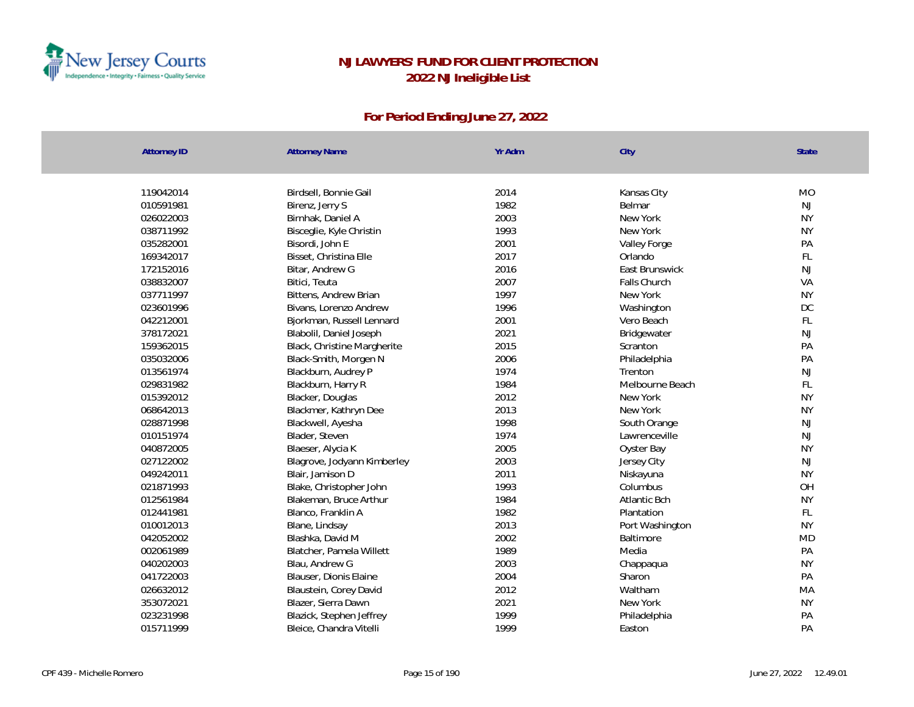# NJ LAWYERS' FUND FOR CLIENT PROTECTION

## 2022 NJ Ineligible List

### For Period Ending June 27, 2022

| Attorney ID | Attorney Name | Yr Adm | City | State |
|---|---|---|---|---|
| 119042014 | Birdsell, Bonnie Gail | 2014 | Kansas City | MO |
| 010591981 | Birenz, Jerry S | 1982 | Belmar | NJ |
| 026022003 | Birnhak, Daniel A | 2003 | New York | NY |
| 038711992 | Bisceglie, Kyle Christin | 1993 | New York | NY |
| 035282001 | Bisordi, John E | 2001 | Valley Forge | PA |
| 169342017 | Bisset, Christina Elle | 2017 | Orlando | FL |
| 172152016 | Bitar, Andrew G | 2016 | East Brunswick | NJ |
| 038832007 | Bitici, Teuta | 2007 | Falls Church | VA |
| 037711997 | Bittens, Andrew Brian | 1997 | New York | NY |
| 023601996 | Bivans, Lorenzo Andrew | 1996 | Washington | DC |
| 042212001 | Bjorkman, Russell Lennard | 2001 | Vero Beach | FL |
| 378172021 | Blabolil, Daniel Joseph | 2021 | Bridgewater | NJ |
| 159362015 | Black, Christine Margherite | 2015 | Scranton | PA |
| 035032006 | Black-Smith, Morgen N | 2006 | Philadelphia | PA |
| 013561974 | Blackburn, Audrey P | 1974 | Trenton | NJ |
| 029831982 | Blackburn, Harry R | 1984 | Melbourne Beach | FL |
| 015392012 | Blacker, Douglas | 2012 | New York | NY |
| 068642013 | Blackmer, Kathryn Dee | 2013 | New York | NY |
| 028871998 | Blackwell, Ayesha | 1998 | South Orange | NJ |
| 010151974 | Blader, Steven | 1974 | Lawrenceville | NJ |
| 040872005 | Blaeser, Alycia K | 2005 | Oyster Bay | NY |
| 027122002 | Blagrove, Jodyann Kimberley | 2003 | Jersey City | NJ |
| 049242011 | Blair, Jamison D | 2011 | Niskayuna | NY |
| 021871993 | Blake, Christopher John | 1993 | Columbus | OH |
| 012561984 | Blakeman, Bruce Arthur | 1984 | Atlantic Bch | NY |
| 012441981 | Blanco, Franklin A | 1982 | Plantation | FL |
| 010012013 | Blane, Lindsay | 2013 | Port Washington | NY |
| 042052002 | Blashka, David M | 2002 | Baltimore | MD |
| 002061989 | Blatcher, Pamela Willett | 1989 | Media | PA |
| 040202003 | Blau, Andrew G | 2003 | Chappaqua | NY |
| 041722003 | Blauser, Dionis Elaine | 2004 | Sharon | PA |
| 026632012 | Blaustein, Corey David | 2012 | Waltham | MA |
| 353072021 | Blazer, Sierra Dawn | 2021 | New York | NY |
| 023231998 | Blazick, Stephen Jeffrey | 1999 | Philadelphia | PA |
| 015711999 | Bleice, Chandra Vitelli | 1999 | Easton | PA |

CPF 439 - Michelle Romero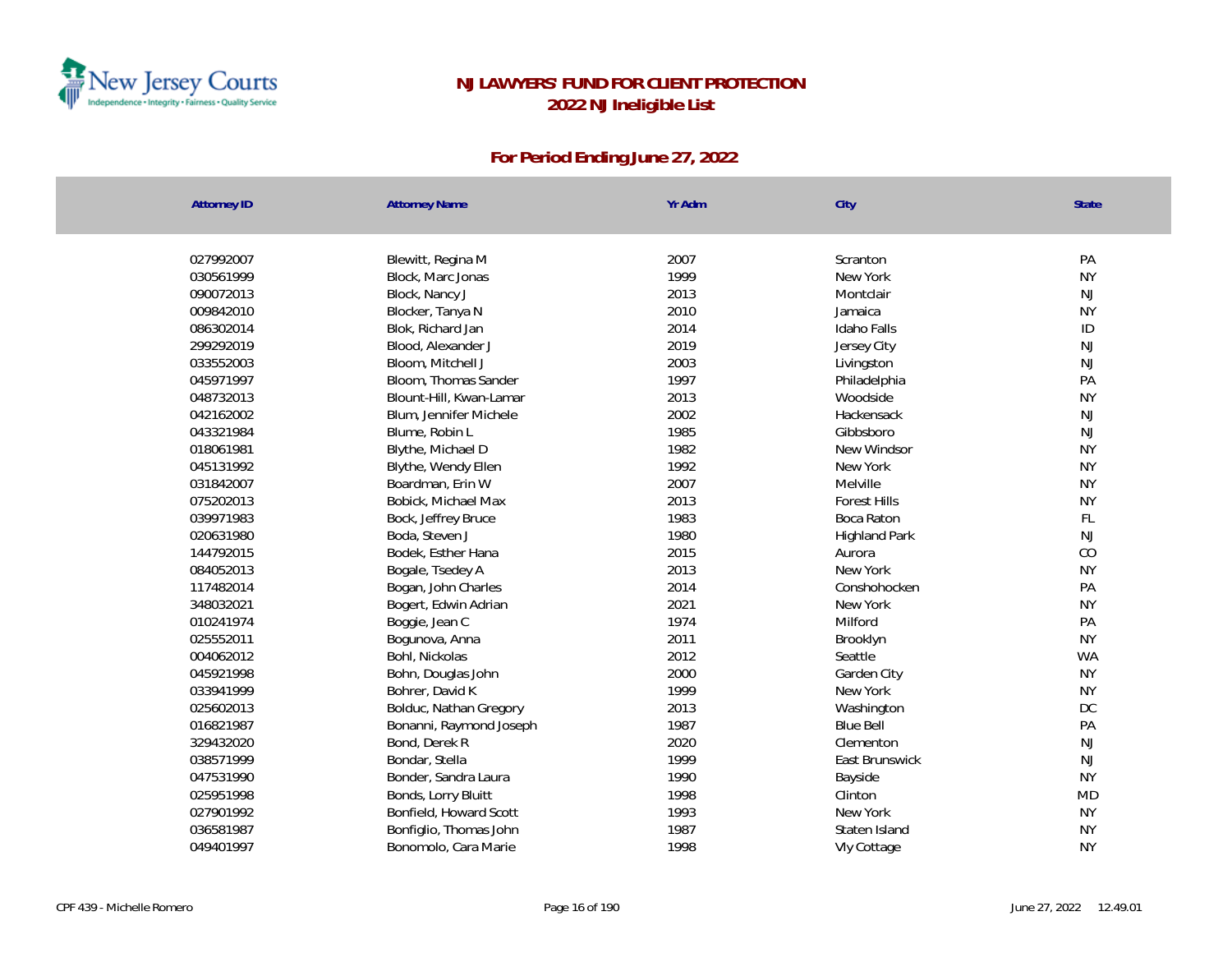# NJ LAWYERS' FUND FOR CLIENT PROTECTION

## 2022 NJ Ineligible List

### For Period Ending June 27, 2022

| Attorney ID | Attorney Name | Yr Adm | City | State |
|---|---|---|---|---|
| 027992007 | Blewitt, Regina M | 2007 | Scranton | PA |
| 030561999 | Block, Marc Jonas | 1999 | New York | NY |
| 090072013 | Block, Nancy J | 2013 | Montclair | NJ |
| 009842010 | Blocker, Tanya N | 2010 | Jamaica | NY |
| 086302014 | Blok, Richard Jan | 2014 | Idaho Falls | ID |
| 299292019 | Blood, Alexander J | 2019 | Jersey City | NJ |
| 033552003 | Bloom, Mitchell J | 2003 | Livingston | NJ |
| 045971997 | Bloom, Thomas Sander | 1997 | Philadelphia | PA |
| 048732013 | Blount-Hill, Kwan-Lamar | 2013 | Woodside | NY |
| 042162002 | Blum, Jennifer Michele | 2002 | Hackensack | NJ |
| 043321984 | Blume, Robin L | 1985 | Gibbsboro | NJ |
| 018061981 | Blythe, Michael D | 1982 | New Windsor | NY |
| 045131992 | Blythe, Wendy Ellen | 1992 | New York | NY |
| 031842007 | Boardman, Erin W | 2007 | Melville | NY |
| 075202013 | Bobick, Michael Max | 2013 | Forest Hills | NY |
| 039971983 | Bock, Jeffrey Bruce | 1983 | Boca Raton | FL |
| 020631980 | Boda, Steven J | 1980 | Highland Park | NJ |
| 144792015 | Bodek, Esther Hana | 2015 | Aurora | CO |
| 084052013 | Bogale, Tsedey A | 2013 | New York | NY |
| 117482014 | Bogan, John Charles | 2014 | Conshohocken | PA |
| 348032021 | Bogert, Edwin Adrian | 2021 | New York | NY |
| 010241974 | Boggie, Jean C | 1974 | Milford | PA |
| 025552011 | Bogunova, Anna | 2011 | Brooklyn | NY |
| 004062012 | Bohl, Nickolas | 2012 | Seattle | WA |
| 045921998 | Bohn, Douglas John | 2000 | Garden City | NY |
| 033941999 | Bohrer, David K | 1999 | New York | NY |
| 025602013 | Bolduc, Nathan Gregory | 2013 | Washington | DC |
| 016821987 | Bonanni, Raymond Joseph | 1987 | Blue Bell | PA |
| 329432020 | Bond, Derek R | 2020 | Clementon | NJ |
| 038571999 | Bondar, Stella | 1999 | East Brunswick | NJ |
| 047531990 | Bonder, Sandra Laura | 1990 | Bayside | NY |
| 025951998 | Bonds, Lorry Bluitt | 1998 | Clinton | MD |
| 027901992 | Bonfield, Howard Scott | 1993 | New York | NY |
| 036581987 | Bonfiglio, Thomas John | 1987 | Staten Island | NY |
| 049401997 | Bonomolo, Cara Marie | 1998 | Vly Cottage | NY |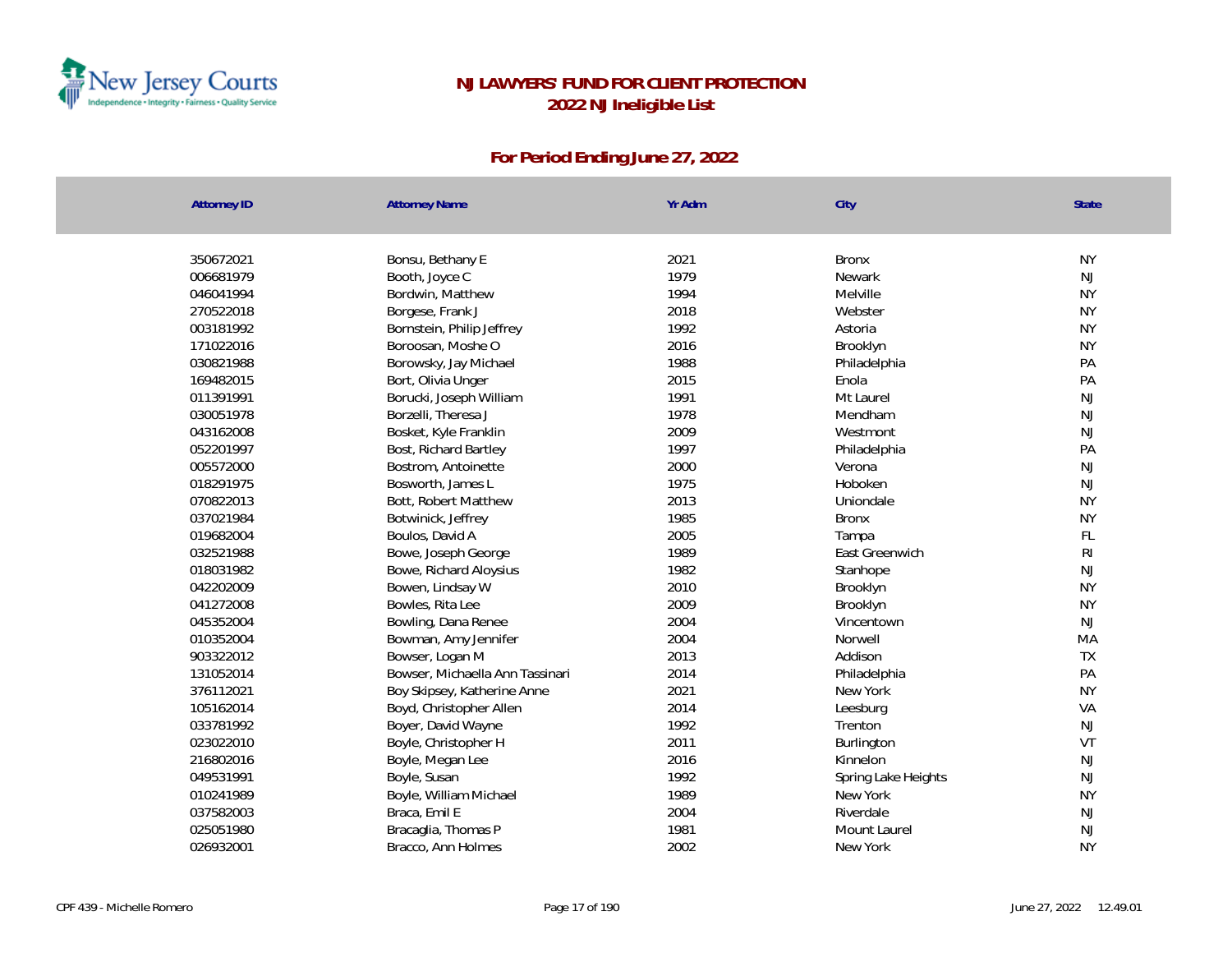# NJ LAWYERS' FUND FOR CLIENT PROTECTION

## 2022 NJ Ineligible List

### For Period Ending June 27, 2022

| Attorney ID | Attorney Name | Yr Adm | City | State |
|---|---|---|---|---|
| 350672021 | Bonsu, Bethany E | 2021 | Bronx | NY |
| 006681979 | Booth, Joyce C | 1979 | Newark | NJ |
| 046041994 | Bordwin, Matthew | 1994 | Melville | NY |
| 270522018 | Borgese, Frank J | 2018 | Webster | NY |
| 003181992 | Bornstein, Philip Jeffrey | 1992 | Astoria | NY |
| 171022016 | Boroosan, Moshe O | 2016 | Brooklyn | NY |
| 030821988 | Borowsky, Jay Michael | 1988 | Philadelphia | PA |
| 169482015 | Bort, Olivia Unger | 2015 | Enola | PA |
| 011391991 | Borucki, Joseph William | 1991 | Mt Laurel | NJ |
| 030051978 | Borzelli, Theresa J | 1978 | Mendham | NJ |
| 043162008 | Bosket, Kyle Franklin | 2009 | Westmont | NJ |
| 052201997 | Bost, Richard Bartley | 1997 | Philadelphia | PA |
| 005572000 | Bostrom, Antoinette | 2000 | Verona | NJ |
| 018291975 | Bosworth, James L | 1975 | Hoboken | NJ |
| 070822013 | Bott, Robert Matthew | 2013 | Uniondale | NY |
| 037021984 | Botwinick, Jeffrey | 1985 | Bronx | NY |
| 019682004 | Boulos, David A | 2005 | Tampa | FL |
| 032521988 | Bowe, Joseph George | 1989 | East Greenwich | RI |
| 018031982 | Bowe, Richard Aloysius | 1982 | Stanhope | NJ |
| 042202009 | Bowen, Lindsay W | 2010 | Brooklyn | NY |
| 041272008 | Bowles, Rita Lee | 2009 | Brooklyn | NY |
| 045352004 | Bowling, Dana Renee | 2004 | Vincentown | NJ |
| 010352004 | Bowman, Amy Jennifer | 2004 | Norwell | MA |
| 903322012 | Bowser, Logan M | 2013 | Addison | TX |
| 131052014 | Bowser, Michaella Ann Tassinari | 2014 | Philadelphia | PA |
| 376112021 | Boy Skipsey, Katherine Anne | 2021 | New York | NY |
| 105162014 | Boyd, Christopher Allen | 2014 | Leesburg | VA |
| 033781992 | Boyer, David Wayne | 1992 | Trenton | NJ |
| 023022010 | Boyle, Christopher H | 2011 | Burlington | VT |
| 216802016 | Boyle, Megan Lee | 2016 | Kinnelon | NJ |
| 049531991 | Boyle, Susan | 1992 | Spring Lake Heights | NJ |
| 010241989 | Boyle, William Michael | 1989 | New York | NY |
| 037582003 | Braca, Emil E | 2004 | Riverdale | NJ |
| 025051980 | Bracaglia, Thomas P | 1981 | Mount Laurel | NJ |
| 026932001 | Bracco, Ann Holmes | 2002 | New York | NY |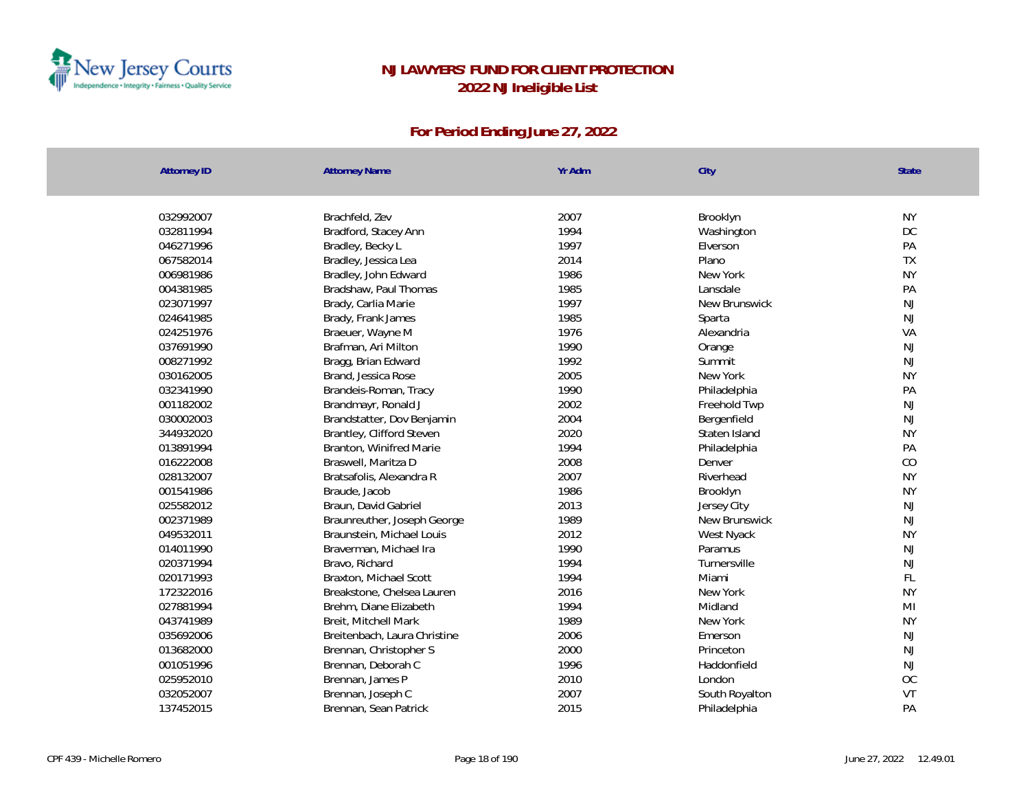# NJ LAWYERS' FUND FOR CLIENT PROTECTION
## 2022 NJ Ineligible List

### For Period Ending June 27, 2022

| Attorney ID | Attorney Name | Yr Adm | City | State |
|---|---|---|---|---|
| 032992007 | Brachfeld, Zev | 2007 | Brooklyn | NY |
| 032811994 | Bradford, Stacey Ann | 1994 | Washington | DC |
| 046271996 | Bradley, Becky L | 1997 | Elverson | PA |
| 067582014 | Bradley, Jessica Lea | 2014 | Plano | TX |
| 006981986 | Bradley, John Edward | 1986 | New York | NY |
| 004381985 | Bradshaw, Paul Thomas | 1985 | Lansdale | PA |
| 023071997 | Brady, Carlia Marie | 1997 | New Brunswick | NJ |
| 024641985 | Brady, Frank James | 1985 | Sparta | NJ |
| 024251976 | Braeuer, Wayne M | 1976 | Alexandria | VA |
| 037691990 | Brafman, Ari Milton | 1990 | Orange | NJ |
| 008271992 | Bragg, Brian Edward | 1992 | Summit | NJ |
| 030162005 | Brand, Jessica Rose | 2005 | New York | NY |
| 032341990 | Brandeis-Roman, Tracy | 1990 | Philadelphia | PA |
| 001182002 | Brandmayr, Ronald J | 2002 | Freehold Twp | NJ |
| 030002003 | Brandstatter, Dov Benjamin | 2004 | Bergenfield | NJ |
| 344932020 | Brantley, Clifford Steven | 2020 | Staten Island | NY |
| 013891994 | Branton, Winifred Marie | 1994 | Philadelphia | PA |
| 016222008 | Braswell, Maritza D | 2008 | Denver | CO |
| 028132007 | Bratsafolis, Alexandra R | 2007 | Riverhead | NY |
| 001541986 | Braude, Jacob | 1986 | Brooklyn | NY |
| 025582012 | Braun, David Gabriel | 2013 | Jersey City | NJ |
| 002371989 | Braunreuther, Joseph George | 1989 | New Brunswick | NJ |
| 049532011 | Braunstein, Michael Louis | 2012 | West Nyack | NY |
| 014011990 | Braverman, Michael Ira | 1990 | Paramus | NJ |
| 020371994 | Bravo, Richard | 1994 | Turnersville | NJ |
| 020171993 | Braxton, Michael Scott | 1994 | Miami | FL |
| 172322016 | Breakstone, Chelsea Lauren | 2016 | New York | NY |
| 027881994 | Brehm, Diane Elizabeth | 1994 | Midland | MI |
| 043741989 | Breit, Mitchell Mark | 1989 | New York | NY |
| 035692006 | Breitenbach, Laura Christine | 2006 | Emerson | NJ |
| 013682000 | Brennan, Christopher S | 2000 | Princeton | NJ |
| 001051996 | Brennan, Deborah C | 1996 | Haddonfield | NJ |
| 025952010 | Brennan, James P | 2010 | London | OC |
| 032052007 | Brennan, Joseph C | 2007 | South Royalton | VT |
| 137452015 | Brennan, Sean Patrick | 2015 | Philadelphia | PA |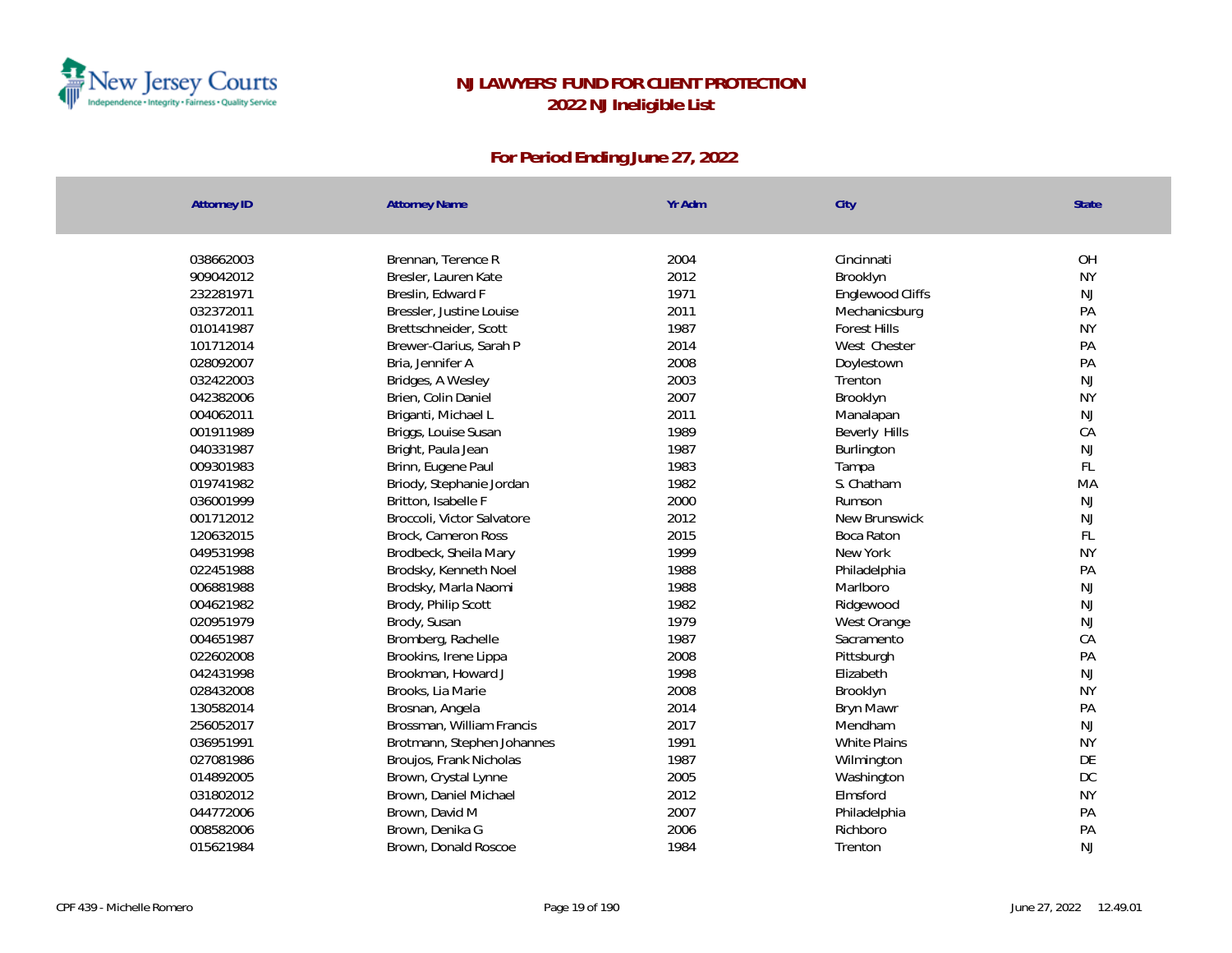**NJ LAWYERS' FUND FOR CLIENT PROTECTION**
**2022 NJ Ineligible List**

**For Period Ending June 27, 2022**

| Attorney ID | Attorney Name | Yr Adm | City | State |
|---|---|---|---|---|
| 038662003 | Brennan, Terence R | 2004 | Cincinnati | OH |
| 909042012 | Bresler, Lauren Kate | 2012 | Brooklyn | NY |
| 232281971 | Breslin, Edward F | 1971 | Englewood Cliffs | NJ |
| 032372011 | Bressler, Justine Louise | 2011 | Mechanicsburg | PA |
| 010141987 | Brettschneider, Scott | 1987 | Forest Hills | NY |
| 101712014 | Brewer-Clarius, Sarah P | 2014 | West Chester | PA |
| 028092007 | Bria, Jennifer A | 2008 | Doylestown | PA |
| 032422003 | Bridges, A Wesley | 2003 | Trenton | NJ |
| 042382006 | Brien, Colin Daniel | 2007 | Brooklyn | NY |
| 004062011 | Briganti, Michael L | 2011 | Manalapan | NJ |
| 001911989 | Briggs, Louise Susan | 1989 | Beverly Hills | CA |
| 040331987 | Bright, Paula Jean | 1987 | Burlington | NJ |
| 009301983 | Brinn, Eugene Paul | 1983 | Tampa | FL |
| 019741982 | Briody, Stephanie Jordan | 1982 | S. Chatham | MA |
| 036001999 | Britton, Isabelle F | 2000 | Rumson | NJ |
| 001712012 | Broccoli, Victor Salvatore | 2012 | New Brunswick | NJ |
| 120632015 | Brock, Cameron Ross | 2015 | Boca Raton | FL |
| 049531998 | Brodbeck, Sheila Mary | 1999 | New York | NY |
| 022451988 | Brodsky, Kenneth Noel | 1988 | Philadelphia | PA |
| 006881988 | Brodsky, Marla Naomi | 1988 | Marlboro | NJ |
| 004621982 | Brody, Philip Scott | 1982 | Ridgewood | NJ |
| 020951979 | Brody, Susan | 1979 | West Orange | NJ |
| 004651987 | Bromberg, Rachelle | 1987 | Sacramento | CA |
| 022602008 | Brookins, Irene Lippa | 2008 | Pittsburgh | PA |
| 042431998 | Brookman, Howard J | 1998 | Elizabeth | NJ |
| 028432008 | Brooks, Lia Marie | 2008 | Brooklyn | NY |
| 130582014 | Brosnan, Angela | 2014 | Bryn Mawr | PA |
| 256052017 | Brossman, William Francis | 2017 | Mendham | NJ |
| 036951991 | Brotmann, Stephen Johannes | 1991 | White Plains | NY |
| 027081986 | Broujos, Frank Nicholas | 1987 | Wilmington | DE |
| 014892005 | Brown, Crystal Lynne | 2005 | Washington | DC |
| 031802012 | Brown, Daniel Michael | 2012 | Elmsford | NY |
| 044772006 | Brown, David M | 2007 | Philadelphia | PA |
| 008582006 | Brown, Denika G | 2006 | Richboro | PA |
| 015621984 | Brown, Donald Roscoe | 1984 | Trenton | NJ |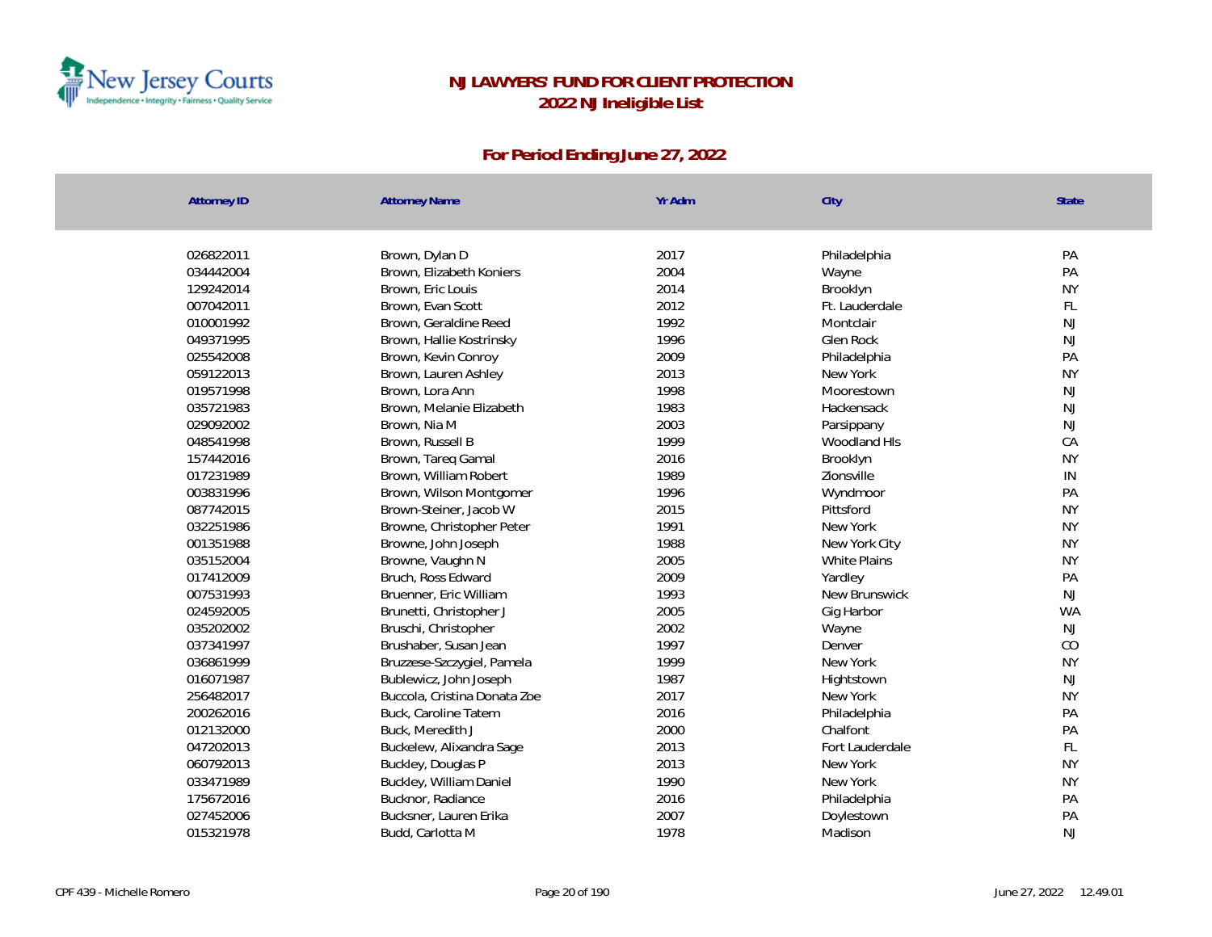# NJ LAWYERS' FUND FOR CLIENT PROTECTION

## 2022 NJ Ineligible List

### For Period Ending June 27, 2022

| Attorney ID | Attorney Name | Yr Adm | City | State |
|---|---|---|---|---|
| 026822011 | Brown, Dylan D | 2017 | Philadelphia | PA |
| 034442004 | Brown, Elizabeth Koniers | 2004 | Wayne | PA |
| 129242014 | Brown, Eric Louis | 2014 | Brooklyn | NY |
| 007042011 | Brown, Evan Scott | 2012 | Ft. Lauderdale | FL |
| 010001992 | Brown, Geraldine Reed | 1992 | Montclair | NJ |
| 049371995 | Brown, Hallie Kostrinsky | 1996 | Glen Rock | NJ |
| 025542008 | Brown, Kevin Conroy | 2009 | Philadelphia | PA |
| 059122013 | Brown, Lauren Ashley | 2013 | New York | NY |
| 019571998 | Brown, Lora Ann | 1998 | Moorestown | NJ |
| 035721983 | Brown, Melanie Elizabeth | 1983 | Hackensack | NJ |
| 029092002 | Brown, Nia M | 2003 | Parsippany | NJ |
| 048541998 | Brown, Russell B | 1999 | Woodland Hls | CA |
| 157442016 | Brown, Tareq Gamal | 2016 | Brooklyn | NY |
| 017231989 | Brown, William Robert | 1989 | Zionsville | IN |
| 003831996 | Brown, Wilson Montgomer | 1996 | Wyndmoor | PA |
| 087742015 | Brown-Steiner, Jacob W | 2015 | Pittsford | NY |
| 032251986 | Browne, Christopher Peter | 1991 | New York | NY |
| 001351988 | Browne, John Joseph | 1988 | New York City | NY |
| 035152004 | Browne, Vaughn N | 2005 | White Plains | NY |
| 017412009 | Bruch, Ross Edward | 2009 | Yardley | PA |
| 007531993 | Bruenner, Eric William | 1993 | New Brunswick | NJ |
| 024592005 | Brunetti, Christopher J | 2005 | Gig Harbor | WA |
| 035202002 | Bruschi, Christopher | 2002 | Wayne | NJ |
| 037341997 | Brushaber, Susan Jean | 1997 | Denver | CO |
| 036861999 | Bruzzese-Szczygiel, Pamela | 1999 | New York | NY |
| 016071987 | Bublewicz, John Joseph | 1987 | Hightstown | NJ |
| 256482017 | Buccola, Cristina Donata Zoe | 2017 | New York | NY |
| 200262016 | Buck, Caroline Tatem | 2016 | Philadelphia | PA |
| 012132000 | Buck, Meredith J | 2000 | Chalfont | PA |
| 047202013 | Buckelew, Alixandra Sage | 2013 | Fort Lauderdale | FL |
| 060792013 | Buckley, Douglas P | 2013 | New York | NY |
| 033471989 | Buckley, William Daniel | 1990 | New York | NY |
| 175672016 | Bucknor, Radiance | 2016 | Philadelphia | PA |
| 027452006 | Bucksner, Lauren Erika | 2007 | Doylestown | PA |
| 015321978 | Budd, Carlotta M | 1978 | Madison | NJ |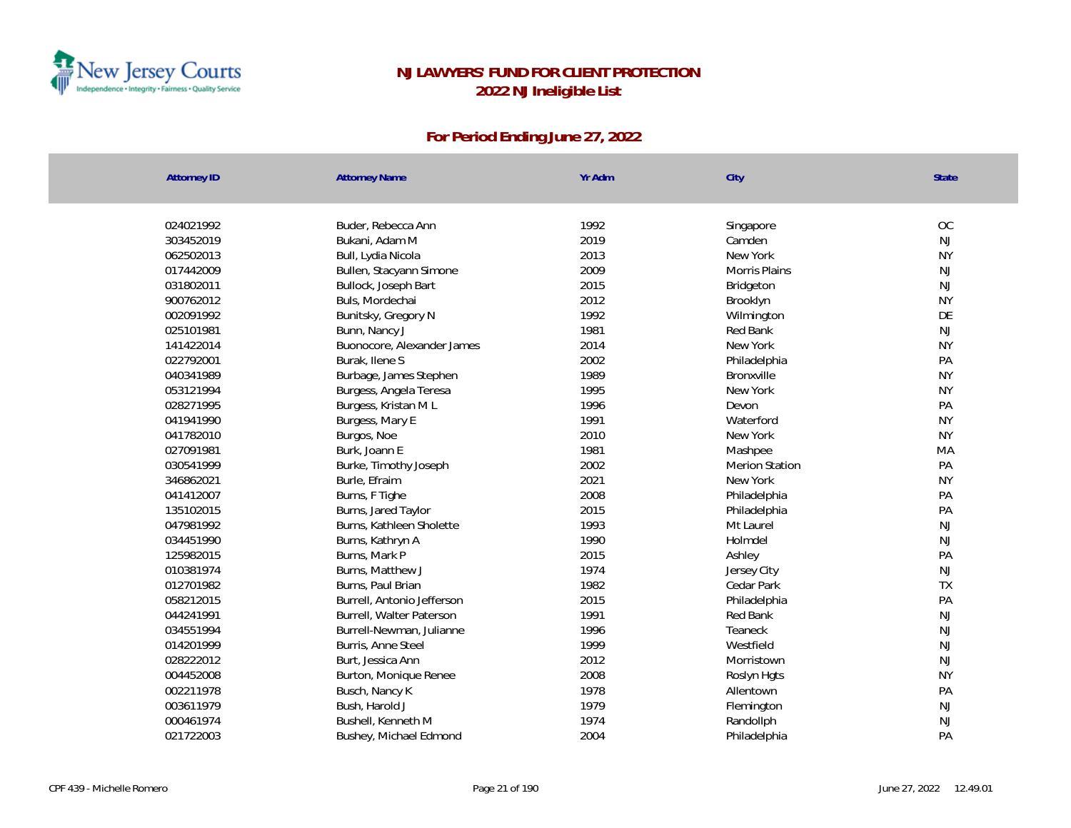# NJ LAWYERS' FUND FOR CLIENT PROTECTION
## 2022 NJ Ineligible List

### For Period Ending June 27, 2022

| Attorney ID | Attorney Name | Yr Adm | City | State |
|---|---|---|---|---|
| 024021992 | Buder, Rebecca Ann | 1992 | Singapore | OC |
| 303452019 | Bukani, Adam M | 2019 | Camden | NJ |
| 062502013 | Bull, Lydia Nicola | 2013 | New York | NY |
| 017442009 | Bullen, Stacyann Simone | 2009 | Morris Plains | NJ |
| 031802011 | Bullock, Joseph Bart | 2015 | Bridgeton | NJ |
| 900762012 | Buls, Mordechai | 2012 | Brooklyn | NY |
| 002091992 | Bunitsky, Gregory N | 1992 | Wilmington | DE |
| 025101981 | Bunn, Nancy J | 1981 | Red Bank | NJ |
| 141422014 | Buonocore, Alexander James | 2014 | New York | NY |
| 022792001 | Burak, Ilene S | 2002 | Philadelphia | PA |
| 040341989 | Burbage, James Stephen | 1989 | Bronxville | NY |
| 053121994 | Burgess, Angela Teresa | 1995 | New York | NY |
| 028271995 | Burgess, Kristan M L | 1996 | Devon | PA |
| 041941990 | Burgess, Mary E | 1991 | Waterford | NY |
| 041782010 | Burgos, Noe | 2010 | New York | NY |
| 027091981 | Burk, Joann E | 1981 | Mashpee | MA |
| 030541999 | Burke, Timothy Joseph | 2002 | Merion Station | PA |
| 346862021 | Burle, Efraim | 2021 | New York | NY |
| 041412007 | Burns, F Tighe | 2008 | Philadelphia | PA |
| 135102015 | Burns, Jared Taylor | 2015 | Philadelphia | PA |
| 047981992 | Burns, Kathleen Sholette | 1993 | Mt Laurel | NJ |
| 034451990 | Burns, Kathryn A | 1990 | Holmdel | NJ |
| 125982015 | Burns, Mark P | 2015 | Ashley | PA |
| 010381974 | Burns, Matthew J | 1974 | Jersey City | NJ |
| 012701982 | Burns, Paul Brian | 1982 | Cedar Park | TX |
| 058212015 | Burrell, Antonio Jefferson | 2015 | Philadelphia | PA |
| 044241991 | Burrell, Walter Paterson | 1991 | Red Bank | NJ |
| 034551994 | Burrell-Newman, Julianne | 1996 | Teaneck | NJ |
| 014201999 | Burris, Anne Steel | 1999 | Westfield | NJ |
| 028222012 | Burt, Jessica Ann | 2012 | Morristown | NJ |
| 004452008 | Burton, Monique Renee | 2008 | Roslyn Hgts | NY |
| 002211978 | Busch, Nancy K | 1978 | Allentown | PA |
| 003611979 | Bush, Harold J | 1979 | Flemington | NJ |
| 000461974 | Bushell, Kenneth M | 1974 | Randollph | NJ |
| 021722003 | Bushey, Michael Edmond | 2004 | Philadelphia | PA |

CPF 439 - Michelle Romero

June 27, 2022 12.49.01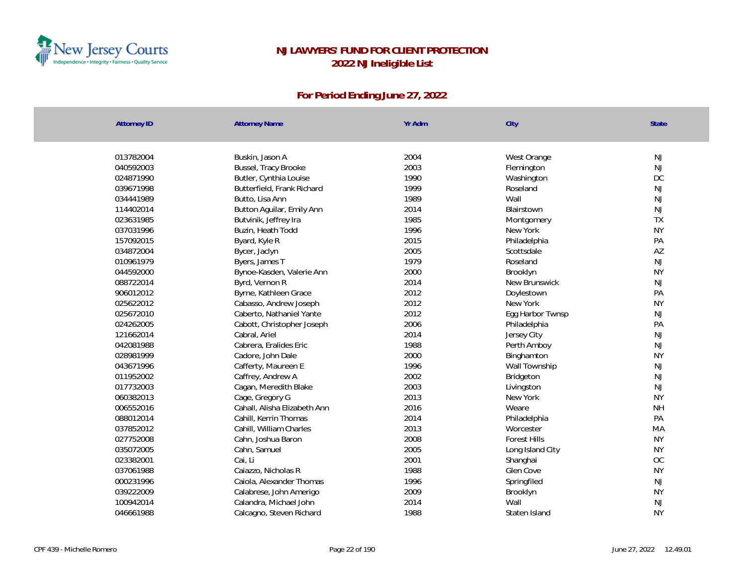# NJ LAWYERS' FUND FOR CLIENT PROTECTION
## 2022 NJ Ineligible List

### For Period Ending June 27, 2022

| Attorney ID | Attorney Name | Yr Adm | City | State |
|---|---|---|---|---|
| 013782004 | Buskin, Jason A | 2004 | West Orange | NJ |
| 040592003 | Bussel, Tracy Brooke | 2003 | Flemington | NJ |
| 024871990 | Butler, Cynthia Louise | 1990 | Washington | DC |
| 039671998 | Butterfield, Frank Richard | 1999 | Roseland | NJ |
| 034441989 | Butto, Lisa Ann | 1989 | Wall | NJ |
| 114402014 | Button Aguilar, Emily Ann | 2014 | Blairstown | NJ |
| 023631985 | Butvinik, Jeffrey Ira | 1985 | Montgomery | TX |
| 037031996 | Buzin, Heath Todd | 1996 | New York | NY |
| 157092015 | Byard, Kyle R | 2015 | Philadelphia | PA |
| 034872004 | Bycer, Jaclyn | 2005 | Scottsdale | AZ |
| 010961979 | Byers, James T | 1979 | Roseland | NJ |
| 044592000 | Bynoe-Kasden, Valerie Ann | 2000 | Brooklyn | NY |
| 088722014 | Byrd, Vernon R | 2014 | New Brunswick | NJ |
| 906012012 | Byrne, Kathleen Grace | 2012 | Doylestown | PA |
| 025622012 | Cabasso, Andrew Joseph | 2012 | New York | NY |
| 025672010 | Caberto, Nathaniel Yante | 2012 | Egg Harbor Twnsp | NJ |
| 024262005 | Cabott, Christopher Joseph | 2006 | Philadelphia | PA |
| 121662014 | Cabral, Ariel | 2014 | Jersey City | NJ |
| 042081988 | Cabrera, Eralides Eric | 1988 | Perth Amboy | NJ |
| 028981999 | Cadore, John Dale | 2000 | Binghamton | NY |
| 043671996 | Cafferty, Maureen E | 1996 | Wall Township | NJ |
| 011952002 | Caffrey, Andrew A | 2002 | Bridgeton | NJ |
| 017732003 | Cagan, Meredith Blake | 2003 | Livingston | NJ |
| 060382013 | Cage, Gregory G | 2013 | New York | NY |
| 006552016 | Cahall, Alisha Elizabeth Ann | 2016 | Weare | NH |
| 088012014 | Cahill, Kerrin Thomas | 2014 | Philadelphia | PA |
| 037852012 | Cahill, William Charles | 2013 | Worcester | MA |
| 027752008 | Cahn, Joshua Baron | 2008 | Forest Hills | NY |
| 035072005 | Cahn, Samuel | 2005 | Long Island City | NY |
| 023382001 | Cai, Li | 2001 | Shanghai | OC |
| 037061988 | Caiazzo, Nicholas R | 1988 | Glen Cove | NY |
| 000231996 | Caiola, Alexander Thomas | 1996 | Springfiled | NJ |
| 039222009 | Calabrese, John Amerigo | 2009 | Brooklyn | NY |
| 100942014 | Calandra, Michael John | 2014 | Wall | NJ |
| 046661988 | Calcagno, Steven Richard | 1988 | Staten Island | NY |

CPF 439 - Michelle Romero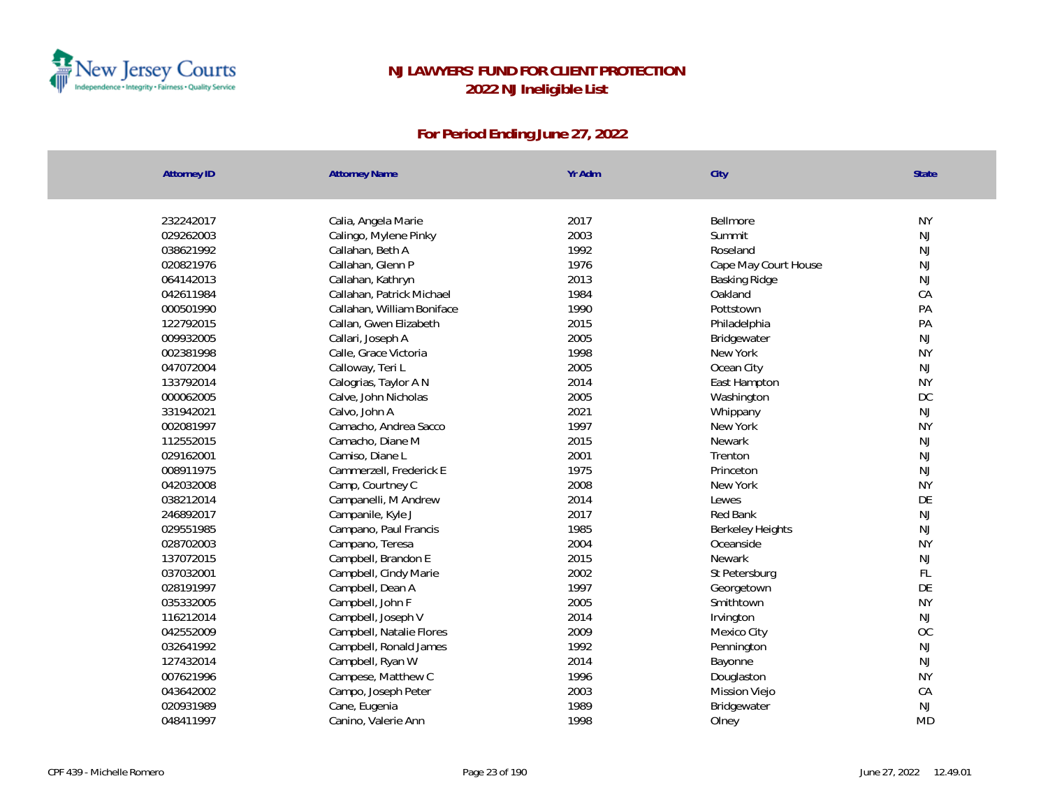# NJ LAWYERS' FUND FOR CLIENT PROTECTION
## 2022 NJ Ineligible List

### For Period Ending June 27, 2022

| Attorney ID | Attorney Name | Yr Adm | City | State |
|---|---|---|---|---|
| 232242017 | Calia, Angela Marie | 2017 | Bellmore | NY |
| 029262003 | Calingo, Mylene Pinky | 2003 | Summit | NJ |
| 038621992 | Callahan, Beth A | 1992 | Roseland | NJ |
| 020821976 | Callahan, Glenn P | 1976 | Cape May Court House | NJ |
| 064142013 | Callahan, Kathryn | 2013 | Basking Ridge | NJ |
| 042611984 | Callahan, Patrick Michael | 1984 | Oakland | CA |
| 000501990 | Callahan, William Boniface | 1990 | Pottstown | PA |
| 122792015 | Callan, Gwen Elizabeth | 2015 | Philadelphia | PA |
| 009932005 | Callari, Joseph A | 2005 | Bridgewater | NJ |
| 002381998 | Calle, Grace Victoria | 1998 | New York | NY |
| 047072004 | Calloway, Teri L | 2005 | Ocean City | NJ |
| 133792014 | Calogrias, Taylor A N | 2014 | East Hampton | NY |
| 000062005 | Calve, John Nicholas | 2005 | Washington | DC |
| 331942021 | Calvo, John A | 2021 | Whippany | NJ |
| 002081997 | Camacho, Andrea Sacco | 1997 | New York | NY |
| 112552015 | Camacho, Diane M | 2015 | Newark | NJ |
| 029162001 | Camiso, Diane L | 2001 | Trenton | NJ |
| 008911975 | Cammerzell, Frederick E | 1975 | Princeton | NJ |
| 042032008 | Camp, Courtney C | 2008 | New York | NY |
| 038212014 | Campanelli, M Andrew | 2014 | Lewes | DE |
| 246892017 | Campanile, Kyle J | 2017 | Red Bank | NJ |
| 029551985 | Campano, Paul Francis | 1985 | Berkeley Heights | NJ |
| 028702003 | Campano, Teresa | 2004 | Oceanside | NY |
| 137072015 | Campbell, Brandon E | 2015 | Newark | NJ |
| 037032001 | Campbell, Cindy Marie | 2002 | St Petersburg | FL |
| 028191997 | Campbell, Dean A | 1997 | Georgetown | DE |
| 035332005 | Campbell, John F | 2005 | Smithtown | NY |
| 116212014 | Campbell, Joseph V | 2014 | Irvington | NJ |
| 042552009 | Campbell, Natalie Flores | 2009 | Mexico City | OC |
| 032641992 | Campbell, Ronald James | 1992 | Pennington | NJ |
| 127432014 | Campbell, Ryan W | 2014 | Bayonne | NJ |
| 007621996 | Campese, Matthew C | 1996 | Douglaston | NY |
| 043642002 | Campo, Joseph Peter | 2003 | Mission Viejo | CA |
| 020931989 | Cane, Eugenia | 1989 | Bridgewater | NJ |
| 048411997 | Canino, Valerie Ann | 1998 | Olney | MD |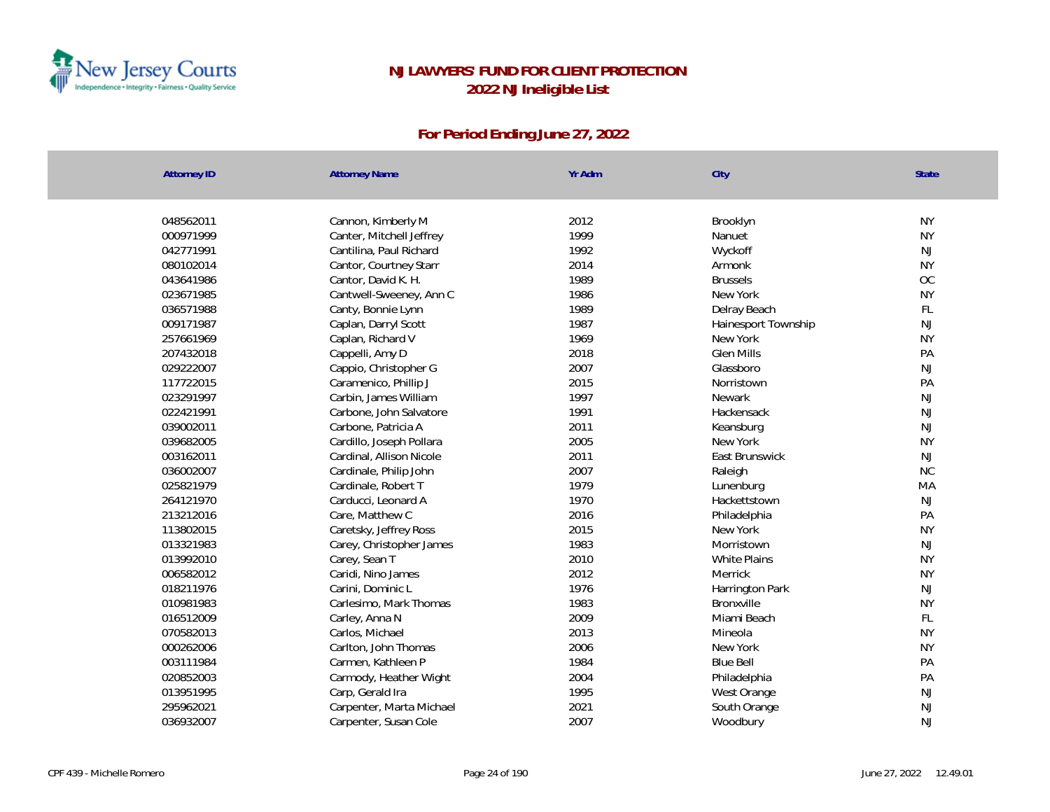# NJ LAWYERS' FUND FOR CLIENT PROTECTION
## 2022 NJ Ineligible List

### For Period Ending June 27, 2022

| Attorney ID | Attorney Name | Yr Adm | City | State |
|---|---|---|---|---|
| 048562011 | Cannon, Kimberly M | 2012 | Brooklyn | NY |
| 000971999 | Canter, Mitchell Jeffrey | 1999 | Nanuet | NY |
| 042771991 | Cantilina, Paul Richard | 1992 | Wyckoff | NJ |
| 080102014 | Cantor, Courtney Starr | 2014 | Armonk | NY |
| 043641986 | Cantor, David K. H. | 1989 | Brussels | OC |
| 023671985 | Cantwell-Sweeney, Ann C | 1986 | New York | NY |
| 036571988 | Canty, Bonnie Lynn | 1989 | Delray Beach | FL |
| 009171987 | Caplan, Darryl Scott | 1987 | Hainesport Township | NJ |
| 257661969 | Caplan, Richard V | 1969 | New York | NY |
| 207432018 | Cappelli, Amy D | 2018 | Glen Mills | PA |
| 029222007 | Cappio, Christopher G | 2007 | Glassboro | NJ |
| 117722015 | Caramenico, Phillip J | 2015 | Norristown | PA |
| 023291997 | Carbin, James William | 1997 | Newark | NJ |
| 022421991 | Carbone, John Salvatore | 1991 | Hackensack | NJ |
| 039002011 | Carbone, Patricia A | 2011 | Keansburg | NJ |
| 039682005 | Cardillo, Joseph Pollara | 2005 | New York | NY |
| 003162011 | Cardinal, Allison Nicole | 2011 | East Brunswick | NJ |
| 036002007 | Cardinale, Philip John | 2007 | Raleigh | NC |
| 025821979 | Cardinale, Robert T | 1979 | Lunenburg | MA |
| 264121970 | Carducci, Leonard A | 1970 | Hackettstown | NJ |
| 213212016 | Care, Matthew C | 2016 | Philadelphia | PA |
| 113802015 | Caretsky, Jeffrey Ross | 2015 | New York | NY |
| 013321983 | Carey, Christopher James | 1983 | Morristown | NJ |
| 013992010 | Carey, Sean T | 2010 | White Plains | NY |
| 006582012 | Caridi, Nino James | 2012 | Merrick | NY |
| 018211976 | Carini, Dominic L | 1976 | Harrington Park | NJ |
| 010981983 | Carlesimo, Mark Thomas | 1983 | Bronxville | NY |
| 016512009 | Carley, Anna N | 2009 | Miami Beach | FL |
| 070582013 | Carlos, Michael | 2013 | Mineola | NY |
| 000262006 | Carlton, John Thomas | 2006 | New York | NY |
| 003111984 | Carmen, Kathleen P | 1984 | Blue Bell | PA |
| 020852003 | Carmody, Heather Wight | 2004 | Philadelphia | PA |
| 013951995 | Carp, Gerald Ira | 1995 | West Orange | NJ |
| 295962021 | Carpenter, Marta Michael | 2021 | South Orange | NJ |
| 036932007 | Carpenter, Susan Cole | 2007 | Woodbury | NJ |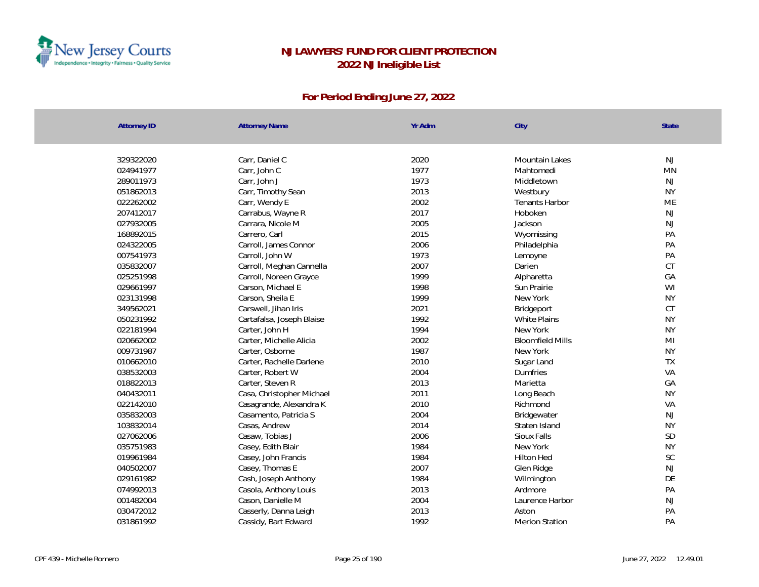# NJ LAWYERS' FUND FOR CLIENT PROTECTION
## 2022 NJ Ineligible List

### For Period Ending June 27, 2022

| Attorney ID | Attorney Name | Yr Adm | City | State |
|---|---|---|---|---|
| 329322020 | Carr, Daniel C | 2020 | Mountain Lakes | NJ |
| 024941977 | Carr, John C | 1977 | Mahtomedi | MN |
| 289011973 | Carr, John J | 1973 | Middletown | NJ |
| 051862013 | Carr, Timothy Sean | 2013 | Westbury | NY |
| 022262002 | Carr, Wendy E | 2002 | Tenants Harbor | ME |
| 207412017 | Carrabus, Wayne R | 2017 | Hoboken | NJ |
| 027932005 | Carrara, Nicole M | 2005 | Jackson | NJ |
| 168892015 | Carrero, Carl | 2015 | Wyomissing | PA |
| 024322005 | Carroll, James Connor | 2006 | Philadelphia | PA |
| 007541973 | Carroll, John W | 1973 | Lemoyne | PA |
| 035832007 | Carroll, Meghan Cannella | 2007 | Darien | CT |
| 025251998 | Carroll, Noreen Grayce | 1999 | Alpharetta | GA |
| 029661997 | Carson, Michael E | 1998 | Sun Prairie | WI |
| 023131998 | Carson, Sheila E | 1999 | New York | NY |
| 349562021 | Carswell, Jihan Iris | 2021 | Bridgeport | CT |
| 050231992 | Cartafalsa, Joseph Blaise | 1992 | White Plains | NY |
| 022181994 | Carter, John H | 1994 | New York | NY |
| 020662002 | Carter, Michelle Alicia | 2002 | Bloomfield Mills | MI |
| 009731987 | Carter, Osborne | 1987 | New York | NY |
| 010662010 | Carter, Rachelle Darlene | 2010 | Sugar Land | TX |
| 038532003 | Carter, Robert W | 2004 | Dumfries | VA |
| 018822013 | Carter, Steven R | 2013 | Marietta | GA |
| 040432011 | Casa, Christopher Michael | 2011 | Long Beach | NY |
| 022142010 | Casagrande, Alexandra K | 2010 | Richmond | VA |
| 035832003 | Casamento, Patricia S | 2004 | Bridgewater | NJ |
| 103832014 | Casas, Andrew | 2014 | Staten Island | NY |
| 027062006 | Casaw, Tobias J | 2006 | Sioux Falls | SD |
| 035751983 | Casey, Edith Blair | 1984 | New York | NY |
| 019961984 | Casey, John Francis | 1984 | Hilton Hed | SC |
| 040502007 | Casey, Thomas E | 2007 | Glen Ridge | NJ |
| 029161982 | Cash, Joseph Anthony | 1984 | Wilmington | DE |
| 074992013 | Casola, Anthony Louis | 2013 | Ardmore | PA |
| 001482004 | Cason, Danielle M | 2004 | Laurence Harbor | NJ |
| 030472012 | Casserly, Danna Leigh | 2013 | Aston | PA |
| 031861992 | Cassidy, Bart Edward | 1992 | Merion Station | PA |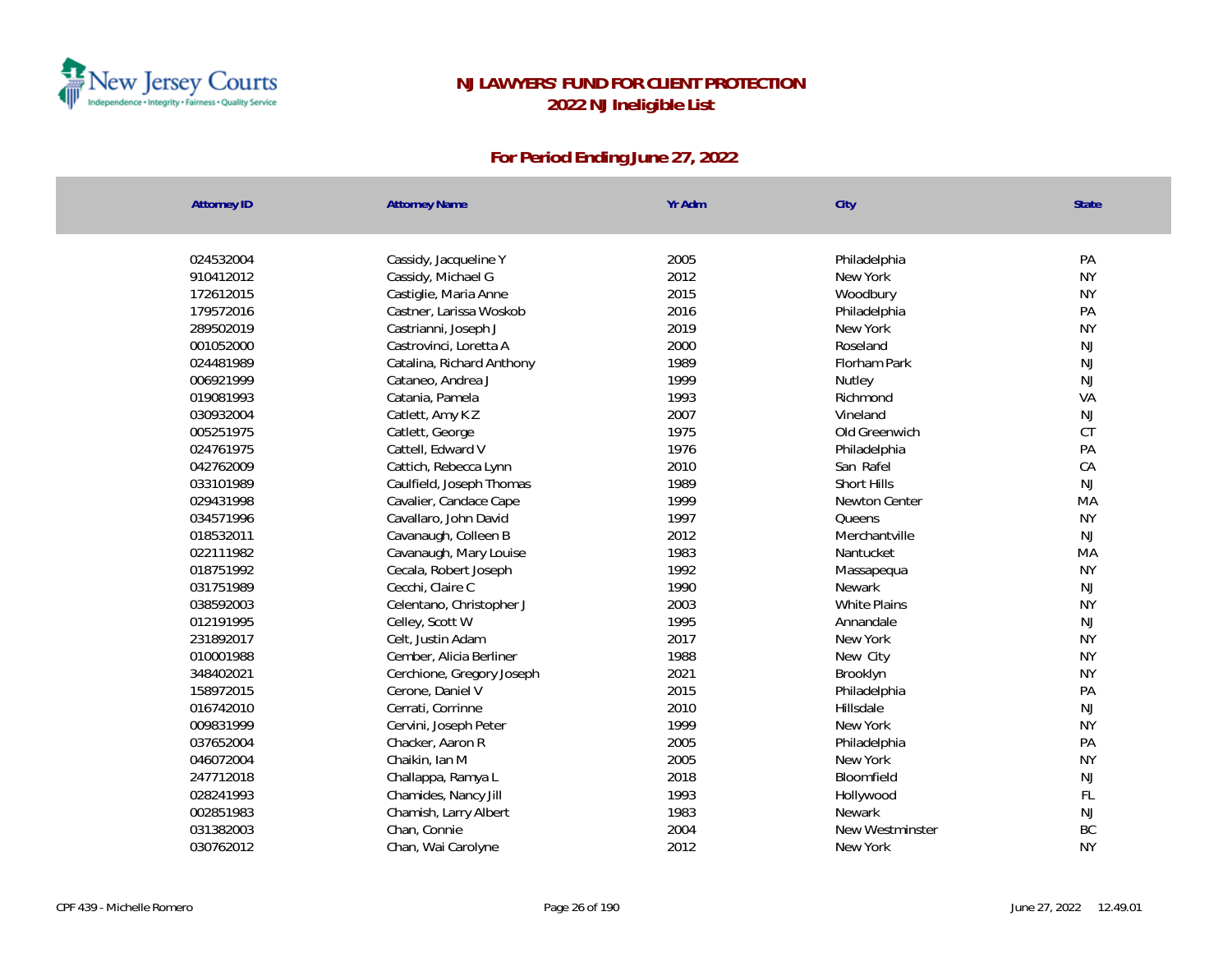# NJ LAWYERS' FUND FOR CLIENT PROTECTION
## 2022 NJ Ineligible List

### For Period Ending June 27, 2022

| Attorney ID | Attorney Name | Yr Adm | City | State |
|---|---|---|---|---|
| 024532004 | Cassidy, Jacqueline Y | 2005 | Philadelphia | PA |
| 910412012 | Cassidy, Michael G | 2012 | New York | NY |
| 172612015 | Castiglie, Maria Anne | 2015 | Woodbury | NY |
| 179572016 | Castner, Larissa Woskob | 2016 | Philadelphia | PA |
| 289502019 | Castrianni, Joseph J | 2019 | New York | NY |
| 001052000 | Castrovinci, Loretta A | 2000 | Roseland | NJ |
| 024481989 | Catalina, Richard Anthony | 1989 | Florham Park | NJ |
| 006921999 | Cataneo, Andrea J | 1999 | Nutley | NJ |
| 019081993 | Catania, Pamela | 1993 | Richmond | VA |
| 030932004 | Catlett, Amy K Z | 2007 | Vineland | NJ |
| 005251975 | Catlett, George | 1975 | Old Greenwich | CT |
| 024761975 | Cattell, Edward V | 1976 | Philadelphia | PA |
| 042762009 | Cattich, Rebecca Lynn | 2010 | San Rafel | CA |
| 033101989 | Caulfield, Joseph Thomas | 1989 | Short Hills | NJ |
| 029431998 | Cavalier, Candace Cape | 1999 | Newton Center | MA |
| 034571996 | Cavallaro, John David | 1997 | Queens | NY |
| 018532011 | Cavanaugh, Colleen B | 2012 | Merchantville | NJ |
| 022111982 | Cavanaugh, Mary Louise | 1983 | Nantucket | MA |
| 018751992 | Cecala, Robert Joseph | 1992 | Massapequa | NY |
| 031751989 | Cecchi, Claire C | 1990 | Newark | NJ |
| 038592003 | Celentano, Christopher J | 2003 | White Plains | NY |
| 012191995 | Celley, Scott W | 1995 | Annandale | NJ |
| 231892017 | Celt, Justin Adam | 2017 | New York | NY |
| 010001988 | Cember, Alicia Berliner | 1988 | New City | NY |
| 348402021 | Cerchione, Gregory Joseph | 2021 | Brooklyn | NY |
| 158972015 | Cerone, Daniel V | 2015 | Philadelphia | PA |
| 016742010 | Cerrati, Corrinne | 2010 | Hillsdale | NJ |
| 009831999 | Cervini, Joseph Peter | 1999 | New York | NY |
| 037652004 | Chacker, Aaron R | 2005 | Philadelphia | PA |
| 046072004 | Chaikin, Ian M | 2005 | New York | NY |
| 247712018 | Challappa, Ramya L | 2018 | Bloomfield | NJ |
| 028241993 | Chamides, Nancy Jill | 1993 | Hollywood | FL |
| 002851983 | Chamish, Larry Albert | 1983 | Newark | NJ |
| 031382003 | Chan, Connie | 2004 | New Westminster | BC |
| 030762012 | Chan, Wai Carolyne | 2012 | New York | NY |

CPF 439 - Michelle Romero

June 27, 2022 12.49.01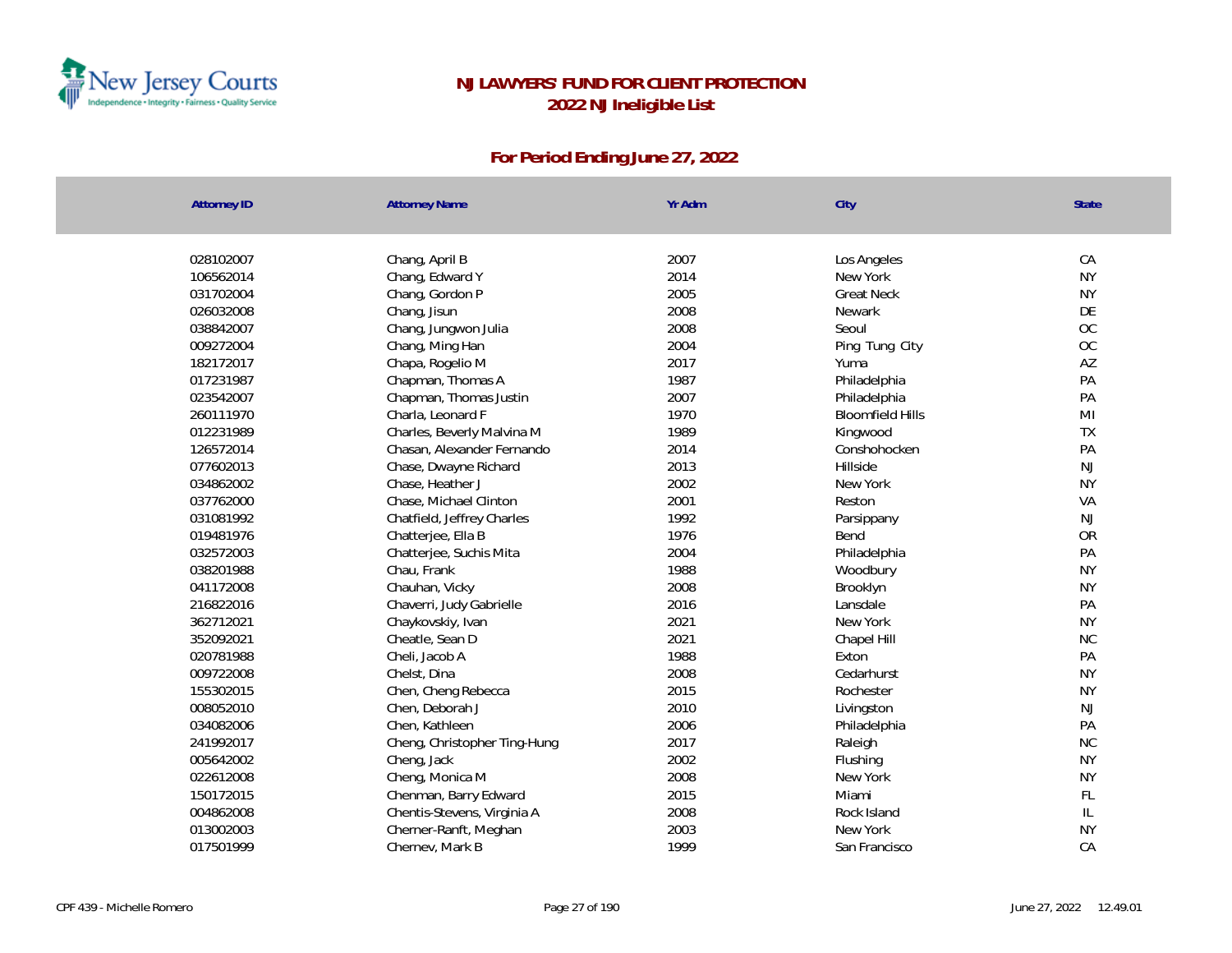# NJ LAWYERS' FUND FOR CLIENT PROTECTION
## 2022 NJ Ineligible List

### For Period Ending June 27, 2022

| Attorney ID | Attorney Name | Yr Adm | City | State |
|---|---|---|---|---|
| 028102007 | Chang, April B | 2007 | Los Angeles | CA |
| 106562014 | Chang, Edward Y | 2014 | New York | NY |
| 031702004 | Chang, Gordon P | 2005 | Great Neck | NY |
| 026032008 | Chang, Jisun | 2008 | Newark | DE |
| 038842007 | Chang, Jungwon Julia | 2008 | Seoul | OC |
| 009272004 | Chang, Ming Han | 2004 | Ping Tung City | OC |
| 182172017 | Chapa, Rogelio M | 2017 | Yuma | AZ |
| 017231987 | Chapman, Thomas A | 1987 | Philadelphia | PA |
| 023542007 | Chapman, Thomas Justin | 2007 | Philadelphia | PA |
| 260111970 | Charla, Leonard F | 1970 | Bloomfield Hills | MI |
| 012231989 | Charles, Beverly Malvina M | 1989 | Kingwood | TX |
| 126572014 | Chasan, Alexander Fernando | 2014 | Conshohocken | PA |
| 077602013 | Chase, Dwayne Richard | 2013 | Hillside | NJ |
| 034862002 | Chase, Heather J | 2002 | New York | NY |
| 037762000 | Chase, Michael Clinton | 2001 | Reston | VA |
| 031081992 | Chatfield, Jeffrey Charles | 1992 | Parsippany | NJ |
| 019481976 | Chatterjee, Ella B | 1976 | Bend | OR |
| 032572003 | Chatterjee, Suchis Mita | 2004 | Philadelphia | PA |
| 038201988 | Chau, Frank | 1988 | Woodbury | NY |
| 041172008 | Chauhan, Vicky | 2008 | Brooklyn | NY |
| 216822016 | Chaverri, Judy Gabrielle | 2016 | Lansdale | PA |
| 362712021 | Chaykovskiy, Ivan | 2021 | New York | NY |
| 352092021 | Cheatle, Sean D | 2021 | Chapel Hill | NC |
| 020781988 | Cheli, Jacob A | 1988 | Exton | PA |
| 009722008 | Chelst, Dina | 2008 | Cedarhurst | NY |
| 155302015 | Chen, Cheng Rebecca | 2015 | Rochester | NY |
| 008052010 | Chen, Deborah J | 2010 | Livingston | NJ |
| 034082006 | Chen, Kathleen | 2006 | Philadelphia | PA |
| 241992017 | Cheng, Christopher Ting-Hung | 2017 | Raleigh | NC |
| 005642002 | Cheng, Jack | 2002 | Flushing | NY |
| 022612008 | Cheng, Monica M | 2008 | New York | NY |
| 150172015 | Chenman, Barry Edward | 2015 | Miami | FL |
| 004862008 | Chentis-Stevens, Virginia A | 2008 | Rock Island | IL |
| 013002003 | Cherner-Ranft, Meghan | 2003 | New York | NY |
| 017501999 | Chernev, Mark B | 1999 | San Francisco | CA |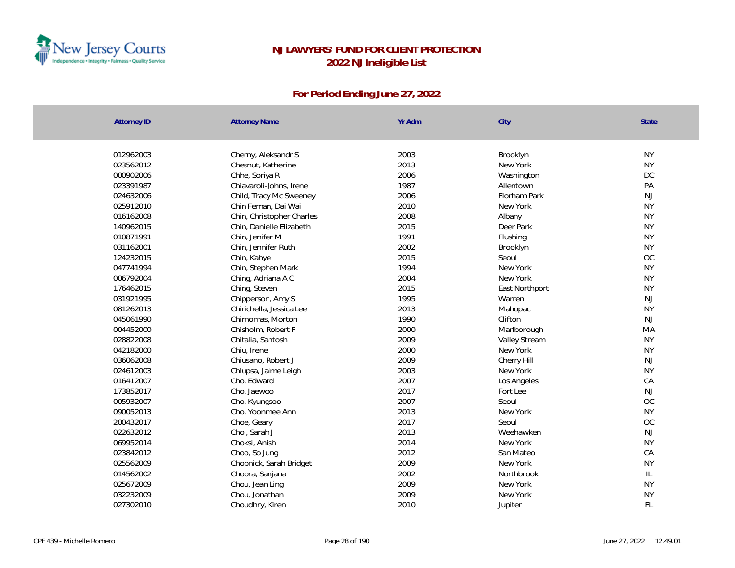# NJ LAWYERS' FUND FOR CLIENT PROTECTION
## 2022 NJ Ineligible List

### For Period Ending June 27, 2022

| Attorney ID | Attorney Name | Yr Adm | City | State |
|---|---|---|---|---|
| 012962003 | Cherny, Aleksandr S | 2003 | Brooklyn | NY |
| 023562012 | Chesnut, Katherine | 2013 | New York | NY |
| 000902006 | Chhe, Soriya R | 2006 | Washington | DC |
| 023391987 | Chiavaroli-Johns, Irene | 1987 | Allentown | PA |
| 024632006 | Child, Tracy Mc Sweeney | 2006 | Florham Park | NJ |
| 025912010 | Chin Feman, Dai Wai | 2010 | New York | NY |
| 016162008 | Chin, Christopher Charles | 2008 | Albany | NY |
| 140962015 | Chin, Danielle Elizabeth | 2015 | Deer Park | NY |
| 010871991 | Chin, Jenifer M | 1991 | Flushing | NY |
| 031162001 | Chin, Jennifer Ruth | 2002 | Brooklyn | NY |
| 124232015 | Chin, Kahye | 2015 | Seoul | OC |
| 047741994 | Chin, Stephen Mark | 1994 | New York | NY |
| 006792004 | Ching, Adriana A C | 2004 | New York | NY |
| 176462015 | Ching, Steven | 2015 | East Northport | NY |
| 031921995 | Chipperson, Amy S | 1995 | Warren | NJ |
| 081262013 | Chirichella, Jessica Lee | 2013 | Mahopac | NY |
| 045061990 | Chirnomas, Morton | 1990 | Clifton | NJ |
| 004452000 | Chisholm, Robert F | 2000 | Marlborough | MA |
| 028822008 | Chitalia, Santosh | 2009 | Valley Stream | NY |
| 042182000 | Chiu, Irene | 2000 | New York | NY |
| 036062008 | Chiusano, Robert J | 2009 | Cherry Hill | NJ |
| 024612003 | Chlupsa, Jaime Leigh | 2003 | New York | NY |
| 016412007 | Cho, Edward | 2007 | Los Angeles | CA |
| 173852017 | Cho, Jaewoo | 2017 | Fort Lee | NJ |
| 005932007 | Cho, Kyungsoo | 2007 | Seoul | OC |
| 090052013 | Cho, Yoonmee Ann | 2013 | New York | NY |
| 200432017 | Choe, Geary | 2017 | Seoul | OC |
| 022632012 | Choi, Sarah J | 2013 | Weehawken | NJ |
| 069952014 | Choksi, Anish | 2014 | New York | NY |
| 023842012 | Choo, So Jung | 2012 | San Mateo | CA |
| 025562009 | Chopnick, Sarah Bridget | 2009 | New York | NY |
| 014562002 | Chopra, Sanjana | 2002 | Northbrook | IL |
| 025672009 | Chou, Jean Ling | 2009 | New York | NY |
| 032232009 | Chou, Jonathan | 2009 | New York | NY |
| 027302010 | Choudhry, Kiren | 2010 | Jupiter | FL |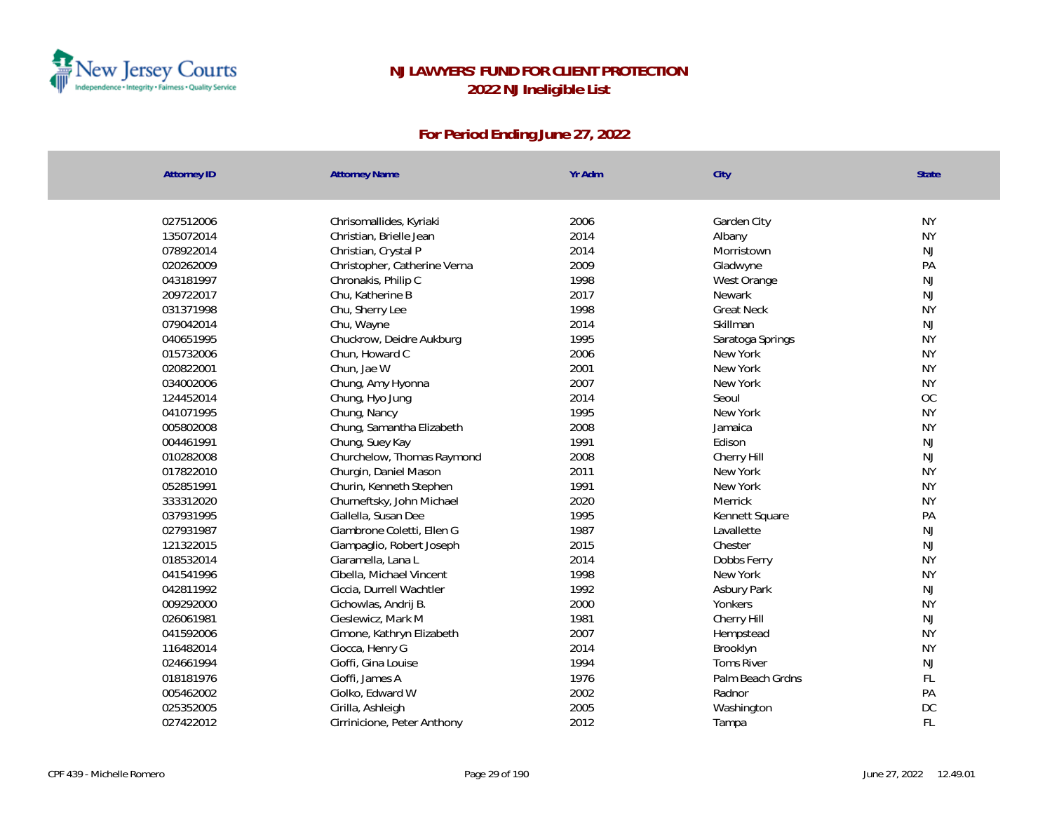# NJ LAWYERS' FUND FOR CLIENT PROTECTION
## 2022 NJ Ineligible List

### For Period Ending June 27, 2022

| Attorney ID | Attorney Name | Yr Adm | City | State |
|---|---|---|---|---|
| 027512006 | Chrisomallides, Kyriaki | 2006 | Garden City | NY |
| 135072014 | Christian, Brielle Jean | 2014 | Albany | NY |
| 078922014 | Christian, Crystal P | 2014 | Morristown | NJ |
| 020262009 | Christopher, Catherine Verna | 2009 | Gladwyne | PA |
| 043181997 | Chronakis, Philip C | 1998 | West Orange | NJ |
| 209722017 | Chu, Katherine B | 2017 | Newark | NJ |
| 031371998 | Chu, Sherry Lee | 1998 | Great Neck | NY |
| 079042014 | Chu, Wayne | 2014 | Skillman | NJ |
| 040651995 | Chuckrow, Deidre Aukburg | 1995 | Saratoga Springs | NY |
| 015732006 | Chun, Howard C | 2006 | New York | NY |
| 020822001 | Chun, Jae W | 2001 | New York | NY |
| 034002006 | Chung, Amy Hyonna | 2007 | New York | NY |
| 124452014 | Chung, Hyo Jung | 2014 | Seoul | OC |
| 041071995 | Chung, Nancy | 1995 | New York | NY |
| 005802008 | Chung, Samantha Elizabeth | 2008 | Jamaica | NY |
| 004461991 | Chung, Suey Kay | 1991 | Edison | NJ |
| 010282008 | Churchelow, Thomas Raymond | 2008 | Cherry Hill | NJ |
| 017822010 | Churgin, Daniel Mason | 2011 | New York | NY |
| 052851991 | Churin, Kenneth Stephen | 1991 | New York | NY |
| 333312020 | Churneftsky, John Michael | 2020 | Merrick | NY |
| 037931995 | Ciallella, Susan Dee | 1995 | Kennett Square | PA |
| 027931987 | Ciambrone Coletti, Ellen G | 1987 | Lavallette | NJ |
| 121322015 | Ciampaglio, Robert Joseph | 2015 | Chester | NJ |
| 018532014 | Ciaramella, Lana L | 2014 | Dobbs Ferry | NY |
| 041541996 | Cibella, Michael Vincent | 1998 | New York | NY |
| 042811992 | Ciccia, Durrell Wachtler | 1992 | Asbury Park | NJ |
| 009292000 | Cichowlas, Andrij B. | 2000 | Yonkers | NY |
| 026061981 | Cieslewicz, Mark M | 1981 | Cherry Hill | NJ |
| 041592006 | Cimone, Kathryn Elizabeth | 2007 | Hempstead | NY |
| 116482014 | Ciocca, Henry G | 2014 | Brooklyn | NY |
| 024661994 | Cioffi, Gina Louise | 1994 | Toms River | NJ |
| 018181976 | Cioffi, James A | 1976 | Palm Beach Grdns | FL |
| 005462002 | Ciolko, Edward W | 2002 | Radnor | PA |
| 025352005 | Cirilla, Ashleigh | 2005 | Washington | DC |
| 027422012 | Cirrinicione, Peter Anthony | 2012 | Tampa | FL |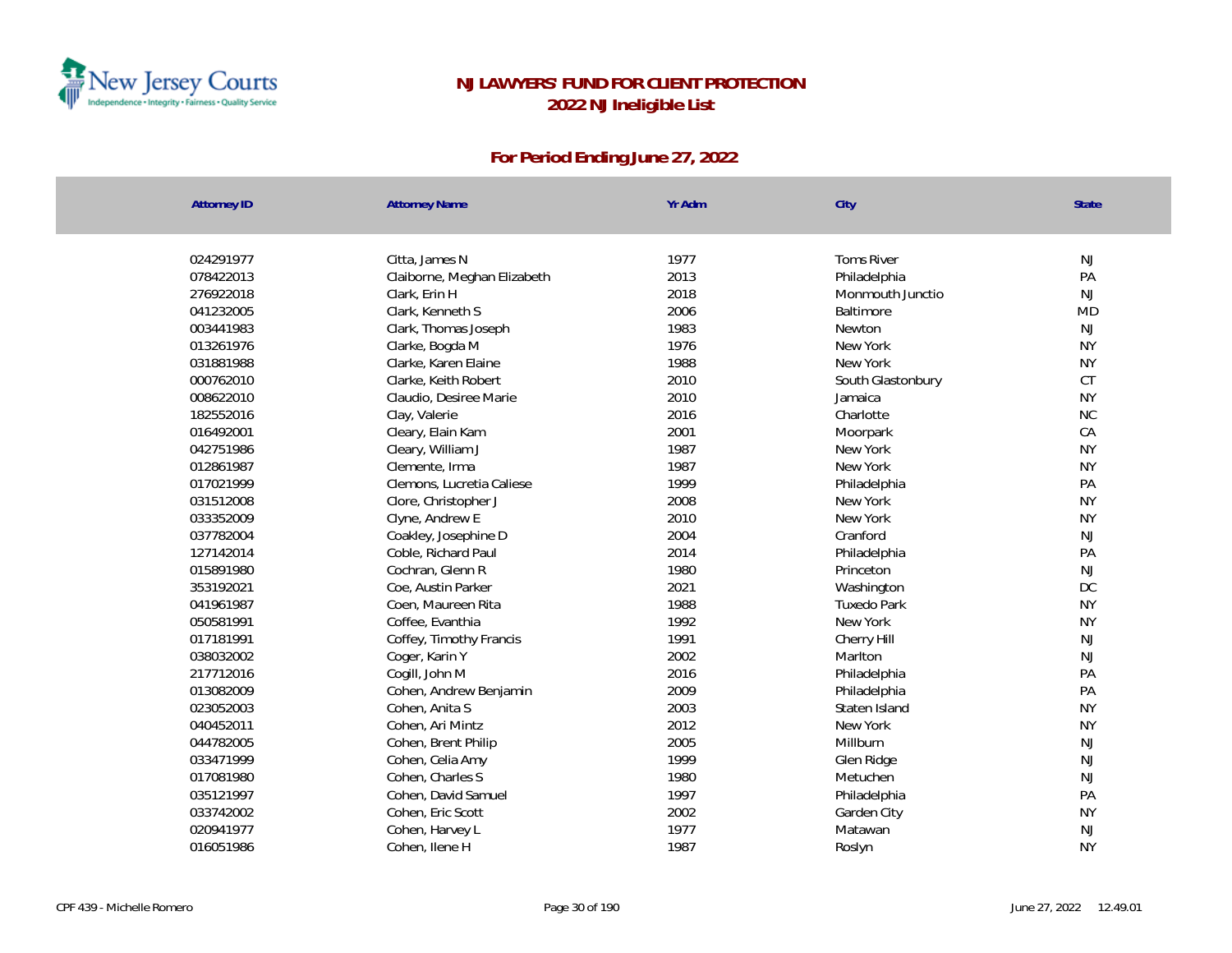# NJ LAWYERS' FUND FOR CLIENT PROTECTION
## 2022 NJ Ineligible List

### For Period Ending June 27, 2022

| Attorney ID | Attorney Name | Yr Adm | City | State |
|---|---|---|---|---|
| 024291977 | Citta, James N | 1977 | Toms River | NJ |
| 078422013 | Claiborne, Meghan Elizabeth | 2013 | Philadelphia | PA |
| 276922018 | Clark, Erin H | 2018 | Monmouth Junctio | NJ |
| 041232005 | Clark, Kenneth S | 2006 | Baltimore | MD |
| 003441983 | Clark, Thomas Joseph | 1983 | Newton | NJ |
| 013261976 | Clarke, Bogda M | 1976 | New York | NY |
| 031881988 | Clarke, Karen Elaine | 1988 | New York | NY |
| 000762010 | Clarke, Keith Robert | 2010 | South Glastonbury | CT |
| 008622010 | Claudio, Desiree Marie | 2010 | Jamaica | NY |
| 182552016 | Clay, Valerie | 2016 | Charlotte | NC |
| 016492001 | Cleary, Elain Kam | 2001 | Moorpark | CA |
| 042751986 | Cleary, William J | 1987 | New York | NY |
| 012861987 | Clemente, Irma | 1987 | New York | NY |
| 017021999 | Clemons, Lucretia Caliese | 1999 | Philadelphia | PA |
| 031512008 | Clore, Christopher J | 2008 | New York | NY |
| 033352009 | Clyne, Andrew E | 2010 | New York | NY |
| 037782004 | Coakley, Josephine D | 2004 | Cranford | NJ |
| 127142014 | Coble, Richard Paul | 2014 | Philadelphia | PA |
| 015891980 | Cochran, Glenn R | 1980 | Princeton | NJ |
| 353192021 | Coe, Austin Parker | 2021 | Washington | DC |
| 041961987 | Coen, Maureen Rita | 1988 | Tuxedo Park | NY |
| 050581991 | Coffee, Evanthia | 1992 | New York | NY |
| 017181991 | Coffey, Timothy Francis | 1991 | Cherry Hill | NJ |
| 038032002 | Coger, Karin Y | 2002 | Marlton | NJ |
| 217712016 | Cogill, John M | 2016 | Philadelphia | PA |
| 013082009 | Cohen, Andrew Benjamin | 2009 | Philadelphia | PA |
| 023052003 | Cohen, Anita S | 2003 | Staten Island | NY |
| 040452011 | Cohen, Ari Mintz | 2012 | New York | NY |
| 044782005 | Cohen, Brent Philip | 2005 | Millburn | NJ |
| 033471999 | Cohen, Celia Amy | 1999 | Glen Ridge | NJ |
| 017081980 | Cohen, Charles S | 1980 | Metuchen | NJ |
| 035121997 | Cohen, David Samuel | 1997 | Philadelphia | PA |
| 033742002 | Cohen, Eric Scott | 2002 | Garden City | NY |
| 020941977 | Cohen, Harvey L | 1977 | Matawan | NJ |
| 016051986 | Cohen, Ilene H | 1987 | Roslyn | NY |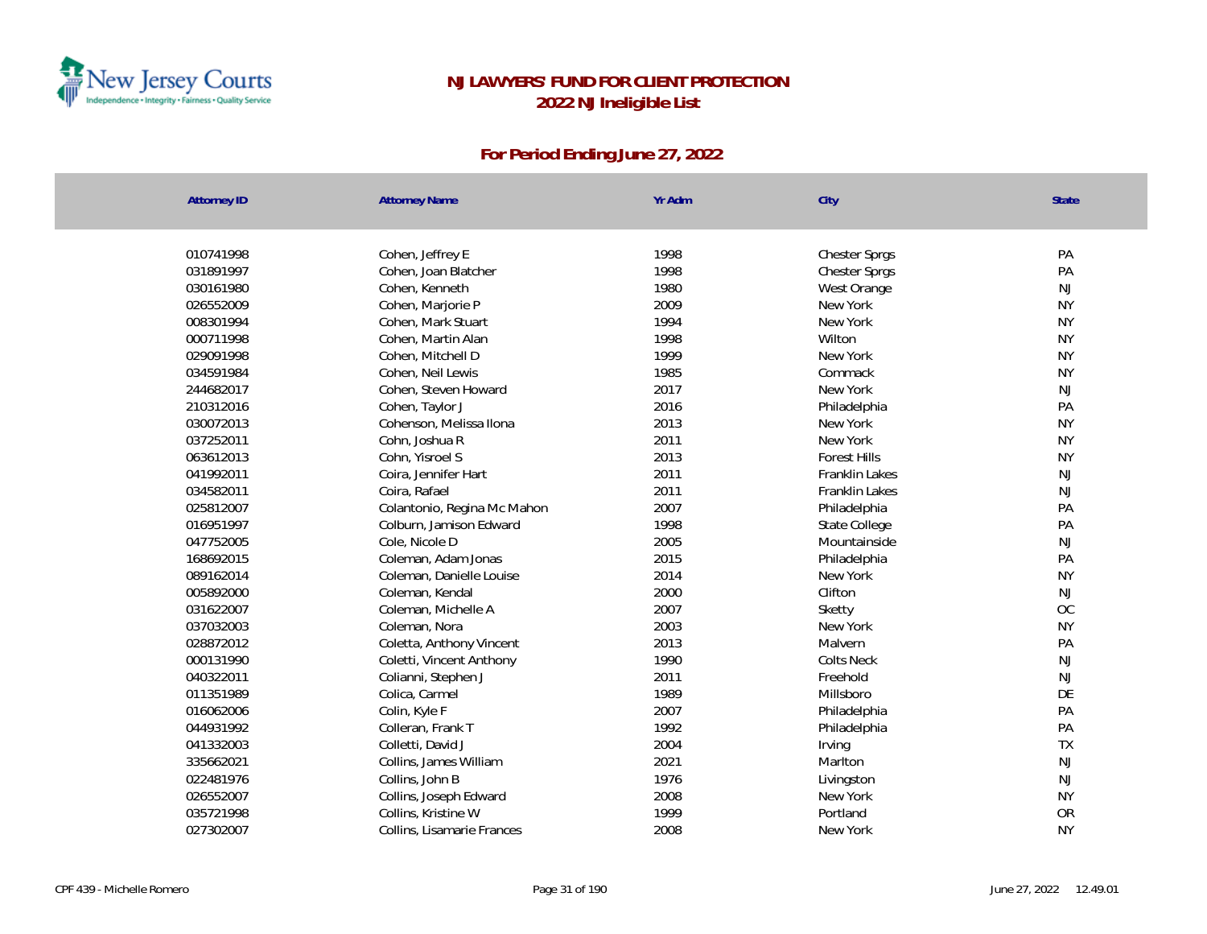# NJ LAWYERS' FUND FOR CLIENT PROTECTION
## 2022 NJ Ineligible List

### For Period Ending June 27, 2022

| Attorney ID | Attorney Name | Yr Adm | City | State |
|---|---|---|---|---|
| 010741998 | Cohen, Jeffrey E | 1998 | Chester Sprgs | PA |
| 031891997 | Cohen, Joan Blatcher | 1998 | Chester Sprgs | PA |
| 030161980 | Cohen, Kenneth | 1980 | West Orange | NJ |
| 026552009 | Cohen, Marjorie P | 2009 | New York | NY |
| 008301994 | Cohen, Mark Stuart | 1994 | New York | NY |
| 000711998 | Cohen, Martin Alan | 1998 | Wilton | NY |
| 029091998 | Cohen, Mitchell D | 1999 | New York | NY |
| 034591984 | Cohen, Neil Lewis | 1985 | Commack | NY |
| 244682017 | Cohen, Steven Howard | 2017 | New York | NJ |
| 210312016 | Cohen, Taylor J | 2016 | Philadelphia | PA |
| 030072013 | Cohenson, Melissa Ilona | 2013 | New York | NY |
| 037252011 | Cohn, Joshua R | 2011 | New York | NY |
| 063612013 | Cohn, Yisroel S | 2013 | Forest Hills | NY |
| 041992011 | Coira, Jennifer Hart | 2011 | Franklin Lakes | NJ |
| 034582011 | Coira, Rafael | 2011 | Franklin Lakes | NJ |
| 025812007 | Colantonio, Regina Mc Mahon | 2007 | Philadelphia | PA |
| 016951997 | Colburn, Jamison Edward | 1998 | State College | PA |
| 047752005 | Cole, Nicole D | 2005 | Mountainside | NJ |
| 168692015 | Coleman, Adam Jonas | 2015 | Philadelphia | PA |
| 089162014 | Coleman, Danielle Louise | 2014 | New York | NY |
| 005892000 | Coleman, Kendal | 2000 | Clifton | NJ |
| 031622007 | Coleman, Michelle A | 2007 | Sketty | OC |
| 037032003 | Coleman, Nora | 2003 | New York | NY |
| 028872012 | Coletta, Anthony Vincent | 2013 | Malvern | PA |
| 000131990 | Coletti, Vincent Anthony | 1990 | Colts Neck | NJ |
| 040322011 | Colianni, Stephen J | 2011 | Freehold | NJ |
| 011351989 | Colica, Carmel | 1989 | Millsboro | DE |
| 016062006 | Colin, Kyle F | 2007 | Philadelphia | PA |
| 044931992 | Colleran, Frank T | 1992 | Philadelphia | PA |
| 041332003 | Colletti, David J | 2004 | Irving | TX |
| 335662021 | Collins, James William | 2021 | Marlton | NJ |
| 022481976 | Collins, John B | 1976 | Livingston | NJ |
| 026552007 | Collins, Joseph Edward | 2008 | New York | NY |
| 035721998 | Collins, Kristine W | 1999 | Portland | OR |
| 027302007 | Collins, Lisamarie Frances | 2008 | New York | NY |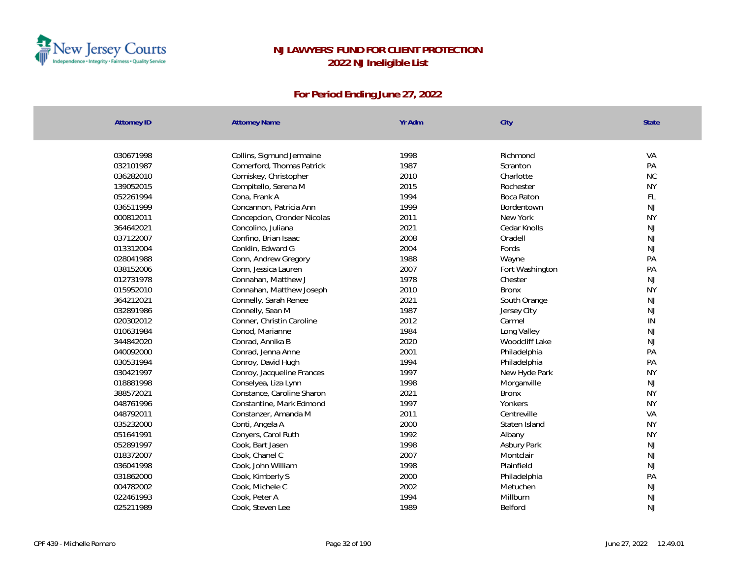# NJ LAWYERS' FUND FOR CLIENT PROTECTION

## 2022 NJ Ineligible List

### For Period Ending June 27, 2022

| Attorney ID | Attorney Name | Yr Adm | City | State |
|---|---|---|---|---|
| 030671998 | Collins, Sigmund Jermaine | 1998 | Richmond | VA |
| 032101987 | Comerford, Thomas Patrick | 1987 | Scranton | PA |
| 036282010 | Comiskey, Christopher | 2010 | Charlotte | NC |
| 139052015 | Compitello, Serena M | 2015 | Rochester | NY |
| 052261994 | Cona, Frank A | 1994 | Boca Raton | FL |
| 036511999 | Concannon, Patricia Ann | 1999 | Bordentown | NJ |
| 000812011 | Concepcion, Cronder Nicolas | 2011 | New York | NY |
| 364642021 | Concolino, Juliana | 2021 | Cedar Knolls | NJ |
| 037122007 | Confino, Brian Isaac | 2008 | Oradell | NJ |
| 013312004 | Conklin, Edward G | 2004 | Fords | NJ |
| 028041988 | Conn, Andrew Gregory | 1988 | Wayne | PA |
| 038152006 | Conn, Jessica Lauren | 2007 | Fort Washington | PA |
| 012731978 | Connahan, Matthew J | 1978 | Chester | NJ |
| 015952010 | Connahan, Matthew Joseph | 2010 | Bronx | NY |
| 364212021 | Connelly, Sarah Renee | 2021 | South Orange | NJ |
| 032891986 | Connelly, Sean M | 1987 | Jersey City | NJ |
| 020302012 | Conner, Christin Caroline | 2012 | Carmel | IN |
| 010631984 | Conod, Marianne | 1984 | Long Valley | NJ |
| 344842020 | Conrad, Annika B | 2020 | Woodcliff Lake | NJ |
| 040092000 | Conrad, Jenna Anne | 2001 | Philadelphia | PA |
| 030531994 | Conroy, David Hugh | 1994 | Philadelphia | PA |
| 030421997 | Conroy, Jacqueline Frances | 1997 | New Hyde Park | NY |
| 018881998 | Conselyea, Liza Lynn | 1998 | Morganville | NJ |
| 388572021 | Constance, Caroline Sharon | 2021 | Bronx | NY |
| 048761996 | Constantine, Mark Edmond | 1997 | Yonkers | NY |
| 048792011 | Constanzer, Amanda M | 2011 | Centreville | VA |
| 035232000 | Conti, Angela A | 2000 | Staten Island | NY |
| 051641991 | Conyers, Carol Ruth | 1992 | Albany | NY |
| 052891997 | Cook, Bart Jasen | 1998 | Asbury Park | NJ |
| 018372007 | Cook, Chanel C | 2007 | Montclair | NJ |
| 036041998 | Cook, John William | 1998 | Plainfield | NJ |
| 031862000 | Cook, Kimberly S | 2000 | Philadelphia | PA |
| 004782002 | Cook, Michele C | 2002 | Metuchen | NJ |
| 022461993 | Cook, Peter A | 1994 | Millburn | NJ |
| 025211989 | Cook, Steven Lee | 1989 | Belford | NJ |

CPF 439 - Michelle Romero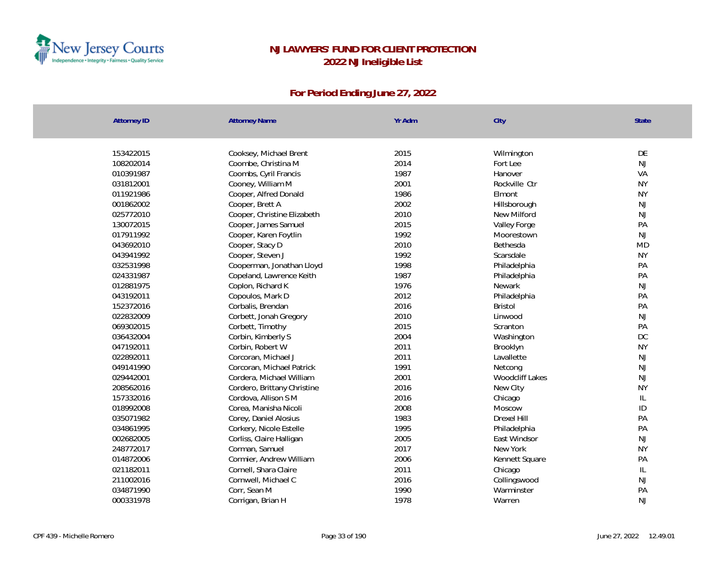# NJ LAWYERS' FUND FOR CLIENT PROTECTION
## 2022 NJ Ineligible List

### For Period Ending June 27, 2022

| Attorney ID | Attorney Name | Yr Adm | City | State |
|---|---|---|---|---|
| 153422015 | Cooksey, Michael Brent | 2015 | Wilmington | DE |
| 108202014 | Coombe, Christina M | 2014 | Fort Lee | NJ |
| 010391987 | Coombs, Cyril Francis | 1987 | Hanover | VA |
| 031812001 | Cooney, William M | 2001 | Rockville Ctr | NY |
| 011921986 | Cooper, Alfred Donald | 1986 | Elmont | NY |
| 001862002 | Cooper, Brett A | 2002 | Hillsborough | NJ |
| 025772010 | Cooper, Christine Elizabeth | 2010 | New Milford | NJ |
| 130072015 | Cooper, James Samuel | 2015 | Valley Forge | PA |
| 017911992 | Cooper, Karen Foytlin | 1992 | Moorestown | NJ |
| 043692010 | Cooper, Stacy D | 2010 | Bethesda | MD |
| 043941992 | Cooper, Steven J | 1992 | Scarsdale | NY |
| 032531998 | Cooperman, Jonathan Lloyd | 1998 | Philadelphia | PA |
| 024331987 | Copeland, Lawrence Keith | 1987 | Philadelphia | PA |
| 012881975 | Coplon, Richard K | 1976 | Newark | NJ |
| 043192011 | Copoulos, Mark D | 2012 | Philadelphia | PA |
| 152372016 | Corbalis, Brendan | 2016 | Bristol | PA |
| 022832009 | Corbett, Jonah Gregory | 2010 | Linwood | NJ |
| 069302015 | Corbett, Timothy | 2015 | Scranton | PA |
| 036432004 | Corbin, Kimberly S | 2004 | Washington | DC |
| 047192011 | Corbin, Robert W | 2011 | Brooklyn | NY |
| 022892011 | Corcoran, Michael J | 2011 | Lavallette | NJ |
| 049141990 | Corcoran, Michael Patrick | 1991 | Netcong | NJ |
| 029442001 | Cordera, Michael William | 2001 | Woodcliff Lakes | NJ |
| 208562016 | Cordero, Brittany Christine | 2016 | New City | NY |
| 157332016 | Cordova, Allison S M | 2016 | Chicago | IL |
| 018992008 | Corea, Manisha Nicoli | 2008 | Moscow | ID |
| 035071982 | Corey, Daniel Alosius | 1983 | Drexel Hill | PA |
| 034861995 | Corkery, Nicole Estelle | 1995 | Philadelphia | PA |
| 002682005 | Corliss, Claire Halligan | 2005 | East Windsor | NJ |
| 248772017 | Corman, Samuel | 2017 | New York | NY |
| 014872006 | Cormier, Andrew William | 2006 | Kennett Square | PA |
| 021182011 | Cornell, Shara Claire | 2011 | Chicago | IL |
| 211002016 | Cornwell, Michael C | 2016 | Collingswood | NJ |
| 034871990 | Corr, Sean M | 1990 | Warminster | PA |
| 000331978 | Corrigan, Brian H | 1978 | Warren | NJ |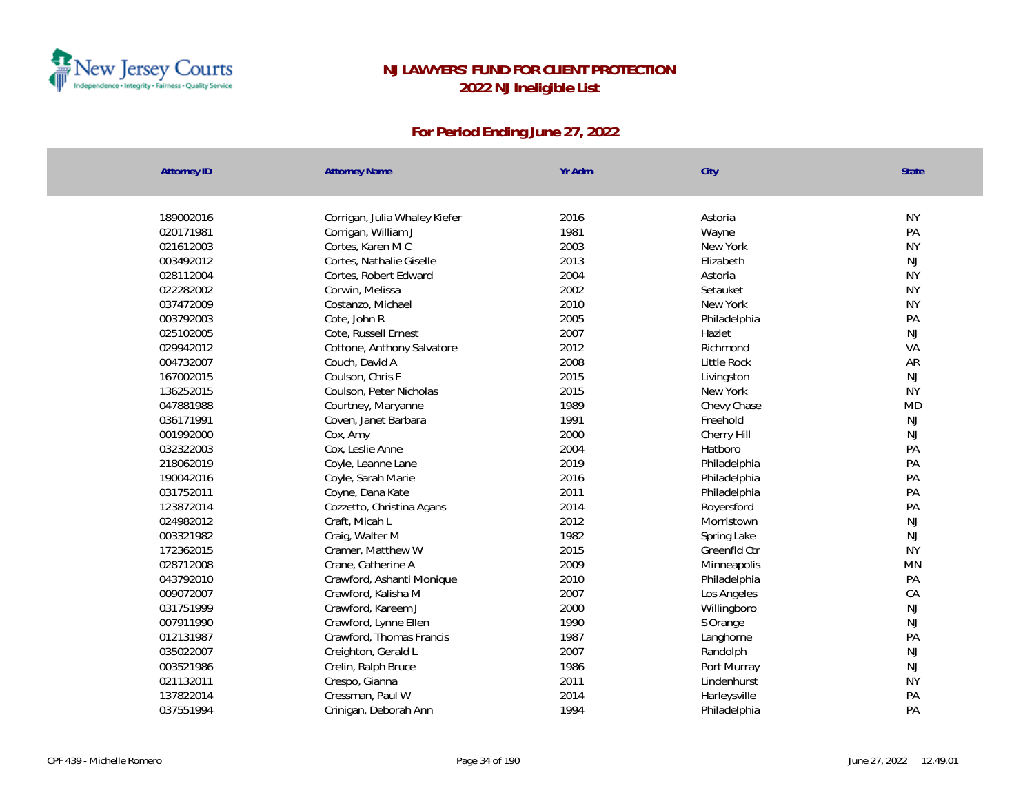# NJ LAWYERS' FUND FOR CLIENT PROTECTION

## 2022 NJ Ineligible List

### For Period Ending June 27, 2022

| Attorney ID | Attorney Name | Yr Adm | City | State |
|---|---|---|---|---|
| 189002016 | Corrigan, Julia Whaley Kiefer | 2016 | Astoria | NY |
| 020171981 | Corrigan, William J | 1981 | Wayne | PA |
| 021612003 | Cortes, Karen M C | 2003 | New York | NY |
| 003492012 | Cortes, Nathalie Giselle | 2013 | Elizabeth | NJ |
| 028112004 | Cortes, Robert Edward | 2004 | Astoria | NY |
| 022282002 | Corwin, Melissa | 2002 | Setauket | NY |
| 037472009 | Costanzo, Michael | 2010 | New York | NY |
| 003792003 | Cote, John R | 2005 | Philadelphia | PA |
| 025102005 | Cote, Russell Ernest | 2007 | Hazlet | NJ |
| 029942012 | Cottone, Anthony Salvatore | 2012 | Richmond | VA |
| 004732007 | Couch, David A | 2008 | Little Rock | AR |
| 167002015 | Coulson, Chris F | 2015 | Livingston | NJ |
| 136252015 | Coulson, Peter Nicholas | 2015 | New York | NY |
| 047881988 | Courtney, Maryanne | 1989 | Chevy Chase | MD |
| 036171991 | Coven, Janet Barbara | 1991 | Freehold | NJ |
| 001992000 | Cox, Amy | 2000 | Cherry Hill | NJ |
| 032322003 | Cox, Leslie Anne | 2004 | Hatboro | PA |
| 218062019 | Coyle, Leanne Lane | 2019 | Philadelphia | PA |
| 190042016 | Coyle, Sarah Marie | 2016 | Philadelphia | PA |
| 031752011 | Coyne, Dana Kate | 2011 | Philadelphia | PA |
| 123872014 | Cozzetto, Christina Agans | 2014 | Royersford | PA |
| 024982012 | Craft, Micah L | 2012 | Morristown | NJ |
| 003321982 | Craig, Walter M | 1982 | Spring Lake | NJ |
| 172362015 | Cramer, Matthew W | 2015 | Greenfld Ctr | NY |
| 028712008 | Crane, Catherine A | 2009 | Minneapolis | MN |
| 043792010 | Crawford, Ashanti Monique | 2010 | Philadelphia | PA |
| 009072007 | Crawford, Kalisha M | 2007 | Los Angeles | CA |
| 031751999 | Crawford, Kareem J | 2000 | Willingboro | NJ |
| 007911990 | Crawford, Lynne Ellen | 1990 | S Orange | NJ |
| 012131987 | Crawford, Thomas Francis | 1987 | Langhorne | PA |
| 035022007 | Creighton, Gerald L | 2007 | Randolph | NJ |
| 003521986 | Crelin, Ralph Bruce | 1986 | Port Murray | NJ |
| 021132011 | Crespo, Gianna | 2011 | Lindenhurst | NY |
| 137822014 | Cressman, Paul W | 2014 | Harleysville | PA |
| 037551994 | Crinigan, Deborah Ann | 1994 | Philadelphia | PA |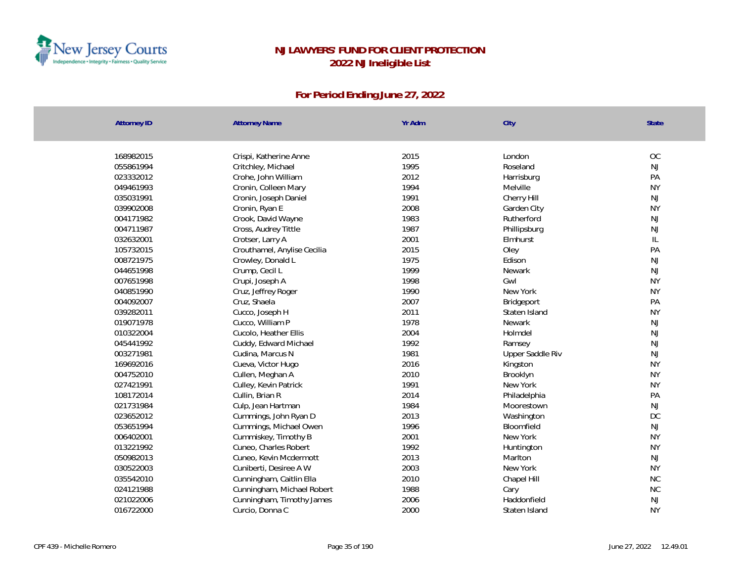# NJ LAWYERS' FUND FOR CLIENT PROTECTION
## 2022 NJ Ineligible List

### For Period Ending June 27, 2022

| Attorney ID | Attorney Name | Yr Adm | City | State |
|---|---|---|---|---|
| 168982015 | Crispi, Katherine Anne | 2015 | London | OC |
| 055861994 | Critchley, Michael | 1995 | Roseland | NJ |
| 023332012 | Crohe, John William | 2012 | Harrisburg | PA |
| 049461993 | Cronin, Colleen Mary | 1994 | Melville | NY |
| 035031991 | Cronin, Joseph Daniel | 1991 | Cherry Hill | NJ |
| 039902008 | Cronin, Ryan E | 2008 | Garden City | NY |
| 004171982 | Crook, David Wayne | 1983 | Rutherford | NJ |
| 004711987 | Cross, Audrey Tittle | 1987 | Phillipsburg | NJ |
| 032632001 | Crotser, Larry A | 2001 | Elmhurst | IL |
| 105732015 | Crouthamel, Anylise Cecilia | 2015 | Oley | PA |
| 008721975 | Crowley, Donald L | 1975 | Edison | NJ |
| 044651998 | Crump, Cecil L | 1999 | Newark | NJ |
| 007651998 | Crupi, Joseph A | 1998 | Gwl | NY |
| 040851990 | Cruz, Jeffrey Roger | 1990 | New York | NY |
| 004092007 | Cruz, Shaela | 2007 | Bridgeport | PA |
| 039282011 | Cucco, Joseph H | 2011 | Staten Island | NY |
| 019071978 | Cucco, William P | 1978 | Newark | NJ |
| 010322004 | Cucolo, Heather Ellis | 2004 | Holmdel | NJ |
| 045441992 | Cuddy, Edward Michael | 1992 | Ramsey | NJ |
| 003271981 | Cudina, Marcus N | 1981 | Upper Saddle Riv | NJ |
| 169692016 | Cueva, Victor Hugo | 2016 | Kingston | NY |
| 004752010 | Cullen, Meghan A | 2010 | Brooklyn | NY |
| 027421991 | Culley, Kevin Patrick | 1991 | New York | NY |
| 108172014 | Cullin, Brian R | 2014 | Philadelphia | PA |
| 021731984 | Culp, Jean Hartman | 1984 | Moorestown | NJ |
| 023652012 | Cummings, John Ryan D | 2013 | Washington | DC |
| 053651994 | Cummings, Michael Owen | 1996 | Bloomfield | NJ |
| 006402001 | Cummiskey, Timothy B | 2001 | New York | NY |
| 013221992 | Cuneo, Charles Robert | 1992 | Huntington | NY |
| 050982013 | Cuneo, Kevin Mcdermott | 2013 | Marlton | NJ |
| 030522003 | Cuniberti, Desiree A W | 2003 | New York | NY |
| 035542010 | Cunningham, Caitlin Ella | 2010 | Chapel Hill | NC |
| 024121988 | Cunningham, Michael Robert | 1988 | Cary | NC |
| 021022006 | Cunningham, Timothy James | 2006 | Haddonfield | NJ |
| 016722000 | Curcio, Donna C | 2000 | Staten Island | NY |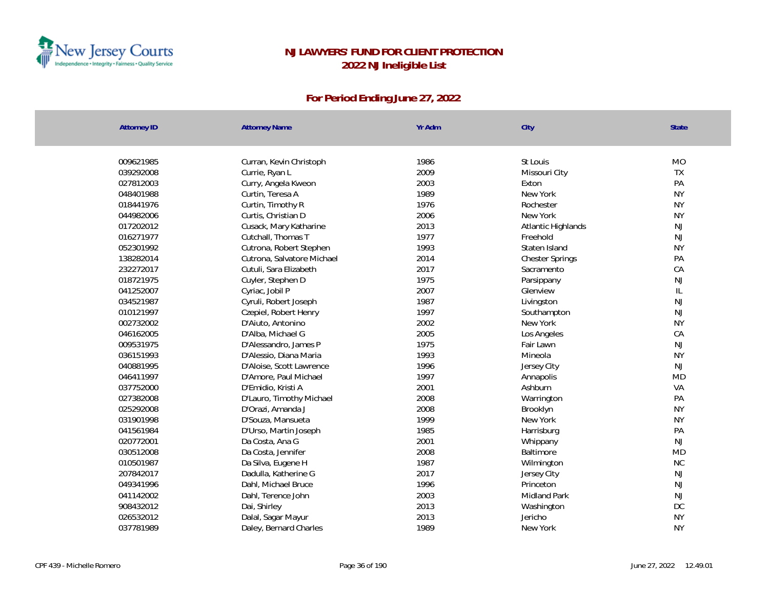# NJ LAWYERS' FUND FOR CLIENT PROTECTION
## 2022 NJ Ineligible List

### For Period Ending June 27, 2022

| Attorney ID | Attorney Name | Yr Adm | City | State |
|---|---|---|---|---|
| 009621985 | Curran, Kevin Christoph | 1986 | St Louis | MO |
| 039292008 | Currie, Ryan L | 2009 | Missouri City | TX |
| 027812003 | Curry, Angela Kweon | 2003 | Exton | PA |
| 048401988 | Curtin, Teresa A | 1989 | New York | NY |
| 018441976 | Curtin, Timothy R | 1976 | Rochester | NY |
| 044982006 | Curtis, Christian D | 2006 | New York | NY |
| 017202012 | Cusack, Mary Katharine | 2013 | Atlantic Highlands | NJ |
| 016271977 | Cutchall, Thomas T | 1977 | Freehold | NJ |
| 052301992 | Cutrona, Robert Stephen | 1993 | Staten Island | NY |
| 138282014 | Cutrona, Salvatore Michael | 2014 | Chester Springs | PA |
| 232272017 | Cutuli, Sara Elizabeth | 2017 | Sacramento | CA |
| 018721975 | Cuyler, Stephen D | 1975 | Parsippany | NJ |
| 041252007 | Cyriac, Jobil P | 2007 | Glenview | IL |
| 034521987 | Cyruli, Robert Joseph | 1987 | Livingston | NJ |
| 010121997 | Czepiel, Robert Henry | 1997 | Southampton | NJ |
| 002732002 | D'Aiuto, Antonino | 2002 | New York | NY |
| 046162005 | D'Alba, Michael G | 2005 | Los Angeles | CA |
| 009531975 | D'Alessandro, James P | 1975 | Fair Lawn | NJ |
| 036151993 | D'Alessio, Diana Maria | 1993 | Mineola | NY |
| 040881995 | D'Aloise, Scott Lawrence | 1996 | Jersey City | NJ |
| 046411997 | D'Amore, Paul Michael | 1997 | Annapolis | MD |
| 037752000 | D'Emidio, Kristi A | 2001 | Ashburn | VA |
| 027382008 | D'Lauro, Timothy Michael | 2008 | Warrington | PA |
| 025292008 | D'Orazi, Amanda J | 2008 | Brooklyn | NY |
| 031901998 | D'Souza, Mansueta | 1999 | New York | NY |
| 041561984 | D'Urso, Martin Joseph | 1985 | Harrisburg | PA |
| 020772001 | Da Costa, Ana G | 2001 | Whippany | NJ |
| 030512008 | Da Costa, Jennifer | 2008 | Baltimore | MD |
| 010501987 | Da Silva, Eugene H | 1987 | Wilmington | NC |
| 207842017 | Dadulla, Katherine G | 2017 | Jersey City | NJ |
| 049341996 | Dahl, Michael Bruce | 1996 | Princeton | NJ |
| 041142002 | Dahl, Terence John | 2003 | Midland Park | NJ |
| 908432012 | Dai, Shirley | 2013 | Washington | DC |
| 026532012 | Dalal, Sagar Mayur | 2013 | Jericho | NY |
| 037781989 | Daley, Bernard Charles | 1989 | New York | NY |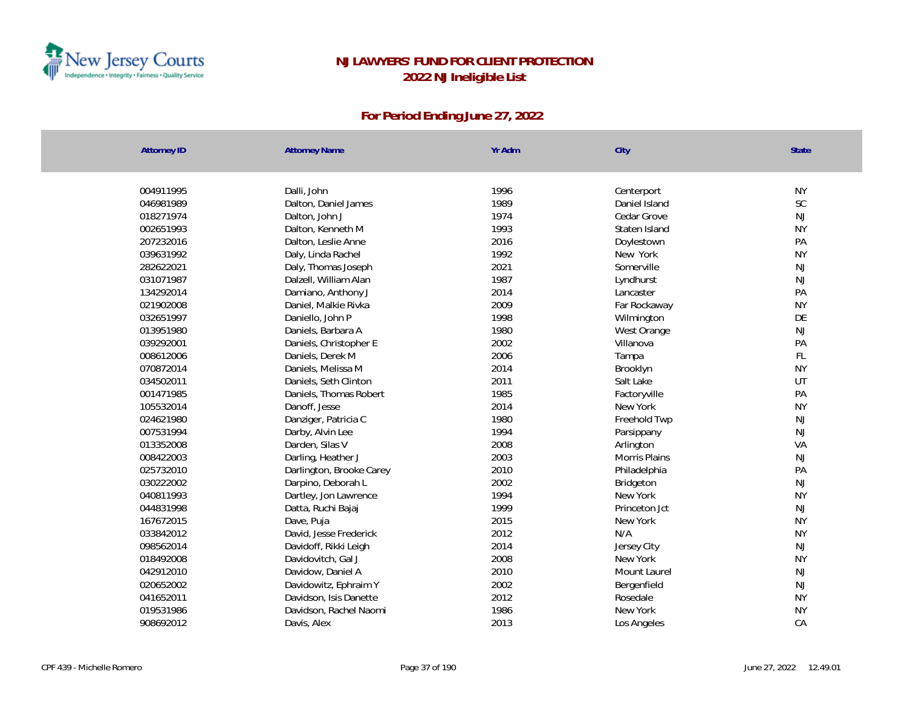# NJ LAWYERS' FUND FOR CLIENT PROTECTION
## 2022 NJ Ineligible List

### For Period Ending June 27, 2022

| Attorney ID | Attorney Name | Yr Adm | City | State |
|---|---|---|---|---|
| 004911995 | Dalli, John | 1996 | Centerport | NY |
| 046981989 | Dalton, Daniel James | 1989 | Daniel Island | SC |
| 018271974 | Dalton, John J | 1974 | Cedar Grove | NJ |
| 002651993 | Dalton, Kenneth M | 1993 | Staten Island | NY |
| 207232016 | Dalton, Leslie Anne | 2016 | Doylestown | PA |
| 039631992 | Daly, Linda Rachel | 1992 | New York | NY |
| 282622021 | Daly, Thomas Joseph | 2021 | Somerville | NJ |
| 031071987 | Dalzell, William Alan | 1987 | Lyndhurst | NJ |
| 134292014 | Damiano, Anthony J | 2014 | Lancaster | PA |
| 021902008 | Daniel, Malkie Rivka | 2009 | Far Rockaway | NY |
| 032651997 | Daniello, John P | 1998 | Wilmington | DE |
| 013951980 | Daniels, Barbara A | 1980 | West Orange | NJ |
| 039292001 | Daniels, Christopher E | 2002 | Villanova | PA |
| 008612006 | Daniels, Derek M | 2006 | Tampa | FL |
| 070872014 | Daniels, Melissa M | 2014 | Brooklyn | NY |
| 034502011 | Daniels, Seth Clinton | 2011 | Salt Lake | UT |
| 001471985 | Daniels, Thomas Robert | 1985 | Factoryville | PA |
| 105532014 | Danoff, Jesse | 2014 | New York | NY |
| 024621980 | Danziger, Patricia C | 1980 | Freehold Twp | NJ |
| 007531994 | Darby, Alvin Lee | 1994 | Parsippany | NJ |
| 013352008 | Darden, Silas V | 2008 | Arlington | VA |
| 008422003 | Darling, Heather J | 2003 | Morris Plains | NJ |
| 025732010 | Darlington, Brooke Carey | 2010 | Philadelphia | PA |
| 030222002 | Darpino, Deborah L | 2002 | Bridgeton | NJ |
| 040811993 | Dartley, Jon Lawrence | 1994 | New York | NY |
| 044831998 | Datta, Ruchi Bajaj | 1999 | Princeton Jct | NJ |
| 167672015 | Dave, Puja | 2015 | New York | NY |
| 033842012 | David, Jesse Frederick | 2012 | N/A | NY |
| 098562014 | Davidoff, Rikki Leigh | 2014 | Jersey City | NJ |
| 018492008 | Davidovitch, Gal J | 2008 | New York | NY |
| 042912010 | Davidow, Daniel A | 2010 | Mount Laurel | NJ |
| 020652002 | Davidowitz, Ephraim Y | 2002 | Bergenfield | NJ |
| 041652011 | Davidson, Isis Danette | 2012 | Rosedale | NY |
| 019531986 | Davidson, Rachel Naomi | 1986 | New York | NY |
| 908692012 | Davis, Alex | 2013 | Los Angeles | CA |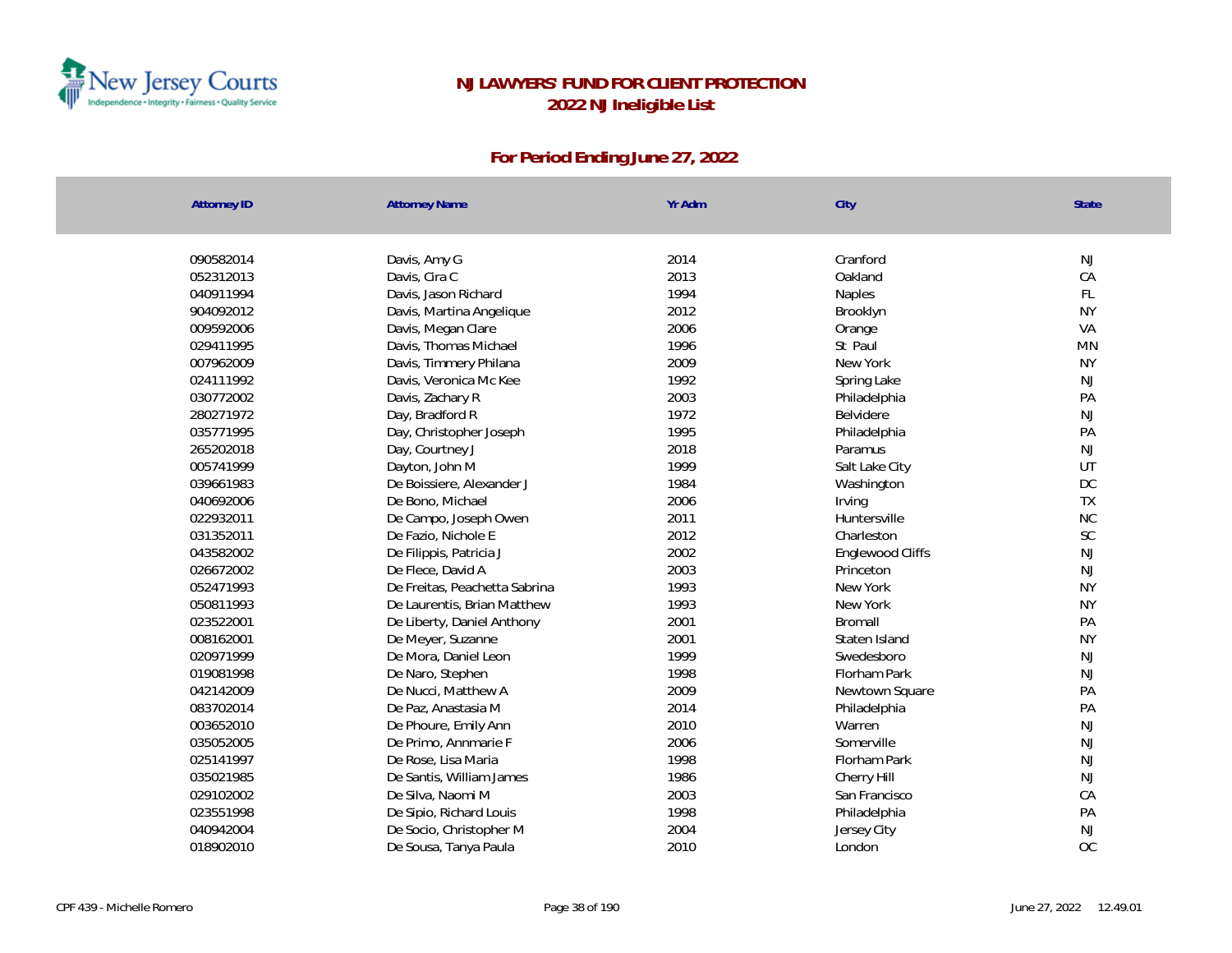# NJ LAWYERS' FUND FOR CLIENT PROTECTION

## 2022 NJ Ineligible List

### For Period Ending June 27, 2022

| Attorney ID | Attorney Name | Yr Adm | City | State |
|---|---|---|---|---|
| 090582014 | Davis, Amy G | 2014 | Cranford | NJ |
| 052312013 | Davis, Cira C | 2013 | Oakland | CA |
| 040911994 | Davis, Jason Richard | 1994 | Naples | FL |
| 904092012 | Davis, Martina Angelique | 2012 | Brooklyn | NY |
| 009592006 | Davis, Megan Clare | 2006 | Orange | VA |
| 029411995 | Davis, Thomas Michael | 1996 | St Paul | MN |
| 007962009 | Davis, Timmery Philana | 2009 | New York | NY |
| 024111992 | Davis, Veronica Mc Kee | 1992 | Spring Lake | NJ |
| 030772002 | Davis, Zachary R | 2003 | Philadelphia | PA |
| 280271972 | Day, Bradford R | 1972 | Belvidere | NJ |
| 035771995 | Day, Christopher Joseph | 1995 | Philadelphia | PA |
| 265202018 | Day, Courtney J | 2018 | Paramus | NJ |
| 005741999 | Dayton, John M | 1999 | Salt Lake City | UT |
| 039661983 | De Boissiere, Alexander J | 1984 | Washington | DC |
| 040692006 | De Bono, Michael | 2006 | Irving | TX |
| 022932011 | De Campo, Joseph Owen | 2011 | Huntersville | NC |
| 031352011 | De Fazio, Nichole E | 2012 | Charleston | SC |
| 043582002 | De Filippis, Patricia J | 2002 | Englewood Cliffs | NJ |
| 026672002 | De Flece, David A | 2003 | Princeton | NJ |
| 052471993 | De Freitas, Peachetta Sabrina | 1993 | New York | NY |
| 050811993 | De Laurentis, Brian Matthew | 1993 | New York | NY |
| 023522001 | De Liberty, Daniel Anthony | 2001 | Bromall | PA |
| 008162001 | De Meyer, Suzanne | 2001 | Staten Island | NY |
| 020971999 | De Mora, Daniel Leon | 1999 | Swedesboro | NJ |
| 019081998 | De Naro, Stephen | 1998 | Florham Park | NJ |
| 042142009 | De Nucci, Matthew A | 2009 | Newtown Square | PA |
| 083702014 | De Paz, Anastasia M | 2014 | Philadelphia | PA |
| 003652010 | De Phoure, Emily Ann | 2010 | Warren | NJ |
| 035052005 | De Primo, Annmarie F | 2006 | Somerville | NJ |
| 025141997 | De Rose, Lisa Maria | 1998 | Florham Park | NJ |
| 035021985 | De Santis, William James | 1986 | Cherry Hill | NJ |
| 029102002 | De Silva, Naomi M | 2003 | San Francisco | CA |
| 023551998 | De Sipio, Richard Louis | 1998 | Philadelphia | PA |
| 040942004 | De Socio, Christopher M | 2004 | Jersey City | NJ |
| 018902010 | De Sousa, Tanya Paula | 2010 | London | OC |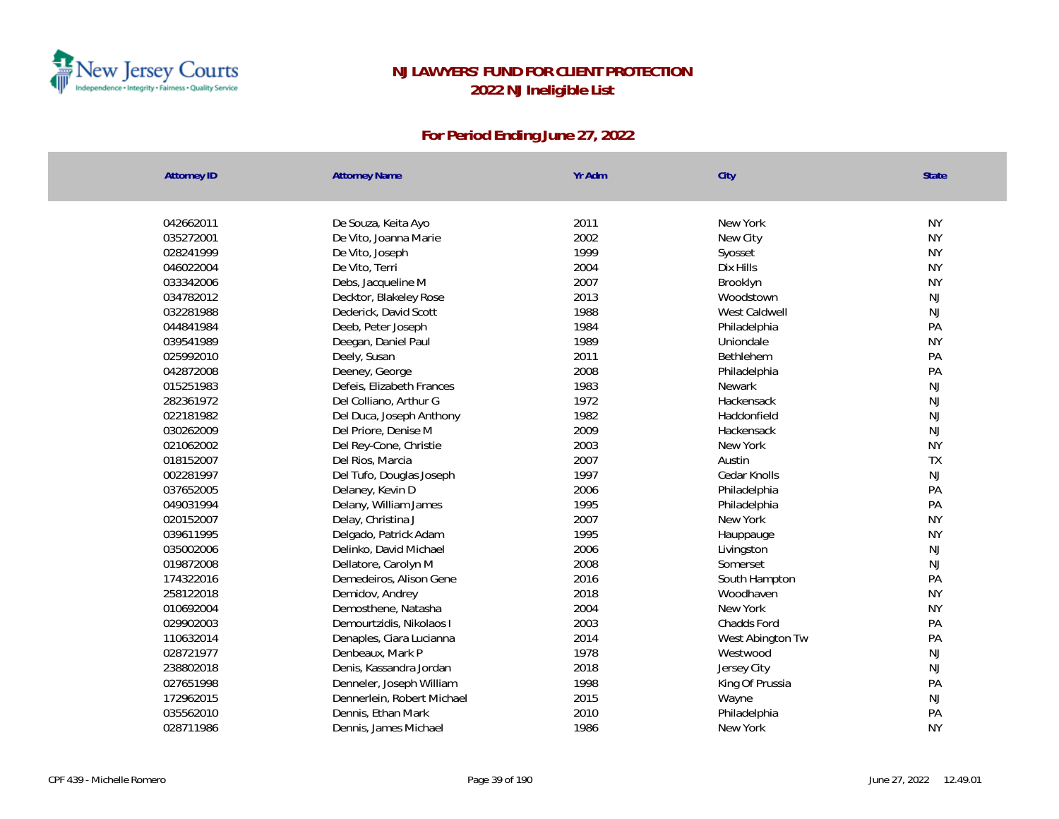# NJ LAWYERS' FUND FOR CLIENT PROTECTION

## 2022 NJ Ineligible List

### For Period Ending June 27, 2022

| Attorney ID | Attorney Name | Yr Adm | City | State |
|---|---|---|---|---|
| 042662011 | De Souza, Keita Ayo | 2011 | New York | NY |
| 035272001 | De Vito, Joanna Marie | 2002 | New City | NY |
| 028241999 | De Vito, Joseph | 1999 | Syosset | NY |
| 046022004 | De Vito, Terri | 2004 | Dix Hills | NY |
| 033342006 | Debs, Jacqueline M | 2007 | Brooklyn | NY |
| 034782012 | Decktor, Blakeley Rose | 2013 | Woodstown | NJ |
| 032281988 | Dederick, David Scott | 1988 | West Caldwell | NJ |
| 044841984 | Deeb, Peter Joseph | 1984 | Philadelphia | PA |
| 039541989 | Deegan, Daniel Paul | 1989 | Uniondale | NY |
| 025992010 | Deely, Susan | 2011 | Bethlehem | PA |
| 042872008 | Deeney, George | 2008 | Philadelphia | PA |
| 015251983 | Defeis, Elizabeth Frances | 1983 | Newark | NJ |
| 282361972 | Del Colliano, Arthur G | 1972 | Hackensack | NJ |
| 022181982 | Del Duca, Joseph Anthony | 1982 | Haddonfield | NJ |
| 030262009 | Del Priore, Denise M | 2009 | Hackensack | NJ |
| 021062002 | Del Rey-Cone, Christie | 2003 | New York | NY |
| 018152007 | Del Rios, Marcia | 2007 | Austin | TX |
| 002281997 | Del Tufo, Douglas Joseph | 1997 | Cedar Knolls | NJ |
| 037652005 | Delaney, Kevin D | 2006 | Philadelphia | PA |
| 049031994 | Delany, William James | 1995 | Philadelphia | PA |
| 020152007 | Delay, Christina J | 2007 | New York | NY |
| 039611995 | Delgado, Patrick Adam | 1995 | Hauppauge | NY |
| 035002006 | Delinko, David Michael | 2006 | Livingston | NJ |
| 019872008 | Dellatore, Carolyn M | 2008 | Somerset | NJ |
| 174322016 | Demedeiros, Alison Gene | 2016 | South Hampton | PA |
| 258122018 | Demidov, Andrey | 2018 | Woodhaven | NY |
| 010692004 | Demosthene, Natasha | 2004 | New York | NY |
| 029902003 | Demourtzidis, Nikolaos I | 2003 | Chadds Ford | PA |
| 110632014 | Denaples, Ciara Lucianna | 2014 | West Abington Tw | PA |
| 028721977 | Denbeaux, Mark P | 1978 | Westwood | NJ |
| 238802018 | Denis, Kassandra Jordan | 2018 | Jersey City | NJ |
| 027651998 | Denneler, Joseph William | 1998 | King Of Prussia | PA |
| 172962015 | Dennerlein, Robert Michael | 2015 | Wayne | NJ |
| 035562010 | Dennis, Ethan Mark | 2010 | Philadelphia | PA |
| 028711986 | Dennis, James Michael | 1986 | New York | NY |

CPF 439 - Michelle Romero

June 27, 2022 12.49.01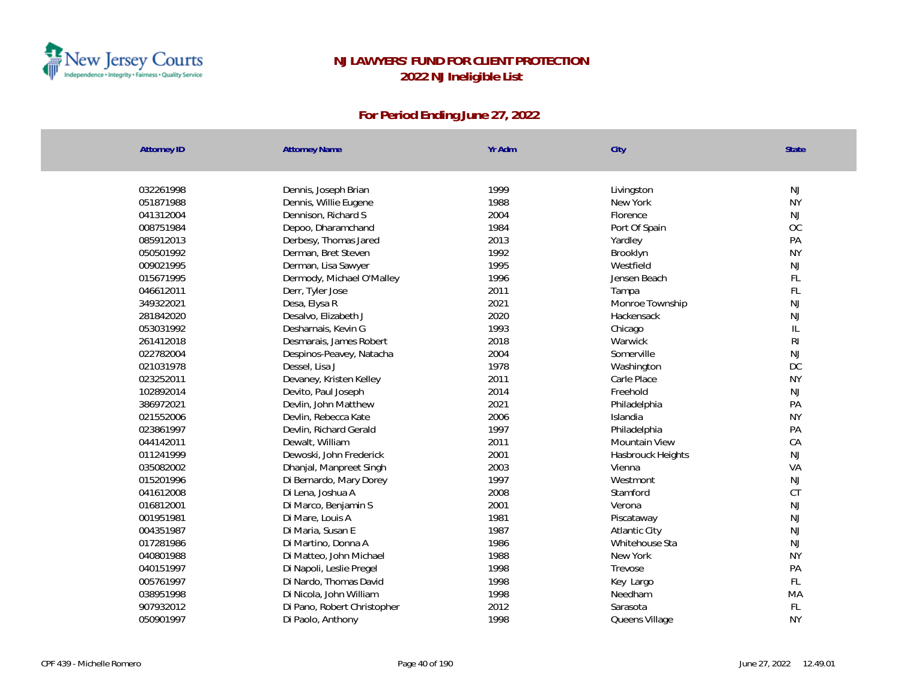# NJ LAWYERS' FUND FOR CLIENT PROTECTION

## 2022 NJ Ineligible List

### For Period Ending June 27, 2022

| Attorney ID | Attorney Name | Yr Adm | City | State |
|---|---|---|---|---|
| 032261998 | Dennis, Joseph Brian | 1999 | Livingston | NJ |
| 051871988 | Dennis, Willie Eugene | 1988 | New York | NY |
| 041312004 | Dennison, Richard S | 2004 | Florence | NJ |
| 008751984 | Depoo, Dharamchand | 1984 | Port Of Spain | OC |
| 085912013 | Derbesy, Thomas Jared | 2013 | Yardley | PA |
| 050501992 | Derman, Bret Steven | 1992 | Brooklyn | NY |
| 009021995 | Derman, Lisa Sawyer | 1995 | Westfield | NJ |
| 015671995 | Dermody, Michael O'Malley | 1996 | Jensen Beach | FL |
| 046612011 | Derr, Tyler Jose | 2011 | Tampa | FL |
| 349322021 | Desa, Elysa R | 2021 | Monroe Township | NJ |
| 281842020 | Desalvo, Elizabeth J | 2020 | Hackensack | NJ |
| 053031992 | Desharnais, Kevin G | 1993 | Chicago | IL |
| 261412018 | Desmarais, James Robert | 2018 | Warwick | RI |
| 022782004 | Despinos-Peavey, Natacha | 2004 | Somerville | NJ |
| 021031978 | Dessel, Lisa J | 1978 | Washington | DC |
| 023252011 | Devaney, Kristen Kelley | 2011 | Carle Place | NY |
| 102892014 | Devito, Paul Joseph | 2014 | Freehold | NJ |
| 386972021 | Devlin, John Matthew | 2021 | Philadelphia | PA |
| 021552006 | Devlin, Rebecca Kate | 2006 | Islandia | NY |
| 023861997 | Devlin, Richard Gerald | 1997 | Philadelphia | PA |
| 044142011 | Dewalt, William | 2011 | Mountain View | CA |
| 011241999 | Dewoski, John Frederick | 2001 | Hasbrouck Heights | NJ |
| 035082002 | Dhanjal, Manpreet Singh | 2003 | Vienna | VA |
| 015201996 | Di Bernardo, Mary Dorey | 1997 | Westmont | NJ |
| 041612008 | Di Lena, Joshua A | 2008 | Stamford | CT |
| 016812001 | Di Marco, Benjamin S | 2001 | Verona | NJ |
| 001951981 | Di Mare, Louis A | 1981 | Piscataway | NJ |
| 004351987 | Di Maria, Susan E | 1987 | Atlantic City | NJ |
| 017281986 | Di Martino, Donna A | 1986 | Whitehouse Sta | NJ |
| 040801988 | Di Matteo, John Michael | 1988 | New York | NY |
| 040151997 | Di Napoli, Leslie Pregel | 1998 | Trevose | PA |
| 005761997 | Di Nardo, Thomas David | 1998 | Key Largo | FL |
| 038951998 | Di Nicola, John William | 1998 | Needham | MA |
| 907932012 | Di Pano, Robert Christopher | 2012 | Sarasota | FL |
| 050901997 | Di Paolo, Anthony | 1998 | Queens Village | NY |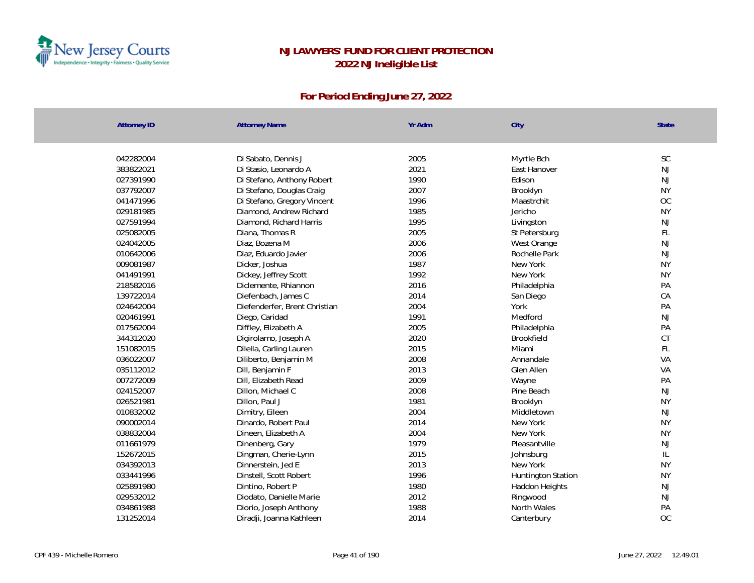# NJ LAWYERS' FUND FOR CLIENT PROTECTION
## 2022 NJ Ineligible List

### For Period Ending June 27, 2022

| Attorney ID | Attorney Name | Yr Adm | City | State |
|---|---|---|---|---|
| 042282004 | Di Sabato, Dennis J | 2005 | Myrtle Bch | SC |
| 383822021 | Di Stasio, Leonardo A | 2021 | East Hanover | NJ |
| 027391990 | Di Stefano, Anthony Robert | 1990 | Edison | NJ |
| 037792007 | Di Stefano, Douglas Craig | 2007 | Brooklyn | NY |
| 041471996 | Di Stefano, Gregory Vincent | 1996 | Maastrchit | OC |
| 029181985 | Diamond, Andrew Richard | 1985 | Jericho | NY |
| 027591994 | Diamond, Richard Harris | 1995 | Livingston | NJ |
| 025082005 | Diana, Thomas R | 2005 | St Petersburg | FL |
| 024042005 | Diaz, Bozena M | 2006 | West Orange | NJ |
| 010642006 | Diaz, Eduardo Javier | 2006 | Rochelle Park | NJ |
| 009081987 | Dicker, Joshua | 1987 | New York | NY |
| 041491991 | Dickey, Jeffrey Scott | 1992 | New York | NY |
| 218582016 | Diclemente, Rhiannon | 2016 | Philadelphia | PA |
| 139722014 | Diefenbach, James C | 2014 | San Diego | CA |
| 024642004 | Diefenderfer, Brent Christian | 2004 | York | PA |
| 020461991 | Diego, Caridad | 1991 | Medford | NJ |
| 017562004 | Diffley, Elizabeth A | 2005 | Philadelphia | PA |
| 344312020 | Digirolamo, Joseph A | 2020 | Brookfield | CT |
| 151082015 | Dilella, Carling Lauren | 2015 | Miami | FL |
| 036022007 | Diliberto, Benjamin M | 2008 | Annandale | VA |
| 035112012 | Dill, Benjamin F | 2013 | Glen Allen | VA |
| 007272009 | Dill, Elizabeth Read | 2009 | Wayne | PA |
| 024152007 | Dillon, Michael C | 2008 | Pine Beach | NJ |
| 026521981 | Dillon, Paul J | 1981 | Brooklyn | NY |
| 010832002 | Dimitry, Eileen | 2004 | Middletown | NJ |
| 090002014 | Dinardo, Robert Paul | 2014 | New York | NY |
| 038832004 | Dineen, Elizabeth A | 2004 | New York | NY |
| 011661979 | Dinenberg, Gary | 1979 | Pleasantville | NJ |
| 152672015 | Dingman, Cherie-Lynn | 2015 | Johnsburg | IL |
| 034392013 | Dinnerstein, Jed E | 2013 | New York | NY |
| 033441996 | Dinstell, Scott Robert | 1996 | Huntington Station | NY |
| 025891980 | Dintino, Robert P | 1980 | Haddon Heights | NJ |
| 029532012 | Diodato, Danielle Marie | 2012 | Ringwood | NJ |
| 034861988 | Diorio, Joseph Anthony | 1988 | North Wales | PA |
| 131252014 | Diradji, Joanna Kathleen | 2014 | Canterbury | OC |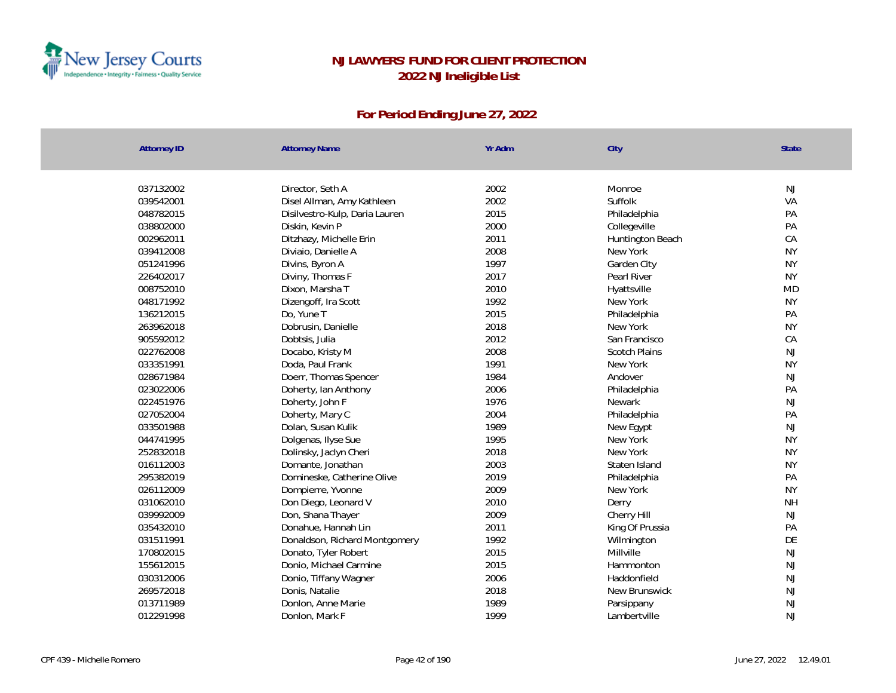# NJ LAWYERS' FUND FOR CLIENT PROTECTION
## 2022 NJ Ineligible List

### For Period Ending June 27, 2022

| Attorney ID | Attorney Name | Yr Adm | City | State |
|---|---|---|---|---|
| 037132002 | Director, Seth A | 2002 | Monroe | NJ |
| 039542001 | Disel Allman, Amy Kathleen | 2002 | Suffolk | VA |
| 048782015 | Disilvestro-Kulp, Daria Lauren | 2015 | Philadelphia | PA |
| 038802000 | Diskin, Kevin P | 2000 | Collegeville | PA |
| 002962011 | Ditzhazy, Michelle Erin | 2011 | Huntington Beach | CA |
| 039412008 | Diviaio, Danielle A | 2008 | New York | NY |
| 051241996 | Divins, Byron A | 1997 | Garden City | NY |
| 226402017 | Diviny, Thomas F | 2017 | Pearl River | NY |
| 008752010 | Dixon, Marsha T | 2010 | Hyattsville | MD |
| 048171992 | Dizengoff, Ira Scott | 1992 | New York | NY |
| 136212015 | Do, Yune T | 2015 | Philadelphia | PA |
| 263962018 | Dobrusin, Danielle | 2018 | New York | NY |
| 905592012 | Dobtsis, Julia | 2012 | San Francisco | CA |
| 022762008 | Docabo, Kristy M | 2008 | Scotch Plains | NJ |
| 033351991 | Doda, Paul Frank | 1991 | New York | NY |
| 028671984 | Doerr, Thomas Spencer | 1984 | Andover | NJ |
| 023022006 | Doherty, Ian Anthony | 2006 | Philadelphia | PA |
| 022451976 | Doherty, John F | 1976 | Newark | NJ |
| 027052004 | Doherty, Mary C | 2004 | Philadelphia | PA |
| 033501988 | Dolan, Susan Kulik | 1989 | New Egypt | NJ |
| 044741995 | Dolgenas, Ilyse Sue | 1995 | New York | NY |
| 252832018 | Dolinsky, Jaclyn Cheri | 2018 | New York | NY |
| 016112003 | Domante, Jonathan | 2003 | Staten Island | NY |
| 295382019 | Domineske, Catherine Olive | 2019 | Philadelphia | PA |
| 026112009 | Dompierre, Yvonne | 2009 | New York | NY |
| 031062010 | Don Diego, Leonard V | 2010 | Derry | NH |
| 039992009 | Don, Shana Thayer | 2009 | Cherry Hill | NJ |
| 035432010 | Donahue, Hannah Lin | 2011 | King Of Prussia | PA |
| 031511991 | Donaldson, Richard Montgomery | 1992 | Wilmington | DE |
| 170802015 | Donato, Tyler Robert | 2015 | Millville | NJ |
| 155612015 | Donio, Michael Carmine | 2015 | Hammonton | NJ |
| 030312006 | Donio, Tiffany Wagner | 2006 | Haddonfield | NJ |
| 269572018 | Donis, Natalie | 2018 | New Brunswick | NJ |
| 013711989 | Donlon, Anne Marie | 1989 | Parsippany | NJ |
| 012291998 | Donlon, Mark F | 1999 | Lambertville | NJ |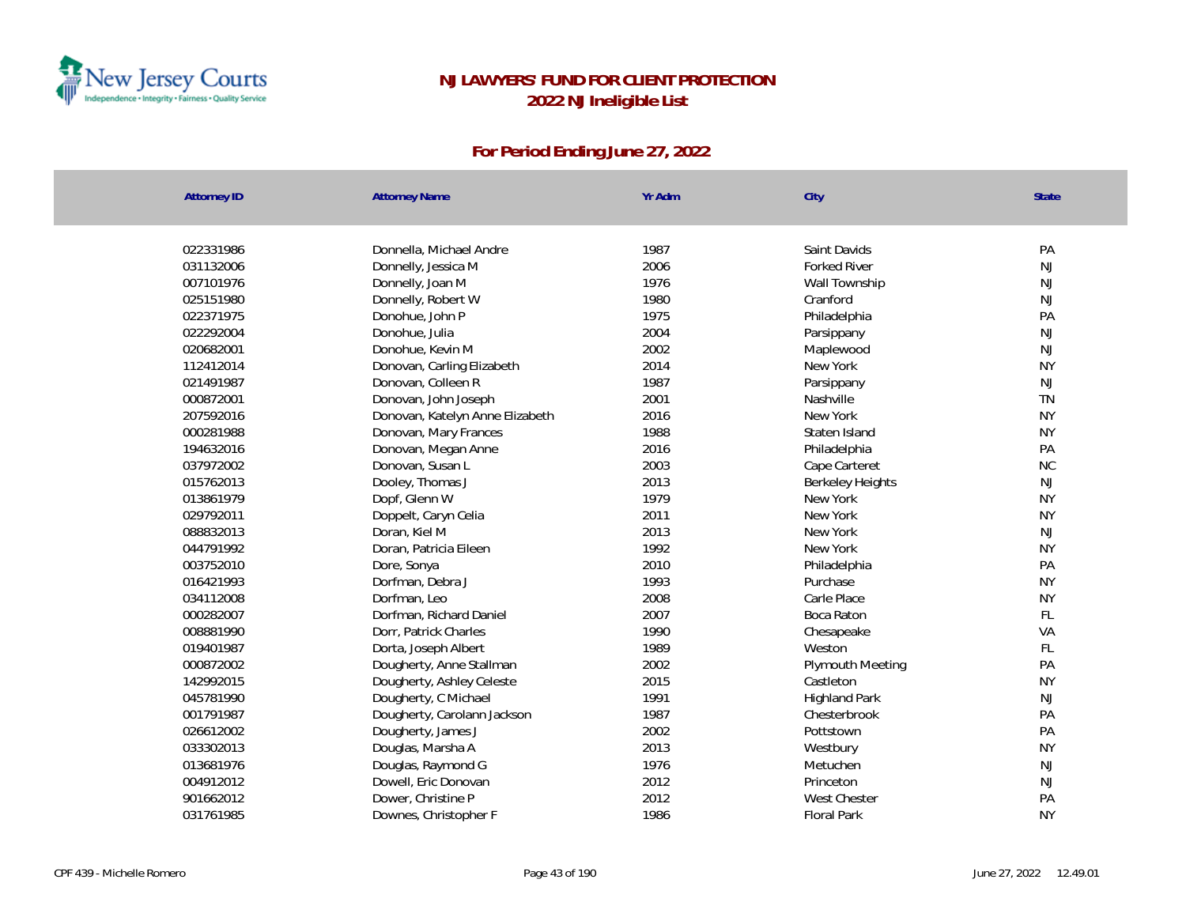# NJ LAWYERS' FUND FOR CLIENT PROTECTION
## 2022 NJ Ineligible List

### For Period Ending June 27, 2022

| Attorney ID | Attorney Name | Yr Adm | City | State |
|---|---|---|---|---|
| 022331986 | Donnella, Michael Andre | 1987 | Saint Davids | PA |
| 031132006 | Donnelly, Jessica M | 2006 | Forked River | NJ |
| 007101976 | Donnelly, Joan M | 1976 | Wall Township | NJ |
| 025151980 | Donnelly, Robert W | 1980 | Cranford | NJ |
| 022371975 | Donohue, John P | 1975 | Philadelphia | PA |
| 022292004 | Donohue, Julia | 2004 | Parsippany | NJ |
| 020682001 | Donohue, Kevin M | 2002 | Maplewood | NJ |
| 112412014 | Donovan, Carling Elizabeth | 2014 | New York | NY |
| 021491987 | Donovan, Colleen R | 1987 | Parsippany | NJ |
| 000872001 | Donovan, John Joseph | 2001 | Nashville | TN |
| 207592016 | Donovan, Katelyn Anne Elizabeth | 2016 | New York | NY |
| 000281988 | Donovan, Mary Frances | 1988 | Staten Island | NY |
| 194632016 | Donovan, Megan Anne | 2016 | Philadelphia | PA |
| 037972002 | Donovan, Susan L | 2003 | Cape Carteret | NC |
| 015762013 | Dooley, Thomas J | 2013 | Berkeley Heights | NJ |
| 013861979 | Dopf, Glenn W | 1979 | New York | NY |
| 029792011 | Doppelt, Caryn Celia | 2011 | New York | NY |
| 088832013 | Doran, Kiel M | 2013 | New York | NJ |
| 044791992 | Doran, Patricia Eileen | 1992 | New York | NY |
| 003752010 | Dore, Sonya | 2010 | Philadelphia | PA |
| 016421993 | Dorfman, Debra J | 1993 | Purchase | NY |
| 034112008 | Dorfman, Leo | 2008 | Carle Place | NY |
| 000282007 | Dorfman, Richard Daniel | 2007 | Boca Raton | FL |
| 008881990 | Dorr, Patrick Charles | 1990 | Chesapeake | VA |
| 019401987 | Dorta, Joseph Albert | 1989 | Weston | FL |
| 000872002 | Dougherty, Anne Stallman | 2002 | Plymouth Meeting | PA |
| 142992015 | Dougherty, Ashley Celeste | 2015 | Castleton | NY |
| 045781990 | Dougherty, C Michael | 1991 | Highland Park | NJ |
| 001791987 | Dougherty, Carolann Jackson | 1987 | Chesterbrook | PA |
| 026612002 | Dougherty, James J | 2002 | Pottstown | PA |
| 033302013 | Douglas, Marsha A | 2013 | Westbury | NY |
| 013681976 | Douglas, Raymond G | 1976 | Metuchen | NJ |
| 004912012 | Dowell, Eric Donovan | 2012 | Princeton | NJ |
| 901662012 | Dower, Christine P | 2012 | West Chester | PA |
| 031761985 | Downes, Christopher F | 1986 | Floral Park | NY |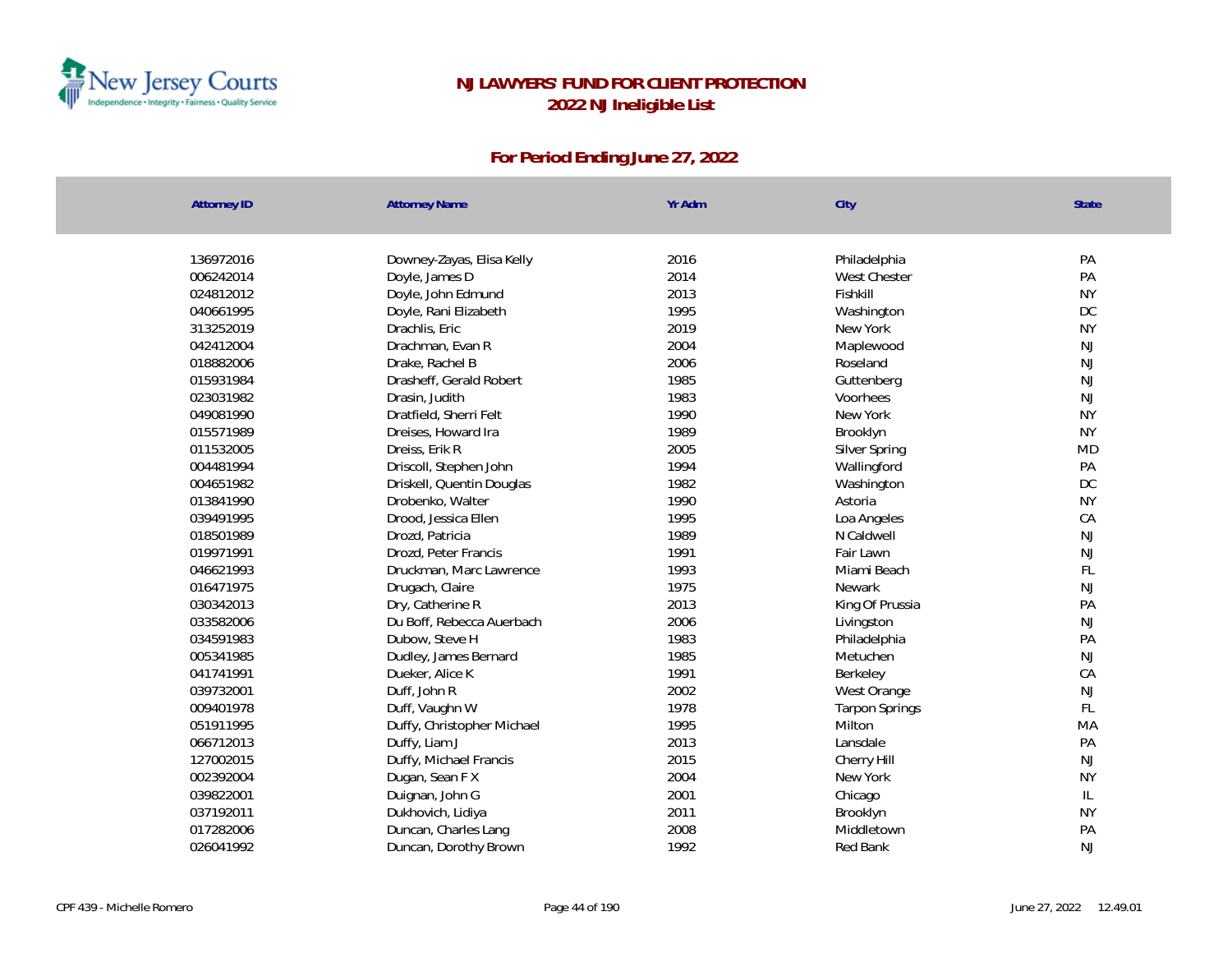# NJ LAWYERS' FUND FOR CLIENT PROTECTION
## 2022 NJ Ineligible List

### For Period Ending June 27, 2022

| Attorney ID | Attorney Name | Yr Adm | City | State |
|---|---|---|---|---|
| 136972016 | Downey-Zayas, Elisa Kelly | 2016 | Philadelphia | PA |
| 006242014 | Doyle, James D | 2014 | West Chester | PA |
| 024812012 | Doyle, John Edmund | 2013 | Fishkill | NY |
| 040661995 | Doyle, Rani Elizabeth | 1995 | Washington | DC |
| 313252019 | Drachlis, Eric | 2019 | New York | NY |
| 042412004 | Drachman, Evan R | 2004 | Maplewood | NJ |
| 018882006 | Drake, Rachel B | 2006 | Roseland | NJ |
| 015931984 | Drasheff, Gerald Robert | 1985 | Guttenberg | NJ |
| 023031982 | Drasin, Judith | 1983 | Voorhees | NJ |
| 049081990 | Dratfield, Sherri Felt | 1990 | New York | NY |
| 015571989 | Dreises, Howard Ira | 1989 | Brooklyn | NY |
| 011532005 | Dreiss, Erik R | 2005 | Silver Spring | MD |
| 004481994 | Driscoll, Stephen John | 1994 | Wallingford | PA |
| 004651982 | Driskell, Quentin Douglas | 1982 | Washington | DC |
| 013841990 | Drobenko, Walter | 1990 | Astoria | NY |
| 039491995 | Drood, Jessica Ellen | 1995 | Loa Angeles | CA |
| 018501989 | Drozd, Patricia | 1989 | N Caldwell | NJ |
| 019971991 | Drozd, Peter Francis | 1991 | Fair Lawn | NJ |
| 046621993 | Druckman, Marc Lawrence | 1993 | Miami Beach | FL |
| 016471975 | Drugach, Claire | 1975 | Newark | NJ |
| 030342013 | Dry, Catherine R | 2013 | King Of Prussia | PA |
| 033582006 | Du Boff, Rebecca Auerbach | 2006 | Livingston | NJ |
| 034591983 | Dubow, Steve H | 1983 | Philadelphia | PA |
| 005341985 | Dudley, James Bernard | 1985 | Metuchen | NJ |
| 041741991 | Dueker, Alice K | 1991 | Berkeley | CA |
| 039732001 | Duff, John R | 2002 | West Orange | NJ |
| 009401978 | Duff, Vaughn W | 1978 | Tarpon Springs | FL |
| 051911995 | Duffy, Christopher Michael | 1995 | Milton | MA |
| 066712013 | Duffy, Liam J | 2013 | Lansdale | PA |
| 127002015 | Duffy, Michael Francis | 2015 | Cherry Hill | NJ |
| 002392004 | Dugan, Sean F X | 2004 | New York | NY |
| 039822001 | Duignan, John G | 2001 | Chicago | IL |
| 037192011 | Dukhovich, Lidiya | 2011 | Brooklyn | NY |
| 017282006 | Duncan, Charles Lang | 2008 | Middletown | PA |
| 026041992 | Duncan, Dorothy Brown | 1992 | Red Bank | NJ |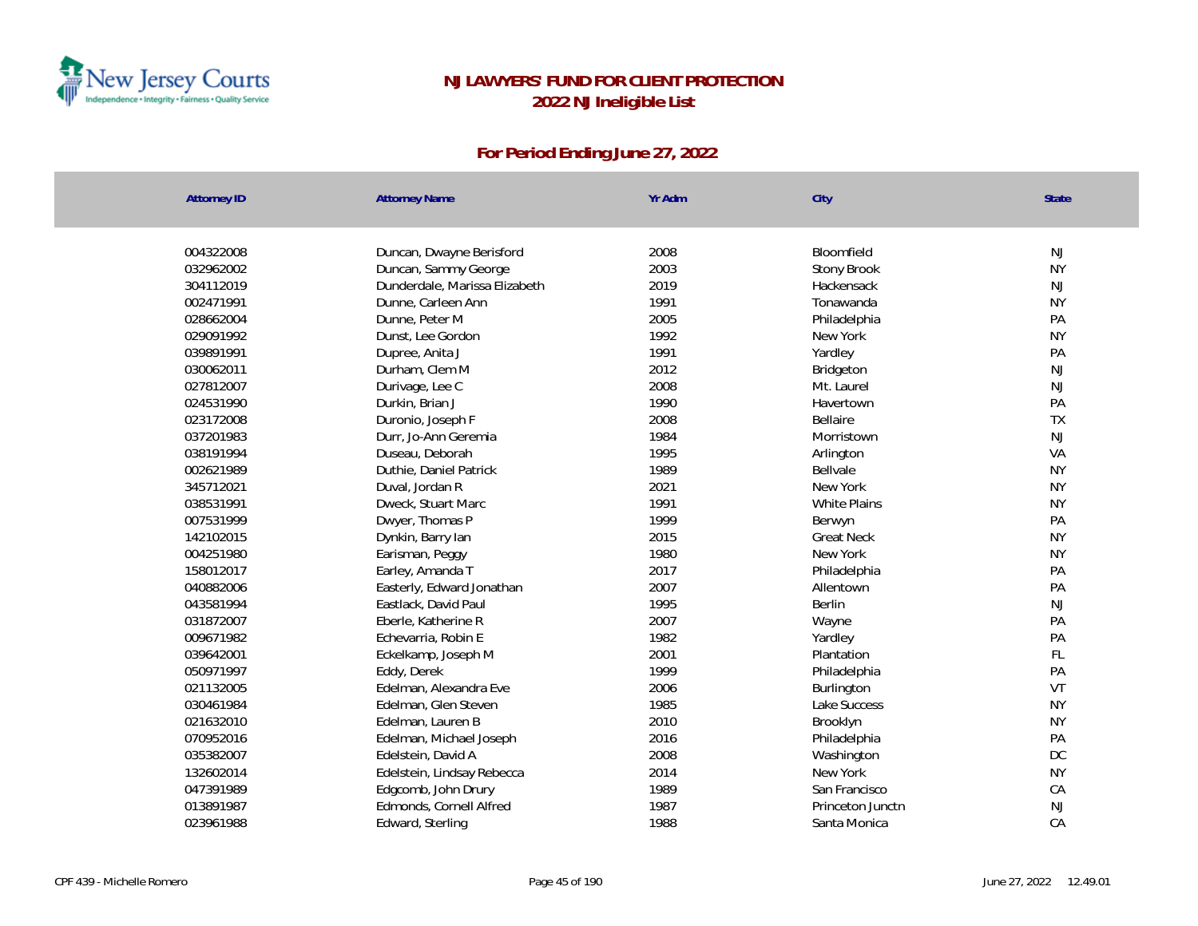# NJ LAWYERS' FUND FOR CLIENT PROTECTION

## 2022 NJ Ineligible List

### For Period Ending June 27, 2022

| Attorney ID | Attorney Name | Yr Adm | City | State |
|---|---|---|---|---|
| 004322008 | Duncan, Dwayne Berisford | 2008 | Bloomfield | NJ |
| 032962002 | Duncan, Sammy George | 2003 | Stony Brook | NY |
| 304112019 | Dunderdale, Marissa Elizabeth | 2019 | Hackensack | NJ |
| 002471991 | Dunne, Carleen Ann | 1991 | Tonawanda | NY |
| 028662004 | Dunne, Peter M | 2005 | Philadelphia | PA |
| 029091992 | Dunst, Lee Gordon | 1992 | New York | NY |
| 039891991 | Dupree, Anita J | 1991 | Yardley | PA |
| 030062011 | Durham, Clem M | 2012 | Bridgeton | NJ |
| 027812007 | Durivage, Lee C | 2008 | Mt. Laurel | NJ |
| 024531990 | Durkin, Brian J | 1990 | Havertown | PA |
| 023172008 | Duronio, Joseph F | 2008 | Bellaire | TX |
| 037201983 | Durr, Jo-Ann Geremia | 1984 | Morristown | NJ |
| 038191994 | Duseau, Deborah | 1995 | Arlington | VA |
| 002621989 | Duthie, Daniel Patrick | 1989 | Bellvale | NY |
| 345712021 | Duval, Jordan R | 2021 | New York | NY |
| 038531991 | Dweck, Stuart Marc | 1991 | White Plains | NY |
| 007531999 | Dwyer, Thomas P | 1999 | Berwyn | PA |
| 142102015 | Dynkin, Barry Ian | 2015 | Great Neck | NY |
| 004251980 | Earisman, Peggy | 1980 | New York | NY |
| 158012017 | Earley, Amanda T | 2017 | Philadelphia | PA |
| 040882006 | Easterly, Edward Jonathan | 2007 | Allentown | PA |
| 043581994 | Eastlack, David Paul | 1995 | Berlin | NJ |
| 031872007 | Eberle, Katherine R | 2007 | Wayne | PA |
| 009671982 | Echevarria, Robin E | 1982 | Yardley | PA |
| 039642001 | Eckelkamp, Joseph M | 2001 | Plantation | FL |
| 050971997 | Eddy, Derek | 1999 | Philadelphia | PA |
| 021132005 | Edelman, Alexandra Eve | 2006 | Burlington | VT |
| 030461984 | Edelman, Glen Steven | 1985 | Lake Success | NY |
| 021632010 | Edelman, Lauren B | 2010 | Brooklyn | NY |
| 070952016 | Edelman, Michael Joseph | 2016 | Philadelphia | PA |
| 035382007 | Edelstein, David A | 2008 | Washington | DC |
| 132602014 | Edelstein, Lindsay Rebecca | 2014 | New York | NY |
| 047391989 | Edgcomb, John Drury | 1989 | San Francisco | CA |
| 013891987 | Edmonds, Cornell Alfred | 1987 | Princeton Junctn | NJ |
| 023961988 | Edward, Sterling | 1988 | Santa Monica | CA |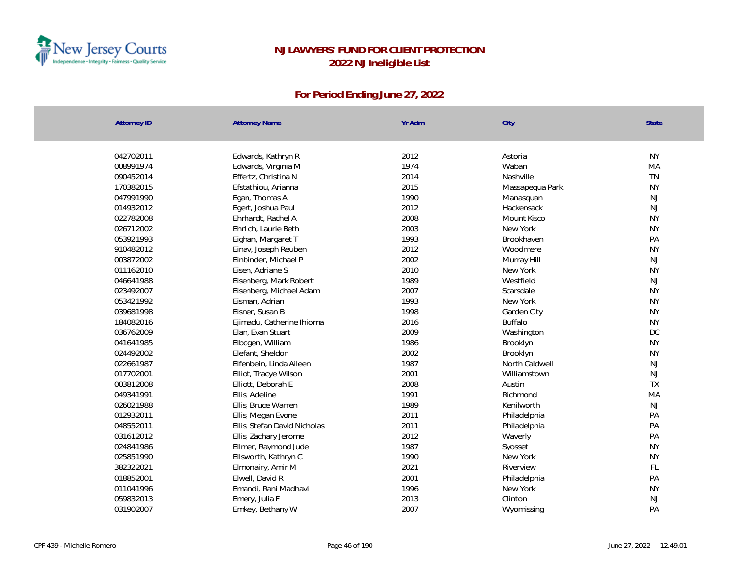# NJ LAWYERS' FUND FOR CLIENT PROTECTION
## 2022 NJ Ineligible List

### For Period Ending June 27, 2022

| Attorney ID | Attorney Name | Yr Adm | City | State |
|---|---|---|---|---|
| 042702011 | Edwards, Kathryn R | 2012 | Astoria | NY |
| 008991974 | Edwards, Virginia M | 1974 | Waban | MA |
| 090452014 | Effertz, Christina N | 2014 | Nashville | TN |
| 170382015 | Efstathiou, Arianna | 2015 | Massapequa Park | NY |
| 047991990 | Egan, Thomas A | 1990 | Manasquan | NJ |
| 014932012 | Egert, Joshua Paul | 2012 | Hackensack | NJ |
| 022782008 | Ehrhardt, Rachel A | 2008 | Mount Kisco | NY |
| 026712002 | Ehrlich, Laurie Beth | 2003 | New York | NY |
| 053921993 | Eighan, Margaret T | 1993 | Brookhaven | PA |
| 910482012 | Einav, Joseph Reuben | 2012 | Woodmere | NY |
| 003872002 | Einbinder, Michael P | 2002 | Murray Hill | NJ |
| 011162010 | Eisen, Adriane S | 2010 | New York | NY |
| 046641988 | Eisenberg, Mark Robert | 1989 | Westfield | NJ |
| 023492007 | Eisenberg, Michael Adam | 2007 | Scarsdale | NY |
| 053421992 | Eisman, Adrian | 1993 | New York | NY |
| 039681998 | Eisner, Susan B | 1998 | Garden City | NY |
| 184082016 | Ejimadu, Catherine Ihioma | 2016 | Buffalo | NY |
| 036762009 | Elan, Evan Stuart | 2009 | Washington | DC |
| 041641985 | Elbogen, William | 1986 | Brooklyn | NY |
| 024492002 | Elefant, Sheldon | 2002 | Brooklyn | NY |
| 022661987 | Elfenbein, Linda Aileen | 1987 | North Caldwell | NJ |
| 017702001 | Elliot, Tracye Wilson | 2001 | Williamstown | NJ |
| 003812008 | Elliott, Deborah E | 2008 | Austin | TX |
| 049341991 | Ellis, Adeline | 1991 | Richmond | MA |
| 026021988 | Ellis, Bruce Warren | 1989 | Kenilworth | NJ |
| 012932011 | Ellis, Megan Evone | 2011 | Philadelphia | PA |
| 048552011 | Ellis, Stefan David Nicholas | 2011 | Philadelphia | PA |
| 031612012 | Ellis, Zachary Jerome | 2012 | Waverly | PA |
| 024841986 | Ellmer, Raymond Jude | 1987 | Syosset | NY |
| 025851990 | Ellsworth, Kathryn C | 1990 | New York | NY |
| 382322021 | Elmonairy, Amir M | 2021 | Riverview | FL |
| 018852001 | Elwell, David R | 2001 | Philadelphia | PA |
| 011041996 | Emandi, Rani Madhavi | 1996 | New York | NY |
| 059832013 | Emery, Julia F | 2013 | Clinton | NJ |
| 031902007 | Emkey, Bethany W | 2007 | Wyomissing | PA |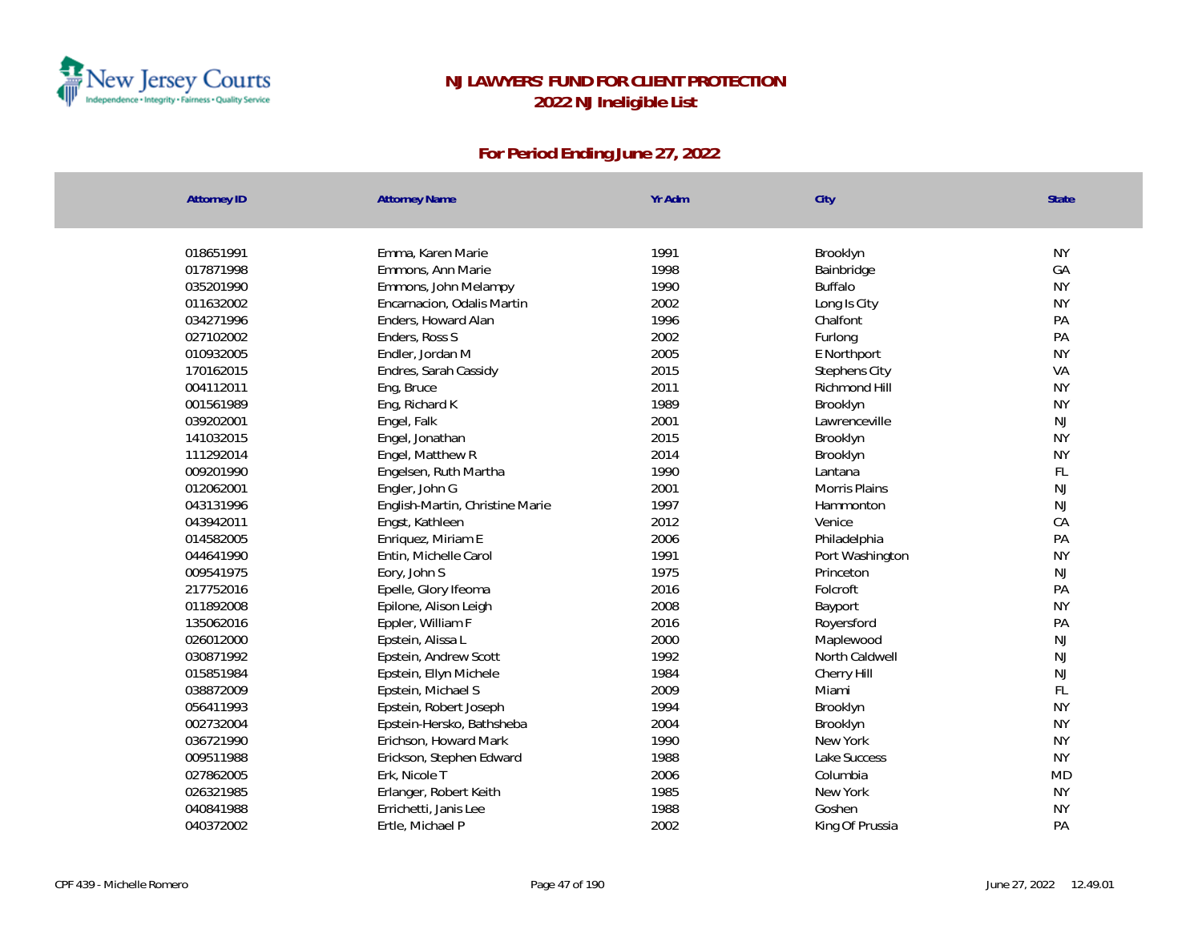# NJ LAWYERS' FUND FOR CLIENT PROTECTION
## 2022 NJ Ineligible List

### For Period Ending June 27, 2022

| Attorney ID | Attorney Name | Yr Adm | City | State |
|---|---|---|---|---|
| 018651991 | Emma, Karen Marie | 1991 | Brooklyn | NY |
| 017871998 | Emmons, Ann Marie | 1998 | Bainbridge | GA |
| 035201990 | Emmons, John Melampy | 1990 | Buffalo | NY |
| 011632002 | Encarnacion, Odalis Martin | 2002 | Long Is City | NY |
| 034271996 | Enders, Howard Alan | 1996 | Chalfont | PA |
| 027102002 | Enders, Ross S | 2002 | Furlong | PA |
| 010932005 | Endler, Jordan M | 2005 | E Northport | NY |
| 170162015 | Endres, Sarah Cassidy | 2015 | Stephens City | VA |
| 004112011 | Eng, Bruce | 2011 | Richmond Hill | NY |
| 001561989 | Eng, Richard K | 1989 | Brooklyn | NY |
| 039202001 | Engel, Falk | 2001 | Lawrenceville | NJ |
| 141032015 | Engel, Jonathan | 2015 | Brooklyn | NY |
| 111292014 | Engel, Matthew R | 2014 | Brooklyn | NY |
| 009201990 | Engelsen, Ruth Martha | 1990 | Lantana | FL |
| 012062001 | Engler, John G | 2001 | Morris Plains | NJ |
| 043131996 | English-Martin, Christine Marie | 1997 | Hammonton | NJ |
| 043942011 | Engst, Kathleen | 2012 | Venice | CA |
| 014582005 | Enriquez, Miriam E | 2006 | Philadelphia | PA |
| 044641990 | Entin, Michelle Carol | 1991 | Port Washington | NY |
| 009541975 | Eory, John S | 1975 | Princeton | NJ |
| 217752016 | Epelle, Glory Ifeoma | 2016 | Folcroft | PA |
| 011892008 | Epilone, Alison Leigh | 2008 | Bayport | NY |
| 135062016 | Eppler, William F | 2016 | Royersford | PA |
| 026012000 | Epstein, Alissa L | 2000 | Maplewood | NJ |
| 030871992 | Epstein, Andrew Scott | 1992 | North Caldwell | NJ |
| 015851984 | Epstein, Ellyn Michele | 1984 | Cherry Hill | NJ |
| 038872009 | Epstein, Michael S | 2009 | Miami | FL |
| 056411993 | Epstein, Robert Joseph | 1994 | Brooklyn | NY |
| 002732004 | Epstein-Hersko, Bathsheba | 2004 | Brooklyn | NY |
| 036721990 | Erichson, Howard Mark | 1990 | New York | NY |
| 009511988 | Erickson, Stephen Edward | 1988 | Lake Success | NY |
| 027862005 | Erk, Nicole T | 2006 | Columbia | MD |
| 026321985 | Erlanger, Robert Keith | 1985 | New York | NY |
| 040841988 | Errichetti, Janis Lee | 1988 | Goshen | NY |
| 040372002 | Ertle, Michael P | 2002 | King Of Prussia | PA |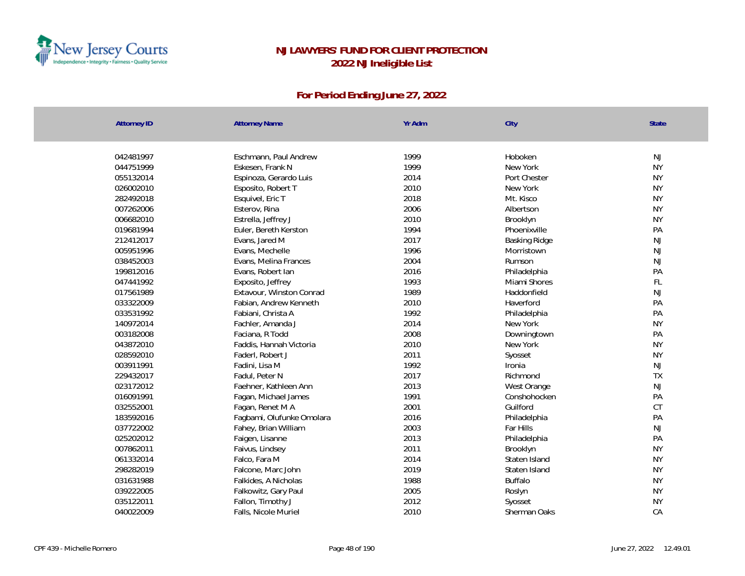# NJ LAWYERS' FUND FOR CLIENT PROTECTION
## 2022 NJ Ineligible List

### For Period Ending June 27, 2022

| Attorney ID | Attorney Name | Yr Adm | City | State |
|---|---|---|---|---|
| 042481997 | Eschmann, Paul Andrew | 1999 | Hoboken | NJ |
| 044751999 | Eskesen, Frank N | 1999 | New York | NY |
| 055132014 | Espinoza, Gerardo Luis | 2014 | Port Chester | NY |
| 026002010 | Esposito, Robert T | 2010 | New York | NY |
| 282492018 | Esquivel, Eric T | 2018 | Mt. Kisco | NY |
| 007262006 | Esterov, Rina | 2006 | Albertson | NY |
| 006682010 | Estrella, Jeffrey J | 2010 | Brooklyn | NY |
| 019681994 | Euler, Bereth Kerston | 1994 | Phoenixville | PA |
| 212412017 | Evans, Jared M | 2017 | Basking Ridge | NJ |
| 005951996 | Evans, Mechelle | 1996 | Morristown | NJ |
| 038452003 | Evans, Melina Frances | 2004 | Rumson | NJ |
| 199812016 | Evans, Robert Ian | 2016 | Philadelphia | PA |
| 047441992 | Exposito, Jeffrey | 1993 | Miami Shores | FL |
| 017561989 | Extavour, Winston Conrad | 1989 | Haddonfield | NJ |
| 033322009 | Fabian, Andrew Kenneth | 2010 | Haverford | PA |
| 033531992 | Fabiani, Christa A | 1992 | Philadelphia | PA |
| 140972014 | Fachler, Amanda J | 2014 | New York | NY |
| 003182008 | Faciana, R Todd | 2008 | Downingtown | PA |
| 043872010 | Faddis, Hannah Victoria | 2010 | New York | NY |
| 028592010 | Faderl, Robert J | 2011 | Syosset | NY |
| 003911991 | Fadini, Lisa M | 1992 | Ironia | NJ |
| 229432017 | Fadul, Peter N | 2017 | Richmond | TX |
| 023172012 | Faehner, Kathleen Ann | 2013 | West Orange | NJ |
| 016091991 | Fagan, Michael James | 1991 | Conshohocken | PA |
| 032552001 | Fagan, Renet M A | 2001 | Guilford | CT |
| 183592016 | Fagbami, Olufunke Omolara | 2016 | Philadelphia | PA |
| 037722002 | Fahey, Brian William | 2003 | Far Hills | NJ |
| 025202012 | Faigen, Lisanne | 2013 | Philadelphia | PA |
| 007862011 | Faivus, Lindsey | 2011 | Brooklyn | NY |
| 061332014 | Falco, Fara M | 2014 | Staten Island | NY |
| 298282019 | Falcone, Marc John | 2019 | Staten Island | NY |
| 031631988 | Falkides, A Nicholas | 1988 | Buffalo | NY |
| 039222005 | Falkowitz, Gary Paul | 2005 | Roslyn | NY |
| 035122011 | Fallon, Timothy J | 2012 | Syosset | NY |
| 040022009 | Falls, Nicole Muriel | 2010 | Sherman Oaks | CA |

CPF 439 - Michelle Romero    June 27, 2022 12.49.01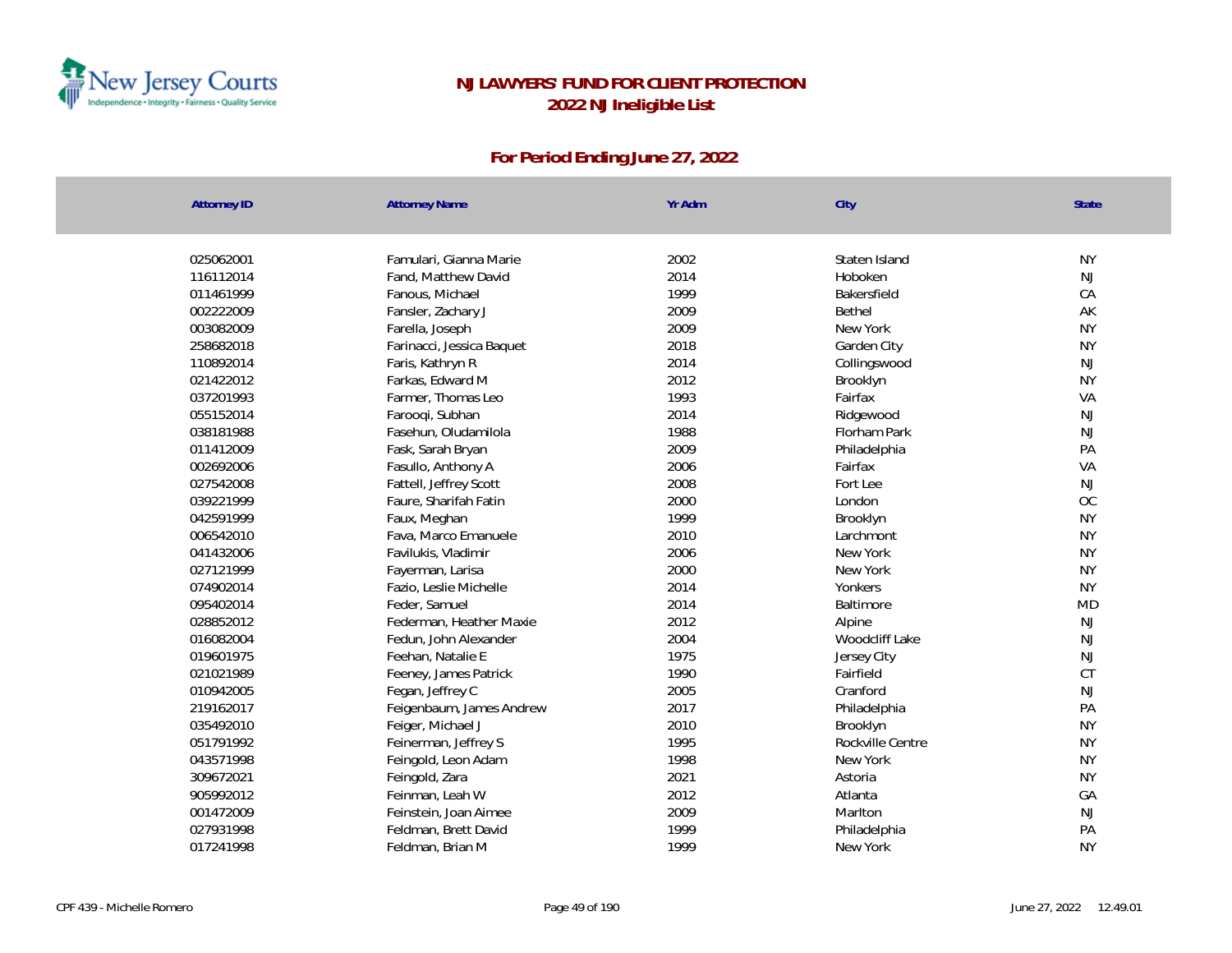# NJ LAWYERS' FUND FOR CLIENT PROTECTION
## 2022 NJ Ineligible List

### For Period Ending June 27, 2022

| Attorney ID | Attorney Name | Yr Adm | City | State |
|---|---|---|---|---|
| 025062001 | Famulari, Gianna Marie | 2002 | Staten Island | NY |
| 116112014 | Fand, Matthew David | 2014 | Hoboken | NJ |
| 011461999 | Fanous, Michael | 1999 | Bakersfield | CA |
| 002222009 | Fansler, Zachary J | 2009 | Bethel | AK |
| 003082009 | Farella, Joseph | 2009 | New York | NY |
| 258682018 | Farinacci, Jessica Baquet | 2018 | Garden City | NY |
| 110892014 | Faris, Kathryn R | 2014 | Collingswood | NJ |
| 021422012 | Farkas, Edward M | 2012 | Brooklyn | NY |
| 037201993 | Farmer, Thomas Leo | 1993 | Fairfax | VA |
| 055152014 | Farooqi, Subhan | 2014 | Ridgewood | NJ |
| 038181988 | Fasehun, Oludamilola | 1988 | Florham Park | NJ |
| 011412009 | Fask, Sarah Bryan | 2009 | Philadelphia | PA |
| 002692006 | Fasullo, Anthony A | 2006 | Fairfax | VA |
| 027542008 | Fattell, Jeffrey Scott | 2008 | Fort Lee | NJ |
| 039221999 | Faure, Sharifah Fatin | 2000 | London | OC |
| 042591999 | Faux, Meghan | 1999 | Brooklyn | NY |
| 006542010 | Fava, Marco Emanuele | 2010 | Larchmont | NY |
| 041432006 | Favilukis, Vladimir | 2006 | New York | NY |
| 027121999 | Fayerman, Larisa | 2000 | New York | NY |
| 074902014 | Fazio, Leslie Michelle | 2014 | Yonkers | NY |
| 095402014 | Feder, Samuel | 2014 | Baltimore | MD |
| 028852012 | Federman, Heather Maxie | 2012 | Alpine | NJ |
| 016082004 | Fedun, John Alexander | 2004 | Woodcliff Lake | NJ |
| 019601975 | Feehan, Natalie E | 1975 | Jersey City | NJ |
| 021021989 | Feeney, James Patrick | 1990 | Fairfield | CT |
| 010942005 | Fegan, Jeffrey C | 2005 | Cranford | NJ |
| 219162017 | Feigenbaum, James Andrew | 2017 | Philadelphia | PA |
| 035492010 | Feiger, Michael J | 2010 | Brooklyn | NY |
| 051791992 | Feinerman, Jeffrey S | 1995 | Rockville Centre | NY |
| 043571998 | Feingold, Leon Adam | 1998 | New York | NY |
| 309672021 | Feingold, Zara | 2021 | Astoria | NY |
| 905992012 | Feinman, Leah W | 2012 | Atlanta | GA |
| 001472009 | Feinstein, Joan Aimee | 2009 | Marlton | NJ |
| 027931998 | Feldman, Brett David | 1999 | Philadelphia | PA |
| 017241998 | Feldman, Brian M | 1999 | New York | NY |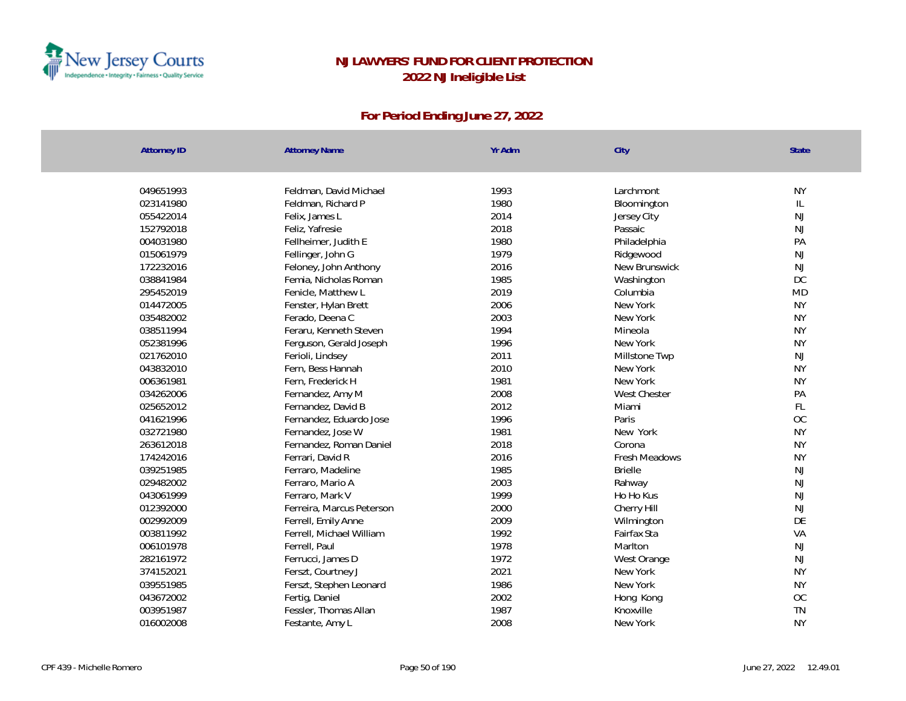# NJ LAWYERS' FUND FOR CLIENT PROTECTION

## 2022 NJ Ineligible List

### For Period Ending June 27, 2022

| Attorney ID | Attorney Name | Yr Adm | City | State |
|---|---|---|---|---|
| 049651993 | Feldman, David Michael | 1993 | Larchmont | NY |
| 023141980 | Feldman, Richard P | 1980 | Bloomington | IL |
| 055422014 | Felix, James L | 2014 | Jersey City | NJ |
| 152792018 | Feliz, Yafresie | 2018 | Passaic | NJ |
| 004031980 | Fellheimer, Judith E | 1980 | Philadelphia | PA |
| 015061979 | Fellinger, John G | 1979 | Ridgewood | NJ |
| 172232016 | Feloney, John Anthony | 2016 | New Brunswick | NJ |
| 038841984 | Femia, Nicholas Roman | 1985 | Washington | DC |
| 295452019 | Fenicle, Matthew L | 2019 | Columbia | MD |
| 014472005 | Fenster, Hylan Brett | 2006 | New York | NY |
| 035482002 | Ferado, Deena C | 2003 | New York | NY |
| 038511994 | Feraru, Kenneth Steven | 1994 | Mineola | NY |
| 052381996 | Ferguson, Gerald Joseph | 1996 | New York | NY |
| 021762010 | Ferioli, Lindsey | 2011 | Millstone Twp | NJ |
| 043832010 | Fern, Bess Hannah | 2010 | New York | NY |
| 006361981 | Fern, Frederick H | 1981 | New York | NY |
| 034262006 | Fernandez, Amy M | 2008 | West Chester | PA |
| 025652012 | Fernandez, David B | 2012 | Miami | FL |
| 041621996 | Fernandez, Eduardo Jose | 1996 | Paris | OC |
| 032721980 | Fernandez, Jose W | 1981 | New York | NY |
| 263612018 | Fernandez, Roman Daniel | 2018 | Corona | NY |
| 174242016 | Ferrari, David R | 2016 | Fresh Meadows | NY |
| 039251985 | Ferraro, Madeline | 1985 | Brielle | NJ |
| 029482002 | Ferraro, Mario A | 2003 | Rahway | NJ |
| 043061999 | Ferraro, Mark V | 1999 | Ho Ho Kus | NJ |
| 012392000 | Ferreira, Marcus Peterson | 2000 | Cherry Hill | NJ |
| 002992009 | Ferrell, Emily Anne | 2009 | Wilmington | DE |
| 003811992 | Ferrell, Michael William | 1992 | Fairfax Sta | VA |
| 006101978 | Ferrell, Paul | 1978 | Marlton | NJ |
| 282161972 | Ferrucci, James D | 1972 | West Orange | NJ |
| 374152021 | Ferszt, Courtney J | 2021 | New York | NY |
| 039551985 | Ferszt, Stephen Leonard | 1986 | New York | NY |
| 043672002 | Fertig, Daniel | 2002 | Hong Kong | OC |
| 003951987 | Fessler, Thomas Allan | 1987 | Knoxville | TN |
| 016002008 | Festante, Amy L | 2008 | New York | NY |

CPF 439 - Michelle Romero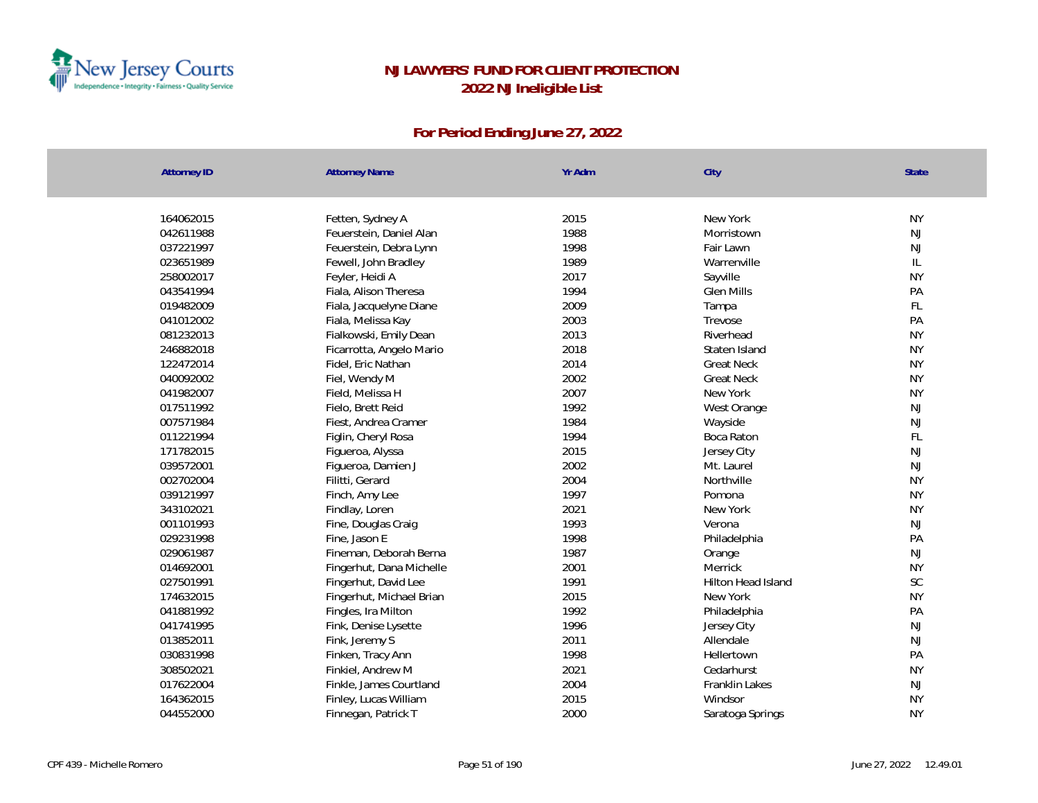# NJ LAWYERS' FUND FOR CLIENT PROTECTION
## 2022 NJ Ineligible List

### For Period Ending June 27, 2022

| Attorney ID | Attorney Name | Yr Adm | City | State |
|---|---|---|---|---|
| 164062015 | Fetten, Sydney A | 2015 | New York | NY |
| 042611988 | Feuerstein, Daniel Alan | 1988 | Morristown | NJ |
| 037221997 | Feuerstein, Debra Lynn | 1998 | Fair Lawn | NJ |
| 023651989 | Fewell, John Bradley | 1989 | Warrenville | IL |
| 258002017 | Feyler, Heidi A | 2017 | Sayville | NY |
| 043541994 | Fiala, Alison Theresa | 1994 | Glen Mills | PA |
| 019482009 | Fiala, Jacquelyne Diane | 2009 | Tampa | FL |
| 041012002 | Fiala, Melissa Kay | 2003 | Trevose | PA |
| 081232013 | Fialkowski, Emily Dean | 2013 | Riverhead | NY |
| 246882018 | Ficarrotta, Angelo Mario | 2018 | Staten Island | NY |
| 122472014 | Fidel, Eric Nathan | 2014 | Great Neck | NY |
| 040092002 | Fiel, Wendy M | 2002 | Great Neck | NY |
| 041982007 | Field, Melissa H | 2007 | New York | NY |
| 017511992 | Fielo, Brett Reid | 1992 | West Orange | NJ |
| 007571984 | Fiest, Andrea Cramer | 1984 | Wayside | NJ |
| 011221994 | Figlin, Cheryl Rosa | 1994 | Boca Raton | FL |
| 171782015 | Figueroa, Alyssa | 2015 | Jersey City | NJ |
| 039572001 | Figueroa, Damien J | 2002 | Mt. Laurel | NJ |
| 002702004 | Filitti, Gerard | 2004 | Northville | NY |
| 039121997 | Finch, Amy Lee | 1997 | Pomona | NY |
| 343102021 | Findlay, Loren | 2021 | New York | NY |
| 001101993 | Fine, Douglas Craig | 1993 | Verona | NJ |
| 029231998 | Fine, Jason E | 1998 | Philadelphia | PA |
| 029061987 | Fineman, Deborah Berna | 1987 | Orange | NJ |
| 014692001 | Fingerhut, Dana Michelle | 2001 | Merrick | NY |
| 027501991 | Fingerhut, David Lee | 1991 | Hilton Head Island | SC |
| 174632015 | Fingerhut, Michael Brian | 2015 | New York | NY |
| 041881992 | Fingles, Ira Milton | 1992 | Philadelphia | PA |
| 041741995 | Fink, Denise Lysette | 1996 | Jersey City | NJ |
| 013852011 | Fink, Jeremy S | 2011 | Allendale | NJ |
| 030831998 | Finken, Tracy Ann | 1998 | Hellertown | PA |
| 308502021 | Finkiel, Andrew M | 2021 | Cedarhurst | NY |
| 017622004 | Finkle, James Courtland | 2004 | Franklin Lakes | NJ |
| 164362015 | Finley, Lucas William | 2015 | Windsor | NY |
| 044552000 | Finnegan, Patrick T | 2000 | Saratoga Springs | NY |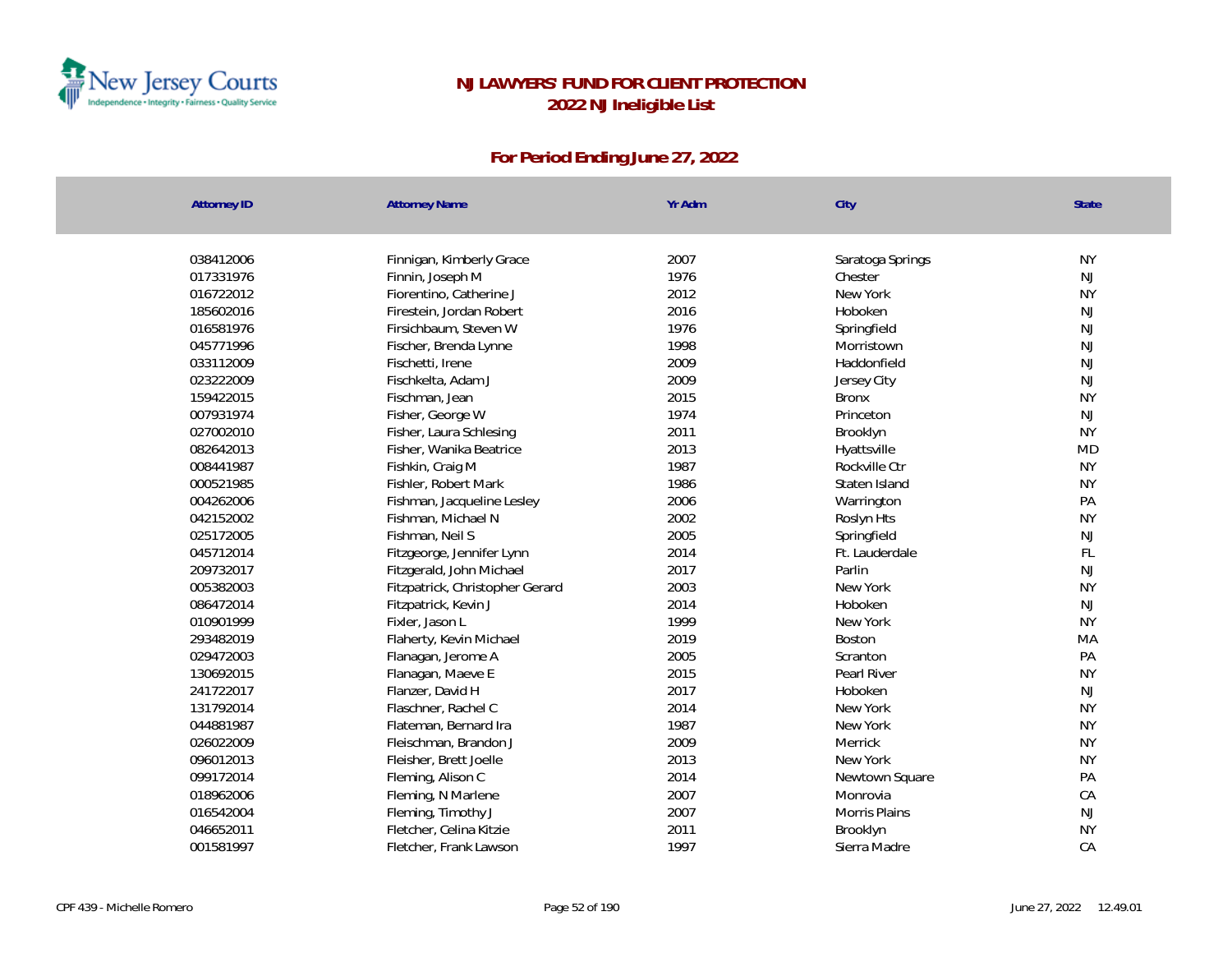# NJ LAWYERS' FUND FOR CLIENT PROTECTION

## 2022 NJ Ineligible List

### For Period Ending June 27, 2022

| Attorney ID | Attorney Name | Yr Adm | City | State |
|---|---|---|---|---|
| 038412006 | Finnigan, Kimberly Grace | 2007 | Saratoga Springs | NY |
| 017331976 | Finnin, Joseph M | 1976 | Chester | NJ |
| 016722012 | Fiorentino, Catherine J | 2012 | New York | NY |
| 185602016 | Firestein, Jordan Robert | 2016 | Hoboken | NJ |
| 016581976 | Firsichbaum, Steven W | 1976 | Springfield | NJ |
| 045771996 | Fischer, Brenda Lynne | 1998 | Morristown | NJ |
| 033112009 | Fischetti, Irene | 2009 | Haddonfield | NJ |
| 023222009 | Fischkelta, Adam J | 2009 | Jersey City | NJ |
| 159422015 | Fischman, Jean | 2015 | Bronx | NY |
| 007931974 | Fisher, George W | 1974 | Princeton | NJ |
| 027002010 | Fisher, Laura Schlesing | 2011 | Brooklyn | NY |
| 082642013 | Fisher, Wanika Beatrice | 2013 | Hyattsville | MD |
| 008441987 | Fishkin, Craig M | 1987 | Rockville Ctr | NY |
| 000521985 | Fishler, Robert Mark | 1986 | Staten Island | NY |
| 004262006 | Fishman, Jacqueline Lesley | 2006 | Warrington | PA |
| 042152002 | Fishman, Michael N | 2002 | Roslyn Hts | NY |
| 025172005 | Fishman, Neil S | 2005 | Springfield | NJ |
| 045712014 | Fitzgeorge, Jennifer Lynn | 2014 | Ft. Lauderdale | FL |
| 209732017 | Fitzgerald, John Michael | 2017 | Parlin | NJ |
| 005382003 | Fitzpatrick, Christopher Gerard | 2003 | New York | NY |
| 086472014 | Fitzpatrick, Kevin J | 2014 | Hoboken | NJ |
| 010901999 | Fixler, Jason L | 1999 | New York | NY |
| 293482019 | Flaherty, Kevin Michael | 2019 | Boston | MA |
| 029472003 | Flanagan, Jerome A | 2005 | Scranton | PA |
| 130692015 | Flanagan, Maeve E | 2015 | Pearl River | NY |
| 241722017 | Flanzer, David H | 2017 | Hoboken | NJ |
| 131792014 | Flaschner, Rachel C | 2014 | New York | NY |
| 044881987 | Flateman, Bernard Ira | 1987 | New York | NY |
| 026022009 | Fleischman, Brandon J | 2009 | Merrick | NY |
| 096012013 | Fleisher, Brett Joelle | 2013 | New York | NY |
| 099172014 | Fleming, Alison C | 2014 | Newtown Square | PA |
| 018962006 | Fleming, N Marlene | 2007 | Monrovia | CA |
| 016542004 | Fleming, Timothy J | 2007 | Morris Plains | NJ |
| 046652011 | Fletcher, Celina Kitzie | 2011 | Brooklyn | NY |
| 001581997 | Fletcher, Frank Lawson | 1997 | Sierra Madre | CA |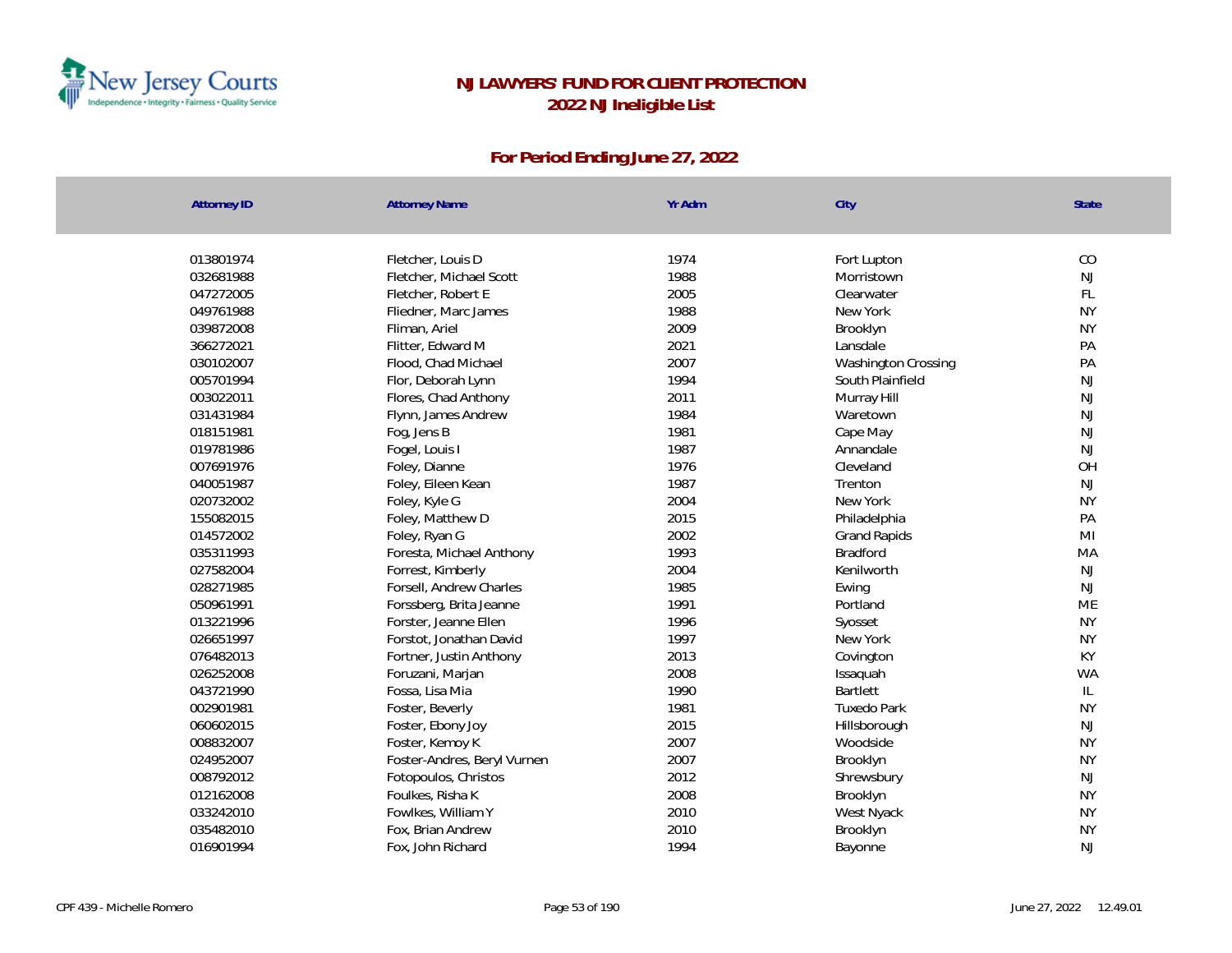# NJ LAWYERS' FUND FOR CLIENT PROTECTION
## 2022 NJ Ineligible List

### For Period Ending June 27, 2022

| Attorney ID | Attorney Name | Yr Adm | City | State |
|---|---|---|---|---|
| 013801974 | Fletcher, Louis D | 1974 | Fort Lupton | CO |
| 032681988 | Fletcher, Michael Scott | 1988 | Morristown | NJ |
| 047272005 | Fletcher, Robert E | 2005 | Clearwater | FL |
| 049761988 | Fliedner, Marc James | 1988 | New York | NY |
| 039872008 | Fliman, Ariel | 2009 | Brooklyn | NY |
| 366272021 | Flitter, Edward M | 2021 | Lansdale | PA |
| 030102007 | Flood, Chad Michael | 2007 | Washington Crossing | PA |
| 005701994 | Flor, Deborah Lynn | 1994 | South Plainfield | NJ |
| 003022011 | Flores, Chad Anthony | 2011 | Murray Hill | NJ |
| 031431984 | Flynn, James Andrew | 1984 | Waretown | NJ |
| 018151981 | Fog, Jens B | 1981 | Cape May | NJ |
| 019781986 | Fogel, Louis I | 1987 | Annandale | NJ |
| 007691976 | Foley, Dianne | 1976 | Cleveland | OH |
| 040051987 | Foley, Eileen Kean | 1987 | Trenton | NJ |
| 020732002 | Foley, Kyle G | 2004 | New York | NY |
| 155082015 | Foley, Matthew D | 2015 | Philadelphia | PA |
| 014572002 | Foley, Ryan G | 2002 | Grand Rapids | MI |
| 035311993 | Foresta, Michael Anthony | 1993 | Bradford | MA |
| 027582004 | Forrest, Kimberly | 2004 | Kenilworth | NJ |
| 028271985 | Forsell, Andrew Charles | 1985 | Ewing | NJ |
| 050961991 | Forssberg, Brita Jeanne | 1991 | Portland | ME |
| 013221996 | Forster, Jeanne Ellen | 1996 | Syosset | NY |
| 026651997 | Forstot, Jonathan David | 1997 | New York | NY |
| 076482013 | Fortner, Justin Anthony | 2013 | Covington | KY |
| 026252008 | Foruzani, Marjan | 2008 | Issaquah | WA |
| 043721990 | Fossa, Lisa Mia | 1990 | Bartlett | IL |
| 002901981 | Foster, Beverly | 1981 | Tuxedo Park | NY |
| 060602015 | Foster, Ebony Joy | 2015 | Hillsborough | NJ |
| 008832007 | Foster, Kemoy K | 2007 | Woodside | NY |
| 024952007 | Foster-Andres, Beryl Vurnen | 2007 | Brooklyn | NY |
| 008792012 | Fotopoulos, Christos | 2012 | Shrewsbury | NJ |
| 012162008 | Foulkes, Risha K | 2008 | Brooklyn | NY |
| 033242010 | Fowlkes, William Y | 2010 | West Nyack | NY |
| 035482010 | Fox, Brian Andrew | 2010 | Brooklyn | NY |
| 016901994 | Fox, John Richard | 1994 | Bayonne | NJ |

CPF 439 - Michelle Romero

June 27, 2022 12.49.01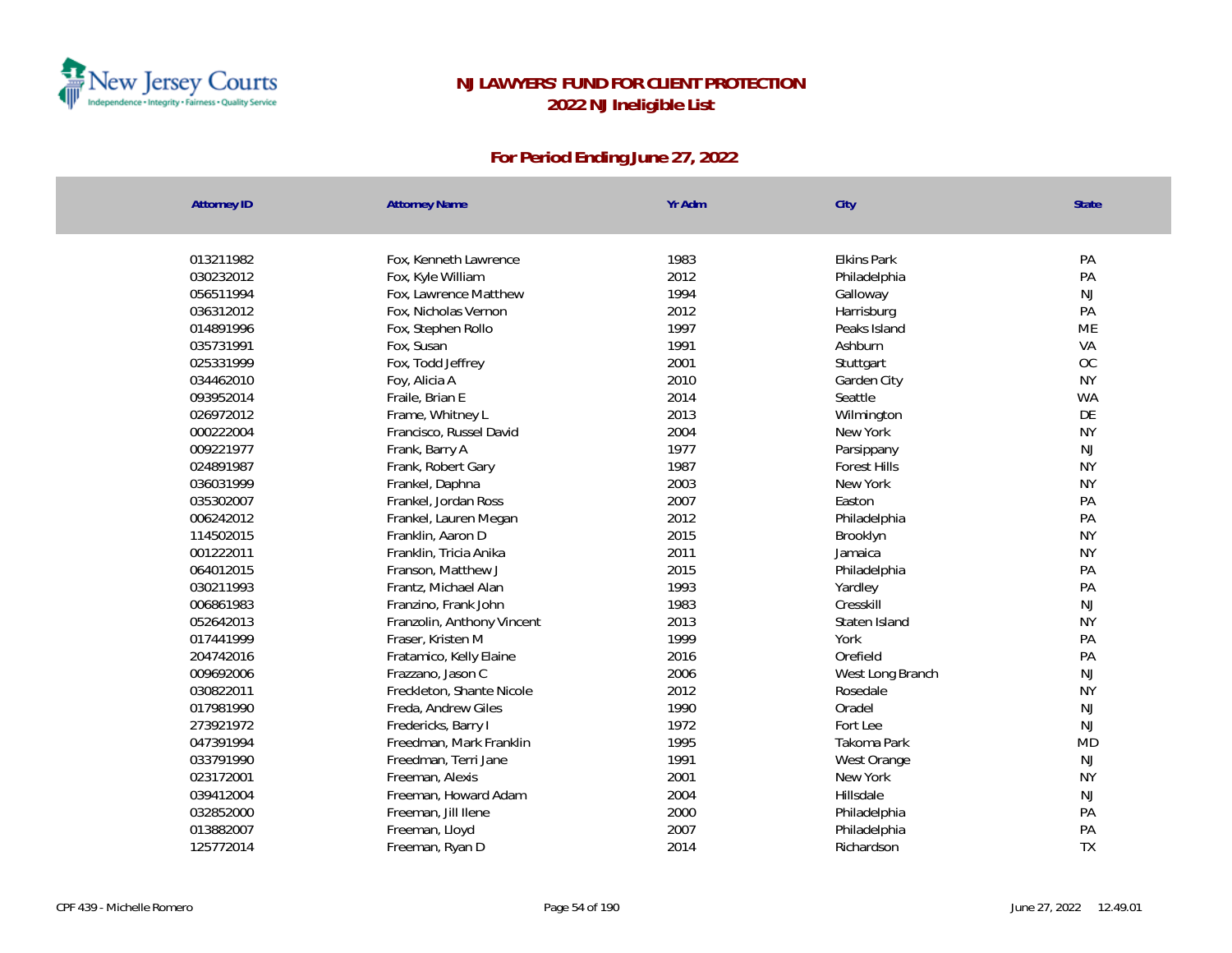# NJ LAWYERS' FUND FOR CLIENT PROTECTION
## 2022 NJ Ineligible List

### For Period Ending June 27, 2022

| Attorney ID | Attorney Name | Yr Adm | City | State |
|---|---|---|---|---|
| 013211982 | Fox, Kenneth Lawrence | 1983 | Elkins Park | PA |
| 030232012 | Fox, Kyle William | 2012 | Philadelphia | PA |
| 056511994 | Fox, Lawrence Matthew | 1994 | Galloway | NJ |
| 036312012 | Fox, Nicholas Vernon | 2012 | Harrisburg | PA |
| 014891996 | Fox, Stephen Rollo | 1997 | Peaks Island | ME |
| 035731991 | Fox, Susan | 1991 | Ashburn | VA |
| 025331999 | Fox, Todd Jeffrey | 2001 | Stuttgart | OC |
| 034462010 | Foy, Alicia A | 2010 | Garden City | NY |
| 093952014 | Fraile, Brian E | 2014 | Seattle | WA |
| 026972012 | Frame, Whitney L | 2013 | Wilmington | DE |
| 000222004 | Francisco, Russel David | 2004 | New York | NY |
| 009221977 | Frank, Barry A | 1977 | Parsippany | NJ |
| 024891987 | Frank, Robert Gary | 1987 | Forest Hills | NY |
| 036031999 | Frankel, Daphna | 2003 | New York | NY |
| 035302007 | Frankel, Jordan Ross | 2007 | Easton | PA |
| 006242012 | Frankel, Lauren Megan | 2012 | Philadelphia | PA |
| 114502015 | Franklin, Aaron D | 2015 | Brooklyn | NY |
| 001222011 | Franklin, Tricia Anika | 2011 | Jamaica | NY |
| 064012015 | Franson, Matthew J | 2015 | Philadelphia | PA |
| 030211993 | Frantz, Michael Alan | 1993 | Yardley | PA |
| 006861983 | Franzino, Frank John | 1983 | Cresskill | NJ |
| 052642013 | Franzolin, Anthony Vincent | 2013 | Staten Island | NY |
| 017441999 | Fraser, Kristen M | 1999 | York | PA |
| 204742016 | Fratamico, Kelly Elaine | 2016 | Orefield | PA |
| 009692006 | Frazzano, Jason C | 2006 | West Long Branch | NJ |
| 030822011 | Freckleton, Shante Nicole | 2012 | Rosedale | NY |
| 017981990 | Freda, Andrew Giles | 1990 | Oradel | NJ |
| 273921972 | Fredericks, Barry I | 1972 | Fort Lee | NJ |
| 047391994 | Freedman, Mark Franklin | 1995 | Takoma Park | MD |
| 033791990 | Freedman, Terri Jane | 1991 | West Orange | NJ |
| 023172001 | Freeman, Alexis | 2001 | New York | NY |
| 039412004 | Freeman, Howard Adam | 2004 | Hillsdale | NJ |
| 032852000 | Freeman, Jill Ilene | 2000 | Philadelphia | PA |
| 013882007 | Freeman, Lloyd | 2007 | Philadelphia | PA |
| 125772014 | Freeman, Ryan D | 2014 | Richardson | TX |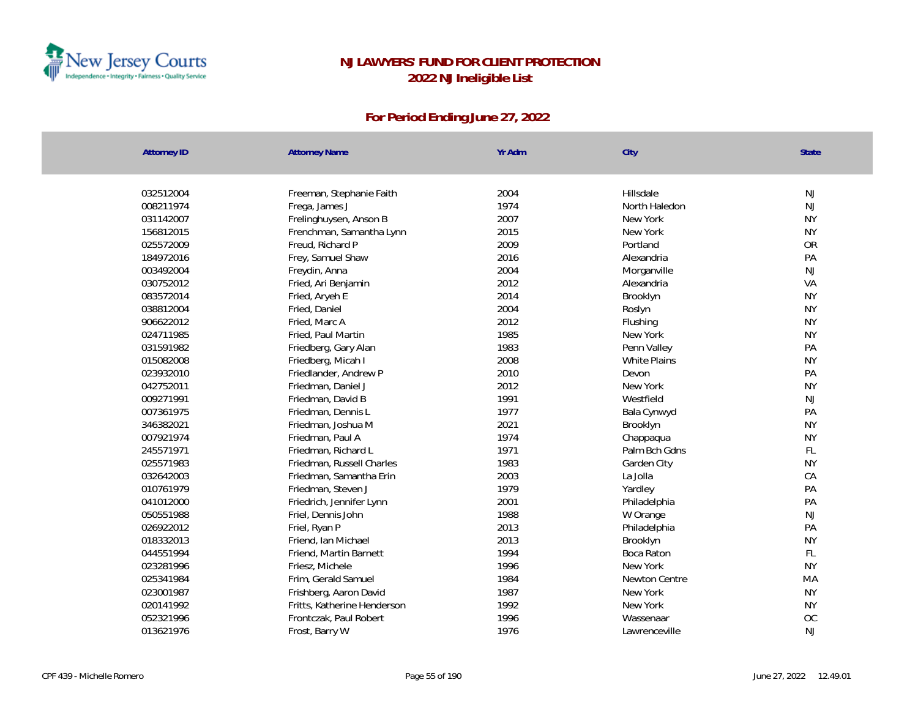# NJ LAWYERS' FUND FOR CLIENT PROTECTION
## 2022 NJ Ineligible List

### For Period Ending June 27, 2022

| Attorney ID | Attorney Name | Yr Adm | City | State |
|---|---|---|---|---|
| 032512004 | Freeman, Stephanie Faith | 2004 | Hillsdale | NJ |
| 008211974 | Frega, James J | 1974 | North Haledon | NJ |
| 031142007 | Frelinghuysen, Anson B | 2007 | New York | NY |
| 156812015 | Frenchman, Samantha Lynn | 2015 | New York | NY |
| 025572009 | Freud, Richard P | 2009 | Portland | OR |
| 184972016 | Frey, Samuel Shaw | 2016 | Alexandria | PA |
| 003492004 | Freydin, Anna | 2004 | Morganville | NJ |
| 030752012 | Fried, Ari Benjamin | 2012 | Alexandria | VA |
| 083572014 | Fried, Aryeh E | 2014 | Brooklyn | NY |
| 038812004 | Fried, Daniel | 2004 | Roslyn | NY |
| 906622012 | Fried, Marc A | 2012 | Flushing | NY |
| 024711985 | Fried, Paul Martin | 1985 | New York | NY |
| 031591982 | Friedberg, Gary Alan | 1983 | Penn Valley | PA |
| 015082008 | Friedberg, Micah I | 2008 | White Plains | NY |
| 023932010 | Friedlander, Andrew P | 2010 | Devon | PA |
| 042752011 | Friedman, Daniel J | 2012 | New York | NY |
| 009271991 | Friedman, David B | 1991 | Westfield | NJ |
| 007361975 | Friedman, Dennis L | 1977 | Bala Cynwyd | PA |
| 346382021 | Friedman, Joshua M | 2021 | Brooklyn | NY |
| 007921974 | Friedman, Paul A | 1974 | Chappaqua | NY |
| 245571971 | Friedman, Richard L | 1971 | Palm Bch Gdns | FL |
| 025571983 | Friedman, Russell Charles | 1983 | Garden City | NY |
| 032642003 | Friedman, Samantha Erin | 2003 | La Jolla | CA |
| 010761979 | Friedman, Steven J | 1979 | Yardley | PA |
| 041012000 | Friedrich, Jennifer Lynn | 2001 | Philadelphia | PA |
| 050551988 | Friel, Dennis John | 1988 | W Orange | NJ |
| 026922012 | Friel, Ryan P | 2013 | Philadelphia | PA |
| 018332013 | Friend, Ian Michael | 2013 | Brooklyn | NY |
| 044551994 | Friend, Martin Barnett | 1994 | Boca Raton | FL |
| 023281996 | Friesz, Michele | 1996 | New York | NY |
| 025341984 | Frim, Gerald Samuel | 1984 | Newton Centre | MA |
| 023001987 | Frishberg, Aaron David | 1987 | New York | NY |
| 020141992 | Fritts, Katherine Henderson | 1992 | New York | NY |
| 052321996 | Frontczak, Paul Robert | 1996 | Wassenaar | OC |
| 013621976 | Frost, Barry W | 1976 | Lawrenceville | NJ |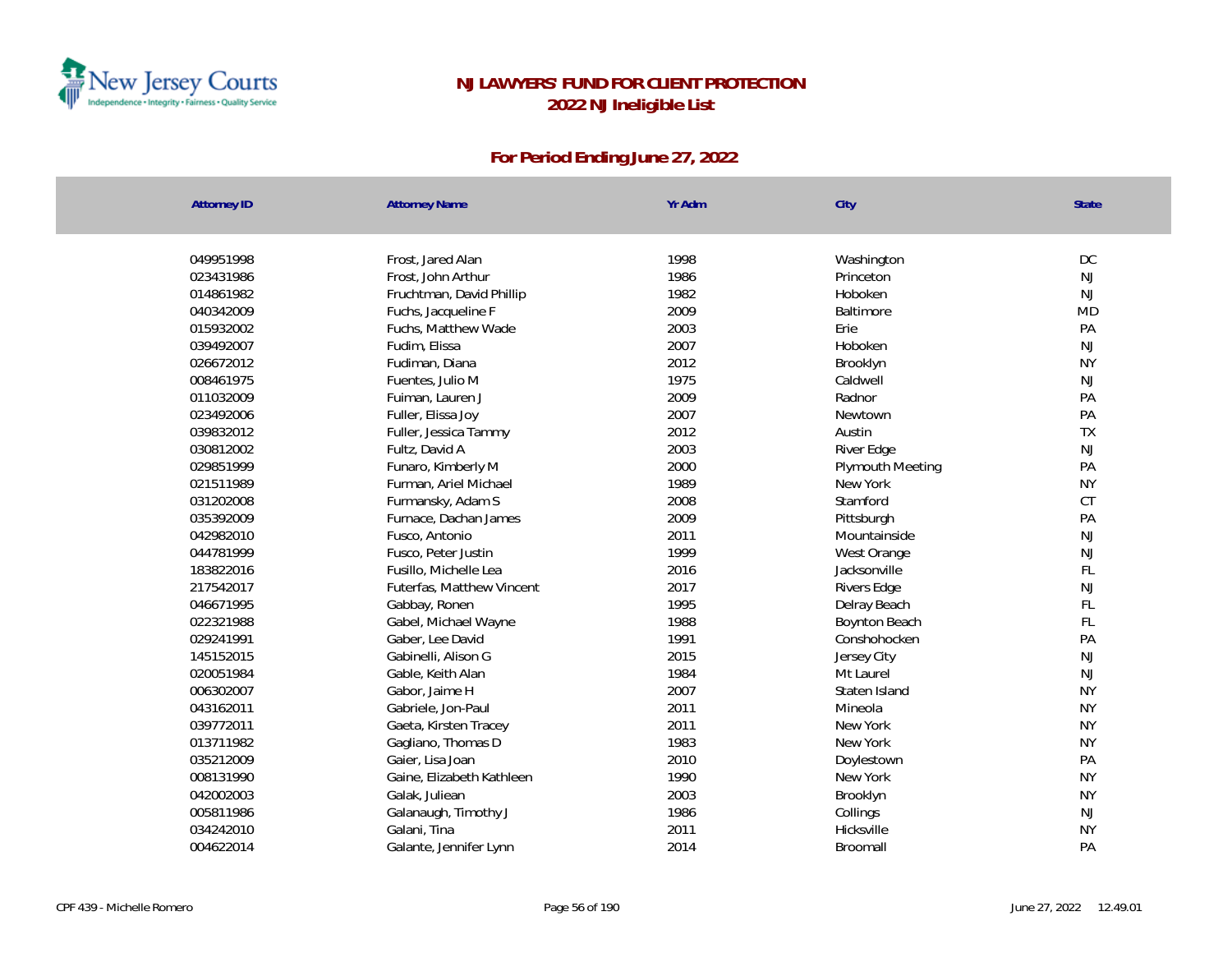# NJ LAWYERS' FUND FOR CLIENT PROTECTION
## 2022 NJ Ineligible List

### For Period Ending June 27, 2022

| Attorney ID | Attorney Name | Yr Adm | City | State |
|---|---|---|---|---|
| 049951998 | Frost, Jared Alan | 1998 | Washington | DC |
| 023431986 | Frost, John Arthur | 1986 | Princeton | NJ |
| 014861982 | Fruchtman, David Phillip | 1982 | Hoboken | NJ |
| 040342009 | Fuchs, Jacqueline F | 2009 | Baltimore | MD |
| 015932002 | Fuchs, Matthew Wade | 2003 | Erie | PA |
| 039492007 | Fudim, Elissa | 2007 | Hoboken | NJ |
| 026672012 | Fudiman, Diana | 2012 | Brooklyn | NY |
| 008461975 | Fuentes, Julio M | 1975 | Caldwell | NJ |
| 011032009 | Fuiman, Lauren J | 2009 | Radnor | PA |
| 023492006 | Fuller, Elissa Joy | 2007 | Newtown | PA |
| 039832012 | Fuller, Jessica Tammy | 2012 | Austin | TX |
| 030812002 | Fultz, David A | 2003 | River Edge | NJ |
| 029851999 | Funaro, Kimberly M | 2000 | Plymouth Meeting | PA |
| 021511989 | Furman, Ariel Michael | 1989 | New York | NY |
| 031202008 | Furmansky, Adam S | 2008 | Stamford | CT |
| 035392009 | Furnace, Dachan James | 2009 | Pittsburgh | PA |
| 042982010 | Fusco, Antonio | 2011 | Mountainside | NJ |
| 044781999 | Fusco, Peter Justin | 1999 | West Orange | NJ |
| 183822016 | Fusillo, Michelle Lea | 2016 | Jacksonville | FL |
| 217542017 | Futerfas, Matthew Vincent | 2017 | Rivers Edge | NJ |
| 046671995 | Gabbay, Ronen | 1995 | Delray Beach | FL |
| 022321988 | Gabel, Michael Wayne | 1988 | Boynton Beach | FL |
| 029241991 | Gaber, Lee David | 1991 | Conshohocken | PA |
| 145152015 | Gabinelli, Alison G | 2015 | Jersey City | NJ |
| 020051984 | Gable, Keith Alan | 1984 | Mt Laurel | NJ |
| 006302007 | Gabor, Jaime H | 2007 | Staten Island | NY |
| 043162011 | Gabriele, Jon-Paul | 2011 | Mineola | NY |
| 039772011 | Gaeta, Kirsten Tracey | 2011 | New York | NY |
| 013711982 | Gagliano, Thomas D | 1983 | New York | NY |
| 035212009 | Gaier, Lisa Joan | 2010 | Doylestown | PA |
| 008131990 | Gaine, Elizabeth Kathleen | 1990 | New York | NY |
| 042002003 | Galak, Juliean | 2003 | Brooklyn | NY |
| 005811986 | Galanaugh, Timothy J | 1986 | Collings | NJ |
| 034242010 | Galani, Tina | 2011 | Hicksville | NY |
| 004622014 | Galante, Jennifer Lynn | 2014 | Broomall | PA |

CPF 439 - Michelle Romero June 27, 2022 12.49.01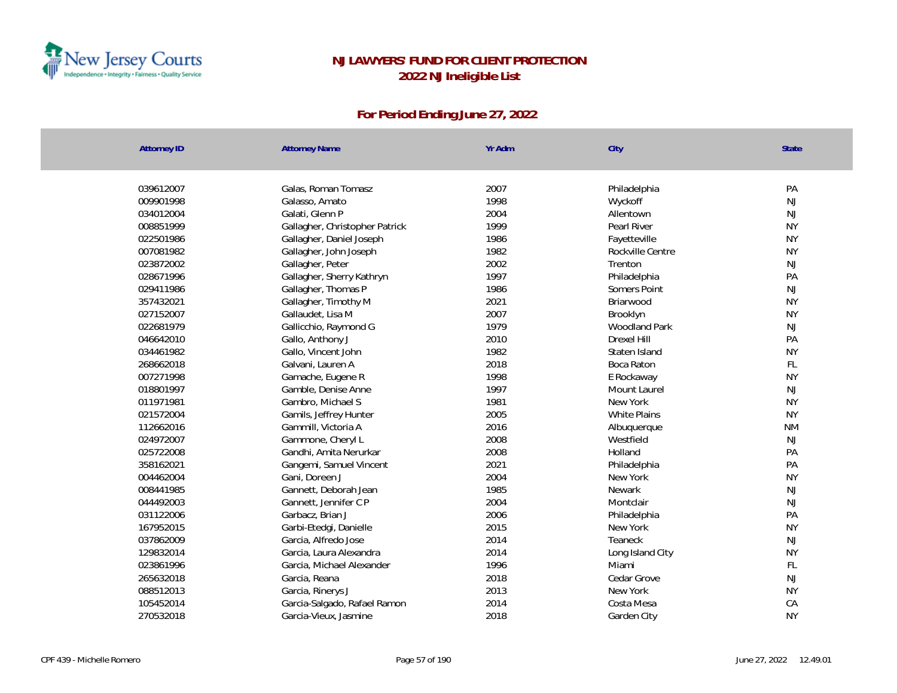# NJ LAWYERS' FUND FOR CLIENT PROTECTION
## 2022 NJ Ineligible List

### For Period Ending June 27, 2022

| Attorney ID | Attorney Name | Yr Adm | City | State |
|---|---|---|---|---|
| 039612007 | Galas, Roman Tomasz | 2007 | Philadelphia | PA |
| 009901998 | Galasso, Amato | 1998 | Wyckoff | NJ |
| 034012004 | Galati, Glenn P | 2004 | Allentown | NJ |
| 008851999 | Gallagher, Christopher Patrick | 1999 | Pearl River | NY |
| 022501986 | Gallagher, Daniel Joseph | 1986 | Fayetteville | NY |
| 007081982 | Gallagher, John Joseph | 1982 | Rockville Centre | NY |
| 023872002 | Gallagher, Peter | 2002 | Trenton | NJ |
| 028671996 | Gallagher, Sherry Kathryn | 1997 | Philadelphia | PA |
| 029411986 | Gallagher, Thomas P | 1986 | Somers Point | NJ |
| 357432021 | Gallagher, Timothy M | 2021 | Briarwood | NY |
| 027152007 | Gallaudet, Lisa M | 2007 | Brooklyn | NY |
| 022681979 | Gallicchio, Raymond G | 1979 | Woodland Park | NJ |
| 046642010 | Gallo, Anthony J | 2010 | Drexel Hill | PA |
| 034461982 | Gallo, Vincent John | 1982 | Staten Island | NY |
| 268662018 | Galvani, Lauren A | 2018 | Boca Raton | FL |
| 007271998 | Gamache, Eugene R | 1998 | E Rockaway | NY |
| 018801997 | Gamble, Denise Anne | 1997 | Mount Laurel | NJ |
| 011971981 | Gambro, Michael S | 1981 | New York | NY |
| 021572004 | Gamils, Jeffrey Hunter | 2005 | White Plains | NY |
| 112662016 | Gammill, Victoria A | 2016 | Albuquerque | NM |
| 024972007 | Gammone, Cheryl L | 2008 | Westfield | NJ |
| 025722008 | Gandhi, Amita Nerurkar | 2008 | Holland | PA |
| 358162021 | Gangemi, Samuel Vincent | 2021 | Philadelphia | PA |
| 004462004 | Gani, Doreen J | 2004 | New York | NY |
| 008441985 | Gannett, Deborah Jean | 1985 | Newark | NJ |
| 044492003 | Gannett, Jennifer C P | 2004 | Montclair | NJ |
| 031122006 | Garbacz, Brian J | 2006 | Philadelphia | PA |
| 167952015 | Garbi-Etedgi, Danielle | 2015 | New York | NY |
| 037862009 | Garcia, Alfredo Jose | 2014 | Teaneck | NJ |
| 129832014 | Garcia, Laura Alexandra | 2014 | Long Island City | NY |
| 023861996 | Garcia, Michael Alexander | 1996 | Miami | FL |
| 265632018 | Garcia, Reana | 2018 | Cedar Grove | NJ |
| 088512013 | Garcia, Rinerys J | 2013 | New York | NY |
| 105452014 | Garcia-Salgado, Rafael Ramon | 2014 | Costa Mesa | CA |
| 270532018 | Garcia-Vieux, Jasmine | 2018 | Garden City | NY |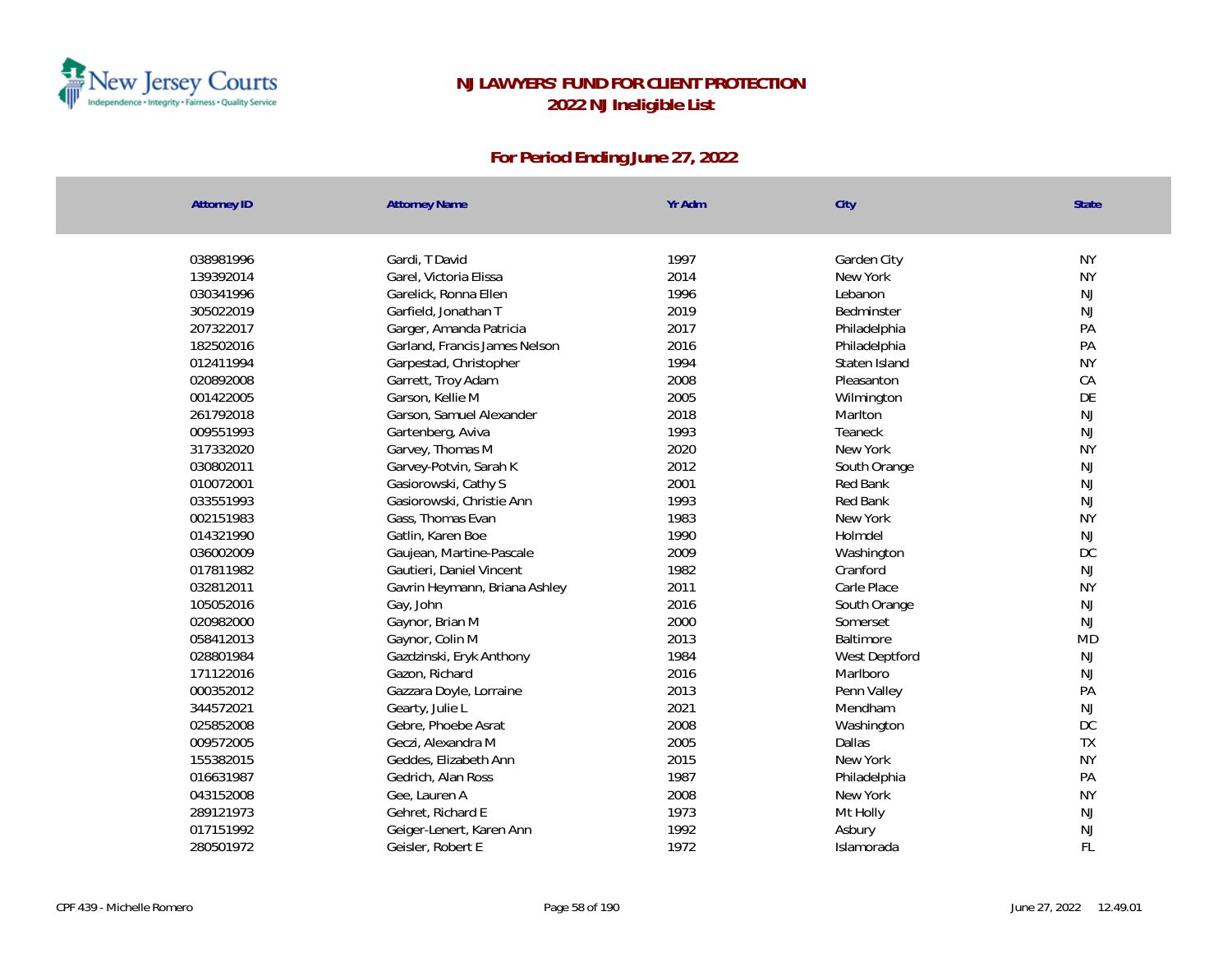# NJ LAWYERS' FUND FOR CLIENT PROTECTION
## 2022 NJ Ineligible List

### For Period Ending June 27, 2022

| Attorney ID | Attorney Name | Yr Adm | City | State |
|---|---|---|---|---|
| 038981996 | Gardi, T David | 1997 | Garden City | NY |
| 139392014 | Garel, Victoria Elissa | 2014 | New York | NY |
| 030341996 | Garelick, Ronna Ellen | 1996 | Lebanon | NJ |
| 305022019 | Garfield, Jonathan T | 2019 | Bedminster | NJ |
| 207322017 | Garger, Amanda Patricia | 2017 | Philadelphia | PA |
| 182502016 | Garland, Francis James Nelson | 2016 | Philadelphia | PA |
| 012411994 | Garpestad, Christopher | 1994 | Staten Island | NY |
| 020892008 | Garrett, Troy Adam | 2008 | Pleasanton | CA |
| 001422005 | Garson, Kellie M | 2005 | Wilmington | DE |
| 261792018 | Garson, Samuel Alexander | 2018 | Marlton | NJ |
| 009551993 | Gartenberg, Aviva | 1993 | Teaneck | NJ |
| 317332020 | Garvey, Thomas M | 2020 | New York | NY |
| 030802011 | Garvey-Potvin, Sarah K | 2012 | South Orange | NJ |
| 010072001 | Gasiorowski, Cathy S | 2001 | Red Bank | NJ |
| 033551993 | Gasiorowski, Christie Ann | 1993 | Red Bank | NJ |
| 002151983 | Gass, Thomas Evan | 1983 | New York | NY |
| 014321990 | Gatlin, Karen Boe | 1990 | Holmdel | NJ |
| 036002009 | Gaujean, Martine-Pascale | 2009 | Washington | DC |
| 017811982 | Gautieri, Daniel Vincent | 1982 | Cranford | NJ |
| 032812011 | Gavrin Heymann, Briana Ashley | 2011 | Carle Place | NY |
| 105052016 | Gay, John | 2016 | South Orange | NJ |
| 020982000 | Gaynor, Brian M | 2000 | Somerset | NJ |
| 058412013 | Gaynor, Colin M | 2013 | Baltimore | MD |
| 028801984 | Gazdzinski, Eryk Anthony | 1984 | West Deptford | NJ |
| 171122016 | Gazon, Richard | 2016 | Marlboro | NJ |
| 000352012 | Gazzara Doyle, Lorraine | 2013 | Penn Valley | PA |
| 344572021 | Gearty, Julie L | 2021 | Mendham | NJ |
| 025852008 | Gebre, Phoebe Asrat | 2008 | Washington | DC |
| 009572005 | Geczi, Alexandra M | 2005 | Dallas | TX |
| 155382015 | Geddes, Elizabeth Ann | 2015 | New York | NY |
| 016631987 | Gedrich, Alan Ross | 1987 | Philadelphia | PA |
| 043152008 | Gee, Lauren A | 2008 | New York | NY |
| 289121973 | Gehret, Richard E | 1973 | Mt Holly | NJ |
| 017151992 | Geiger-Lenert, Karen Ann | 1992 | Asbury | NJ |
| 280501972 | Geisler, Robert E | 1972 | Islamorada | FL |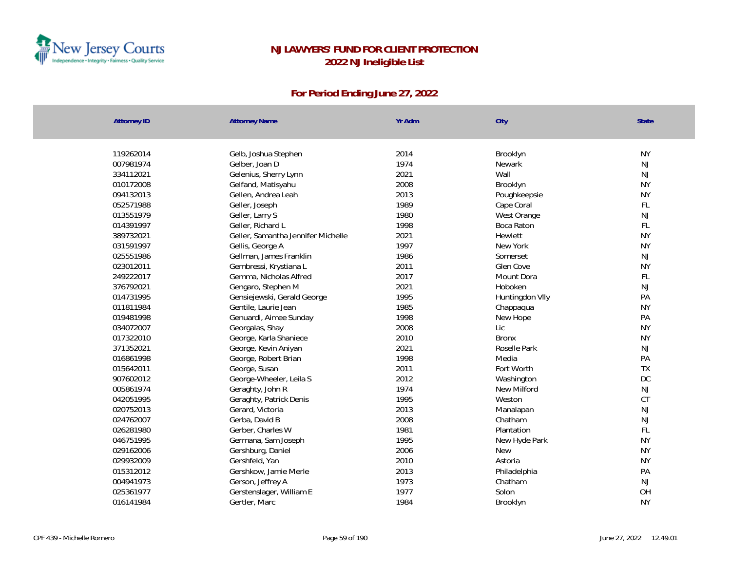# NJ LAWYERS' FUND FOR CLIENT PROTECTION
## 2022 NJ Ineligible List

### For Period Ending June 27, 2022

| Attorney ID | Attorney Name | Yr Adm | City | State |
|---|---|---|---|---|
| 119262014 | Gelb, Joshua Stephen | 2014 | Brooklyn | NY |
| 007981974 | Gelber, Joan D | 1974 | Newark | NJ |
| 334112021 | Gelenius, Sherry Lynn | 2021 | Wall | NJ |
| 010172008 | Gelfand, Matisyahu | 2008 | Brooklyn | NY |
| 094132013 | Gellen, Andrea Leah | 2013 | Poughkeepsie | NY |
| 052571988 | Geller, Joseph | 1989 | Cape Coral | FL |
| 013551979 | Geller, Larry S | 1980 | West Orange | NJ |
| 014391997 | Geller, Richard L | 1998 | Boca Raton | FL |
| 389732021 | Geller, Samantha Jennifer Michelle | 2021 | Hewlett | NY |
| 031591997 | Gellis, George A | 1997 | New York | NY |
| 025551986 | Gellman, James Franklin | 1986 | Somerset | NJ |
| 023012011 | Gembressi, Krystiana L | 2011 | Glen Cove | NY |
| 249222017 | Gemma, Nicholas Alfred | 2017 | Mount Dora | FL |
| 376792021 | Gengaro, Stephen M | 2021 | Hoboken | NJ |
| 014731995 | Gensiejewski, Gerald George | 1995 | Huntingdon Vlly | PA |
| 011811984 | Gentile, Laurie Jean | 1985 | Chappaqua | NY |
| 019481998 | Genuardi, Aimee Sunday | 1998 | New Hope | PA |
| 034072007 | Georgalas, Shay | 2008 | Lic | NY |
| 017322010 | George, Karla Shaniece | 2010 | Bronx | NY |
| 371352021 | George, Kevin Aniyan | 2021 | Roselle Park | NJ |
| 016861998 | George, Robert Brian | 1998 | Media | PA |
| 015642011 | George, Susan | 2011 | Fort Worth | TX |
| 907602012 | George-Wheeler, Leila S | 2012 | Washington | DC |
| 005861974 | Geraghty, John R | 1974 | New Milford | NJ |
| 042051995 | Geraghty, Patrick Denis | 1995 | Weston | CT |
| 020752013 | Gerard, Victoria | 2013 | Manalapan | NJ |
| 024762007 | Gerba, David B | 2008 | Chatham | NJ |
| 026281980 | Gerber, Charles W | 1981 | Plantation | FL |
| 046751995 | Germana, Sam Joseph | 1995 | New Hyde Park | NY |
| 029162006 | Gershburg, Daniel | 2006 | New | NY |
| 029932009 | Gershfeld, Yan | 2010 | Astoria | NY |
| 015312012 | Gershkow, Jamie Merle | 2013 | Philadelphia | PA |
| 004941973 | Gerson, Jeffrey A | 1973 | Chatham | NJ |
| 025361977 | Gerstenslager, William E | 1977 | Solon | OH |
| 016141984 | Gertler, Marc | 1984 | Brooklyn | NY |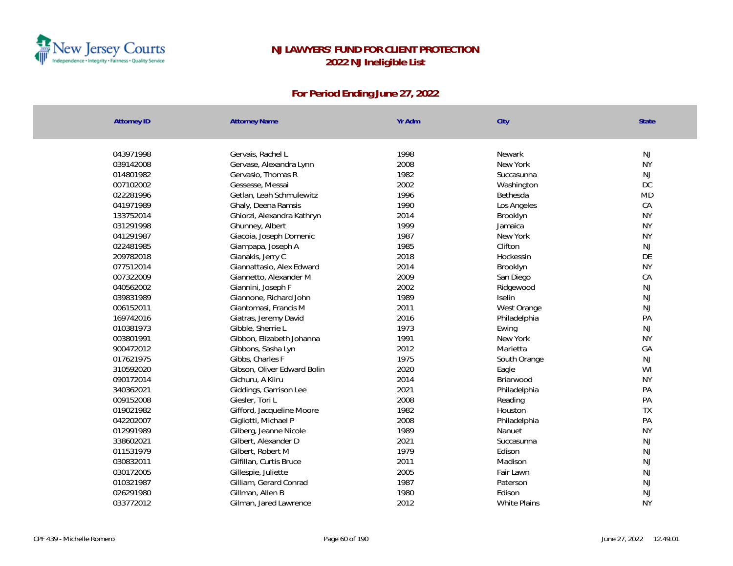# NJ LAWYERS' FUND FOR CLIENT PROTECTION
## 2022 NJ Ineligible List

### For Period Ending June 27, 2022

| Attorney ID | Attorney Name | Yr Adm | City | State |
|---|---|---|---|---|
| 043971998 | Gervais, Rachel L | 1998 | Newark | NJ |
| 039142008 | Gervase, Alexandra Lynn | 2008 | New York | NY |
| 014801982 | Gervasio, Thomas R | 1982 | Succasunna | NJ |
| 007102002 | Gessesse, Messai | 2002 | Washington | DC |
| 022281996 | Getlan, Leah Schmulewitz | 1996 | Bethesda | MD |
| 041971989 | Ghaly, Deena Ramsis | 1990 | Los Angeles | CA |
| 133752014 | Ghiorzi, Alexandra Kathryn | 2014 | Brooklyn | NY |
| 031291998 | Ghunney, Albert | 1999 | Jamaica | NY |
| 041291987 | Giacoia, Joseph Domenic | 1987 | New York | NY |
| 022481985 | Giampapa, Joseph A | 1985 | Clifton | NJ |
| 209782018 | Gianakis, Jerry C | 2018 | Hockessin | DE |
| 077512014 | Giannattasio, Alex Edward | 2014 | Brooklyn | NY |
| 007322009 | Giannetto, Alexander M | 2009 | San Diego | CA |
| 040562002 | Giannini, Joseph F | 2002 | Ridgewood | NJ |
| 039831989 | Giannone, Richard John | 1989 | Iselin | NJ |
| 006152011 | Giantomasi, Francis M | 2011 | West Orange | NJ |
| 169742016 | Giatras, Jeremy David | 2016 | Philadelphia | PA |
| 010381973 | Gibble, Sherrie L | 1973 | Ewing | NJ |
| 003801991 | Gibbon, Elizabeth Johanna | 1991 | New York | NY |
| 900472012 | Gibbons, Sasha Lyn | 2012 | Marietta | GA |
| 017621975 | Gibbs, Charles F | 1975 | South Orange | NJ |
| 310592020 | Gibson, Oliver Edward Bolin | 2020 | Eagle | WI |
| 090172014 | Gichuru, A Kiiru | 2014 | Briarwood | NY |
| 340362021 | Giddings, Garrison Lee | 2021 | Philadelphia | PA |
| 009152008 | Giesler, Tori L | 2008 | Reading | PA |
| 019021982 | Gifford, Jacqueline Moore | 1982 | Houston | TX |
| 042202007 | Gigliotti, Michael P | 2008 | Philadelphia | PA |
| 012991989 | Gilberg, Jeanne Nicole | 1989 | Nanuet | NY |
| 338602021 | Gilbert, Alexander D | 2021 | Succasunna | NJ |
| 011531979 | Gilbert, Robert M | 1979 | Edison | NJ |
| 030832011 | Gilfillan, Curtis Bruce | 2011 | Madison | NJ |
| 030172005 | Gillespie, Juliette | 2005 | Fair Lawn | NJ |
| 010321987 | Gilliam, Gerard Conrad | 1987 | Paterson | NJ |
| 026291980 | Gillman, Allen B | 1980 | Edison | NJ |
| 033772012 | Gilman, Jared Lawrence | 2012 | White Plains | NY |

CPF 439 - Michelle Romero    June 27, 2022 12.49.01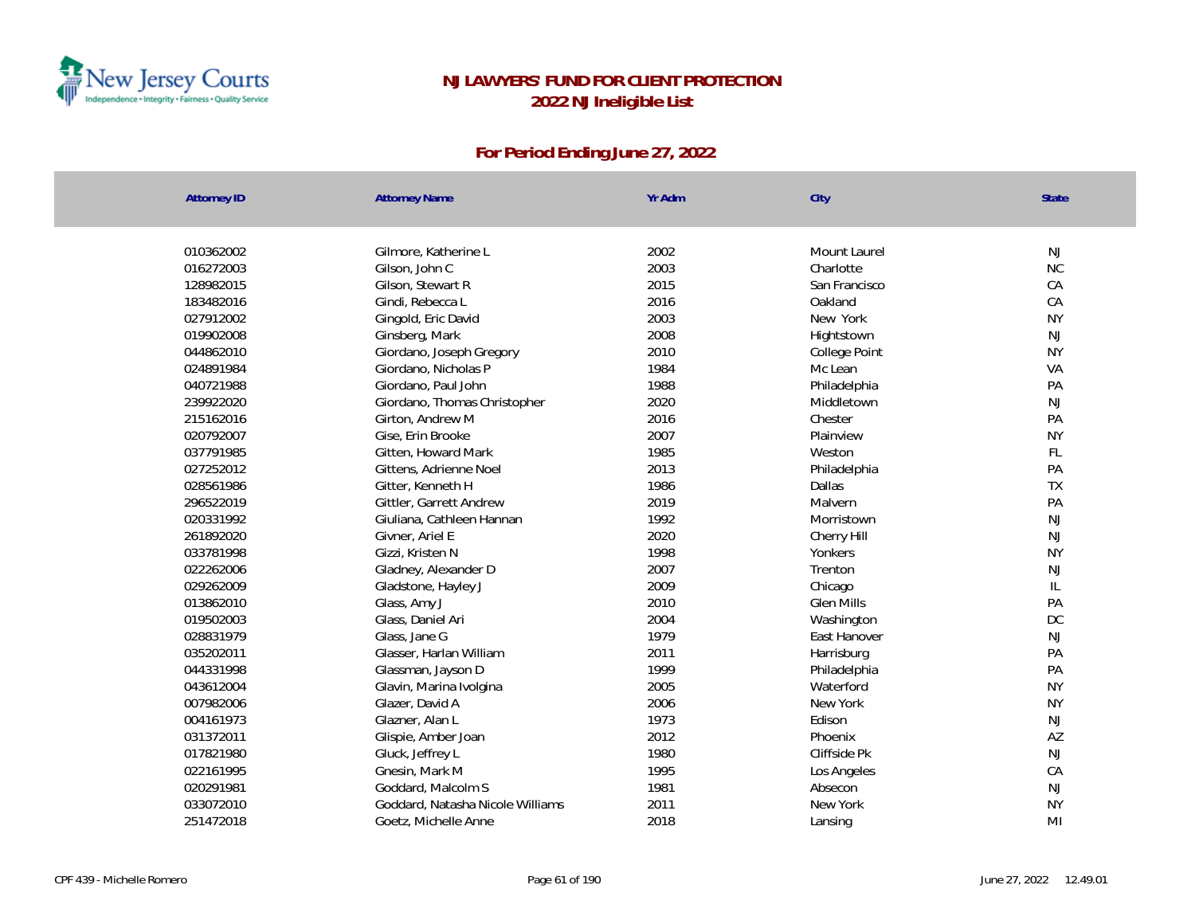# NJ LAWYERS' FUND FOR CLIENT PROTECTION
## 2022 NJ Ineligible List

### For Period Ending June 27, 2022

| Attorney ID | Attorney Name | Yr Adm | City | State |
|---|---|---|---|---|
| 010362002 | Gilmore, Katherine L | 2002 | Mount Laurel | NJ |
| 016272003 | Gilson, John C | 2003 | Charlotte | NC |
| 128982015 | Gilson, Stewart R | 2015 | San Francisco | CA |
| 183482016 | Gindi, Rebecca L | 2016 | Oakland | CA |
| 027912002 | Gingold, Eric David | 2003 | New York | NY |
| 019902008 | Ginsberg, Mark | 2008 | Hightstown | NJ |
| 044862010 | Giordano, Joseph Gregory | 2010 | College Point | NY |
| 024891984 | Giordano, Nicholas P | 1984 | Mc Lean | VA |
| 040721988 | Giordano, Paul John | 1988 | Philadelphia | PA |
| 239922020 | Giordano, Thomas Christopher | 2020 | Middletown | NJ |
| 215162016 | Girton, Andrew M | 2016 | Chester | PA |
| 020792007 | Gise, Erin Brooke | 2007 | Plainview | NY |
| 037791985 | Gitten, Howard Mark | 1985 | Weston | FL |
| 027252012 | Gittens, Adrienne Noel | 2013 | Philadelphia | PA |
| 028561986 | Gitter, Kenneth H | 1986 | Dallas | TX |
| 296522019 | Gittler, Garrett Andrew | 2019 | Malvern | PA |
| 020331992 | Giuliana, Cathleen Hannan | 1992 | Morristown | NJ |
| 261892020 | Givner, Ariel E | 2020 | Cherry Hill | NJ |
| 033781998 | Gizzi, Kristen N | 1998 | Yonkers | NY |
| 022262006 | Gladney, Alexander D | 2007 | Trenton | NJ |
| 029262009 | Gladstone, Hayley J | 2009 | Chicago | IL |
| 013862010 | Glass, Amy J | 2010 | Glen Mills | PA |
| 019502003 | Glass, Daniel Ari | 2004 | Washington | DC |
| 028831979 | Glass, Jane G | 1979 | East Hanover | NJ |
| 035202011 | Glasser, Harlan William | 2011 | Harrisburg | PA |
| 044331998 | Glassman, Jayson D | 1999 | Philadelphia | PA |
| 043612004 | Glavin, Marina Ivolgina | 2005 | Waterford | NY |
| 007982006 | Glazer, David A | 2006 | New York | NY |
| 004161973 | Glazner, Alan L | 1973 | Edison | NJ |
| 031372011 | Glispie, Amber Joan | 2012 | Phoenix | AZ |
| 017821980 | Gluck, Jeffrey L | 1980 | Cliffside Pk | NJ |
| 022161995 | Gnesin, Mark M | 1995 | Los Angeles | CA |
| 020291981 | Goddard, Malcolm S | 1981 | Absecon | NJ |
| 033072010 | Goddard, Natasha Nicole Williams | 2011 | New York | NY |
| 251472018 | Goetz, Michelle Anne | 2018 | Lansing | MI |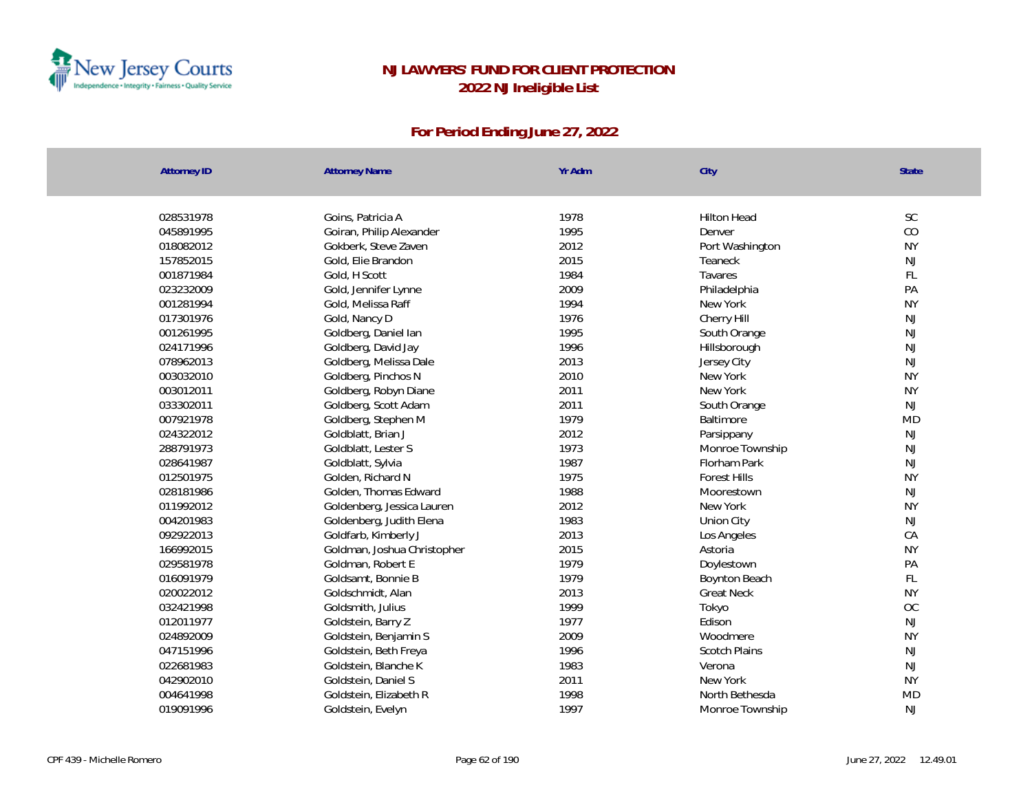# NJ LAWYERS' FUND FOR CLIENT PROTECTION
## 2022 NJ Ineligible List

### For Period Ending June 27, 2022

| Attorney ID | Attorney Name | Yr Adm | City | State |
|---|---|---|---|---|
| 028531978 | Goins, Patricia A | 1978 | Hilton Head | SC |
| 045891995 | Goiran, Philip Alexander | 1995 | Denver | CO |
| 018082012 | Gokberk, Steve Zaven | 2012 | Port Washington | NY |
| 157852015 | Gold, Elie Brandon | 2015 | Teaneck | NJ |
| 001871984 | Gold, H Scott | 1984 | Tavares | FL |
| 023232009 | Gold, Jennifer Lynne | 2009 | Philadelphia | PA |
| 001281994 | Gold, Melissa Raff | 1994 | New York | NY |
| 017301976 | Gold, Nancy D | 1976 | Cherry Hill | NJ |
| 001261995 | Goldberg, Daniel Ian | 1995 | South Orange | NJ |
| 024171996 | Goldberg, David Jay | 1996 | Hillsborough | NJ |
| 078962013 | Goldberg, Melissa Dale | 2013 | Jersey City | NJ |
| 003032010 | Goldberg, Pinchos N | 2010 | New York | NY |
| 003012011 | Goldberg, Robyn Diane | 2011 | New York | NY |
| 033302011 | Goldberg, Scott Adam | 2011 | South Orange | NJ |
| 007921978 | Goldberg, Stephen M | 1979 | Baltimore | MD |
| 024322012 | Goldblatt, Brian J | 2012 | Parsippany | NJ |
| 288791973 | Goldblatt, Lester S | 1973 | Monroe Township | NJ |
| 028641987 | Goldblatt, Sylvia | 1987 | Florham Park | NJ |
| 012501975 | Golden, Richard N | 1975 | Forest Hills | NY |
| 028181986 | Golden, Thomas Edward | 1988 | Moorestown | NJ |
| 011992012 | Goldenberg, Jessica Lauren | 2012 | New York | NY |
| 004201983 | Goldenberg, Judith Elena | 1983 | Union City | NJ |
| 092922013 | Goldfarb, Kimberly J | 2013 | Los Angeles | CA |
| 166992015 | Goldman, Joshua Christopher | 2015 | Astoria | NY |
| 029581978 | Goldman, Robert E | 1979 | Doylestown | PA |
| 016091979 | Goldsamt, Bonnie B | 1979 | Boynton Beach | FL |
| 020022012 | Goldschmidt, Alan | 2013 | Great Neck | NY |
| 032421998 | Goldsmith, Julius | 1999 | Tokyo | OC |
| 012011977 | Goldstein, Barry Z | 1977 | Edison | NJ |
| 024892009 | Goldstein, Benjamin S | 2009 | Woodmere | NY |
| 047151996 | Goldstein, Beth Freya | 1996 | Scotch Plains | NJ |
| 022681983 | Goldstein, Blanche K | 1983 | Verona | NJ |
| 042902010 | Goldstein, Daniel S | 2011 | New York | NY |
| 004641998 | Goldstein, Elizabeth R | 1998 | North Bethesda | MD |
| 019091996 | Goldstein, Evelyn | 1997 | Monroe Township | NJ |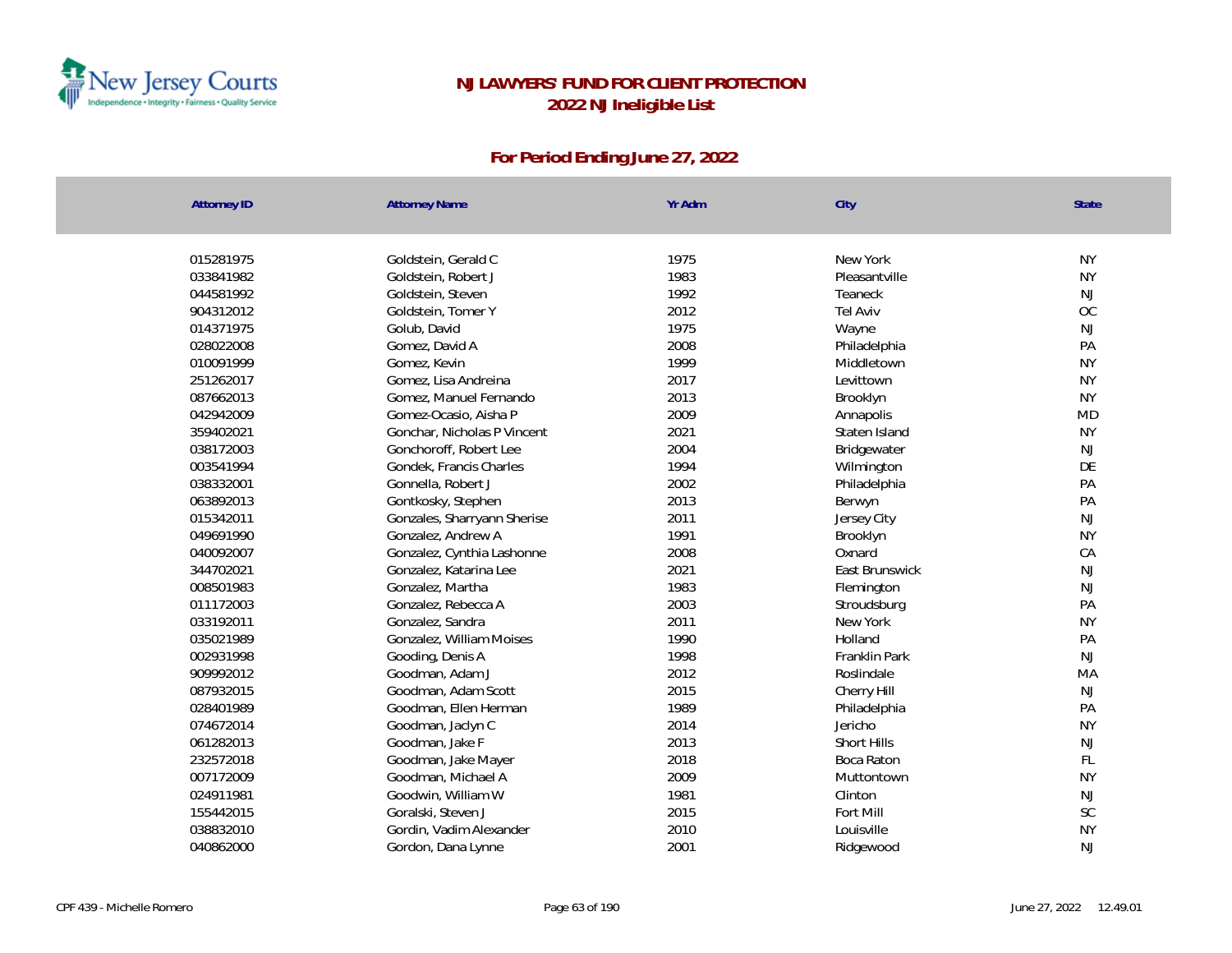# NJ LAWYERS' FUND FOR CLIENT PROTECTION

## 2022 NJ Ineligible List

### For Period Ending June 27, 2022

| Attorney ID | Attorney Name | Yr Adm | City | State |
|---|---|---|---|---|
| 015281975 | Goldstein, Gerald C | 1975 | New York | NY |
| 033841982 | Goldstein, Robert J | 1983 | Pleasantville | NY |
| 044581992 | Goldstein, Steven | 1992 | Teaneck | NJ |
| 904312012 | Goldstein, Tomer Y | 2012 | Tel Aviv | OC |
| 014371975 | Golub, David | 1975 | Wayne | NJ |
| 028022008 | Gomez, David A | 2008 | Philadelphia | PA |
| 010091999 | Gomez, Kevin | 1999 | Middletown | NY |
| 251262017 | Gomez, Lisa Andreina | 2017 | Levittown | NY |
| 087662013 | Gomez, Manuel Fernando | 2013 | Brooklyn | NY |
| 042942009 | Gomez-Ocasio, Aisha P | 2009 | Annapolis | MD |
| 359402021 | Gonchar, Nicholas P Vincent | 2021 | Staten Island | NY |
| 038172003 | Gonchoroff, Robert Lee | 2004 | Bridgewater | NJ |
| 003541994 | Gondek, Francis Charles | 1994 | Wilmington | DE |
| 038332001 | Gonnella, Robert J | 2002 | Philadelphia | PA |
| 063892013 | Gontkosky, Stephen | 2013 | Berwyn | PA |
| 015342011 | Gonzales, Sharryann Sherise | 2011 | Jersey City | NJ |
| 049691990 | Gonzalez, Andrew A | 1991 | Brooklyn | NY |
| 040092007 | Gonzalez, Cynthia Lashonne | 2008 | Oxnard | CA |
| 344702021 | Gonzalez, Katarina Lee | 2021 | East Brunswick | NJ |
| 008501983 | Gonzalez, Martha | 1983 | Flemington | NJ |
| 011172003 | Gonzalez, Rebecca A | 2003 | Stroudsburg | PA |
| 033192011 | Gonzalez, Sandra | 2011 | New York | NY |
| 035021989 | Gonzalez, William Moises | 1990 | Holland | PA |
| 002931998 | Gooding, Denis A | 1998 | Franklin Park | NJ |
| 909992012 | Goodman, Adam J | 2012 | Roslindale | MA |
| 087932015 | Goodman, Adam Scott | 2015 | Cherry Hill | NJ |
| 028401989 | Goodman, Ellen Herman | 1989 | Philadelphia | PA |
| 074672014 | Goodman, Jaclyn C | 2014 | Jericho | NY |
| 061282013 | Goodman, Jake F | 2013 | Short Hills | NJ |
| 232572018 | Goodman, Jake Mayer | 2018 | Boca Raton | FL |
| 007172009 | Goodman, Michael A | 2009 | Muttontown | NY |
| 024911981 | Goodwin, William W | 1981 | Clinton | NJ |
| 155442015 | Goralski, Steven J | 2015 | Fort Mill | SC |
| 038832010 | Gordin, Vadim Alexander | 2010 | Louisville | NY |
| 040862000 | Gordon, Dana Lynne | 2001 | Ridgewood | NJ |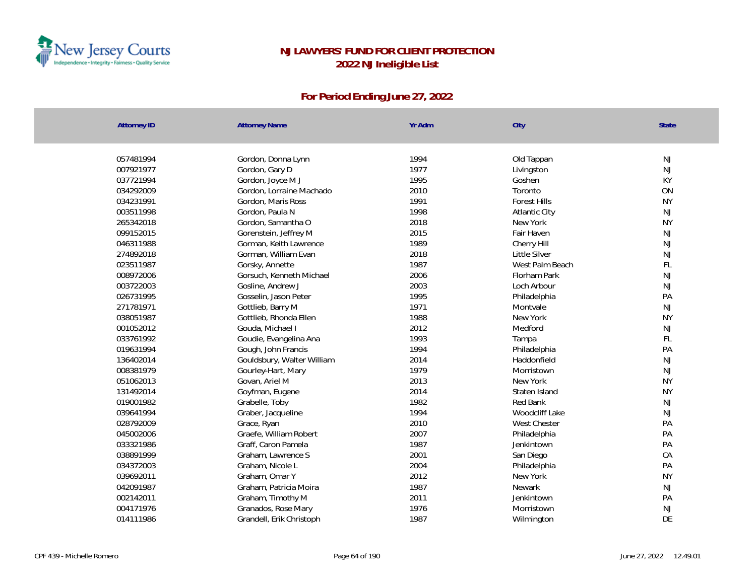# NJ LAWYERS' FUND FOR CLIENT PROTECTION
## 2022 NJ Ineligible List

### For Period Ending June 27, 2022

| Attorney ID | Attorney Name | Yr Adm | City | State |
|---|---|---|---|---|
| 057481994 | Gordon, Donna Lynn | 1994 | Old Tappan | NJ |
| 007921977 | Gordon, Gary D | 1977 | Livingston | NJ |
| 037721994 | Gordon, Joyce M J | 1995 | Goshen | KY |
| 034292009 | Gordon, Lorraine Machado | 2010 | Toronto | ON |
| 034231991 | Gordon, Maris Ross | 1991 | Forest Hills | NY |
| 003511998 | Gordon, Paula N | 1998 | Atlantic City | NJ |
| 265342018 | Gordon, Samantha O | 2018 | New York | NY |
| 099152015 | Gorenstein, Jeffrey M | 2015 | Fair Haven | NJ |
| 046311988 | Gorman, Keith Lawrence | 1989 | Cherry Hill | NJ |
| 274892018 | Gorman, William Evan | 2018 | Little Silver | NJ |
| 023511987 | Gorsky, Annette | 1987 | West Palm Beach | FL |
| 008972006 | Gorsuch, Kenneth Michael | 2006 | Florham Park | NJ |
| 003722003 | Gosline, Andrew J | 2003 | Loch Arbour | NJ |
| 026731995 | Gosselin, Jason Peter | 1995 | Philadelphia | PA |
| 271781971 | Gottlieb, Barry M | 1971 | Montvale | NJ |
| 038051987 | Gottlieb, Rhonda Ellen | 1988 | New York | NY |
| 001052012 | Gouda, Michael I | 2012 | Medford | NJ |
| 033761992 | Goudie, Evangelina Ana | 1993 | Tampa | FL |
| 019631994 | Gough, John Francis | 1994 | Philadelphia | PA |
| 136402014 | Gouldsbury, Walter William | 2014 | Haddonfield | NJ |
| 008381979 | Gourley-Hart, Mary | 1979 | Morristown | NJ |
| 051062013 | Govan, Ariel M | 2013 | New York | NY |
| 131492014 | Goyfman, Eugene | 2014 | Staten Island | NY |
| 019001982 | Grabelle, Toby | 1982 | Red Bank | NJ |
| 039641994 | Graber, Jacqueline | 1994 | Woodcliff Lake | NJ |
| 028792009 | Grace, Ryan | 2010 | West Chester | PA |
| 045002006 | Graefe, William Robert | 2007 | Philadelphia | PA |
| 033321986 | Graff, Caron Pamela | 1987 | Jenkintown | PA |
| 038891999 | Graham, Lawrence S | 2001 | San Diego | CA |
| 034372003 | Graham, Nicole L | 2004 | Philadelphia | PA |
| 039692011 | Graham, Omar Y | 2012 | New York | NY |
| 042091987 | Graham, Patricia Moira | 1987 | Newark | NJ |
| 002142011 | Graham, Timothy M | 2011 | Jenkintown | PA |
| 004171976 | Granados, Rose Mary | 1976 | Morristown | NJ |
| 014111986 | Grandell, Erik Christoph | 1987 | Wilmington | DE |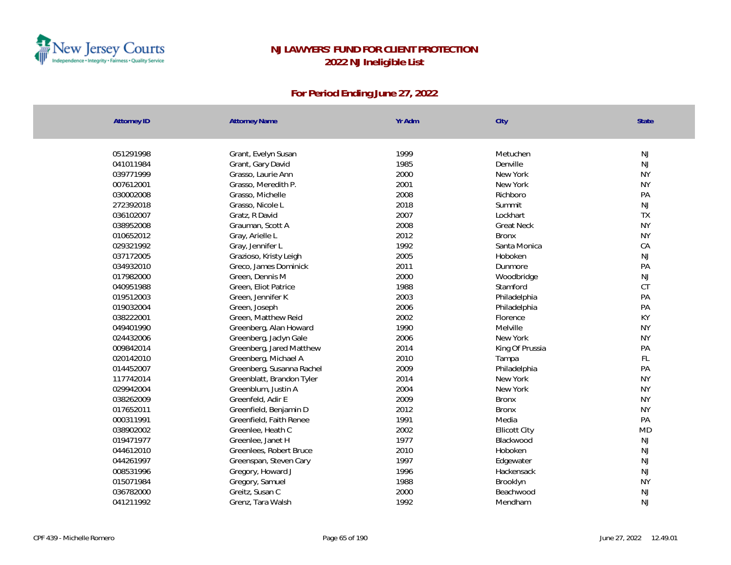# NJ LAWYERS' FUND FOR CLIENT PROTECTION
## 2022 NJ Ineligible List

### For Period Ending June 27, 2022

| Attorney ID | Attorney Name | Yr Adm | City | State |
|---|---|---|---|---|
| 051291998 | Grant, Evelyn Susan | 1999 | Metuchen | NJ |
| 041011984 | Grant, Gary David | 1985 | Denville | NJ |
| 039771999 | Grasso, Laurie Ann | 2000 | New York | NY |
| 007612001 | Grasso, Meredith P. | 2001 | New York | NY |
| 030002008 | Grasso, Michelle | 2008 | Richboro | PA |
| 272392018 | Grasso, Nicole L | 2018 | Summit | NJ |
| 036102007 | Gratz, R David | 2007 | Lockhart | TX |
| 038952008 | Grauman, Scott A | 2008 | Great Neck | NY |
| 010652012 | Gray, Arielle L | 2012 | Bronx | NY |
| 029321992 | Gray, Jennifer L | 1992 | Santa Monica | CA |
| 037172005 | Grazioso, Kristy Leigh | 2005 | Hoboken | NJ |
| 034932010 | Greco, James Dominick | 2011 | Dunmore | PA |
| 017982000 | Green, Dennis M | 2000 | Woodbridge | NJ |
| 040951988 | Green, Eliot Patrice | 1988 | Stamford | CT |
| 019512003 | Green, Jennifer K | 2003 | Philadelphia | PA |
| 019032004 | Green, Joseph | 2006 | Philadelphia | PA |
| 038222001 | Green, Matthew Reid | 2002 | Florence | KY |
| 049401990 | Greenberg, Alan Howard | 1990 | Melville | NY |
| 024432006 | Greenberg, Jaclyn Gale | 2006 | New York | NY |
| 009842014 | Greenberg, Jared Matthew | 2014 | King Of Prussia | PA |
| 020142010 | Greenberg, Michael A | 2010 | Tampa | FL |
| 014452007 | Greenberg, Susanna Rachel | 2009 | Philadelphia | PA |
| 117742014 | Greenblatt, Brandon Tyler | 2014 | New York | NY |
| 029942004 | Greenblum, Justin A | 2004 | New York | NY |
| 038262009 | Greenfeld, Adir E | 2009 | Bronx | NY |
| 017652011 | Greenfield, Benjamin D | 2012 | Bronx | NY |
| 000311991 | Greenfield, Faith Renee | 1991 | Media | PA |
| 038902002 | Greenlee, Heath C | 2002 | Ellicott City | MD |
| 019471977 | Greenlee, Janet H | 1977 | Blackwood | NJ |
| 044612010 | Greenlees, Robert Bruce | 2010 | Hoboken | NJ |
| 044261997 | Greenspan, Steven Cary | 1997 | Edgewater | NJ |
| 008531996 | Gregory, Howard J | 1996 | Hackensack | NJ |
| 015071984 | Gregory, Samuel | 1988 | Brooklyn | NY |
| 036782000 | Greitz, Susan C | 2000 | Beachwood | NJ |
| 041211992 | Grenz, Tara Walsh | 1992 | Mendham | NJ |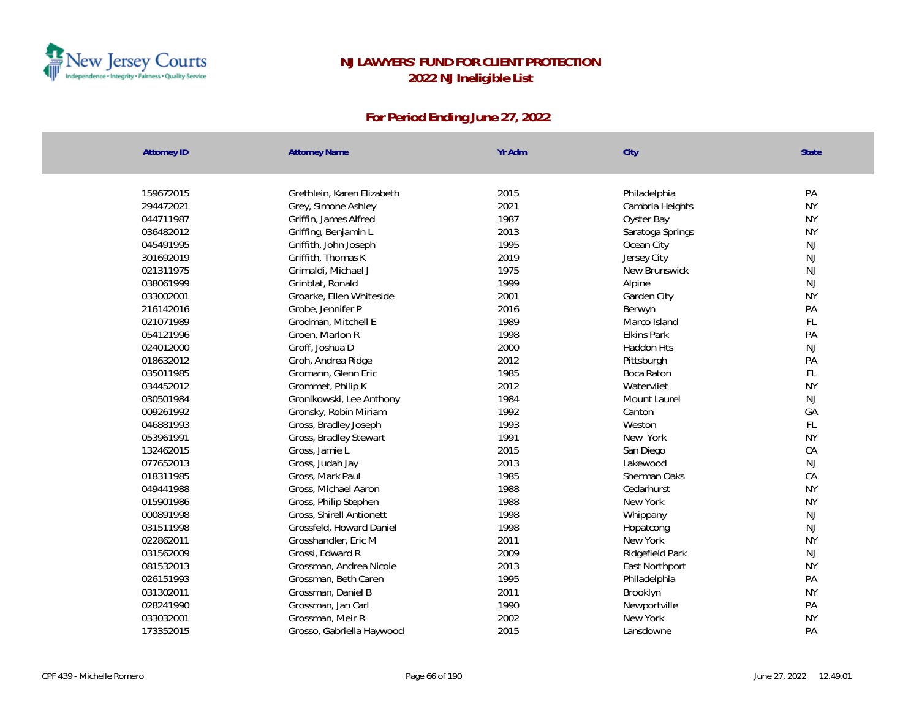# NJ LAWYERS' FUND FOR CLIENT PROTECTION

## 2022 NJ Ineligible List

### For Period Ending June 27, 2022

| Attorney ID | Attorney Name | Yr Adm | City | State |
|---|---|---|---|---|
| 159672015 | Grethlein, Karen Elizabeth | 2015 | Philadelphia | PA |
| 294472021 | Grey, Simone Ashley | 2021 | Cambria Heights | NY |
| 044711987 | Griffin, James Alfred | 1987 | Oyster Bay | NY |
| 036482012 | Griffing, Benjamin L | 2013 | Saratoga Springs | NY |
| 045491995 | Griffith, John Joseph | 1995 | Ocean City | NJ |
| 301692019 | Griffith, Thomas K | 2019 | Jersey City | NJ |
| 021311975 | Grimaldi, Michael J | 1975 | New Brunswick | NJ |
| 038061999 | Grinblat, Ronald | 1999 | Alpine | NJ |
| 033002001 | Groarke, Ellen Whiteside | 2001 | Garden City | NY |
| 216142016 | Grobe, Jennifer P | 2016 | Berwyn | PA |
| 021071989 | Grodman, Mitchell E | 1989 | Marco Island | FL |
| 054121996 | Groen, Marlon R | 1998 | Elkins Park | PA |
| 024012000 | Groff, Joshua D | 2000 | Haddon Hts | NJ |
| 018632012 | Groh, Andrea Ridge | 2012 | Pittsburgh | PA |
| 035011985 | Gromann, Glenn Eric | 1985 | Boca Raton | FL |
| 034452012 | Grommet, Philip K | 2012 | Watervliet | NY |
| 030501984 | Gronikowski, Lee Anthony | 1984 | Mount Laurel | NJ |
| 009261992 | Gronsky, Robin Miriam | 1992 | Canton | GA |
| 046881993 | Gross, Bradley Joseph | 1993 | Weston | FL |
| 053961991 | Gross, Bradley Stewart | 1991 | New York | NY |
| 132462015 | Gross, Jamie L | 2015 | San Diego | CA |
| 077652013 | Gross, Judah Jay | 2013 | Lakewood | NJ |
| 018311985 | Gross, Mark Paul | 1985 | Sherman Oaks | CA |
| 049441988 | Gross, Michael Aaron | 1988 | Cedarhurst | NY |
| 015901986 | Gross, Philip Stephen | 1988 | New York | NY |
| 000891998 | Gross, Shirell Antionett | 1998 | Whippany | NJ |
| 031511998 | Grossfeld, Howard Daniel | 1998 | Hopatcong | NJ |
| 022862011 | Grosshandler, Eric M | 2011 | New York | NY |
| 031562009 | Grossi, Edward R | 2009 | Ridgefield Park | NJ |
| 081532013 | Grossman, Andrea Nicole | 2013 | East Northport | NY |
| 026151993 | Grossman, Beth Caren | 1995 | Philadelphia | PA |
| 031302011 | Grossman, Daniel B | 2011 | Brooklyn | NY |
| 028241990 | Grossman, Jan Carl | 1990 | Newportville | PA |
| 033032001 | Grossman, Meir R | 2002 | New York | NY |
| 173352015 | Grosso, Gabriella Haywood | 2015 | Lansdowne | PA |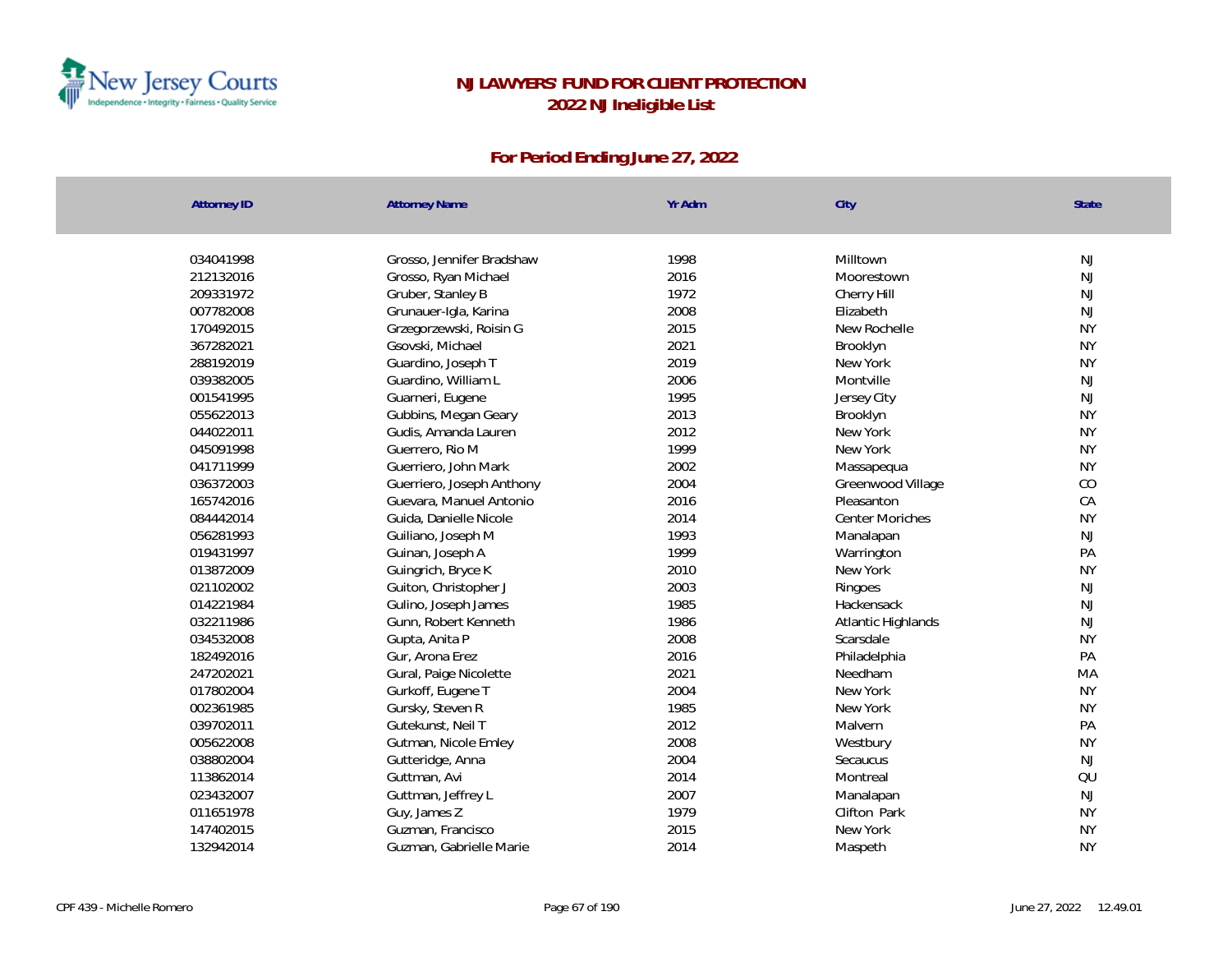# NJ LAWYERS' FUND FOR CLIENT PROTECTION

## 2022 NJ Ineligible List

### For Period Ending June 27, 2022

| Attorney ID | Attorney Name | Yr Adm | City | State |
|---|---|---|---|---|
| 034041998 | Grosso, Jennifer Bradshaw | 1998 | Milltown | NJ |
| 212132016 | Grosso, Ryan Michael | 2016 | Moorestown | NJ |
| 209331972 | Gruber, Stanley B | 1972 | Cherry Hill | NJ |
| 007782008 | Grunauer-Igla, Karina | 2008 | Elizabeth | NJ |
| 170492015 | Grzegorzewski, Roisin G | 2015 | New Rochelle | NY |
| 367282021 | Gsovski, Michael | 2021 | Brooklyn | NY |
| 288192019 | Guardino, Joseph T | 2019 | New York | NY |
| 039382005 | Guardino, William L | 2006 | Montville | NJ |
| 001541995 | Guarneri, Eugene | 1995 | Jersey City | NJ |
| 055622013 | Gubbins, Megan Geary | 2013 | Brooklyn | NY |
| 044022011 | Gudis, Amanda Lauren | 2012 | New York | NY |
| 045091998 | Guerrero, Rio M | 1999 | New York | NY |
| 041711999 | Guerriero, John Mark | 2002 | Massapequa | NY |
| 036372003 | Guerriero, Joseph Anthony | 2004 | Greenwood Village | CO |
| 165742016 | Guevara, Manuel Antonio | 2016 | Pleasanton | CA |
| 084442014 | Guida, Danielle Nicole | 2014 | Center Moriches | NY |
| 056281993 | Guiliano, Joseph M | 1993 | Manalapan | NJ |
| 019431997 | Guinan, Joseph A | 1999 | Warrington | PA |
| 013872009 | Guingrich, Bryce K | 2010 | New York | NY |
| 021102002 | Guiton, Christopher J | 2003 | Ringoes | NJ |
| 014221984 | Gulino, Joseph James | 1985 | Hackensack | NJ |
| 032211986 | Gunn, Robert Kenneth | 1986 | Atlantic Highlands | NJ |
| 034532008 | Gupta, Anita P | 2008 | Scarsdale | NY |
| 182492016 | Gur, Arona Erez | 2016 | Philadelphia | PA |
| 247202021 | Gural, Paige Nicolette | 2021 | Needham | MA |
| 017802004 | Gurkoff, Eugene T | 2004 | New York | NY |
| 002361985 | Gursky, Steven R | 1985 | New York | NY |
| 039702011 | Gutekunst, Neil T | 2012 | Malvern | PA |
| 005622008 | Gutman, Nicole Emley | 2008 | Westbury | NY |
| 038802004 | Gutteridge, Anna | 2004 | Secaucus | NJ |
| 113862014 | Guttman, Avi | 2014 | Montreal | QU |
| 023432007 | Guttman, Jeffrey L | 2007 | Manalapan | NJ |
| 011651978 | Guy, James Z | 1979 | Clifton Park | NY |
| 147402015 | Guzman, Francisco | 2015 | New York | NY |
| 132942014 | Guzman, Gabrielle Marie | 2014 | Maspeth | NY |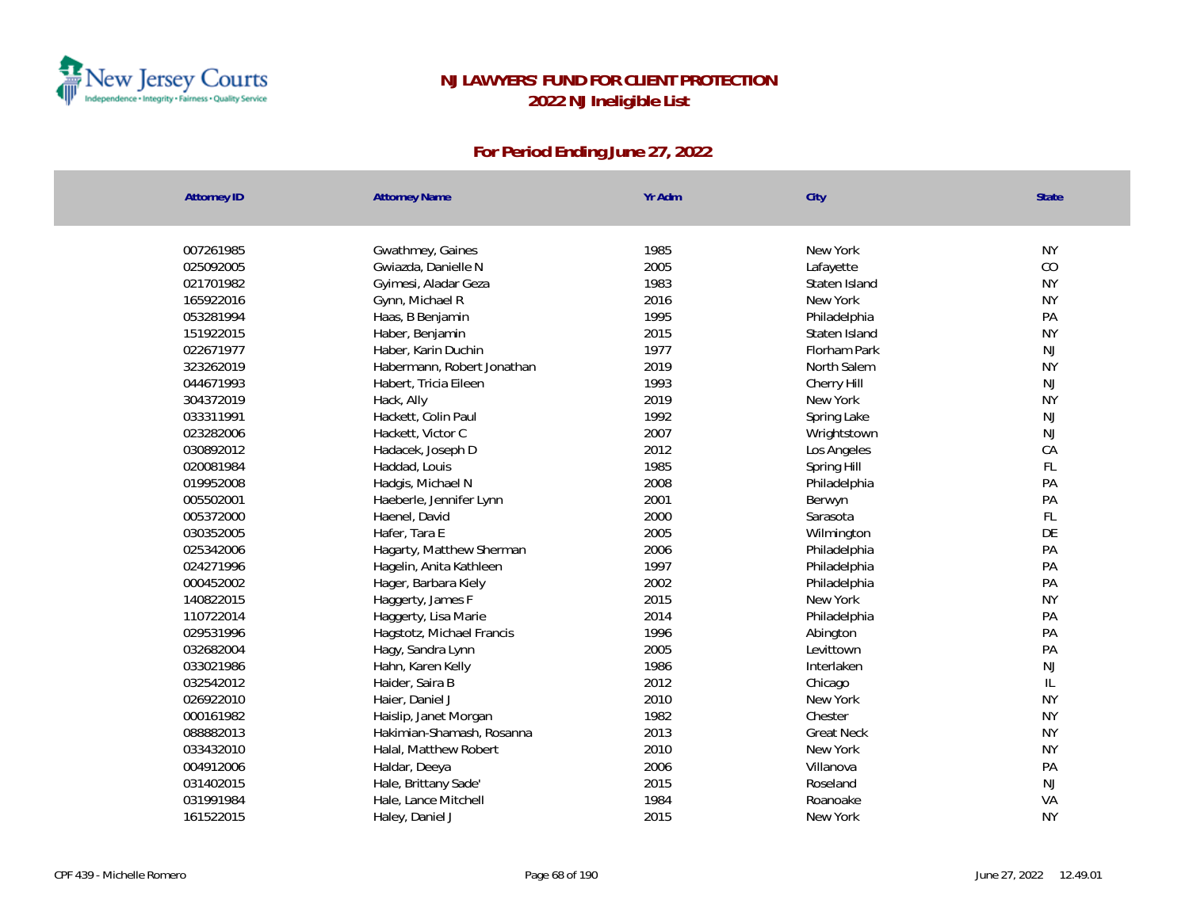# NJ LAWYERS' FUND FOR CLIENT PROTECTION

## 2022 NJ Ineligible List

### For Period Ending June 27, 2022

| Attorney ID | Attorney Name | Yr Adm | City | State |
|---|---|---|---|---|
| 007261985 | Gwathmey, Gaines | 1985 | New York | NY |
| 025092005 | Gwiazda, Danielle N | 2005 | Lafayette | CO |
| 021701982 | Gyimesi, Aladar Geza | 1983 | Staten Island | NY |
| 165922016 | Gynn, Michael R | 2016 | New York | NY |
| 053281994 | Haas, B Benjamin | 1995 | Philadelphia | PA |
| 151922015 | Haber, Benjamin | 2015 | Staten Island | NY |
| 022671977 | Haber, Karin Duchin | 1977 | Florham Park | NJ |
| 323262019 | Habermann, Robert Jonathan | 2019 | North Salem | NY |
| 044671993 | Habert, Tricia Eileen | 1993 | Cherry Hill | NJ |
| 304372019 | Hack, Ally | 2019 | New York | NY |
| 033311991 | Hackett, Colin Paul | 1992 | Spring Lake | NJ |
| 023282006 | Hackett, Victor C | 2007 | Wrightstown | NJ |
| 030892012 | Hadacek, Joseph D | 2012 | Los Angeles | CA |
| 020081984 | Haddad, Louis | 1985 | Spring Hill | FL |
| 019952008 | Hadgis, Michael N | 2008 | Philadelphia | PA |
| 005502001 | Haeberle, Jennifer Lynn | 2001 | Berwyn | PA |
| 005372000 | Haenel, David | 2000 | Sarasota | FL |
| 030352005 | Hafer, Tara E | 2005 | Wilmington | DE |
| 025342006 | Hagarty, Matthew Sherman | 2006 | Philadelphia | PA |
| 024271996 | Hagelin, Anita Kathleen | 1997 | Philadelphia | PA |
| 000452002 | Hager, Barbara Kiely | 2002 | Philadelphia | PA |
| 140822015 | Haggerty, James F | 2015 | New York | NY |
| 110722014 | Haggerty, Lisa Marie | 2014 | Philadelphia | PA |
| 029531996 | Hagstotz, Michael Francis | 1996 | Abington | PA |
| 032682004 | Hagy, Sandra Lynn | 2005 | Levittown | PA |
| 033021986 | Hahn, Karen Kelly | 1986 | Interlaken | NJ |
| 032542012 | Haider, Saira B | 2012 | Chicago | IL |
| 026922010 | Haier, Daniel J | 2010 | New York | NY |
| 000161982 | Haislip, Janet Morgan | 1982 | Chester | NY |
| 088882013 | Hakimian-Shamash, Rosanna | 2013 | Great Neck | NY |
| 033432010 | Halal, Matthew Robert | 2010 | New York | NY |
| 004912006 | Haldar, Deeya | 2006 | Villanova | PA |
| 031402015 | Hale, Brittany Sade' | 2015 | Roseland | NJ |
| 031991984 | Hale, Lance Mitchell | 1984 | Roanoake | VA |
| 161522015 | Haley, Daniel J | 2015 | New York | NY |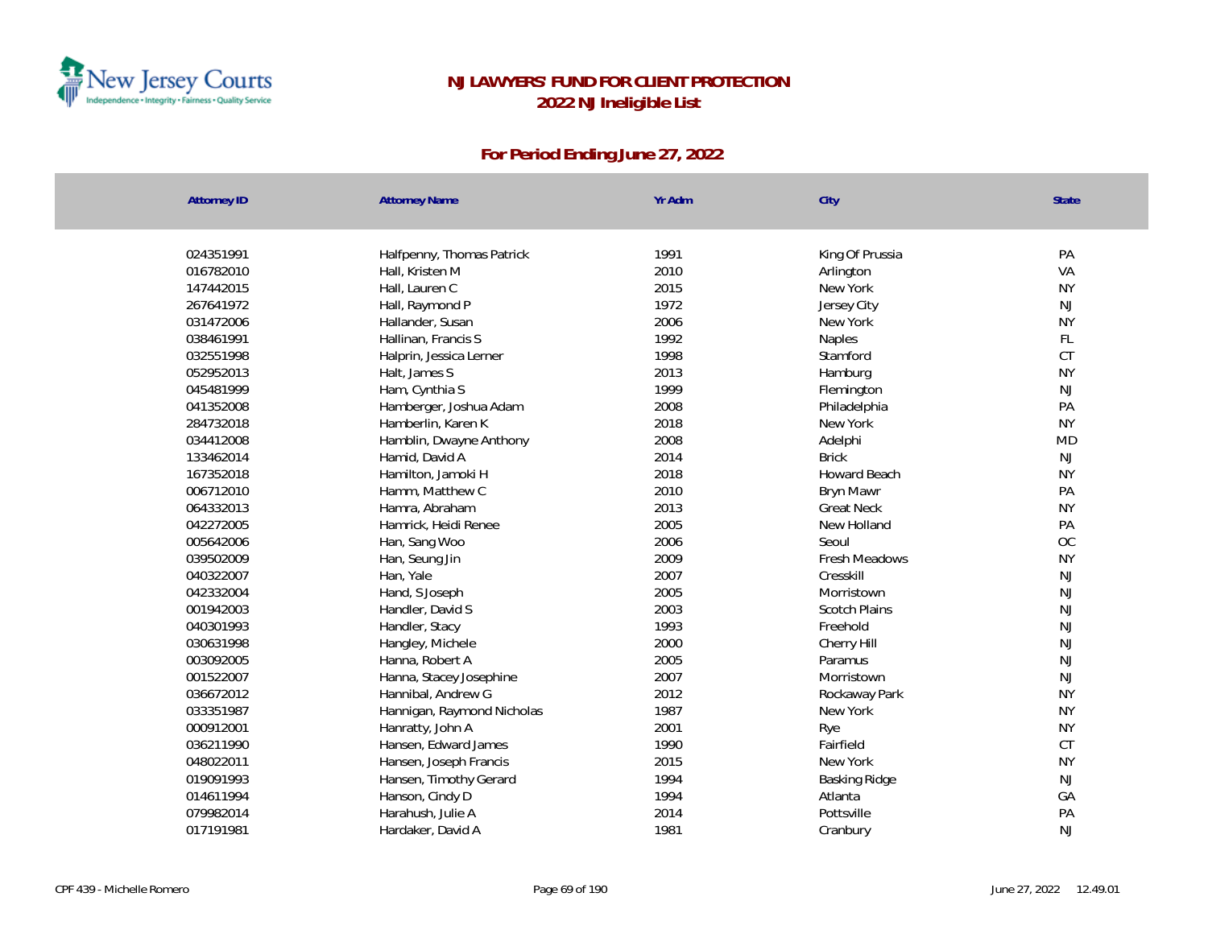# NJ LAWYERS' FUND FOR CLIENT PROTECTION
## 2022 NJ Ineligible List

### For Period Ending June 27, 2022

| Attorney ID | Attorney Name | Yr Adm | City | State |
|---|---|---|---|---|
| 024351991 | Halfpenny, Thomas Patrick | 1991 | King Of Prussia | PA |
| 016782010 | Hall, Kristen M | 2010 | Arlington | VA |
| 147442015 | Hall, Lauren C | 2015 | New York | NY |
| 267641972 | Hall, Raymond P | 1972 | Jersey City | NJ |
| 031472006 | Hallander, Susan | 2006 | New York | NY |
| 038461991 | Hallinan, Francis S | 1992 | Naples | FL |
| 032551998 | Halprin, Jessica Lerner | 1998 | Stamford | CT |
| 052952013 | Halt, James S | 2013 | Hamburg | NY |
| 045481999 | Ham, Cynthia S | 1999 | Flemington | NJ |
| 041352008 | Hamberger, Joshua Adam | 2008 | Philadelphia | PA |
| 284732018 | Hamberlin, Karen K | 2018 | New York | NY |
| 034412008 | Hamblin, Dwayne Anthony | 2008 | Adelphi | MD |
| 133462014 | Hamid, David A | 2014 | Brick | NJ |
| 167352018 | Hamilton, Jamoki H | 2018 | Howard Beach | NY |
| 006712010 | Hamm, Matthew C | 2010 | Bryn Mawr | PA |
| 064332013 | Hamra, Abraham | 2013 | Great Neck | NY |
| 042272005 | Hamrick, Heidi Renee | 2005 | New Holland | PA |
| 005642006 | Han, Sang Woo | 2006 | Seoul | OC |
| 039502009 | Han, Seung Jin | 2009 | Fresh Meadows | NY |
| 040322007 | Han, Yale | 2007 | Cresskill | NJ |
| 042332004 | Hand, S Joseph | 2005 | Morristown | NJ |
| 001942003 | Handler, David S | 2003 | Scotch Plains | NJ |
| 040301993 | Handler, Stacy | 1993 | Freehold | NJ |
| 030631998 | Hangley, Michele | 2000 | Cherry Hill | NJ |
| 003092005 | Hanna, Robert A | 2005 | Paramus | NJ |
| 001522007 | Hanna, Stacey Josephine | 2007 | Morristown | NJ |
| 036672012 | Hannibal, Andrew G | 2012 | Rockaway Park | NY |
| 033351987 | Hannigan, Raymond Nicholas | 1987 | New York | NY |
| 000912001 | Hanratty, John A | 2001 | Rye | NY |
| 036211990 | Hansen, Edward James | 1990 | Fairfield | CT |
| 048022011 | Hansen, Joseph Francis | 2015 | New York | NY |
| 019091993 | Hansen, Timothy Gerard | 1994 | Basking Ridge | NJ |
| 014611994 | Hanson, Cindy D | 1994 | Atlanta | GA |
| 079982014 | Harahush, Julie A | 2014 | Pottsville | PA |
| 017191981 | Hardaker, David A | 1981 | Cranbury | NJ |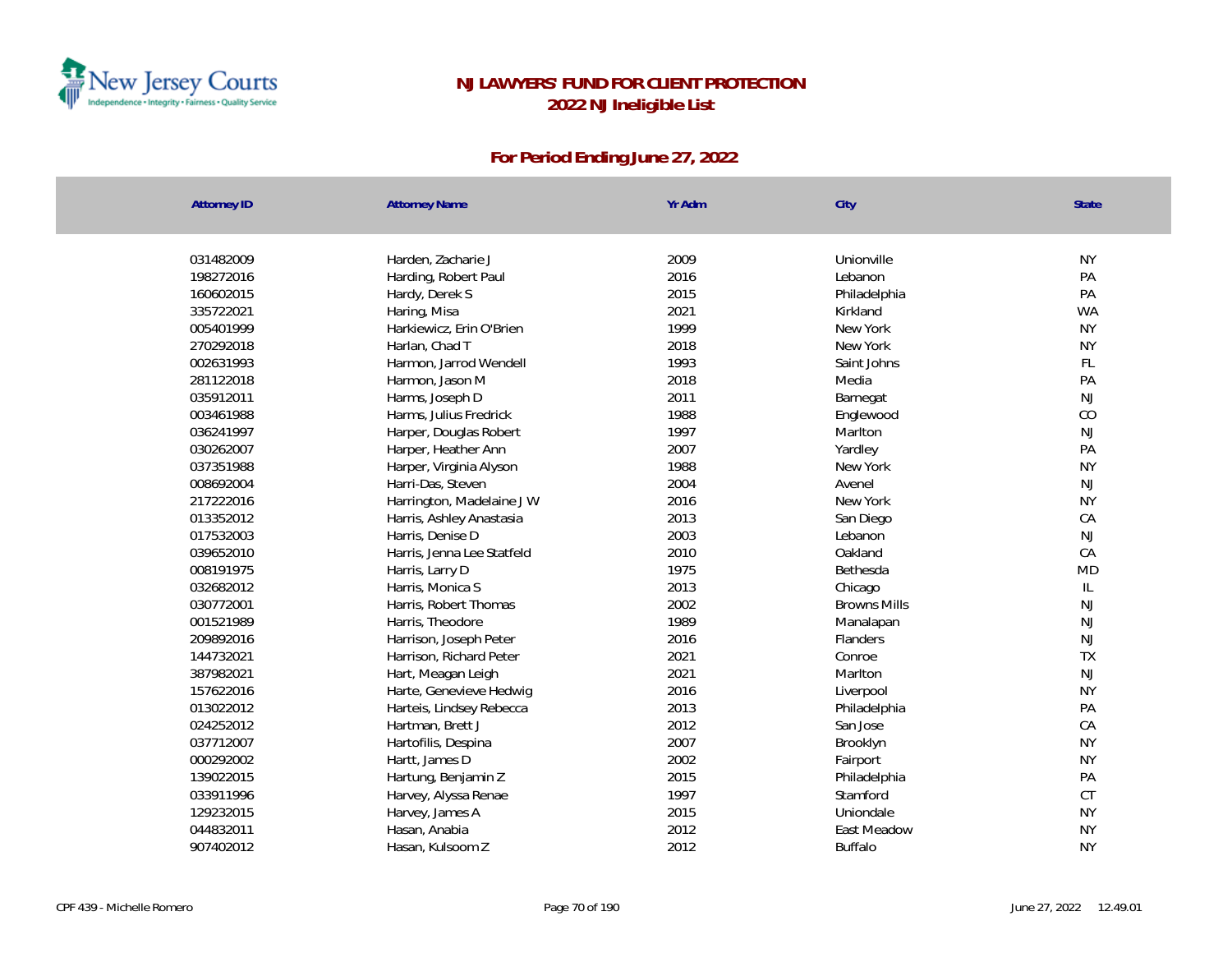# NJ LAWYERS' FUND FOR CLIENT PROTECTION

## 2022 NJ Ineligible List

### For Period Ending June 27, 2022

| Attorney ID | Attorney Name | Yr Adm | City | State |
|---|---|---|---|---|
| 031482009 | Harden, Zacharie J | 2009 | Unionville | NY |
| 198272016 | Harding, Robert Paul | 2016 | Lebanon | PA |
| 160602015 | Hardy, Derek S | 2015 | Philadelphia | PA |
| 335722021 | Haring, Misa | 2021 | Kirkland | WA |
| 005401999 | Harkiewicz, Erin O'Brien | 1999 | New York | NY |
| 270292018 | Harlan, Chad T | 2018 | New York | NY |
| 002631993 | Harmon, Jarrod Wendell | 1993 | Saint Johns | FL |
| 281122018 | Harmon, Jason M | 2018 | Media | PA |
| 035912011 | Harms, Joseph D | 2011 | Barnegat | NJ |
| 003461988 | Harms, Julius Fredrick | 1988 | Englewood | CO |
| 036241997 | Harper, Douglas Robert | 1997 | Marlton | NJ |
| 030262007 | Harper, Heather Ann | 2007 | Yardley | PA |
| 037351988 | Harper, Virginia Alyson | 1988 | New York | NY |
| 008692004 | Harri-Das, Steven | 2004 | Avenel | NJ |
| 217222016 | Harrington, Madelaine J W | 2016 | New York | NY |
| 013352012 | Harris, Ashley Anastasia | 2013 | San Diego | CA |
| 017532003 | Harris, Denise D | 2003 | Lebanon | NJ |
| 039652010 | Harris, Jenna Lee Statfeld | 2010 | Oakland | CA |
| 008191975 | Harris, Larry D | 1975 | Bethesda | MD |
| 032682012 | Harris, Monica S | 2013 | Chicago | IL |
| 030772001 | Harris, Robert Thomas | 2002 | Browns Mills | NJ |
| 001521989 | Harris, Theodore | 1989 | Manalapan | NJ |
| 209892016 | Harrison, Joseph Peter | 2016 | Flanders | NJ |
| 144732021 | Harrison, Richard Peter | 2021 | Conroe | TX |
| 387982021 | Hart, Meagan Leigh | 2021 | Marlton | NJ |
| 157622016 | Harte, Genevieve Hedwig | 2016 | Liverpool | NY |
| 013022012 | Harteis, Lindsey Rebecca | 2013 | Philadelphia | PA |
| 024252012 | Hartman, Brett J | 2012 | San Jose | CA |
| 037712007 | Hartofilis, Despina | 2007 | Brooklyn | NY |
| 000292002 | Hartt, James D | 2002 | Fairport | NY |
| 139022015 | Hartung, Benjamin Z | 2015 | Philadelphia | PA |
| 033911996 | Harvey, Alyssa Renae | 1997 | Stamford | CT |
| 129232015 | Harvey, James A | 2015 | Uniondale | NY |
| 044832011 | Hasan, Anabia | 2012 | East Meadow | NY |
| 907402012 | Hasan, Kulsoom Z | 2012 | Buffalo | NY |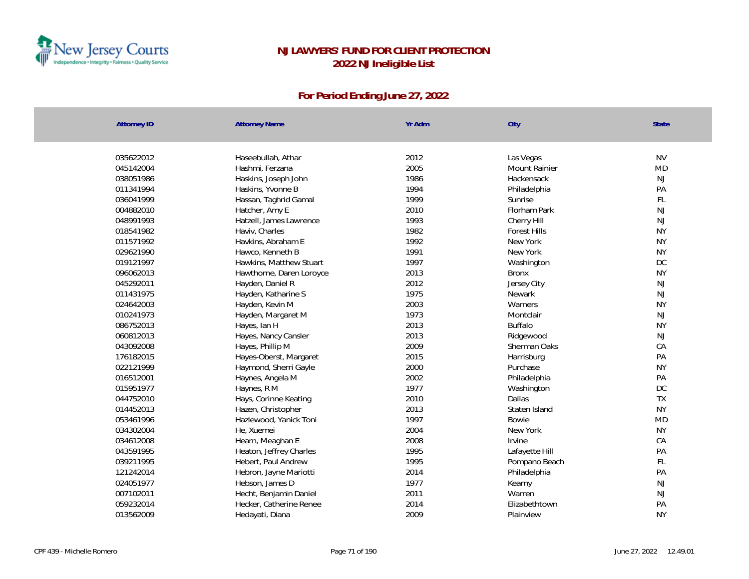# NJ LAWYERS' FUND FOR CLIENT PROTECTION
## 2022 NJ Ineligible List

### For Period Ending June 27, 2022

| Attorney ID | Attorney Name | Yr Adm | City | State |
|---|---|---|---|---|
| 035622012 | Haseebullah, Athar | 2012 | Las Vegas | NV |
| 045142004 | Hashmi, Ferzana | 2005 | Mount Rainier | MD |
| 038051986 | Haskins, Joseph John | 1986 | Hackensack | NJ |
| 011341994 | Haskins, Yvonne B | 1994 | Philadelphia | PA |
| 036041999 | Hassan, Taghrid Gamal | 1999 | Sunrise | FL |
| 004882010 | Hatcher, Amy E | 2010 | Florham Park | NJ |
| 048991993 | Hatzell, James Lawrence | 1993 | Cherry Hill | NJ |
| 018541982 | Haviv, Charles | 1982 | Forest Hills | NY |
| 011571992 | Havkins, Abraham E | 1992 | New York | NY |
| 029621990 | Hawco, Kenneth B | 1991 | New York | NY |
| 019121997 | Hawkins, Matthew Stuart | 1997 | Washington | DC |
| 096062013 | Hawthorne, Daren Loroyce | 2013 | Bronx | NY |
| 045292011 | Hayden, Daniel R | 2012 | Jersey City | NJ |
| 011431975 | Hayden, Katharine S | 1975 | Newark | NJ |
| 024642003 | Hayden, Kevin M | 2003 | Warners | NY |
| 010241973 | Hayden, Margaret M | 1973 | Montclair | NJ |
| 086752013 | Hayes, Ian H | 2013 | Buffalo | NY |
| 060812013 | Hayes, Nancy Cansler | 2013 | Ridgewood | NJ |
| 043092008 | Hayes, Phillip M | 2009 | Sherman Oaks | CA |
| 176182015 | Hayes-Oberst, Margaret | 2015 | Harrisburg | PA |
| 022121999 | Haymond, Sherri Gayle | 2000 | Purchase | NY |
| 016512001 | Haynes, Angela M | 2002 | Philadelphia | PA |
| 015951977 | Haynes, R M | 1977 | Washington | DC |
| 044752010 | Hays, Corinne Keating | 2010 | Dallas | TX |
| 014452013 | Hazen, Christopher | 2013 | Staten Island | NY |
| 053461996 | Hazlewood, Yanick Toni | 1997 | Bowie | MD |
| 034302004 | He, Xuemei | 2004 | New York | NY |
| 034612008 | Hearn, Meaghan E | 2008 | Irvine | CA |
| 043591995 | Heaton, Jeffrey Charles | 1995 | Lafayette Hill | PA |
| 039211995 | Hebert, Paul Andrew | 1995 | Pompano Beach | FL |
| 121242014 | Hebron, Jayne Mariotti | 2014 | Philadelphia | PA |
| 024051977 | Hebson, James D | 1977 | Kearny | NJ |
| 007102011 | Hecht, Benjamin Daniel | 2011 | Warren | NJ |
| 059232014 | Hecker, Catherine Renee | 2014 | Elizabethtown | PA |
| 013562009 | Hedayati, Diana | 2009 | Plainview | NY |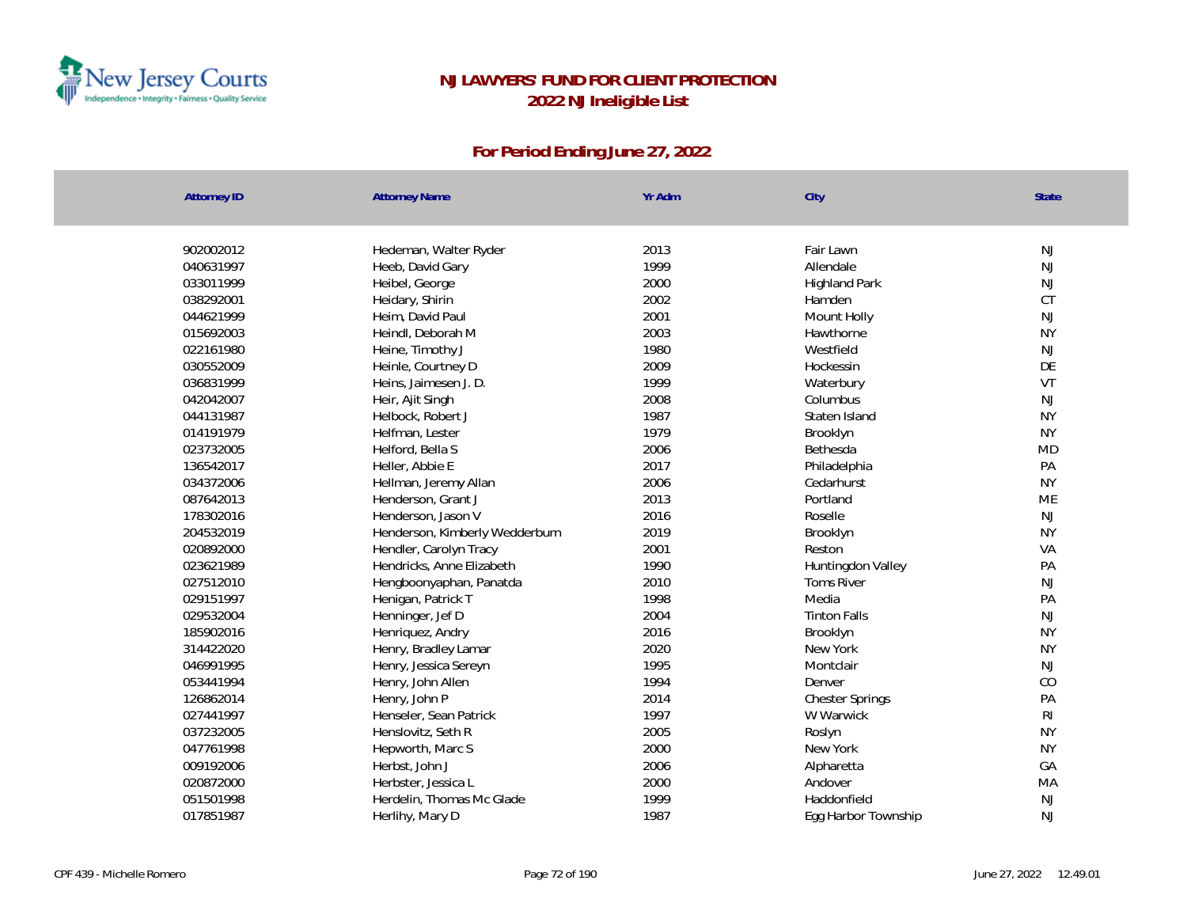# NJ LAWYERS' FUND FOR CLIENT PROTECTION
## 2022 NJ Ineligible List

### For Period Ending June 27, 2022

| Attorney ID | Attorney Name | Yr Adm | City | State |
|---|---|---|---|---|
| 902002012 | Hedeman, Walter Ryder | 2013 | Fair Lawn | NJ |
| 040631997 | Heeb, David Gary | 1999 | Allendale | NJ |
| 033011999 | Heibel, George | 2000 | Highland Park | NJ |
| 038292001 | Heidary, Shirin | 2002 | Hamden | CT |
| 044621999 | Heim, David Paul | 2001 | Mount Holly | NJ |
| 015692003 | Heindl, Deborah M | 2003 | Hawthorne | NY |
| 022161980 | Heine, Timothy J | 1980 | Westfield | NJ |
| 030552009 | Heinle, Courtney D | 2009 | Hockessin | DE |
| 036831999 | Heins, Jaimesen J. D. | 1999 | Waterbury | VT |
| 042042007 | Heir, Ajit Singh | 2008 | Columbus | NJ |
| 044131987 | Helbock, Robert J | 1987 | Staten Island | NY |
| 014191979 | Helfman, Lester | 1979 | Brooklyn | NY |
| 023732005 | Helford, Bella S | 2006 | Bethesda | MD |
| 136542017 | Heller, Abbie E | 2017 | Philadelphia | PA |
| 034372006 | Hellman, Jeremy Allan | 2006 | Cedarhurst | NY |
| 087642013 | Henderson, Grant J | 2013 | Portland | ME |
| 178302016 | Henderson, Jason V | 2016 | Roselle | NJ |
| 204532019 | Henderson, Kimberly Wedderburn | 2019 | Brooklyn | NY |
| 020892000 | Hendler, Carolyn Tracy | 2001 | Reston | VA |
| 023621989 | Hendricks, Anne Elizabeth | 1990 | Huntingdon Valley | PA |
| 027512010 | Hengboonyaphan, Panatda | 2010 | Toms River | NJ |
| 029151997 | Henigan, Patrick T | 1998 | Media | PA |
| 029532004 | Henninger, Jef D | 2004 | Tinton Falls | NJ |
| 185902016 | Henriquez, Andry | 2016 | Brooklyn | NY |
| 314422020 | Henry, Bradley Lamar | 2020 | New York | NY |
| 046991995 | Henry, Jessica Sereyn | 1995 | Montclair | NJ |
| 053441994 | Henry, John Allen | 1994 | Denver | CO |
| 126862014 | Henry, John P | 2014 | Chester Springs | PA |
| 027441997 | Henseler, Sean Patrick | 1997 | W Warwick | RI |
| 037232005 | Henslovitz, Seth R | 2005 | Roslyn | NY |
| 047761998 | Hepworth, Marc S | 2000 | New York | NY |
| 009192006 | Herbst, John J | 2006 | Alpharetta | GA |
| 020872000 | Herbster, Jessica L | 2000 | Andover | MA |
| 051501998 | Herdelin, Thomas Mc Glade | 1999 | Haddonfield | NJ |
| 017851987 | Herlihy, Mary D | 1987 | Egg Harbor Township | NJ |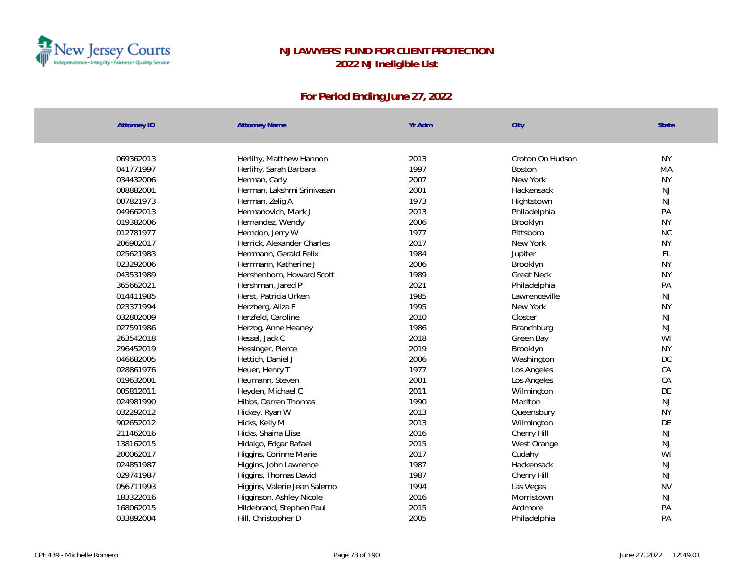# NJ LAWYERS' FUND FOR CLIENT PROTECTION
## 2022 NJ Ineligible List

### For Period Ending June 27, 2022

| Attorney ID | Attorney Name | Yr Adm | City | State |
|---|---|---|---|---|
| 069362013 | Herlihy, Matthew Hannon | 2013 | Croton On Hudson | NY |
| 041771997 | Herlihy, Sarah Barbara | 1997 | Boston | MA |
| 034432006 | Herman, Carly | 2007 | New York | NY |
| 008882001 | Herman, Lakshmi Srinivasan | 2001 | Hackensack | NJ |
| 007821973 | Herman, Zelig A | 1973 | Hightstown | NJ |
| 049662013 | Hermanovich, Mark J | 2013 | Philadelphia | PA |
| 019382006 | Hernandez, Wendy | 2006 | Brooklyn | NY |
| 012781977 | Herndon, Jerry W | 1977 | Pittsboro | NC |
| 206902017 | Herrick, Alexander Charles | 2017 | New York | NY |
| 025621983 | Herrmann, Gerald Felix | 1984 | Jupiter | FL |
| 023292006 | Herrmann, Katherine J | 2006 | Brooklyn | NY |
| 043531989 | Hershenhorn, Howard Scott | 1989 | Great Neck | NY |
| 365662021 | Hershman, Jared P | 2021 | Philadelphia | PA |
| 014411985 | Herst, Patricia Urken | 1985 | Lawrenceville | NJ |
| 023371994 | Herzberg, Aliza F | 1995 | New York | NY |
| 032802009 | Herzfeld, Caroline | 2010 | Closter | NJ |
| 027591986 | Herzog, Anne Heaney | 1986 | Branchburg | NJ |
| 263542018 | Hessel, Jack C | 2018 | Green Bay | WI |
| 296452019 | Hessinger, Pierce | 2019 | Brooklyn | NY |
| 046682005 | Hettich, Daniel J | 2006 | Washington | DC |
| 028861976 | Heuer, Henry T | 1977 | Los Angeles | CA |
| 019632001 | Heumann, Steven | 2001 | Los Angeles | CA |
| 005812011 | Heyden, Michael C | 2011 | Wilmington | DE |
| 024981990 | Hibbs, Darren Thomas | 1990 | Marlton | NJ |
| 032292012 | Hickey, Ryan W | 2013 | Queensbury | NY |
| 902652012 | Hicks, Kelly M | 2013 | Wilmington | DE |
| 211462016 | Hicks, Shaina Elise | 2016 | Cherry Hill | NJ |
| 138162015 | Hidalgo, Edgar Rafael | 2015 | West Orange | NJ |
| 200062017 | Higgins, Corinne Marie | 2017 | Cudahy | WI |
| 024851987 | Higgins, John Lawrence | 1987 | Hackensack | NJ |
| 029741987 | Higgins, Thomas David | 1987 | Cherry Hill | NJ |
| 056711993 | Higgins, Valerie Jean Salerno | 1994 | Las Vegas | NV |
| 183322016 | Higginson, Ashley Nicole | 2016 | Morristown | NJ |
| 168062015 | Hildebrand, Stephen Paul | 2015 | Ardmore | PA |
| 033892004 | Hill, Christopher D | 2005 | Philadelphia | PA |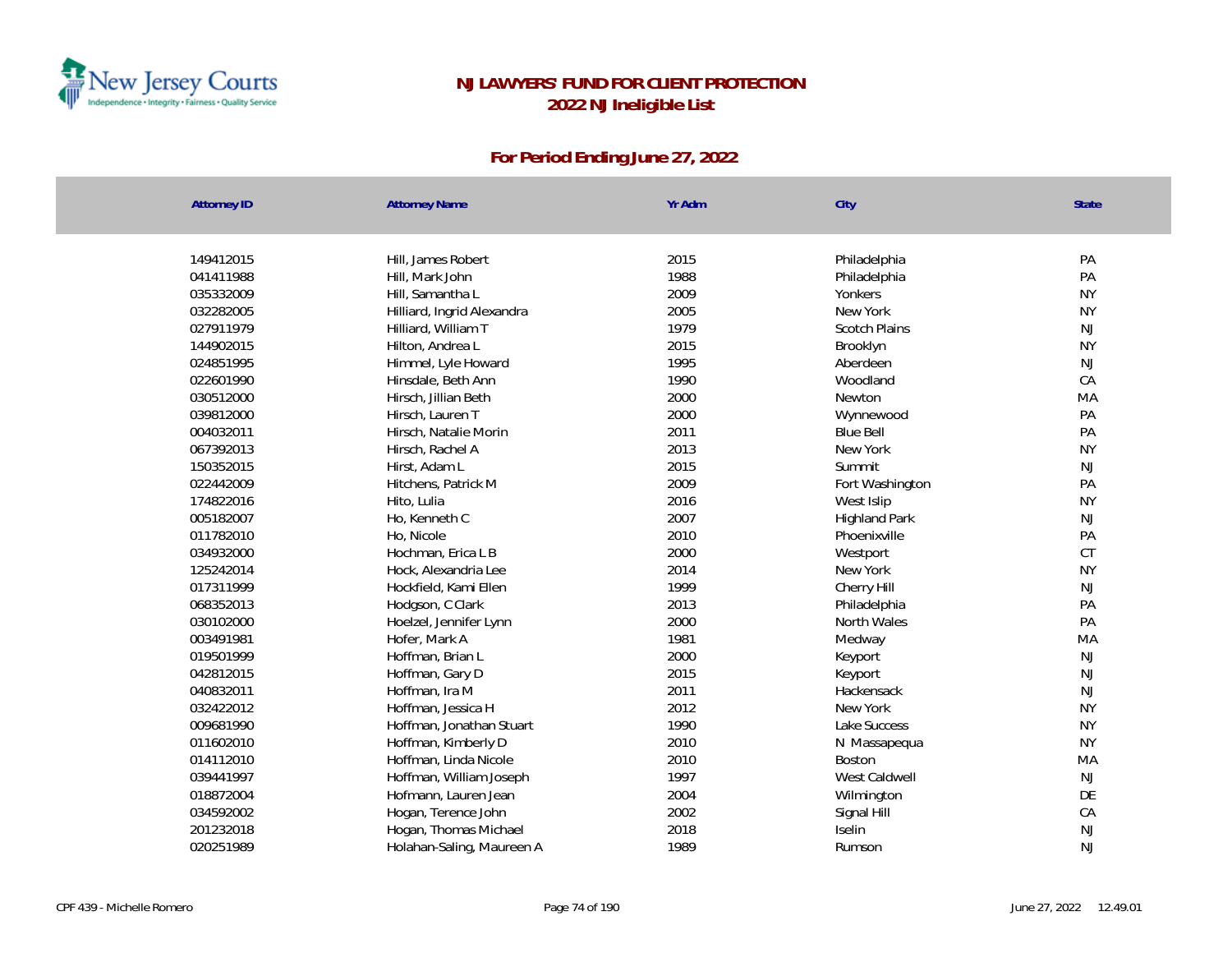# NJ LAWYERS' FUND FOR CLIENT PROTECTION

## 2022 NJ Ineligible List

### For Period Ending June 27, 2022

| Attorney ID | Attorney Name | Yr Adm | City | State |
|---|---|---|---|---|
| 149412015 | Hill, James Robert | 2015 | Philadelphia | PA |
| 041411988 | Hill, Mark John | 1988 | Philadelphia | PA |
| 035332009 | Hill, Samantha L | 2009 | Yonkers | NY |
| 032282005 | Hilliard, Ingrid Alexandra | 2005 | New York | NY |
| 027911979 | Hilliard, William T | 1979 | Scotch Plains | NJ |
| 144902015 | Hilton, Andrea L | 2015 | Brooklyn | NY |
| 024851995 | Himmel, Lyle Howard | 1995 | Aberdeen | NJ |
| 022601990 | Hinsdale, Beth Ann | 1990 | Woodland | CA |
| 030512000 | Hirsch, Jillian Beth | 2000 | Newton | MA |
| 039812000 | Hirsch, Lauren T | 2000 | Wynnewood | PA |
| 004032011 | Hirsch, Natalie Morin | 2011 | Blue Bell | PA |
| 067392013 | Hirsch, Rachel A | 2013 | New York | NY |
| 150352015 | Hirst, Adam L | 2015 | Summit | NJ |
| 022442009 | Hitchens, Patrick M | 2009 | Fort Washington | PA |
| 174822016 | Hito, Lulia | 2016 | West Islip | NY |
| 005182007 | Ho, Kenneth C | 2007 | Highland Park | NJ |
| 011782010 | Ho, Nicole | 2010 | Phoenixville | PA |
| 034932000 | Hochman, Erica L B | 2000 | Westport | CT |
| 125242014 | Hock, Alexandria Lee | 2014 | New York | NY |
| 017311999 | Hockfield, Kami Ellen | 1999 | Cherry Hill | NJ |
| 068352013 | Hodgson, C Clark | 2013 | Philadelphia | PA |
| 030102000 | Hoelzel, Jennifer Lynn | 2000 | North Wales | PA |
| 003491981 | Hofer, Mark A | 1981 | Medway | MA |
| 019501999 | Hoffman, Brian L | 2000 | Keyport | NJ |
| 042812015 | Hoffman, Gary D | 2015 | Keyport | NJ |
| 040832011 | Hoffman, Ira M | 2011 | Hackensack | NJ |
| 032422012 | Hoffman, Jessica H | 2012 | New York | NY |
| 009681990 | Hoffman, Jonathan Stuart | 1990 | Lake Success | NY |
| 011602010 | Hoffman, Kimberly D | 2010 | N Massapequa | NY |
| 014112010 | Hoffman, Linda Nicole | 2010 | Boston | MA |
| 039441997 | Hoffman, William Joseph | 1997 | West Caldwell | NJ |
| 018872004 | Hofmann, Lauren Jean | 2004 | Wilmington | DE |
| 034592002 | Hogan, Terence John | 2002 | Signal Hill | CA |
| 201232018 | Hogan, Thomas Michael | 2018 | Iselin | NJ |
| 020251989 | Holahan-Saling, Maureen A | 1989 | Rumson | NJ |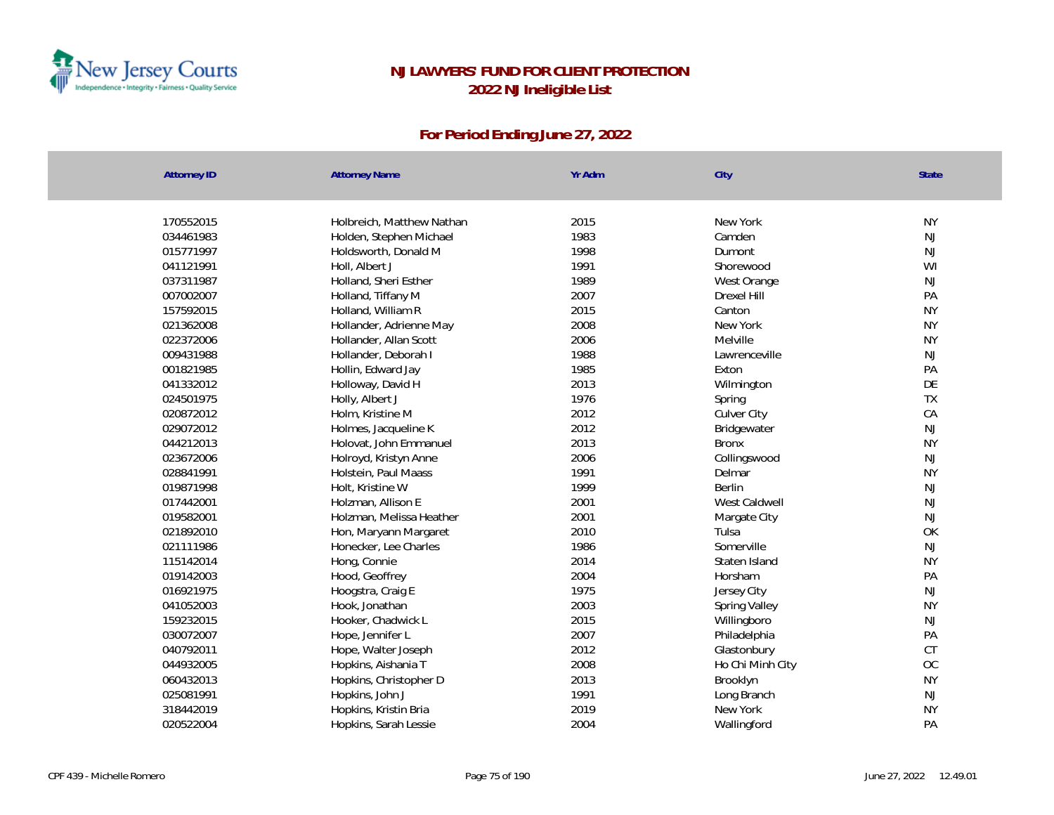# NJ LAWYERS' FUND FOR CLIENT PROTECTION
## 2022 NJ Ineligible List

### For Period Ending June 27, 2022

| Attorney ID | Attorney Name | Yr Adm | City | State |
|---|---|---|---|---|
| 170552015 | Holbreich, Matthew Nathan | 2015 | New York | NY |
| 034461983 | Holden, Stephen Michael | 1983 | Camden | NJ |
| 015771997 | Holdsworth, Donald M | 1998 | Dumont | NJ |
| 041121991 | Holl, Albert J | 1991 | Shorewood | WI |
| 037311987 | Holland, Sheri Esther | 1989 | West Orange | NJ |
| 007002007 | Holland, Tiffany M | 2007 | Drexel Hill | PA |
| 157592015 | Holland, William R | 2015 | Canton | NY |
| 021362008 | Hollander, Adrienne May | 2008 | New York | NY |
| 022372006 | Hollander, Allan Scott | 2006 | Melville | NY |
| 009431988 | Hollander, Deborah I | 1988 | Lawrenceville | NJ |
| 001821985 | Hollin, Edward Jay | 1985 | Exton | PA |
| 041332012 | Holloway, David H | 2013 | Wilmington | DE |
| 024501975 | Holly, Albert J | 1976 | Spring | TX |
| 020872012 | Holm, Kristine M | 2012 | Culver City | CA |
| 029072012 | Holmes, Jacqueline K | 2012 | Bridgewater | NJ |
| 044212013 | Holovat, John Emmanuel | 2013 | Bronx | NY |
| 023672006 | Holroyd, Kristyn Anne | 2006 | Collingswood | NJ |
| 028841991 | Holstein, Paul Maass | 1991 | Delmar | NY |
| 019871998 | Holt, Kristine W | 1999 | Berlin | NJ |
| 017442001 | Holzman, Allison E | 2001 | West Caldwell | NJ |
| 019582001 | Holzman, Melissa Heather | 2001 | Margate City | NJ |
| 021892010 | Hon, Maryann Margaret | 2010 | Tulsa | OK |
| 021111986 | Honecker, Lee Charles | 1986 | Somerville | NJ |
| 115142014 | Hong, Connie | 2014 | Staten Island | NY |
| 019142003 | Hood, Geoffrey | 2004 | Horsham | PA |
| 016921975 | Hoogstra, Craig E | 1975 | Jersey City | NJ |
| 041052003 | Hook, Jonathan | 2003 | Spring Valley | NY |
| 159232015 | Hooker, Chadwick L | 2015 | Willingboro | NJ |
| 030072007 | Hope, Jennifer L | 2007 | Philadelphia | PA |
| 040792011 | Hope, Walter Joseph | 2012 | Glastonbury | CT |
| 044932005 | Hopkins, Aishania T | 2008 | Ho Chi Minh City | OC |
| 060432013 | Hopkins, Christopher D | 2013 | Brooklyn | NY |
| 025081991 | Hopkins, John J | 1991 | Long Branch | NJ |
| 318442019 | Hopkins, Kristin Bria | 2019 | New York | NY |
| 020522004 | Hopkins, Sarah Lessie | 2004 | Wallingford | PA |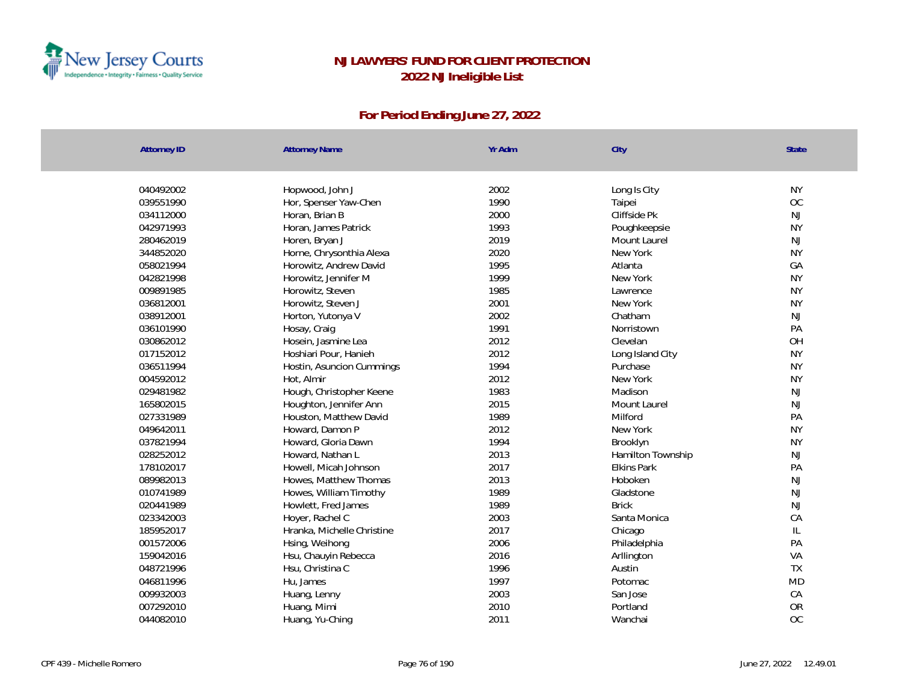# NJ LAWYERS' FUND FOR CLIENT PROTECTION

## 2022 NJ Ineligible List

### For Period Ending June 27, 2022

| Attorney ID | Attorney Name | Yr Adm | City | State |
|---|---|---|---|---|
| 040492002 | Hopwood, John J | 2002 | Long Is City | NY |
| 039551990 | Hor, Spenser Yaw-Chen | 1990 | Taipei | OC |
| 034112000 | Horan, Brian B | 2000 | Cliffside Pk | NJ |
| 042971993 | Horan, James Patrick | 1993 | Poughkeepsie | NY |
| 280462019 | Horen, Bryan J | 2019 | Mount Laurel | NJ |
| 344852020 | Horne, Chrysonthia Alexa | 2020 | New York | NY |
| 058021994 | Horowitz, Andrew David | 1995 | Atlanta | GA |
| 042821998 | Horowitz, Jennifer M | 1999 | New York | NY |
| 009891985 | Horowitz, Steven | 1985 | Lawrence | NY |
| 036812001 | Horowitz, Steven J | 2001 | New York | NY |
| 038912001 | Horton, Yutonya V | 2002 | Chatham | NJ |
| 036101990 | Hosay, Craig | 1991 | Norristown | PA |
| 030862012 | Hosein, Jasmine Lea | 2012 | Clevelan | OH |
| 017152012 | Hoshiari Pour, Hanieh | 2012 | Long Island City | NY |
| 036511994 | Hostin, Asuncion Cummings | 1994 | Purchase | NY |
| 004592012 | Hot, Almir | 2012 | New York | NY |
| 029481982 | Hough, Christopher Keene | 1983 | Madison | NJ |
| 165802015 | Houghton, Jennifer Ann | 2015 | Mount Laurel | NJ |
| 027331989 | Houston, Matthew David | 1989 | Milford | PA |
| 049642011 | Howard, Damon P | 2012 | New York | NY |
| 037821994 | Howard, Gloria Dawn | 1994 | Brooklyn | NY |
| 028252012 | Howard, Nathan L | 2013 | Hamilton Township | NJ |
| 178102017 | Howell, Micah Johnson | 2017 | Elkins Park | PA |
| 089982013 | Howes, Matthew Thomas | 2013 | Hoboken | NJ |
| 010741989 | Howes, William Timothy | 1989 | Gladstone | NJ |
| 020441989 | Howlett, Fred James | 1989 | Brick | NJ |
| 023342003 | Hoyer, Rachel C | 2003 | Santa Monica | CA |
| 185952017 | Hranka, Michelle Christine | 2017 | Chicago | IL |
| 001572006 | Hsing, Weihong | 2006 | Philadelphia | PA |
| 159042016 | Hsu, Chauyin Rebecca | 2016 | Arllington | VA |
| 048721996 | Hsu, Christina C | 1996 | Austin | TX |
| 046811996 | Hu, James | 1997 | Potomac | MD |
| 009932003 | Huang, Lenny | 2003 | San Jose | CA |
| 007292010 | Huang, Mimi | 2010 | Portland | OR |
| 044082010 | Huang, Yu-Ching | 2011 | Wanchai | OC |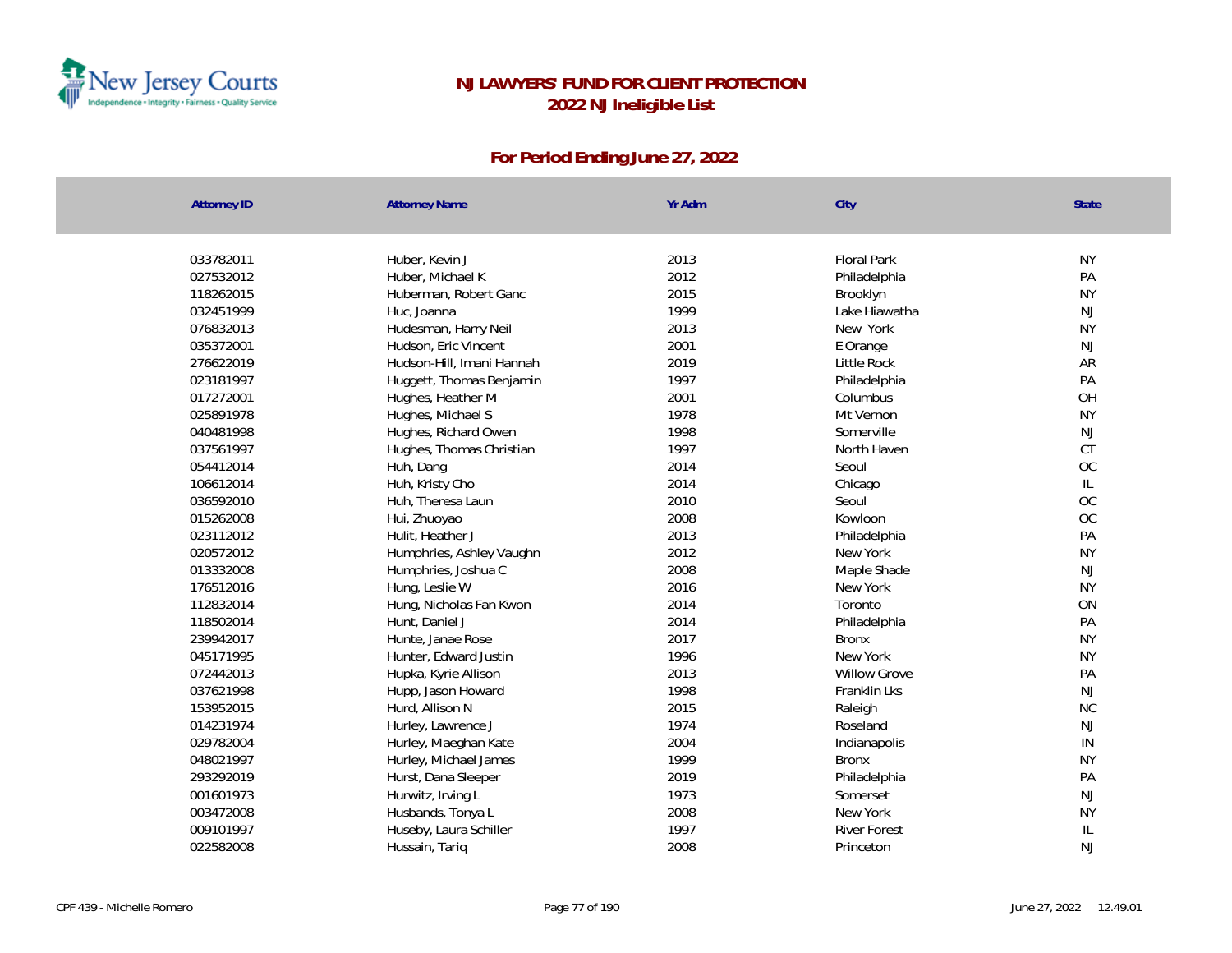# NJ LAWYERS' FUND FOR CLIENT PROTECTION
## 2022 NJ Ineligible List

### For Period Ending June 27, 2022

| Attorney ID | Attorney Name | Yr Adm | City | State |
|---|---|---|---|---|
| 033782011 | Huber, Kevin J | 2013 | Floral Park | NY |
| 027532012 | Huber, Michael K | 2012 | Philadelphia | PA |
| 118262015 | Huberman, Robert Ganc | 2015 | Brooklyn | NY |
| 032451999 | Huc, Joanna | 1999 | Lake Hiawatha | NJ |
| 076832013 | Hudesman, Harry Neil | 2013 | New York | NY |
| 035372001 | Hudson, Eric Vincent | 2001 | E Orange | NJ |
| 276622019 | Hudson-Hill, Imani Hannah | 2019 | Little Rock | AR |
| 023181997 | Huggett, Thomas Benjamin | 1997 | Philadelphia | PA |
| 017272001 | Hughes, Heather M | 2001 | Columbus | OH |
| 025891978 | Hughes, Michael S | 1978 | Mt Vernon | NY |
| 040481998 | Hughes, Richard Owen | 1998 | Somerville | NJ |
| 037561997 | Hughes, Thomas Christian | 1997 | North Haven | CT |
| 054412014 | Huh, Dang | 2014 | Seoul | OC |
| 106612014 | Huh, Kristy Cho | 2014 | Chicago | IL |
| 036592010 | Huh, Theresa Laun | 2010 | Seoul | OC |
| 015262008 | Hui, Zhuoyao | 2008 | Kowloon | OC |
| 023112012 | Hulit, Heather J | 2013 | Philadelphia | PA |
| 020572012 | Humphries, Ashley Vaughn | 2012 | New York | NY |
| 013332008 | Humphries, Joshua C | 2008 | Maple Shade | NJ |
| 176512016 | Hung, Leslie W | 2016 | New York | NY |
| 112832014 | Hung, Nicholas Fan Kwon | 2014 | Toronto | ON |
| 118502014 | Hunt, Daniel J | 2014 | Philadelphia | PA |
| 239942017 | Hunte, Janae Rose | 2017 | Bronx | NY |
| 045171995 | Hunter, Edward Justin | 1996 | New York | NY |
| 072442013 | Hupka, Kyrie Allison | 2013 | Willow Grove | PA |
| 037621998 | Hupp, Jason Howard | 1998 | Franklin Lks | NJ |
| 153952015 | Hurd, Allison N | 2015 | Raleigh | NC |
| 014231974 | Hurley, Lawrence J | 1974 | Roseland | NJ |
| 029782004 | Hurley, Maeghan Kate | 2004 | Indianapolis | IN |
| 048021997 | Hurley, Michael James | 1999 | Bronx | NY |
| 293292019 | Hurst, Dana Sleeper | 2019 | Philadelphia | PA |
| 001601973 | Hurwitz, Irving L | 1973 | Somerset | NJ |
| 003472008 | Husbands, Tonya L | 2008 | New York | NY |
| 009101997 | Huseby, Laura Schiller | 1997 | River Forest | IL |
| 022582008 | Hussain, Tariq | 2008 | Princeton | NJ |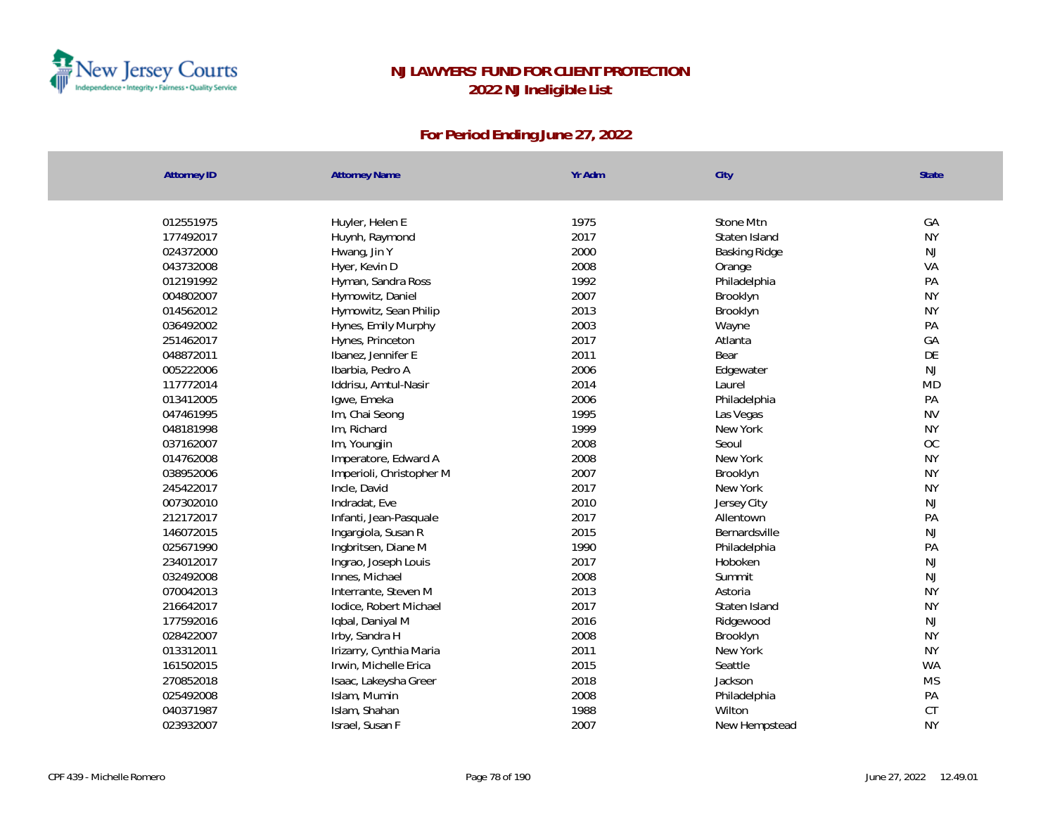# NJ LAWYERS' FUND FOR CLIENT PROTECTION
## 2022 NJ Ineligible List

### For Period Ending June 27, 2022

| Attorney ID | Attorney Name | Yr Adm | City | State |
|---|---|---|---|---|
| 012551975 | Huyler, Helen E | 1975 | Stone Mtn | GA |
| 177492017 | Huynh, Raymond | 2017 | Staten Island | NY |
| 024372000 | Hwang, Jin Y | 2000 | Basking Ridge | NJ |
| 043732008 | Hyer, Kevin D | 2008 | Orange | VA |
| 012191992 | Hyman, Sandra Ross | 1992 | Philadelphia | PA |
| 004802007 | Hymowitz, Daniel | 2007 | Brooklyn | NY |
| 014562012 | Hymowitz, Sean Philip | 2013 | Brooklyn | NY |
| 036492002 | Hynes, Emily Murphy | 2003 | Wayne | PA |
| 251462017 | Hynes, Princeton | 2017 | Atlanta | GA |
| 048872011 | Ibanez, Jennifer E | 2011 | Bear | DE |
| 005222006 | Ibarbia, Pedro A | 2006 | Edgewater | NJ |
| 117772014 | Iddrisu, Amtul-Nasir | 2014 | Laurel | MD |
| 013412005 | Igwe, Emeka | 2006 | Philadelphia | PA |
| 047461995 | Im, Chai Seong | 1995 | Las Vegas | NV |
| 048181998 | Im, Richard | 1999 | New York | NY |
| 037162007 | Im, Youngjin | 2008 | Seoul | OC |
| 014762008 | Imperatore, Edward A | 2008 | New York | NY |
| 038952006 | Imperioli, Christopher M | 2007 | Brooklyn | NY |
| 245422017 | Incle, David | 2017 | New York | NY |
| 007302010 | Indradat, Eve | 2010 | Jersey City | NJ |
| 212172017 | Infanti, Jean-Pasquale | 2017 | Allentown | PA |
| 146072015 | Ingargiola, Susan R | 2015 | Bernardsville | NJ |
| 025671990 | Ingbritsen, Diane M | 1990 | Philadelphia | PA |
| 234012017 | Ingrao, Joseph Louis | 2017 | Hoboken | NJ |
| 032492008 | Innes, Michael | 2008 | Summit | NJ |
| 070042013 | Interrante, Steven M | 2013 | Astoria | NY |
| 216642017 | Iodice, Robert Michael | 2017 | Staten Island | NY |
| 177592016 | Iqbal, Daniyal M | 2016 | Ridgewood | NJ |
| 028422007 | Irby, Sandra H | 2008 | Brooklyn | NY |
| 013312011 | Irizarry, Cynthia Maria | 2011 | New York | NY |
| 161502015 | Irwin, Michelle Erica | 2015 | Seattle | WA |
| 270852018 | Isaac, Lakeysha Greer | 2018 | Jackson | MS |
| 025492008 | Islam, Mumin | 2008 | Philadelphia | PA |
| 040371987 | Islam, Shahan | 1988 | Wilton | CT |
| 023932007 | Israel, Susan F | 2007 | New Hempstead | NY |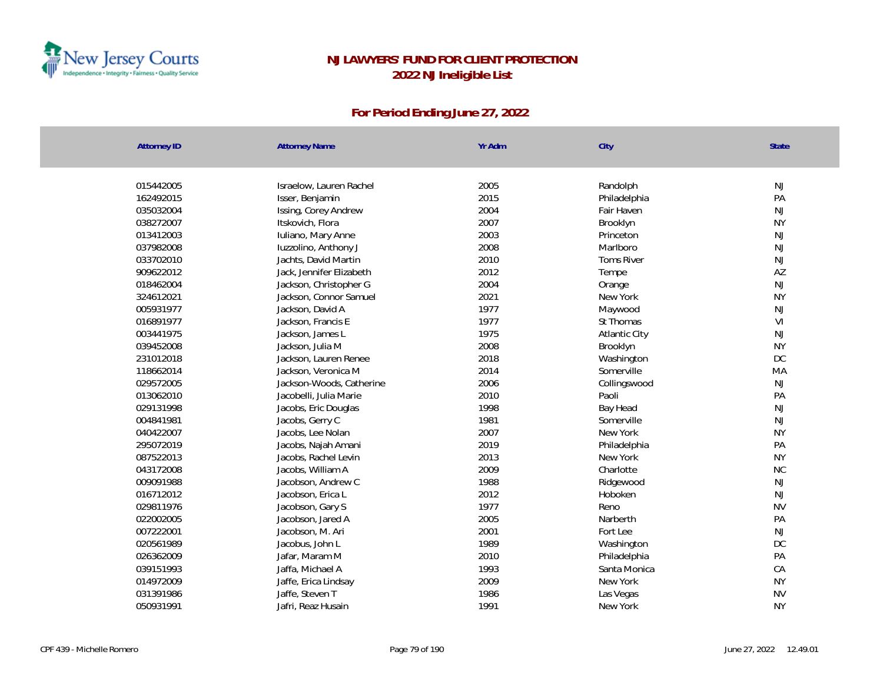# NJ LAWYERS' FUND FOR CLIENT PROTECTION

## 2022 NJ Ineligible List

### For Period Ending June 27, 2022

| Attorney ID | Attorney Name | Yr Adm | City | State |
|---|---|---|---|---|
| 015442005 | Israelow, Lauren Rachel | 2005 | Randolph | NJ |
| 162492015 | Isser, Benjamin | 2015 | Philadelphia | PA |
| 035032004 | Issing, Corey Andrew | 2004 | Fair Haven | NJ |
| 038272007 | Itskovich, Flora | 2007 | Brooklyn | NY |
| 013412003 | Iuliano, Mary Anne | 2003 | Princeton | NJ |
| 037982008 | Iuzzolino, Anthony J | 2008 | Marlboro | NJ |
| 033702010 | Jachts, David Martin | 2010 | Toms River | NJ |
| 909622012 | Jack, Jennifer Elizabeth | 2012 | Tempe | AZ |
| 018462004 | Jackson, Christopher G | 2004 | Orange | NJ |
| 324612021 | Jackson, Connor Samuel | 2021 | New York | NY |
| 005931977 | Jackson, David A | 1977 | Maywood | NJ |
| 016891977 | Jackson, Francis E | 1977 | St Thomas | VI |
| 003441975 | Jackson, James L | 1975 | Atlantic City | NJ |
| 039452008 | Jackson, Julia M | 2008 | Brooklyn | NY |
| 231012018 | Jackson, Lauren Renee | 2018 | Washington | DC |
| 118662014 | Jackson, Veronica M | 2014 | Somerville | MA |
| 029572005 | Jackson-Woods, Catherine | 2006 | Collingswood | NJ |
| 013062010 | Jacobelli, Julia Marie | 2010 | Paoli | PA |
| 029131998 | Jacobs, Eric Douglas | 1998 | Bay Head | NJ |
| 004841981 | Jacobs, Gerry C | 1981 | Somerville | NJ |
| 040422007 | Jacobs, Lee Nolan | 2007 | New York | NY |
| 295072019 | Jacobs, Najah Amani | 2019 | Philadelphia | PA |
| 087522013 | Jacobs, Rachel Levin | 2013 | New York | NY |
| 043172008 | Jacobs, William A | 2009 | Charlotte | NC |
| 009091988 | Jacobson, Andrew C | 1988 | Ridgewood | NJ |
| 016712012 | Jacobson, Erica L | 2012 | Hoboken | NJ |
| 029811976 | Jacobson, Gary S | 1977 | Reno | NV |
| 022002005 | Jacobson, Jared A | 2005 | Narberth | PA |
| 007222001 | Jacobson, M. Ari | 2001 | Fort Lee | NJ |
| 020561989 | Jacobus, John L | 1989 | Washington | DC |
| 026362009 | Jafar, Maram M | 2010 | Philadelphia | PA |
| 039151993 | Jaffa, Michael A | 1993 | Santa Monica | CA |
| 014972009 | Jaffe, Erica Lindsay | 2009 | New York | NY |
| 031391986 | Jaffe, Steven T | 1986 | Las Vegas | NV |
| 050931991 | Jafri, Reaz Husain | 1991 | New York | NY |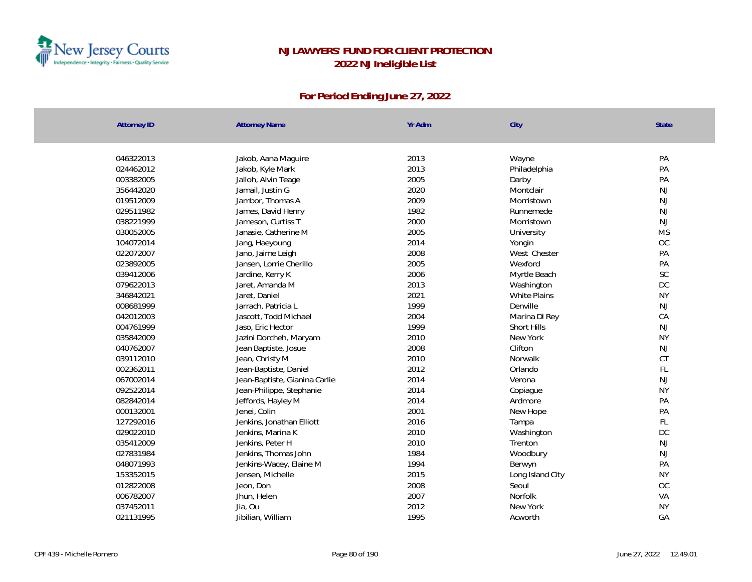# NJ LAWYERS' FUND FOR CLIENT PROTECTION
## 2022 NJ Ineligible List

### For Period Ending June 27, 2022

| Attorney ID | Attorney Name | Yr Adm | City | State |
|---|---|---|---|---|
| 046322013 | Jakob, Aana Maguire | 2013 | Wayne | PA |
| 024462012 | Jakob, Kyle Mark | 2013 | Philadelphia | PA |
| 003382005 | Jalloh, Alvin Teage | 2005 | Darby | PA |
| 356442020 | Jamail, Justin G | 2020 | Montclair | NJ |
| 019512009 | Jambor, Thomas A | 2009 | Morristown | NJ |
| 029511982 | James, David Henry | 1982 | Runnemede | NJ |
| 038221999 | Jameson, Curtiss T | 2000 | Morristown | NJ |
| 030052005 | Janasie, Catherine M | 2005 | University | MS |
| 104072014 | Jang, Haeyoung | 2014 | Yongin | OC |
| 022072007 | Jano, Jaime Leigh | 2008 | West Chester | PA |
| 023892005 | Jansen, Lorrie Cherillo | 2005 | Wexford | PA |
| 039412006 | Jardine, Kerry K | 2006 | Myrtle Beach | SC |
| 079622013 | Jaret, Amanda M | 2013 | Washington | DC |
| 346842021 | Jaret, Daniel | 2021 | White Plains | NY |
| 008681999 | Jarrach, Patricia L | 1999 | Denville | NJ |
| 042012003 | Jascott, Todd Michael | 2004 | Marina Dl Rey | CA |
| 004761999 | Jaso, Eric Hector | 1999 | Short Hills | NJ |
| 035842009 | Jazini Dorcheh, Maryam | 2010 | New York | NY |
| 040762007 | Jean Baptiste, Josue | 2008 | Clifton | NJ |
| 039112010 | Jean, Christy M | 2010 | Norwalk | CT |
| 002362011 | Jean-Baptiste, Daniel | 2012 | Orlando | FL |
| 067002014 | Jean-Baptiste, Gianina Carlie | 2014 | Verona | NJ |
| 092522014 | Jean-Philippe, Stephanie | 2014 | Copiague | NY |
| 082842014 | Jeffords, Hayley M | 2014 | Ardmore | PA |
| 000132001 | Jenei, Colin | 2001 | New Hope | PA |
| 127292016 | Jenkins, Jonathan Elliott | 2016 | Tampa | FL |
| 029022010 | Jenkins, Marina K | 2010 | Washington | DC |
| 035412009 | Jenkins, Peter H | 2010 | Trenton | NJ |
| 027831984 | Jenkins, Thomas John | 1984 | Woodbury | NJ |
| 048071993 | Jenkins-Wacey, Elaine M | 1994 | Berwyn | PA |
| 153352015 | Jensen, Michelle | 2015 | Long Island City | NY |
| 012822008 | Jeon, Don | 2008 | Seoul | OC |
| 006782007 | Jhun, Helen | 2007 | Norfolk | VA |
| 037452011 | Jia, Ou | 2012 | New York | NY |
| 021131995 | Jibilian, William | 1995 | Acworth | GA |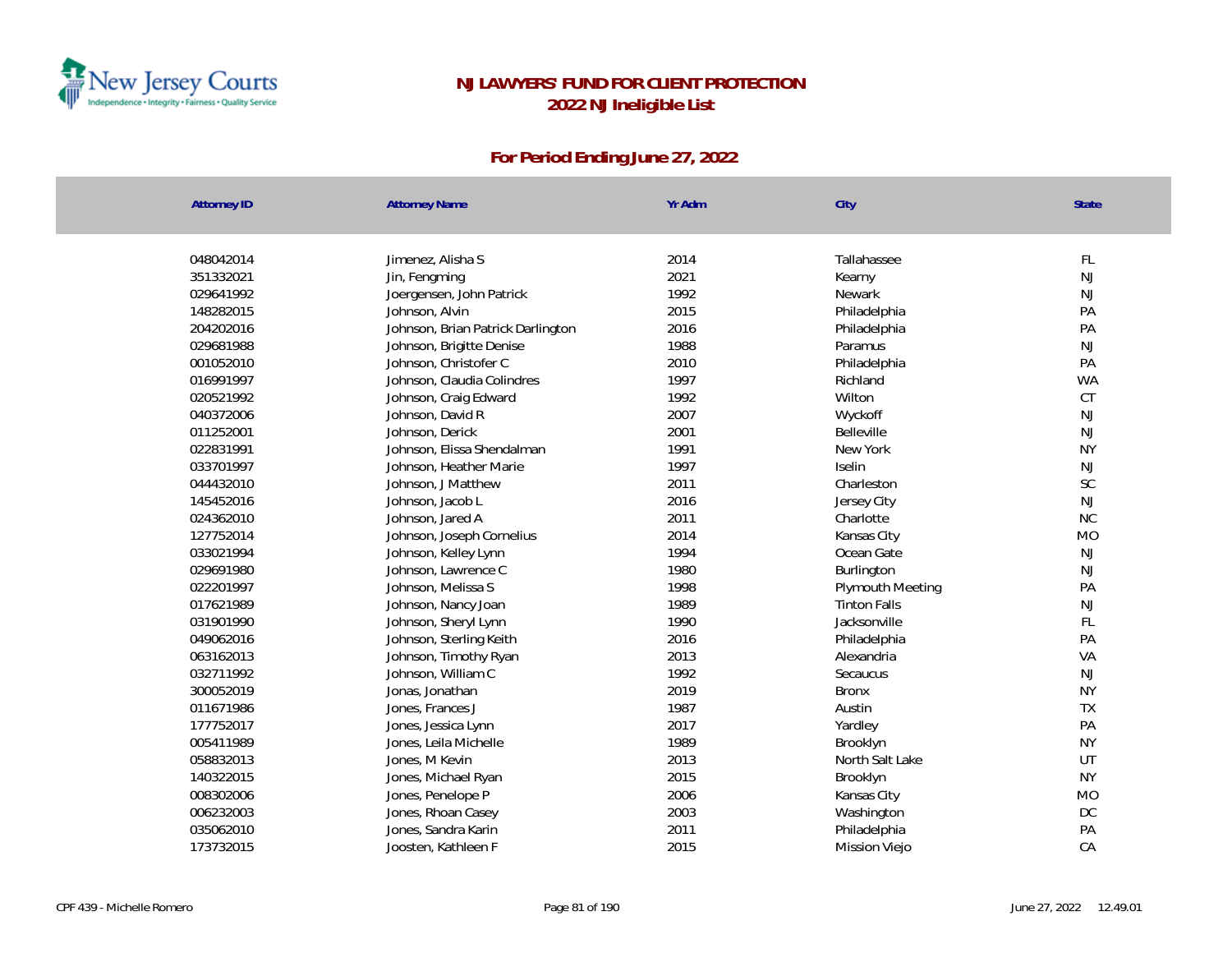# NJ LAWYERS' FUND FOR CLIENT PROTECTION
## 2022 NJ Ineligible List

### For Period Ending June 27, 2022

| Attorney ID | Attorney Name | Yr Adm | City | State |
|---|---|---|---|---|
| 048042014 | Jimenez, Alisha S | 2014 | Tallahassee | FL |
| 351332021 | Jin, Fengming | 2021 | Kearny | NJ |
| 029641992 | Joergensen, John Patrick | 1992 | Newark | NJ |
| 148282015 | Johnson, Alvin | 2015 | Philadelphia | PA |
| 204202016 | Johnson, Brian Patrick Darlington | 2016 | Philadelphia | PA |
| 029681988 | Johnson, Brigitte Denise | 1988 | Paramus | NJ |
| 001052010 | Johnson, Christofer C | 2010 | Philadelphia | PA |
| 016991997 | Johnson, Claudia Colindres | 1997 | Richland | WA |
| 020521992 | Johnson, Craig Edward | 1992 | Wilton | CT |
| 040372006 | Johnson, David R | 2007 | Wyckoff | NJ |
| 011252001 | Johnson, Derick | 2001 | Belleville | NJ |
| 022831991 | Johnson, Elissa Shendalman | 1991 | New York | NY |
| 033701997 | Johnson, Heather Marie | 1997 | Iselin | NJ |
| 044432010 | Johnson, J Matthew | 2011 | Charleston | SC |
| 145452016 | Johnson, Jacob L | 2016 | Jersey City | NJ |
| 024362010 | Johnson, Jared A | 2011 | Charlotte | NC |
| 127752014 | Johnson, Joseph Cornelius | 2014 | Kansas City | MO |
| 033021994 | Johnson, Kelley Lynn | 1994 | Ocean Gate | NJ |
| 029691980 | Johnson, Lawrence C | 1980 | Burlington | NJ |
| 022201997 | Johnson, Melissa S | 1998 | Plymouth Meeting | PA |
| 017621989 | Johnson, Nancy Joan | 1989 | Tinton Falls | NJ |
| 031901990 | Johnson, Sheryl Lynn | 1990 | Jacksonville | FL |
| 049062016 | Johnson, Sterling Keith | 2016 | Philadelphia | PA |
| 063162013 | Johnson, Timothy Ryan | 2013 | Alexandria | VA |
| 032711992 | Johnson, William C | 1992 | Secaucus | NJ |
| 300052019 | Jonas, Jonathan | 2019 | Bronx | NY |
| 011671986 | Jones, Frances J | 1987 | Austin | TX |
| 177752017 | Jones, Jessica Lynn | 2017 | Yardley | PA |
| 005411989 | Jones, Leila Michelle | 1989 | Brooklyn | NY |
| 058832013 | Jones, M Kevin | 2013 | North Salt Lake | UT |
| 140322015 | Jones, Michael Ryan | 2015 | Brooklyn | NY |
| 008302006 | Jones, Penelope P | 2006 | Kansas City | MO |
| 006232003 | Jones, Rhoan Casey | 2003 | Washington | DC |
| 035062010 | Jones, Sandra Karin | 2011 | Philadelphia | PA |
| 173732015 | Joosten, Kathleen F | 2015 | Mission Viejo | CA |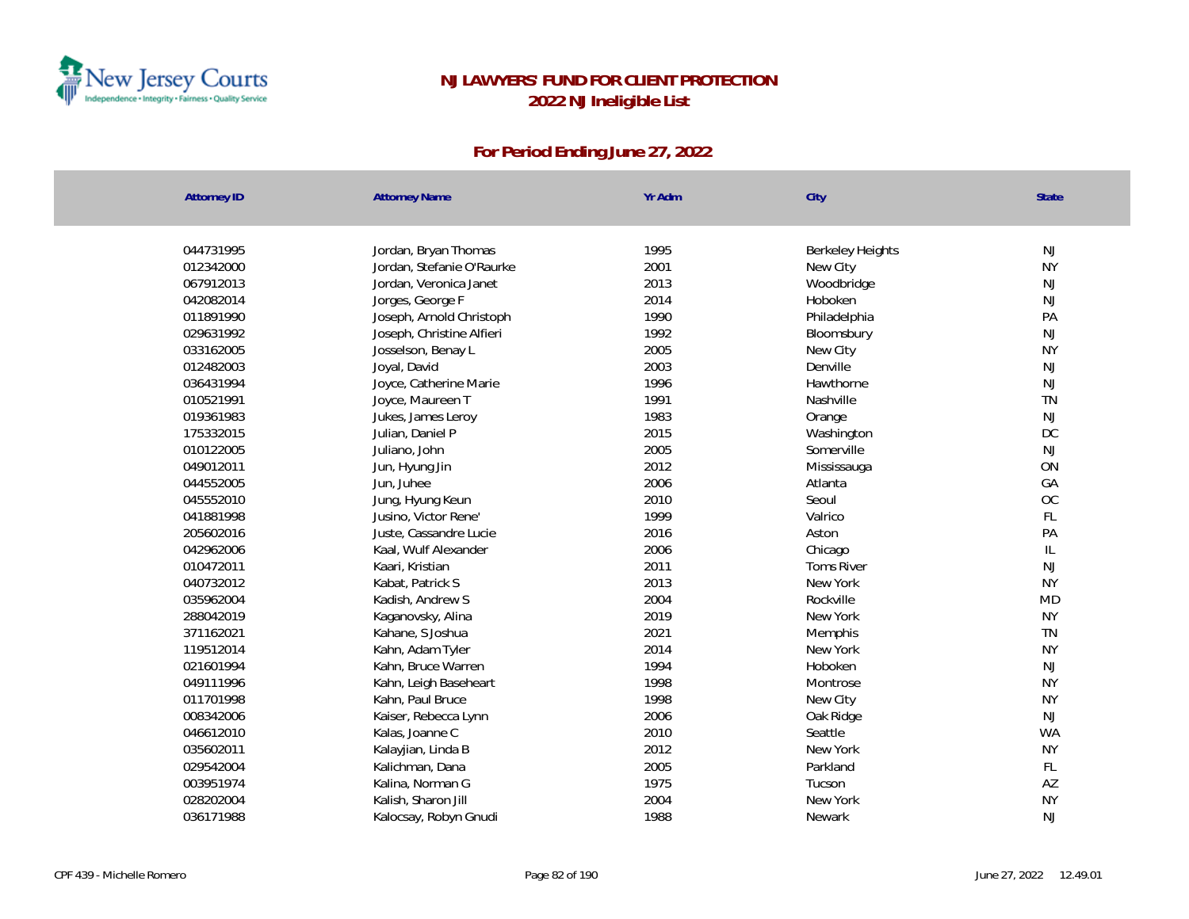# NJ LAWYERS' FUND FOR CLIENT PROTECTION
## 2022 NJ Ineligible List

### For Period Ending June 27, 2022

| Attorney ID | Attorney Name | Yr Adm | City | State |
|---|---|---|---|---|
| 044731995 | Jordan, Bryan Thomas | 1995 | Berkeley Heights | NJ |
| 012342000 | Jordan, Stefanie O'Raurke | 2001 | New City | NY |
| 067912013 | Jordan, Veronica Janet | 2013 | Woodbridge | NJ |
| 042082014 | Jorges, George F | 2014 | Hoboken | NJ |
| 011891990 | Joseph, Arnold Christoph | 1990 | Philadelphia | PA |
| 029631992 | Joseph, Christine Alfieri | 1992 | Bloomsbury | NJ |
| 033162005 | Josselson, Benay L | 2005 | New City | NY |
| 012482003 | Joyal, David | 2003 | Denville | NJ |
| 036431994 | Joyce, Catherine Marie | 1996 | Hawthorne | NJ |
| 010521991 | Joyce, Maureen T | 1991 | Nashville | TN |
| 019361983 | Jukes, James Leroy | 1983 | Orange | NJ |
| 175332015 | Julian, Daniel P | 2015 | Washington | DC |
| 010122005 | Juliano, John | 2005 | Somerville | NJ |
| 049012011 | Jun, Hyung Jin | 2012 | Mississauga | ON |
| 044552005 | Jun, Juhee | 2006 | Atlanta | GA |
| 045552010 | Jung, Hyung Keun | 2010 | Seoul | OC |
| 041881998 | Jusino, Victor Rene' | 1999 | Valrico | FL |
| 205602016 | Juste, Cassandre Lucie | 2016 | Aston | PA |
| 042962006 | Kaal, Wulf Alexander | 2006 | Chicago | IL |
| 010472011 | Kaari, Kristian | 2011 | Toms River | NJ |
| 040732012 | Kabat, Patrick S | 2013 | New York | NY |
| 035962004 | Kadish, Andrew S | 2004 | Rockville | MD |
| 288042019 | Kaganovsky, Alina | 2019 | New York | NY |
| 371162021 | Kahane, S Joshua | 2021 | Memphis | TN |
| 119512014 | Kahn, Adam Tyler | 2014 | New York | NY |
| 021601994 | Kahn, Bruce Warren | 1994 | Hoboken | NJ |
| 049111996 | Kahn, Leigh Baseheart | 1998 | Montrose | NY |
| 011701998 | Kahn, Paul Bruce | 1998 | New City | NY |
| 008342006 | Kaiser, Rebecca Lynn | 2006 | Oak Ridge | NJ |
| 046612010 | Kalas, Joanne C | 2010 | Seattle | WA |
| 035602011 | Kalayjian, Linda B | 2012 | New York | NY |
| 029542004 | Kalichman, Dana | 2005 | Parkland | FL |
| 003951974 | Kalina, Norman G | 1975 | Tucson | AZ |
| 028202004 | Kalish, Sharon Jill | 2004 | New York | NY |
| 036171988 | Kalocsay, Robyn Gnudi | 1988 | Newark | NJ |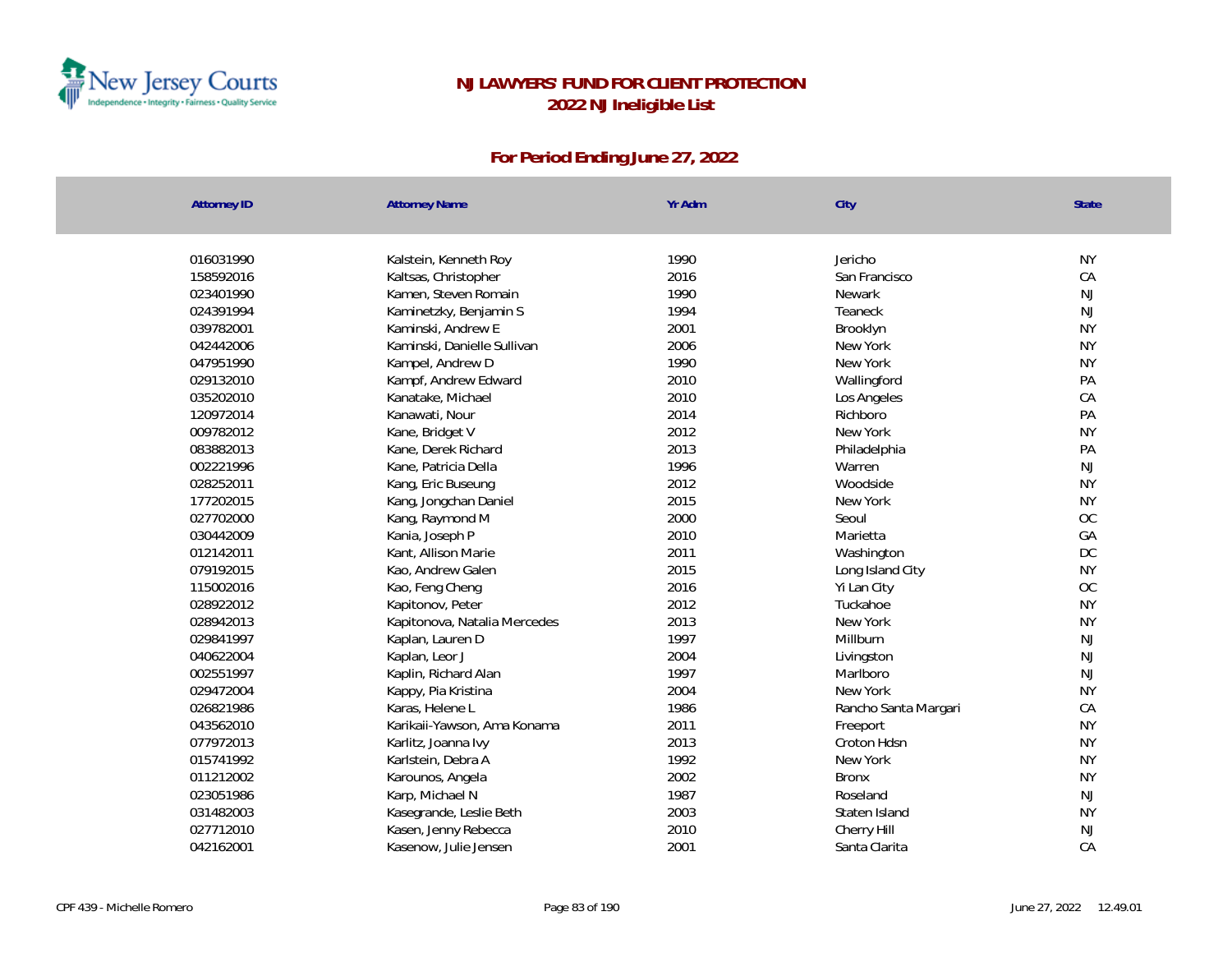# NJ LAWYERS' FUND FOR CLIENT PROTECTION

## 2022 NJ Ineligible List

### For Period Ending June 27, 2022

| Attorney ID | Attorney Name | Yr Adm | City | State |
|---|---|---|---|---|
| 016031990 | Kalstein, Kenneth Roy | 1990 | Jericho | NY |
| 158592016 | Kaltsas, Christopher | 2016 | San Francisco | CA |
| 023401990 | Kamen, Steven Romain | 1990 | Newark | NJ |
| 024391994 | Kaminetzky, Benjamin S | 1994 | Teaneck | NJ |
| 039782001 | Kaminski, Andrew E | 2001 | Brooklyn | NY |
| 042442006 | Kaminski, Danielle Sullivan | 2006 | New York | NY |
| 047951990 | Kampel, Andrew D | 1990 | New York | NY |
| 029132010 | Kampf, Andrew Edward | 2010 | Wallingford | PA |
| 035202010 | Kanatake, Michael | 2010 | Los Angeles | CA |
| 120972014 | Kanawati, Nour | 2014 | Richboro | PA |
| 009782012 | Kane, Bridget V | 2012 | New York | NY |
| 083882013 | Kane, Derek Richard | 2013 | Philadelphia | PA |
| 002221996 | Kane, Patricia Della | 1996 | Warren | NJ |
| 028252011 | Kang, Eric Buseung | 2012 | Woodside | NY |
| 177202015 | Kang, Jongchan Daniel | 2015 | New York | NY |
| 027702000 | Kang, Raymond M | 2000 | Seoul | OC |
| 030442009 | Kania, Joseph P | 2010 | Marietta | GA |
| 012142011 | Kant, Allison Marie | 2011 | Washington | DC |
| 079192015 | Kao, Andrew Galen | 2015 | Long Island City | NY |
| 115002016 | Kao, Feng Cheng | 2016 | Yi Lan City | OC |
| 028922012 | Kapitonov, Peter | 2012 | Tuckahoe | NY |
| 028942013 | Kapitonova, Natalia Mercedes | 2013 | New York | NY |
| 029841997 | Kaplan, Lauren D | 1997 | Millburn | NJ |
| 040622004 | Kaplan, Leor J | 2004 | Livingston | NJ |
| 002551997 | Kaplin, Richard Alan | 1997 | Marlboro | NJ |
| 029472004 | Kappy, Pia Kristina | 2004 | New York | NY |
| 026821986 | Karas, Helene L | 1986 | Rancho Santa Margari | CA |
| 043562010 | Karikaii-Yawson, Ama Konama | 2011 | Freeport | NY |
| 077972013 | Karlitz, Joanna Ivy | 2013 | Croton Hdsn | NY |
| 015741992 | Karlstein, Debra A | 1992 | New York | NY |
| 011212002 | Karounos, Angela | 2002 | Bronx | NY |
| 023051986 | Karp, Michael N | 1987 | Roseland | NJ |
| 031482003 | Kasegrande, Leslie Beth | 2003 | Staten Island | NY |
| 027712010 | Kasen, Jenny Rebecca | 2010 | Cherry Hill | NJ |
| 042162001 | Kasenow, Julie Jensen | 2001 | Santa Clarita | CA |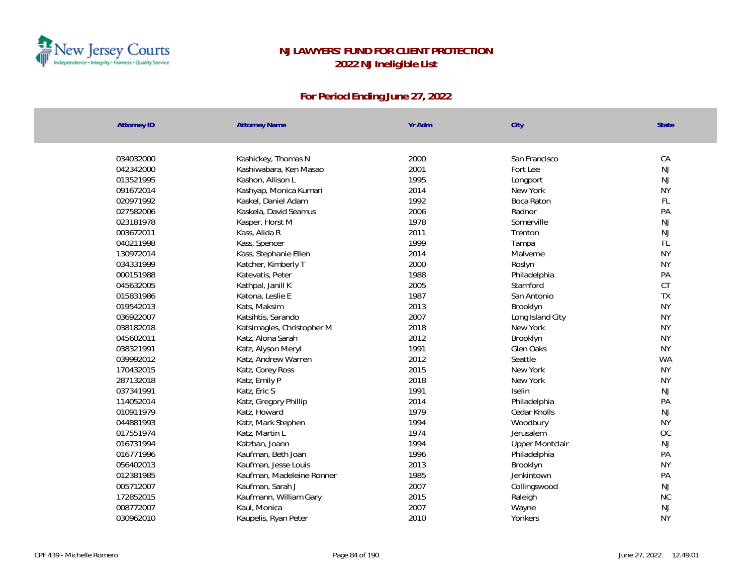# NJ LAWYERS' FUND FOR CLIENT PROTECTION
## 2022 NJ Ineligible List

### For Period Ending June 27, 2022

| Attorney ID | Attorney Name | Yr Adm | City | State |
|---|---|---|---|---|
| 034032000 | Kashickey, Thomas N | 2000 | San Francisco | CA |
| 042342000 | Kashiwabara, Ken Masao | 2001 | Fort Lee | NJ |
| 013521995 | Kashon, Allison L | 1995 | Longport | NJ |
| 091672014 | Kashyap, Monica Kumari | 2014 | New York | NY |
| 020971992 | Kaskel, Daniel Adam | 1992 | Boca Raton | FL |
| 027582006 | Kaskela, David Seamus | 2006 | Radnor | PA |
| 023181978 | Kasper, Horst M | 1978 | Somerville | NJ |
| 003672011 | Kass, Alida R | 2011 | Trenton | NJ |
| 040211998 | Kass, Spencer | 1999 | Tampa | FL |
| 130972014 | Kass, Stephanie Ellen | 2014 | Malverne | NY |
| 034331999 | Katcher, Kimberly T | 2000 | Roslyn | NY |
| 000151988 | Katevatis, Peter | 1988 | Philadelphia | PA |
| 045632005 | Kathpal, Janill K | 2005 | Stamford | CT |
| 015831986 | Katona, Leslie E | 1987 | San Antonio | TX |
| 019542013 | Kats, Maksim | 2013 | Brooklyn | NY |
| 036922007 | Katsihtis, Sarando | 2007 | Long Island City | NY |
| 038182018 | Katsimagles, Christopher M | 2018 | New York | NY |
| 045602011 | Katz, Alona Sarah | 2012 | Brooklyn | NY |
| 038321991 | Katz, Alyson Meryl | 1991 | Glen Oaks | NY |
| 039992012 | Katz, Andrew Warren | 2012 | Seattle | WA |
| 170432015 | Katz, Corey Ross | 2015 | New York | NY |
| 287132018 | Katz, Emily P | 2018 | New York | NY |
| 037341991 | Katz, Eric S | 1991 | Iselin | NJ |
| 114052014 | Katz, Gregory Phillip | 2014 | Philadelphia | PA |
| 010911979 | Katz, Howard | 1979 | Cedar Knolls | NJ |
| 044881993 | Katz, Mark Stephen | 1994 | Woodbury | NY |
| 017551974 | Katz, Martin L | 1974 | Jerusalem | OC |
| 016731994 | Katzban, Joann | 1994 | Upper Montclair | NJ |
| 016771996 | Kaufman, Beth Joan | 1996 | Philadelphia | PA |
| 056402013 | Kaufman, Jesse Louis | 2013 | Brooklyn | NY |
| 012381985 | Kaufman, Madeleine Ronner | 1985 | Jenkintown | PA |
| 005712007 | Kaufman, Sarah J | 2007 | Collingswood | NJ |
| 172852015 | Kaufmann, William Gary | 2015 | Raleigh | NC |
| 008772007 | Kaul, Monica | 2007 | Wayne | NJ |
| 030962010 | Kaupelis, Ryan Peter | 2010 | Yonkers | NY |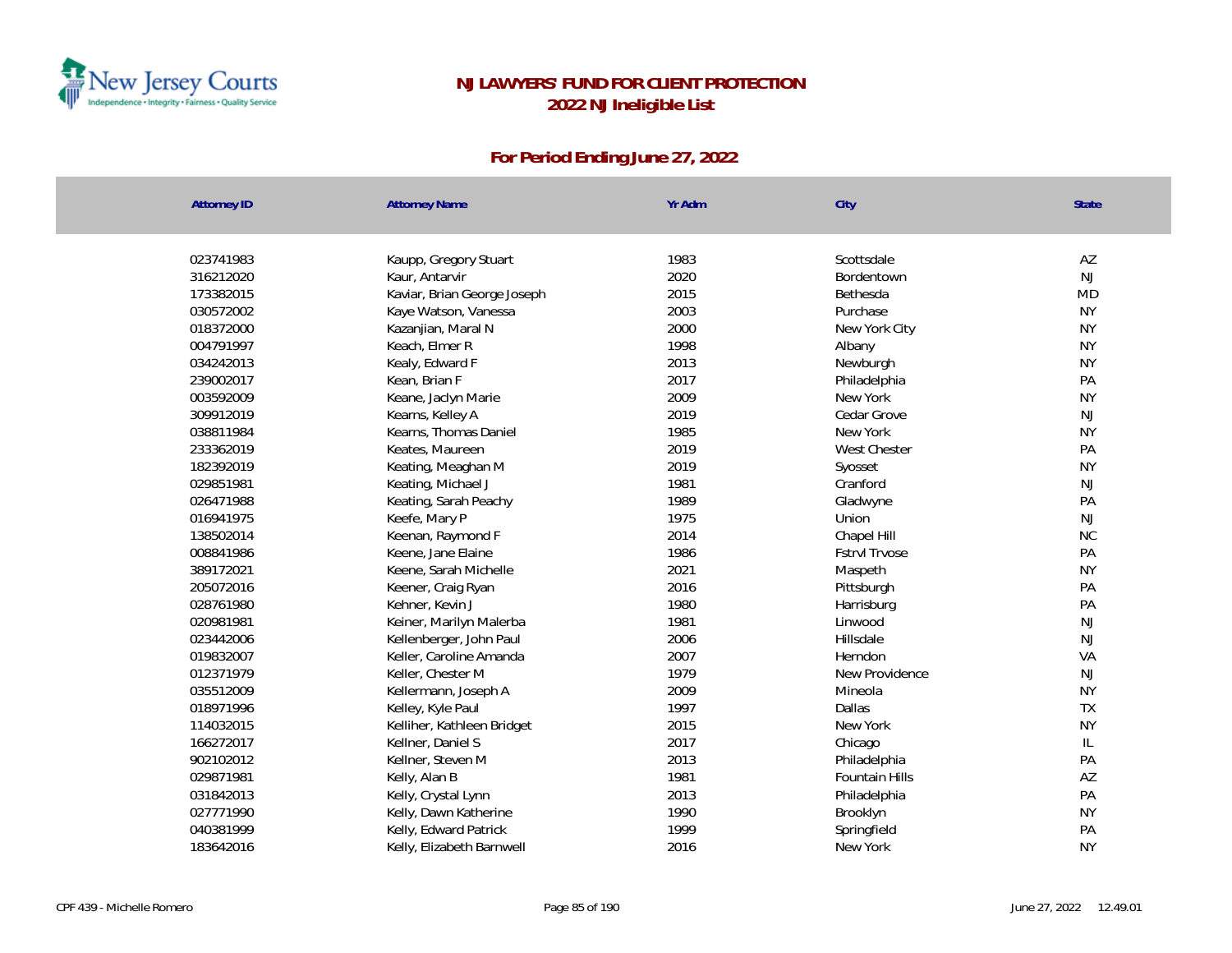# NJ LAWYERS' FUND FOR CLIENT PROTECTION
## 2022 NJ Ineligible List

### For Period Ending June 27, 2022

| Attorney ID | Attorney Name | Yr Adm | City | State |
|---|---|---|---|---|
| 023741983 | Kaupp, Gregory Stuart | 1983 | Scottsdale | AZ |
| 316212020 | Kaur, Antarvir | 2020 | Bordentown | NJ |
| 173382015 | Kaviar, Brian George Joseph | 2015 | Bethesda | MD |
| 030572002 | Kaye Watson, Vanessa | 2003 | Purchase | NY |
| 018372000 | Kazanjian, Maral N | 2000 | New York City | NY |
| 004791997 | Keach, Elmer R | 1998 | Albany | NY |
| 034242013 | Kealy, Edward F | 2013 | Newburgh | NY |
| 239002017 | Kean, Brian F | 2017 | Philadelphia | PA |
| 003592009 | Keane, Jaclyn Marie | 2009 | New York | NY |
| 309912019 | Kearns, Kelley A | 2019 | Cedar Grove | NJ |
| 038811984 | Kearns, Thomas Daniel | 1985 | New York | NY |
| 233362019 | Keates, Maureen | 2019 | West Chester | PA |
| 182392019 | Keating, Meaghan M | 2019 | Syosset | NY |
| 029851981 | Keating, Michael J | 1981 | Cranford | NJ |
| 026471988 | Keating, Sarah Peachy | 1989 | Gladwyne | PA |
| 016941975 | Keefe, Mary P | 1975 | Union | NJ |
| 138502014 | Keenan, Raymond F | 2014 | Chapel Hill | NC |
| 008841986 | Keene, Jane Elaine | 1986 | Fstrvl Trvose | PA |
| 389172021 | Keene, Sarah Michelle | 2021 | Maspeth | NY |
| 205072016 | Keener, Craig Ryan | 2016 | Pittsburgh | PA |
| 028761980 | Kehner, Kevin J | 1980 | Harrisburg | PA |
| 020981981 | Keiner, Marilyn Malerba | 1981 | Linwood | NJ |
| 023442006 | Kellenberger, John Paul | 2006 | Hillsdale | NJ |
| 019832007 | Keller, Caroline Amanda | 2007 | Herndon | VA |
| 012371979 | Keller, Chester M | 1979 | New Providence | NJ |
| 035512009 | Kellermann, Joseph A | 2009 | Mineola | NY |
| 018971996 | Kelley, Kyle Paul | 1997 | Dallas | TX |
| 114032015 | Kelliher, Kathleen Bridget | 2015 | New York | NY |
| 166272017 | Kellner, Daniel S | 2017 | Chicago | IL |
| 902102012 | Kellner, Steven M | 2013 | Philadelphia | PA |
| 029871981 | Kelly, Alan B | 1981 | Fountain Hills | AZ |
| 031842013 | Kelly, Crystal Lynn | 2013 | Philadelphia | PA |
| 027771990 | Kelly, Dawn Katherine | 1990 | Brooklyn | NY |
| 040381999 | Kelly, Edward Patrick | 1999 | Springfield | PA |
| 183642016 | Kelly, Elizabeth Barnwell | 2016 | New York | NY |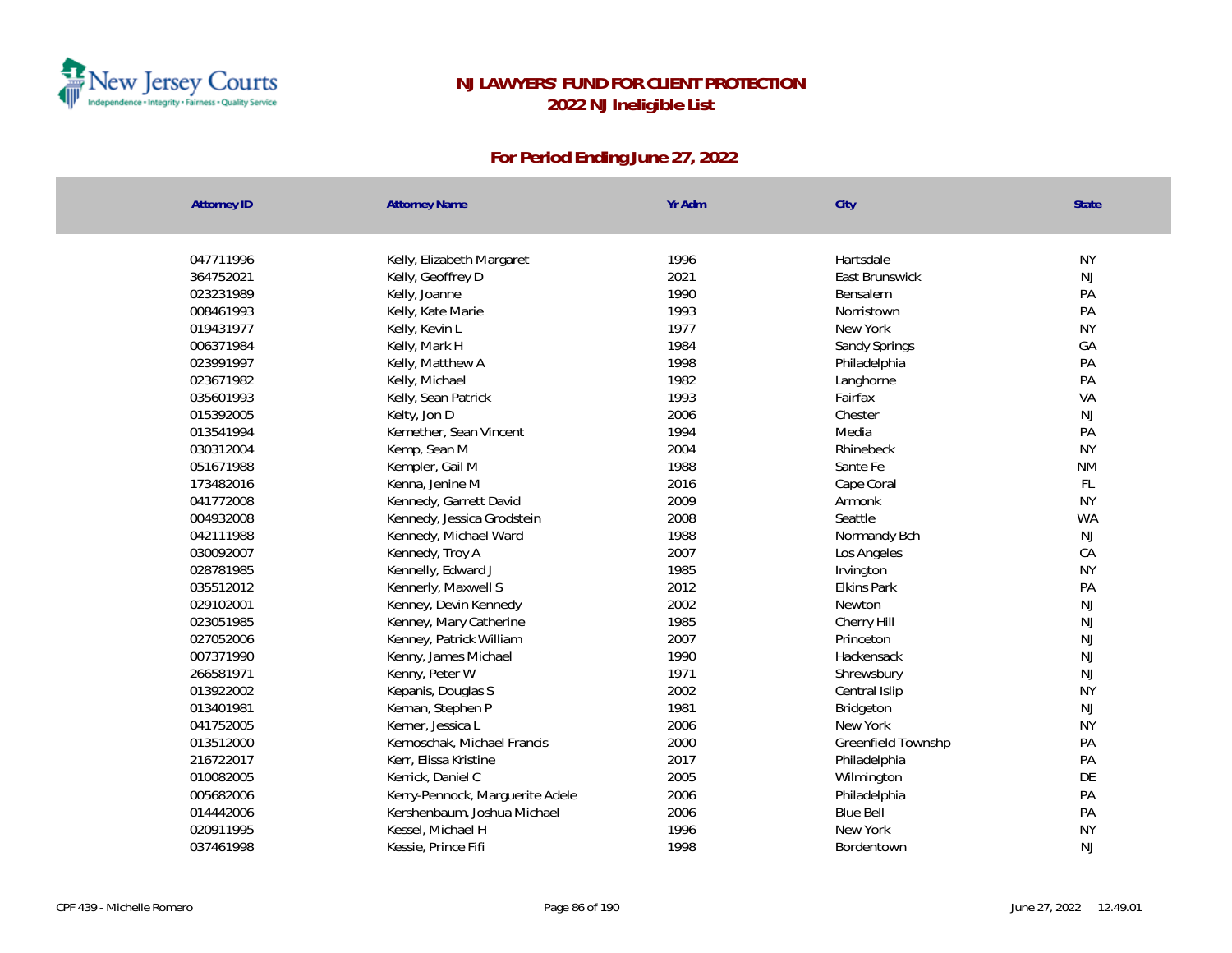# NJ LAWYERS' FUND FOR CLIENT PROTECTION
## 2022 NJ Ineligible List

### For Period Ending June 27, 2022

| Attorney ID | Attorney Name | Yr Adm | City | State |
|---|---|---|---|---|
| 047711996 | Kelly, Elizabeth Margaret | 1996 | Hartsdale | NY |
| 364752021 | Kelly, Geoffrey D | 2021 | East Brunswick | NJ |
| 023231989 | Kelly, Joanne | 1990 | Bensalem | PA |
| 008461993 | Kelly, Kate Marie | 1993 | Norristown | PA |
| 019431977 | Kelly, Kevin L | 1977 | New York | NY |
| 006371984 | Kelly, Mark H | 1984 | Sandy Springs | GA |
| 023991997 | Kelly, Matthew A | 1998 | Philadelphia | PA |
| 023671982 | Kelly, Michael | 1982 | Langhorne | PA |
| 035601993 | Kelly, Sean Patrick | 1993 | Fairfax | VA |
| 015392005 | Kelty, Jon D | 2006 | Chester | NJ |
| 013541994 | Kemether, Sean Vincent | 1994 | Media | PA |
| 030312004 | Kemp, Sean M | 2004 | Rhinebeck | NY |
| 051671988 | Kempler, Gail M | 1988 | Sante Fe | NM |
| 173482016 | Kenna, Jenine M | 2016 | Cape Coral | FL |
| 041772008 | Kennedy, Garrett David | 2009 | Armonk | NY |
| 004932008 | Kennedy, Jessica Grodstein | 2008 | Seattle | WA |
| 042111988 | Kennedy, Michael Ward | 1988 | Normandy Bch | NJ |
| 030092007 | Kennedy, Troy A | 2007 | Los Angeles | CA |
| 028781985 | Kennelly, Edward J | 1985 | Irvington | NY |
| 035512012 | Kennerly, Maxwell S | 2012 | Elkins Park | PA |
| 029102001 | Kenney, Devin Kennedy | 2002 | Newton | NJ |
| 023051985 | Kenney, Mary Catherine | 1985 | Cherry Hill | NJ |
| 027052006 | Kenney, Patrick William | 2007 | Princeton | NJ |
| 007371990 | Kenny, James Michael | 1990 | Hackensack | NJ |
| 266581971 | Kenny, Peter W | 1971 | Shrewsbury | NJ |
| 013922002 | Kepanis, Douglas S | 2002 | Central Islip | NY |
| 013401981 | Kernan, Stephen P | 1981 | Bridgeton | NJ |
| 041752005 | Kerner, Jessica L | 2006 | New York | NY |
| 013512000 | Kernoschak, Michael Francis | 2000 | Greenfield Townshp | PA |
| 216722017 | Kerr, Elissa Kristine | 2017 | Philadelphia | PA |
| 010082005 | Kerrick, Daniel C | 2005 | Wilmington | DE |
| 005682006 | Kerry-Pennock, Marguerite Adele | 2006 | Philadelphia | PA |
| 014442006 | Kershenbaum, Joshua Michael | 2006 | Blue Bell | PA |
| 020911995 | Kessel, Michael H | 1996 | New York | NY |
| 037461998 | Kessie, Prince Fifi | 1998 | Bordentown | NJ |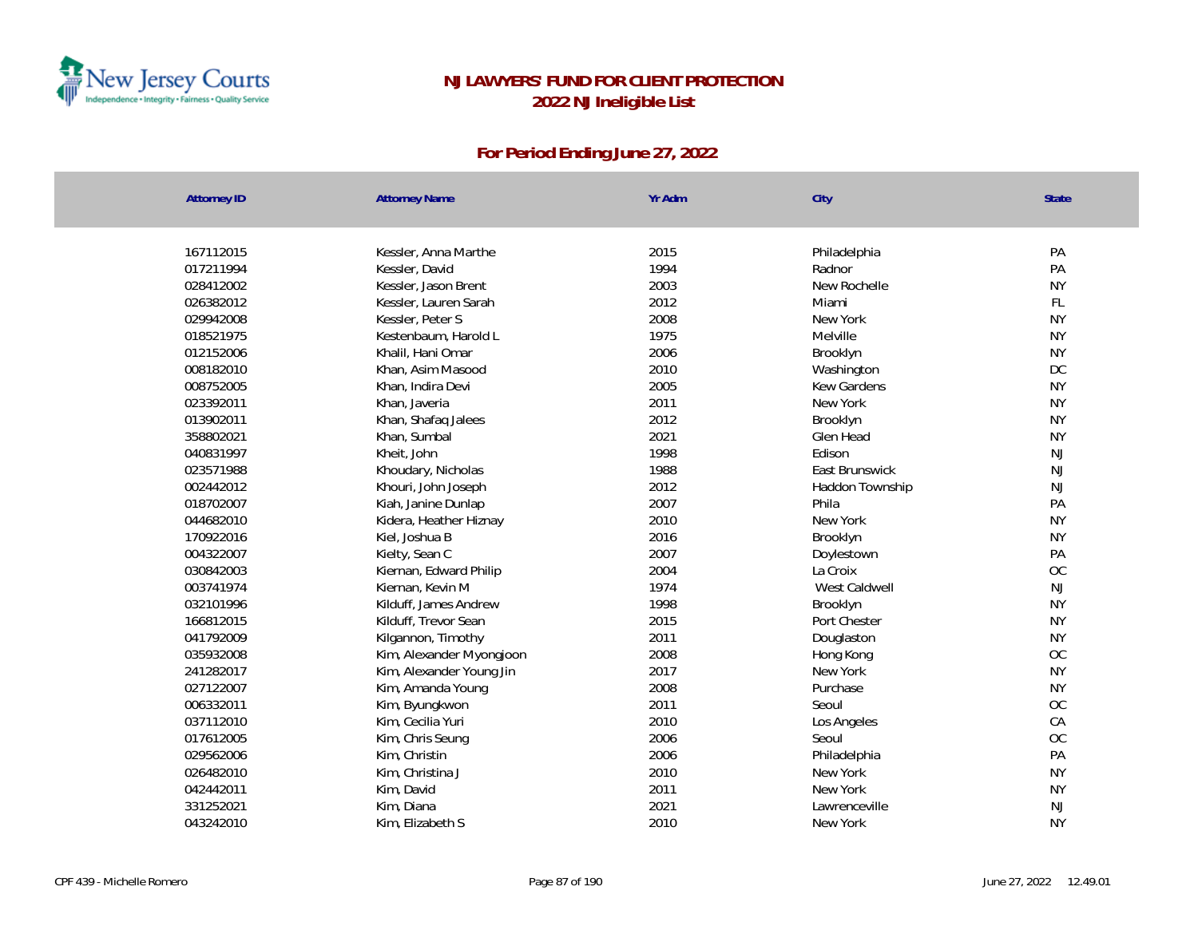# NJ LAWYERS' FUND FOR CLIENT PROTECTION
## 2022 NJ Ineligible List

### For Period Ending June 27, 2022

| Attorney ID | Attorney Name | Yr Adm | City | State |
|---|---|---|---|---|
| 167112015 | Kessler, Anna Marthe | 2015 | Philadelphia | PA |
| 017211994 | Kessler, David | 1994 | Radnor | PA |
| 028412002 | Kessler, Jason Brent | 2003 | New Rochelle | NY |
| 026382012 | Kessler, Lauren Sarah | 2012 | Miami | FL |
| 029942008 | Kessler, Peter S | 2008 | New York | NY |
| 018521975 | Kestenbaum, Harold L | 1975 | Melville | NY |
| 012152006 | Khalil, Hani Omar | 2006 | Brooklyn | NY |
| 008182010 | Khan, Asim Masood | 2010 | Washington | DC |
| 008752005 | Khan, Indira Devi | 2005 | Kew Gardens | NY |
| 023392011 | Khan, Javeria | 2011 | New York | NY |
| 013902011 | Khan, Shafaq Jalees | 2012 | Brooklyn | NY |
| 358802021 | Khan, Sumbal | 2021 | Glen Head | NY |
| 040831997 | Kheit, John | 1998 | Edison | NJ |
| 023571988 | Khoudary, Nicholas | 1988 | East Brunswick | NJ |
| 002442012 | Khouri, John Joseph | 2012 | Haddon Township | NJ |
| 018702007 | Kiah, Janine Dunlap | 2007 | Phila | PA |
| 044682010 | Kidera, Heather Hiznay | 2010 | New York | NY |
| 170922016 | Kiel, Joshua B | 2016 | Brooklyn | NY |
| 004322007 | Kielty, Sean C | 2007 | Doylestown | PA |
| 030842003 | Kiernan, Edward Philip | 2004 | La Croix | OC |
| 003741974 | Kiernan, Kevin M | 1974 | West Caldwell | NJ |
| 032101996 | Kilduff, James Andrew | 1998 | Brooklyn | NY |
| 166812015 | Kilduff, Trevor Sean | 2015 | Port Chester | NY |
| 041792009 | Kilgannon, Timothy | 2011 | Douglaston | NY |
| 035932008 | Kim, Alexander Myongjoon | 2008 | Hong Kong | OC |
| 241282017 | Kim, Alexander Young Jin | 2017 | New York | NY |
| 027122007 | Kim, Amanda Young | 2008 | Purchase | NY |
| 006332011 | Kim, Byungkwon | 2011 | Seoul | OC |
| 037112010 | Kim, Cecilia Yuri | 2010 | Los Angeles | CA |
| 017612005 | Kim, Chris Seung | 2006 | Seoul | OC |
| 029562006 | Kim, Christin | 2006 | Philadelphia | PA |
| 026482010 | Kim, Christina J | 2010 | New York | NY |
| 042442011 | Kim, David | 2011 | New York | NY |
| 331252021 | Kim, Diana | 2021 | Lawrenceville | NJ |
| 043242010 | Kim, Elizabeth S | 2010 | New York | NY |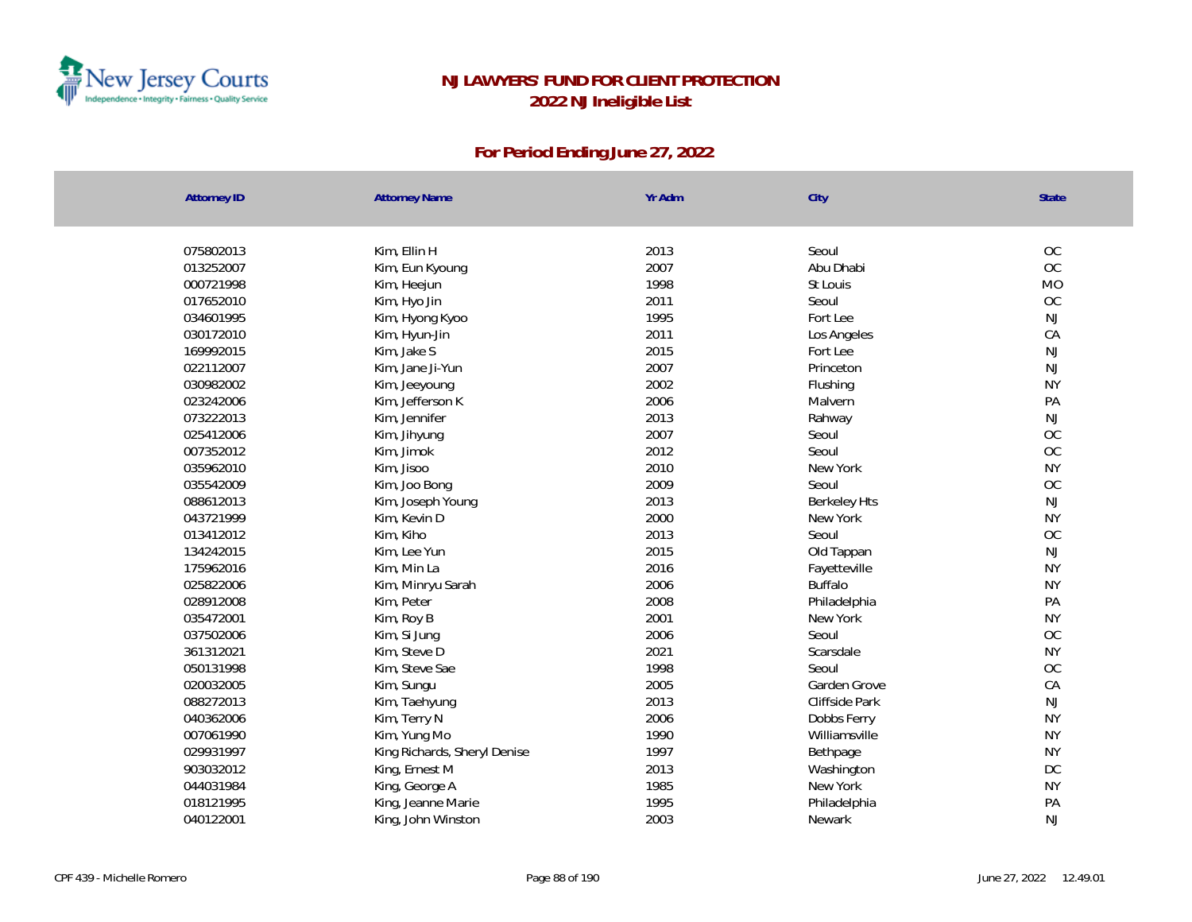# NJ LAWYERS' FUND FOR CLIENT PROTECTION
## 2022 NJ Ineligible List

### For Period Ending June 27, 2022

| Attorney ID | Attorney Name | Yr Adm | City | State |
|---|---|---|---|---|
| 075802013 | Kim, Ellin H | 2013 | Seoul | OC |
| 013252007 | Kim, Eun Kyoung | 2007 | Abu Dhabi | OC |
| 000721998 | Kim, Heejun | 1998 | St Louis | MO |
| 017652010 | Kim, Hyo Jin | 2011 | Seoul | OC |
| 034601995 | Kim, Hyong Kyoo | 1995 | Fort Lee | NJ |
| 030172010 | Kim, Hyun-Jin | 2011 | Los Angeles | CA |
| 169992015 | Kim, Jake S | 2015 | Fort Lee | NJ |
| 022112007 | Kim, Jane Ji-Yun | 2007 | Princeton | NJ |
| 030982002 | Kim, Jeeyoung | 2002 | Flushing | NY |
| 023242006 | Kim, Jefferson K | 2006 | Malvern | PA |
| 073222013 | Kim, Jennifer | 2013 | Rahway | NJ |
| 025412006 | Kim, Jihyung | 2007 | Seoul | OC |
| 007352012 | Kim, Jimok | 2012 | Seoul | OC |
| 035962010 | Kim, Jisoo | 2010 | New York | NY |
| 035542009 | Kim, Joo Bong | 2009 | Seoul | OC |
| 088612013 | Kim, Joseph Young | 2013 | Berkeley Hts | NJ |
| 043721999 | Kim, Kevin D | 2000 | New York | NY |
| 013412012 | Kim, Kiho | 2013 | Seoul | OC |
| 134242015 | Kim, Lee Yun | 2015 | Old Tappan | NJ |
| 175962016 | Kim, Min La | 2016 | Fayetteville | NY |
| 025822006 | Kim, Minryu Sarah | 2006 | Buffalo | NY |
| 028912008 | Kim, Peter | 2008 | Philadelphia | PA |
| 035472001 | Kim, Roy B | 2001 | New York | NY |
| 037502006 | Kim, Si Jung | 2006 | Seoul | OC |
| 361312021 | Kim, Steve D | 2021 | Scarsdale | NY |
| 050131998 | Kim, Steve Sae | 1998 | Seoul | OC |
| 020032005 | Kim, Sungu | 2005 | Garden Grove | CA |
| 088272013 | Kim, Taehyung | 2013 | Cliffside Park | NJ |
| 040362006 | Kim, Terry N | 2006 | Dobbs Ferry | NY |
| 007061990 | Kim, Yung Mo | 1990 | Williamsville | NY |
| 029931997 | King Richards, Sheryl Denise | 1997 | Bethpage | NY |
| 903032012 | King, Ernest M | 2013 | Washington | DC |
| 044031984 | King, George A | 1985 | New York | NY |
| 018121995 | King, Jeanne Marie | 1995 | Philadelphia | PA |
| 040122001 | King, John Winston | 2003 | Newark | NJ |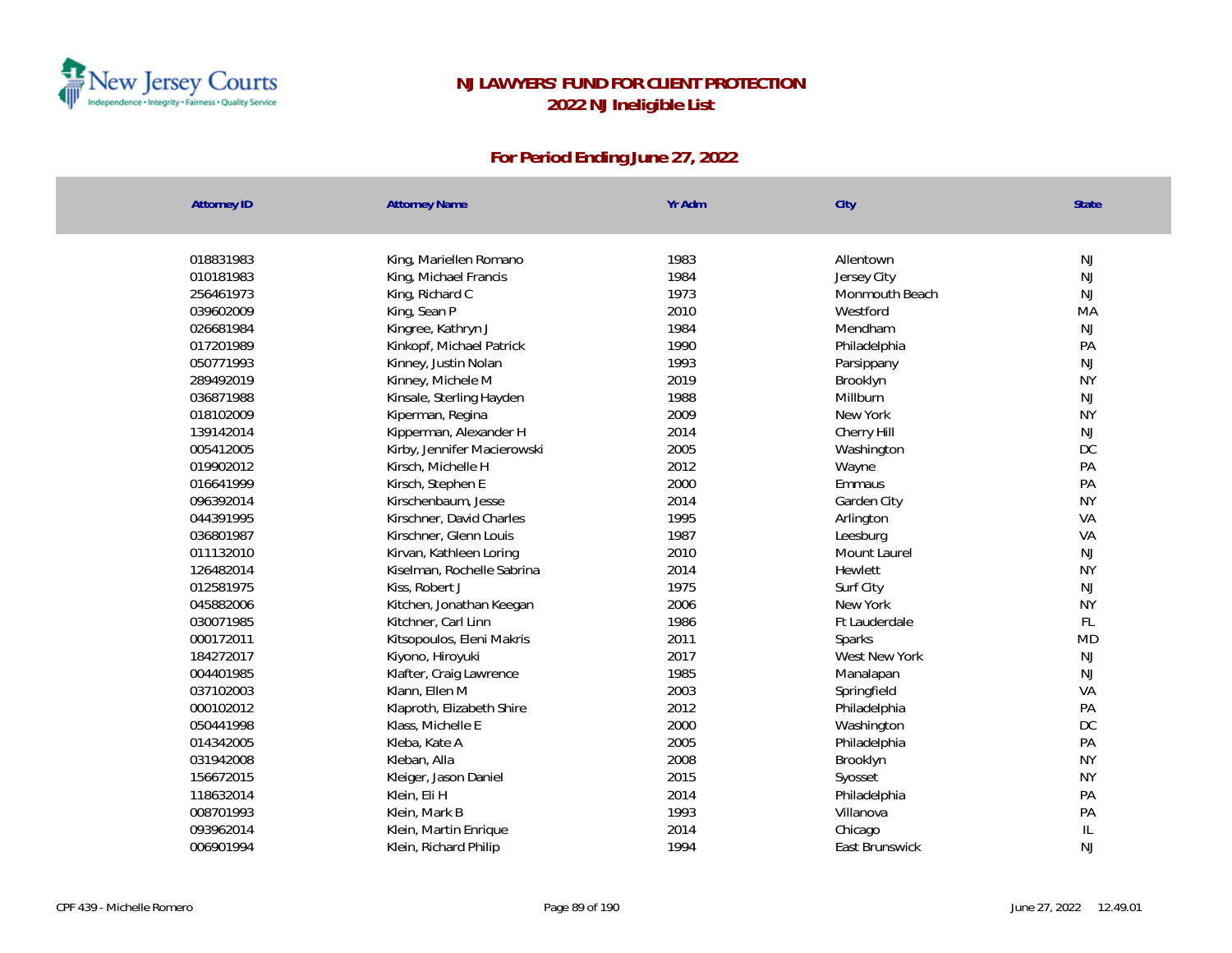# NJ LAWYERS' FUND FOR CLIENT PROTECTION
## 2022 NJ Ineligible List

### For Period Ending June 27, 2022

| Attorney ID | Attorney Name | Yr Adm | City | State |
|---|---|---|---|---|
| 018831983 | King, Mariellen Romano | 1983 | Allentown | NJ |
| 010181983 | King, Michael Francis | 1984 | Jersey City | NJ |
| 256461973 | King, Richard C | 1973 | Monmouth Beach | NJ |
| 039602009 | King, Sean P | 2010 | Westford | MA |
| 026681984 | Kingree, Kathryn J | 1984 | Mendham | NJ |
| 017201989 | Kinkopf, Michael Patrick | 1990 | Philadelphia | PA |
| 050771993 | Kinney, Justin Nolan | 1993 | Parsippany | NJ |
| 289492019 | Kinney, Michele M | 2019 | Brooklyn | NY |
| 036871988 | Kinsale, Sterling Hayden | 1988 | Millburn | NJ |
| 018102009 | Kiperman, Regina | 2009 | New York | NY |
| 139142014 | Kipperman, Alexander H | 2014 | Cherry Hill | NJ |
| 005412005 | Kirby, Jennifer Macierowski | 2005 | Washington | DC |
| 019902012 | Kirsch, Michelle H | 2012 | Wayne | PA |
| 016641999 | Kirsch, Stephen E | 2000 | Emmaus | PA |
| 096392014 | Kirschenbaum, Jesse | 2014 | Garden City | NY |
| 044391995 | Kirschner, David Charles | 1995 | Arlington | VA |
| 036801987 | Kirschner, Glenn Louis | 1987 | Leesburg | VA |
| 011132010 | Kirvan, Kathleen Loring | 2010 | Mount Laurel | NJ |
| 126482014 | Kiselman, Rochelle Sabrina | 2014 | Hewlett | NY |
| 012581975 | Kiss, Robert J | 1975 | Surf City | NJ |
| 045882006 | Kitchen, Jonathan Keegan | 2006 | New York | NY |
| 030071985 | Kitchner, Carl Linn | 1986 | Ft Lauderdale | FL |
| 000172011 | Kitsopoulos, Eleni Makris | 2011 | Sparks | MD |
| 184272017 | Kiyono, Hiroyuki | 2017 | West New York | NJ |
| 004401985 | Klafter, Craig Lawrence | 1985 | Manalapan | NJ |
| 037102003 | Klann, Ellen M | 2003 | Springfield | VA |
| 000102012 | Klaproth, Elizabeth Shire | 2012 | Philadelphia | PA |
| 050441998 | Klass, Michelle E | 2000 | Washington | DC |
| 014342005 | Kleba, Kate A | 2005 | Philadelphia | PA |
| 031942008 | Kleban, Alla | 2008 | Brooklyn | NY |
| 156672015 | Kleiger, Jason Daniel | 2015 | Syosset | NY |
| 118632014 | Klein, Eli H | 2014 | Philadelphia | PA |
| 008701993 | Klein, Mark B | 1993 | Villanova | PA |
| 093962014 | Klein, Martin Enrique | 2014 | Chicago | IL |
| 006901994 | Klein, Richard Philip | 1994 | East Brunswick | NJ |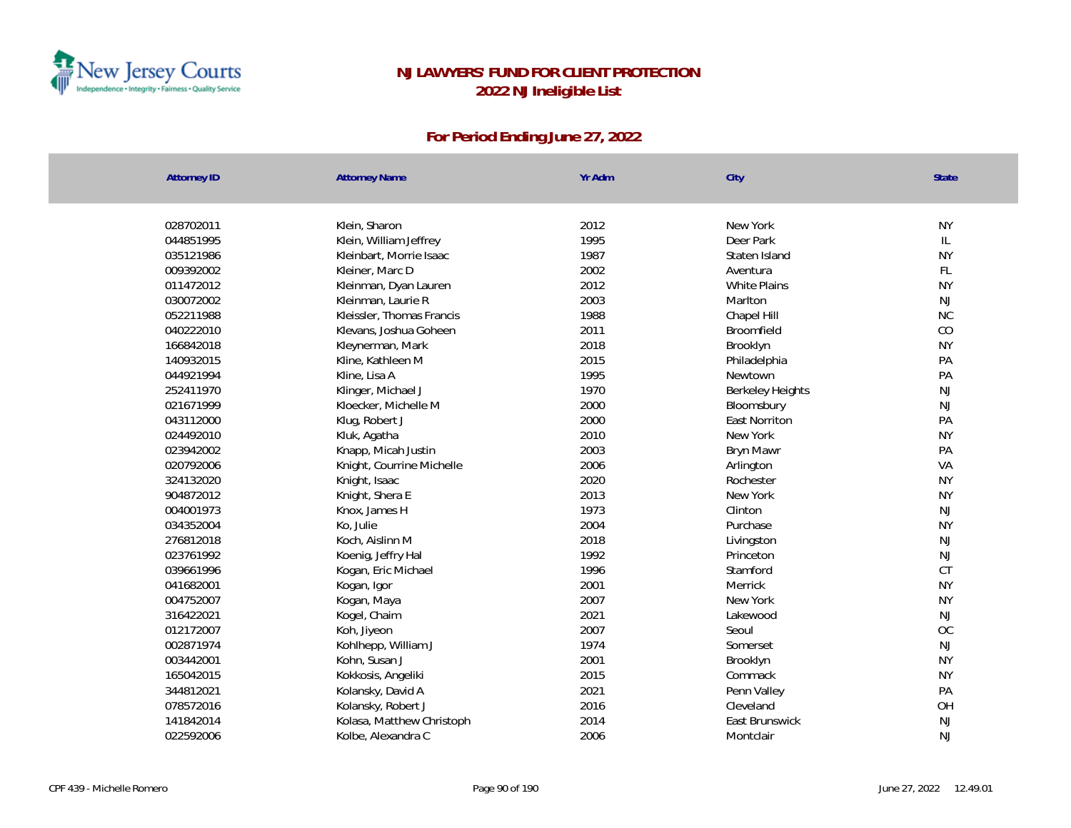# NJ LAWYERS' FUND FOR CLIENT PROTECTION

## 2022 NJ Ineligible List

### For Period Ending June 27, 2022

| Attorney ID | Attorney Name | Yr Adm | City | State |
|---|---|---|---|---|
| 028702011 | Klein, Sharon | 2012 | New York | NY |
| 044851995 | Klein, William Jeffrey | 1995 | Deer Park | IL |
| 035121986 | Kleinbart, Morrie Isaac | 1987 | Staten Island | NY |
| 009392002 | Kleiner, Marc D | 2002 | Aventura | FL |
| 011472012 | Kleinman, Dyan Lauren | 2012 | White Plains | NY |
| 030072002 | Kleinman, Laurie R | 2003 | Marlton | NJ |
| 052211988 | Kleissler, Thomas Francis | 1988 | Chapel Hill | NC |
| 040222010 | Klevans, Joshua Goheen | 2011 | Broomfield | CO |
| 166842018 | Kleynerman, Mark | 2018 | Brooklyn | NY |
| 140932015 | Kline, Kathleen M | 2015 | Philadelphia | PA |
| 044921994 | Kline, Lisa A | 1995 | Newtown | PA |
| 252411970 | Klinger, Michael J | 1970 | Berkeley Heights | NJ |
| 021671999 | Kloecker, Michelle M | 2000 | Bloomsbury | NJ |
| 043112000 | Klug, Robert J | 2000 | East Norriton | PA |
| 024492010 | Kluk, Agatha | 2010 | New York | NY |
| 023942002 | Knapp, Micah Justin | 2003 | Bryn Mawr | PA |
| 020792006 | Knight, Courrine Michelle | 2006 | Arlington | VA |
| 324132020 | Knight, Isaac | 2020 | Rochester | NY |
| 904872012 | Knight, Shera E | 2013 | New York | NY |
| 004001973 | Knox, James H | 1973 | Clinton | NJ |
| 034352004 | Ko, Julie | 2004 | Purchase | NY |
| 276812018 | Koch, Aislinn M | 2018 | Livingston | NJ |
| 023761992 | Koenig, Jeffry Hal | 1992 | Princeton | NJ |
| 039661996 | Kogan, Eric Michael | 1996 | Stamford | CT |
| 041682001 | Kogan, Igor | 2001 | Merrick | NY |
| 004752007 | Kogan, Maya | 2007 | New York | NY |
| 316422021 | Kogel, Chaim | 2021 | Lakewood | NJ |
| 012172007 | Koh, Jiyeon | 2007 | Seoul | OC |
| 002871974 | Kohlhepp, William J | 1974 | Somerset | NJ |
| 003442001 | Kohn, Susan J | 2001 | Brooklyn | NY |
| 165042015 | Kokkosis, Angeliki | 2015 | Commack | NY |
| 344812021 | Kolansky, David A | 2021 | Penn Valley | PA |
| 078572016 | Kolansky, Robert J | 2016 | Cleveland | OH |
| 141842014 | Kolasa, Matthew Christoph | 2014 | East Brunswick | NJ |
| 022592006 | Kolbe, Alexandra C | 2006 | Montclair | NJ |

CPF 439 - Michelle Romero

June 27, 2022 12.49.01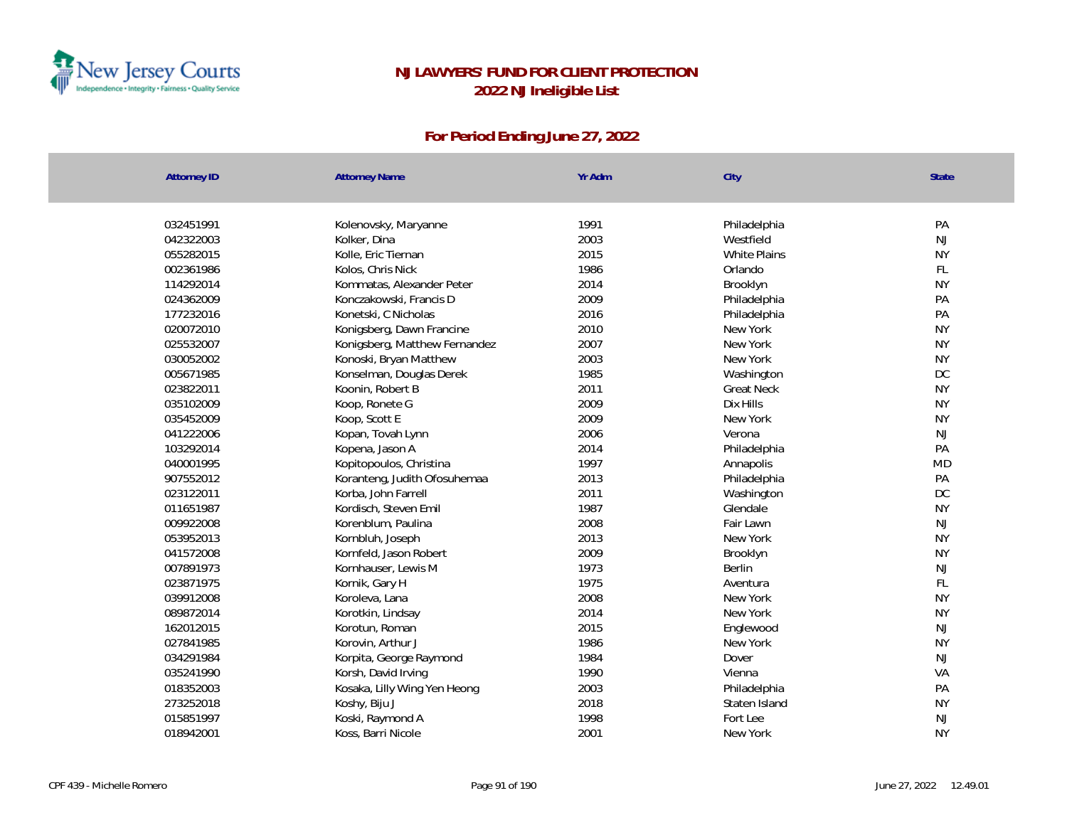# NJ LAWYERS' FUND FOR CLIENT PROTECTION

## 2022 NJ Ineligible List

### For Period Ending June 27, 2022

| Attorney ID | Attorney Name | Yr Adm | City | State |
|---|---|---|---|---|
| 032451991 | Kolenovsky, Maryanne | 1991 | Philadelphia | PA |
| 042322003 | Kolker, Dina | 2003 | Westfield | NJ |
| 055282015 | Kolle, Eric Tiernan | 2015 | White Plains | NY |
| 002361986 | Kolos, Chris Nick | 1986 | Orlando | FL |
| 114292014 | Kommatas, Alexander Peter | 2014 | Brooklyn | NY |
| 024362009 | Konczakowski, Francis D | 2009 | Philadelphia | PA |
| 177232016 | Konetski, C Nicholas | 2016 | Philadelphia | PA |
| 020072010 | Konigsberg, Dawn Francine | 2010 | New York | NY |
| 025532007 | Konigsberg, Matthew Fernandez | 2007 | New York | NY |
| 030052002 | Konoski, Bryan Matthew | 2003 | New York | NY |
| 005671985 | Konselman, Douglas Derek | 1985 | Washington | DC |
| 023822011 | Koonin, Robert B | 2011 | Great Neck | NY |
| 035102009 | Koop, Ronete G | 2009 | Dix Hills | NY |
| 035452009 | Koop, Scott E | 2009 | New York | NY |
| 041222006 | Kopan, Tovah Lynn | 2006 | Verona | NJ |
| 103292014 | Kopena, Jason A | 2014 | Philadelphia | PA |
| 040001995 | Kopitopoulos, Christina | 1997 | Annapolis | MD |
| 907552012 | Koranteng, Judith Ofosuhemaa | 2013 | Philadelphia | PA |
| 023122011 | Korba, John Farrell | 2011 | Washington | DC |
| 011651987 | Kordisch, Steven Emil | 1987 | Glendale | NY |
| 009922008 | Korenblum, Paulina | 2008 | Fair Lawn | NJ |
| 053952013 | Kornbluh, Joseph | 2013 | New York | NY |
| 041572008 | Kornfeld, Jason Robert | 2009 | Brooklyn | NY |
| 007891973 | Kornhauser, Lewis M | 1973 | Berlin | NJ |
| 023871975 | Kornik, Gary H | 1975 | Aventura | FL |
| 039912008 | Koroleva, Lana | 2008 | New York | NY |
| 089872014 | Korotkin, Lindsay | 2014 | New York | NY |
| 162012015 | Korotun, Roman | 2015 | Englewood | NJ |
| 027841985 | Korovin, Arthur J | 1986 | New York | NY |
| 034291984 | Korpita, George Raymond | 1984 | Dover | NJ |
| 035241990 | Korsh, David Irving | 1990 | Vienna | VA |
| 018352003 | Kosaka, Lilly Wing Yen Heong | 2003 | Philadelphia | PA |
| 273252018 | Koshy, Biju J | 2018 | Staten Island | NY |
| 015851997 | Koski, Raymond A | 1998 | Fort Lee | NJ |
| 018942001 | Koss, Barri Nicole | 2001 | New York | NY |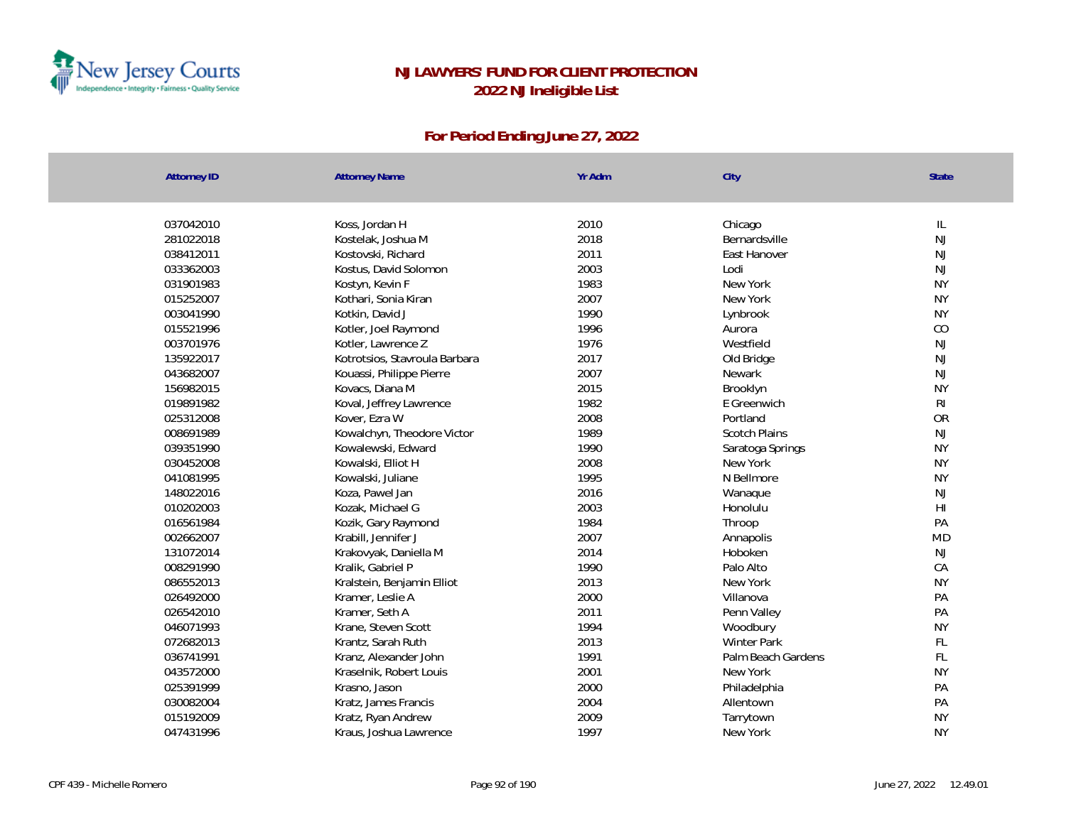# NJ LAWYERS' FUND FOR CLIENT PROTECTION

## 2022 NJ Ineligible List

### For Period Ending June 27, 2022

| Attorney ID | Attorney Name | Yr Adm | City | State |
|---|---|---|---|---|
| 037042010 | Koss, Jordan H | 2010 | Chicago | IL |
| 281022018 | Kostelak, Joshua M | 2018 | Bernardsville | NJ |
| 038412011 | Kostovski, Richard | 2011 | East Hanover | NJ |
| 033362003 | Kostus, David Solomon | 2003 | Lodi | NJ |
| 031901983 | Kostyn, Kevin F | 1983 | New York | NY |
| 015252007 | Kothari, Sonia Kiran | 2007 | New York | NY |
| 003041990 | Kotkin, David J | 1990 | Lynbrook | NY |
| 015521996 | Kotler, Joel Raymond | 1996 | Aurora | CO |
| 003701976 | Kotler, Lawrence Z | 1976 | Westfield | NJ |
| 135922017 | Kotrotsios, Stavroula Barbara | 2017 | Old Bridge | NJ |
| 043682007 | Kouassi, Philippe Pierre | 2007 | Newark | NJ |
| 156982015 | Kovacs, Diana M | 2015 | Brooklyn | NY |
| 019891982 | Koval, Jeffrey Lawrence | 1982 | E Greenwich | RI |
| 025312008 | Kover, Ezra W | 2008 | Portland | OR |
| 008691989 | Kowalchyn, Theodore Victor | 1989 | Scotch Plains | NJ |
| 039351990 | Kowalewski, Edward | 1990 | Saratoga Springs | NY |
| 030452008 | Kowalski, Elliot H | 2008 | New York | NY |
| 041081995 | Kowalski, Juliane | 1995 | N Bellmore | NY |
| 148022016 | Koza, Pawel Jan | 2016 | Wanaque | NJ |
| 010202003 | Kozak, Michael G | 2003 | Honolulu | HI |
| 016561984 | Kozik, Gary Raymond | 1984 | Throop | PA |
| 002662007 | Krabill, Jennifer J | 2007 | Annapolis | MD |
| 131072014 | Krakovyak, Daniella M | 2014 | Hoboken | NJ |
| 008291990 | Kralik, Gabriel P | 1990 | Palo Alto | CA |
| 086552013 | Kralstein, Benjamin Elliot | 2013 | New York | NY |
| 026492000 | Kramer, Leslie A | 2000 | Villanova | PA |
| 026542010 | Kramer, Seth A | 2011 | Penn Valley | PA |
| 046071993 | Krane, Steven Scott | 1994 | Woodbury | NY |
| 072682013 | Krantz, Sarah Ruth | 2013 | Winter Park | FL |
| 036741991 | Kranz, Alexander John | 1991 | Palm Beach Gardens | FL |
| 043572000 | Kraselnik, Robert Louis | 2001 | New York | NY |
| 025391999 | Krasno, Jason | 2000 | Philadelphia | PA |
| 030082004 | Kratz, James Francis | 2004 | Allentown | PA |
| 015192009 | Kratz, Ryan Andrew | 2009 | Tarrytown | NY |
| 047431996 | Kraus, Joshua Lawrence | 1997 | New York | NY |

CPF 439 - Michelle Romero

June 27, 2022 12.49.01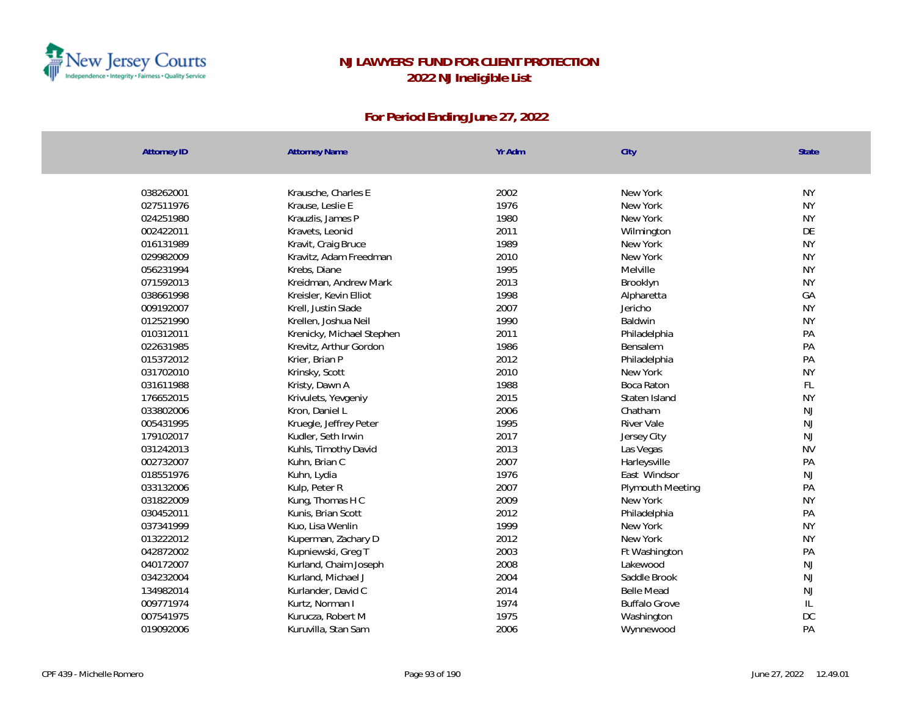# NJ LAWYERS' FUND FOR CLIENT PROTECTION
## 2022 NJ Ineligible List

### For Period Ending June 27, 2022

| Attorney ID | Attorney Name | Yr Adm | City | State |
|---|---|---|---|---|
| 038262001 | Krausche, Charles E | 2002 | New York | NY |
| 027511976 | Krause, Leslie E | 1976 | New York | NY |
| 024251980 | Krauzlis, James P | 1980 | New York | NY |
| 002422011 | Kravets, Leonid | 2011 | Wilmington | DE |
| 016131989 | Kravit, Craig Bruce | 1989 | New York | NY |
| 029982009 | Kravitz, Adam Freedman | 2010 | New York | NY |
| 056231994 | Krebs, Diane | 1995 | Melville | NY |
| 071592013 | Kreidman, Andrew Mark | 2013 | Brooklyn | NY |
| 038661998 | Kreisler, Kevin Elliot | 1998 | Alpharetta | GA |
| 009192007 | Krell, Justin Slade | 2007 | Jericho | NY |
| 012521990 | Krellen, Joshua Neil | 1990 | Baldwin | NY |
| 010312011 | Krenicky, Michael Stephen | 2011 | Philadelphia | PA |
| 022631985 | Krevitz, Arthur Gordon | 1986 | Bensalem | PA |
| 015372012 | Krier, Brian P | 2012 | Philadelphia | PA |
| 031702010 | Krinsky, Scott | 2010 | New York | NY |
| 031611988 | Kristy, Dawn A | 1988 | Boca Raton | FL |
| 176652015 | Krivulets, Yevgeniy | 2015 | Staten Island | NY |
| 033802006 | Kron, Daniel L | 2006 | Chatham | NJ |
| 005431995 | Kruegle, Jeffrey Peter | 1995 | River Vale | NJ |
| 179102017 | Kudler, Seth Irwin | 2017 | Jersey City | NJ |
| 031242013 | Kuhls, Timothy David | 2013 | Las Vegas | NV |
| 002732007 | Kuhn, Brian C | 2007 | Harleysville | PA |
| 018551976 | Kuhn, Lydia | 1976 | East Windsor | NJ |
| 033132006 | Kulp, Peter R | 2007 | Plymouth Meeting | PA |
| 031822009 | Kung, Thomas H C | 2009 | New York | NY |
| 030452011 | Kunis, Brian Scott | 2012 | Philadelphia | PA |
| 037341999 | Kuo, Lisa Wenlin | 1999 | New York | NY |
| 013222012 | Kuperman, Zachary D | 2012 | New York | NY |
| 042872002 | Kupniewski, Greg T | 2003 | Ft Washington | PA |
| 040172007 | Kurland, Chaim Joseph | 2008 | Lakewood | NJ |
| 034232004 | Kurland, Michael J | 2004 | Saddle Brook | NJ |
| 134982014 | Kurlander, David C | 2014 | Belle Mead | NJ |
| 009771974 | Kurtz, Norman I | 1974 | Buffalo Grove | IL |
| 007541975 | Kurucza, Robert M | 1975 | Washington | DC |
| 019092006 | Kuruvilla, Stan Sam | 2006 | Wynnewood | PA |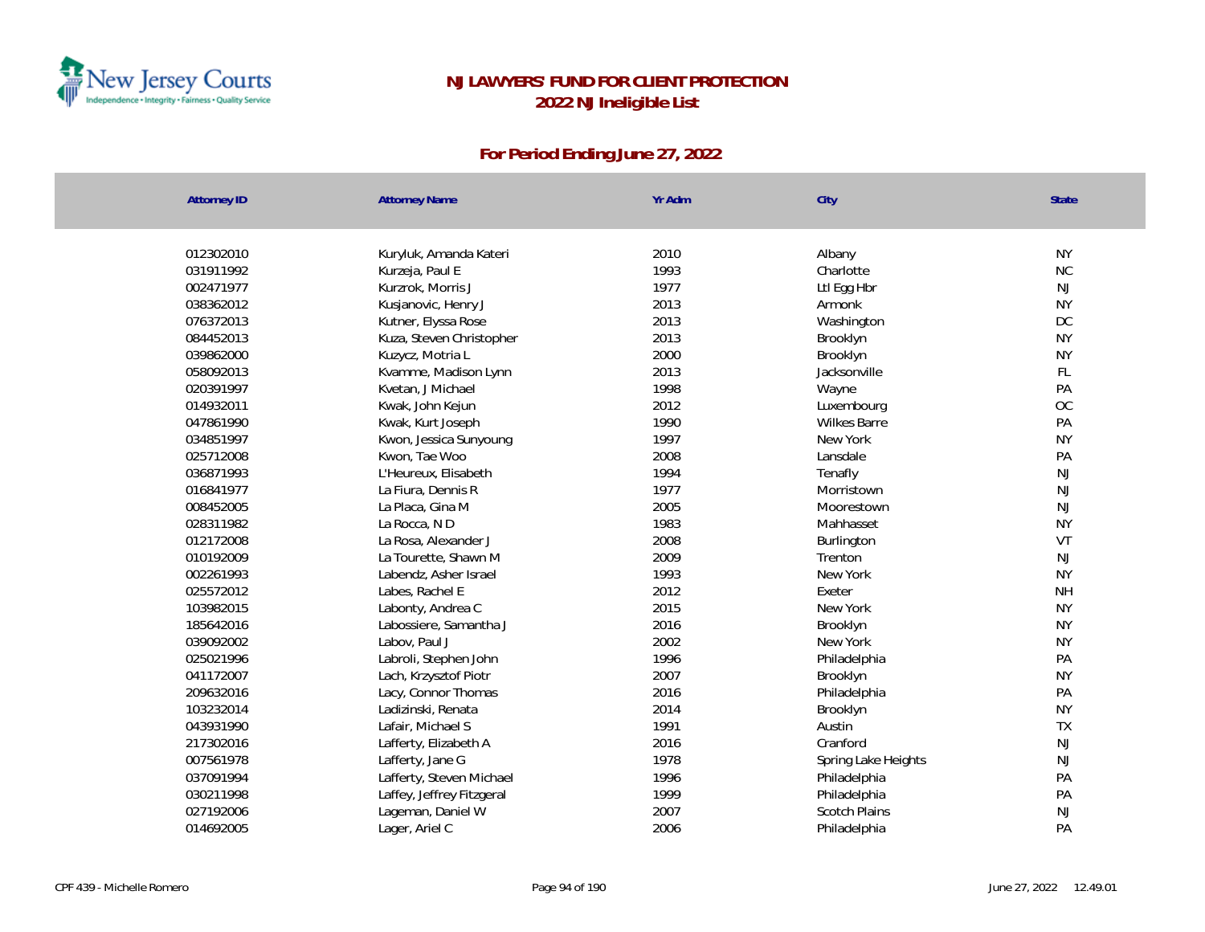# NJ LAWYERS' FUND FOR CLIENT PROTECTION
## 2022 NJ Ineligible List

### For Period Ending June 27, 2022

| Attorney ID | Attorney Name | Yr Adm | City | State |
|---|---|---|---|---|
| 012302010 | Kuryluk, Amanda Kateri | 2010 | Albany | NY |
| 031911992 | Kurzeja, Paul E | 1993 | Charlotte | NC |
| 002471977 | Kurzrok, Morris J | 1977 | Ltl Egg Hbr | NJ |
| 038362012 | Kusjanovic, Henry J | 2013 | Armonk | NY |
| 076372013 | Kutner, Elyssa Rose | 2013 | Washington | DC |
| 084452013 | Kuza, Steven Christopher | 2013 | Brooklyn | NY |
| 039862000 | Kuzycz, Motria L | 2000 | Brooklyn | NY |
| 058092013 | Kvamme, Madison Lynn | 2013 | Jacksonville | FL |
| 020391997 | Kvetan, J Michael | 1998 | Wayne | PA |
| 014932011 | Kwak, John Kejun | 2012 | Luxembourg | OC |
| 047861990 | Kwak, Kurt Joseph | 1990 | Wilkes Barre | PA |
| 034851997 | Kwon, Jessica Sunyoung | 1997 | New York | NY |
| 025712008 | Kwon, Tae Woo | 2008 | Lansdale | PA |
| 036871993 | L'Heureux, Elisabeth | 1994 | Tenafly | NJ |
| 016841977 | La Fiura, Dennis R | 1977 | Morristown | NJ |
| 008452005 | La Placa, Gina M | 2005 | Moorestown | NJ |
| 028311982 | La Rocca, N D | 1983 | Mahhasset | NY |
| 012172008 | La Rosa, Alexander J | 2008 | Burlington | VT |
| 010192009 | La Tourette, Shawn M | 2009 | Trenton | NJ |
| 002261993 | Labendz, Asher Israel | 1993 | New York | NY |
| 025572012 | Labes, Rachel E | 2012 | Exeter | NH |
| 103982015 | Labonty, Andrea C | 2015 | New York | NY |
| 185642016 | Labossiere, Samantha J | 2016 | Brooklyn | NY |
| 039092002 | Labov, Paul J | 2002 | New York | NY |
| 025021996 | Labroli, Stephen John | 1996 | Philadelphia | PA |
| 041172007 | Lach, Krzysztof Piotr | 2007 | Brooklyn | NY |
| 209632016 | Lacy, Connor Thomas | 2016 | Philadelphia | PA |
| 103232014 | Ladizinski, Renata | 2014 | Brooklyn | NY |
| 043931990 | Lafair, Michael S | 1991 | Austin | TX |
| 217302016 | Lafferty, Elizabeth A | 2016 | Cranford | NJ |
| 007561978 | Lafferty, Jane G | 1978 | Spring Lake Heights | NJ |
| 037091994 | Lafferty, Steven Michael | 1996 | Philadelphia | PA |
| 030211998 | Laffey, Jeffrey Fitzgeral | 1999 | Philadelphia | PA |
| 027192006 | Lageman, Daniel W | 2007 | Scotch Plains | NJ |
| 014692005 | Lager, Ariel C | 2006 | Philadelphia | PA |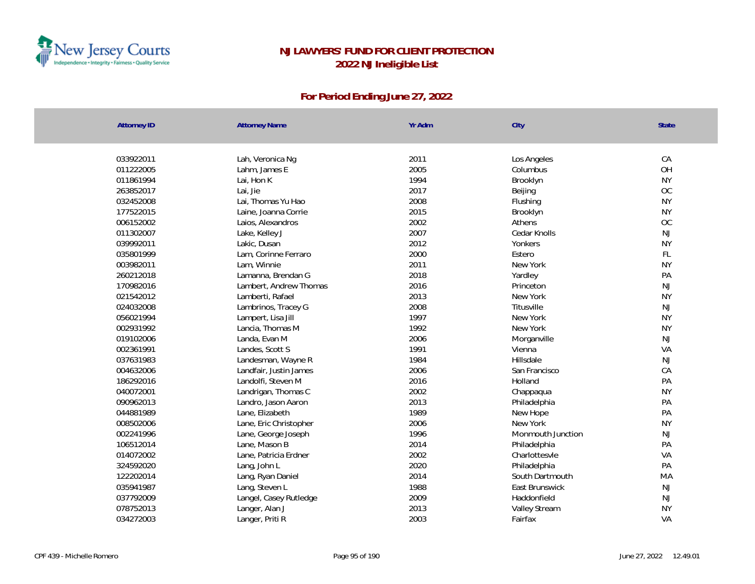# NJ LAWYERS' FUND FOR CLIENT PROTECTION

## 2022 NJ Ineligible List

### For Period Ending June 27, 2022

| Attorney ID | Attorney Name | Yr Adm | City | State |
|---|---|---|---|---|
| 033922011 | Lah, Veronica Ng | 2011 | Los Angeles | CA |
| 011222005 | Lahm, James E | 2005 | Columbus | OH |
| 011861994 | Lai, Hon K | 1994 | Brooklyn | NY |
| 263852017 | Lai, Jie | 2017 | Beijing | OC |
| 032452008 | Lai, Thomas Yu Hao | 2008 | Flushing | NY |
| 177522015 | Laine, Joanna Corrie | 2015 | Brooklyn | NY |
| 006152002 | Laios, Alexandros | 2002 | Athens | OC |
| 011302007 | Lake, Kelley J | 2007 | Cedar Knolls | NJ |
| 039992011 | Lakic, Dusan | 2012 | Yonkers | NY |
| 035801999 | Lam, Corinne Ferraro | 2000 | Estero | FL |
| 003982011 | Lam, Winnie | 2011 | New York | NY |
| 260212018 | Lamanna, Brendan G | 2018 | Yardley | PA |
| 170982016 | Lambert, Andrew Thomas | 2016 | Princeton | NJ |
| 021542012 | Lamberti, Rafael | 2013 | New York | NY |
| 024032008 | Lambrinos, Tracey G | 2008 | Titusville | NJ |
| 056021994 | Lampert, Lisa Jill | 1997 | New York | NY |
| 002931992 | Lancia, Thomas M | 1992 | New York | NY |
| 019102006 | Landa, Evan M | 2006 | Morganville | NJ |
| 002361991 | Landes, Scott S | 1991 | Vienna | VA |
| 037631983 | Landesman, Wayne R | 1984 | Hillsdale | NJ |
| 004632006 | Landfair, Justin James | 2006 | San Francisco | CA |
| 186292016 | Landolfi, Steven M | 2016 | Holland | PA |
| 040072001 | Landrigan, Thomas C | 2002 | Chappaqua | NY |
| 090962013 | Landro, Jason Aaron | 2013 | Philadelphia | PA |
| 044881989 | Lane, Elizabeth | 1989 | New Hope | PA |
| 008502006 | Lane, Eric Christopher | 2006 | New York | NY |
| 002241996 | Lane, George Joseph | 1996 | Monmouth Junction | NJ |
| 106512014 | Lane, Mason B | 2014 | Philadelphia | PA |
| 014072002 | Lane, Patricia Erdner | 2002 | Charlottesvle | VA |
| 324592020 | Lang, John L | 2020 | Philadelphia | PA |
| 122202014 | Lang, Ryan Daniel | 2014 | South Dartmouth | MA |
| 035941987 | Lang, Steven L | 1988 | East Brunswick | NJ |
| 037792009 | Langel, Casey Rutledge | 2009 | Haddonfield | NJ |
| 078752013 | Langer, Alan J | 2013 | Valley Stream | NY |
| 034272003 | Langer, Priti R | 2003 | Fairfax | VA |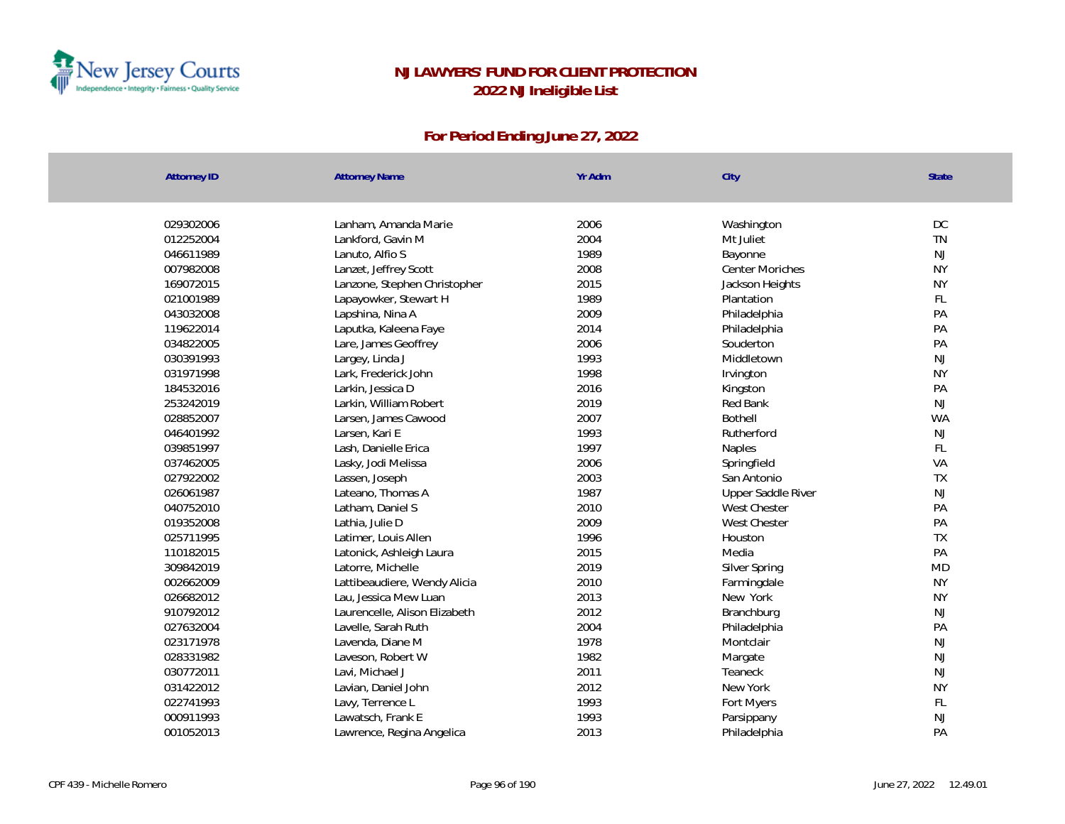# NJ LAWYERS' FUND FOR CLIENT PROTECTION
## 2022 NJ Ineligible List

### For Period Ending June 27, 2022

| Attorney ID | Attorney Name | Yr Adm | City | State |
|---|---|---|---|---|
| 029302006 | Lanham, Amanda Marie | 2006 | Washington | DC |
| 012252004 | Lankford, Gavin M | 2004 | Mt Juliet | TN |
| 046611989 | Lanuto, Alfio S | 1989 | Bayonne | NJ |
| 007982008 | Lanzet, Jeffrey Scott | 2008 | Center Moriches | NY |
| 169072015 | Lanzone, Stephen Christopher | 2015 | Jackson Heights | NY |
| 021001989 | Lapayowker, Stewart H | 1989 | Plantation | FL |
| 043032008 | Lapshina, Nina A | 2009 | Philadelphia | PA |
| 119622014 | Laputka, Kaleena Faye | 2014 | Philadelphia | PA |
| 034822005 | Lare, James Geoffrey | 2006 | Souderton | PA |
| 030391993 | Largey, Linda J | 1993 | Middletown | NJ |
| 031971998 | Lark, Frederick John | 1998 | Irvington | NY |
| 184532016 | Larkin, Jessica D | 2016 | Kingston | PA |
| 253242019 | Larkin, William Robert | 2019 | Red Bank | NJ |
| 028852007 | Larsen, James Cawood | 2007 | Bothell | WA |
| 046401992 | Larsen, Kari E | 1993 | Rutherford | NJ |
| 039851997 | Lash, Danielle Erica | 1997 | Naples | FL |
| 037462005 | Lasky, Jodi Melissa | 2006 | Springfield | VA |
| 027922002 | Lassen, Joseph | 2003 | San Antonio | TX |
| 026061987 | Lateano, Thomas A | 1987 | Upper Saddle River | NJ |
| 040752010 | Latham, Daniel S | 2010 | West Chester | PA |
| 019352008 | Lathia, Julie D | 2009 | West Chester | PA |
| 025711995 | Latimer, Louis Allen | 1996 | Houston | TX |
| 110182015 | Latonick, Ashleigh Laura | 2015 | Media | PA |
| 309842019 | Latorre, Michelle | 2019 | Silver Spring | MD |
| 002662009 | Lattibeaudiere, Wendy Alicia | 2010 | Farmingdale | NY |
| 026682012 | Lau, Jessica Mew Luan | 2013 | New York | NY |
| 910792012 | Laurencelle, Alison Elizabeth | 2012 | Branchburg | NJ |
| 027632004 | Lavelle, Sarah Ruth | 2004 | Philadelphia | PA |
| 023171978 | Lavenda, Diane M | 1978 | Montclair | NJ |
| 028331982 | Laveson, Robert W | 1982 | Margate | NJ |
| 030772011 | Lavi, Michael J | 2011 | Teaneck | NJ |
| 031422012 | Lavian, Daniel John | 2012 | New York | NY |
| 022741993 | Lavy, Terrence L | 1993 | Fort Myers | FL |
| 000911993 | Lawatsch, Frank E | 1993 | Parsippany | NJ |
| 001052013 | Lawrence, Regina Angelica | 2013 | Philadelphia | PA |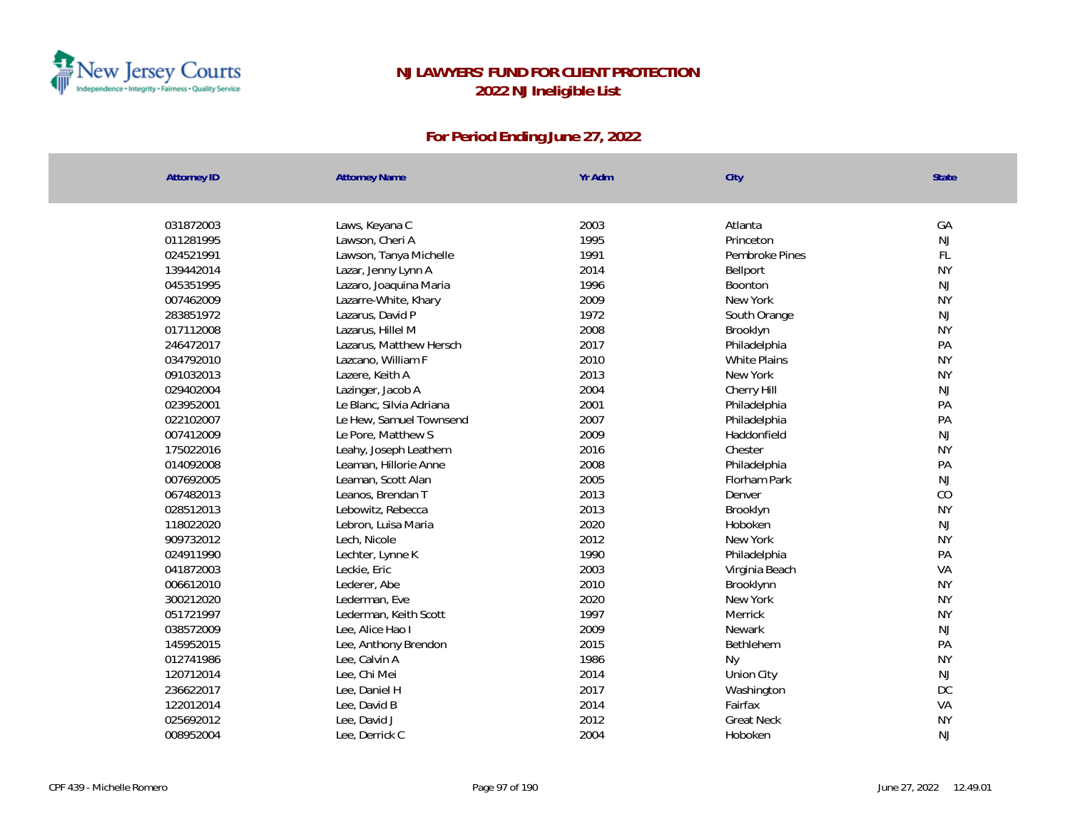# NJ LAWYERS' FUND FOR CLIENT PROTECTION
## 2022 NJ Ineligible List

### For Period Ending June 27, 2022

| Attorney ID | Attorney Name | Yr Adm | City | State |
|---|---|---|---|---|
| 031872003 | Laws, Keyana C | 2003 | Atlanta | GA |
| 011281995 | Lawson, Cheri A | 1995 | Princeton | NJ |
| 024521991 | Lawson, Tanya Michelle | 1991 | Pembroke Pines | FL |
| 139442014 | Lazar, Jenny Lynn A | 2014 | Bellport | NY |
| 045351995 | Lazaro, Joaquina Maria | 1996 | Boonton | NJ |
| 007462009 | Lazarre-White, Khary | 2009 | New York | NY |
| 283851972 | Lazarus, David P | 1972 | South Orange | NJ |
| 017112008 | Lazarus, Hillel M | 2008 | Brooklyn | NY |
| 246472017 | Lazarus, Matthew Hersch | 2017 | Philadelphia | PA |
| 034792010 | Lazcano, William F | 2010 | White Plains | NY |
| 091032013 | Lazere, Keith A | 2013 | New York | NY |
| 029402004 | Lazinger, Jacob A | 2004 | Cherry Hill | NJ |
| 023952001 | Le Blanc, Silvia Adriana | 2001 | Philadelphia | PA |
| 022102007 | Le Hew, Samuel Townsend | 2007 | Philadelphia | PA |
| 007412009 | Le Pore, Matthew S | 2009 | Haddonfield | NJ |
| 175022016 | Leahy, Joseph Leathem | 2016 | Chester | NY |
| 014092008 | Leaman, Hillorie Anne | 2008 | Philadelphia | PA |
| 007692005 | Leaman, Scott Alan | 2005 | Florham Park | NJ |
| 067482013 | Leanos, Brendan T | 2013 | Denver | CO |
| 028512013 | Lebowitz, Rebecca | 2013 | Brooklyn | NY |
| 118022020 | Lebron, Luisa Maria | 2020 | Hoboken | NJ |
| 909732012 | Lech, Nicole | 2012 | New York | NY |
| 024911990 | Lechter, Lynne K | 1990 | Philadelphia | PA |
| 041872003 | Leckie, Eric | 2003 | Virginia Beach | VA |
| 006612010 | Lederer, Abe | 2010 | Brooklynn | NY |
| 300212020 | Lederman, Eve | 2020 | New York | NY |
| 051721997 | Lederman, Keith Scott | 1997 | Merrick | NY |
| 038572009 | Lee, Alice Hao I | 2009 | Newark | NJ |
| 145952015 | Lee, Anthony Brendon | 2015 | Bethlehem | PA |
| 012741986 | Lee, Calvin A | 1986 | Ny | NY |
| 120712014 | Lee, Chi Mei | 2014 | Union City | NJ |
| 236622017 | Lee, Daniel H | 2017 | Washington | DC |
| 122012014 | Lee, David B | 2014 | Fairfax | VA |
| 025692012 | Lee, David J | 2012 | Great Neck | NY |
| 008952004 | Lee, Derrick C | 2004 | Hoboken | NJ |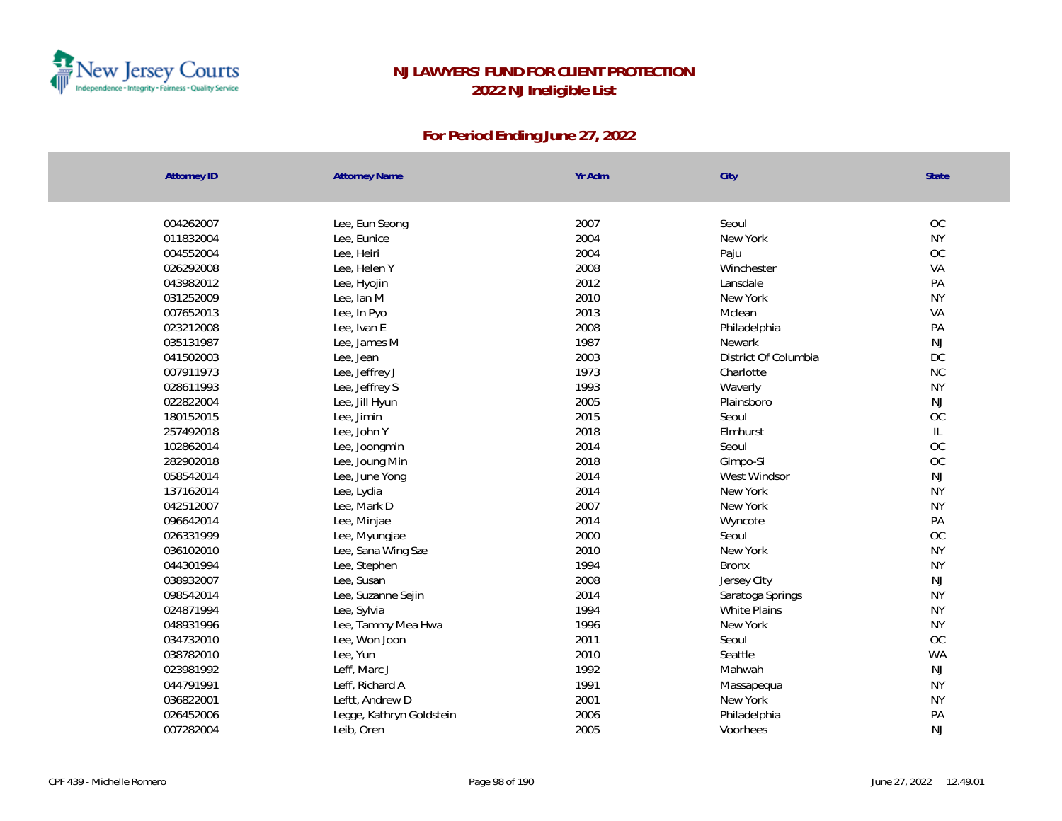# NJ LAWYERS' FUND FOR CLIENT PROTECTION

## 2022 NJ Ineligible List

### For Period Ending June 27, 2022

| Attorney ID | Attorney Name | Yr Adm | City | State |
|---|---|---|---|---|
| 004262007 | Lee, Eun Seong | 2007 | Seoul | OC |
| 011832004 | Lee, Eunice | 2004 | New York | NY |
| 004552004 | Lee, Heiri | 2004 | Paju | OC |
| 026292008 | Lee, Helen Y | 2008 | Winchester | VA |
| 043982012 | Lee, Hyojin | 2012 | Lansdale | PA |
| 031252009 | Lee, Ian M | 2010 | New York | NY |
| 007652013 | Lee, In Pyo | 2013 | Mclean | VA |
| 023212008 | Lee, Ivan E | 2008 | Philadelphia | PA |
| 035131987 | Lee, James M | 1987 | Newark | NJ |
| 041502003 | Lee, Jean | 2003 | District Of Columbia | DC |
| 007911973 | Lee, Jeffrey J | 1973 | Charlotte | NC |
| 028611993 | Lee, Jeffrey S | 1993 | Waverly | NY |
| 022822004 | Lee, Jill Hyun | 2005 | Plainsboro | NJ |
| 180152015 | Lee, Jimin | 2015 | Seoul | OC |
| 257492018 | Lee, John Y | 2018 | Elmhurst | IL |
| 102862014 | Lee, Joongmin | 2014 | Seoul | OC |
| 282902018 | Lee, Joung Min | 2018 | Gimpo-Si | OC |
| 058542014 | Lee, June Yong | 2014 | West Windsor | NJ |
| 137162014 | Lee, Lydia | 2014 | New York | NY |
| 042512007 | Lee, Mark D | 2007 | New York | NY |
| 096642014 | Lee, Minjae | 2014 | Wyncote | PA |
| 026331999 | Lee, Myungjae | 2000 | Seoul | OC |
| 036102010 | Lee, Sana Wing Sze | 2010 | New York | NY |
| 044301994 | Lee, Stephen | 1994 | Bronx | NY |
| 038932007 | Lee, Susan | 2008 | Jersey City | NJ |
| 098542014 | Lee, Suzanne Sejin | 2014 | Saratoga Springs | NY |
| 024871994 | Lee, Sylvia | 1994 | White Plains | NY |
| 048931996 | Lee, Tammy Mea Hwa | 1996 | New York | NY |
| 034732010 | Lee, Won Joon | 2011 | Seoul | OC |
| 038782010 | Lee, Yun | 2010 | Seattle | WA |
| 023981992 | Leff, Marc J | 1992 | Mahwah | NJ |
| 044791991 | Leff, Richard A | 1991 | Massapequa | NY |
| 036822001 | Leftt, Andrew D | 2001 | New York | NY |
| 026452006 | Legge, Kathryn Goldstein | 2006 | Philadelphia | PA |
| 007282004 | Leib, Oren | 2005 | Voorhees | NJ |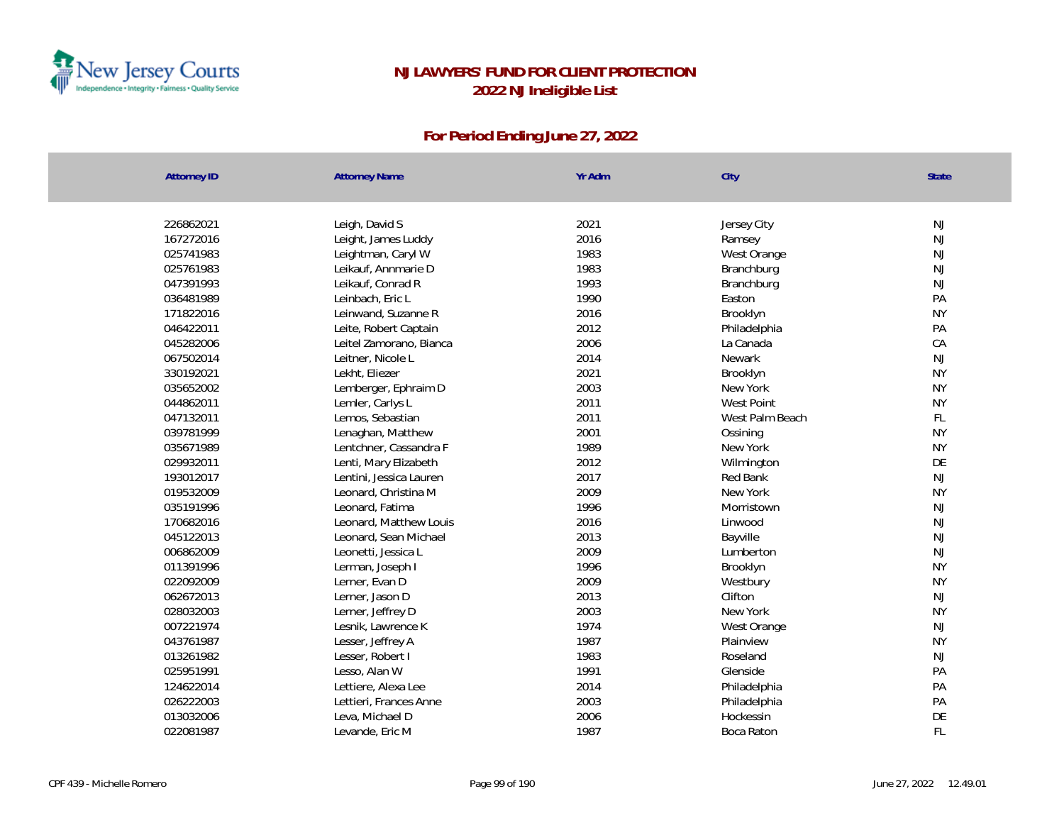# NJ LAWYERS' FUND FOR CLIENT PROTECTION
## 2022 NJ Ineligible List

### For Period Ending June 27, 2022

| Attorney ID | Attorney Name | Yr Adm | City | State |
|---|---|---|---|---|
| 226862021 | Leigh, David S | 2021 | Jersey City | NJ |
| 167272016 | Leight, James Luddy | 2016 | Ramsey | NJ |
| 025741983 | Leightman, Caryl W | 1983 | West Orange | NJ |
| 025761983 | Leikauf, Annmarie D | 1983 | Branchburg | NJ |
| 047391993 | Leikauf, Conrad R | 1993 | Branchburg | NJ |
| 036481989 | Leinbach, Eric L | 1990 | Easton | PA |
| 171822016 | Leinwand, Suzanne R | 2016 | Brooklyn | NY |
| 046422011 | Leite, Robert Captain | 2012 | Philadelphia | PA |
| 045282006 | Leitel Zamorano, Bianca | 2006 | La Canada | CA |
| 067502014 | Leitner, Nicole L | 2014 | Newark | NJ |
| 330192021 | Lekht, Eliezer | 2021 | Brooklyn | NY |
| 035652002 | Lemberger, Ephraim D | 2003 | New York | NY |
| 044862011 | Lemler, Carlys L | 2011 | West Point | NY |
| 047132011 | Lemos, Sebastian | 2011 | West Palm Beach | FL |
| 039781999 | Lenaghan, Matthew | 2001 | Ossining | NY |
| 035671989 | Lentchner, Cassandra F | 1989 | New York | NY |
| 029932011 | Lenti, Mary Elizabeth | 2012 | Wilmington | DE |
| 193012017 | Lentini, Jessica Lauren | 2017 | Red Bank | NJ |
| 019532009 | Leonard, Christina M | 2009 | New York | NY |
| 035191996 | Leonard, Fatima | 1996 | Morristown | NJ |
| 170682016 | Leonard, Matthew Louis | 2016 | Linwood | NJ |
| 045122013 | Leonard, Sean Michael | 2013 | Bayville | NJ |
| 006862009 | Leonetti, Jessica L | 2009 | Lumberton | NJ |
| 011391996 | Lerman, Joseph I | 1996 | Brooklyn | NY |
| 022092009 | Lerner, Evan D | 2009 | Westbury | NY |
| 062672013 | Lerner, Jason D | 2013 | Clifton | NJ |
| 028032003 | Lerner, Jeffrey D | 2003 | New York | NY |
| 007221974 | Lesnik, Lawrence K | 1974 | West Orange | NJ |
| 043761987 | Lesser, Jeffrey A | 1987 | Plainview | NY |
| 013261982 | Lesser, Robert I | 1983 | Roseland | NJ |
| 025951991 | Lesso, Alan W | 1991 | Glenside | PA |
| 124622014 | Lettiere, Alexa Lee | 2014 | Philadelphia | PA |
| 026222003 | Lettieri, Frances Anne | 2003 | Philadelphia | PA |
| 013032006 | Leva, Michael D | 2006 | Hockessin | DE |
| 022081987 | Levande, Eric M | 1987 | Boca Raton | FL |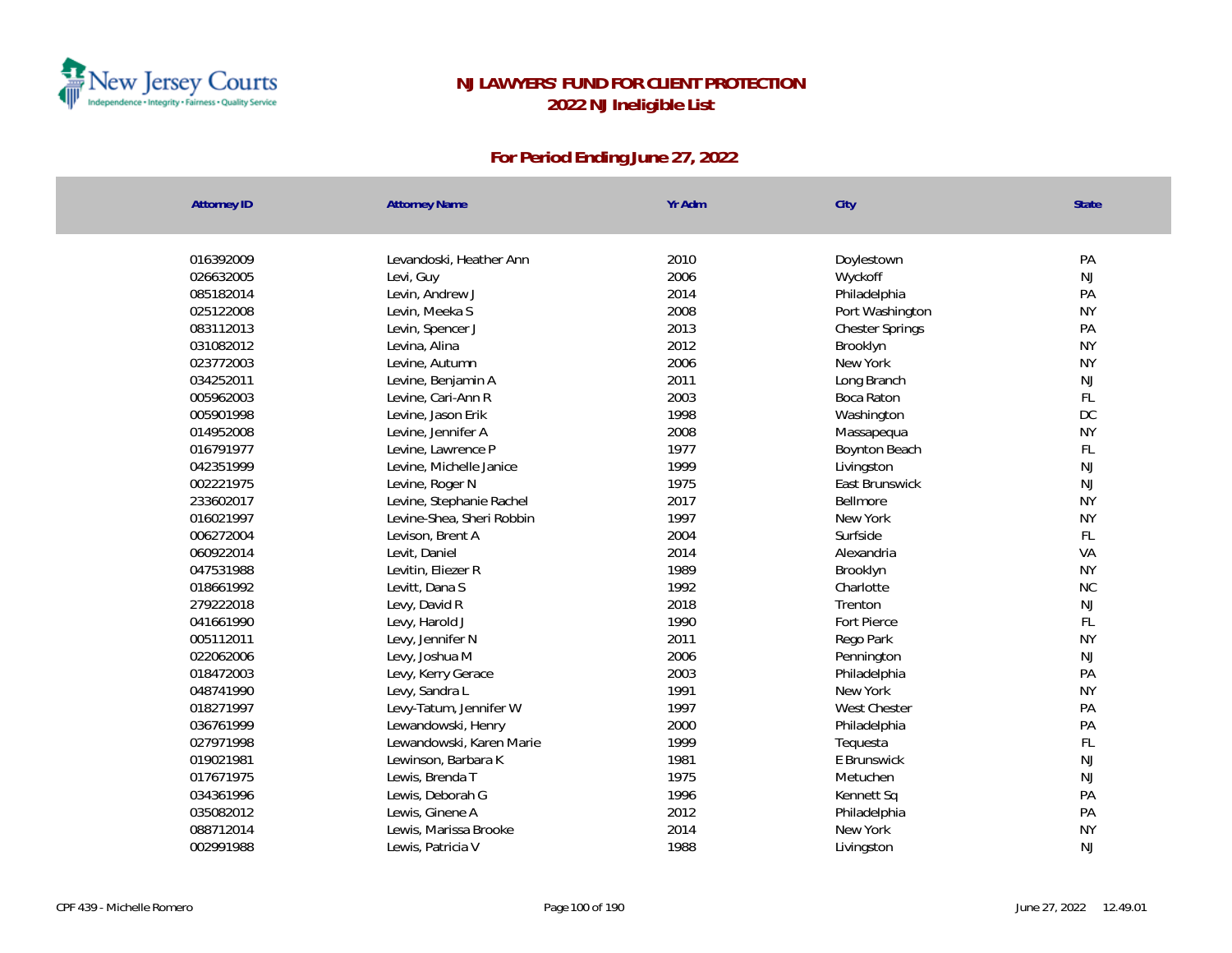# NJ LAWYERS' FUND FOR CLIENT PROTECTION
## 2022 NJ Ineligible List

### For Period Ending June 27, 2022

| Attorney ID | Attorney Name | Yr Adm | City | State |
|---|---|---|---|---|
| 016392009 | Levandoski, Heather Ann | 2010 | Doylestown | PA |
| 026632005 | Levi, Guy | 2006 | Wyckoff | NJ |
| 085182014 | Levin, Andrew J | 2014 | Philadelphia | PA |
| 025122008 | Levin, Meeka S | 2008 | Port Washington | NY |
| 083112013 | Levin, Spencer J | 2013 | Chester Springs | PA |
| 031082012 | Levina, Alina | 2012 | Brooklyn | NY |
| 023772003 | Levine, Autumn | 2006 | New York | NY |
| 034252011 | Levine, Benjamin A | 2011 | Long Branch | NJ |
| 005962003 | Levine, Cari-Ann R | 2003 | Boca Raton | FL |
| 005901998 | Levine, Jason Erik | 1998 | Washington | DC |
| 014952008 | Levine, Jennifer A | 2008 | Massapequa | NY |
| 016791977 | Levine, Lawrence P | 1977 | Boynton Beach | FL |
| 042351999 | Levine, Michelle Janice | 1999 | Livingston | NJ |
| 002221975 | Levine, Roger N | 1975 | East Brunswick | NJ |
| 233602017 | Levine, Stephanie Rachel | 2017 | Bellmore | NY |
| 016021997 | Levine-Shea, Sheri Robbin | 1997 | New York | NY |
| 006272004 | Levison, Brent A | 2004 | Surfside | FL |
| 060922014 | Levit, Daniel | 2014 | Alexandria | VA |
| 047531988 | Levitin, Eliezer R | 1989 | Brooklyn | NY |
| 018661992 | Levitt, Dana S | 1992 | Charlotte | NC |
| 279222018 | Levy, David R | 2018 | Trenton | NJ |
| 041661990 | Levy, Harold J | 1990 | Fort Pierce | FL |
| 005112011 | Levy, Jennifer N | 2011 | Rego Park | NY |
| 022062006 | Levy, Joshua M | 2006 | Pennington | NJ |
| 018472003 | Levy, Kerry Gerace | 2003 | Philadelphia | PA |
| 048741990 | Levy, Sandra L | 1991 | New York | NY |
| 018271997 | Levy-Tatum, Jennifer W | 1997 | West Chester | PA |
| 036761999 | Lewandowski, Henry | 2000 | Philadelphia | PA |
| 027971998 | Lewandowski, Karen Marie | 1999 | Tequesta | FL |
| 019021981 | Lewinson, Barbara K | 1981 | E Brunswick | NJ |
| 017671975 | Lewis, Brenda T | 1975 | Metuchen | NJ |
| 034361996 | Lewis, Deborah G | 1996 | Kennett Sq | PA |
| 035082012 | Lewis, Ginene A | 2012 | Philadelphia | PA |
| 088712014 | Lewis, Marissa Brooke | 2014 | New York | NY |
| 002991988 | Lewis, Patricia V | 1988 | Livingston | NJ |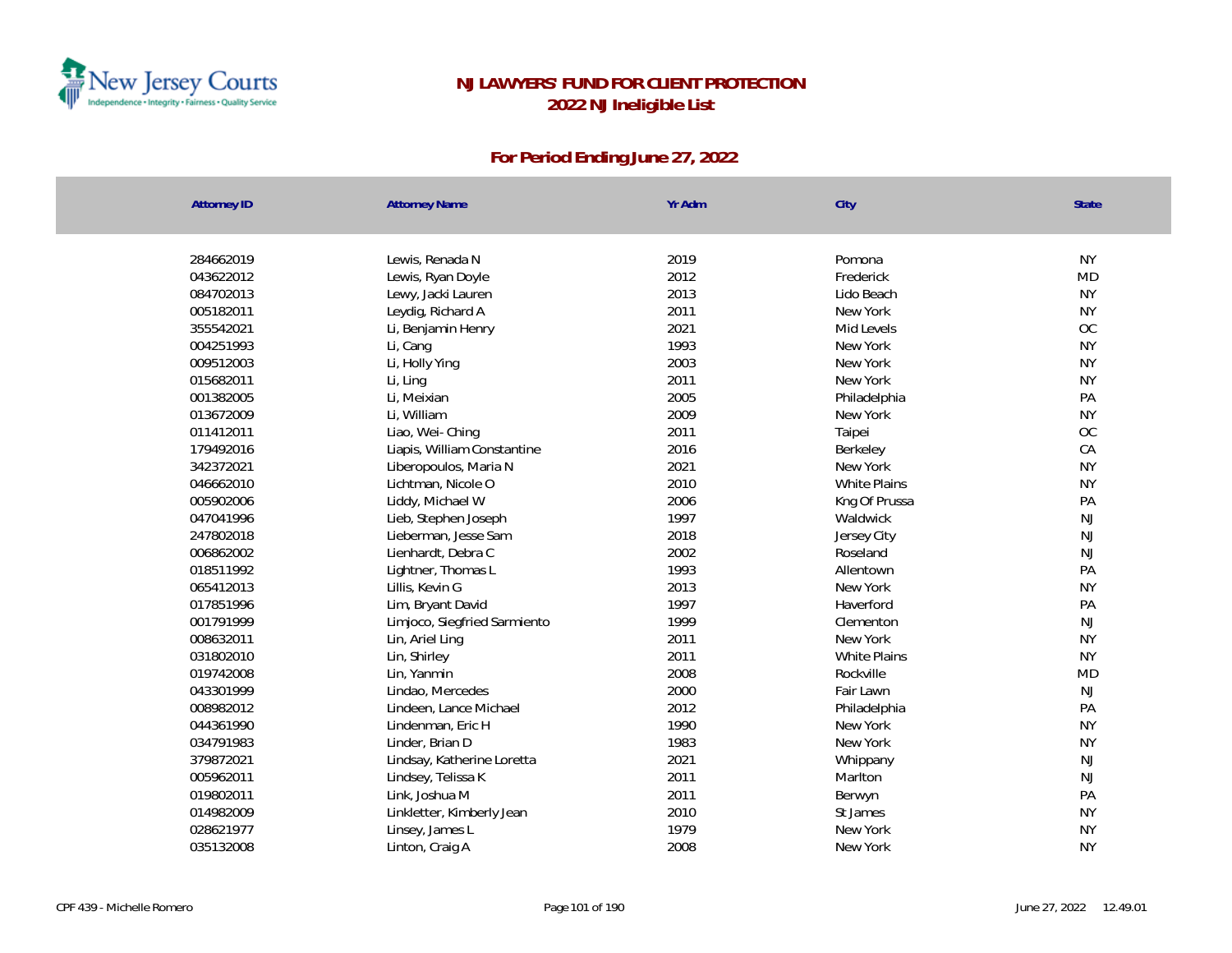# NJ LAWYERS' FUND FOR CLIENT PROTECTION
## 2022 NJ Ineligible List

### For Period Ending June 27, 2022

| Attorney ID | Attorney Name | Yr Adm | City | State |
|---|---|---|---|---|
| 284662019 | Lewis, Renada N | 2019 | Pomona | NY |
| 043622012 | Lewis, Ryan Doyle | 2012 | Frederick | MD |
| 084702013 | Lewy, Jacki Lauren | 2013 | Lido Beach | NY |
| 005182011 | Leydig, Richard A | 2011 | New York | NY |
| 355542021 | Li, Benjamin Henry | 2021 | Mid Levels | OC |
| 004251993 | Li, Cang | 1993 | New York | NY |
| 009512003 | Li, Holly Ying | 2003 | New York | NY |
| 015682011 | Li, Ling | 2011 | New York | NY |
| 001382005 | Li, Meixian | 2005 | Philadelphia | PA |
| 013672009 | Li, William | 2009 | New York | NY |
| 011412011 | Liao, Wei- Ching | 2011 | Taipei | OC |
| 179492016 | Liapis, William Constantine | 2016 | Berkeley | CA |
| 342372021 | Liberopoulos, Maria N | 2021 | New York | NY |
| 046662010 | Lichtman, Nicole O | 2010 | White Plains | NY |
| 005902006 | Liddy, Michael W | 2006 | Kng Of Prussa | PA |
| 047041996 | Lieb, Stephen Joseph | 1997 | Waldwick | NJ |
| 247802018 | Lieberman, Jesse Sam | 2018 | Jersey City | NJ |
| 006862002 | Lienhardt, Debra C | 2002 | Roseland | NJ |
| 018511992 | Lightner, Thomas L | 1993 | Allentown | PA |
| 065412013 | Lillis, Kevin G | 2013 | New York | NY |
| 017851996 | Lim, Bryant David | 1997 | Haverford | PA |
| 001791999 | Limjoco, Siegfried Sarmiento | 1999 | Clementon | NJ |
| 008632011 | Lin, Ariel Ling | 2011 | New York | NY |
| 031802010 | Lin, Shirley | 2011 | White Plains | NY |
| 019742008 | Lin, Yanmin | 2008 | Rockville | MD |
| 043301999 | Lindao, Mercedes | 2000 | Fair Lawn | NJ |
| 008982012 | Lindeen, Lance Michael | 2012 | Philadelphia | PA |
| 044361990 | Lindenman, Eric H | 1990 | New York | NY |
| 034791983 | Linder, Brian D | 1983 | New York | NY |
| 379872021 | Lindsay, Katherine Loretta | 2021 | Whippany | NJ |
| 005962011 | Lindsey, Telissa K | 2011 | Marlton | NJ |
| 019802011 | Link, Joshua M | 2011 | Berwyn | PA |
| 014982009 | Linkletter, Kimberly Jean | 2010 | St James | NY |
| 028621977 | Linsey, James L | 1979 | New York | NY |
| 035132008 | Linton, Craig A | 2008 | New York | NY |

CPF 439 - Michelle Romero

June 27, 2022 12.49.01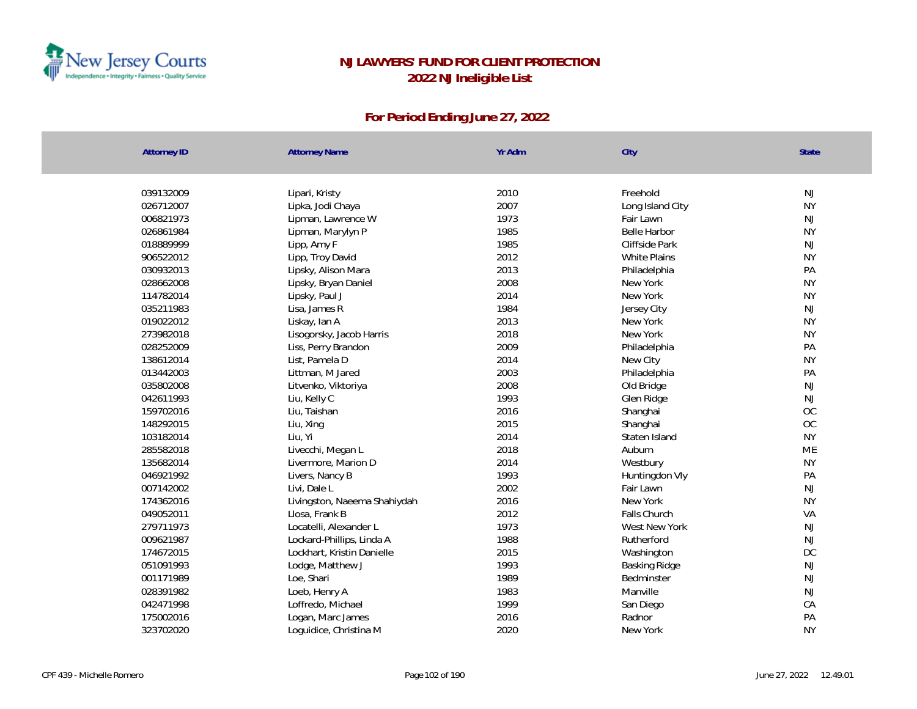# NJ LAWYERS' FUND FOR CLIENT PROTECTION
## 2022 NJ Ineligible List
### For Period Ending June 27, 2022

| Attorney ID | Attorney Name | Yr Adm | City | State |
|---|---|---|---|---|
| 039132009 | Lipari, Kristy | 2010 | Freehold | NJ |
| 026712007 | Lipka, Jodi Chaya | 2007 | Long Island City | NY |
| 006821973 | Lipman, Lawrence W | 1973 | Fair Lawn | NJ |
| 026861984 | Lipman, Marylyn P | 1985 | Belle Harbor | NY |
| 018889999 | Lipp, Amy F | 1985 | Cliffside Park | NJ |
| 906522012 | Lipp, Troy David | 2012 | White Plains | NY |
| 030932013 | Lipsky, Alison Mara | 2013 | Philadelphia | PA |
| 028662008 | Lipsky, Bryan Daniel | 2008 | New York | NY |
| 114782014 | Lipsky, Paul J | 2014 | New York | NY |
| 035211983 | Lisa, James R | 1984 | Jersey City | NJ |
| 019022012 | Liskay, Ian A | 2013 | New York | NY |
| 273982018 | Lisogorsky, Jacob Harris | 2018 | New York | NY |
| 028252009 | Liss, Perry Brandon | 2009 | Philadelphia | PA |
| 138612014 | List, Pamela D | 2014 | New City | NY |
| 013442003 | Littman, M Jared | 2003 | Philadelphia | PA |
| 035802008 | Litvenko, Viktoriya | 2008 | Old Bridge | NJ |
| 042611993 | Liu, Kelly C | 1993 | Glen Ridge | NJ |
| 159702016 | Liu, Taishan | 2016 | Shanghai | OC |
| 148292015 | Liu, Xing | 2015 | Shanghai | OC |
| 103182014 | Liu, Yi | 2014 | Staten Island | NY |
| 285582018 | Livecchi, Megan L | 2018 | Auburn | ME |
| 135682014 | Livermore, Marion D | 2014 | Westbury | NY |
| 046921992 | Livers, Nancy B | 1993 | Huntingdon Vly | PA |
| 007142002 | Livi, Dale L | 2002 | Fair Lawn | NJ |
| 174362016 | Livingston, Naeema Shahiydah | 2016 | New York | NY |
| 049052011 | Llosa, Frank B | 2012 | Falls Church | VA |
| 279711973 | Locatelli, Alexander L | 1973 | West New York | NJ |
| 009621987 | Lockard-Phillips, Linda A | 1988 | Rutherford | NJ |
| 174672015 | Lockhart, Kristin Danielle | 2015 | Washington | DC |
| 051091993 | Lodge, Matthew J | 1993 | Basking Ridge | NJ |
| 001171989 | Loe, Shari | 1989 | Bedminster | NJ |
| 028391982 | Loeb, Henry A | 1983 | Manville | NJ |
| 042471998 | Loffredo, Michael | 1999 | San Diego | CA |
| 175002016 | Logan, Marc James | 2016 | Radnor | PA |
| 323702020 | Loguidice, Christina M | 2020 | New York | NY |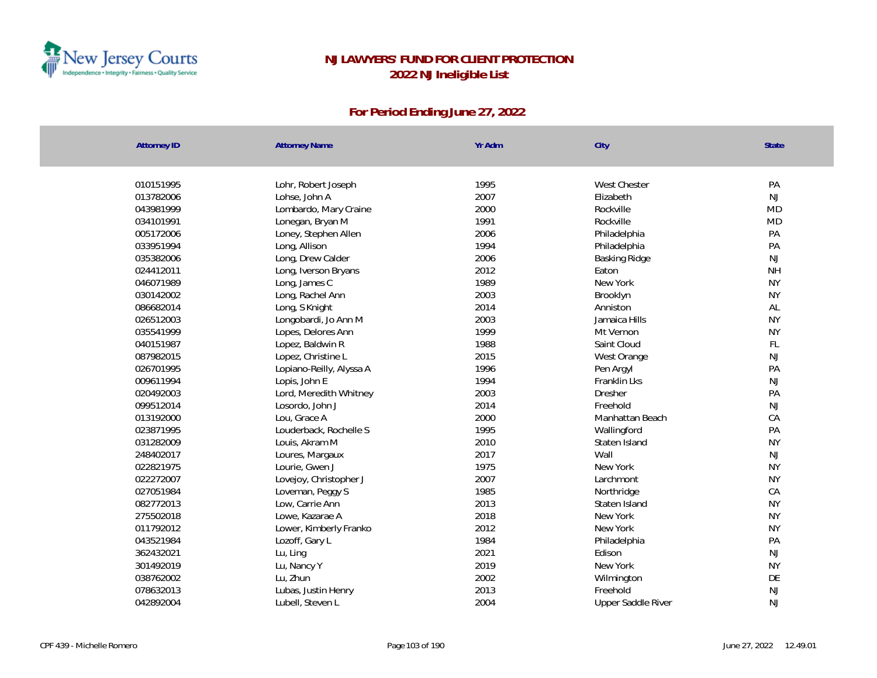# NJ LAWYERS' FUND FOR CLIENT PROTECTION
## 2022 NJ Ineligible List

### For Period Ending June 27, 2022

| Attorney ID | Attorney Name | Yr Adm | City | State |
|---|---|---|---|---|
| 010151995 | Lohr, Robert Joseph | 1995 | West Chester | PA |
| 013782006 | Lohse, John A | 2007 | Elizabeth | NJ |
| 043981999 | Lombardo, Mary Craine | 2000 | Rockville | MD |
| 034101991 | Lonegan, Bryan M | 1991 | Rockville | MD |
| 005172006 | Loney, Stephen Allen | 2006 | Philadelphia | PA |
| 033951994 | Long, Allison | 1994 | Philadelphia | PA |
| 035382006 | Long, Drew Calder | 2006 | Basking Ridge | NJ |
| 024412011 | Long, Iverson Bryans | 2012 | Eaton | NH |
| 046071989 | Long, James C | 1989 | New York | NY |
| 030142002 | Long, Rachel Ann | 2003 | Brooklyn | NY |
| 086682014 | Long, S Knight | 2014 | Anniston | AL |
| 026512003 | Longobardi, Jo Ann M | 2003 | Jamaica Hills | NY |
| 035541999 | Lopes, Delores Ann | 1999 | Mt Vernon | NY |
| 040151987 | Lopez, Baldwin R | 1988 | Saint Cloud | FL |
| 087982015 | Lopez, Christine L | 2015 | West Orange | NJ |
| 026701995 | Lopiano-Reilly, Alyssa A | 1996 | Pen Argyl | PA |
| 009611994 | Lopis, John E | 1994 | Franklin Lks | NJ |
| 020492003 | Lord, Meredith Whitney | 2003 | Dresher | PA |
| 099512014 | Losordo, John J | 2014 | Freehold | NJ |
| 013192000 | Lou, Grace A | 2000 | Manhattan Beach | CA |
| 023871995 | Louderback, Rochelle S | 1995 | Wallingford | PA |
| 031282009 | Louis, Akram M | 2010 | Staten Island | NY |
| 248402017 | Loures, Margaux | 2017 | Wall | NJ |
| 022821975 | Lourie, Gwen J | 1975 | New York | NY |
| 022272007 | Lovejoy, Christopher J | 2007 | Larchmont | NY |
| 027051984 | Loveman, Peggy S | 1985 | Northridge | CA |
| 082772013 | Low, Carrie Ann | 2013 | Staten Island | NY |
| 275502018 | Lowe, Kazarae A | 2018 | New York | NY |
| 011792012 | Lower, Kimberly Franko | 2012 | New York | NY |
| 043521984 | Lozoff, Gary L | 1984 | Philadelphia | PA |
| 362432021 | Lu, Ling | 2021 | Edison | NJ |
| 301492019 | Lu, Nancy Y | 2019 | New York | NY |
| 038762002 | Lu, Zhun | 2002 | Wilmington | DE |
| 078632013 | Lubas, Justin Henry | 2013 | Freehold | NJ |
| 042892004 | Lubell, Steven L | 2004 | Upper Saddle River | NJ |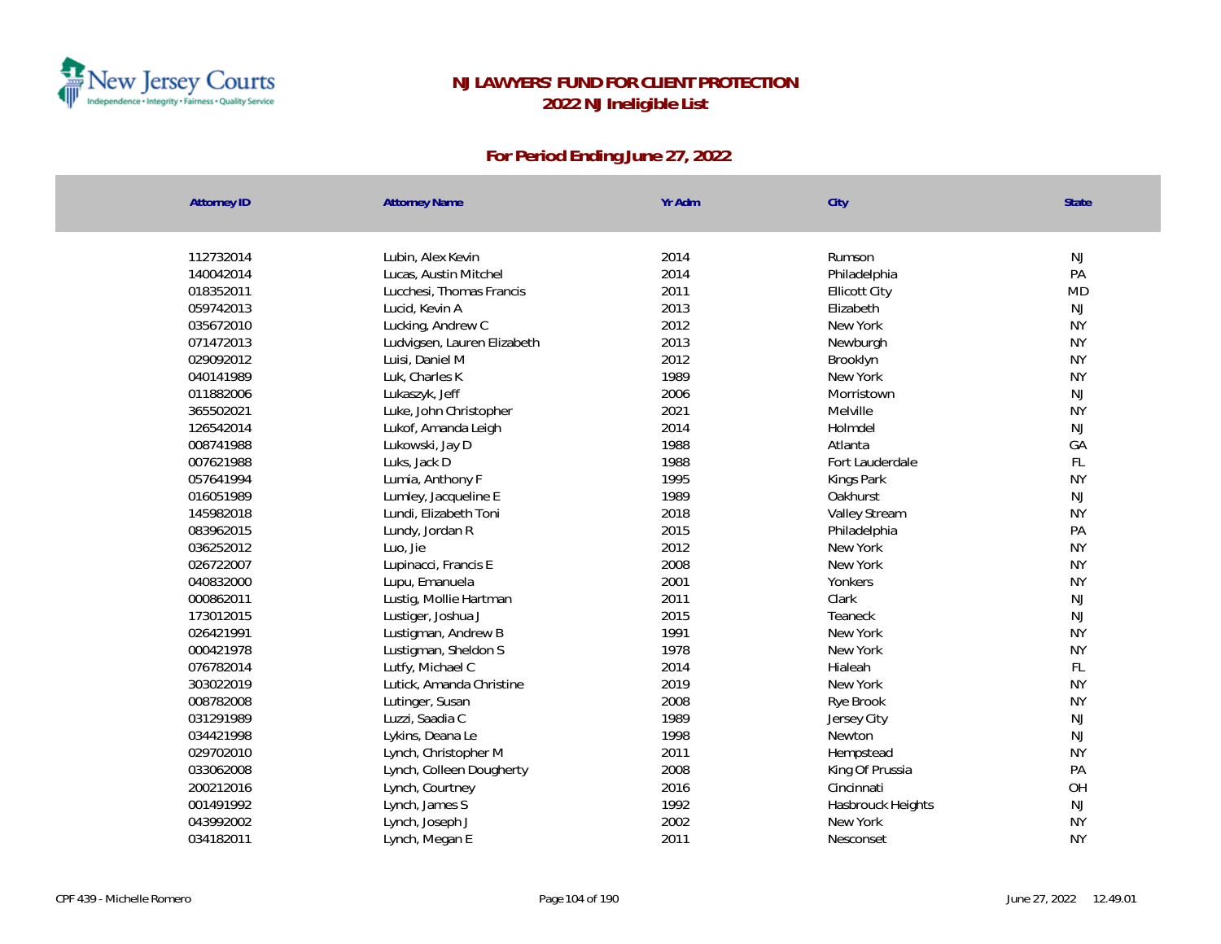# NJ LAWYERS' FUND FOR CLIENT PROTECTION

## 2022 NJ Ineligible List

### For Period Ending June 27, 2022

| Attorney ID | Attorney Name | Yr Adm | City | State |
|---|---|---|---|---|
| 112732014 | Lubin, Alex Kevin | 2014 | Rumson | NJ |
| 140042014 | Lucas, Austin Mitchel | 2014 | Philadelphia | PA |
| 018352011 | Lucchesi, Thomas Francis | 2011 | Ellicott City | MD |
| 059742013 | Lucid, Kevin A | 2013 | Elizabeth | NJ |
| 035672010 | Lucking, Andrew C | 2012 | New York | NY |
| 071472013 | Ludvigsen, Lauren Elizabeth | 2013 | Newburgh | NY |
| 029092012 | Luisi, Daniel M | 2012 | Brooklyn | NY |
| 040141989 | Luk, Charles K | 1989 | New York | NY |
| 011882006 | Lukaszyk, Jeff | 2006 | Morristown | NJ |
| 365502021 | Luke, John Christopher | 2021 | Melville | NY |
| 126542014 | Lukof, Amanda Leigh | 2014 | Holmdel | NJ |
| 008741988 | Lukowski, Jay D | 1988 | Atlanta | GA |
| 007621988 | Luks, Jack D | 1988 | Fort Lauderdale | FL |
| 057641994 | Lumia, Anthony F | 1995 | Kings Park | NY |
| 016051989 | Lumley, Jacqueline E | 1989 | Oakhurst | NJ |
| 145982018 | Lundi, Elizabeth Toni | 2018 | Valley Stream | NY |
| 083962015 | Lundy, Jordan R | 2015 | Philadelphia | PA |
| 036252012 | Luo, Jie | 2012 | New York | NY |
| 026722007 | Lupinacci, Francis E | 2008 | New York | NY |
| 040832000 | Lupu, Emanuela | 2001 | Yonkers | NY |
| 000862011 | Lustig, Mollie Hartman | 2011 | Clark | NJ |
| 173012015 | Lustiger, Joshua J | 2015 | Teaneck | NJ |
| 026421991 | Lustigman, Andrew B | 1991 | New York | NY |
| 000421978 | Lustigman, Sheldon S | 1978 | New York | NY |
| 076782014 | Lutfy, Michael C | 2014 | Hialeah | FL |
| 303022019 | Lutick, Amanda Christine | 2019 | New York | NY |
| 008782008 | Lutinger, Susan | 2008 | Rye Brook | NY |
| 031291989 | Luzzi, Saadia C | 1989 | Jersey City | NJ |
| 034421998 | Lykins, Deana Le | 1998 | Newton | NJ |
| 029702010 | Lynch, Christopher M | 2011 | Hempstead | NY |
| 033062008 | Lynch, Colleen Dougherty | 2008 | King Of Prussia | PA |
| 200212016 | Lynch, Courtney | 2016 | Cincinnati | OH |
| 001491992 | Lynch, James S | 1992 | Hasbrouck Heights | NJ |
| 043992002 | Lynch, Joseph J | 2002 | New York | NY |
| 034182011 | Lynch, Megan E | 2011 | Nesconset | NY |

CPF 439 - Michelle Romero    June 27, 2022 12.49.01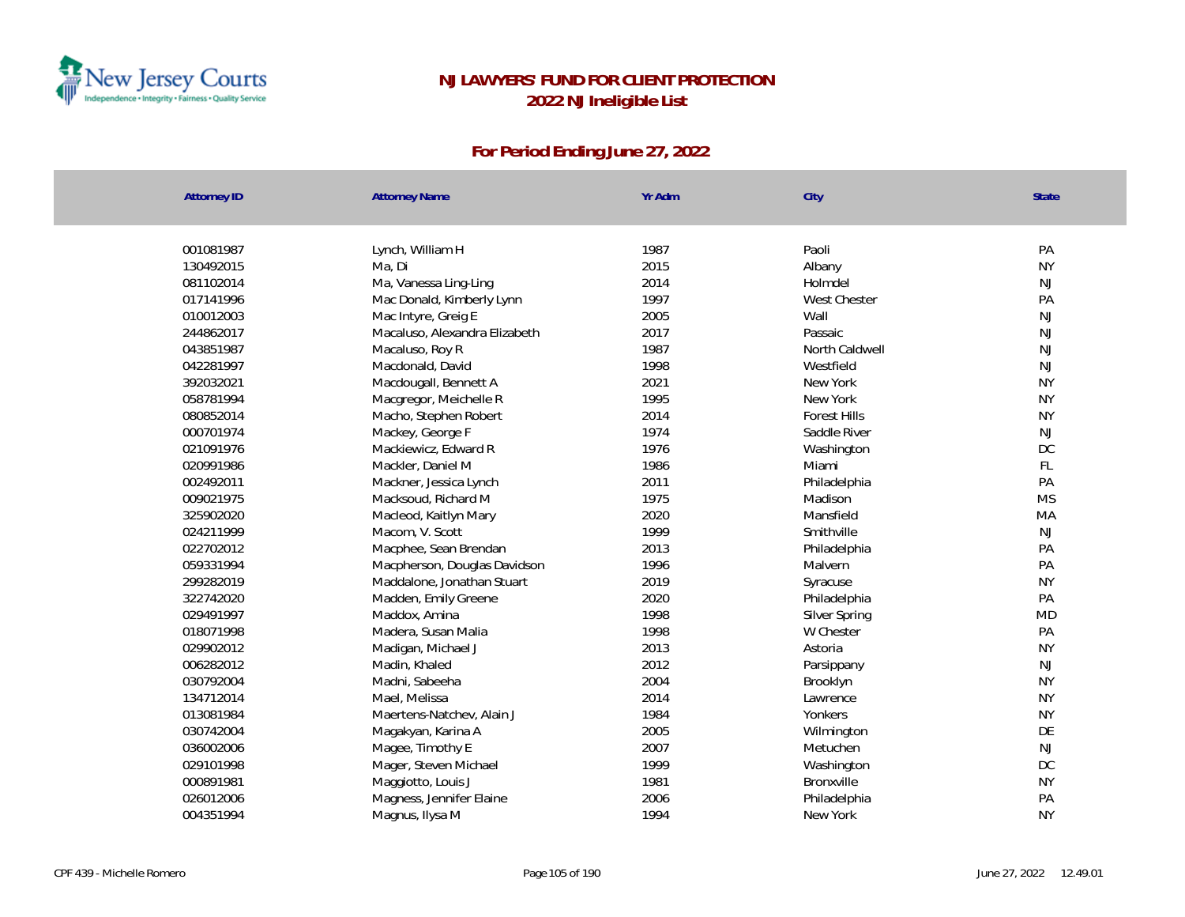# NJ LAWYERS' FUND FOR CLIENT PROTECTION
## 2022 NJ Ineligible List

### For Period Ending June 27, 2022

| Attorney ID | Attorney Name | Yr Adm | City | State |
|---|---|---|---|---|
| 001081987 | Lynch, William H | 1987 | Paoli | PA |
| 130492015 | Ma, Di | 2015 | Albany | NY |
| 081102014 | Ma, Vanessa Ling-Ling | 2014 | Holmdel | NJ |
| 017141996 | Mac Donald, Kimberly Lynn | 1997 | West Chester | PA |
| 010012003 | Mac Intyre, Greig E | 2005 | Wall | NJ |
| 244862017 | Macaluso, Alexandra Elizabeth | 2017 | Passaic | NJ |
| 043851987 | Macaluso, Roy R | 1987 | North Caldwell | NJ |
| 042281997 | Macdonald, David | 1998 | Westfield | NJ |
| 392032021 | Macdougall, Bennett A | 2021 | New York | NY |
| 058781994 | Macgregor, Meichelle R | 1995 | New York | NY |
| 080852014 | Macho, Stephen Robert | 2014 | Forest Hills | NY |
| 000701974 | Mackey, George F | 1974 | Saddle River | NJ |
| 021091976 | Mackiewicz, Edward R | 1976 | Washington | DC |
| 020991986 | Mackler, Daniel M | 1986 | Miami | FL |
| 002492011 | Mackner, Jessica Lynch | 2011 | Philadelphia | PA |
| 009021975 | Macksoud, Richard M | 1975 | Madison | MS |
| 325902020 | Macleod, Kaitlyn Mary | 2020 | Mansfield | MA |
| 024211999 | Macom, V. Scott | 1999 | Smithville | NJ |
| 022702012 | Macphee, Sean Brendan | 2013 | Philadelphia | PA |
| 059331994 | Macpherson, Douglas Davidson | 1996 | Malvern | PA |
| 299282019 | Maddalone, Jonathan Stuart | 2019 | Syracuse | NY |
| 322742020 | Madden, Emily Greene | 2020 | Philadelphia | PA |
| 029491997 | Maddox, Amina | 1998 | Silver Spring | MD |
| 018071998 | Madera, Susan Malia | 1998 | W Chester | PA |
| 029902012 | Madigan, Michael J | 2013 | Astoria | NY |
| 006282012 | Madin, Khaled | 2012 | Parsippany | NJ |
| 030792004 | Madni, Sabeeha | 2004 | Brooklyn | NY |
| 134712014 | Mael, Melissa | 2014 | Lawrence | NY |
| 013081984 | Maertens-Natchev, Alain J | 1984 | Yonkers | NY |
| 030742004 | Magakyan, Karina A | 2005 | Wilmington | DE |
| 036002006 | Magee, Timothy E | 2007 | Metuchen | NJ |
| 029101998 | Mager, Steven Michael | 1999 | Washington | DC |
| 000891981 | Maggiotto, Louis J | 1981 | Bronxville | NY |
| 026012006 | Magness, Jennifer Elaine | 2006 | Philadelphia | PA |
| 004351994 | Magnus, Ilysa M | 1994 | New York | NY |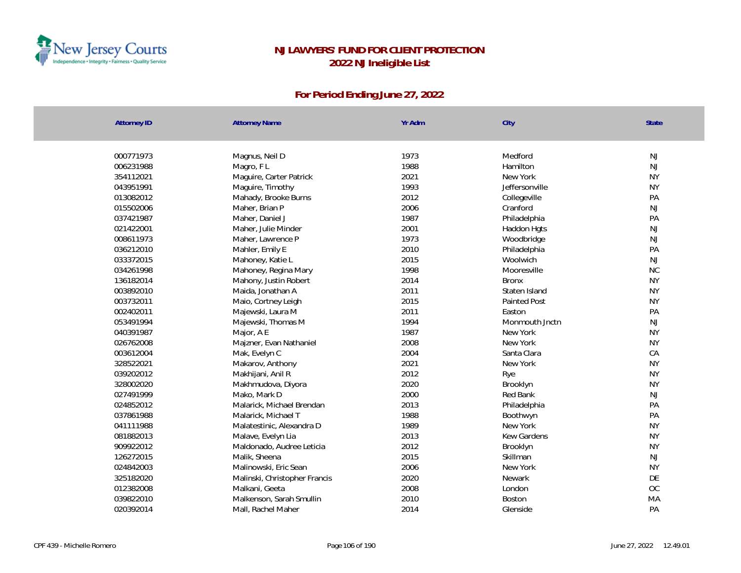# NJ LAWYERS' FUND FOR CLIENT PROTECTION
## 2022 NJ Ineligible List

### For Period Ending June 27, 2022

| Attorney ID | Attorney Name | Yr Adm | City | State |
|---|---|---|---|---|
| 000771973 | Magnus, Neil D | 1973 | Medford | NJ |
| 006231988 | Magro, F L | 1988 | Hamilton | NJ |
| 354112021 | Maguire, Carter Patrick | 2021 | New York | NY |
| 043951991 | Maguire, Timothy | 1993 | Jeffersonville | NY |
| 013082012 | Mahady, Brooke Burns | 2012 | Collegeville | PA |
| 015502006 | Maher, Brian P | 2006 | Cranford | NJ |
| 037421987 | Maher, Daniel J | 1987 | Philadelphia | PA |
| 021422001 | Maher, Julie Minder | 2001 | Haddon Hgts | NJ |
| 008611973 | Maher, Lawrence P | 1973 | Woodbridge | NJ |
| 036212010 | Mahler, Emily E | 2010 | Philadelphia | PA |
| 033372015 | Mahoney, Katie L | 2015 | Woolwich | NJ |
| 034261998 | Mahoney, Regina Mary | 1998 | Mooresville | NC |
| 136182014 | Mahony, Justin Robert | 2014 | Bronx | NY |
| 003892010 | Maida, Jonathan A | 2011 | Staten Island | NY |
| 003732011 | Maio, Cortney Leigh | 2015 | Painted Post | NY |
| 002402011 | Majewski, Laura M | 2011 | Easton | PA |
| 053491994 | Majewski, Thomas M | 1994 | Monmouth Jnctn | NJ |
| 040391987 | Major, A E | 1987 | New York | NY |
| 026762008 | Majzner, Evan Nathaniel | 2008 | New York | NY |
| 003612004 | Mak, Evelyn C | 2004 | Santa Clara | CA |
| 328522021 | Makarov, Anthony | 2021 | New York | NY |
| 039202012 | Makhijani, Anil R | 2012 | Rye | NY |
| 328002020 | Makhmudova, Diyora | 2020 | Brooklyn | NY |
| 027491999 | Mako, Mark D | 2000 | Red Bank | NJ |
| 024852012 | Malarick, Michael Brendan | 2013 | Philadelphia | PA |
| 037861988 | Malarick, Michael T | 1988 | Boothwyn | PA |
| 041111988 | Malatestinic, Alexandra D | 1989 | New York | NY |
| 081882013 | Malave, Evelyn Lia | 2013 | Kew Gardens | NY |
| 909922012 | Maldonado, Audree Leticia | 2012 | Brooklyn | NY |
| 126272015 | Malik, Sheena | 2015 | Skillman | NJ |
| 024842003 | Malinowski, Eric Sean | 2006 | New York | NY |
| 325182020 | Malinski, Christopher Francis | 2020 | Newark | DE |
| 012382008 | Malkani, Geeta | 2008 | London | OC |
| 039822010 | Malkenson, Sarah Smullin | 2010 | Boston | MA |
| 020392014 | Mall, Rachel Maher | 2014 | Glenside | PA |

CPF 439 - Michelle Romero    June 27, 2022 12.49.01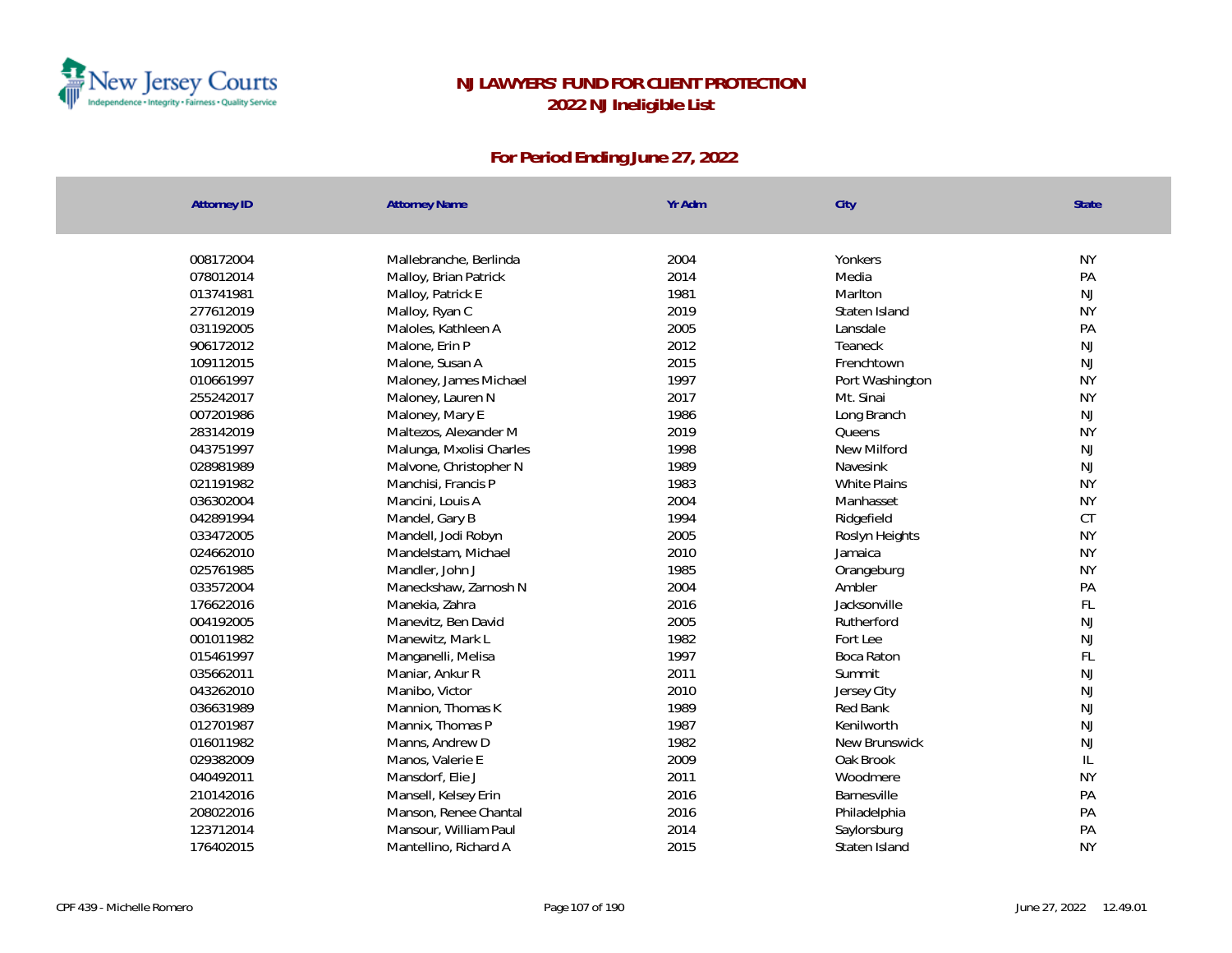# NJ LAWYERS' FUND FOR CLIENT PROTECTION
## 2022 NJ Ineligible List

### For Period Ending June 27, 2022

| Attorney ID | Attorney Name | Yr Adm | City | State |
|---|---|---|---|---|
| 008172004 | Mallebranche, Berlinda | 2004 | Yonkers | NY |
| 078012014 | Malloy, Brian Patrick | 2014 | Media | PA |
| 013741981 | Malloy, Patrick E | 1981 | Marlton | NJ |
| 277612019 | Malloy, Ryan C | 2019 | Staten Island | NY |
| 031192005 | Maloles, Kathleen A | 2005 | Lansdale | PA |
| 906172012 | Malone, Erin P | 2012 | Teaneck | NJ |
| 109112015 | Malone, Susan A | 2015 | Frenchtown | NJ |
| 010661997 | Maloney, James Michael | 1997 | Port Washington | NY |
| 255242017 | Maloney, Lauren N | 2017 | Mt. Sinai | NY |
| 007201986 | Maloney, Mary E | 1986 | Long Branch | NJ |
| 283142019 | Maltezos, Alexander M | 2019 | Queens | NY |
| 043751997 | Malunga, Mxolisi Charles | 1998 | New Milford | NJ |
| 028981989 | Malvone, Christopher N | 1989 | Navesink | NJ |
| 021191982 | Manchisi, Francis P | 1983 | White Plains | NY |
| 036302004 | Mancini, Louis A | 2004 | Manhasset | NY |
| 042891994 | Mandel, Gary B | 1994 | Ridgefield | CT |
| 033472005 | Mandell, Jodi Robyn | 2005 | Roslyn Heights | NY |
| 024662010 | Mandelstam, Michael | 2010 | Jamaica | NY |
| 025761985 | Mandler, John J | 1985 | Orangeburg | NY |
| 033572004 | Maneckshaw, Zarnosh N | 2004 | Ambler | PA |
| 176622016 | Manekia, Zahra | 2016 | Jacksonville | FL |
| 004192005 | Manevitz, Ben David | 2005 | Rutherford | NJ |
| 001011982 | Manewitz, Mark L | 1982 | Fort Lee | NJ |
| 015461997 | Manganelli, Melisa | 1997 | Boca Raton | FL |
| 035662011 | Maniar, Ankur R | 2011 | Summit | NJ |
| 043262010 | Manibo, Victor | 2010 | Jersey City | NJ |
| 036631989 | Mannion, Thomas K | 1989 | Red Bank | NJ |
| 012701987 | Mannix, Thomas P | 1987 | Kenilworth | NJ |
| 016011982 | Manns, Andrew D | 1982 | New Brunswick | NJ |
| 029382009 | Manos, Valerie E | 2009 | Oak Brook | IL |
| 040492011 | Mansdorf, Elie J | 2011 | Woodmere | NY |
| 210142016 | Mansell, Kelsey Erin | 2016 | Barnesville | PA |
| 208022016 | Manson, Renee Chantal | 2016 | Philadelphia | PA |
| 123712014 | Mansour, William Paul | 2014 | Saylorsburg | PA |
| 176402015 | Mantellino, Richard A | 2015 | Staten Island | NY |

CPF 439 - Michelle Romero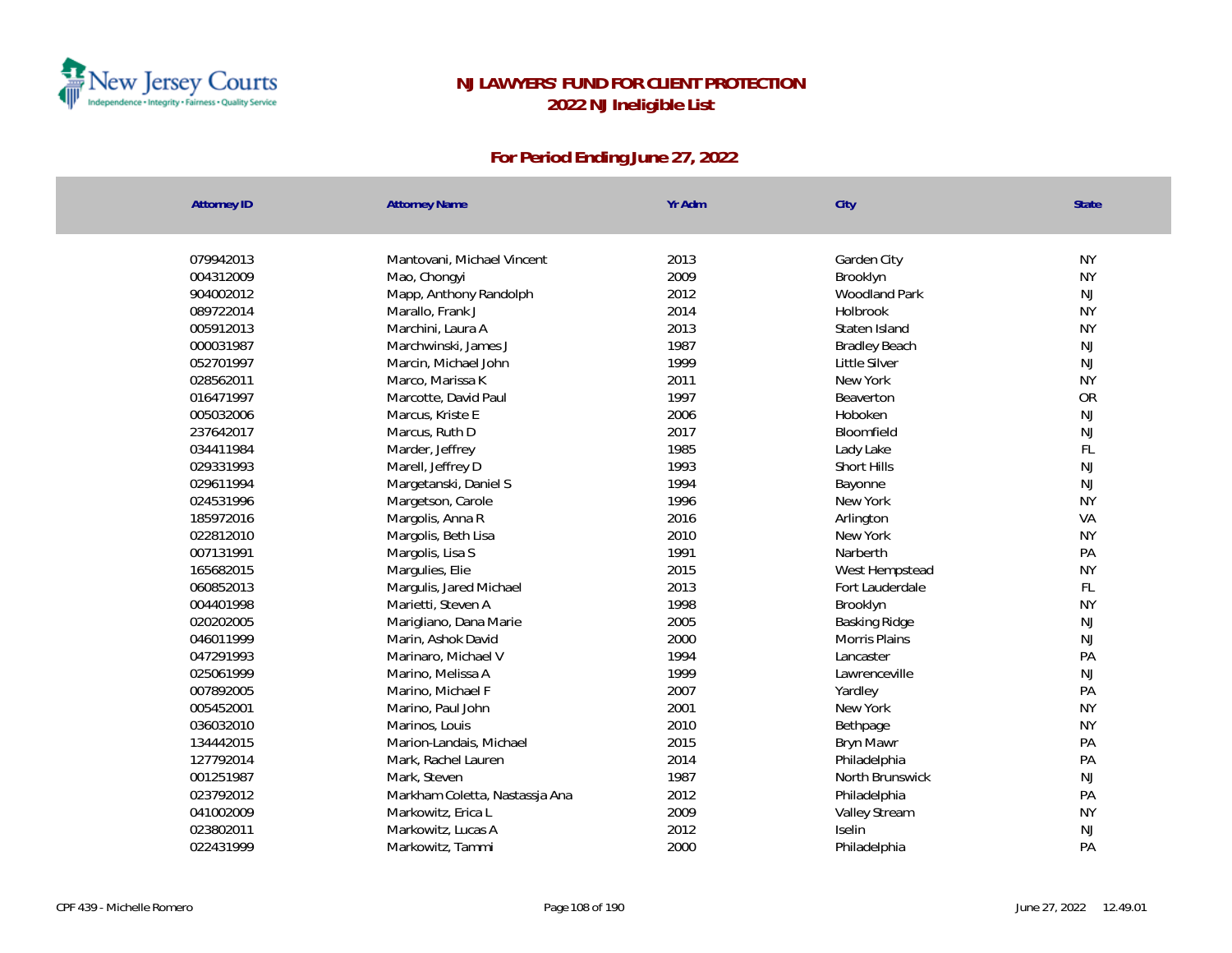# NJ LAWYERS' FUND FOR CLIENT PROTECTION
## 2022 NJ Ineligible List

### For Period Ending June 27, 2022

| Attorney ID | Attorney Name | Yr Adm | City | State |
|---|---|---|---|---|
| 079942013 | Mantovani, Michael Vincent | 2013 | Garden City | NY |
| 004312009 | Mao, Chongyi | 2009 | Brooklyn | NY |
| 904002012 | Mapp, Anthony Randolph | 2012 | Woodland Park | NJ |
| 089722014 | Marallo, Frank J | 2014 | Holbrook | NY |
| 005912013 | Marchini, Laura A | 2013 | Staten Island | NY |
| 000031987 | Marchwinski, James J | 1987 | Bradley Beach | NJ |
| 052701997 | Marcin, Michael John | 1999 | Little Silver | NJ |
| 028562011 | Marco, Marissa K | 2011 | New York | NY |
| 016471997 | Marcotte, David Paul | 1997 | Beaverton | OR |
| 005032006 | Marcus, Kriste E | 2006 | Hoboken | NJ |
| 237642017 | Marcus, Ruth D | 2017 | Bloomfield | NJ |
| 034411984 | Marder, Jeffrey | 1985 | Lady Lake | FL |
| 029331993 | Marell, Jeffrey D | 1993 | Short Hills | NJ |
| 029611994 | Margetanski, Daniel S | 1994 | Bayonne | NJ |
| 024531996 | Margetson, Carole | 1996 | New York | NY |
| 185972016 | Margolis, Anna R | 2016 | Arlington | VA |
| 022812010 | Margolis, Beth Lisa | 2010 | New York | NY |
| 007131991 | Margolis, Lisa S | 1991 | Narberth | PA |
| 165682015 | Margulies, Elie | 2015 | West Hempstead | NY |
| 060852013 | Margulis, Jared Michael | 2013 | Fort Lauderdale | FL |
| 004401998 | Marietti, Steven A | 1998 | Brooklyn | NY |
| 020202005 | Marigliano, Dana Marie | 2005 | Basking Ridge | NJ |
| 046011999 | Marin, Ashok David | 2000 | Morris Plains | NJ |
| 047291993 | Marinaro, Michael V | 1994 | Lancaster | PA |
| 025061999 | Marino, Melissa A | 1999 | Lawrenceville | NJ |
| 007892005 | Marino, Michael F | 2007 | Yardley | PA |
| 005452001 | Marino, Paul John | 2001 | New York | NY |
| 036032010 | Marinos, Louis | 2010 | Bethpage | NY |
| 134442015 | Marion-Landais, Michael | 2015 | Bryn Mawr | PA |
| 127792014 | Mark, Rachel Lauren | 2014 | Philadelphia | PA |
| 001251987 | Mark, Steven | 1987 | North Brunswick | NJ |
| 023792012 | Markham Coletta, Nastassja Ana | 2012 | Philadelphia | PA |
| 041002009 | Markowitz, Erica L | 2009 | Valley Stream | NY |
| 023802011 | Markowitz, Lucas A | 2012 | Iselin | NJ |
| 022431999 | Markowitz, Tammi | 2000 | Philadelphia | PA |

CPF 439 - Michelle Romero    June 27, 2022 12.49.01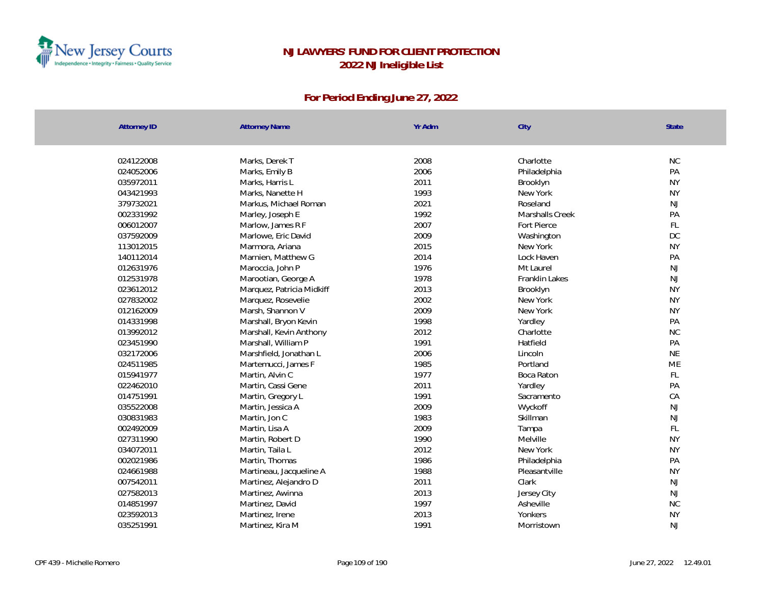# NJ LAWYERS' FUND FOR CLIENT PROTECTION
## 2022 NJ Ineligible List

### For Period Ending June 27, 2022

| Attorney ID | Attorney Name | Yr Adm | City | State |
|---|---|---|---|---|
| 024122008 | Marks, Derek T | 2008 | Charlotte | NC |
| 024052006 | Marks, Emily B | 2006 | Philadelphia | PA |
| 035972011 | Marks, Harris L | 2011 | Brooklyn | NY |
| 043421993 | Marks, Nanette H | 1993 | New York | NY |
| 379732021 | Markus, Michael Roman | 2021 | Roseland | NJ |
| 002331992 | Marley, Joseph E | 1992 | Marshalls Creek | PA |
| 006012007 | Marlow, James R F | 2007 | Fort Pierce | FL |
| 037592009 | Marlowe, Eric David | 2009 | Washington | DC |
| 113012015 | Marmora, Ariana | 2015 | New York | NY |
| 140112014 | Marnien, Matthew G | 2014 | Lock Haven | PA |
| 012631976 | Maroccia, John P | 1976 | Mt Laurel | NJ |
| 012531978 | Marootian, George A | 1978 | Franklin Lakes | NJ |
| 023612012 | Marquez, Patricia Midkiff | 2013 | Brooklyn | NY |
| 027832002 | Marquez, Rosevelie | 2002 | New York | NY |
| 012162009 | Marsh, Shannon V | 2009 | New York | NY |
| 014331998 | Marshall, Bryon Kevin | 1998 | Yardley | PA |
| 013992012 | Marshall, Kevin Anthony | 2012 | Charlotte | NC |
| 023451990 | Marshall, William P | 1991 | Hatfield | PA |
| 032172006 | Marshfield, Jonathan L | 2006 | Lincoln | NE |
| 024511985 | Martemucci, James F | 1985 | Portland | ME |
| 015941977 | Martin, Alvin C | 1977 | Boca Raton | FL |
| 022462010 | Martin, Cassi Gene | 2011 | Yardley | PA |
| 014751991 | Martin, Gregory L | 1991 | Sacramento | CA |
| 035522008 | Martin, Jessica A | 2009 | Wyckoff | NJ |
| 030831983 | Martin, Jon C | 1983 | Skillman | NJ |
| 002492009 | Martin, Lisa A | 2009 | Tampa | FL |
| 027311990 | Martin, Robert D | 1990 | Melville | NY |
| 034072011 | Martin, Taila L | 2012 | New York | NY |
| 002021986 | Martin, Thomas | 1986 | Philadelphia | PA |
| 024661988 | Martineau, Jacqueline A | 1988 | Pleasantville | NY |
| 007542011 | Martinez, Alejandro D | 2011 | Clark | NJ |
| 027582013 | Martinez, Awinna | 2013 | Jersey City | NJ |
| 014851997 | Martinez, David | 1997 | Asheville | NC |
| 023592013 | Martinez, Irene | 2013 | Yonkers | NY |
| 035251991 | Martinez, Kira M | 1991 | Morristown | NJ |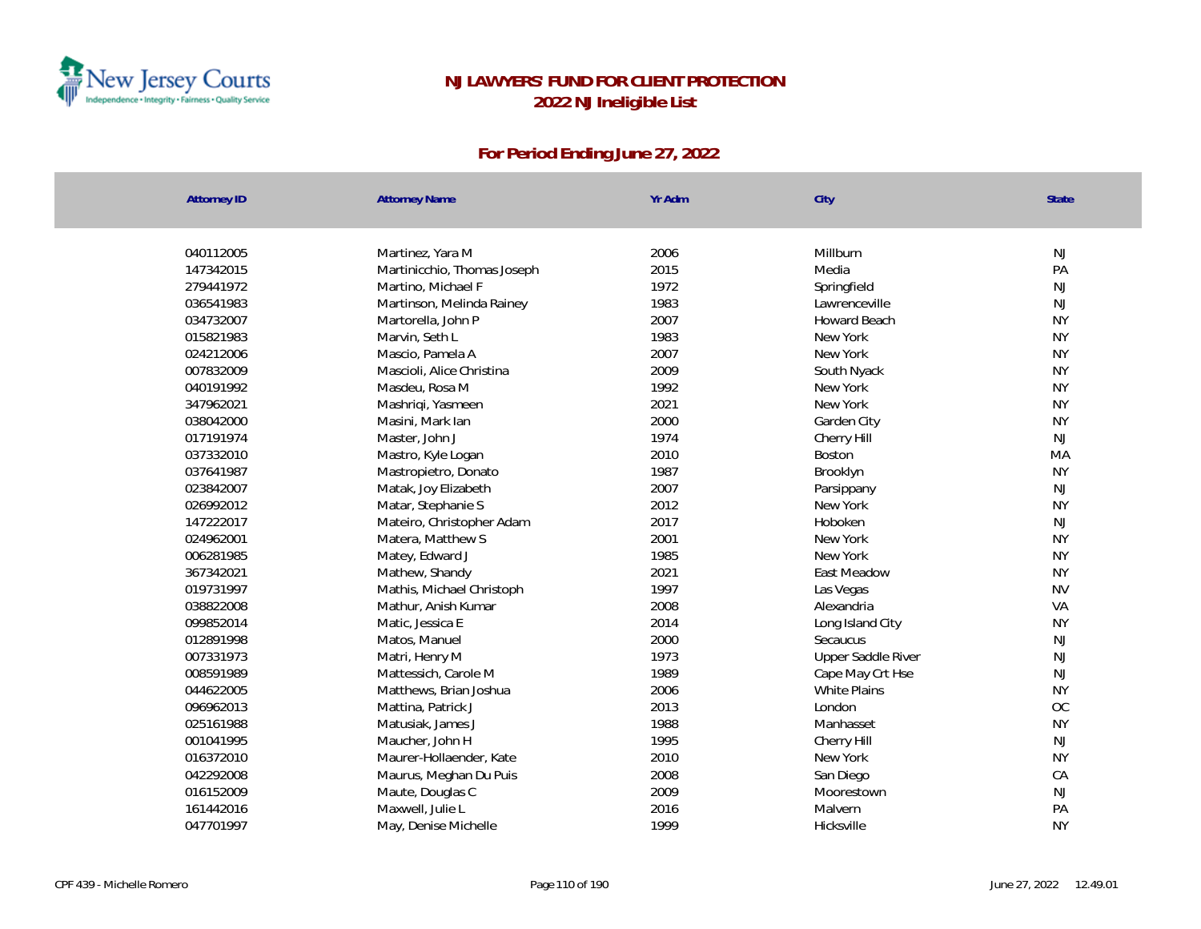# NJ LAWYERS' FUND FOR CLIENT PROTECTION
## 2022 NJ Ineligible List

### For Period Ending June 27, 2022

| Attorney ID | Attorney Name | Yr Adm | City | State |
|---|---|---|---|---|
| 040112005 | Martinez, Yara M | 2006 | Millburn | NJ |
| 147342015 | Martinicchio, Thomas Joseph | 2015 | Media | PA |
| 279441972 | Martino, Michael F | 1972 | Springfield | NJ |
| 036541983 | Martinson, Melinda Rainey | 1983 | Lawrenceville | NJ |
| 034732007 | Martorella, John P | 2007 | Howard Beach | NY |
| 015821983 | Marvin, Seth L | 1983 | New York | NY |
| 024212006 | Mascio, Pamela A | 2007 | New York | NY |
| 007832009 | Mascioli, Alice Christina | 2009 | South Nyack | NY |
| 040191992 | Masdeu, Rosa M | 1992 | New York | NY |
| 347962021 | Mashriqi, Yasmeen | 2021 | New York | NY |
| 038042000 | Masini, Mark Ian | 2000 | Garden City | NY |
| 017191974 | Master, John J | 1974 | Cherry Hill | NJ |
| 037332010 | Mastro, Kyle Logan | 2010 | Boston | MA |
| 037641987 | Mastropietro, Donato | 1987 | Brooklyn | NY |
| 023842007 | Matak, Joy Elizabeth | 2007 | Parsippany | NJ |
| 026992012 | Matar, Stephanie S | 2012 | New York | NY |
| 147222017 | Mateiro, Christopher Adam | 2017 | Hoboken | NJ |
| 024962001 | Matera, Matthew S | 2001 | New York | NY |
| 006281985 | Matey, Edward J | 1985 | New York | NY |
| 367342021 | Mathew, Shandy | 2021 | East Meadow | NY |
| 019731997 | Mathis, Michael Christoph | 1997 | Las Vegas | NV |
| 038822008 | Mathur, Anish Kumar | 2008 | Alexandria | VA |
| 099852014 | Matic, Jessica E | 2014 | Long Island City | NY |
| 012891998 | Matos, Manuel | 2000 | Secaucus | NJ |
| 007331973 | Matri, Henry M | 1973 | Upper Saddle River | NJ |
| 008591989 | Mattessich, Carole M | 1989 | Cape May Crt Hse | NJ |
| 044622005 | Matthews, Brian Joshua | 2006 | White Plains | NY |
| 096962013 | Mattina, Patrick J | 2013 | London | OC |
| 025161988 | Matusiak, James J | 1988 | Manhasset | NY |
| 001041995 | Maucher, John H | 1995 | Cherry Hill | NJ |
| 016372010 | Maurer-Hollaender, Kate | 2010 | New York | NY |
| 042292008 | Maurus, Meghan Du Puis | 2008 | San Diego | CA |
| 016152009 | Maute, Douglas C | 2009 | Moorestown | NJ |
| 161442016 | Maxwell, Julie L | 2016 | Malvern | PA |
| 047701997 | May, Denise Michelle | 1999 | Hicksville | NY |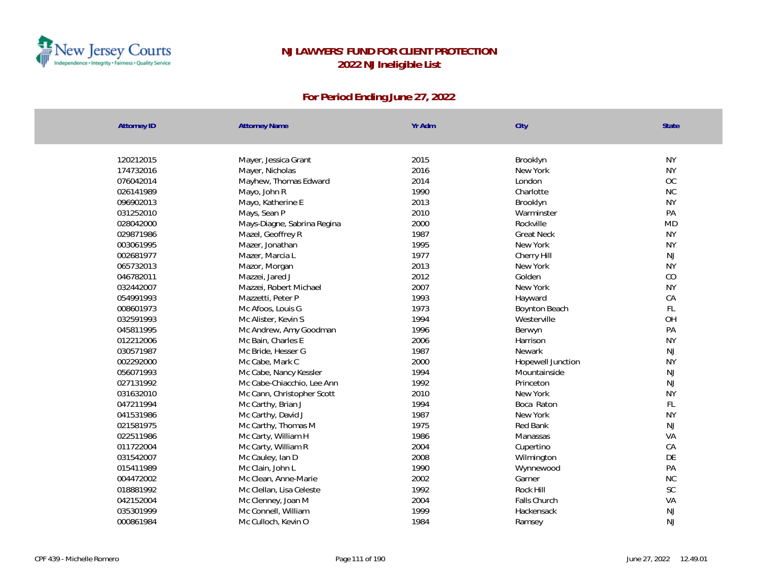# NJ LAWYERS' FUND FOR CLIENT PROTECTION

## 2022 NJ Ineligible List

### For Period Ending June 27, 2022

| Attorney ID | Attorney Name | Yr Adm | City | State |
|---|---|---|---|---|
| 120212015 | Mayer, Jessica Grant | 2015 | Brooklyn | NY |
| 174732016 | Mayer, Nicholas | 2016 | New York | NY |
| 076042014 | Mayhew, Thomas Edward | 2014 | London | OC |
| 026141989 | Mayo, John R | 1990 | Charlotte | NC |
| 096902013 | Mayo, Katherine E | 2013 | Brooklyn | NY |
| 031252010 | Mays, Sean P | 2010 | Warminster | PA |
| 028042000 | Mays-Diagne, Sabrina Regina | 2000 | Rockville | MD |
| 029871986 | Mazel, Geoffrey R | 1987 | Great Neck | NY |
| 003061995 | Mazer, Jonathan | 1995 | New York | NY |
| 002681977 | Mazer, Marcia L | 1977 | Cherry Hill | NJ |
| 065732013 | Mazor, Morgan | 2013 | New York | NY |
| 046782011 | Mazzei, Jared J | 2012 | Golden | CO |
| 032442007 | Mazzei, Robert Michael | 2007 | New York | NY |
| 054991993 | Mazzetti, Peter P | 1993 | Hayward | CA |
| 008601973 | Mc Afoos, Louis G | 1973 | Boynton Beach | FL |
| 032591993 | Mc Alister, Kevin S | 1994 | Westerville | OH |
| 045811995 | Mc Andrew, Amy Goodman | 1996 | Berwyn | PA |
| 012212006 | Mc Bain, Charles E | 2006 | Harrison | NY |
| 030571987 | Mc Bride, Hesser G | 1987 | Newark | NJ |
| 002292000 | Mc Cabe, Mark C | 2000 | Hopewell Junction | NY |
| 056071993 | Mc Cabe, Nancy Kessler | 1994 | Mountainside | NJ |
| 027131992 | Mc Cabe-Chiacchio, Lee Ann | 1992 | Princeton | NJ |
| 031632010 | Mc Cann, Christopher Scott | 2010 | New York | NY |
| 047211994 | Mc Carthy, Brian J | 1994 | Boca Raton | FL |
| 041531986 | Mc Carthy, David J | 1987 | New York | NY |
| 021581975 | Mc Carthy, Thomas M | 1975 | Red Bank | NJ |
| 022511986 | Mc Carty, William H | 1986 | Manassas | VA |
| 011722004 | Mc Carty, William R | 2004 | Cupertino | CA |
| 031542007 | Mc Cauley, Ian D | 2008 | Wilmington | DE |
| 015411989 | Mc Clain, John L | 1990 | Wynnewood | PA |
| 004472002 | Mc Clean, Anne-Marie | 2002 | Garner | NC |
| 018881992 | Mc Clellan, Lisa Celeste | 1992 | Rock Hill | SC |
| 042152004 | Mc Clenney, Joan M | 2004 | Falls Church | VA |
| 035301999 | Mc Connell, William | 1999 | Hackensack | NJ |
| 000861984 | Mc Culloch, Kevin O | 1984 | Ramsey | NJ |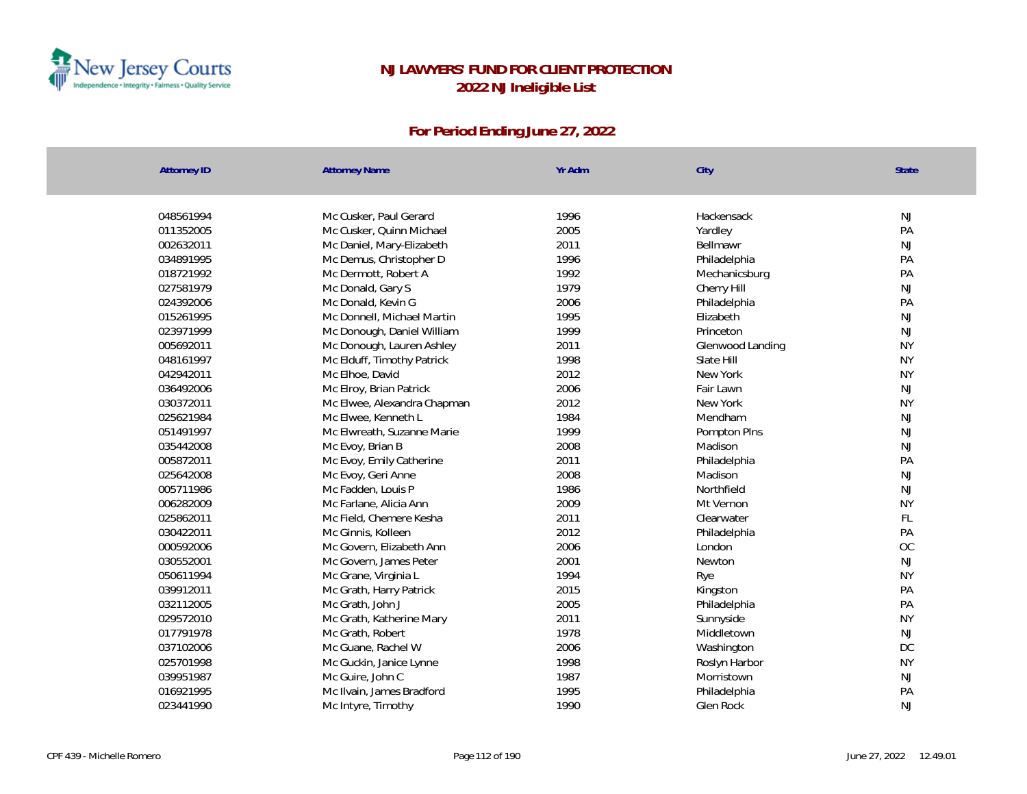# NJ LAWYERS' FUND FOR CLIENT PROTECTION
## 2022 NJ Ineligible List

### For Period Ending June 27, 2022

| Attorney ID | Attorney Name | Yr Adm | City | State |
|---|---|---|---|---|
| 048561994 | Mc Cusker, Paul Gerard | 1996 | Hackensack | NJ |
| 011352005 | Mc Cusker, Quinn Michael | 2005 | Yardley | PA |
| 002632011 | Mc Daniel, Mary-Elizabeth | 2011 | Bellmawr | NJ |
| 034891995 | Mc Demus, Christopher D | 1996 | Philadelphia | PA |
| 018721992 | Mc Dermott, Robert A | 1992 | Mechanicsburg | PA |
| 027581979 | Mc Donald, Gary S | 1979 | Cherry Hill | NJ |
| 024392006 | Mc Donald, Kevin G | 2006 | Philadelphia | PA |
| 015261995 | Mc Donnell, Michael Martin | 1995 | Elizabeth | NJ |
| 023971999 | Mc Donough, Daniel William | 1999 | Princeton | NJ |
| 005692011 | Mc Donough, Lauren Ashley | 2011 | Glenwood Landing | NY |
| 048161997 | Mc Elduff, Timothy Patrick | 1998 | Slate Hill | NY |
| 042942011 | Mc Elhoe, David | 2012 | New York | NY |
| 036492006 | Mc Elroy, Brian Patrick | 2006 | Fair Lawn | NJ |
| 030372011 | Mc Elwee, Alexandra Chapman | 2012 | New York | NY |
| 025621984 | Mc Elwee, Kenneth L | 1984 | Mendham | NJ |
| 051491997 | Mc Elwreath, Suzanne Marie | 1999 | Pompton Plns | NJ |
| 035442008 | Mc Evoy, Brian B | 2008 | Madison | NJ |
| 005872011 | Mc Evoy, Emily Catherine | 2011 | Philadelphia | PA |
| 025642008 | Mc Evoy, Geri Anne | 2008 | Madison | NJ |
| 005711986 | Mc Fadden, Louis P | 1986 | Northfield | NJ |
| 006282009 | Mc Farlane, Alicia Ann | 2009 | Mt Vernon | NY |
| 025862011 | Mc Field, Chemere Kesha | 2011 | Clearwater | FL |
| 030422011 | Mc Ginnis, Kolleen | 2012 | Philadelphia | PA |
| 000592006 | Mc Govern, Elizabeth Ann | 2006 | London | OC |
| 030552001 | Mc Govern, James Peter | 2001 | Newton | NJ |
| 050611994 | Mc Grane, Virginia L | 1994 | Rye | NY |
| 039912011 | Mc Grath, Harry Patrick | 2015 | Kingston | PA |
| 032112005 | Mc Grath, John J | 2005 | Philadelphia | PA |
| 029572010 | Mc Grath, Katherine Mary | 2011 | Sunnyside | NY |
| 017791978 | Mc Grath, Robert | 1978 | Middletown | NJ |
| 037102006 | Mc Guane, Rachel W | 2006 | Washington | DC |
| 025701998 | Mc Guckin, Janice Lynne | 1998 | Roslyn Harbor | NY |
| 039951987 | Mc Guire, John C | 1987 | Morristown | NJ |
| 016921995 | Mc Ilvain, James Bradford | 1995 | Philadelphia | PA |
| 023441990 | Mc Intyre, Timothy | 1990 | Glen Rock | NJ |

CPF 439 - Michelle Romero

June 27, 2022 12.49.01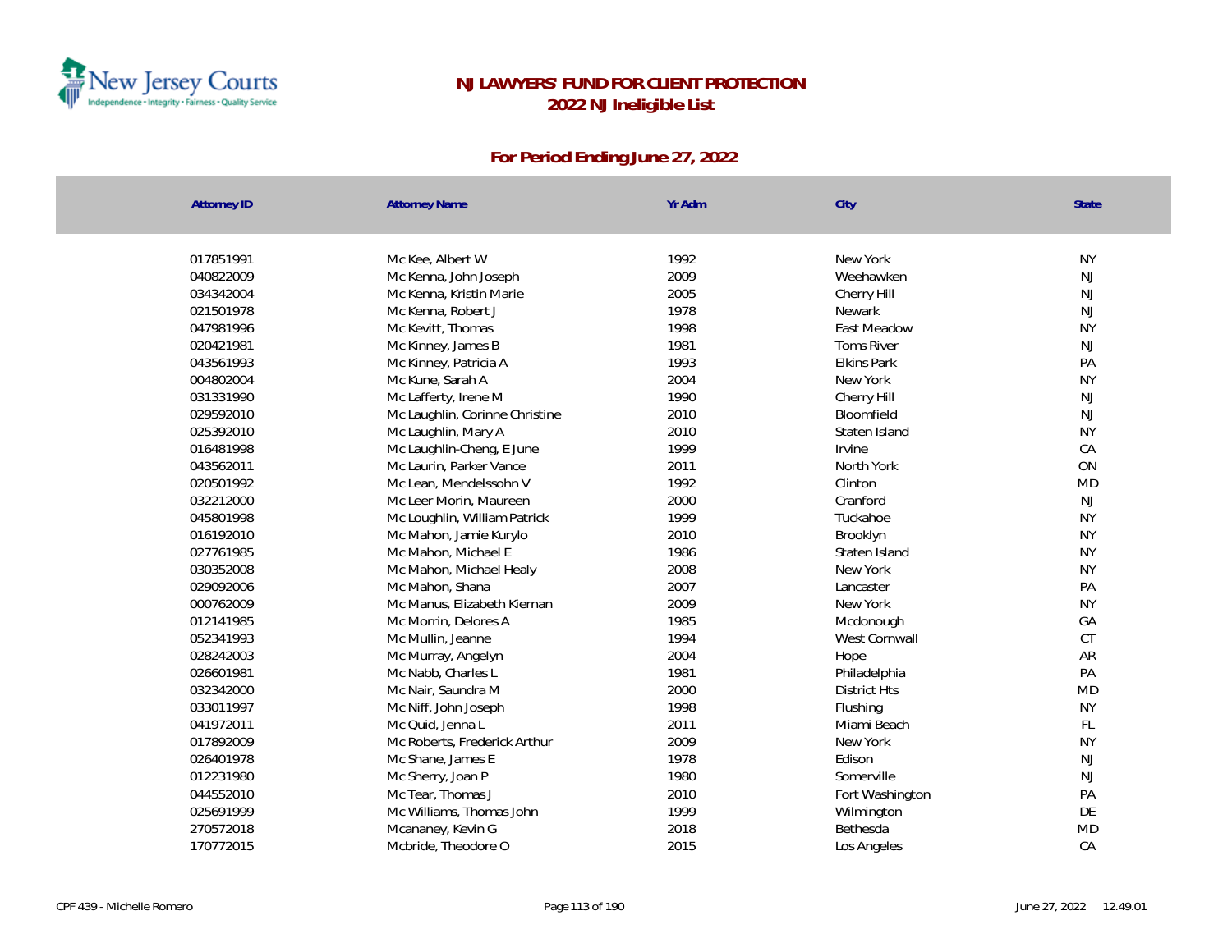# NJ LAWYERS' FUND FOR CLIENT PROTECTION
## 2022 NJ Ineligible List

### For Period Ending June 27, 2022

| Attorney ID | Attorney Name | Yr Adm | City | State |
|---|---|---|---|---|
| 017851991 | Mc Kee, Albert W | 1992 | New York | NY |
| 040822009 | Mc Kenna, John Joseph | 2009 | Weehawken | NJ |
| 034342004 | Mc Kenna, Kristin Marie | 2005 | Cherry Hill | NJ |
| 021501978 | Mc Kenna, Robert J | 1978 | Newark | NJ |
| 047981996 | Mc Kevitt, Thomas | 1998 | East Meadow | NY |
| 020421981 | Mc Kinney, James B | 1981 | Toms River | NJ |
| 043561993 | Mc Kinney, Patricia A | 1993 | Elkins Park | PA |
| 004802004 | Mc Kune, Sarah A | 2004 | New York | NY |
| 031331990 | Mc Lafferty, Irene M | 1990 | Cherry Hill | NJ |
| 029592010 | Mc Laughlin, Corinne Christine | 2010 | Bloomfield | NJ |
| 025392010 | Mc Laughlin, Mary A | 2010 | Staten Island | NY |
| 016481998 | Mc Laughlin-Cheng, E June | 1999 | Irvine | CA |
| 043562011 | Mc Laurin, Parker Vance | 2011 | North York | ON |
| 020501992 | Mc Lean, Mendelssohn V | 1992 | Clinton | MD |
| 032212000 | Mc Leer Morin, Maureen | 2000 | Cranford | NJ |
| 045801998 | Mc Loughlin, William Patrick | 1999 | Tuckahoe | NY |
| 016192010 | Mc Mahon, Jamie Kurylo | 2010 | Brooklyn | NY |
| 027761985 | Mc Mahon, Michael E | 1986 | Staten Island | NY |
| 030352008 | Mc Mahon, Michael Healy | 2008 | New York | NY |
| 029092006 | Mc Mahon, Shana | 2007 | Lancaster | PA |
| 000762009 | Mc Manus, Elizabeth Kiernan | 2009 | New York | NY |
| 012141985 | Mc Morrin, Delores A | 1985 | Mcdonough | GA |
| 052341993 | Mc Mullin, Jeanne | 1994 | West Cornwall | CT |
| 028242003 | Mc Murray, Angelyn | 2004 | Hope | AR |
| 026601981 | Mc Nabb, Charles L | 1981 | Philadelphia | PA |
| 032342000 | Mc Nair, Saundra M | 2000 | District Hts | MD |
| 033011997 | Mc Niff, John Joseph | 1998 | Flushing | NY |
| 041972011 | Mc Quid, Jenna L | 2011 | Miami Beach | FL |
| 017892009 | Mc Roberts, Frederick Arthur | 2009 | New York | NY |
| 026401978 | Mc Shane, James E | 1978 | Edison | NJ |
| 012231980 | Mc Sherry, Joan P | 1980 | Somerville | NJ |
| 044552010 | Mc Tear, Thomas J | 2010 | Fort Washington | PA |
| 025691999 | Mc Williams, Thomas John | 1999 | Wilmington | DE |
| 270572018 | Mcananey, Kevin G | 2018 | Bethesda | MD |
| 170772015 | Mcbride, Theodore O | 2015 | Los Angeles | CA |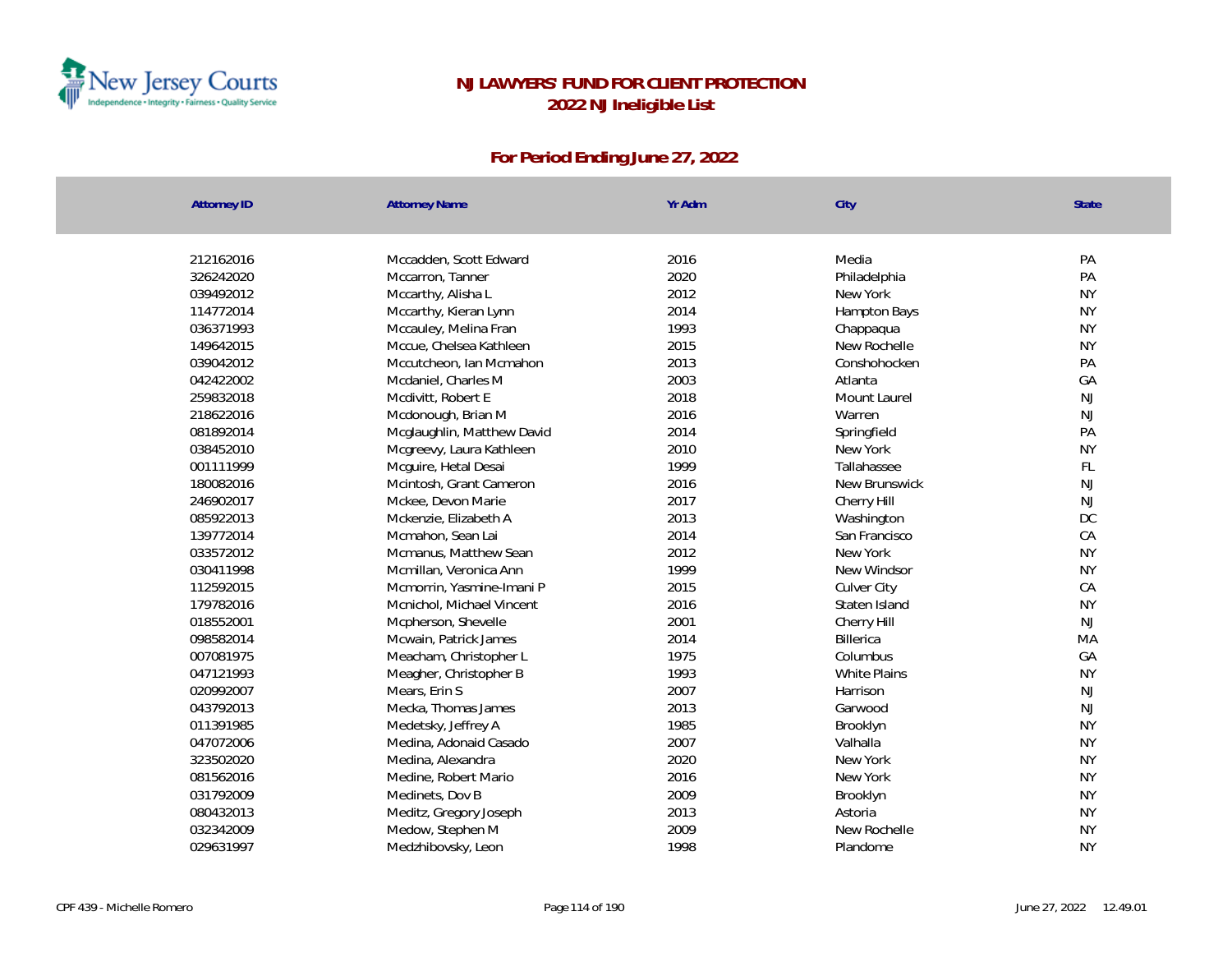# NJ LAWYERS' FUND FOR CLIENT PROTECTION
## 2022 NJ Ineligible List

### For Period Ending June 27, 2022

| Attorney ID | Attorney Name | Yr Adm | City | State |
|---|---|---|---|---|
| 212162016 | Mccadden, Scott Edward | 2016 | Media | PA |
| 326242020 | Mccarron, Tanner | 2020 | Philadelphia | PA |
| 039492012 | Mccarthy, Alisha L | 2012 | New York | NY |
| 114772014 | Mccarthy, Kieran Lynn | 2014 | Hampton Bays | NY |
| 036371993 | Mccauley, Melina Fran | 1993 | Chappaqua | NY |
| 149642015 | Mccue, Chelsea Kathleen | 2015 | New Rochelle | NY |
| 039042012 | Mccutcheon, Ian Mcmahon | 2013 | Conshohocken | PA |
| 042422002 | Mcdaniel, Charles M | 2003 | Atlanta | GA |
| 259832018 | Mcdivitt, Robert E | 2018 | Mount Laurel | NJ |
| 218622016 | Mcdonough, Brian M | 2016 | Warren | NJ |
| 081892014 | Mcglaughlin, Matthew David | 2014 | Springfield | PA |
| 038452010 | Mcgreevy, Laura Kathleen | 2010 | New York | NY |
| 001111999 | Mcguire, Hetal Desai | 1999 | Tallahassee | FL |
| 180082016 | Mcintosh, Grant Cameron | 2016 | New Brunswick | NJ |
| 246902017 | Mckee, Devon Marie | 2017 | Cherry Hill | NJ |
| 085922013 | Mckenzie, Elizabeth A | 2013 | Washington | DC |
| 139772014 | Mcmahon, Sean Lai | 2014 | San Francisco | CA |
| 033572012 | Mcmanus, Matthew Sean | 2012 | New York | NY |
| 030411998 | Mcmillan, Veronica Ann | 1999 | New Windsor | NY |
| 112592015 | Mcmorrin, Yasmine-Imani P | 2015 | Culver City | CA |
| 179782016 | Mcnichol, Michael Vincent | 2016 | Staten Island | NY |
| 018552001 | Mcpherson, Shevelle | 2001 | Cherry Hill | NJ |
| 098582014 | Mcwain, Patrick James | 2014 | Billerica | MA |
| 007081975 | Meacham, Christopher L | 1975 | Columbus | GA |
| 047121993 | Meagher, Christopher B | 1993 | White Plains | NY |
| 020992007 | Mears, Erin S | 2007 | Harrison | NJ |
| 043792013 | Mecka, Thomas James | 2013 | Garwood | NJ |
| 011391985 | Medetsky, Jeffrey A | 1985 | Brooklyn | NY |
| 047072006 | Medina, Adonaid Casado | 2007 | Valhalla | NY |
| 323502020 | Medina, Alexandra | 2020 | New York | NY |
| 081562016 | Medine, Robert Mario | 2016 | New York | NY |
| 031792009 | Medinets, Dov B | 2009 | Brooklyn | NY |
| 080432013 | Meditz, Gregory Joseph | 2013 | Astoria | NY |
| 032342009 | Medow, Stephen M | 2009 | New Rochelle | NY |
| 029631997 | Medzhibovsky, Leon | 1998 | Plandome | NY |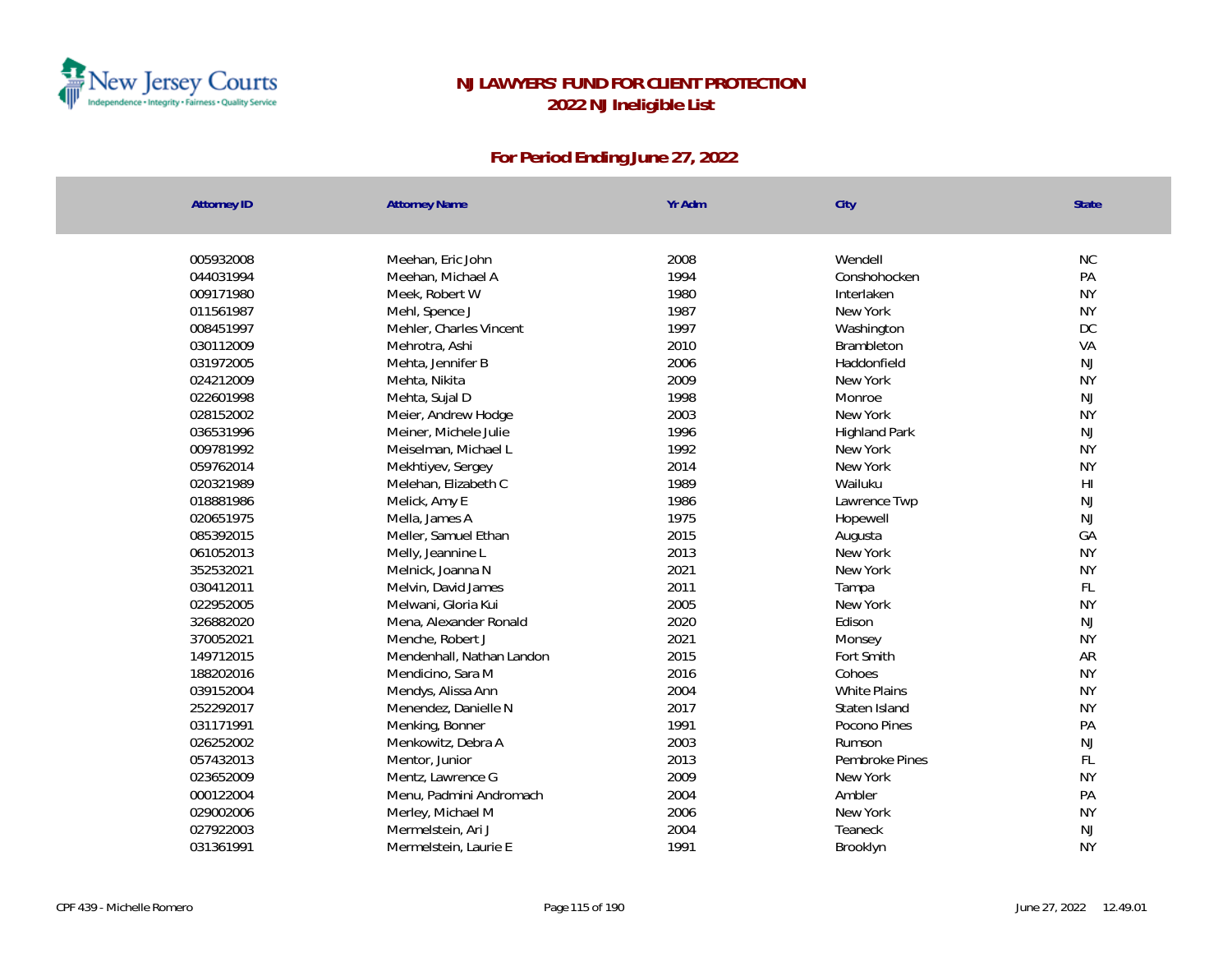# NJ LAWYERS' FUND FOR CLIENT PROTECTION
## 2022 NJ Ineligible List

### For Period Ending June 27, 2022

| Attorney ID | Attorney Name | Yr Adm | City | State |
|---|---|---|---|---|
| 005932008 | Meehan, Eric John | 2008 | Wendell | NC |
| 044031994 | Meehan, Michael A | 1994 | Conshohocken | PA |
| 009171980 | Meek, Robert W | 1980 | Interlaken | NY |
| 011561987 | Mehl, Spence J | 1987 | New York | NY |
| 008451997 | Mehler, Charles Vincent | 1997 | Washington | DC |
| 030112009 | Mehrotra, Ashi | 2010 | Brambleton | VA |
| 031972005 | Mehta, Jennifer B | 2006 | Haddonfield | NJ |
| 024212009 | Mehta, Nikita | 2009 | New York | NY |
| 022601998 | Mehta, Sujal D | 1998 | Monroe | NJ |
| 028152002 | Meier, Andrew Hodge | 2003 | New York | NY |
| 036531996 | Meiner, Michele Julie | 1996 | Highland Park | NJ |
| 009781992 | Meiselman, Michael L | 1992 | New York | NY |
| 059762014 | Mekhtiyev, Sergey | 2014 | New York | NY |
| 020321989 | Melehan, Elizabeth C | 1989 | Wailuku | HI |
| 018881986 | Melick, Amy E | 1986 | Lawrence Twp | NJ |
| 020651975 | Mella, James A | 1975 | Hopewell | NJ |
| 085392015 | Meller, Samuel Ethan | 2015 | Augusta | GA |
| 061052013 | Melly, Jeannine L | 2013 | New York | NY |
| 352532021 | Melnick, Joanna N | 2021 | New York | NY |
| 030412011 | Melvin, David James | 2011 | Tampa | FL |
| 022952005 | Melwani, Gloria Kui | 2005 | New York | NY |
| 326882020 | Mena, Alexander Ronald | 2020 | Edison | NJ |
| 370052021 | Menche, Robert J | 2021 | Monsey | NY |
| 149712015 | Mendenhall, Nathan Landon | 2015 | Fort Smith | AR |
| 188202016 | Mendicino, Sara M | 2016 | Cohoes | NY |
| 039152004 | Mendys, Alissa Ann | 2004 | White Plains | NY |
| 252292017 | Menendez, Danielle N | 2017 | Staten Island | NY |
| 031171991 | Menking, Bonner | 1991 | Pocono Pines | PA |
| 026252002 | Menkowitz, Debra A | 2003 | Rumson | NJ |
| 057432013 | Mentor, Junior | 2013 | Pembroke Pines | FL |
| 023652009 | Mentz, Lawrence G | 2009 | New York | NY |
| 000122004 | Menu, Padmini Andromach | 2004 | Ambler | PA |
| 029002006 | Merley, Michael M | 2006 | New York | NY |
| 027922003 | Mermelstein, Ari J | 2004 | Teaneck | NJ |
| 031361991 | Mermelstein, Laurie E | 1991 | Brooklyn | NY |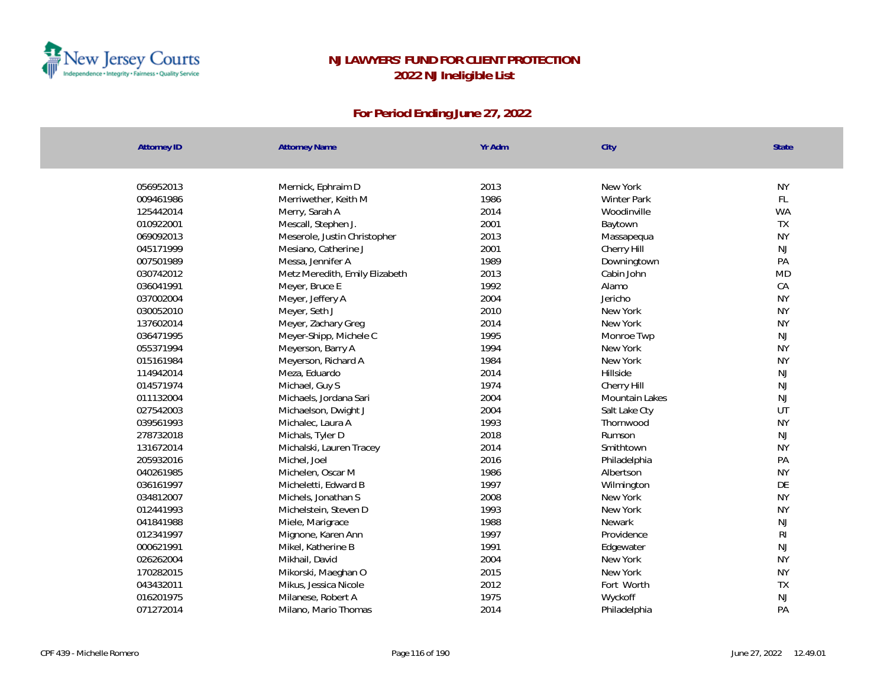# NJ LAWYERS' FUND FOR CLIENT PROTECTION

## 2022 NJ Ineligible List

### For Period Ending June 27, 2022

| Attorney ID | Attorney Name | Yr Adm | City | State |
|---|---|---|---|---|
| 056952013 | Mernick, Ephraim D | 2013 | New York | NY |
| 009461986 | Merriwether, Keith M | 1986 | Winter Park | FL |
| 125442014 | Merry, Sarah A | 2014 | Woodinville | WA |
| 010922001 | Mescall, Stephen J. | 2001 | Baytown | TX |
| 069092013 | Meserole, Justin Christopher | 2013 | Massapequa | NY |
| 045171999 | Mesiano, Catherine J | 2001 | Cherry Hill | NJ |
| 007501989 | Messa, Jennifer A | 1989 | Downingtown | PA |
| 030742012 | Metz Meredith, Emily Elizabeth | 2013 | Cabin John | MD |
| 036041991 | Meyer, Bruce E | 1992 | Alamo | CA |
| 037002004 | Meyer, Jeffery A | 2004 | Jericho | NY |
| 030052010 | Meyer, Seth J | 2010 | New York | NY |
| 137602014 | Meyer, Zachary Greg | 2014 | New York | NY |
| 036471995 | Meyer-Shipp, Michele C | 1995 | Monroe Twp | NJ |
| 055371994 | Meyerson, Barry A | 1994 | New York | NY |
| 015161984 | Meyerson, Richard A | 1984 | New York | NY |
| 114942014 | Meza, Eduardo | 2014 | Hillside | NJ |
| 014571974 | Michael, Guy S | 1974 | Cherry Hill | NJ |
| 011132004 | Michaels, Jordana Sari | 2004 | Mountain Lakes | NJ |
| 027542003 | Michaelson, Dwight J | 2004 | Salt Lake Cty | UT |
| 039561993 | Michalec, Laura A | 1993 | Thornwood | NY |
| 278732018 | Michals, Tyler D | 2018 | Rumson | NJ |
| 131672014 | Michalski, Lauren Tracey | 2014 | Smithtown | NY |
| 205932016 | Michel, Joel | 2016 | Philadelphia | PA |
| 040261985 | Michelen, Oscar M | 1986 | Albertson | NY |
| 036161997 | Micheletti, Edward B | 1997 | Wilmington | DE |
| 034812007 | Michels, Jonathan S | 2008 | New York | NY |
| 012441993 | Michelstein, Steven D | 1993 | New York | NY |
| 041841988 | Miele, Marigrace | 1988 | Newark | NJ |
| 012341997 | Mignone, Karen Ann | 1997 | Providence | RI |
| 000621991 | Mikel, Katherine B | 1991 | Edgewater | NJ |
| 026262004 | Mikhail, David | 2004 | New York | NY |
| 170282015 | Mikorski, Maeghan O | 2015 | New York | NY |
| 043432011 | Mikus, Jessica Nicole | 2012 | Fort Worth | TX |
| 016201975 | Milanese, Robert A | 1975 | Wyckoff | NJ |
| 071272014 | Milano, Mario Thomas | 2014 | Philadelphia | PA |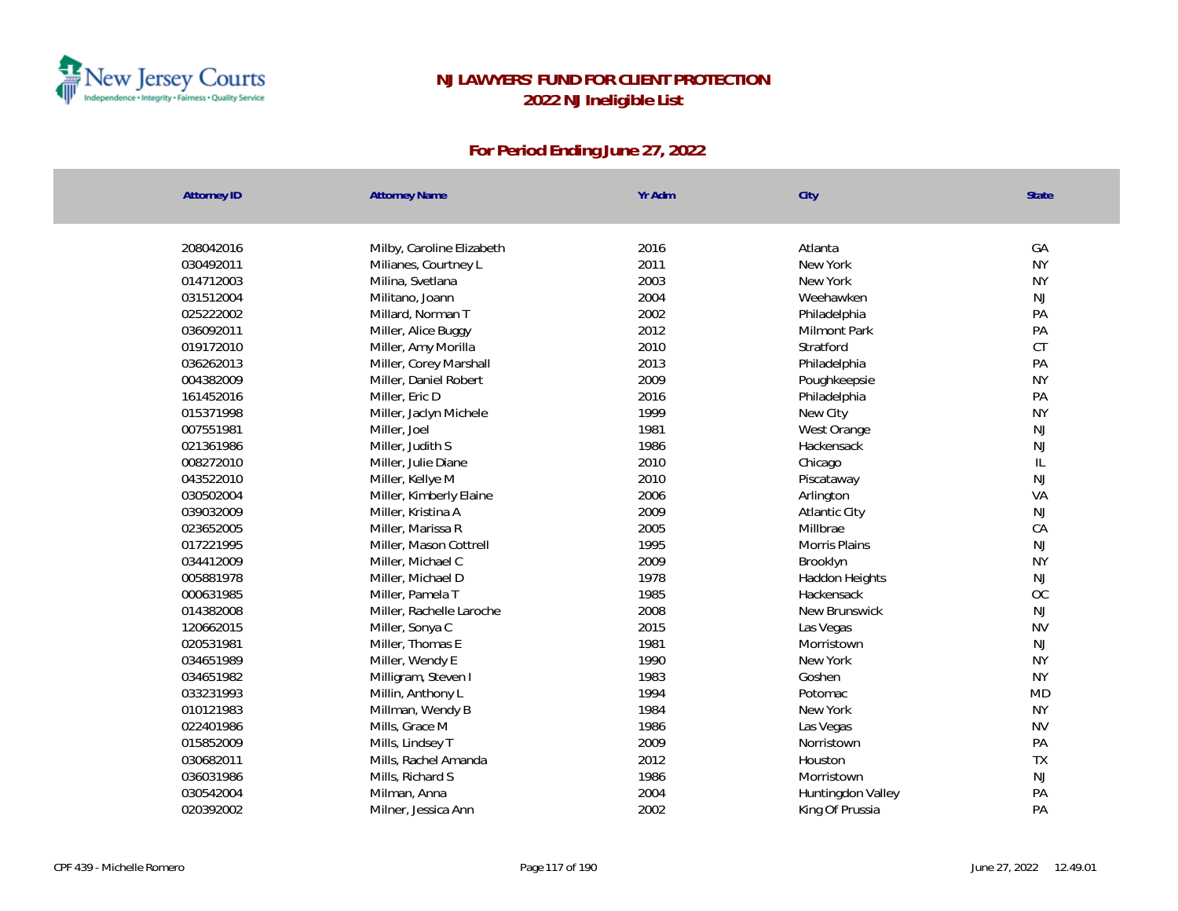# NJ LAWYERS' FUND FOR CLIENT PROTECTION

## 2022 NJ Ineligible List

### For Period Ending June 27, 2022

| Attorney ID | Attorney Name | Yr Adm | City | State |
|---|---|---|---|---|
| 208042016 | Milby, Caroline Elizabeth | 2016 | Atlanta | GA |
| 030492011 | Milianes, Courtney L | 2011 | New York | NY |
| 014712003 | Milina, Svetlana | 2003 | New York | NY |
| 031512004 | Militano, Joann | 2004 | Weehawken | NJ |
| 025222002 | Millard, Norman T | 2002 | Philadelphia | PA |
| 036092011 | Miller, Alice Buggy | 2012 | Milmont Park | PA |
| 019172010 | Miller, Amy Morilla | 2010 | Stratford | CT |
| 036262013 | Miller, Corey Marshall | 2013 | Philadelphia | PA |
| 004382009 | Miller, Daniel Robert | 2009 | Poughkeepsie | NY |
| 161452016 | Miller, Eric D | 2016 | Philadelphia | PA |
| 015371998 | Miller, Jaclyn Michele | 1999 | New City | NY |
| 007551981 | Miller, Joel | 1981 | West Orange | NJ |
| 021361986 | Miller, Judith S | 1986 | Hackensack | NJ |
| 008272010 | Miller, Julie Diane | 2010 | Chicago | IL |
| 043522010 | Miller, Kellye M | 2010 | Piscataway | NJ |
| 030502004 | Miller, Kimberly Elaine | 2006 | Arlington | VA |
| 039032009 | Miller, Kristina A | 2009 | Atlantic City | NJ |
| 023652005 | Miller, Marissa R | 2005 | Millbrae | CA |
| 017221995 | Miller, Mason Cottrell | 1995 | Morris Plains | NJ |
| 034412009 | Miller, Michael C | 2009 | Brooklyn | NY |
| 005881978 | Miller, Michael D | 1978 | Haddon Heights | NJ |
| 000631985 | Miller, Pamela T | 1985 | Hackensack | OC |
| 014382008 | Miller, Rachelle Laroche | 2008 | New Brunswick | NJ |
| 120662015 | Miller, Sonya C | 2015 | Las Vegas | NV |
| 020531981 | Miller, Thomas E | 1981 | Morristown | NJ |
| 034651989 | Miller, Wendy E | 1990 | New York | NY |
| 034651982 | Milligram, Steven I | 1983 | Goshen | NY |
| 033231993 | Millin, Anthony L | 1994 | Potomac | MD |
| 010121983 | Millman, Wendy B | 1984 | New York | NY |
| 022401986 | Mills, Grace M | 1986 | Las Vegas | NV |
| 015852009 | Mills, Lindsey T | 2009 | Norristown | PA |
| 030682011 | Mills, Rachel Amanda | 2012 | Houston | TX |
| 036031986 | Mills, Richard S | 1986 | Morristown | NJ |
| 030542004 | Milman, Anna | 2004 | Huntingdon Valley | PA |
| 020392002 | Milner, Jessica Ann | 2002 | King Of Prussia | PA |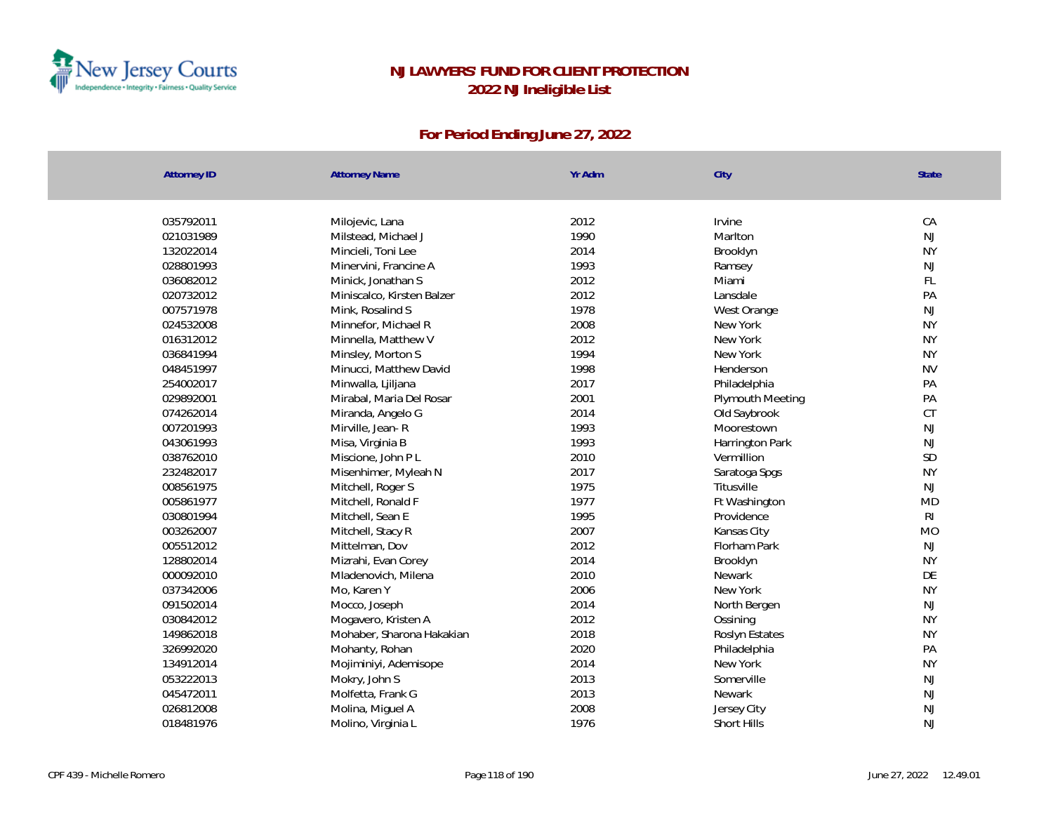# NJ LAWYERS' FUND FOR CLIENT PROTECTION
## 2022 NJ Ineligible List

### For Period Ending June 27, 2022

| Attorney ID | Attorney Name | Yr Adm | City | State |
|---|---|---|---|---|
| 035792011 | Milojevic, Lana | 2012 | Irvine | CA |
| 021031989 | Milstead, Michael J | 1990 | Marlton | NJ |
| 132022014 | Mincieli, Toni Lee | 2014 | Brooklyn | NY |
| 028801993 | Minervini, Francine A | 1993 | Ramsey | NJ |
| 036082012 | Minick, Jonathan S | 2012 | Miami | FL |
| 020732012 | Miniscalco, Kirsten Balzer | 2012 | Lansdale | PA |
| 007571978 | Mink, Rosalind S | 1978 | West Orange | NJ |
| 024532008 | Minnefor, Michael R | 2008 | New York | NY |
| 016312012 | Minnella, Matthew V | 2012 | New York | NY |
| 036841994 | Minsley, Morton S | 1994 | New York | NY |
| 048451997 | Minucci, Matthew David | 1998 | Henderson | NV |
| 254002017 | Minwalla, Ljiljana | 2017 | Philadelphia | PA |
| 029892001 | Mirabal, Maria Del Rosar | 2001 | Plymouth Meeting | PA |
| 074262014 | Miranda, Angelo G | 2014 | Old Saybrook | CT |
| 007201993 | Mirville, Jean- R | 1993 | Moorestown | NJ |
| 043061993 | Misa, Virginia B | 1993 | Harrington Park | NJ |
| 038762010 | Miscione, John P L | 2010 | Vermillion | SD |
| 232482017 | Misenhimer, Myleah N | 2017 | Saratoga Spgs | NY |
| 008561975 | Mitchell, Roger S | 1975 | Titusville | NJ |
| 005861977 | Mitchell, Ronald F | 1977 | Ft Washington | MD |
| 030801994 | Mitchell, Sean E | 1995 | Providence | RI |
| 003262007 | Mitchell, Stacy R | 2007 | Kansas City | MO |
| 005512012 | Mittelman, Dov | 2012 | Florham Park | NJ |
| 128802014 | Mizrahi, Evan Corey | 2014 | Brooklyn | NY |
| 000092010 | Mladenovich, Milena | 2010 | Newark | DE |
| 037342006 | Mo, Karen Y | 2006 | New York | NY |
| 091502014 | Mocco, Joseph | 2014 | North Bergen | NJ |
| 030842012 | Mogavero, Kristen A | 2012 | Ossining | NY |
| 149862018 | Mohaber, Sharona Hakakian | 2018 | Roslyn Estates | NY |
| 326992020 | Mohanty, Rohan | 2020 | Philadelphia | PA |
| 134912014 | Mojiminiyi, Ademisope | 2014 | New York | NY |
| 053222013 | Mokry, John S | 2013 | Somerville | NJ |
| 045472011 | Molfetta, Frank G | 2013 | Newark | NJ |
| 026812008 | Molina, Miguel A | 2008 | Jersey City | NJ |
| 018481976 | Molino, Virginia L | 1976 | Short Hills | NJ |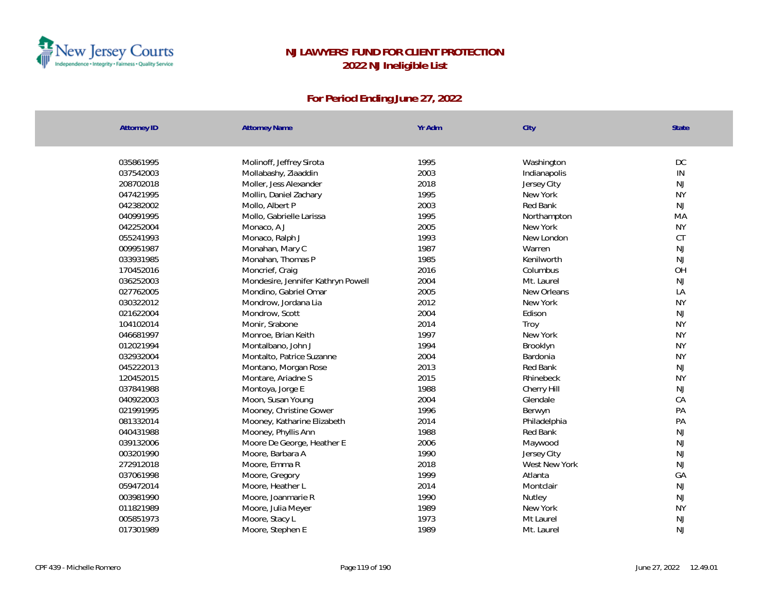# NJ LAWYERS' FUND FOR CLIENT PROTECTION

## 2022 NJ Ineligible List

### For Period Ending June 27, 2022

| Attorney ID | Attorney Name | Yr Adm | City | State |
|---|---|---|---|---|
| 035861995 | Molinoff, Jeffrey Sirota | 1995 | Washington | DC |
| 037542003 | Mollabashy, Ziaaddin | 2003 | Indianapolis | IN |
| 208702018 | Moller, Jess Alexander | 2018 | Jersey City | NJ |
| 047421995 | Mollin, Daniel Zachary | 1995 | New York | NY |
| 042382002 | Mollo, Albert P | 2003 | Red Bank | NJ |
| 040991995 | Mollo, Gabrielle Larissa | 1995 | Northampton | MA |
| 042252004 | Monaco, A J | 2005 | New York | NY |
| 055241993 | Monaco, Ralph J | 1993 | New London | CT |
| 009951987 | Monahan, Mary C | 1987 | Warren | NJ |
| 033931985 | Monahan, Thomas P | 1985 | Kenilworth | NJ |
| 170452016 | Moncrief, Craig | 2016 | Columbus | OH |
| 036252003 | Mondesire, Jennifer Kathryn Powell | 2004 | Mt. Laurel | NJ |
| 027762005 | Mondino, Gabriel Omar | 2005 | New Orleans | LA |
| 030322012 | Mondrow, Jordana Lia | 2012 | New York | NY |
| 021622004 | Mondrow, Scott | 2004 | Edison | NJ |
| 104102014 | Monir, Srabone | 2014 | Troy | NY |
| 046681997 | Monroe, Brian Keith | 1997 | New York | NY |
| 012021994 | Montalbano, John J | 1994 | Brooklyn | NY |
| 032932004 | Montalto, Patrice Suzanne | 2004 | Bardonia | NY |
| 045222013 | Montano, Morgan Rose | 2013 | Red Bank | NJ |
| 120452015 | Montare, Ariadne S | 2015 | Rhinebeck | NY |
| 037841988 | Montoya, Jorge E | 1988 | Cherry Hill | NJ |
| 040922003 | Moon, Susan Young | 2004 | Glendale | CA |
| 021991995 | Mooney, Christine Gower | 1996 | Berwyn | PA |
| 081332014 | Mooney, Katharine Elizabeth | 2014 | Philadelphia | PA |
| 040431988 | Mooney, Phyllis Ann | 1988 | Red Bank | NJ |
| 039132006 | Moore De George, Heather E | 2006 | Maywood | NJ |
| 003201990 | Moore, Barbara A | 1990 | Jersey City | NJ |
| 272912018 | Moore, Emma R | 2018 | West New York | NJ |
| 037061998 | Moore, Gregory | 1999 | Atlanta | GA |
| 059472014 | Moore, Heather L | 2014 | Montclair | NJ |
| 003981990 | Moore, Joanmarie R | 1990 | Nutley | NJ |
| 011821989 | Moore, Julia Meyer | 1989 | New York | NY |
| 005851973 | Moore, Stacy L | 1973 | Mt Laurel | NJ |
| 017301989 | Moore, Stephen E | 1989 | Mt. Laurel | NJ |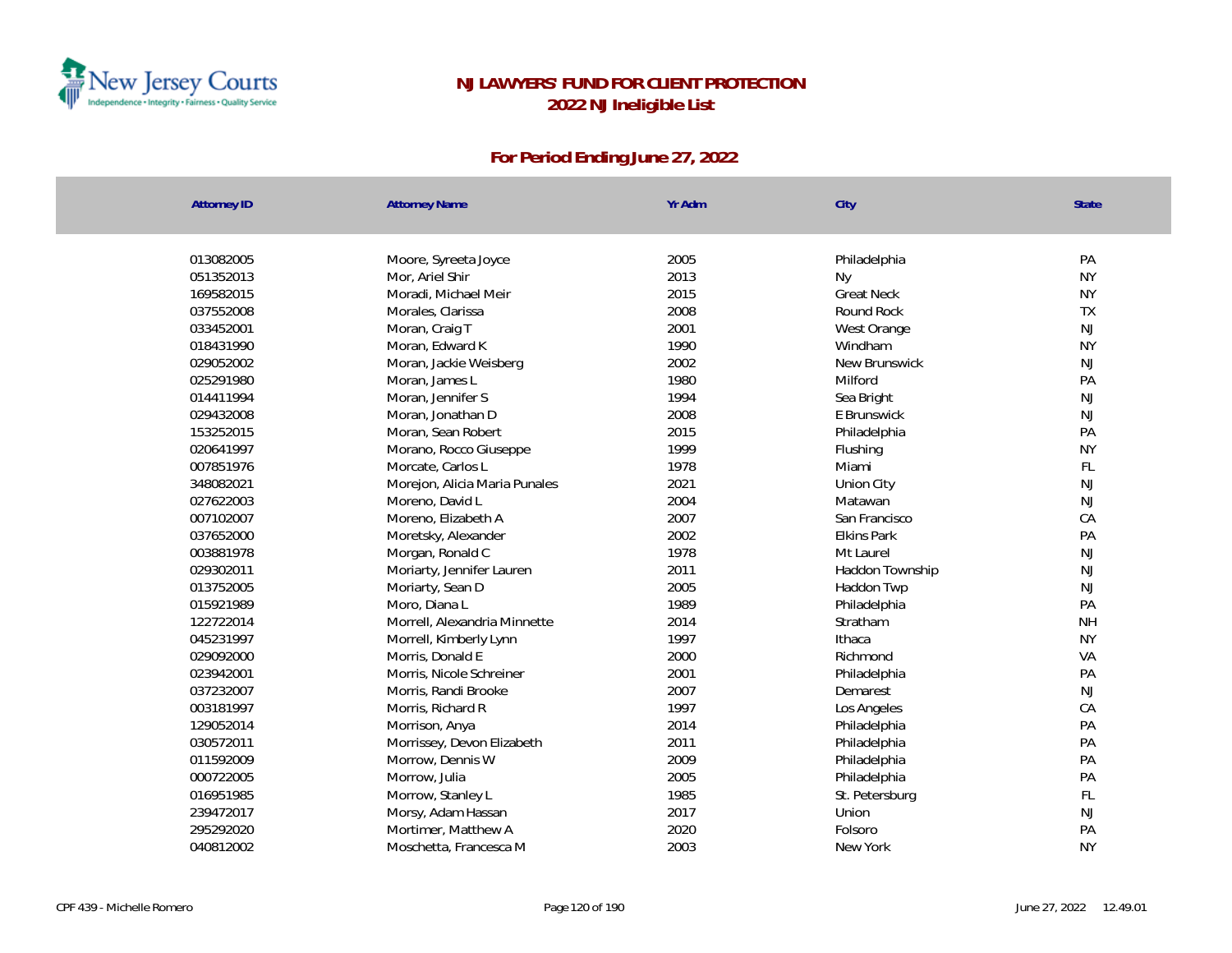# NJ LAWYERS' FUND FOR CLIENT PROTECTION
## 2022 NJ Ineligible List

### For Period Ending June 27, 2022

| Attorney ID | Attorney Name | Yr Adm | City | State |
|---|---|---|---|---|
| 013082005 | Moore, Syreeta Joyce | 2005 | Philadelphia | PA |
| 051352013 | Mor, Ariel Shir | 2013 | Ny | NY |
| 169582015 | Moradi, Michael Meir | 2015 | Great Neck | NY |
| 037552008 | Morales, Clarissa | 2008 | Round Rock | TX |
| 033452001 | Moran, Craig T | 2001 | West Orange | NJ |
| 018431990 | Moran, Edward K | 1990 | Windham | NY |
| 029052002 | Moran, Jackie Weisberg | 2002 | New Brunswick | NJ |
| 025291980 | Moran, James L | 1980 | Milford | PA |
| 014411994 | Moran, Jennifer S | 1994 | Sea Bright | NJ |
| 029432008 | Moran, Jonathan D | 2008 | E Brunswick | NJ |
| 153252015 | Moran, Sean Robert | 2015 | Philadelphia | PA |
| 020641997 | Morano, Rocco Giuseppe | 1999 | Flushing | NY |
| 007851976 | Morcate, Carlos L | 1978 | Miami | FL |
| 348082021 | Morejon, Alicia Maria Punales | 2021 | Union City | NJ |
| 027622003 | Moreno, David L | 2004 | Matawan | NJ |
| 007102007 | Moreno, Elizabeth A | 2007 | San Francisco | CA |
| 037652000 | Moretsky, Alexander | 2002 | Elkins Park | PA |
| 003881978 | Morgan, Ronald C | 1978 | Mt Laurel | NJ |
| 029302011 | Moriarty, Jennifer Lauren | 2011 | Haddon Township | NJ |
| 013752005 | Moriarty, Sean D | 2005 | Haddon Twp | NJ |
| 015921989 | Moro, Diana L | 1989 | Philadelphia | PA |
| 122722014 | Morrell, Alexandria Minnette | 2014 | Stratham | NH |
| 045231997 | Morrell, Kimberly Lynn | 1997 | Ithaca | NY |
| 029092000 | Morris, Donald E | 2000 | Richmond | VA |
| 023942001 | Morris, Nicole Schreiner | 2001 | Philadelphia | PA |
| 037232007 | Morris, Randi Brooke | 2007 | Demarest | NJ |
| 003181997 | Morris, Richard R | 1997 | Los Angeles | CA |
| 129052014 | Morrison, Anya | 2014 | Philadelphia | PA |
| 030572011 | Morrissey, Devon Elizabeth | 2011 | Philadelphia | PA |
| 011592009 | Morrow, Dennis W | 2009 | Philadelphia | PA |
| 000722005 | Morrow, Julia | 2005 | Philadelphia | PA |
| 016951985 | Morrow, Stanley L | 1985 | St. Petersburg | FL |
| 239472017 | Morsy, Adam Hassan | 2017 | Union | NJ |
| 295292020 | Mortimer, Matthew A | 2020 | Folsoro | PA |
| 040812002 | Moschetta, Francesca M | 2003 | New York | NY |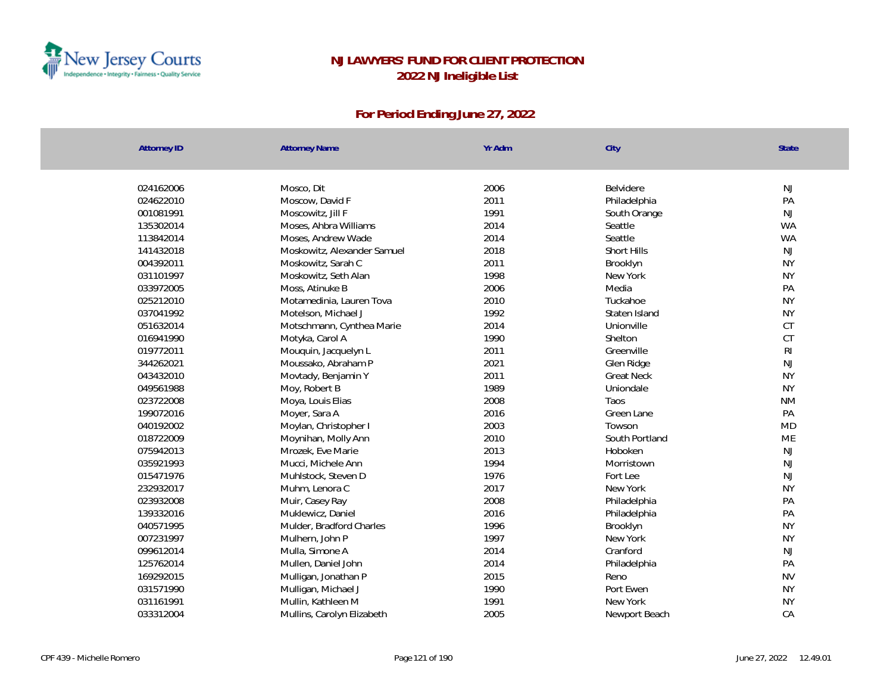# NJ LAWYERS' FUND FOR CLIENT PROTECTION
## 2022 NJ Ineligible List

### For Period Ending June 27, 2022

| Attorney ID | Attorney Name | Yr Adm | City | State |
|---|---|---|---|---|
| 024162006 | Mosco, Dit | 2006 | Belvidere | NJ |
| 024622010 | Moscow, David F | 2011 | Philadelphia | PA |
| 001081991 | Moscowitz, Jill F | 1991 | South Orange | NJ |
| 135302014 | Moses, Ahbra Williams | 2014 | Seattle | WA |
| 113842014 | Moses, Andrew Wade | 2014 | Seattle | WA |
| 141432018 | Moskowitz, Alexander Samuel | 2018 | Short Hills | NJ |
| 004392011 | Moskowitz, Sarah C | 2011 | Brooklyn | NY |
| 031101997 | Moskowitz, Seth Alan | 1998 | New York | NY |
| 033972005 | Moss, Atinuke B | 2006 | Media | PA |
| 025212010 | Motamedinia, Lauren Tova | 2010 | Tuckahoe | NY |
| 037041992 | Motelson, Michael J | 1992 | Staten Island | NY |
| 051632014 | Motschmann, Cynthea Marie | 2014 | Unionville | CT |
| 016941990 | Motyka, Carol A | 1990 | Shelton | CT |
| 019772011 | Mouquin, Jacquelyn L | 2011 | Greenville | RI |
| 344262021 | Moussako, Abraham P | 2021 | Glen Ridge | NJ |
| 043432010 | Movtady, Benjamin Y | 2011 | Great Neck | NY |
| 049561988 | Moy, Robert B | 1989 | Uniondale | NY |
| 023722008 | Moya, Louis Elias | 2008 | Taos | NM |
| 199072016 | Moyer, Sara A | 2016 | Green Lane | PA |
| 040192002 | Moylan, Christopher I | 2003 | Towson | MD |
| 018722009 | Moynihan, Molly Ann | 2010 | South Portland | ME |
| 075942013 | Mrozek, Eve Marie | 2013 | Hoboken | NJ |
| 035921993 | Mucci, Michele Ann | 1994 | Morristown | NJ |
| 015471976 | Muhlstock, Steven D | 1976 | Fort Lee | NJ |
| 232932017 | Muhm, Lenora C | 2017 | New York | NY |
| 023932008 | Muir, Casey Ray | 2008 | Philadelphia | PA |
| 139332016 | Muklewicz, Daniel | 2016 | Philadelphia | PA |
| 040571995 | Mulder, Bradford Charles | 1996 | Brooklyn | NY |
| 007231997 | Mulhern, John P | 1997 | New York | NY |
| 099612014 | Mulla, Simone A | 2014 | Cranford | NJ |
| 125762014 | Mullen, Daniel John | 2014 | Philadelphia | PA |
| 169292015 | Mulligan, Jonathan P | 2015 | Reno | NV |
| 031571990 | Mulligan, Michael J | 1990 | Port Ewen | NY |
| 031161991 | Mullin, Kathleen M | 1991 | New York | NY |
| 033312004 | Mullins, Carolyn Elizabeth | 2005 | Newport Beach | CA |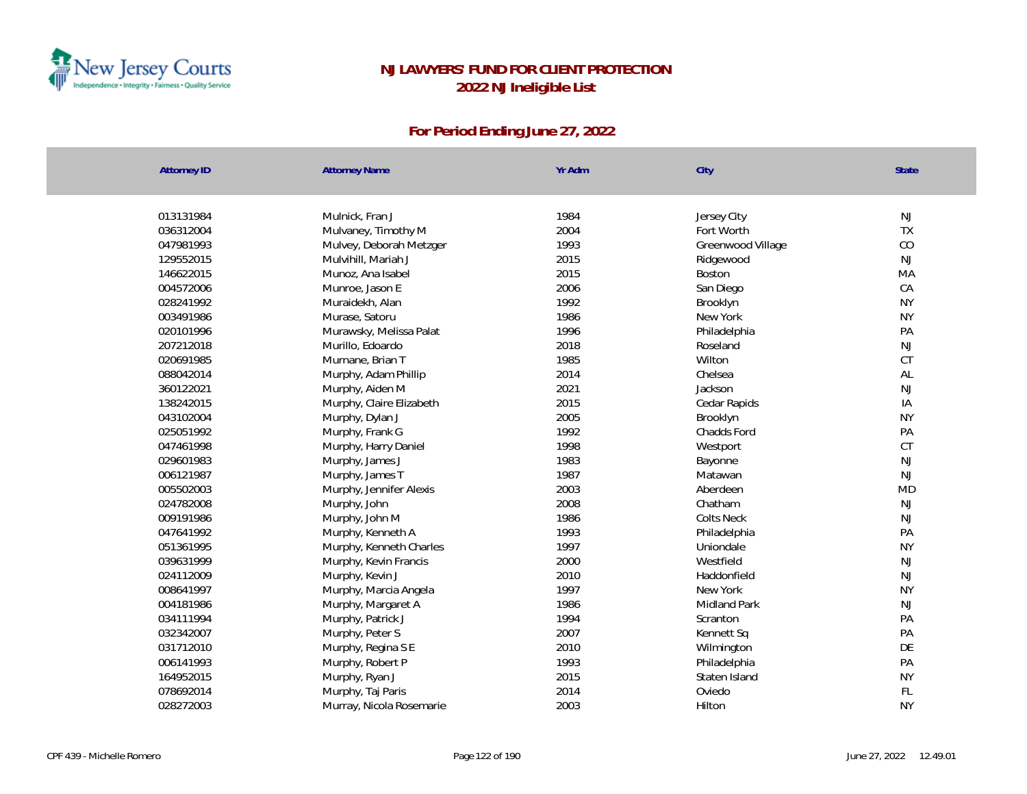# NJ LAWYERS' FUND FOR CLIENT PROTECTION
## 2022 NJ Ineligible List

### For Period Ending June 27, 2022

| Attorney ID | Attorney Name | Yr Adm | City | State |
|---|---|---|---|---|
| 013131984 | Mulnick, Fran J | 1984 | Jersey City | NJ |
| 036312004 | Mulvaney, Timothy M | 2004 | Fort Worth | TX |
| 047981993 | Mulvey, Deborah Metzger | 1993 | Greenwood Village | CO |
| 129552015 | Mulvihill, Mariah J | 2015 | Ridgewood | NJ |
| 146622015 | Munoz, Ana Isabel | 2015 | Boston | MA |
| 004572006 | Munroe, Jason E | 2006 | San Diego | CA |
| 028241992 | Muraidekh, Alan | 1992 | Brooklyn | NY |
| 003491986 | Murase, Satoru | 1986 | New York | NY |
| 020101996 | Murawsky, Melissa Palat | 1996 | Philadelphia | PA |
| 207212018 | Murillo, Edoardo | 2018 | Roseland | NJ |
| 020691985 | Murnane, Brian T | 1985 | Wilton | CT |
| 088042014 | Murphy, Adam Phillip | 2014 | Chelsea | AL |
| 360122021 | Murphy, Aiden M | 2021 | Jackson | NJ |
| 138242015 | Murphy, Claire Elizabeth | 2015 | Cedar Rapids | IA |
| 043102004 | Murphy, Dylan J | 2005 | Brooklyn | NY |
| 025051992 | Murphy, Frank G | 1992 | Chadds Ford | PA |
| 047461998 | Murphy, Harry Daniel | 1998 | Westport | CT |
| 029601983 | Murphy, James J | 1983 | Bayonne | NJ |
| 006121987 | Murphy, James T | 1987 | Matawan | NJ |
| 005502003 | Murphy, Jennifer Alexis | 2003 | Aberdeen | MD |
| 024782008 | Murphy, John | 2008 | Chatham | NJ |
| 009191986 | Murphy, John M | 1986 | Colts Neck | NJ |
| 047641992 | Murphy, Kenneth A | 1993 | Philadelphia | PA |
| 051361995 | Murphy, Kenneth Charles | 1997 | Uniondale | NY |
| 039631999 | Murphy, Kevin Francis | 2000 | Westfield | NJ |
| 024112009 | Murphy, Kevin J | 2010 | Haddonfield | NJ |
| 008641997 | Murphy, Marcia Angela | 1997 | New York | NY |
| 004181986 | Murphy, Margaret A | 1986 | Midland Park | NJ |
| 034111994 | Murphy, Patrick J | 1994 | Scranton | PA |
| 032342007 | Murphy, Peter S | 2007 | Kennett Sq | PA |
| 031712010 | Murphy, Regina S E | 2010 | Wilmington | DE |
| 006141993 | Murphy, Robert P | 1993 | Philadelphia | PA |
| 164952015 | Murphy, Ryan J | 2015 | Staten Island | NY |
| 078692014 | Murphy, Taj Paris | 2014 | Oviedo | FL |
| 028272003 | Murray, Nicola Rosemarie | 2003 | Hilton | NY |

CPF 439 - Michelle Romero June 27, 2022 12.49.01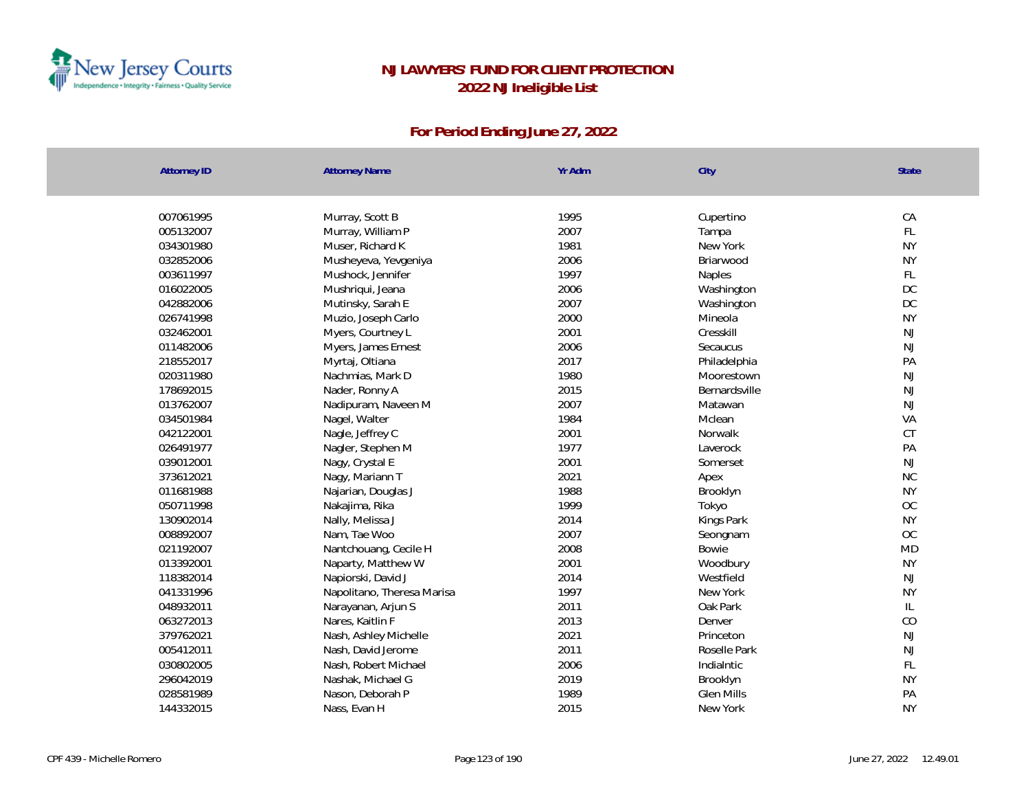# NJ LAWYERS' FUND FOR CLIENT PROTECTION
## 2022 NJ Ineligible List

### For Period Ending June 27, 2022

| Attorney ID | Attorney Name | Yr Adm | City | State |
|---|---|---|---|---|
| 007061995 | Murray, Scott B | 1995 | Cupertino | CA |
| 005132007 | Murray, William P | 2007 | Tampa | FL |
| 034301980 | Muser, Richard K | 1981 | New York | NY |
| 032852006 | Musheyeva, Yevgeniya | 2006 | Briarwood | NY |
| 003611997 | Mushock, Jennifer | 1997 | Naples | FL |
| 016022005 | Mushriqui, Jeana | 2006 | Washington | DC |
| 042882006 | Mutinsky, Sarah E | 2007 | Washington | DC |
| 026741998 | Muzio, Joseph Carlo | 2000 | Mineola | NY |
| 032462001 | Myers, Courtney L | 2001 | Cresskill | NJ |
| 011482006 | Myers, James Ernest | 2006 | Secaucus | NJ |
| 218552017 | Myrtaj, Oltiana | 2017 | Philadelphia | PA |
| 020311980 | Nachmias, Mark D | 1980 | Moorestown | NJ |
| 178692015 | Nader, Ronny A | 2015 | Bernardsville | NJ |
| 013762007 | Nadipuram, Naveen M | 2007 | Matawan | NJ |
| 034501984 | Nagel, Walter | 1984 | Mclean | VA |
| 042122001 | Nagle, Jeffrey C | 2001 | Norwalk | CT |
| 026491977 | Nagler, Stephen M | 1977 | Laverock | PA |
| 039012001 | Nagy, Crystal E | 2001 | Somerset | NJ |
| 373612021 | Nagy, Mariann T | 2021 | Apex | NC |
| 011681988 | Najarian, Douglas J | 1988 | Brooklyn | NY |
| 050711998 | Nakajima, Rika | 1999 | Tokyo | OC |
| 130902014 | Nally, Melissa J | 2014 | Kings Park | NY |
| 008892007 | Nam, Tae Woo | 2007 | Seongnam | OC |
| 021192007 | Nantchouang, Cecile H | 2008 | Bowie | MD |
| 013392001 | Naparty, Matthew W | 2001 | Woodbury | NY |
| 118382014 | Napiorski, David J | 2014 | Westfield | NJ |
| 041331996 | Napolitano, Theresa Marisa | 1997 | New York | NY |
| 048932011 | Narayanan, Arjun S | 2011 | Oak Park | IL |
| 063272013 | Nares, Kaitlin F | 2013 | Denver | CO |
| 379762021 | Nash, Ashley Michelle | 2021 | Princeton | NJ |
| 005412011 | Nash, David Jerome | 2011 | Roselle Park | NJ |
| 030802005 | Nash, Robert Michael | 2006 | Indialntic | FL |
| 296042019 | Nashak, Michael G | 2019 | Brooklyn | NY |
| 028581989 | Nason, Deborah P | 1989 | Glen Mills | PA |
| 144332015 | Nass, Evan H | 2015 | New York | NY |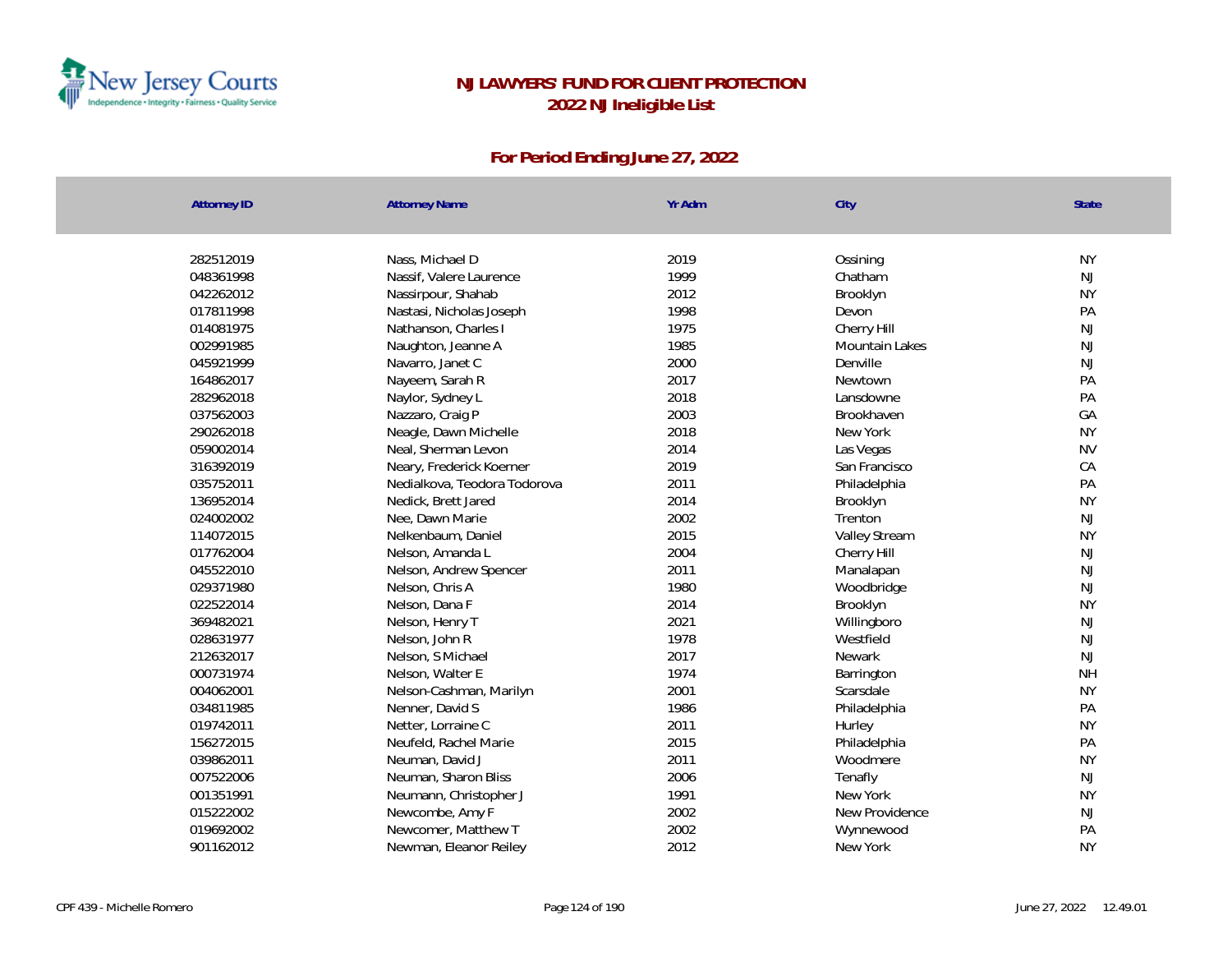# NJ LAWYERS' FUND FOR CLIENT PROTECTION
## 2022 NJ Ineligible List

### For Period Ending June 27, 2022

| Attorney ID | Attorney Name | Yr Adm | City | State |
|---|---|---|---|---|
| 282512019 | Nass, Michael D | 2019 | Ossining | NY |
| 048361998 | Nassif, Valere Laurence | 1999 | Chatham | NJ |
| 042262012 | Nassirpour, Shahab | 2012 | Brooklyn | NY |
| 017811998 | Nastasi, Nicholas Joseph | 1998 | Devon | PA |
| 014081975 | Nathanson, Charles I | 1975 | Cherry Hill | NJ |
| 002991985 | Naughton, Jeanne A | 1985 | Mountain Lakes | NJ |
| 045921999 | Navarro, Janet C | 2000 | Denville | NJ |
| 164862017 | Nayeem, Sarah R | 2017 | Newtown | PA |
| 282962018 | Naylor, Sydney L | 2018 | Lansdowne | PA |
| 037562003 | Nazzaro, Craig P | 2003 | Brookhaven | GA |
| 290262018 | Neagle, Dawn Michelle | 2018 | New York | NY |
| 059002014 | Neal, Sherman Levon | 2014 | Las Vegas | NV |
| 316392019 | Neary, Frederick Koerner | 2019 | San Francisco | CA |
| 035752011 | Nedialkova, Teodora Todorova | 2011 | Philadelphia | PA |
| 136952014 | Nedick, Brett Jared | 2014 | Brooklyn | NY |
| 024002002 | Nee, Dawn Marie | 2002 | Trenton | NJ |
| 114072015 | Nelkenbaum, Daniel | 2015 | Valley Stream | NY |
| 017762004 | Nelson, Amanda L | 2004 | Cherry Hill | NJ |
| 045522010 | Nelson, Andrew Spencer | 2011 | Manalapan | NJ |
| 029371980 | Nelson, Chris A | 1980 | Woodbridge | NJ |
| 022522014 | Nelson, Dana F | 2014 | Brooklyn | NY |
| 369482021 | Nelson, Henry T | 2021 | Willingboro | NJ |
| 028631977 | Nelson, John R | 1978 | Westfield | NJ |
| 212632017 | Nelson, S Michael | 2017 | Newark | NJ |
| 000731974 | Nelson, Walter E | 1974 | Barrington | NH |
| 004062001 | Nelson-Cashman, Marilyn | 2001 | Scarsdale | NY |
| 034811985 | Nenner, David S | 1986 | Philadelphia | PA |
| 019742011 | Netter, Lorraine C | 2011 | Hurley | NY |
| 156272015 | Neufeld, Rachel Marie | 2015 | Philadelphia | PA |
| 039862011 | Neuman, David J | 2011 | Woodmere | NY |
| 007522006 | Neuman, Sharon Bliss | 2006 | Tenafly | NJ |
| 001351991 | Neumann, Christopher J | 1991 | New York | NY |
| 015222002 | Newcombe, Amy F | 2002 | New Providence | NJ |
| 019692002 | Newcomer, Matthew T | 2002 | Wynnewood | PA |
| 901162012 | Newman, Eleanor Reiley | 2012 | New York | NY |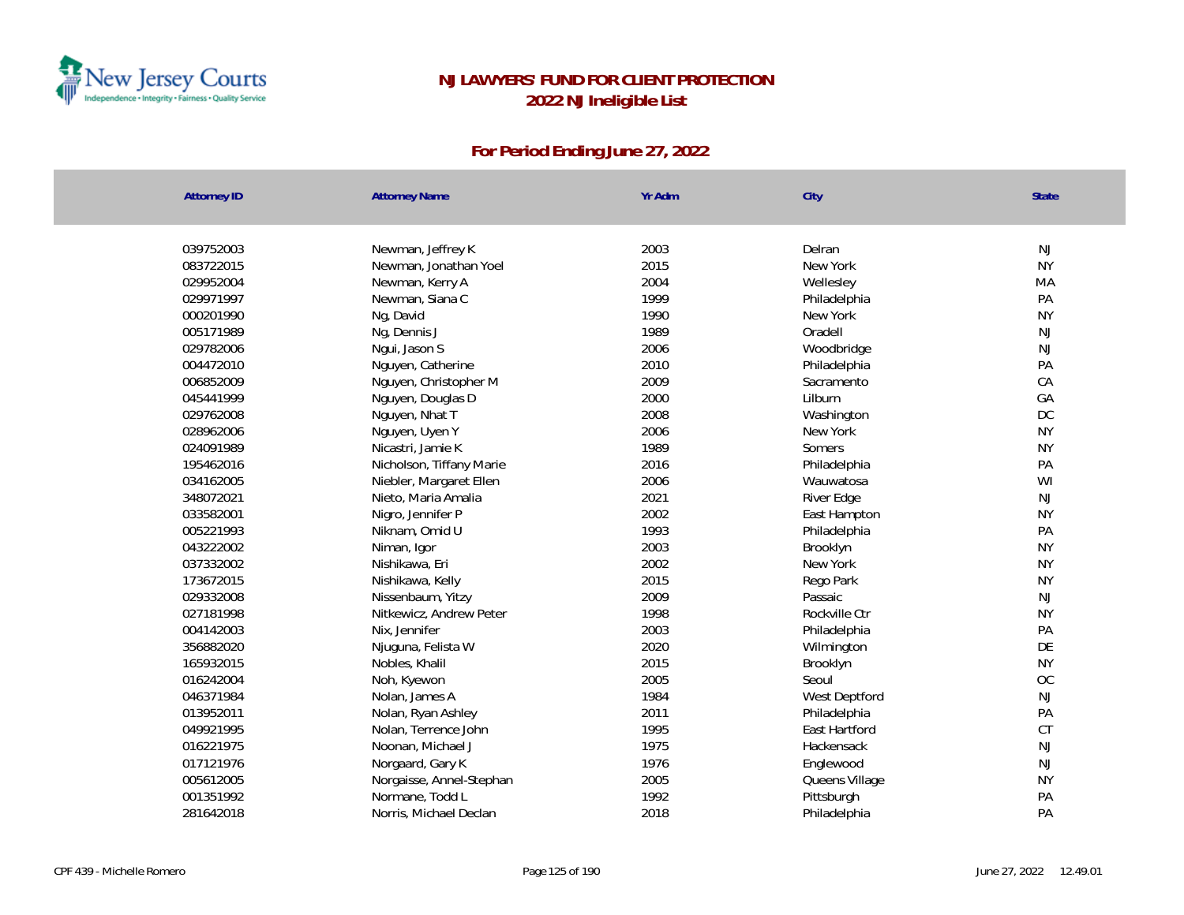# NJ LAWYERS' FUND FOR CLIENT PROTECTION

## 2022 NJ Ineligible List

### For Period Ending June 27, 2022

| Attorney ID | Attorney Name | Yr Adm | City | State |
|---|---|---|---|---|
| 039752003 | Newman, Jeffrey K | 2003 | Delran | NJ |
| 083722015 | Newman, Jonathan Yoel | 2015 | New York | NY |
| 029952004 | Newman, Kerry A | 2004 | Wellesley | MA |
| 029971997 | Newman, Siana C | 1999 | Philadelphia | PA |
| 000201990 | Ng, David | 1990 | New York | NY |
| 005171989 | Ng, Dennis J | 1989 | Oradell | NJ |
| 029782006 | Ngui, Jason S | 2006 | Woodbridge | NJ |
| 004472010 | Nguyen, Catherine | 2010 | Philadelphia | PA |
| 006852009 | Nguyen, Christopher M | 2009 | Sacramento | CA |
| 045441999 | Nguyen, Douglas D | 2000 | Lilburn | GA |
| 029762008 | Nguyen, Nhat T | 2008 | Washington | DC |
| 028962006 | Nguyen, Uyen Y | 2006 | New York | NY |
| 024091989 | Nicastri, Jamie K | 1989 | Somers | NY |
| 195462016 | Nicholson, Tiffany Marie | 2016 | Philadelphia | PA |
| 034162005 | Niebler, Margaret Ellen | 2006 | Wauwatosa | WI |
| 348072021 | Nieto, Maria Amalia | 2021 | River Edge | NJ |
| 033582001 | Nigro, Jennifer P | 2002 | East Hampton | NY |
| 005221993 | Niknam, Omid U | 1993 | Philadelphia | PA |
| 043222002 | Niman, Igor | 2003 | Brooklyn | NY |
| 037332002 | Nishikawa, Eri | 2002 | New York | NY |
| 173672015 | Nishikawa, Kelly | 2015 | Rego Park | NY |
| 029332008 | Nissenbaum, Yitzy | 2009 | Passaic | NJ |
| 027181998 | Nitkewicz, Andrew Peter | 1998 | Rockville Ctr | NY |
| 004142003 | Nix, Jennifer | 2003 | Philadelphia | PA |
| 356882020 | Njuguna, Felista W | 2020 | Wilmington | DE |
| 165932015 | Nobles, Khalil | 2015 | Brooklyn | NY |
| 016242004 | Noh, Kyewon | 2005 | Seoul | OC |
| 046371984 | Nolan, James A | 1984 | West Deptford | NJ |
| 013952011 | Nolan, Ryan Ashley | 2011 | Philadelphia | PA |
| 049921995 | Nolan, Terrence John | 1995 | East Hartford | CT |
| 016221975 | Noonan, Michael J | 1975 | Hackensack | NJ |
| 017121976 | Norgaard, Gary K | 1976 | Englewood | NJ |
| 005612005 | Norgaisse, Annel-Stephan | 2005 | Queens Village | NY |
| 001351992 | Normane, Todd L | 1992 | Pittsburgh | PA |
| 281642018 | Norris, Michael Declan | 2018 | Philadelphia | PA |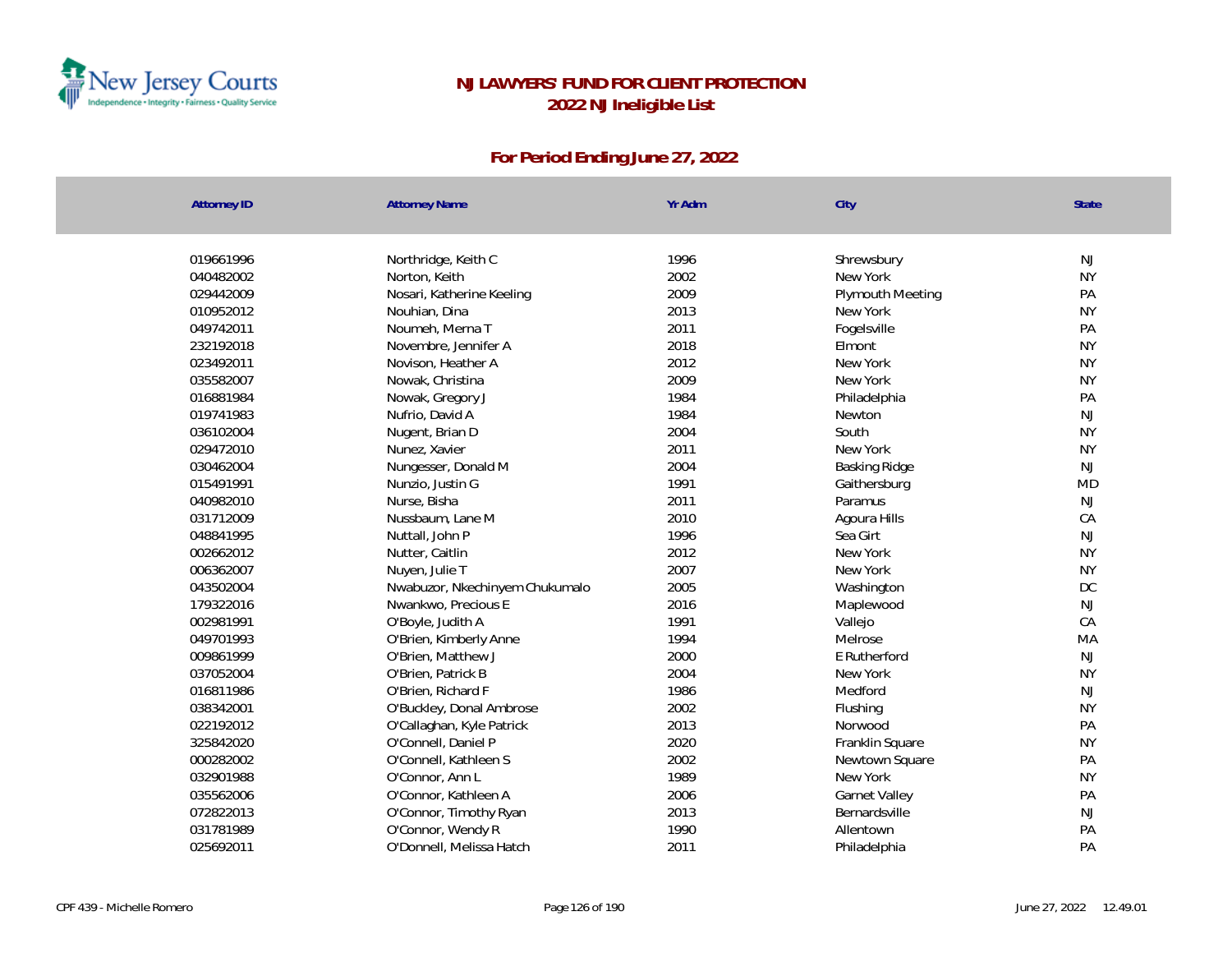# NJ LAWYERS' FUND FOR CLIENT PROTECTION
## 2022 NJ Ineligible List

### For Period Ending June 27, 2022

| Attorney ID | Attorney Name | Yr Adm | City | State |
|---|---|---|---|---|
| 019661996 | Northridge, Keith C | 1996 | Shrewsbury | NJ |
| 040482002 | Norton, Keith | 2002 | New York | NY |
| 029442009 | Nosari, Katherine Keeling | 2009 | Plymouth Meeting | PA |
| 010952012 | Nouhian, Dina | 2013 | New York | NY |
| 049742011 | Noumeh, Merna T | 2011 | Fogelsville | PA |
| 232192018 | Novembre, Jennifer A | 2018 | Elmont | NY |
| 023492011 | Novison, Heather A | 2012 | New York | NY |
| 035582007 | Nowak, Christina | 2009 | New York | NY |
| 016881984 | Nowak, Gregory J | 1984 | Philadelphia | PA |
| 019741983 | Nufrio, David A | 1984 | Newton | NJ |
| 036102004 | Nugent, Brian D | 2004 | South | NY |
| 029472010 | Nunez, Xavier | 2011 | New York | NY |
| 030462004 | Nungesser, Donald M | 2004 | Basking Ridge | NJ |
| 015491991 | Nunzio, Justin G | 1991 | Gaithersburg | MD |
| 040982010 | Nurse, Bisha | 2011 | Paramus | NJ |
| 031712009 | Nussbaum, Lane M | 2010 | Agoura Hills | CA |
| 048841995 | Nuttall, John P | 1996 | Sea Girt | NJ |
| 002662012 | Nutter, Caitlin | 2012 | New York | NY |
| 006362007 | Nuyen, Julie T | 2007 | New York | NY |
| 043502004 | Nwabuzor, Nkechinyem Chukumalo | 2005 | Washington | DC |
| 179322016 | Nwankwo, Precious E | 2016 | Maplewood | NJ |
| 002981991 | O'Boyle, Judith A | 1991 | Vallejo | CA |
| 049701993 | O'Brien, Kimberly Anne | 1994 | Melrose | MA |
| 009861999 | O'Brien, Matthew J | 2000 | E Rutherford | NJ |
| 037052004 | O'Brien, Patrick B | 2004 | New York | NY |
| 016811986 | O'Brien, Richard F | 1986 | Medford | NJ |
| 038342001 | O'Buckley, Donal Ambrose | 2002 | Flushing | NY |
| 022192012 | O'Callaghan, Kyle Patrick | 2013 | Norwood | PA |
| 325842020 | O'Connell, Daniel P | 2020 | Franklin Square | NY |
| 000282002 | O'Connell, Kathleen S | 2002 | Newtown Square | PA |
| 032901988 | O'Connor, Ann L | 1989 | New York | NY |
| 035562006 | O'Connor, Kathleen A | 2006 | Garnet Valley | PA |
| 072822013 | O'Connor, Timothy Ryan | 2013 | Bernardsville | NJ |
| 031781989 | O'Connor, Wendy R | 1990 | Allentown | PA |
| 025692011 | O'Donnell, Melissa Hatch | 2011 | Philadelphia | PA |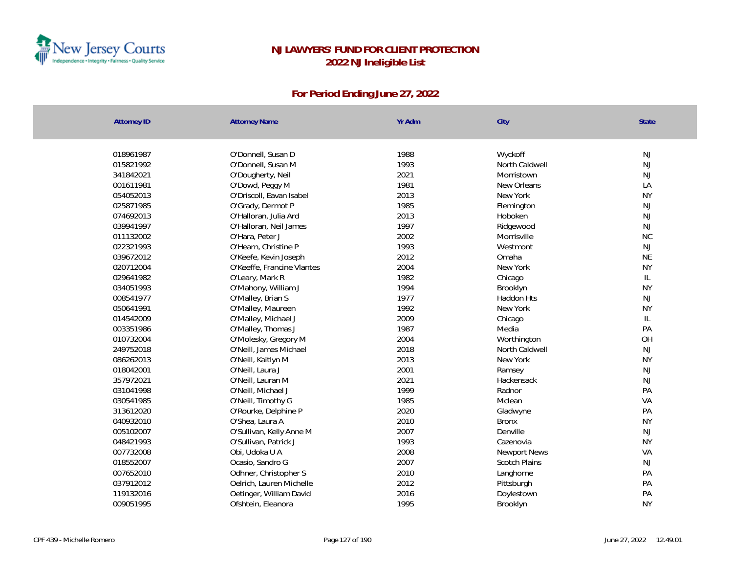# NJ LAWYERS' FUND FOR CLIENT PROTECTION
## 2022 NJ Ineligible List

### For Period Ending June 27, 2022

| Attorney ID | Attorney Name | Yr Adm | City | State |
|---|---|---|---|---|
| 018961987 | O'Donnell, Susan D | 1988 | Wyckoff | NJ |
| 015821992 | O'Donnell, Susan M | 1993 | North Caldwell | NJ |
| 341842021 | O'Dougherty, Neil | 2021 | Morristown | NJ |
| 001611981 | O'Dowd, Peggy M | 1981 | New Orleans | LA |
| 054052013 | O'Driscoll, Eavan Isabel | 2013 | New York | NY |
| 025871985 | O'Grady, Dermot P | 1985 | Flemington | NJ |
| 074692013 | O'Halloran, Julia Ard | 2013 | Hoboken | NJ |
| 039941997 | O'Halloran, Neil James | 1997 | Ridgewood | NJ |
| 011132002 | O'Hara, Peter J | 2002 | Morrisville | NC |
| 022321993 | O'Hearn, Christine P | 1993 | Westmont | NJ |
| 039672012 | O'Keefe, Kevin Joseph | 2012 | Omaha | NE |
| 020712004 | O'Keeffe, Francine Vlantes | 2004 | New York | NY |
| 029641982 | O'Leary, Mark R | 1982 | Chicago | IL |
| 034051993 | O'Mahony, William J | 1994 | Brooklyn | NY |
| 008541977 | O'Malley, Brian S | 1977 | Haddon Hts | NJ |
| 050641991 | O'Malley, Maureen | 1992 | New York | NY |
| 014542009 | O'Malley, Michael J | 2009 | Chicago | IL |
| 003351986 | O'Malley, Thomas J | 1987 | Media | PA |
| 010732004 | O'Molesky, Gregory M | 2004 | Worthington | OH |
| 249752018 | O'Neill, James Michael | 2018 | North Caldwell | NJ |
| 086262013 | O'Neill, Kaitlyn M | 2013 | New York | NY |
| 018042001 | O'Neill, Laura J | 2001 | Ramsey | NJ |
| 357972021 | O'Neill, Lauran M | 2021 | Hackensack | NJ |
| 031041998 | O'Neill, Michael J | 1999 | Radnor | PA |
| 030541985 | O'Neill, Timothy G | 1985 | Mclean | VA |
| 313612020 | O'Rourke, Delphine P | 2020 | Gladwyne | PA |
| 040932010 | O'Shea, Laura A | 2010 | Bronx | NY |
| 005102007 | O'Sullivan, Kelly Anne M | 2007 | Denville | NJ |
| 048421993 | O'Sullivan, Patrick J | 1993 | Cazenovia | NY |
| 007732008 | Obi, Udoka U A | 2008 | Newport News | VA |
| 018552007 | Ocasio, Sandro G | 2007 | Scotch Plains | NJ |
| 007652010 | Odhner, Christopher S | 2010 | Langhorne | PA |
| 037912012 | Oelrich, Lauren Michelle | 2012 | Pittsburgh | PA |
| 119132016 | Oetinger, William David | 2016 | Doylestown | PA |
| 009051995 | Ofshtein, Eleanora | 1995 | Brooklyn | NY |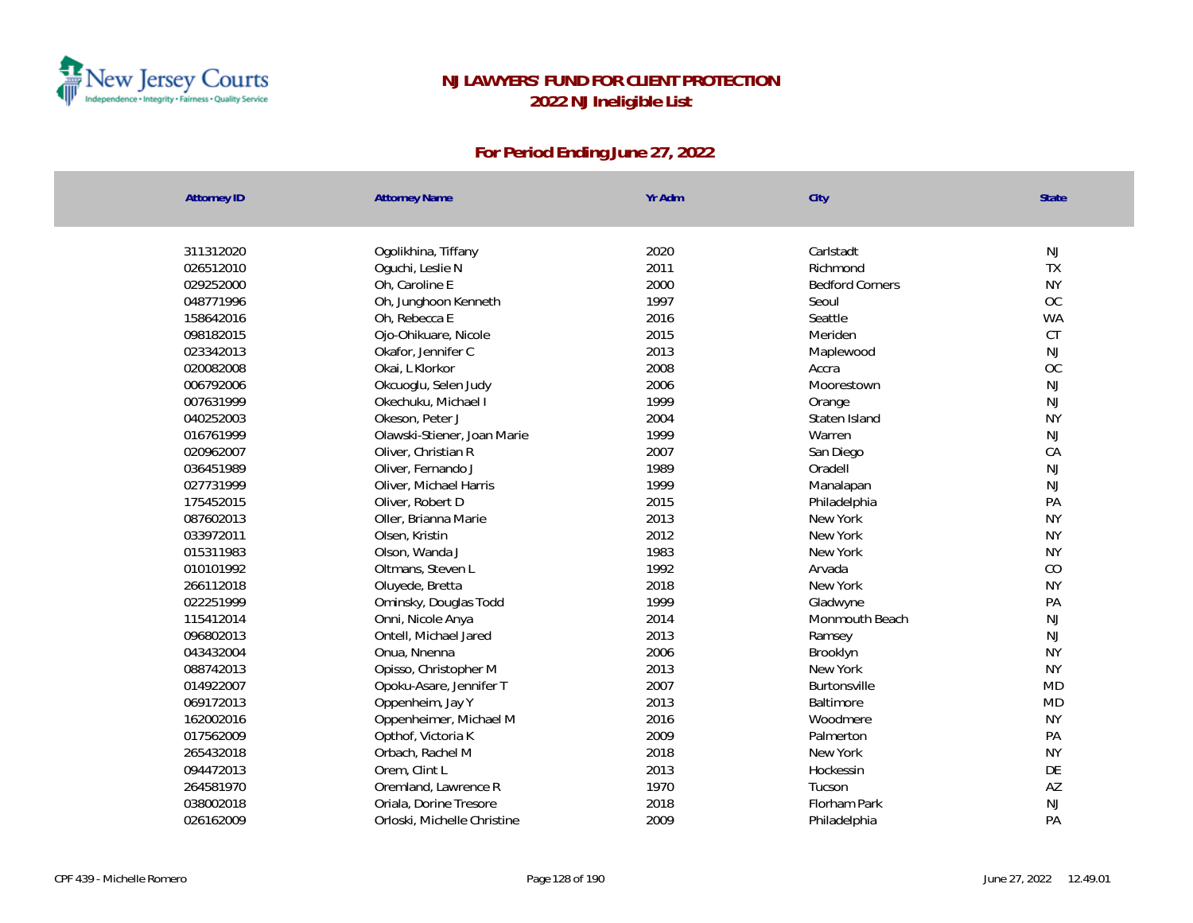# NJ LAWYERS' FUND FOR CLIENT PROTECTION
## 2022 NJ Ineligible List

### For Period Ending June 27, 2022

| Attorney ID | Attorney Name | Yr Adm | City | State |
|---|---|---|---|---|
| 311312020 | Ogolikhina, Tiffany | 2020 | Carlstadt | NJ |
| 026512010 | Oguchi, Leslie N | 2011 | Richmond | TX |
| 029252000 | Oh, Caroline E | 2000 | Bedford Corners | NY |
| 048771996 | Oh, Junghoon Kenneth | 1997 | Seoul | OC |
| 158642016 | Oh, Rebecca E | 2016 | Seattle | WA |
| 098182015 | Ojo-Ohikuare, Nicole | 2015 | Meriden | CT |
| 023342013 | Okafor, Jennifer C | 2013 | Maplewood | NJ |
| 020082008 | Okai, L Klorkor | 2008 | Accra | OC |
| 006792006 | Okcuoglu, Selen Judy | 2006 | Moorestown | NJ |
| 007631999 | Okechuku, Michael I | 1999 | Orange | NJ |
| 040252003 | Okeson, Peter J | 2004 | Staten Island | NY |
| 016761999 | Olawski-Stiener, Joan Marie | 1999 | Warren | NJ |
| 020962007 | Oliver, Christian R | 2007 | San Diego | CA |
| 036451989 | Oliver, Fernando J | 1989 | Oradell | NJ |
| 027731999 | Oliver, Michael Harris | 1999 | Manalapan | NJ |
| 175452015 | Oliver, Robert D | 2015 | Philadelphia | PA |
| 087602013 | Oller, Brianna Marie | 2013 | New York | NY |
| 033972011 | Olsen, Kristin | 2012 | New York | NY |
| 015311983 | Olson, Wanda J | 1983 | New York | NY |
| 010101992 | Oltmans, Steven L | 1992 | Arvada | CO |
| 266112018 | Oluyede, Bretta | 2018 | New York | NY |
| 022251999 | Ominsky, Douglas Todd | 1999 | Gladwyne | PA |
| 115412014 | Onni, Nicole Anya | 2014 | Monmouth Beach | NJ |
| 096802013 | Ontell, Michael Jared | 2013 | Ramsey | NJ |
| 043432004 | Onua, Nnenna | 2006 | Brooklyn | NY |
| 088742013 | Opisso, Christopher M | 2013 | New York | NY |
| 014922007 | Opoku-Asare, Jennifer T | 2007 | Burtonsville | MD |
| 069172013 | Oppenheim, Jay Y | 2013 | Baltimore | MD |
| 162002016 | Oppenheimer, Michael M | 2016 | Woodmere | NY |
| 017562009 | Opthof, Victoria K | 2009 | Palmerton | PA |
| 265432018 | Orbach, Rachel M | 2018 | New York | NY |
| 094472013 | Orem, Clint L | 2013 | Hockessin | DE |
| 264581970 | Oremland, Lawrence R | 1970 | Tucson | AZ |
| 038002018 | Oriala, Dorine Tresore | 2018 | Florham Park | NJ |
| 026162009 | Orloski, Michelle Christine | 2009 | Philadelphia | PA |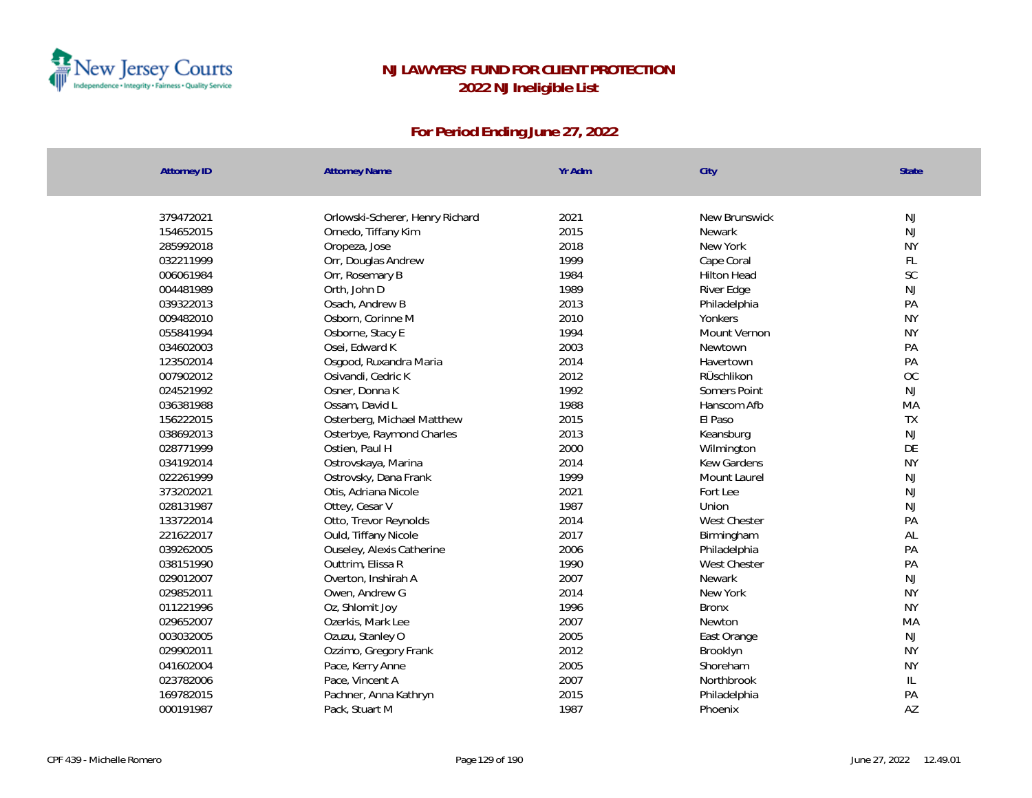# NJ LAWYERS' FUND FOR CLIENT PROTECTION
## 2022 NJ Ineligible List

### For Period Ending June 27, 2022

| Attorney ID | Attorney Name | Yr Adm | City | State |
|---|---|---|---|---|
| 379472021 | Orlowski-Scherer, Henry Richard | 2021 | New Brunswick | NJ |
| 154652015 | Ornedo, Tiffany Kim | 2015 | Newark | NJ |
| 285992018 | Oropeza, Jose | 2018 | New York | NY |
| 032211999 | Orr, Douglas Andrew | 1999 | Cape Coral | FL |
| 006061984 | Orr, Rosemary B | 1984 | Hilton Head | SC |
| 004481989 | Orth, John D | 1989 | River Edge | NJ |
| 039322013 | Osach, Andrew B | 2013 | Philadelphia | PA |
| 009482010 | Osborn, Corinne M | 2010 | Yonkers | NY |
| 055841994 | Osborne, Stacy E | 1994 | Mount Vernon | NY |
| 034602003 | Osei, Edward K | 2003 | Newtown | PA |
| 123502014 | Osgood, Ruxandra Maria | 2014 | Havertown | PA |
| 007902012 | Osivandi, Cedric K | 2012 | RÜschlikon | OC |
| 024521992 | Osner, Donna K | 1992 | Somers Point | NJ |
| 036381988 | Ossam, David L | 1988 | Hanscom Afb | MA |
| 156222015 | Osterberg, Michael Matthew | 2015 | El Paso | TX |
| 038692013 | Osterbye, Raymond Charles | 2013 | Keansburg | NJ |
| 028771999 | Ostien, Paul H | 2000 | Wilmington | DE |
| 034192014 | Ostrovskaya, Marina | 2014 | Kew Gardens | NY |
| 022261999 | Ostrovsky, Dana Frank | 1999 | Mount Laurel | NJ |
| 373202021 | Otis, Adriana Nicole | 2021 | Fort Lee | NJ |
| 028131987 | Ottey, Cesar V | 1987 | Union | NJ |
| 133722014 | Otto, Trevor Reynolds | 2014 | West Chester | PA |
| 221622017 | Ould, Tiffany Nicole | 2017 | Birmingham | AL |
| 039262005 | Ouseley, Alexis Catherine | 2006 | Philadelphia | PA |
| 038151990 | Outtrim, Elissa R | 1990 | West Chester | PA |
| 029012007 | Overton, Inshirah A | 2007 | Newark | NJ |
| 029852011 | Owen, Andrew G | 2014 | New York | NY |
| 011221996 | Oz, Shlomit Joy | 1996 | Bronx | NY |
| 029652007 | Ozerkis, Mark Lee | 2007 | Newton | MA |
| 003032005 | Ozuzu, Stanley O | 2005 | East Orange | NJ |
| 029902011 | Ozzimo, Gregory Frank | 2012 | Brooklyn | NY |
| 041602004 | Pace, Kerry Anne | 2005 | Shoreham | NY |
| 023782006 | Pace, Vincent A | 2007 | Northbrook | IL |
| 169782015 | Pachner, Anna Kathryn | 2015 | Philadelphia | PA |
| 000191987 | Pack, Stuart M | 1987 | Phoenix | AZ |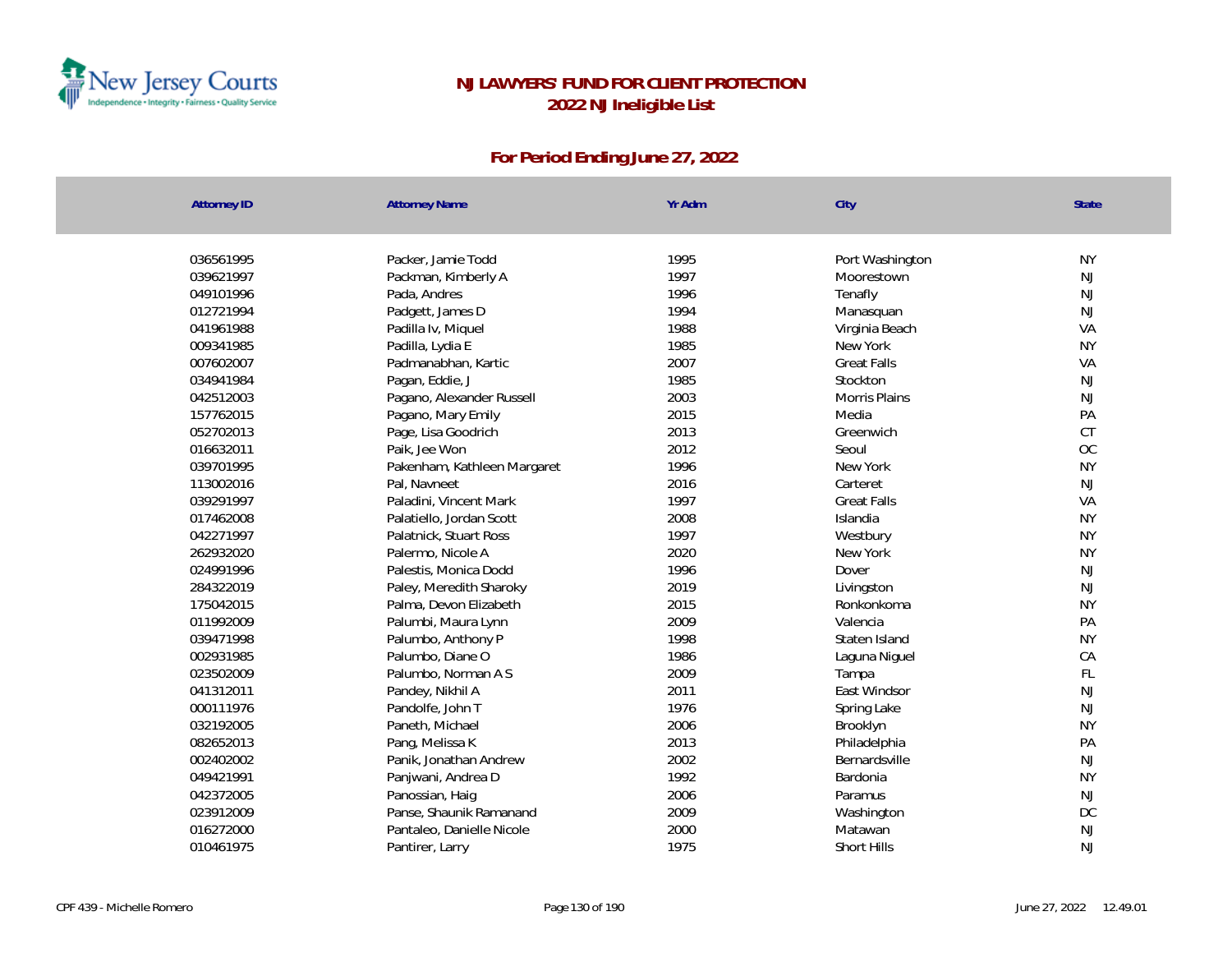# NJ LAWYERS' FUND FOR CLIENT PROTECTION
## 2022 NJ Ineligible List

### For Period Ending June 27, 2022

| Attorney ID | Attorney Name | Yr Adm | City | State |
|---|---|---|---|---|
| 036561995 | Packer, Jamie Todd | 1995 | Port Washington | NY |
| 039621997 | Packman, Kimberly A | 1997 | Moorestown | NJ |
| 049101996 | Pada, Andres | 1996 | Tenafly | NJ |
| 012721994 | Padgett, James D | 1994 | Manasquan | NJ |
| 041961988 | Padilla Iv, Miquel | 1988 | Virginia Beach | VA |
| 009341985 | Padilla, Lydia E | 1985 | New York | NY |
| 007602007 | Padmanabhan, Kartic | 2007 | Great Falls | VA |
| 034941984 | Pagan, Eddie, J | 1985 | Stockton | NJ |
| 042512003 | Pagano, Alexander Russell | 2003 | Morris Plains | NJ |
| 157762015 | Pagano, Mary Emily | 2015 | Media | PA |
| 052702013 | Page, Lisa Goodrich | 2013 | Greenwich | CT |
| 016632011 | Paik, Jee Won | 2012 | Seoul | OC |
| 039701995 | Pakenham, Kathleen Margaret | 1996 | New York | NY |
| 113002016 | Pal, Navneet | 2016 | Carteret | NJ |
| 039291997 | Paladini, Vincent Mark | 1997 | Great Falls | VA |
| 017462008 | Palatiello, Jordan Scott | 2008 | Islandia | NY |
| 042271997 | Palatnick, Stuart Ross | 1997 | Westbury | NY |
| 262932020 | Palermo, Nicole A | 2020 | New York | NY |
| 024991996 | Palestis, Monica Dodd | 1996 | Dover | NJ |
| 284322019 | Paley, Meredith Sharoky | 2019 | Livingston | NJ |
| 175042015 | Palma, Devon Elizabeth | 2015 | Ronkonkoma | NY |
| 011992009 | Palumbi, Maura Lynn | 2009 | Valencia | PA |
| 039471998 | Palumbo, Anthony P | 1998 | Staten Island | NY |
| 002931985 | Palumbo, Diane O | 1986 | Laguna Niguel | CA |
| 023502009 | Palumbo, Norman A S | 2009 | Tampa | FL |
| 041312011 | Pandey, Nikhil A | 2011 | East Windsor | NJ |
| 000111976 | Pandolfe, John T | 1976 | Spring Lake | NJ |
| 032192005 | Paneth, Michael | 2006 | Brooklyn | NY |
| 082652013 | Pang, Melissa K | 2013 | Philadelphia | PA |
| 002402002 | Panik, Jonathan Andrew | 2002 | Bernardsville | NJ |
| 049421991 | Panjwani, Andrea D | 1992 | Bardonia | NY |
| 042372005 | Panossian, Haig | 2006 | Paramus | NJ |
| 023912009 | Panse, Shaunik Ramanand | 2009 | Washington | DC |
| 016272000 | Pantaleo, Danielle Nicole | 2000 | Matawan | NJ |
| 010461975 | Pantirer, Larry | 1975 | Short Hills | NJ |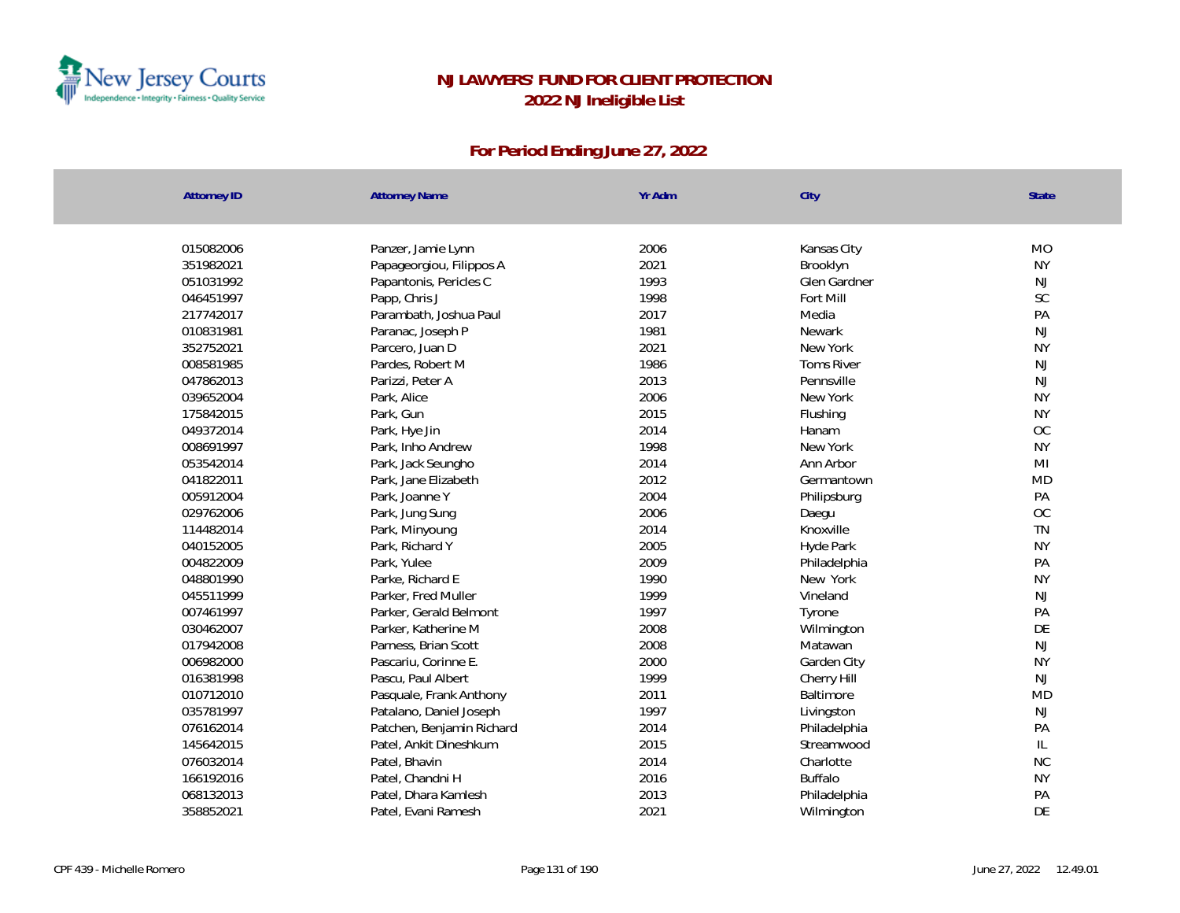# NJ LAWYERS' FUND FOR CLIENT PROTECTION
## 2022 NJ Ineligible List

### For Period Ending June 27, 2022

| Attorney ID | Attorney Name | Yr Adm | City | State |
|---|---|---|---|---|
| 015082006 | Panzer, Jamie Lynn | 2006 | Kansas City | MO |
| 351982021 | Papageorgiou, Filippos A | 2021 | Brooklyn | NY |
| 051031992 | Papantonis, Pericles C | 1993 | Glen Gardner | NJ |
| 046451997 | Papp, Chris J | 1998 | Fort Mill | SC |
| 217742017 | Parambath, Joshua Paul | 2017 | Media | PA |
| 010831981 | Paranac, Joseph P | 1981 | Newark | NJ |
| 352752021 | Parcero, Juan D | 2021 | New York | NY |
| 008581985 | Pardes, Robert M | 1986 | Toms River | NJ |
| 047862013 | Parizzi, Peter A | 2013 | Pennsville | NJ |
| 039652004 | Park, Alice | 2006 | New York | NY |
| 175842015 | Park, Gun | 2015 | Flushing | NY |
| 049372014 | Park, Hye Jin | 2014 | Hanam | OC |
| 008691997 | Park, Inho Andrew | 1998 | New York | NY |
| 053542014 | Park, Jack Seungho | 2014 | Ann Arbor | MI |
| 041822011 | Park, Jane Elizabeth | 2012 | Germantown | MD |
| 005912004 | Park, Joanne Y | 2004 | Philipsburg | PA |
| 029762006 | Park, Jung Sung | 2006 | Daegu | OC |
| 114482014 | Park, Minyoung | 2014 | Knoxville | TN |
| 040152005 | Park, Richard Y | 2005 | Hyde Park | NY |
| 004822009 | Park, Yulee | 2009 | Philadelphia | PA |
| 048801990 | Parke, Richard E | 1990 | New York | NY |
| 045511999 | Parker, Fred Muller | 1999 | Vineland | NJ |
| 007461997 | Parker, Gerald Belmont | 1997 | Tyrone | PA |
| 030462007 | Parker, Katherine M | 2008 | Wilmington | DE |
| 017942008 | Parness, Brian Scott | 2008 | Matawan | NJ |
| 006982000 | Pascariu, Corinne E. | 2000 | Garden City | NY |
| 016381998 | Pascu, Paul Albert | 1999 | Cherry Hill | NJ |
| 010712010 | Pasquale, Frank Anthony | 2011 | Baltimore | MD |
| 035781997 | Patalano, Daniel Joseph | 1997 | Livingston | NJ |
| 076162014 | Patchen, Benjamin Richard | 2014 | Philadelphia | PA |
| 145642015 | Patel, Ankit Dineshkum | 2015 | Streamwood | IL |
| 076032014 | Patel, Bhavin | 2014 | Charlotte | NC |
| 166192016 | Patel, Chandni H | 2016 | Buffalo | NY |
| 068132013 | Patel, Dhara Kamlesh | 2013 | Philadelphia | PA |
| 358852021 | Patel, Evani Ramesh | 2021 | Wilmington | DE |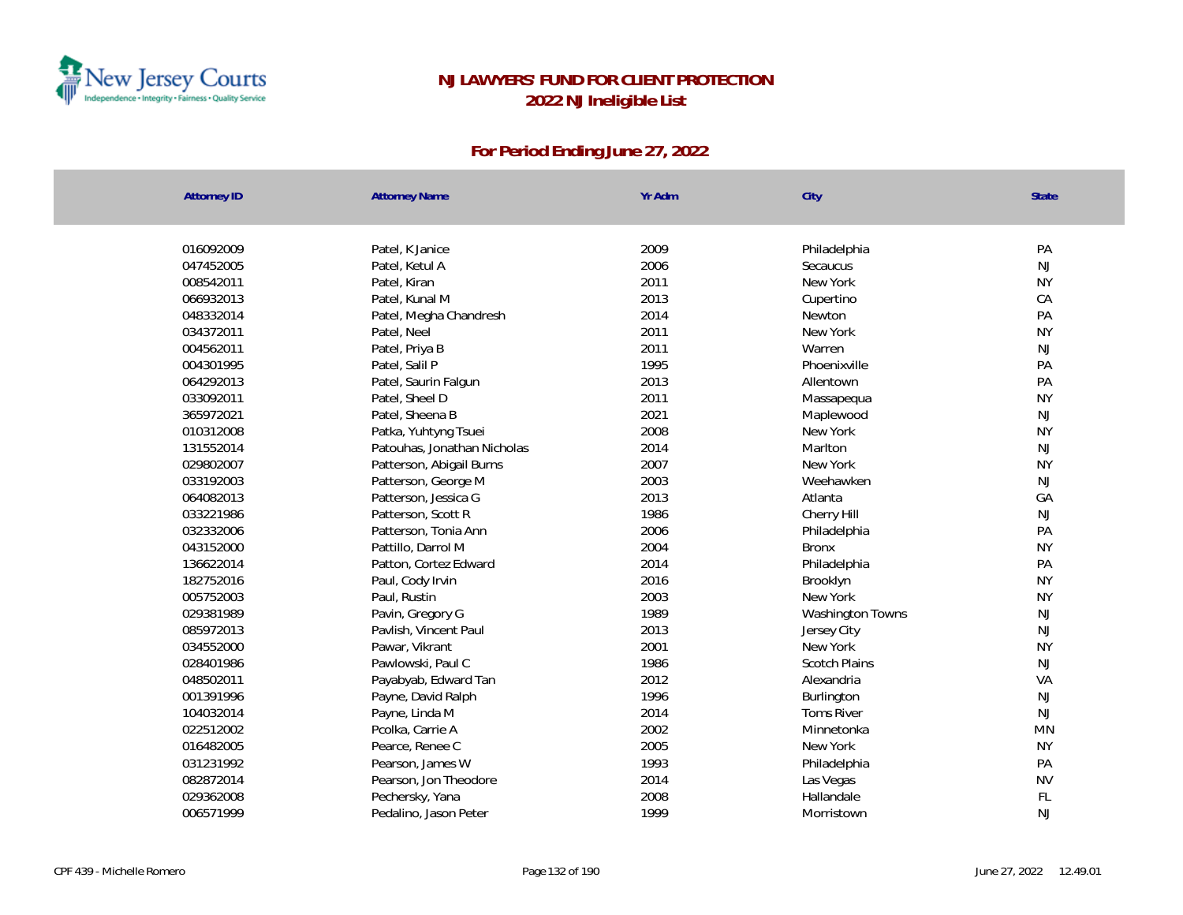# NJ LAWYERS' FUND FOR CLIENT PROTECTION

## 2022 NJ Ineligible List

### For Period Ending June 27, 2022

| Attorney ID | Attorney Name | Yr Adm | City | State |
|---|---|---|---|---|
| 016092009 | Patel, K Janice | 2009 | Philadelphia | PA |
| 047452005 | Patel, Ketul A | 2006 | Secaucus | NJ |
| 008542011 | Patel, Kiran | 2011 | New York | NY |
| 066932013 | Patel, Kunal M | 2013 | Cupertino | CA |
| 048332014 | Patel, Megha Chandresh | 2014 | Newton | PA |
| 034372011 | Patel, Neel | 2011 | New York | NY |
| 004562011 | Patel, Priya B | 2011 | Warren | NJ |
| 004301995 | Patel, Salil P | 1995 | Phoenixville | PA |
| 064292013 | Patel, Saurin Falgun | 2013 | Allentown | PA |
| 033092011 | Patel, Sheel D | 2011 | Massapequa | NY |
| 365972021 | Patel, Sheena B | 2021 | Maplewood | NJ |
| 010312008 | Patka, Yuhtyng Tsuei | 2008 | New York | NY |
| 131552014 | Patouhas, Jonathan Nicholas | 2014 | Marlton | NJ |
| 029802007 | Patterson, Abigail Burns | 2007 | New York | NY |
| 033192003 | Patterson, George M | 2003 | Weehawken | NJ |
| 064082013 | Patterson, Jessica G | 2013 | Atlanta | GA |
| 033221986 | Patterson, Scott R | 1986 | Cherry Hill | NJ |
| 032332006 | Patterson, Tonia Ann | 2006 | Philadelphia | PA |
| 043152000 | Pattillo, Darrol M | 2004 | Bronx | NY |
| 136622014 | Patton, Cortez Edward | 2014 | Philadelphia | PA |
| 182752016 | Paul, Cody Irvin | 2016 | Brooklyn | NY |
| 005752003 | Paul, Rustin | 2003 | New York | NY |
| 029381989 | Pavin, Gregory G | 1989 | Washington Towns | NJ |
| 085972013 | Pavlish, Vincent Paul | 2013 | Jersey City | NJ |
| 034552000 | Pawar, Vikrant | 2001 | New York | NY |
| 028401986 | Pawlowski, Paul C | 1986 | Scotch Plains | NJ |
| 048502011 | Payabyab, Edward Tan | 2012 | Alexandria | VA |
| 001391996 | Payne, David Ralph | 1996 | Burlington | NJ |
| 104032014 | Payne, Linda M | 2014 | Toms River | NJ |
| 022512002 | Pcolka, Carrie A | 2002 | Minnetonka | MN |
| 016482005 | Pearce, Renee C | 2005 | New York | NY |
| 031231992 | Pearson, James W | 1993 | Philadelphia | PA |
| 082872014 | Pearson, Jon Theodore | 2014 | Las Vegas | NV |
| 029362008 | Pechersky, Yana | 2008 | Hallandale | FL |
| 006571999 | Pedalino, Jason Peter | 1999 | Morristown | NJ |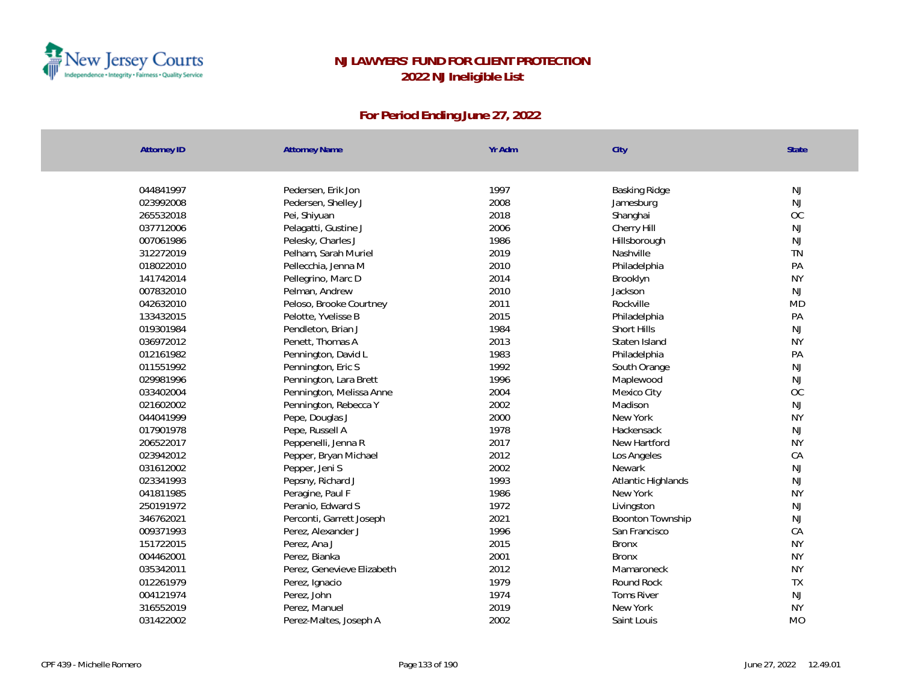# NJ LAWYERS' FUND FOR CLIENT PROTECTION
## 2022 NJ Ineligible List

### For Period Ending June 27, 2022

| Attorney ID | Attorney Name | Yr Adm | City | State |
|---|---|---|---|---|
| 044841997 | Pedersen, Erik Jon | 1997 | Basking Ridge | NJ |
| 023992008 | Pedersen, Shelley J | 2008 | Jamesburg | NJ |
| 265532018 | Pei, Shiyuan | 2018 | Shanghai | OC |
| 037712006 | Pelagatti, Gustine J | 2006 | Cherry Hill | NJ |
| 007061986 | Pelesky, Charles J | 1986 | Hillsborough | NJ |
| 312272019 | Pelham, Sarah Muriel | 2019 | Nashville | TN |
| 018022010 | Pellecchia, Jenna M | 2010 | Philadelphia | PA |
| 141742014 | Pellegrino, Marc D | 2014 | Brooklyn | NY |
| 007832010 | Pelman, Andrew | 2010 | Jackson | NJ |
| 042632010 | Peloso, Brooke Courtney | 2011 | Rockville | MD |
| 133432015 | Pelotte, Yvelisse B | 2015 | Philadelphia | PA |
| 019301984 | Pendleton, Brian J | 1984 | Short Hills | NJ |
| 036972012 | Penett, Thomas A | 2013 | Staten Island | NY |
| 012161982 | Pennington, David L | 1983 | Philadelphia | PA |
| 011551992 | Pennington, Eric S | 1992 | South Orange | NJ |
| 029981996 | Pennington, Lara Brett | 1996 | Maplewood | NJ |
| 033402004 | Pennington, Melissa Anne | 2004 | Mexico City | OC |
| 021602002 | Pennington, Rebecca Y | 2002 | Madison | NJ |
| 044041999 | Pepe, Douglas J | 2000 | New York | NY |
| 017901978 | Pepe, Russell A | 1978 | Hackensack | NJ |
| 206522017 | Peppenelli, Jenna R | 2017 | New Hartford | NY |
| 023942012 | Pepper, Bryan Michael | 2012 | Los Angeles | CA |
| 031612002 | Pepper, Jeni S | 2002 | Newark | NJ |
| 023341993 | Pepsny, Richard J | 1993 | Atlantic Highlands | NJ |
| 041811985 | Peragine, Paul F | 1986 | New York | NY |
| 250191972 | Peranio, Edward S | 1972 | Livingston | NJ |
| 346762021 | Perconti, Garrett Joseph | 2021 | Boonton Township | NJ |
| 009371993 | Perez, Alexander J | 1996 | San Francisco | CA |
| 151722015 | Perez, Ana J | 2015 | Bronx | NY |
| 004462001 | Perez, Bianka | 2001 | Bronx | NY |
| 035342011 | Perez, Genevieve Elizabeth | 2012 | Mamaroneck | NY |
| 012261979 | Perez, Ignacio | 1979 | Round Rock | TX |
| 004121974 | Perez, John | 1974 | Toms River | NJ |
| 316552019 | Perez, Manuel | 2019 | New York | NY |
| 031422002 | Perez-Maltes, Joseph A | 2002 | Saint Louis | MO |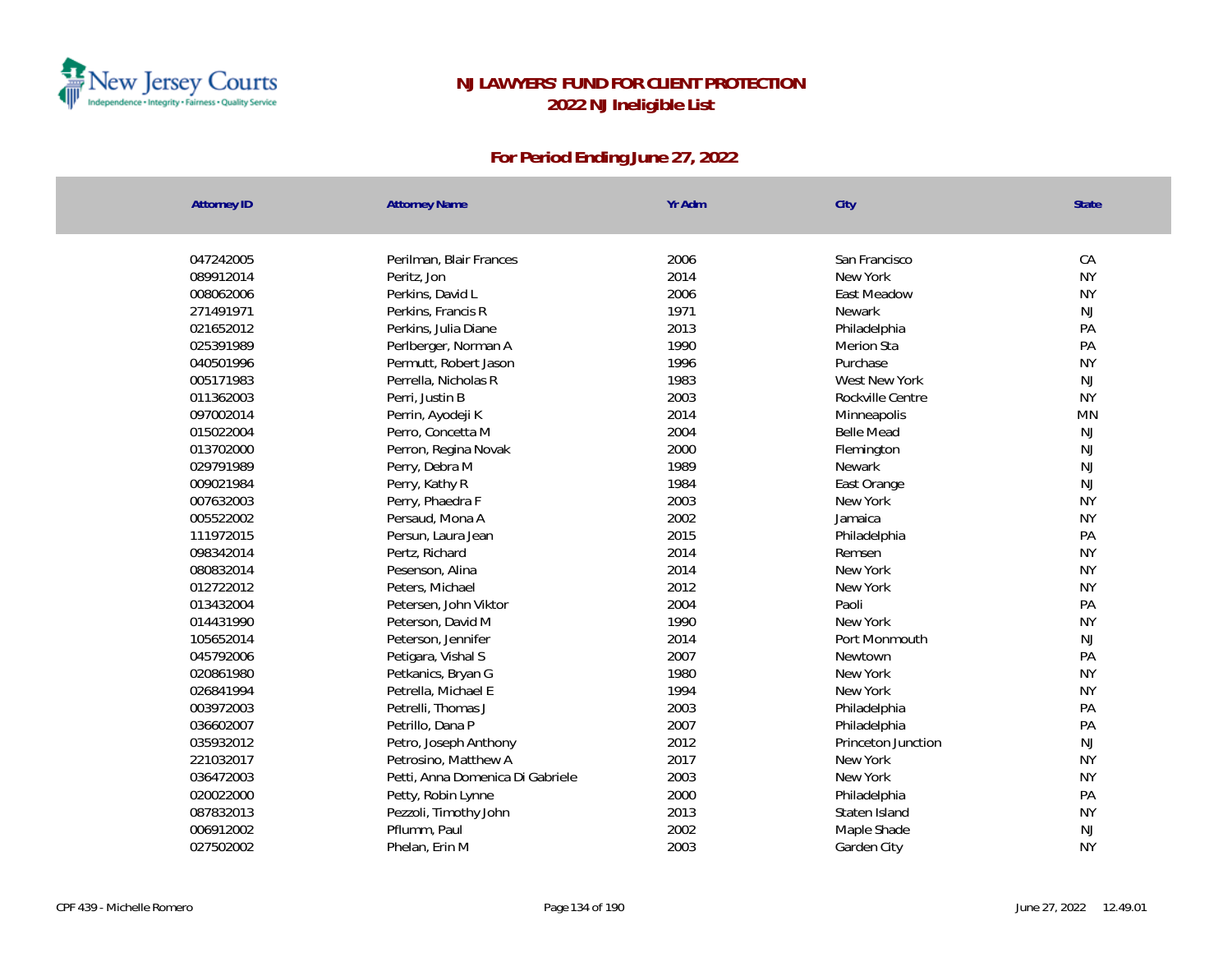# NJ LAWYERS' FUND FOR CLIENT PROTECTION
## 2022 NJ Ineligible List

### For Period Ending June 27, 2022

| Attorney ID | Attorney Name | Yr Adm | City | State |
|---|---|---|---|---|
| 047242005 | Perilman, Blair Frances | 2006 | San Francisco | CA |
| 089912014 | Peritz, Jon | 2014 | New York | NY |
| 008062006 | Perkins, David L | 2006 | East Meadow | NY |
| 271491971 | Perkins, Francis R | 1971 | Newark | NJ |
| 021652012 | Perkins, Julia Diane | 2013 | Philadelphia | PA |
| 025391989 | Perlberger, Norman A | 1990 | Merion Sta | PA |
| 040501996 | Permutt, Robert Jason | 1996 | Purchase | NY |
| 005171983 | Perrella, Nicholas R | 1983 | West New York | NJ |
| 011362003 | Perri, Justin B | 2003 | Rockville Centre | NY |
| 097002014 | Perrin, Ayodeji K | 2014 | Minneapolis | MN |
| 015022004 | Perro, Concetta M | 2004 | Belle Mead | NJ |
| 013702000 | Perron, Regina Novak | 2000 | Flemington | NJ |
| 029791989 | Perry, Debra M | 1989 | Newark | NJ |
| 009021984 | Perry, Kathy R | 1984 | East Orange | NJ |
| 007632003 | Perry, Phaedra F | 2003 | New York | NY |
| 005522002 | Persaud, Mona A | 2002 | Jamaica | NY |
| 111972015 | Persun, Laura Jean | 2015 | Philadelphia | PA |
| 098342014 | Pertz, Richard | 2014 | Remsen | NY |
| 080832014 | Pesenson, Alina | 2014 | New York | NY |
| 012722012 | Peters, Michael | 2012 | New York | NY |
| 013432004 | Petersen, John Viktor | 2004 | Paoli | PA |
| 014431990 | Peterson, David M | 1990 | New York | NY |
| 105652014 | Peterson, Jennifer | 2014 | Port Monmouth | NJ |
| 045792006 | Petigara, Vishal S | 2007 | Newtown | PA |
| 020861980 | Petkanics, Bryan G | 1980 | New York | NY |
| 026841994 | Petrella, Michael E | 1994 | New York | NY |
| 003972003 | Petrelli, Thomas J | 2003 | Philadelphia | PA |
| 036602007 | Petrillo, Dana P | 2007 | Philadelphia | PA |
| 035932012 | Petro, Joseph Anthony | 2012 | Princeton Junction | NJ |
| 221032017 | Petrosino, Matthew A | 2017 | New York | NY |
| 036472003 | Petti, Anna Domenica Di Gabriele | 2003 | New York | NY |
| 020022000 | Petty, Robin Lynne | 2000 | Philadelphia | PA |
| 087832013 | Pezzoli, Timothy John | 2013 | Staten Island | NY |
| 006912002 | Pflumm, Paul | 2002 | Maple Shade | NJ |
| 027502002 | Phelan, Erin M | 2003 | Garden City | NY |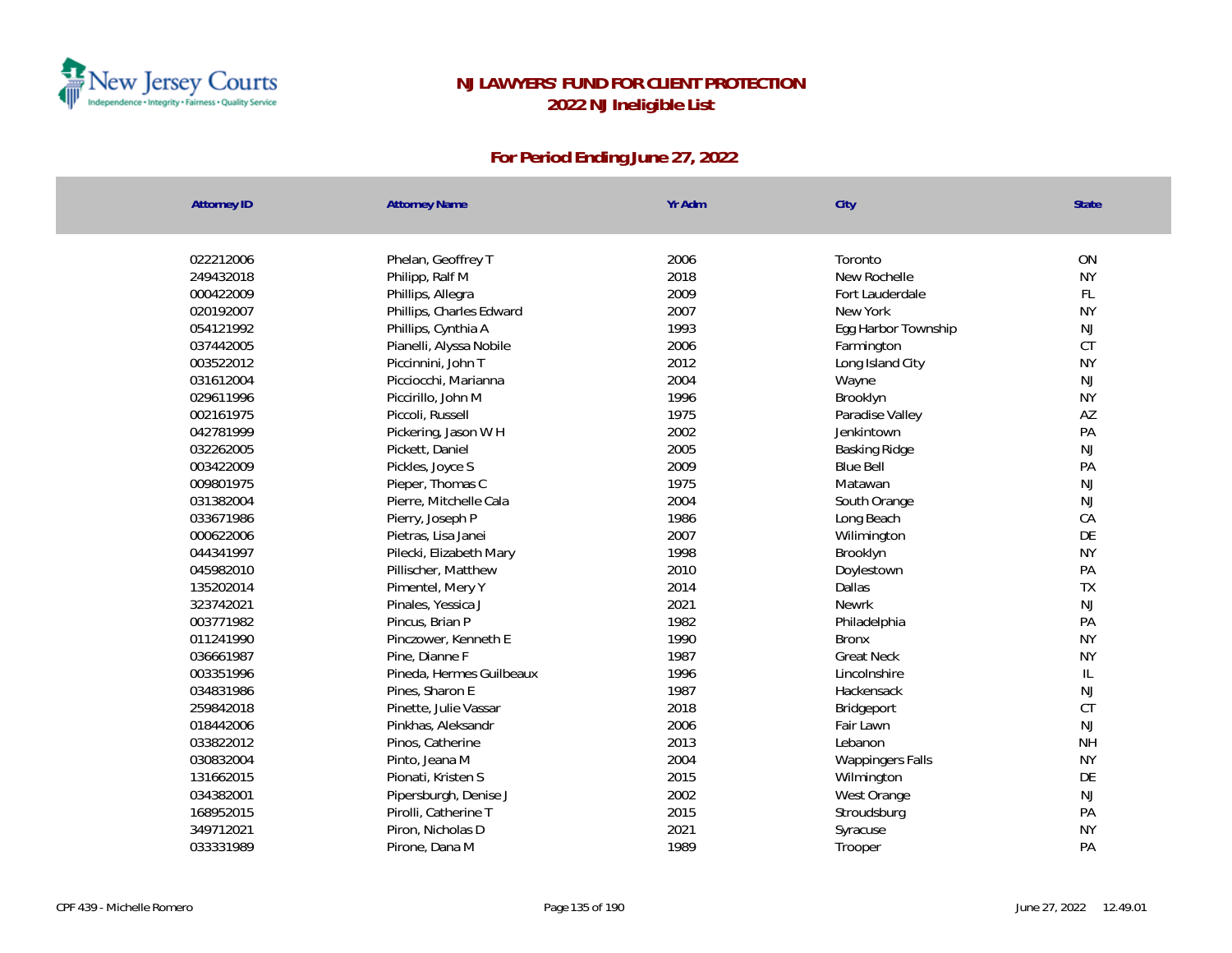# NJ LAWYERS' FUND FOR CLIENT PROTECTION
## 2022 NJ Ineligible List

### For Period Ending June 27, 2022

| Attorney ID | Attorney Name | Yr Adm | City | State |
|---|---|---|---|---|
| 022212006 | Phelan, Geoffrey T | 2006 | Toronto | ON |
| 249432018 | Philipp, Ralf M | 2018 | New Rochelle | NY |
| 000422009 | Phillips, Allegra | 2009 | Fort Lauderdale | FL |
| 020192007 | Phillips, Charles Edward | 2007 | New York | NY |
| 054121992 | Phillips, Cynthia A | 1993 | Egg Harbor Township | NJ |
| 037442005 | Pianelli, Alyssa Nobile | 2006 | Farmington | CT |
| 003522012 | Piccinnini, John T | 2012 | Long Island City | NY |
| 031612004 | Picciocchi, Marianna | 2004 | Wayne | NJ |
| 029611996 | Piccirillo, John M | 1996 | Brooklyn | NY |
| 002161975 | Piccoli, Russell | 1975 | Paradise Valley | AZ |
| 042781999 | Pickering, Jason W H | 2002 | Jenkintown | PA |
| 032262005 | Pickett, Daniel | 2005 | Basking Ridge | NJ |
| 003422009 | Pickles, Joyce S | 2009 | Blue Bell | PA |
| 009801975 | Pieper, Thomas C | 1975 | Matawan | NJ |
| 031382004 | Pierre, Mitchelle Cala | 2004 | South Orange | NJ |
| 033671986 | Pierry, Joseph P | 1986 | Long Beach | CA |
| 000622006 | Pietras, Lisa Janei | 2007 | Wilimington | DE |
| 044341997 | Pilecki, Elizabeth Mary | 1998 | Brooklyn | NY |
| 045982010 | Pillischer, Matthew | 2010 | Doylestown | PA |
| 135202014 | Pimentel, Mery Y | 2014 | Dallas | TX |
| 323742021 | Pinales, Yessica J | 2021 | Newrk | NJ |
| 003771982 | Pincus, Brian P | 1982 | Philadelphia | PA |
| 011241990 | Pinczower, Kenneth E | 1990 | Bronx | NY |
| 036661987 | Pine, Dianne F | 1987 | Great Neck | NY |
| 003351996 | Pineda, Hermes Guilbeaux | 1996 | Lincolnshire | IL |
| 034831986 | Pines, Sharon E | 1987 | Hackensack | NJ |
| 259842018 | Pinette, Julie Vassar | 2018 | Bridgeport | CT |
| 018442006 | Pinkhas, Aleksandr | 2006 | Fair Lawn | NJ |
| 033822012 | Pinos, Catherine | 2013 | Lebanon | NH |
| 030832004 | Pinto, Jeana M | 2004 | Wappingers Falls | NY |
| 131662015 | Pionati, Kristen S | 2015 | Wilmington | DE |
| 034382001 | Pipersburgh, Denise J | 2002 | West Orange | NJ |
| 168952015 | Pirolli, Catherine T | 2015 | Stroudsburg | PA |
| 349712021 | Piron, Nicholas D | 2021 | Syracuse | NY |
| 033331989 | Pirone, Dana M | 1989 | Trooper | PA |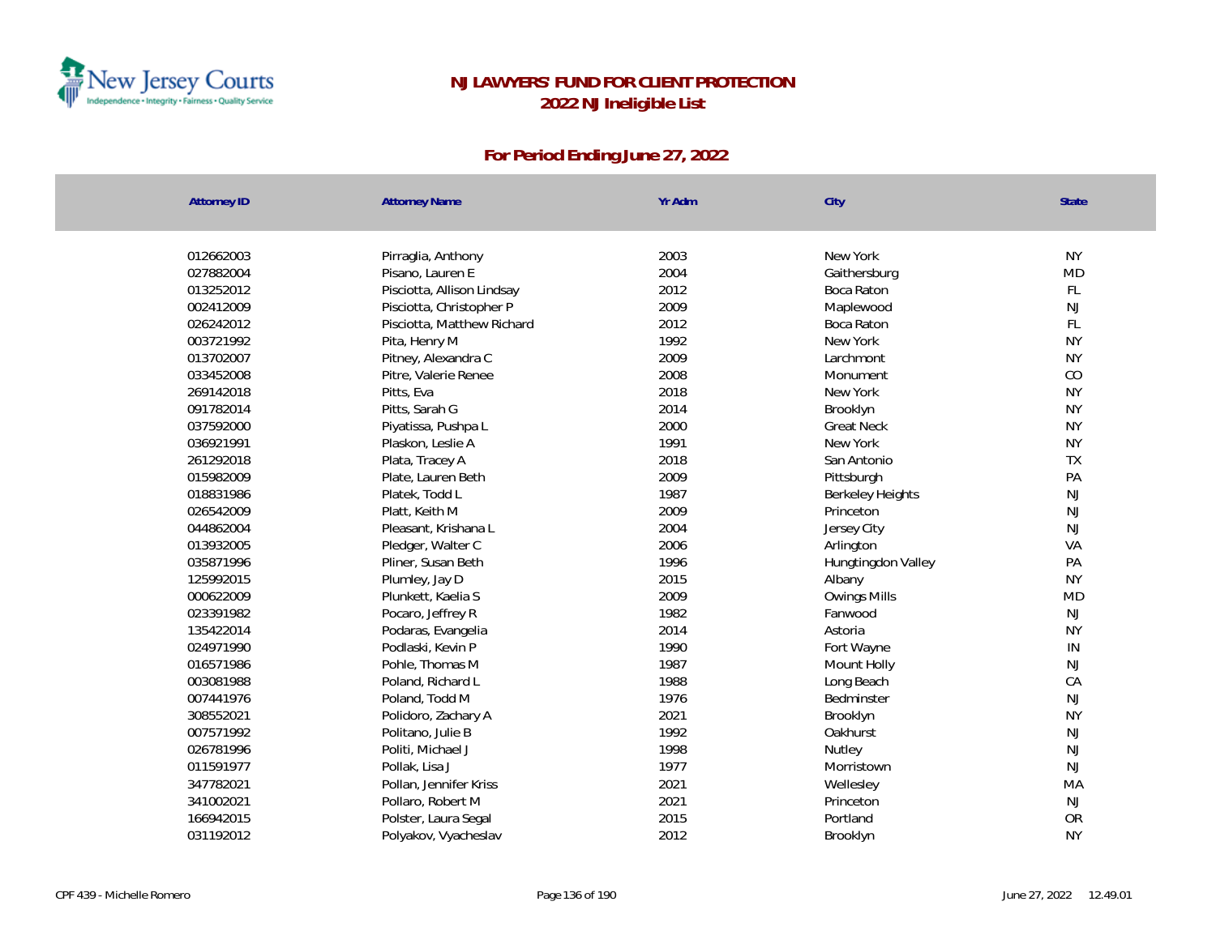# NJ LAWYERS' FUND FOR CLIENT PROTECTION
## 2022 NJ Ineligible List

### For Period Ending June 27, 2022

| Attorney ID | Attorney Name | Yr Adm | City | State |
|---|---|---|---|---|
| 012662003 | Pirraglia, Anthony | 2003 | New York | NY |
| 027882004 | Pisano, Lauren E | 2004 | Gaithersburg | MD |
| 013252012 | Pisciotta, Allison Lindsay | 2012 | Boca Raton | FL |
| 002412009 | Pisciotta, Christopher P | 2009 | Maplewood | NJ |
| 026242012 | Pisciotta, Matthew Richard | 2012 | Boca Raton | FL |
| 003721992 | Pita, Henry M | 1992 | New York | NY |
| 013702007 | Pitney, Alexandra C | 2009 | Larchmont | NY |
| 033452008 | Pitre, Valerie Renee | 2008 | Monument | CO |
| 269142018 | Pitts, Eva | 2018 | New York | NY |
| 091782014 | Pitts, Sarah G | 2014 | Brooklyn | NY |
| 037592000 | Piyatissa, Pushpa L | 2000 | Great Neck | NY |
| 036921991 | Plaskon, Leslie A | 1991 | New York | NY |
| 261292018 | Plata, Tracey A | 2018 | San Antonio | TX |
| 015982009 | Plate, Lauren Beth | 2009 | Pittsburgh | PA |
| 018831986 | Platek, Todd L | 1987 | Berkeley Heights | NJ |
| 026542009 | Platt, Keith M | 2009 | Princeton | NJ |
| 044862004 | Pleasant, Krishana L | 2004 | Jersey City | NJ |
| 013932005 | Pledger, Walter C | 2006 | Arlington | VA |
| 035871996 | Pliner, Susan Beth | 1996 | Hungtingdon Valley | PA |
| 125992015 | Plumley, Jay D | 2015 | Albany | NY |
| 000622009 | Plunkett, Kaelia S | 2009 | Owings Mills | MD |
| 023391982 | Pocaro, Jeffrey R | 1982 | Fanwood | NJ |
| 135422014 | Podaras, Evangelia | 2014 | Astoria | NY |
| 024971990 | Podlaski, Kevin P | 1990 | Fort Wayne | IN |
| 016571986 | Pohle, Thomas M | 1987 | Mount Holly | NJ |
| 003081988 | Poland, Richard L | 1988 | Long Beach | CA |
| 007441976 | Poland, Todd M | 1976 | Bedminster | NJ |
| 308552021 | Polidoro, Zachary A | 2021 | Brooklyn | NY |
| 007571992 | Politano, Julie B | 1992 | Oakhurst | NJ |
| 026781996 | Politi, Michael J | 1998 | Nutley | NJ |
| 011591977 | Pollak, Lisa J | 1977 | Morristown | NJ |
| 347782021 | Pollan, Jennifer Kriss | 2021 | Wellesley | MA |
| 341002021 | Pollaro, Robert M | 2021 | Princeton | NJ |
| 166942015 | Polster, Laura Segal | 2015 | Portland | OR |
| 031192012 | Polyakov, Vyacheslav | 2012 | Brooklyn | NY |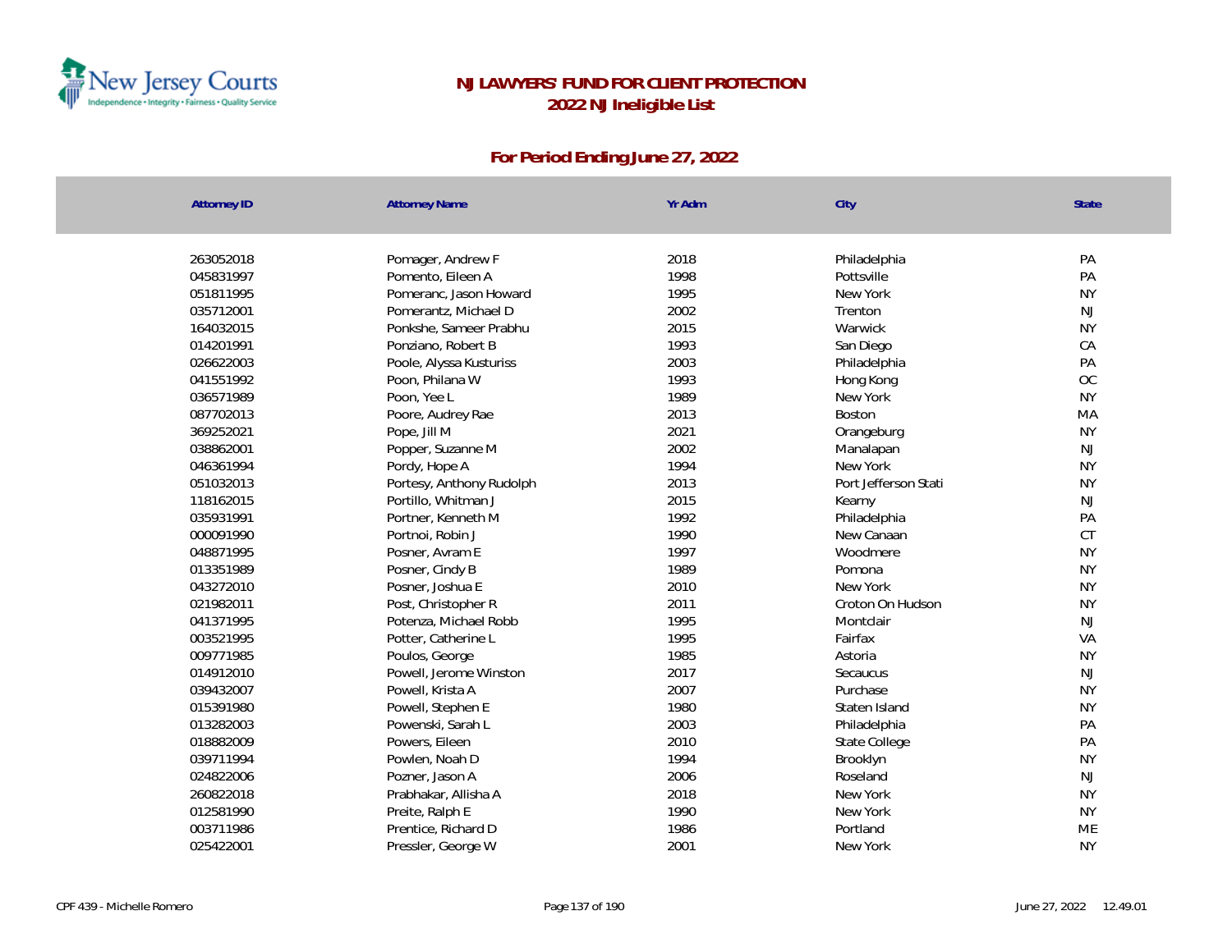# NJ LAWYERS' FUND FOR CLIENT PROTECTION
## 2022 NJ Ineligible List

### For Period Ending June 27, 2022

| Attorney ID | Attorney Name | Yr Adm | City | State |
|---|---|---|---|---|
| 263052018 | Pomager, Andrew F | 2018 | Philadelphia | PA |
| 045831997 | Pomento, Eileen A | 1998 | Pottsville | PA |
| 051811995 | Pomeranc, Jason Howard | 1995 | New York | NY |
| 035712001 | Pomerantz, Michael D | 2002 | Trenton | NJ |
| 164032015 | Ponkshe, Sameer Prabhu | 2015 | Warwick | NY |
| 014201991 | Ponziano, Robert B | 1993 | San Diego | CA |
| 026622003 | Poole, Alyssa Kusturiss | 2003 | Philadelphia | PA |
| 041551992 | Poon, Philana W | 1993 | Hong Kong | OC |
| 036571989 | Poon, Yee L | 1989 | New York | NY |
| 087702013 | Poore, Audrey Rae | 2013 | Boston | MA |
| 369252021 | Pope, Jill M | 2021 | Orangeburg | NY |
| 038862001 | Popper, Suzanne M | 2002 | Manalapan | NJ |
| 046361994 | Pordy, Hope A | 1994 | New York | NY |
| 051032013 | Portesy, Anthony Rudolph | 2013 | Port Jefferson Stati | NY |
| 118162015 | Portillo, Whitman J | 2015 | Kearny | NJ |
| 035931991 | Portner, Kenneth M | 1992 | Philadelphia | PA |
| 000091990 | Portnoi, Robin J | 1990 | New Canaan | CT |
| 048871995 | Posner, Avram E | 1997 | Woodmere | NY |
| 013351989 | Posner, Cindy B | 1989 | Pomona | NY |
| 043272010 | Posner, Joshua E | 2010 | New York | NY |
| 021982011 | Post, Christopher R | 2011 | Croton On Hudson | NY |
| 041371995 | Potenza, Michael Robb | 1995 | Montclair | NJ |
| 003521995 | Potter, Catherine L | 1995 | Fairfax | VA |
| 009771985 | Poulos, George | 1985 | Astoria | NY |
| 014912010 | Powell, Jerome Winston | 2017 | Secaucus | NJ |
| 039432007 | Powell, Krista A | 2007 | Purchase | NY |
| 015391980 | Powell, Stephen E | 1980 | Staten Island | NY |
| 013282003 | Powenski, Sarah L | 2003 | Philadelphia | PA |
| 018882009 | Powers, Eileen | 2010 | State College | PA |
| 039711994 | Powlen, Noah D | 1994 | Brooklyn | NY |
| 024822006 | Pozner, Jason A | 2006 | Roseland | NJ |
| 260822018 | Prabhakar, Allisha A | 2018 | New York | NY |
| 012581990 | Preite, Ralph E | 1990 | New York | NY |
| 003711986 | Prentice, Richard D | 1986 | Portland | ME |
| 025422001 | Pressler, George W | 2001 | New York | NY |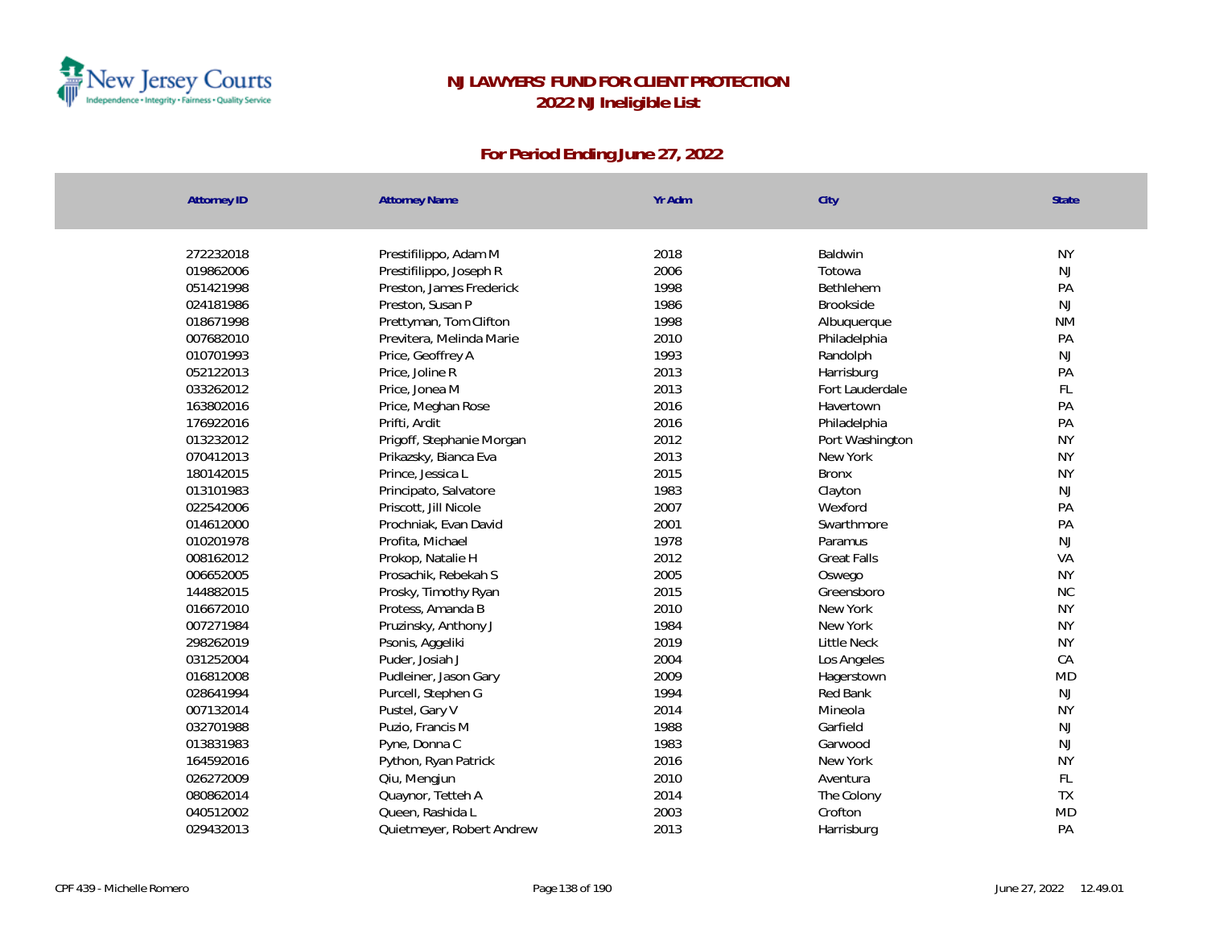# NJ LAWYERS' FUND FOR CLIENT PROTECTION
## 2022 NJ Ineligible List

### For Period Ending June 27, 2022

| Attorney ID | Attorney Name | Yr Adm | City | State |
|---|---|---|---|---|
| 272232018 | Prestifilippo, Adam M | 2018 | Baldwin | NY |
| 019862006 | Prestifilippo, Joseph R | 2006 | Totowa | NJ |
| 051421998 | Preston, James Frederick | 1998 | Bethlehem | PA |
| 024181986 | Preston, Susan P | 1986 | Brookside | NJ |
| 018671998 | Prettyman, Tom Clifton | 1998 | Albuquerque | NM |
| 007682010 | Previtera, Melinda Marie | 2010 | Philadelphia | PA |
| 010701993 | Price, Geoffrey A | 1993 | Randolph | NJ |
| 052122013 | Price, Joline R | 2013 | Harrisburg | PA |
| 033262012 | Price, Jonea M | 2013 | Fort Lauderdale | FL |
| 163802016 | Price, Meghan Rose | 2016 | Havertown | PA |
| 176922016 | Prifti, Ardit | 2016 | Philadelphia | PA |
| 013232012 | Prigoff, Stephanie Morgan | 2012 | Port Washington | NY |
| 070412013 | Prikazsky, Bianca Eva | 2013 | New York | NY |
| 180142015 | Prince, Jessica L | 2015 | Bronx | NY |
| 013101983 | Principato, Salvatore | 1983 | Clayton | NJ |
| 022542006 | Priscott, Jill Nicole | 2007 | Wexford | PA |
| 014612000 | Prochniak, Evan David | 2001 | Swarthmore | PA |
| 010201978 | Profita, Michael | 1978 | Paramus | NJ |
| 008162012 | Prokop, Natalie H | 2012 | Great Falls | VA |
| 006652005 | Prosachik, Rebekah S | 2005 | Oswego | NY |
| 144882015 | Prosky, Timothy Ryan | 2015 | Greensboro | NC |
| 016672010 | Protess, Amanda B | 2010 | New York | NY |
| 007271984 | Pruzinsky, Anthony J | 1984 | New York | NY |
| 298262019 | Psonis, Aggeliki | 2019 | Little Neck | NY |
| 031252004 | Puder, Josiah J | 2004 | Los Angeles | CA |
| 016812008 | Pudleiner, Jason Gary | 2009 | Hagerstown | MD |
| 028641994 | Purcell, Stephen G | 1994 | Red Bank | NJ |
| 007132014 | Pustel, Gary V | 2014 | Mineola | NY |
| 032701988 | Puzio, Francis M | 1988 | Garfield | NJ |
| 013831983 | Pyne, Donna C | 1983 | Garwood | NJ |
| 164592016 | Python, Ryan Patrick | 2016 | New York | NY |
| 026272009 | Qiu, Mengjun | 2010 | Aventura | FL |
| 080862014 | Quaynor, Tetteh A | 2014 | The Colony | TX |
| 040512002 | Queen, Rashida L | 2003 | Crofton | MD |
| 029432013 | Quietmeyer, Robert Andrew | 2013 | Harrisburg | PA |

CPF 439 - Michelle Romero | June 27, 2022 12.49.01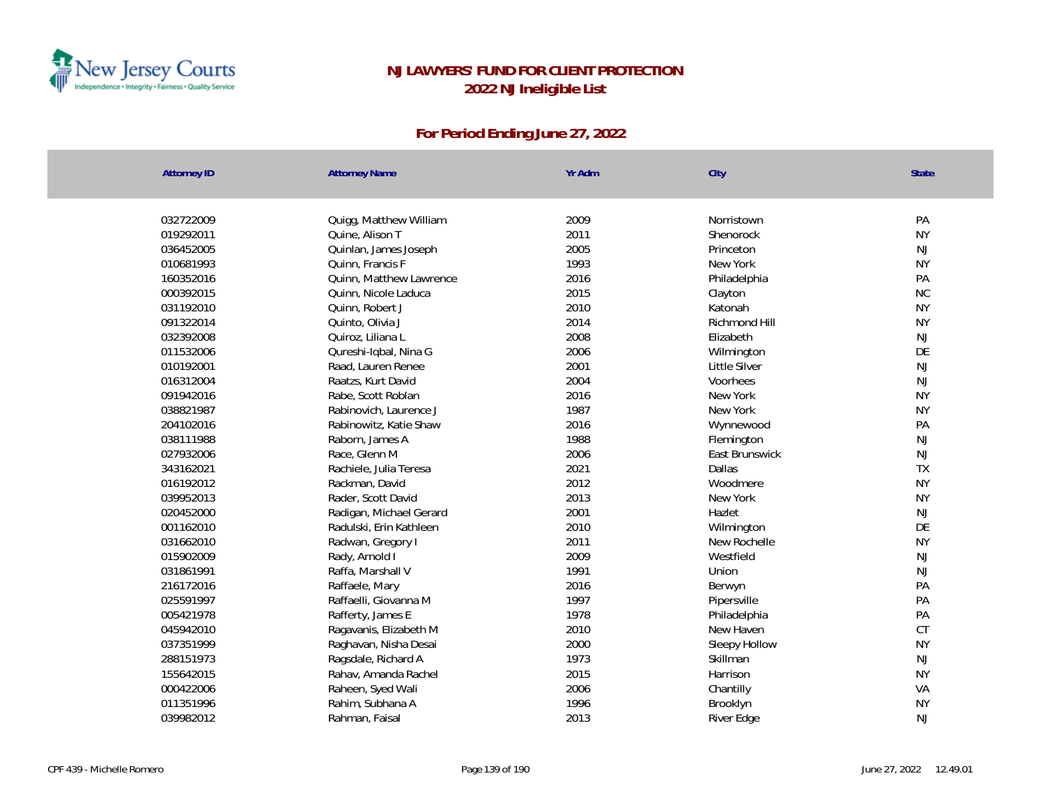# NJ LAWYERS' FUND FOR CLIENT PROTECTION
## 2022 NJ Ineligible List

### For Period Ending June 27, 2022

| Attorney ID | Attorney Name | Yr Adm | City | State |
|---|---|---|---|---|
| 032722009 | Quigg, Matthew William | 2009 | Norristown | PA |
| 019292011 | Quine, Alison T | 2011 | Shenorock | NY |
| 036452005 | Quinlan, James Joseph | 2005 | Princeton | NJ |
| 010681993 | Quinn, Francis F | 1993 | New York | NY |
| 160352016 | Quinn, Matthew Lawrence | 2016 | Philadelphia | PA |
| 000392015 | Quinn, Nicole Laduca | 2015 | Clayton | NC |
| 031192010 | Quinn, Robert J | 2010 | Katonah | NY |
| 091322014 | Quinto, Olivia J | 2014 | Richmond Hill | NY |
| 032392008 | Quiroz, Liliana L | 2008 | Elizabeth | NJ |
| 011532006 | Qureshi-Iqbal, Nina G | 2006 | Wilmington | DE |
| 010192001 | Raad, Lauren Renee | 2001 | Little Silver | NJ |
| 016312004 | Raatzs, Kurt David | 2004 | Voorhees | NJ |
| 091942016 | Rabe, Scott Roblan | 2016 | New York | NY |
| 038821987 | Rabinovich, Laurence J | 1987 | New York | NY |
| 204102016 | Rabinowitz, Katie Shaw | 2016 | Wynnewood | PA |
| 038111988 | Raborn, James A | 1988 | Flemington | NJ |
| 027932006 | Race, Glenn M | 2006 | East Brunswick | NJ |
| 343162021 | Rachiele, Julia Teresa | 2021 | Dallas | TX |
| 016192012 | Rackman, David | 2012 | Woodmere | NY |
| 039952013 | Rader, Scott David | 2013 | New York | NY |
| 020452000 | Radigan, Michael Gerard | 2001 | Hazlet | NJ |
| 001162010 | Radulski, Erin Kathleen | 2010 | Wilmington | DE |
| 031662010 | Radwan, Gregory I | 2011 | New Rochelle | NY |
| 015902009 | Rady, Arnold I | 2009 | Westfield | NJ |
| 031861991 | Raffa, Marshall V | 1991 | Union | NJ |
| 216172016 | Raffaele, Mary | 2016 | Berwyn | PA |
| 025591997 | Raffaelli, Giovanna M | 1997 | Pipersville | PA |
| 005421978 | Rafferty, James E | 1978 | Philadelphia | PA |
| 045942010 | Ragavanis, Elizabeth M | 2010 | New Haven | CT |
| 037351999 | Raghavan, Nisha Desai | 2000 | Sleepy Hollow | NY |
| 288151973 | Ragsdale, Richard A | 1973 | Skillman | NJ |
| 155642015 | Rahav, Amanda Rachel | 2015 | Harrison | NY |
| 000422006 | Raheen, Syed Wali | 2006 | Chantilly | VA |
| 011351996 | Rahim, Subhana A | 1996 | Brooklyn | NY |
| 039982012 | Rahman, Faisal | 2013 | River Edge | NJ |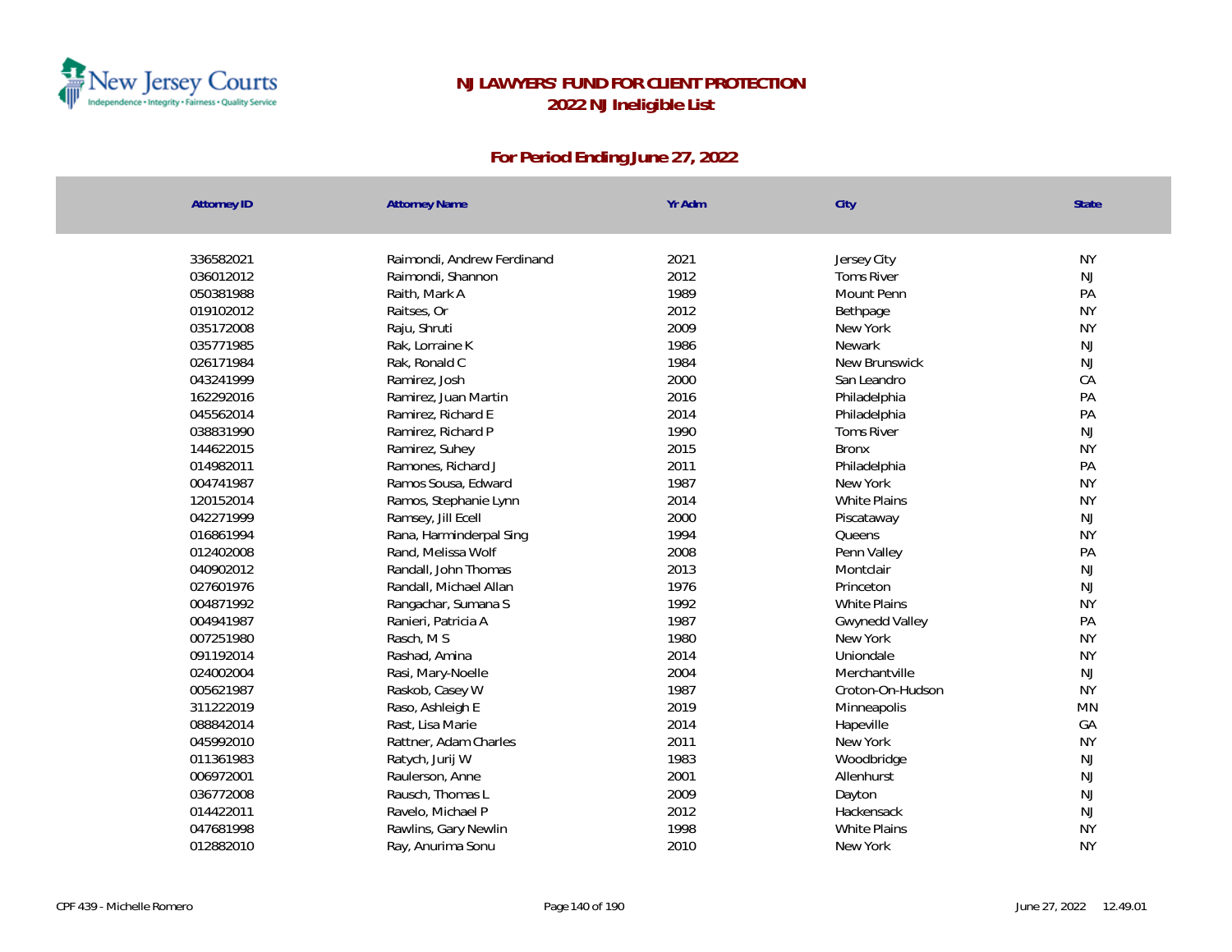# NJ LAWYERS' FUND FOR CLIENT PROTECTION
## 2022 NJ Ineligible List

### For Period Ending June 27, 2022

| Attorney ID | Attorney Name | Yr Adm | City | State |
|---|---|---|---|---|
| 336582021 | Raimondi, Andrew Ferdinand | 2021 | Jersey City | NY |
| 036012012 | Raimondi, Shannon | 2012 | Toms River | NJ |
| 050381988 | Raith, Mark A | 1989 | Mount Penn | PA |
| 019102012 | Raitses, Or | 2012 | Bethpage | NY |
| 035172008 | Raju, Shruti | 2009 | New York | NY |
| 035771985 | Rak, Lorraine K | 1986 | Newark | NJ |
| 026171984 | Rak, Ronald C | 1984 | New Brunswick | NJ |
| 043241999 | Ramirez, Josh | 2000 | San Leandro | CA |
| 162292016 | Ramirez, Juan Martin | 2016 | Philadelphia | PA |
| 045562014 | Ramirez, Richard E | 2014 | Philadelphia | PA |
| 038831990 | Ramirez, Richard P | 1990 | Toms River | NJ |
| 144622015 | Ramirez, Suhey | 2015 | Bronx | NY |
| 014982011 | Ramones, Richard J | 2011 | Philadelphia | PA |
| 004741987 | Ramos Sousa, Edward | 1987 | New York | NY |
| 120152014 | Ramos, Stephanie Lynn | 2014 | White Plains | NY |
| 042271999 | Ramsey, Jill Ecell | 2000 | Piscataway | NJ |
| 016861994 | Rana, Harminderpal Sing | 1994 | Queens | NY |
| 012402008 | Rand, Melissa Wolf | 2008 | Penn Valley | PA |
| 040902012 | Randall, John Thomas | 2013 | Montclair | NJ |
| 027601976 | Randall, Michael Allan | 1976 | Princeton | NJ |
| 004871992 | Rangachar, Sumana S | 1992 | White Plains | NY |
| 004941987 | Ranieri, Patricia A | 1987 | Gwynedd Valley | PA |
| 007251980 | Rasch, M S | 1980 | New York | NY |
| 091192014 | Rashad, Amina | 2014 | Uniondale | NY |
| 024002004 | Rasi, Mary-Noelle | 2004 | Merchantville | NJ |
| 005621987 | Raskob, Casey W | 1987 | Croton-On-Hudson | NY |
| 311222019 | Raso, Ashleigh E | 2019 | Minneapolis | MN |
| 088842014 | Rast, Lisa Marie | 2014 | Hapeville | GA |
| 045992010 | Rattner, Adam Charles | 2011 | New York | NY |
| 011361983 | Ratych, Jurij W | 1983 | Woodbridge | NJ |
| 006972001 | Raulerson, Anne | 2001 | Allenhurst | NJ |
| 036772008 | Rausch, Thomas L | 2009 | Dayton | NJ |
| 014422011 | Ravelo, Michael P | 2012 | Hackensack | NJ |
| 047681998 | Rawlins, Gary Newlin | 1998 | White Plains | NY |
| 012882010 | Ray, Anurima Sonu | 2010 | New York | NY |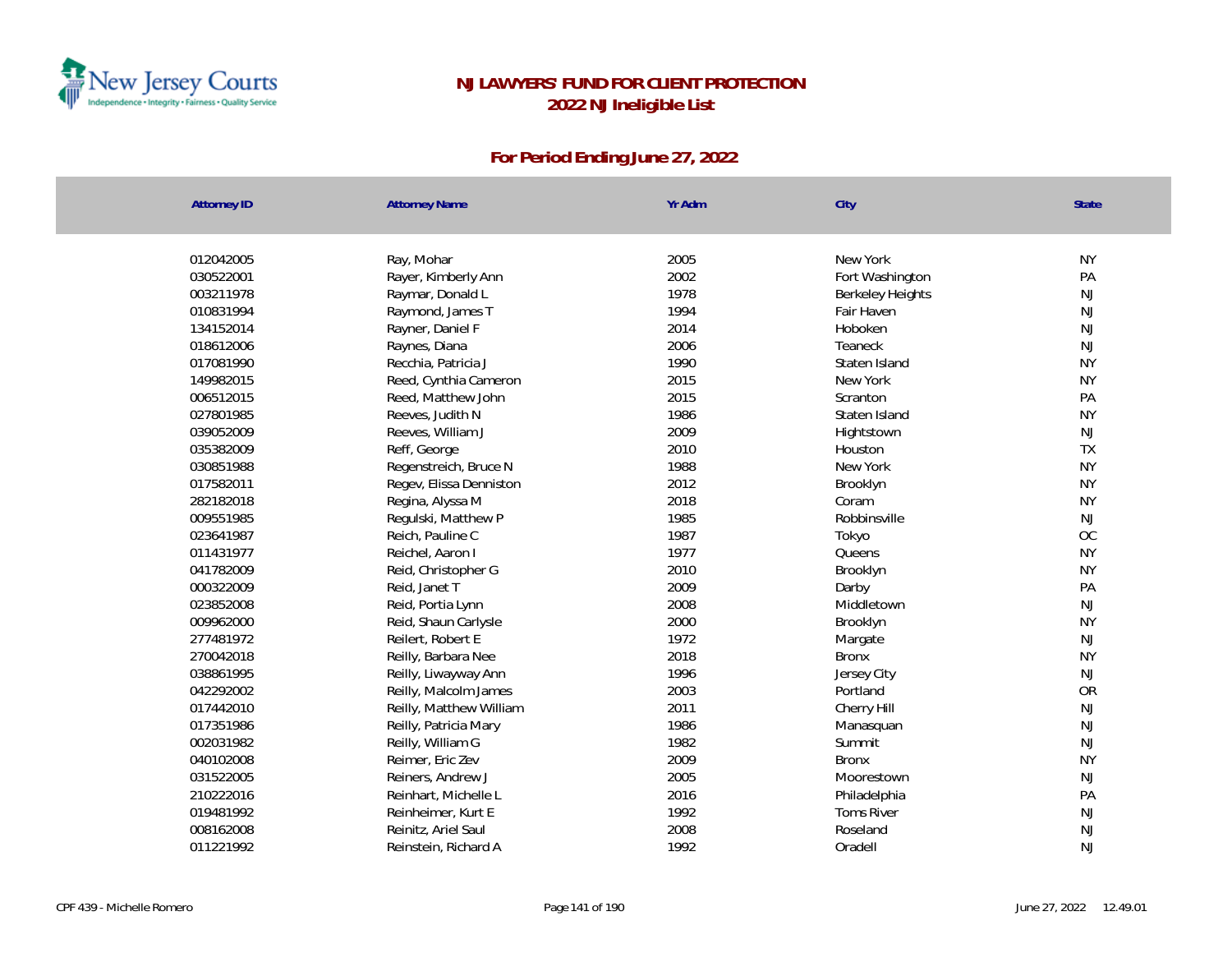# NJ LAWYERS' FUND FOR CLIENT PROTECTION
## 2022 NJ Ineligible List

### For Period Ending June 27, 2022

| Attorney ID | Attorney Name | Yr Adm | City | State |
|---|---|---|---|---|
| 012042005 | Ray, Mohar | 2005 | New York | NY |
| 030522001 | Rayer, Kimberly Ann | 2002 | Fort Washington | PA |
| 003211978 | Raymar, Donald L | 1978 | Berkeley Heights | NJ |
| 010831994 | Raymond, James T | 1994 | Fair Haven | NJ |
| 134152014 | Rayner, Daniel F | 2014 | Hoboken | NJ |
| 018612006 | Raynes, Diana | 2006 | Teaneck | NJ |
| 017081990 | Recchia, Patricia J | 1990 | Staten Island | NY |
| 149982015 | Reed, Cynthia Cameron | 2015 | New York | NY |
| 006512015 | Reed, Matthew John | 2015 | Scranton | PA |
| 027801985 | Reeves, Judith N | 1986 | Staten Island | NY |
| 039052009 | Reeves, William J | 2009 | Hightstown | NJ |
| 035382009 | Reff, George | 2010 | Houston | TX |
| 030851988 | Regenstreich, Bruce N | 1988 | New York | NY |
| 017582011 | Regev, Elissa Denniston | 2012 | Brooklyn | NY |
| 282182018 | Regina, Alyssa M | 2018 | Coram | NY |
| 009551985 | Regulski, Matthew P | 1985 | Robbinsville | NJ |
| 023641987 | Reich, Pauline C | 1987 | Tokyo | OC |
| 011431977 | Reichel, Aaron I | 1977 | Queens | NY |
| 041782009 | Reid, Christopher G | 2010 | Brooklyn | NY |
| 000322009 | Reid, Janet T | 2009 | Darby | PA |
| 023852008 | Reid, Portia Lynn | 2008 | Middletown | NJ |
| 009962000 | Reid, Shaun Carlysle | 2000 | Brooklyn | NY |
| 277481972 | Reilert, Robert E | 1972 | Margate | NJ |
| 270042018 | Reilly, Barbara Nee | 2018 | Bronx | NY |
| 038861995 | Reilly, Liwayway Ann | 1996 | Jersey City | NJ |
| 042292002 | Reilly, Malcolm James | 2003 | Portland | OR |
| 017442010 | Reilly, Matthew William | 2011 | Cherry Hill | NJ |
| 017351986 | Reilly, Patricia Mary | 1986 | Manasquan | NJ |
| 002031982 | Reilly, William G | 1982 | Summit | NJ |
| 040102008 | Reimer, Eric Zev | 2009 | Bronx | NY |
| 031522005 | Reiners, Andrew J | 2005 | Moorestown | NJ |
| 210222016 | Reinhart, Michelle L | 2016 | Philadelphia | PA |
| 019481992 | Reinheimer, Kurt E | 1992 | Toms River | NJ |
| 008162008 | Reinitz, Ariel Saul | 2008 | Roseland | NJ |
| 011221992 | Reinstein, Richard A | 1992 | Oradell | NJ |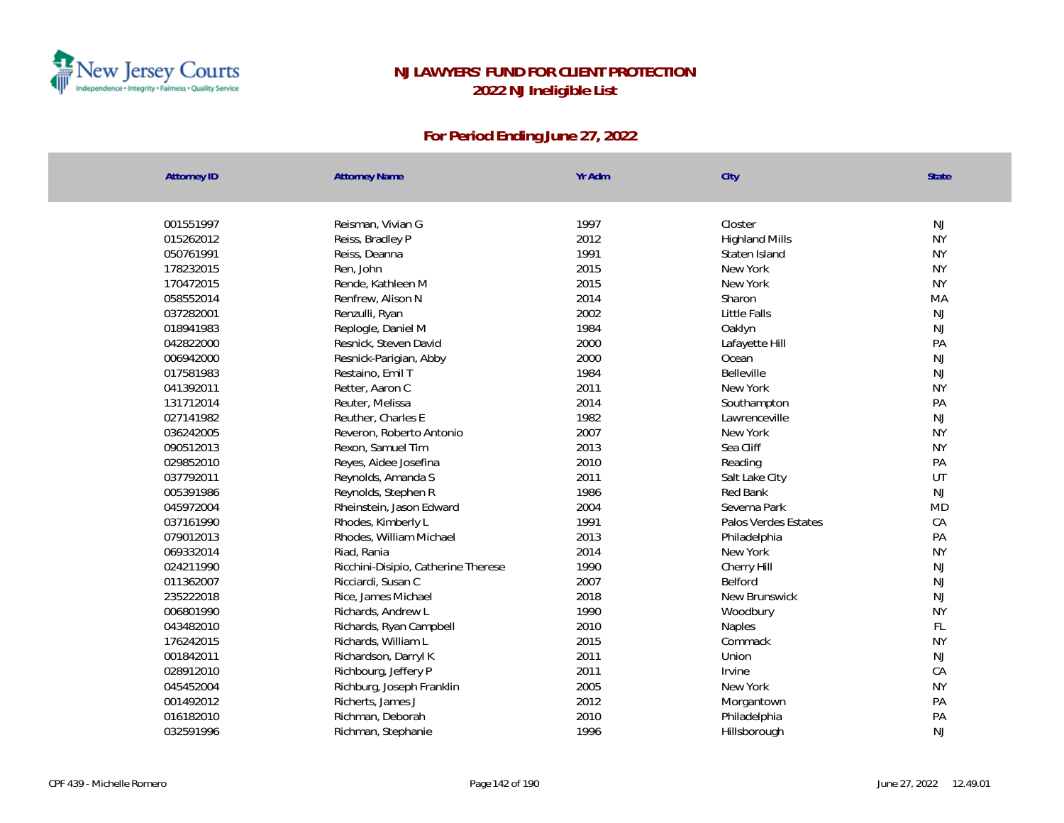# NJ LAWYERS' FUND FOR CLIENT PROTECTION

## 2022 NJ Ineligible List

### For Period Ending June 27, 2022

| Attorney ID | Attorney Name | Yr Adm | City | State |
|---|---|---|---|---|
| 001551997 | Reisman, Vivian G | 1997 | Closter | NJ |
| 015262012 | Reiss, Bradley P | 2012 | Highland Mills | NY |
| 050761991 | Reiss, Deanna | 1991 | Staten Island | NY |
| 178232015 | Ren, John | 2015 | New York | NY |
| 170472015 | Rende, Kathleen M | 2015 | New York | NY |
| 058552014 | Renfrew, Alison N | 2014 | Sharon | MA |
| 037282001 | Renzulli, Ryan | 2002 | Little Falls | NJ |
| 018941983 | Replogle, Daniel M | 1984 | Oaklyn | NJ |
| 042822000 | Resnick, Steven David | 2000 | Lafayette Hill | PA |
| 006942000 | Resnick-Parigian, Abby | 2000 | Ocean | NJ |
| 017581983 | Restaino, Emil T | 1984 | Belleville | NJ |
| 041392011 | Retter, Aaron C | 2011 | New York | NY |
| 131712014 | Reuter, Melissa | 2014 | Southampton | PA |
| 027141982 | Reuther, Charles E | 1982 | Lawrenceville | NJ |
| 036242005 | Reveron, Roberto Antonio | 2007 | New York | NY |
| 090512013 | Rexon, Samuel Tim | 2013 | Sea Cliff | NY |
| 029852010 | Reyes, Aidee Josefina | 2010 | Reading | PA |
| 037792011 | Reynolds, Amanda S | 2011 | Salt Lake City | UT |
| 005391986 | Reynolds, Stephen R | 1986 | Red Bank | NJ |
| 045972004 | Rheinstein, Jason Edward | 2004 | Severna Park | MD |
| 037161990 | Rhodes, Kimberly L | 1991 | Palos Verdes Estates | CA |
| 079012013 | Rhodes, William Michael | 2013 | Philadelphia | PA |
| 069332014 | Riad, Rania | 2014 | New York | NY |
| 024211990 | Ricchini-Disipio, Catherine Therese | 1990 | Cherry Hill | NJ |
| 011362007 | Ricciardi, Susan C | 2007 | Belford | NJ |
| 235222018 | Rice, James Michael | 2018 | New Brunswick | NJ |
| 006801990 | Richards, Andrew L | 1990 | Woodbury | NY |
| 043482010 | Richards, Ryan Campbell | 2010 | Naples | FL |
| 176242015 | Richards, William L | 2015 | Commack | NY |
| 001842011 | Richardson, Darryl K | 2011 | Union | NJ |
| 028912010 | Richbourg, Jeffery P | 2011 | Irvine | CA |
| 045452004 | Richburg, Joseph Franklin | 2005 | New York | NY |
| 001492012 | Richerts, James J | 2012 | Morgantown | PA |
| 016182010 | Richman, Deborah | 2010 | Philadelphia | PA |
| 032591996 | Richman, Stephanie | 1996 | Hillsborough | NJ |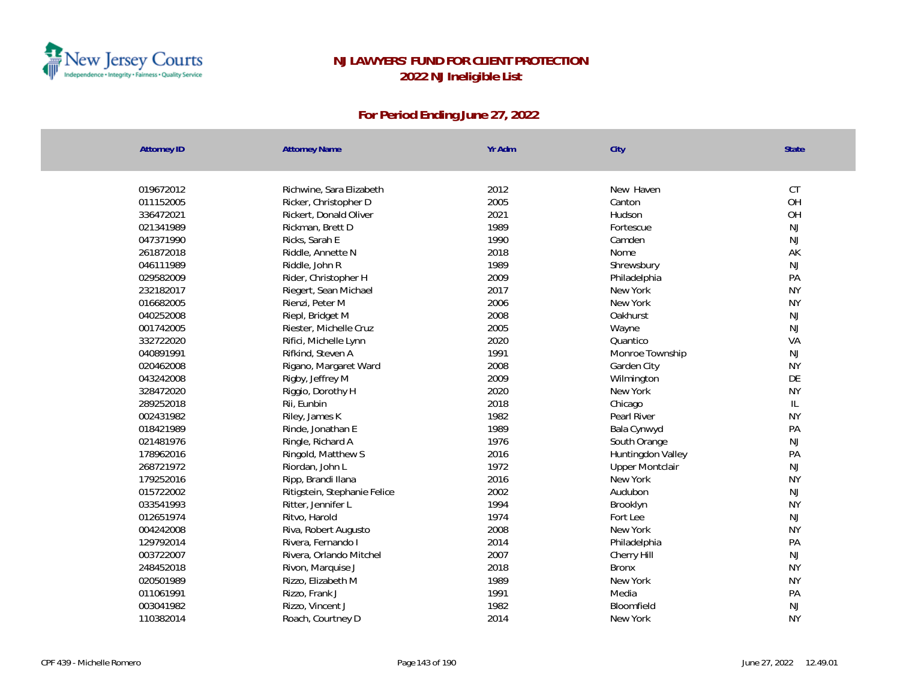# NJ LAWYERS' FUND FOR CLIENT PROTECTION
## 2022 NJ Ineligible List

### For Period Ending June 27, 2022

| Attorney ID | Attorney Name | Yr Adm | City | State |
|---|---|---|---|---|
| 019672012 | Richwine, Sara Elizabeth | 2012 | New Haven | CT |
| 011152005 | Ricker, Christopher D | 2005 | Canton | OH |
| 336472021 | Rickert, Donald Oliver | 2021 | Hudson | OH |
| 021341989 | Rickman, Brett D | 1989 | Fortescue | NJ |
| 047371990 | Ricks, Sarah E | 1990 | Camden | NJ |
| 261872018 | Riddle, Annette N | 2018 | Nome | AK |
| 046111989 | Riddle, John R | 1989 | Shrewsbury | NJ |
| 029582009 | Rider, Christopher H | 2009 | Philadelphia | PA |
| 232182017 | Riegert, Sean Michael | 2017 | New York | NY |
| 016682005 | Rienzi, Peter M | 2006 | New York | NY |
| 040252008 | Riepl, Bridget M | 2008 | Oakhurst | NJ |
| 001742005 | Riester, Michelle Cruz | 2005 | Wayne | NJ |
| 332722020 | Rifici, Michelle Lynn | 2020 | Quantico | VA |
| 040891991 | Rifkind, Steven A | 1991 | Monroe Township | NJ |
| 020462008 | Rigano, Margaret Ward | 2008 | Garden City | NY |
| 043242008 | Rigby, Jeffrey M | 2009 | Wilmington | DE |
| 328472020 | Riggio, Dorothy H | 2020 | New York | NY |
| 289252018 | Rii, Eunbin | 2018 | Chicago | IL |
| 002431982 | Riley, James K | 1982 | Pearl River | NY |
| 018421989 | Rinde, Jonathan E | 1989 | Bala Cynwyd | PA |
| 021481976 | Ringle, Richard A | 1976 | South Orange | NJ |
| 178962016 | Ringold, Matthew S | 2016 | Huntingdon Valley | PA |
| 268721972 | Riordan, John L | 1972 | Upper Montclair | NJ |
| 179252016 | Ripp, Brandi Ilana | 2016 | New York | NY |
| 015722002 | Ritigstein, Stephanie Felice | 2002 | Audubon | NJ |
| 033541993 | Ritter, Jennifer L | 1994 | Brooklyn | NY |
| 012651974 | Ritvo, Harold | 1974 | Fort Lee | NJ |
| 004242008 | Riva, Robert Augusto | 2008 | New York | NY |
| 129792014 | Rivera, Fernando I | 2014 | Philadelphia | PA |
| 003722007 | Rivera, Orlando Mitchel | 2007 | Cherry Hill | NJ |
| 248452018 | Rivon, Marquise J | 2018 | Bronx | NY |
| 020501989 | Rizzo, Elizabeth M | 1989 | New York | NY |
| 011061991 | Rizzo, Frank J | 1991 | Media | PA |
| 003041982 | Rizzo, Vincent J | 1982 | Bloomfield | NJ |
| 110382014 | Roach, Courtney D | 2014 | New York | NY |

CPF 439 - Michelle Romero | June 27, 2022 12.49.01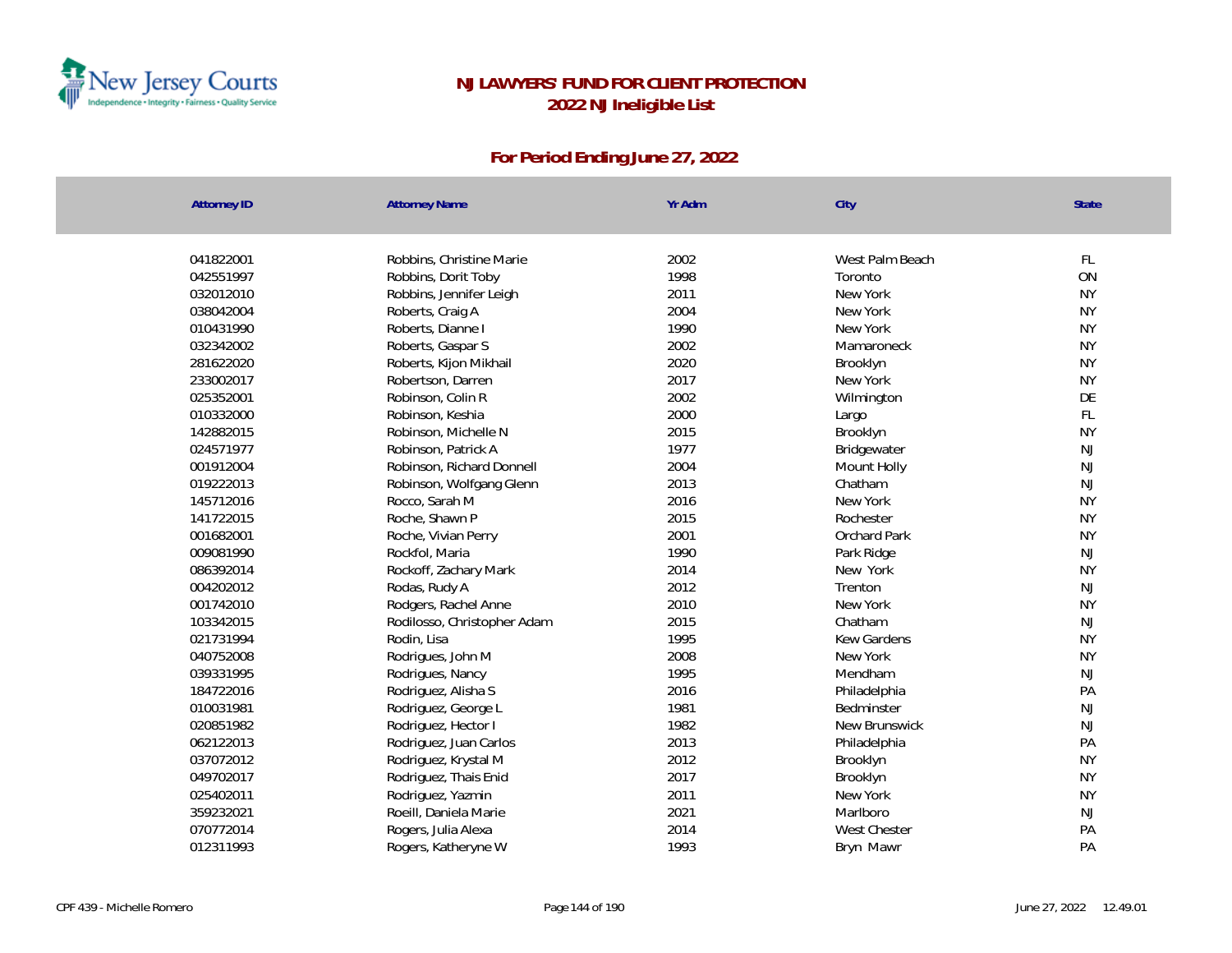# NJ LAWYERS' FUND FOR CLIENT PROTECTION
## 2022 NJ Ineligible List

### For Period Ending June 27, 2022

| Attorney ID | Attorney Name | Yr Adm | City | State |
|---|---|---|---|---|
| 041822001 | Robbins, Christine Marie | 2002 | West Palm Beach | FL |
| 042551997 | Robbins, Dorit Toby | 1998 | Toronto | ON |
| 032012010 | Robbins, Jennifer Leigh | 2011 | New York | NY |
| 038042004 | Roberts, Craig A | 2004 | New York | NY |
| 010431990 | Roberts, Dianne I | 1990 | New York | NY |
| 032342002 | Roberts, Gaspar S | 2002 | Mamaroneck | NY |
| 281622020 | Roberts, Kijon Mikhail | 2020 | Brooklyn | NY |
| 233002017 | Robertson, Darren | 2017 | New York | NY |
| 025352001 | Robinson, Colin R | 2002 | Wilmington | DE |
| 010332000 | Robinson, Keshia | 2000 | Largo | FL |
| 142882015 | Robinson, Michelle N | 2015 | Brooklyn | NY |
| 024571977 | Robinson, Patrick A | 1977 | Bridgewater | NJ |
| 001912004 | Robinson, Richard Donnell | 2004 | Mount Holly | NJ |
| 019222013 | Robinson, Wolfgang Glenn | 2013 | Chatham | NJ |
| 145712016 | Rocco, Sarah M | 2016 | New York | NY |
| 141722015 | Roche, Shawn P | 2015 | Rochester | NY |
| 001682001 | Roche, Vivian Perry | 2001 | Orchard Park | NY |
| 009081990 | Rockfol, Maria | 1990 | Park Ridge | NJ |
| 086392014 | Rockoff, Zachary Mark | 2014 | New York | NY |
| 004202012 | Rodas, Rudy A | 2012 | Trenton | NJ |
| 001742010 | Rodgers, Rachel Anne | 2010 | New York | NY |
| 103342015 | Rodilosso, Christopher Adam | 2015 | Chatham | NJ |
| 021731994 | Rodin, Lisa | 1995 | Kew Gardens | NY |
| 040752008 | Rodrigues, John M | 2008 | New York | NY |
| 039331995 | Rodrigues, Nancy | 1995 | Mendham | NJ |
| 184722016 | Rodriguez, Alisha S | 2016 | Philadelphia | PA |
| 010031981 | Rodriguez, George L | 1981 | Bedminster | NJ |
| 020851982 | Rodriguez, Hector I | 1982 | New Brunswick | NJ |
| 062122013 | Rodriguez, Juan Carlos | 2013 | Philadelphia | PA |
| 037072012 | Rodriguez, Krystal M | 2012 | Brooklyn | NY |
| 049702017 | Rodriguez, Thais Enid | 2017 | Brooklyn | NY |
| 025402011 | Rodriguez, Yazmin | 2011 | New York | NY |
| 359232021 | Roeill, Daniela Marie | 2021 | Marlboro | NJ |
| 070772014 | Rogers, Julia Alexa | 2014 | West Chester | PA |
| 012311993 | Rogers, Katheryne W | 1993 | Bryn Mawr | PA |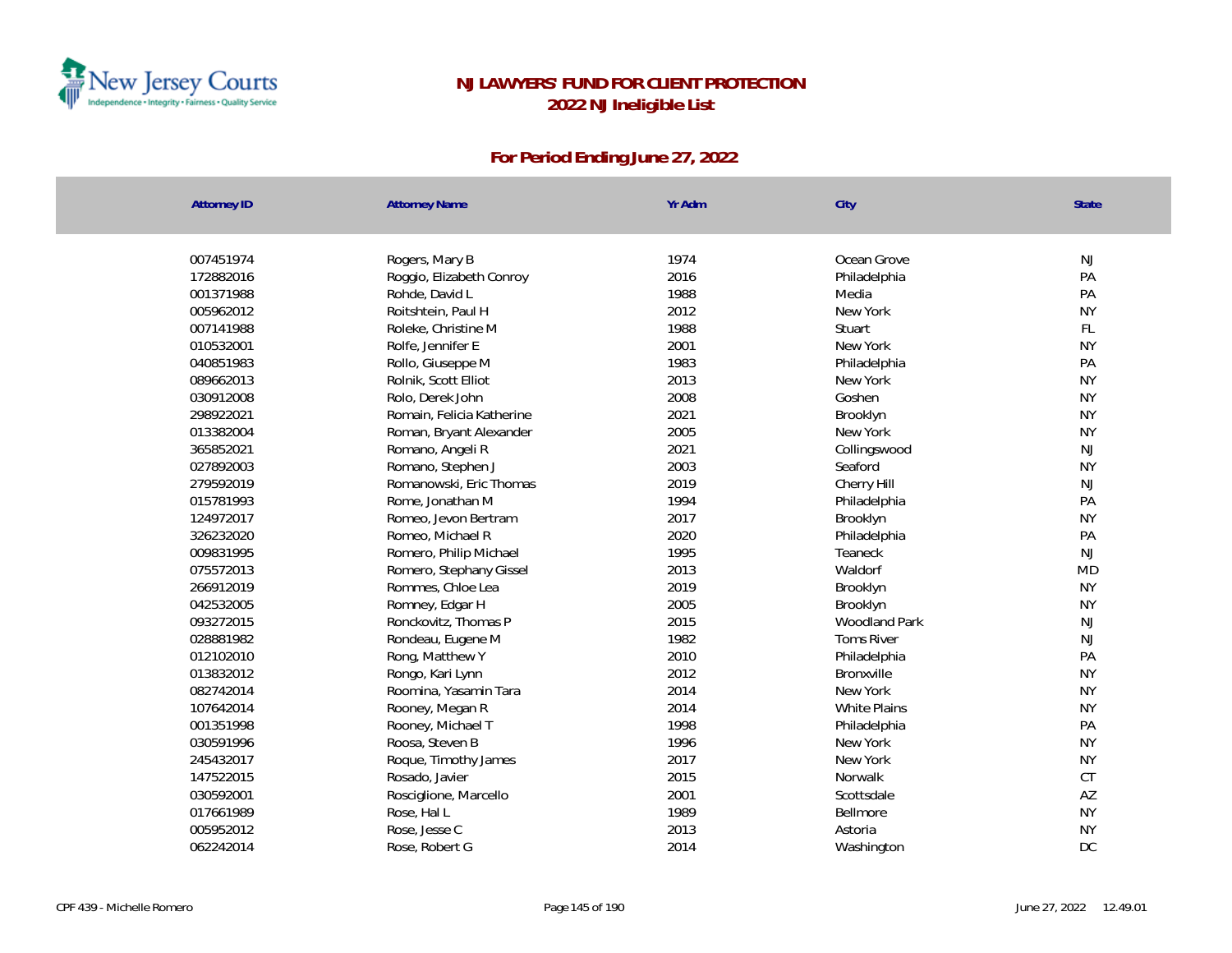# NJ LAWYERS' FUND FOR CLIENT PROTECTION
## 2022 NJ Ineligible List

### For Period Ending June 27, 2022

| Attorney ID | Attorney Name | Yr Adm | City | State |
|---|---|---|---|---|
| 007451974 | Rogers, Mary B | 1974 | Ocean Grove | NJ |
| 172882016 | Roggio, Elizabeth Conroy | 2016 | Philadelphia | PA |
| 001371988 | Rohde, David L | 1988 | Media | PA |
| 005962012 | Roitshtein, Paul H | 2012 | New York | NY |
| 007141988 | Roleke, Christine M | 1988 | Stuart | FL |
| 010532001 | Rolfe, Jennifer E | 2001 | New York | NY |
| 040851983 | Rollo, Giuseppe M | 1983 | Philadelphia | PA |
| 089662013 | Rolnik, Scott Elliot | 2013 | New York | NY |
| 030912008 | Rolo, Derek John | 2008 | Goshen | NY |
| 298922021 | Romain, Felicia Katherine | 2021 | Brooklyn | NY |
| 013382004 | Roman, Bryant Alexander | 2005 | New York | NY |
| 365852021 | Romano, Angeli R | 2021 | Collingswood | NJ |
| 027892003 | Romano, Stephen J | 2003 | Seaford | NY |
| 279592019 | Romanowski, Eric Thomas | 2019 | Cherry Hill | NJ |
| 015781993 | Rome, Jonathan M | 1994 | Philadelphia | PA |
| 124972017 | Romeo, Jevon Bertram | 2017 | Brooklyn | NY |
| 326232020 | Romeo, Michael R | 2020 | Philadelphia | PA |
| 009831995 | Romero, Philip Michael | 1995 | Teaneck | NJ |
| 075572013 | Romero, Stephany Gissel | 2013 | Waldorf | MD |
| 266912019 | Rommes, Chloe Lea | 2019 | Brooklyn | NY |
| 042532005 | Romney, Edgar H | 2005 | Brooklyn | NY |
| 093272015 | Ronckovitz, Thomas P | 2015 | Woodland Park | NJ |
| 028881982 | Rondeau, Eugene M | 1982 | Toms River | NJ |
| 012102010 | Rong, Matthew Y | 2010 | Philadelphia | PA |
| 013832012 | Rongo, Kari Lynn | 2012 | Bronxville | NY |
| 082742014 | Roomina, Yasamin Tara | 2014 | New York | NY |
| 107642014 | Rooney, Megan R | 2014 | White Plains | NY |
| 001351998 | Rooney, Michael T | 1998 | Philadelphia | PA |
| 030591996 | Roosa, Steven B | 1996 | New York | NY |
| 245432017 | Roque, Timothy James | 2017 | New York | NY |
| 147522015 | Rosado, Javier | 2015 | Norwalk | CT |
| 030592001 | Rosciglione, Marcello | 2001 | Scottsdale | AZ |
| 017661989 | Rose, Hal L | 1989 | Bellmore | NY |
| 005952012 | Rose, Jesse C | 2013 | Astoria | NY |
| 062242014 | Rose, Robert G | 2014 | Washington | DC |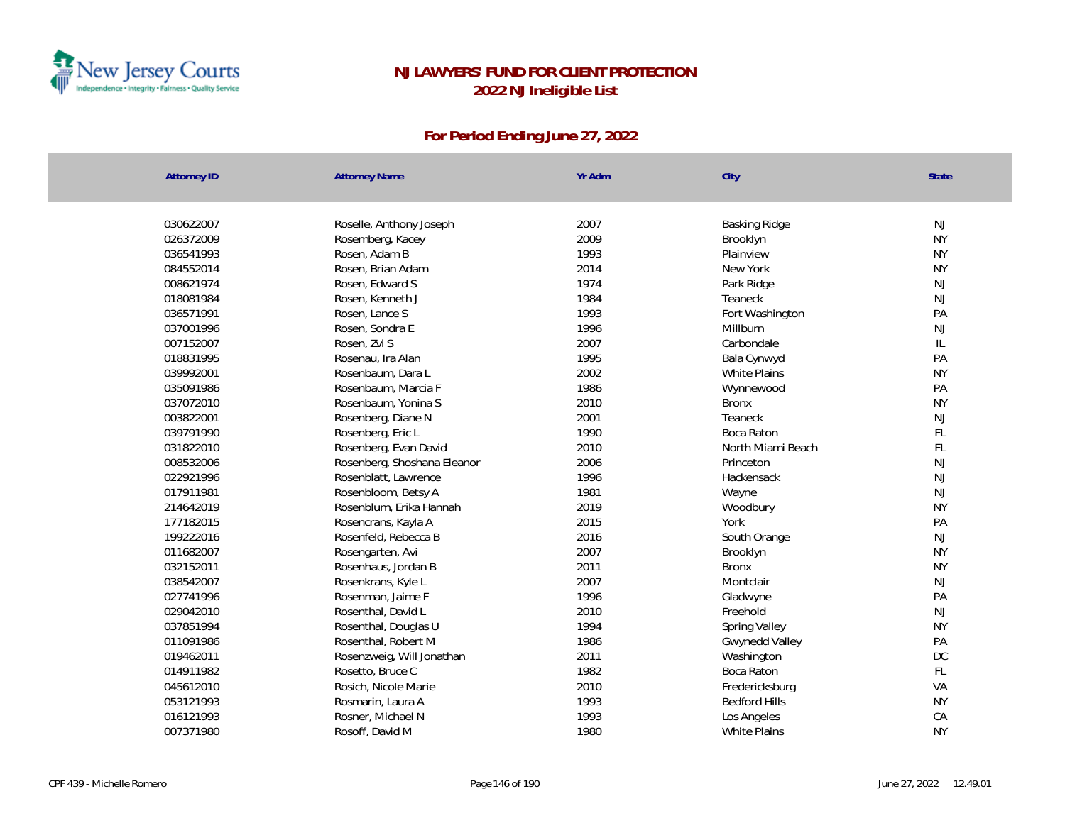# NJ LAWYERS' FUND FOR CLIENT PROTECTION
## 2022 NJ Ineligible List

### For Period Ending June 27, 2022

| Attorney ID | Attorney Name | Yr Adm | City | State |
|---|---|---|---|---|
| 030622007 | Roselle, Anthony Joseph | 2007 | Basking Ridge | NJ |
| 026372009 | Rosemberg, Kacey | 2009 | Brooklyn | NY |
| 036541993 | Rosen, Adam B | 1993 | Plainview | NY |
| 084552014 | Rosen, Brian Adam | 2014 | New York | NY |
| 008621974 | Rosen, Edward S | 1974 | Park Ridge | NJ |
| 018081984 | Rosen, Kenneth J | 1984 | Teaneck | NJ |
| 036571991 | Rosen, Lance S | 1993 | Fort Washington | PA |
| 037001996 | Rosen, Sondra E | 1996 | Millburn | NJ |
| 007152007 | Rosen, Zvi S | 2007 | Carbondale | IL |
| 018831995 | Rosenau, Ira Alan | 1995 | Bala Cynwyd | PA |
| 039992001 | Rosenbaum, Dara L | 2002 | White Plains | NY |
| 035091986 | Rosenbaum, Marcia F | 1986 | Wynnewood | PA |
| 037072010 | Rosenbaum, Yonina S | 2010 | Bronx | NY |
| 003822001 | Rosenberg, Diane N | 2001 | Teaneck | NJ |
| 039791990 | Rosenberg, Eric L | 1990 | Boca Raton | FL |
| 031822010 | Rosenberg, Evan David | 2010 | North Miami Beach | FL |
| 008532006 | Rosenberg, Shoshana Eleanor | 2006 | Princeton | NJ |
| 022921996 | Rosenblatt, Lawrence | 1996 | Hackensack | NJ |
| 017911981 | Rosenbloom, Betsy A | 1981 | Wayne | NJ |
| 214642019 | Rosenblum, Erika Hannah | 2019 | Woodbury | NY |
| 177182015 | Rosencrans, Kayla A | 2015 | York | PA |
| 199222016 | Rosenfeld, Rebecca B | 2016 | South Orange | NJ |
| 011682007 | Rosengarten, Avi | 2007 | Brooklyn | NY |
| 032152011 | Rosenhaus, Jordan B | 2011 | Bronx | NY |
| 038542007 | Rosenkrans, Kyle L | 2007 | Montclair | NJ |
| 027741996 | Rosenman, Jaime F | 1996 | Gladwyne | PA |
| 029042010 | Rosenthal, David L | 2010 | Freehold | NJ |
| 037851994 | Rosenthal, Douglas U | 1994 | Spring Valley | NY |
| 011091986 | Rosenthal, Robert M | 1986 | Gwynedd Valley | PA |
| 019462011 | Rosenzweig, Will Jonathan | 2011 | Washington | DC |
| 014911982 | Rosetto, Bruce C | 1982 | Boca Raton | FL |
| 045612010 | Rosich, Nicole Marie | 2010 | Fredericksburg | VA |
| 053121993 | Rosmarin, Laura A | 1993 | Bedford Hills | NY |
| 016121993 | Rosner, Michael N | 1993 | Los Angeles | CA |
| 007371980 | Rosoff, David M | 1980 | White Plains | NY |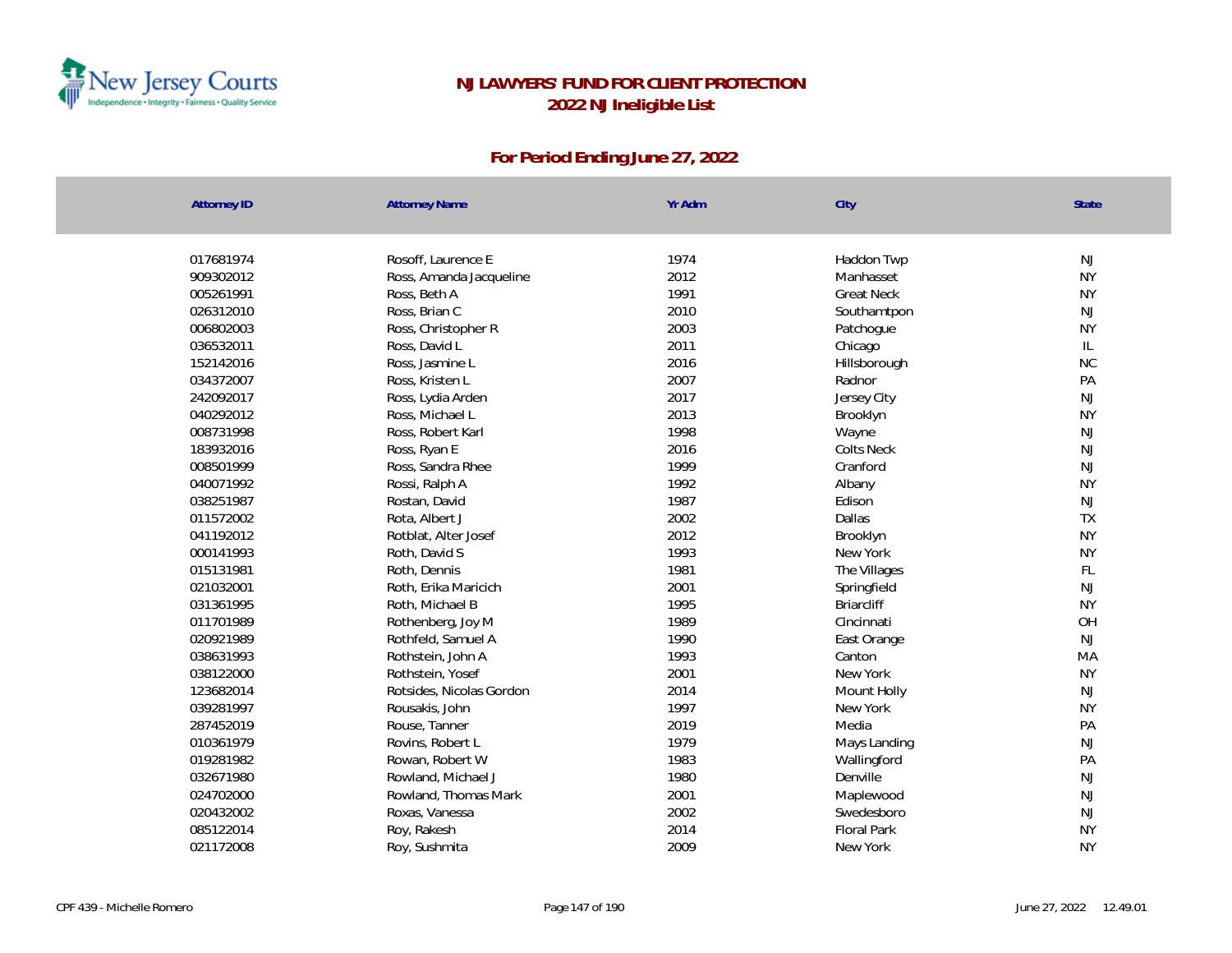# NJ LAWYERS' FUND FOR CLIENT PROTECTION
## 2022 NJ Ineligible List

### For Period Ending June 27, 2022

| Attorney ID | Attorney Name | Yr Adm | City | State |
|---|---|---|---|---|
| 017681974 | Rosoff, Laurence E | 1974 | Haddon Twp | NJ |
| 909302012 | Ross, Amanda Jacqueline | 2012 | Manhasset | NY |
| 005261991 | Ross, Beth A | 1991 | Great Neck | NY |
| 026312010 | Ross, Brian C | 2010 | Southamtpon | NJ |
| 006802003 | Ross, Christopher R | 2003 | Patchogue | NY |
| 036532011 | Ross, David L | 2011 | Chicago | IL |
| 152142016 | Ross, Jasmine L | 2016 | Hillsborough | NC |
| 034372007 | Ross, Kristen L | 2007 | Radnor | PA |
| 242092017 | Ross, Lydia Arden | 2017 | Jersey City | NJ |
| 040292012 | Ross, Michael L | 2013 | Brooklyn | NY |
| 008731998 | Ross, Robert Karl | 1998 | Wayne | NJ |
| 183932016 | Ross, Ryan E | 2016 | Colts Neck | NJ |
| 008501999 | Ross, Sandra Rhee | 1999 | Cranford | NJ |
| 040071992 | Rossi, Ralph A | 1992 | Albany | NY |
| 038251987 | Rostan, David | 1987 | Edison | NJ |
| 011572002 | Rota, Albert J | 2002 | Dallas | TX |
| 041192012 | Rotblat, Alter Josef | 2012 | Brooklyn | NY |
| 000141993 | Roth, David S | 1993 | New York | NY |
| 015131981 | Roth, Dennis | 1981 | The Villages | FL |
| 021032001 | Roth, Erika Maricich | 2001 | Springfield | NJ |
| 031361995 | Roth, Michael B | 1995 | Briarcliff | NY |
| 011701989 | Rothenberg, Joy M | 1989 | Cincinnati | OH |
| 020921989 | Rothfeld, Samuel A | 1990 | East Orange | NJ |
| 038631993 | Rothstein, John A | 1993 | Canton | MA |
| 038122000 | Rothstein, Yosef | 2001 | New York | NY |
| 123682014 | Rotsides, Nicolas Gordon | 2014 | Mount Holly | NJ |
| 039281997 | Rousakis, John | 1997 | New York | NY |
| 287452019 | Rouse, Tanner | 2019 | Media | PA |
| 010361979 | Rovins, Robert L | 1979 | Mays Landing | NJ |
| 019281982 | Rowan, Robert W | 1983 | Wallingford | PA |
| 032671980 | Rowland, Michael J | 1980 | Denville | NJ |
| 024702000 | Rowland, Thomas Mark | 2001 | Maplewood | NJ |
| 020432002 | Roxas, Vanessa | 2002 | Swedesboro | NJ |
| 085122014 | Roy, Rakesh | 2014 | Floral Park | NY |
| 021172008 | Roy, Sushmita | 2009 | New York | NY |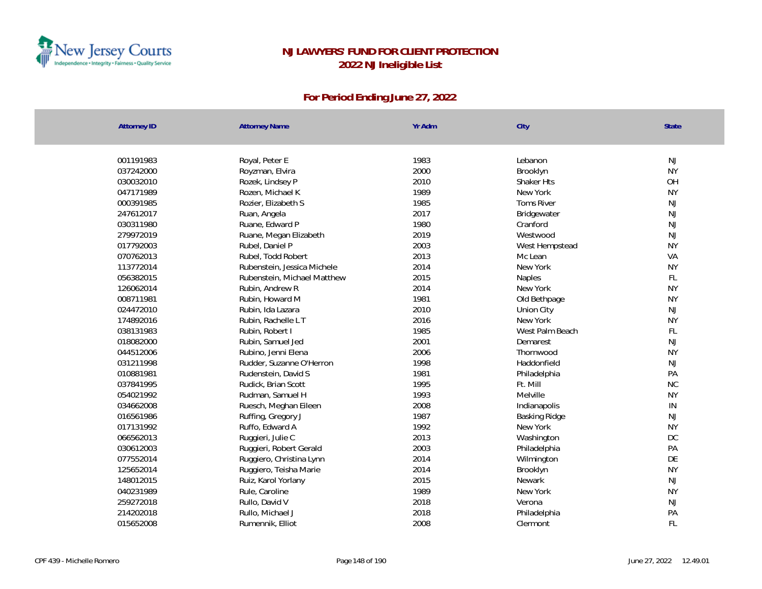# NJ LAWYERS' FUND FOR CLIENT PROTECTION
## 2022 NJ Ineligible List

### For Period Ending June 27, 2022

| Attorney ID | Attorney Name | Yr Adm | City | State |
|---|---|---|---|---|
| 001191983 | Royal, Peter E | 1983 | Lebanon | NJ |
| 037242000 | Royzman, Elvira | 2000 | Brooklyn | NY |
| 030032010 | Rozek, Lindsey P | 2010 | Shaker Hts | OH |
| 047171989 | Rozen, Michael K | 1989 | New York | NY |
| 000391985 | Rozier, Elizabeth S | 1985 | Toms River | NJ |
| 247612017 | Ruan, Angela | 2017 | Bridgewater | NJ |
| 030311980 | Ruane, Edward P | 1980 | Cranford | NJ |
| 279972019 | Ruane, Megan Elizabeth | 2019 | Westwood | NJ |
| 017792003 | Rubel, Daniel P | 2003 | West Hempstead | NY |
| 070762013 | Rubel, Todd Robert | 2013 | Mc Lean | VA |
| 113772014 | Rubenstein, Jessica Michele | 2014 | New York | NY |
| 056382015 | Rubenstein, Michael Matthew | 2015 | Naples | FL |
| 126062014 | Rubin, Andrew R | 2014 | New York | NY |
| 008711981 | Rubin, Howard M | 1981 | Old Bethpage | NY |
| 024472010 | Rubin, Ida Lazara | 2010 | Union City | NJ |
| 174892016 | Rubin, Rachelle L T | 2016 | New York | NY |
| 038131983 | Rubin, Robert I | 1985 | West Palm Beach | FL |
| 018082000 | Rubin, Samuel Jed | 2001 | Demarest | NJ |
| 044512006 | Rubino, Jenni Elena | 2006 | Thornwood | NY |
| 031211998 | Rudder, Suzanne O'Herron | 1998 | Haddonfield | NJ |
| 010881981 | Rudenstein, David S | 1981 | Philadelphia | PA |
| 037841995 | Rudick, Brian Scott | 1995 | Ft. Mill | NC |
| 054021992 | Rudman, Samuel H | 1993 | Melville | NY |
| 034662008 | Ruesch, Meghan Eileen | 2008 | Indianapolis | IN |
| 016561986 | Ruffing, Gregory J | 1987 | Basking Ridge | NJ |
| 017131992 | Ruffo, Edward A | 1992 | New York | NY |
| 066562013 | Ruggieri, Julie C | 2013 | Washington | DC |
| 030612003 | Ruggieri, Robert Gerald | 2003 | Philadelphia | PA |
| 077552014 | Ruggiero, Christina Lynn | 2014 | Wilmington | DE |
| 125652014 | Ruggiero, Teisha Marie | 2014 | Brooklyn | NY |
| 148012015 | Ruiz, Karol Yorlany | 2015 | Newark | NJ |
| 040231989 | Rule, Caroline | 1989 | New York | NY |
| 259272018 | Rullo, David V | 2018 | Verona | NJ |
| 214202018 | Rullo, Michael J | 2018 | Philadelphia | PA |
| 015652008 | Rumennik, Elliot | 2008 | Clermont | FL |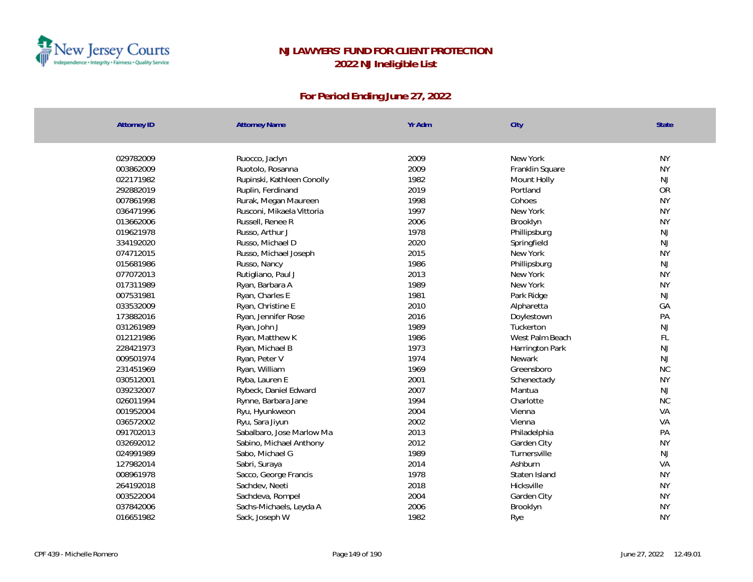# NJ LAWYERS' FUND FOR CLIENT PROTECTION
## 2022 NJ Ineligible List

### For Period Ending June 27, 2022

| Attorney ID | Attorney Name | Yr Adm | City | State |
|---|---|---|---|---|
| 029782009 | Ruocco, Jaclyn | 2009 | New York | NY |
| 003862009 | Ruotolo, Rosanna | 2009 | Franklin Square | NY |
| 022171982 | Rupinski, Kathleen Conolly | 1982 | Mount Holly | NJ |
| 292882019 | Ruplin, Ferdinand | 2019 | Portland | OR |
| 007861998 | Rurak, Megan Maureen | 1998 | Cohoes | NY |
| 036471996 | Rusconi, Mikaela Vittoria | 1997 | New York | NY |
| 013662006 | Russell, Renee R | 2006 | Brooklyn | NY |
| 019621978 | Russo, Arthur J | 1978 | Phillipsburg | NJ |
| 334192020 | Russo, Michael D | 2020 | Springfield | NJ |
| 074712015 | Russo, Michael Joseph | 2015 | New York | NY |
| 015681986 | Russo, Nancy | 1986 | Phillipsburg | NJ |
| 077072013 | Rutigliano, Paul J | 2013 | New York | NY |
| 017311989 | Ryan, Barbara A | 1989 | New York | NY |
| 007531981 | Ryan, Charles E | 1981 | Park Ridge | NJ |
| 033532009 | Ryan, Christine E | 2010 | Alpharetta | GA |
| 173882016 | Ryan, Jennifer Rose | 2016 | Doylestown | PA |
| 031261989 | Ryan, John J | 1989 | Tuckerton | NJ |
| 012121986 | Ryan, Matthew K | 1986 | West Palm Beach | FL |
| 228421973 | Ryan, Michael B | 1973 | Harrington Park | NJ |
| 009501974 | Ryan, Peter V | 1974 | Newark | NJ |
| 231451969 | Ryan, William | 1969 | Greensboro | NC |
| 030512001 | Ryba, Lauren E | 2001 | Schenectady | NY |
| 039232007 | Rybeck, Daniel Edward | 2007 | Mantua | NJ |
| 026011994 | Rynne, Barbara Jane | 1994 | Charlotte | NC |
| 001952004 | Ryu, Hyunkweon | 2004 | Vienna | VA |
| 036572002 | Ryu, Sara Jiyun | 2002 | Vienna | VA |
| 091702013 | Sabalbaro, Jose Marlow Ma | 2013 | Philadelphia | PA |
| 032692012 | Sabino, Michael Anthony | 2012 | Garden City | NY |
| 024991989 | Sabo, Michael G | 1989 | Turnersville | NJ |
| 127982014 | Sabri, Suraya | 2014 | Ashburn | VA |
| 008961978 | Sacco, George Francis | 1978 | Staten Island | NY |
| 264192018 | Sachdev, Neeti | 2018 | Hicksville | NY |
| 003522004 | Sachdeva, Rompel | 2004 | Garden City | NY |
| 037842006 | Sachs-Michaels, Leyda A | 2006 | Brooklyn | NY |
| 016651982 | Sack, Joseph W | 1982 | Rye | NY |

CPF 439 - Michelle Romero · June 27, 2022 12.49.01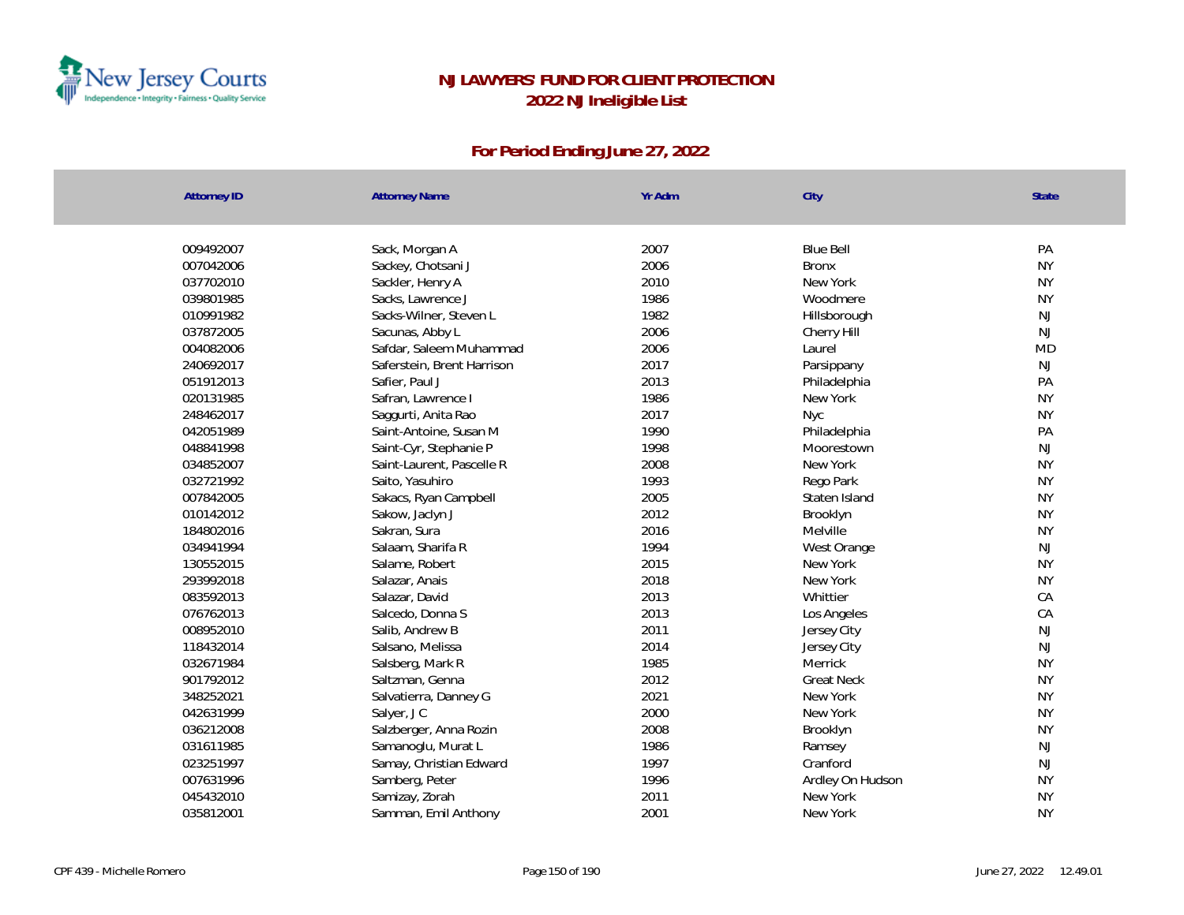# NJ LAWYERS' FUND FOR CLIENT PROTECTION
## 2022 NJ Ineligible List

### For Period Ending June 27, 2022

| Attorney ID | Attorney Name | Yr Adm | City | State |
|---|---|---|---|---|
| 009492007 | Sack, Morgan A | 2007 | Blue Bell | PA |
| 007042006 | Sackey, Chotsani J | 2006 | Bronx | NY |
| 037702010 | Sackler, Henry A | 2010 | New York | NY |
| 039801985 | Sacks, Lawrence J | 1986 | Woodmere | NY |
| 010991982 | Sacks-Wilner, Steven L | 1982 | Hillsborough | NJ |
| 037872005 | Sacunas, Abby L | 2006 | Cherry Hill | NJ |
| 004082006 | Safdar, Saleem Muhammad | 2006 | Laurel | MD |
| 240692017 | Saferstein, Brent Harrison | 2017 | Parsippany | NJ |
| 051912013 | Safier, Paul J | 2013 | Philadelphia | PA |
| 020131985 | Safran, Lawrence I | 1986 | New York | NY |
| 248462017 | Saggurti, Anita Rao | 2017 | Nyc | NY |
| 042051989 | Saint-Antoine, Susan M | 1990 | Philadelphia | PA |
| 048841998 | Saint-Cyr, Stephanie P | 1998 | Moorestown | NJ |
| 034852007 | Saint-Laurent, Pascelle R | 2008 | New York | NY |
| 032721992 | Saito, Yasuhiro | 1993 | Rego Park | NY |
| 007842005 | Sakacs, Ryan Campbell | 2005 | Staten Island | NY |
| 010142012 | Sakow, Jaclyn J | 2012 | Brooklyn | NY |
| 184802016 | Sakran, Sura | 2016 | Melville | NY |
| 034941994 | Salaam, Sharifa R | 1994 | West Orange | NJ |
| 130552015 | Salame, Robert | 2015 | New York | NY |
| 293992018 | Salazar, Anais | 2018 | New York | NY |
| 083592013 | Salazar, David | 2013 | Whittier | CA |
| 076762013 | Salcedo, Donna S | 2013 | Los Angeles | CA |
| 008952010 | Salib, Andrew B | 2011 | Jersey City | NJ |
| 118432014 | Salsano, Melissa | 2014 | Jersey City | NJ |
| 032671984 | Salsberg, Mark R | 1985 | Merrick | NY |
| 901792012 | Saltzman, Genna | 2012 | Great Neck | NY |
| 348252021 | Salvatierra, Danney G | 2021 | New York | NY |
| 042631999 | Salyer, J C | 2000 | New York | NY |
| 036212008 | Salzberger, Anna Rozin | 2008 | Brooklyn | NY |
| 031611985 | Samanoglu, Murat L | 1986 | Ramsey | NJ |
| 023251997 | Samay, Christian Edward | 1997 | Cranford | NJ |
| 007631996 | Samberg, Peter | 1996 | Ardley On Hudson | NY |
| 045432010 | Samizay, Zorah | 2011 | New York | NY |
| 035812001 | Samman, Emil Anthony | 2001 | New York | NY |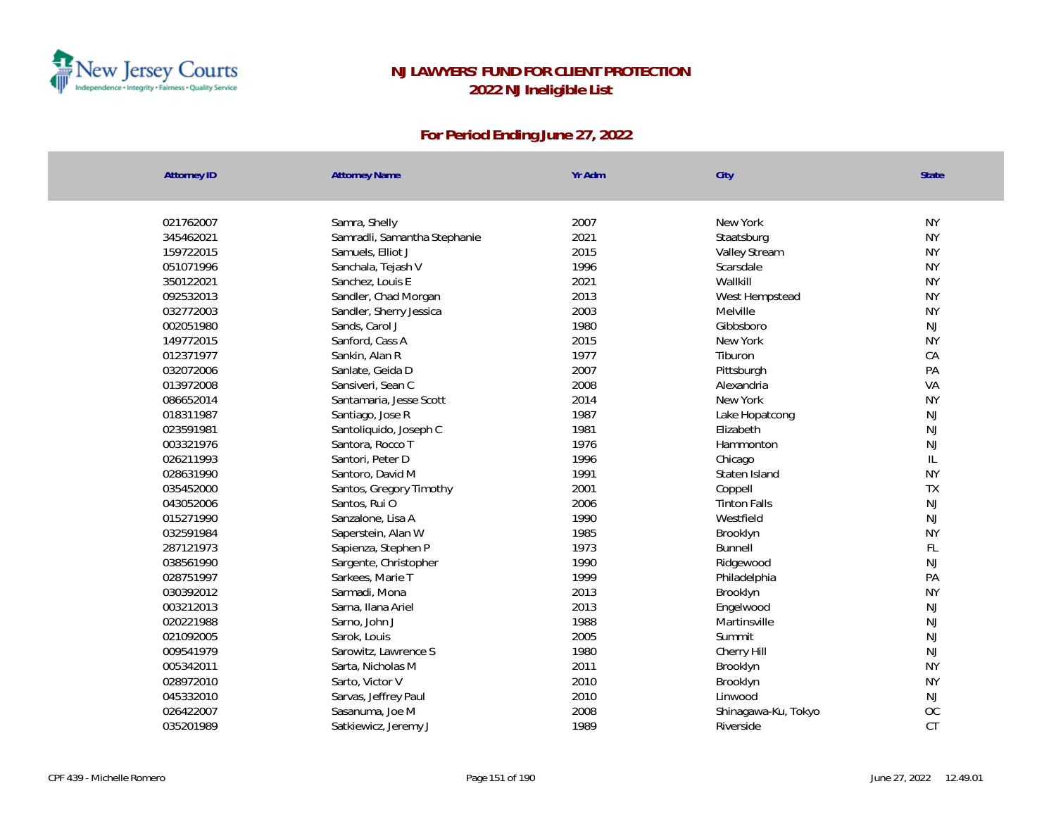# NJ LAWYERS' FUND FOR CLIENT PROTECTION
## 2022 NJ Ineligible List

### For Period Ending June 27, 2022

| Attorney ID | Attorney Name | Yr Adm | City | State |
|---|---|---|---|---|
| 021762007 | Samra, Shelly | 2007 | New York | NY |
| 345462021 | Samradli, Samantha Stephanie | 2021 | Staatsburg | NY |
| 159722015 | Samuels, Elliot J | 2015 | Valley Stream | NY |
| 051071996 | Sanchala, Tejash V | 1996 | Scarsdale | NY |
| 350122021 | Sanchez, Louis E | 2021 | Wallkill | NY |
| 092532013 | Sandler, Chad Morgan | 2013 | West Hempstead | NY |
| 032772003 | Sandler, Sherry Jessica | 2003 | Melville | NY |
| 002051980 | Sands, Carol J | 1980 | Gibbsboro | NJ |
| 149772015 | Sanford, Cass A | 2015 | New York | NY |
| 012371977 | Sankin, Alan R | 1977 | Tiburon | CA |
| 032072006 | Sanlate, Geida D | 2007 | Pittsburgh | PA |
| 013972008 | Sansiveri, Sean C | 2008 | Alexandria | VA |
| 086652014 | Santamaria, Jesse Scott | 2014 | New York | NY |
| 018311987 | Santiago, Jose R | 1987 | Lake Hopatcong | NJ |
| 023591981 | Santoliquido, Joseph C | 1981 | Elizabeth | NJ |
| 003321976 | Santora, Rocco T | 1976 | Hammonton | NJ |
| 026211993 | Santori, Peter D | 1996 | Chicago | IL |
| 028631990 | Santoro, David M | 1991 | Staten Island | NY |
| 035452000 | Santos, Gregory Timothy | 2001 | Coppell | TX |
| 043052006 | Santos, Rui O | 2006 | Tinton Falls | NJ |
| 015271990 | Sanzalone, Lisa A | 1990 | Westfield | NJ |
| 032591984 | Saperstein, Alan W | 1985 | Brooklyn | NY |
| 287121973 | Sapienza, Stephen P | 1973 | Bunnell | FL |
| 038561990 | Sargente, Christopher | 1990 | Ridgewood | NJ |
| 028751997 | Sarkees, Marie T | 1999 | Philadelphia | PA |
| 030392012 | Sarmadi, Mona | 2013 | Brooklyn | NY |
| 003212013 | Sarna, Ilana Ariel | 2013 | Engelwood | NJ |
| 020221988 | Sarno, John J | 1988 | Martinsville | NJ |
| 021092005 | Sarok, Louis | 2005 | Summit | NJ |
| 009541979 | Sarowitz, Lawrence S | 1980 | Cherry Hill | NJ |
| 005342011 | Sarta, Nicholas M | 2011 | Brooklyn | NY |
| 028972010 | Sarto, Victor V | 2010 | Brooklyn | NY |
| 045332010 | Sarvas, Jeffrey Paul | 2010 | Linwood | NJ |
| 026422007 | Sasanuma, Joe M | 2008 | Shinagawa-Ku, Tokyo | OC |
| 035201989 | Satkiewicz, Jeremy J | 1989 | Riverside | CT |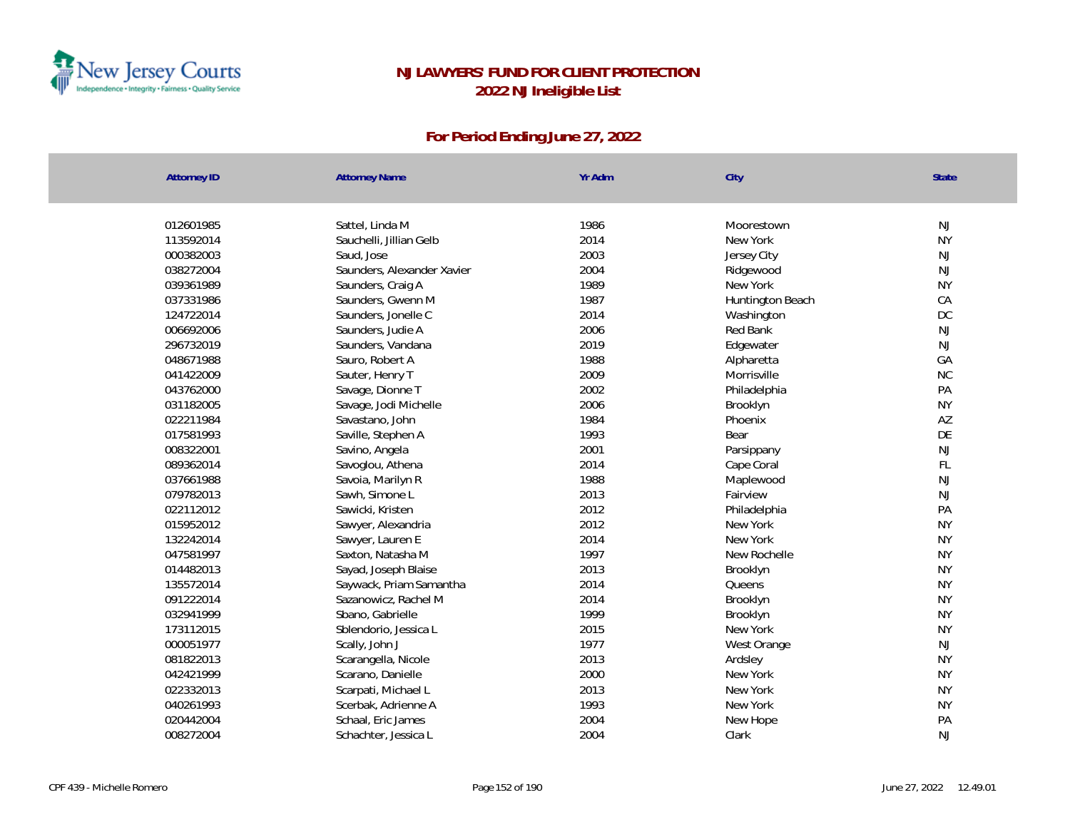# NJ LAWYERS' FUND FOR CLIENT PROTECTION

## 2022 NJ Ineligible List

### For Period Ending June 27, 2022

| Attorney ID | Attorney Name | Yr Adm | City | State |
|---|---|---|---|---|
| 012601985 | Sattel, Linda M | 1986 | Moorestown | NJ |
| 113592014 | Sauchelli, Jillian Gelb | 2014 | New York | NY |
| 000382003 | Saud, Jose | 2003 | Jersey City | NJ |
| 038272004 | Saunders, Alexander Xavier | 2004 | Ridgewood | NJ |
| 039361989 | Saunders, Craig A | 1989 | New York | NY |
| 037331986 | Saunders, Gwenn M | 1987 | Huntington Beach | CA |
| 124722014 | Saunders, Jonelle C | 2014 | Washington | DC |
| 006692006 | Saunders, Judie A | 2006 | Red Bank | NJ |
| 296732019 | Saunders, Vandana | 2019 | Edgewater | NJ |
| 048671988 | Sauro, Robert A | 1988 | Alpharetta | GA |
| 041422009 | Sauter, Henry T | 2009 | Morrisville | NC |
| 043762000 | Savage, Dionne T | 2002 | Philadelphia | PA |
| 031182005 | Savage, Jodi Michelle | 2006 | Brooklyn | NY |
| 022211984 | Savastano, John | 1984 | Phoenix | AZ |
| 017581993 | Saville, Stephen A | 1993 | Bear | DE |
| 008322001 | Savino, Angela | 2001 | Parsippany | NJ |
| 089362014 | Savoglou, Athena | 2014 | Cape Coral | FL |
| 037661988 | Savoia, Marilyn R | 1988 | Maplewood | NJ |
| 079782013 | Sawh, Simone L | 2013 | Fairview | NJ |
| 022112012 | Sawicki, Kristen | 2012 | Philadelphia | PA |
| 015952012 | Sawyer, Alexandria | 2012 | New York | NY |
| 132242014 | Sawyer, Lauren E | 2014 | New York | NY |
| 047581997 | Saxton, Natasha M | 1997 | New Rochelle | NY |
| 014482013 | Sayad, Joseph Blaise | 2013 | Brooklyn | NY |
| 135572014 | Saywack, Priam Samantha | 2014 | Queens | NY |
| 091222014 | Sazanowicz, Rachel M | 2014 | Brooklyn | NY |
| 032941999 | Sbano, Gabrielle | 1999 | Brooklyn | NY |
| 173112015 | Sblendorio, Jessica L | 2015 | New York | NY |
| 000051977 | Scally, John J | 1977 | West Orange | NJ |
| 081822013 | Scarangella, Nicole | 2013 | Ardsley | NY |
| 042421999 | Scarano, Danielle | 2000 | New York | NY |
| 022332013 | Scarpati, Michael L | 2013 | New York | NY |
| 040261993 | Scerbak, Adrienne A | 1993 | New York | NY |
| 020442004 | Schaal, Eric James | 2004 | New Hope | PA |
| 008272004 | Schachter, Jessica L | 2004 | Clark | NJ |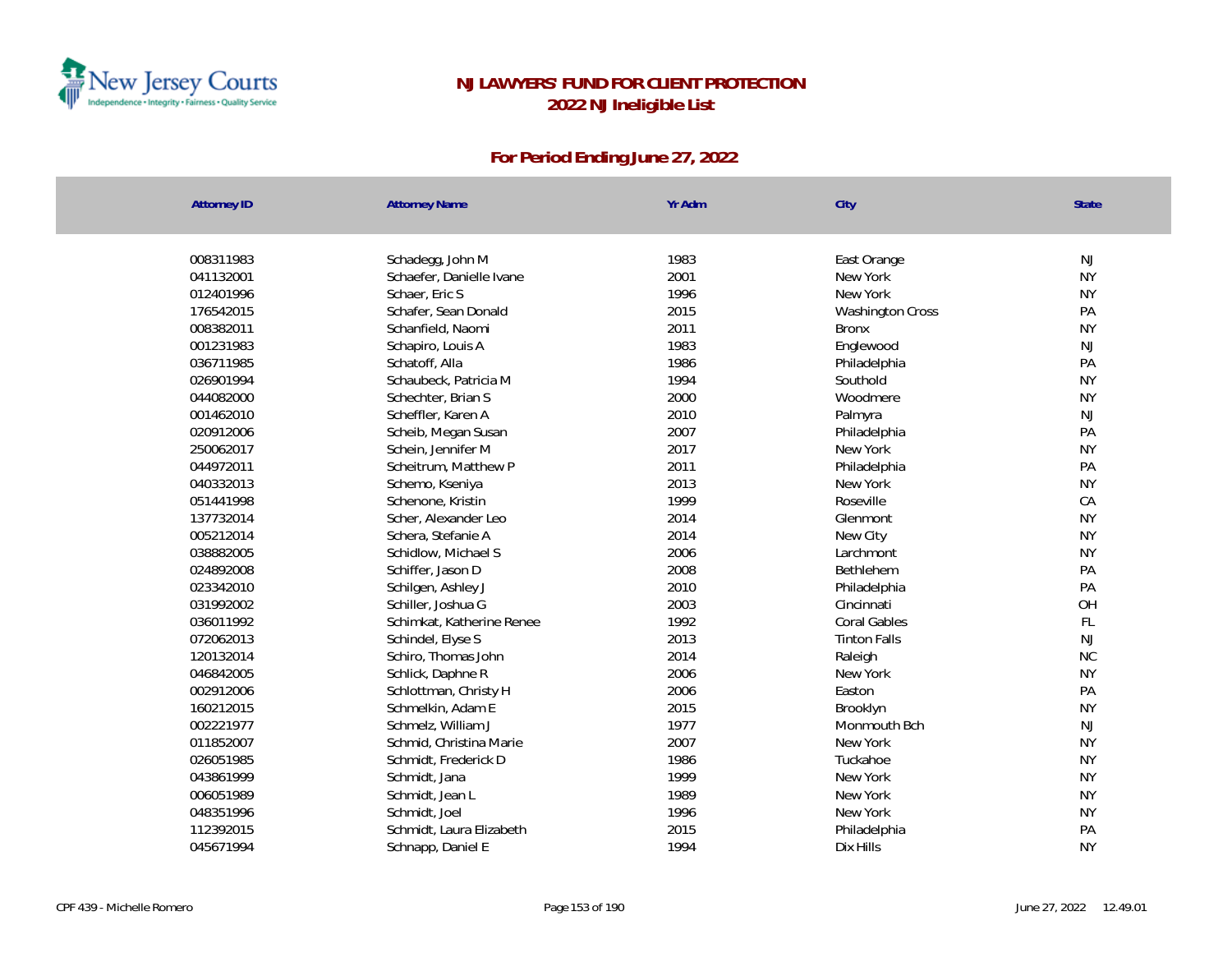# NJ LAWYERS' FUND FOR CLIENT PROTECTION

## 2022 NJ Ineligible List

### For Period Ending June 27, 2022

| Attorney ID | Attorney Name | Yr Adm | City | State |
|---|---|---|---|---|
| 008311983 | Schadegg, John M | 1983 | East Orange | NJ |
| 041132001 | Schaefer, Danielle Ivane | 2001 | New York | NY |
| 012401996 | Schaer, Eric S | 1996 | New York | NY |
| 176542015 | Schafer, Sean Donald | 2015 | Washington Cross | PA |
| 008382011 | Schanfield, Naomi | 2011 | Bronx | NY |
| 001231983 | Schapiro, Louis A | 1983 | Englewood | NJ |
| 036711985 | Schatoff, Alla | 1986 | Philadelphia | PA |
| 026901994 | Schaubeck, Patricia M | 1994 | Southold | NY |
| 044082000 | Schechter, Brian S | 2000 | Woodmere | NY |
| 001462010 | Scheffler, Karen A | 2010 | Palmyra | NJ |
| 020912006 | Scheib, Megan Susan | 2007 | Philadelphia | PA |
| 250062017 | Schein, Jennifer M | 2017 | New York | NY |
| 044972011 | Scheitrum, Matthew P | 2011 | Philadelphia | PA |
| 040332013 | Schemo, Kseniya | 2013 | New York | NY |
| 051441998 | Schenone, Kristin | 1999 | Roseville | CA |
| 137732014 | Scher, Alexander Leo | 2014 | Glenmont | NY |
| 005212014 | Schera, Stefanie A | 2014 | New City | NY |
| 038882005 | Schidlow, Michael S | 2006 | Larchmont | NY |
| 024892008 | Schiffer, Jason D | 2008 | Bethlehem | PA |
| 023342010 | Schilgen, Ashley J | 2010 | Philadelphia | PA |
| 031992002 | Schiller, Joshua G | 2003 | Cincinnati | OH |
| 036011992 | Schimkat, Katherine Renee | 1992 | Coral Gables | FL |
| 072062013 | Schindel, Elyse S | 2013 | Tinton Falls | NJ |
| 120132014 | Schiro, Thomas John | 2014 | Raleigh | NC |
| 046842005 | Schlick, Daphne R | 2006 | New York | NY |
| 002912006 | Schlottman, Christy H | 2006 | Easton | PA |
| 160212015 | Schmelkin, Adam E | 2015 | Brooklyn | NY |
| 002221977 | Schmelz, William J | 1977 | Monmouth Bch | NJ |
| 011852007 | Schmid, Christina Marie | 2007 | New York | NY |
| 026051985 | Schmidt, Frederick D | 1986 | Tuckahoe | NY |
| 043861999 | Schmidt, Jana | 1999 | New York | NY |
| 006051989 | Schmidt, Jean L | 1989 | New York | NY |
| 048351996 | Schmidt, Joel | 1996 | New York | NY |
| 112392015 | Schmidt, Laura Elizabeth | 2015 | Philadelphia | PA |
| 045671994 | Schnapp, Daniel E | 1994 | Dix Hills | NY |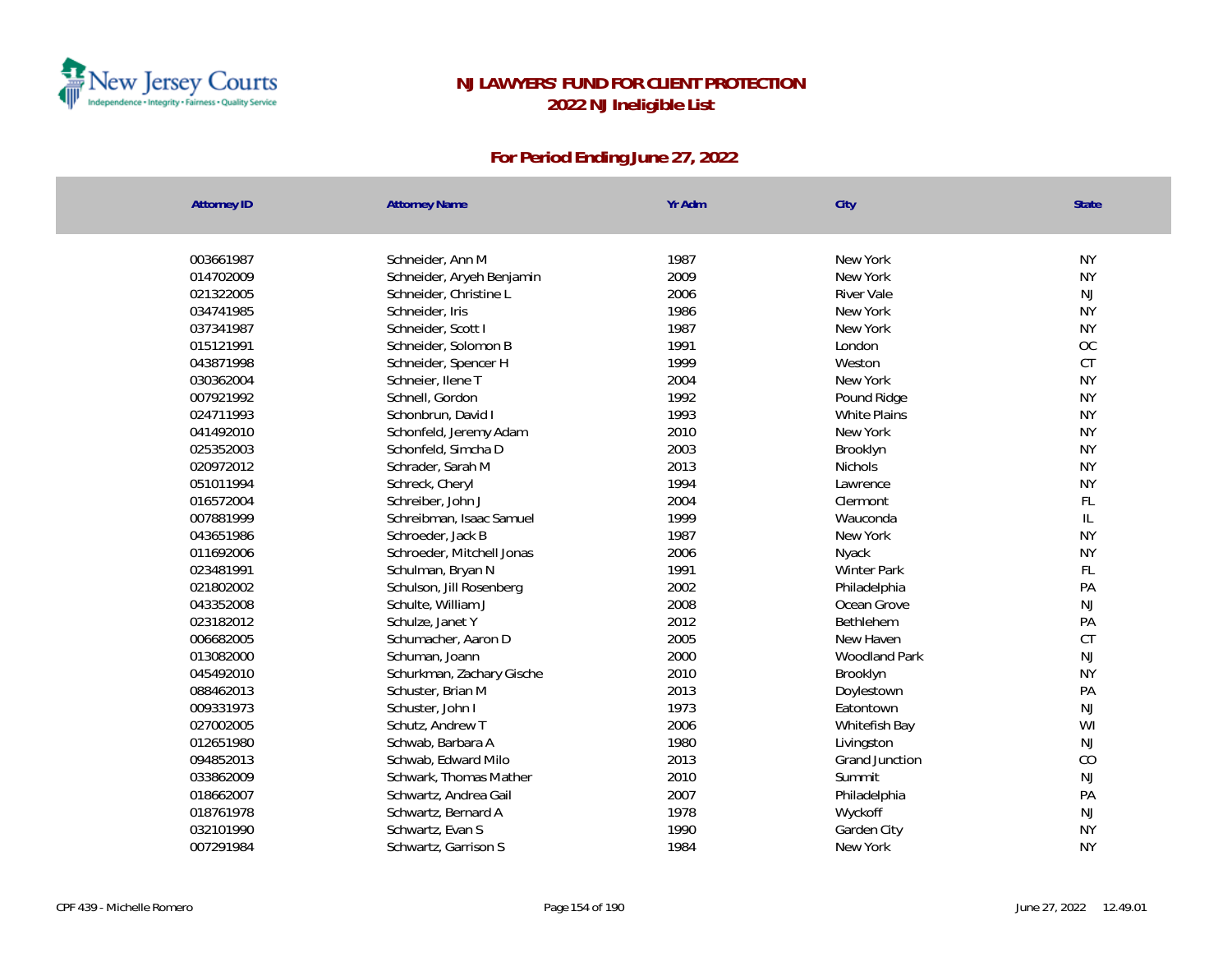# NJ LAWYERS' FUND FOR CLIENT PROTECTION
## 2022 NJ Ineligible List

### For Period Ending June 27, 2022

| Attorney ID | Attorney Name | Yr Adm | City | State |
|---|---|---|---|---|
| 003661987 | Schneider, Ann M | 1987 | New York | NY |
| 014702009 | Schneider, Aryeh Benjamin | 2009 | New York | NY |
| 021322005 | Schneider, Christine L | 2006 | River Vale | NJ |
| 034741985 | Schneider, Iris | 1986 | New York | NY |
| 037341987 | Schneider, Scott I | 1987 | New York | NY |
| 015121991 | Schneider, Solomon B | 1991 | London | OC |
| 043871998 | Schneider, Spencer H | 1999 | Weston | CT |
| 030362004 | Schneier, Ilene T | 2004 | New York | NY |
| 007921992 | Schnell, Gordon | 1992 | Pound Ridge | NY |
| 024711993 | Schonbrun, David I | 1993 | White Plains | NY |
| 041492010 | Schonfeld, Jeremy Adam | 2010 | New York | NY |
| 025352003 | Schonfeld, Simcha D | 2003 | Brooklyn | NY |
| 020972012 | Schrader, Sarah M | 2013 | Nichols | NY |
| 051011994 | Schreck, Cheryl | 1994 | Lawrence | NY |
| 016572004 | Schreiber, John J | 2004 | Clermont | FL |
| 007881999 | Schreibman, Isaac Samuel | 1999 | Wauconda | IL |
| 043651986 | Schroeder, Jack B | 1987 | New York | NY |
| 011692006 | Schroeder, Mitchell Jonas | 2006 | Nyack | NY |
| 023481991 | Schulman, Bryan N | 1991 | Winter Park | FL |
| 021802002 | Schulson, Jill Rosenberg | 2002 | Philadelphia | PA |
| 043352008 | Schulte, William J | 2008 | Ocean Grove | NJ |
| 023182012 | Schulze, Janet Y | 2012 | Bethlehem | PA |
| 006682005 | Schumacher, Aaron D | 2005 | New Haven | CT |
| 013082000 | Schuman, Joann | 2000 | Woodland Park | NJ |
| 045492010 | Schurkman, Zachary Gische | 2010 | Brooklyn | NY |
| 088462013 | Schuster, Brian M | 2013 | Doylestown | PA |
| 009331973 | Schuster, John I | 1973 | Eatontown | NJ |
| 027002005 | Schutz, Andrew T | 2006 | Whitefish Bay | WI |
| 012651980 | Schwab, Barbara A | 1980 | Livingston | NJ |
| 094852013 | Schwab, Edward Milo | 2013 | Grand Junction | CO |
| 033862009 | Schwark, Thomas Mather | 2010 | Summit | NJ |
| 018662007 | Schwartz, Andrea Gail | 2007 | Philadelphia | PA |
| 018761978 | Schwartz, Bernard A | 1978 | Wyckoff | NJ |
| 032101990 | Schwartz, Evan S | 1990 | Garden City | NY |
| 007291984 | Schwartz, Garrison S | 1984 | New York | NY |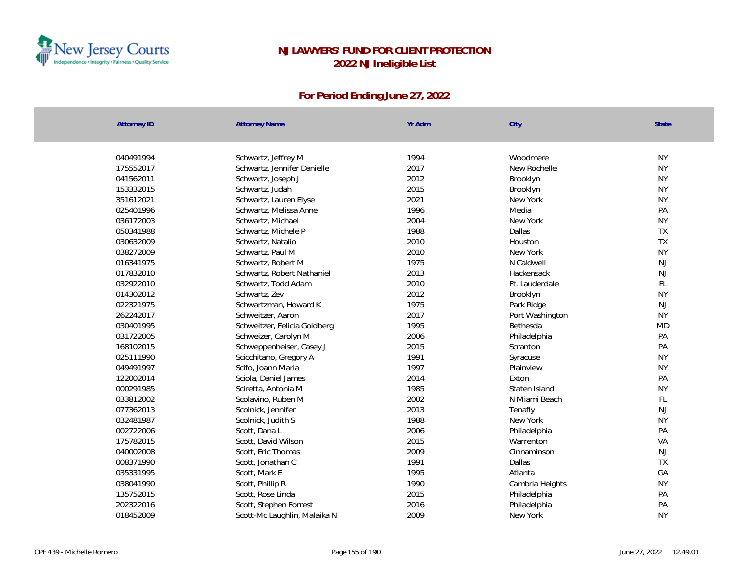# NJ LAWYERS' FUND FOR CLIENT PROTECTION
## 2022 NJ Ineligible List

### For Period Ending June 27, 2022

| Attorney ID | Attorney Name | Yr Adm | City | State |
|---|---|---|---|---|
| 040491994 | Schwartz, Jeffrey M | 1994 | Woodmere | NY |
| 175552017 | Schwartz, Jennifer Danielle | 2017 | New Rochelle | NY |
| 041562011 | Schwartz, Joseph J | 2012 | Brooklyn | NY |
| 153332015 | Schwartz, Judah | 2015 | Brooklyn | NY |
| 351612021 | Schwartz, Lauren Elyse | 2021 | New York | NY |
| 025401996 | Schwartz, Melissa Anne | 1996 | Media | PA |
| 036172003 | Schwartz, Michael | 2004 | New York | NY |
| 050341988 | Schwartz, Michele P | 1988 | Dallas | TX |
| 030632009 | Schwartz, Natalio | 2010 | Houston | TX |
| 038272009 | Schwartz, Paul M | 2010 | New York | NY |
| 016341975 | Schwartz, Robert M | 1975 | N Caldwell | NJ |
| 017832010 | Schwartz, Robert Nathaniel | 2013 | Hackensack | NJ |
| 032922010 | Schwartz, Todd Adam | 2010 | Ft. Lauderdale | FL |
| 014302012 | Schwartz, Zev | 2012 | Brooklyn | NY |
| 022321975 | Schwartzman, Howard K | 1975 | Park Ridge | NJ |
| 262242017 | Schweitzer, Aaron | 2017 | Port Washington | NY |
| 030401995 | Schweitzer, Felicia Goldberg | 1995 | Bethesda | MD |
| 031722005 | Schweizer, Carolyn M | 2006 | Philadelphia | PA |
| 168102015 | Schweppenheiser, Casey J | 2015 | Scranton | PA |
| 025111990 | Scicchitano, Gregory A | 1991 | Syracuse | NY |
| 049491997 | Scifo, Joann Maria | 1997 | Plainview | NY |
| 122002014 | Sciola, Daniel James | 2014 | Exton | PA |
| 000291985 | Sciretta, Antonia M | 1985 | Staten Island | NY |
| 033812002 | Scolavino, Ruben M | 2002 | N Miami Beach | FL |
| 077362013 | Scolnick, Jennifer | 2013 | Tenafly | NJ |
| 032481987 | Scolnick, Judith S | 1988 | New York | NY |
| 002722006 | Scott, Dana L | 2006 | Philadelphia | PA |
| 175782015 | Scott, David Wilson | 2015 | Warrenton | VA |
| 040002008 | Scott, Eric Thomas | 2009 | Cinnaminson | NJ |
| 008371990 | Scott, Jonathan C | 1991 | Dallas | TX |
| 035331995 | Scott, Mark E | 1995 | Atlanta | GA |
| 038041990 | Scott, Phillip R | 1990 | Cambria Heights | NY |
| 135752015 | Scott, Rose Linda | 2015 | Philadelphia | PA |
| 202322016 | Scott, Stephen Forrest | 2016 | Philadelphia | PA |
| 018452009 | Scott-Mc Laughlin, Malaika N | 2009 | New York | NY |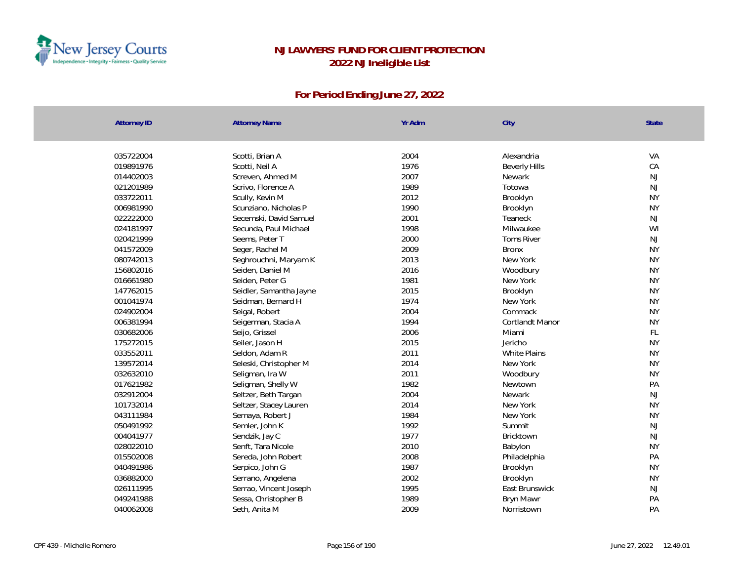# NJ LAWYERS' FUND FOR CLIENT PROTECTION
## 2022 NJ Ineligible List

### For Period Ending June 27, 2022

| Attorney ID | Attorney Name | Yr Adm | City | State |
|---|---|---|---|---|
| 035722004 | Scotti, Brian A | 2004 | Alexandria | VA |
| 019891976 | Scotti, Neil A | 1976 | Beverly Hills | CA |
| 014402003 | Screven, Ahmed M | 2007 | Newark | NJ |
| 021201989 | Scrivo, Florence A | 1989 | Totowa | NJ |
| 033722011 | Scully, Kevin M | 2012 | Brooklyn | NY |
| 006981990 | Scunziano, Nicholas P | 1990 | Brooklyn | NY |
| 022222000 | Secemski, David Samuel | 2001 | Teaneck | NJ |
| 024181997 | Secunda, Paul Michael | 1998 | Milwaukee | WI |
| 020421999 | Seems, Peter T | 2000 | Toms River | NJ |
| 041572009 | Seger, Rachel M | 2009 | Bronx | NY |
| 080742013 | Seghrouchni, Maryam K | 2013 | New York | NY |
| 156802016 | Seiden, Daniel M | 2016 | Woodbury | NY |
| 016661980 | Seiden, Peter G | 1981 | New York | NY |
| 147762015 | Seidler, Samantha Jayne | 2015 | Brooklyn | NY |
| 001041974 | Seidman, Bernard H | 1974 | New York | NY |
| 024902004 | Seigal, Robert | 2004 | Commack | NY |
| 006381994 | Seigerman, Stacia A | 1994 | Cortlandt Manor | NY |
| 030682006 | Seijo, Grissel | 2006 | Miami | FL |
| 175272015 | Seiler, Jason H | 2015 | Jericho | NY |
| 033552011 | Seldon, Adam R | 2011 | White Plains | NY |
| 139572014 | Seleski, Christopher M | 2014 | New York | NY |
| 032632010 | Seligman, Ira W | 2011 | Woodbury | NY |
| 017621982 | Seligman, Shelly W | 1982 | Newtown | PA |
| 032912004 | Seltzer, Beth Targan | 2004 | Newark | NJ |
| 101732014 | Seltzer, Stacey Lauren | 2014 | New York | NY |
| 043111984 | Semaya, Robert J | 1984 | New York | NY |
| 050491992 | Semler, John K | 1992 | Summit | NJ |
| 004041977 | Sendzik, Jay C | 1977 | Bricktown | NJ |
| 028022010 | Senft, Tara Nicole | 2010 | Babylon | NY |
| 015502008 | Sereda, John Robert | 2008 | Philadelphia | PA |
| 040491986 | Serpico, John G | 1987 | Brooklyn | NY |
| 036882000 | Serrano, Angelena | 2002 | Brooklyn | NY |
| 026111995 | Serrao, Vincent Joseph | 1995 | East Brunswick | NJ |
| 049241988 | Sessa, Christopher B | 1989 | Bryn Mawr | PA |
| 040062008 | Seth, Anita M | 2009 | Norristown | PA |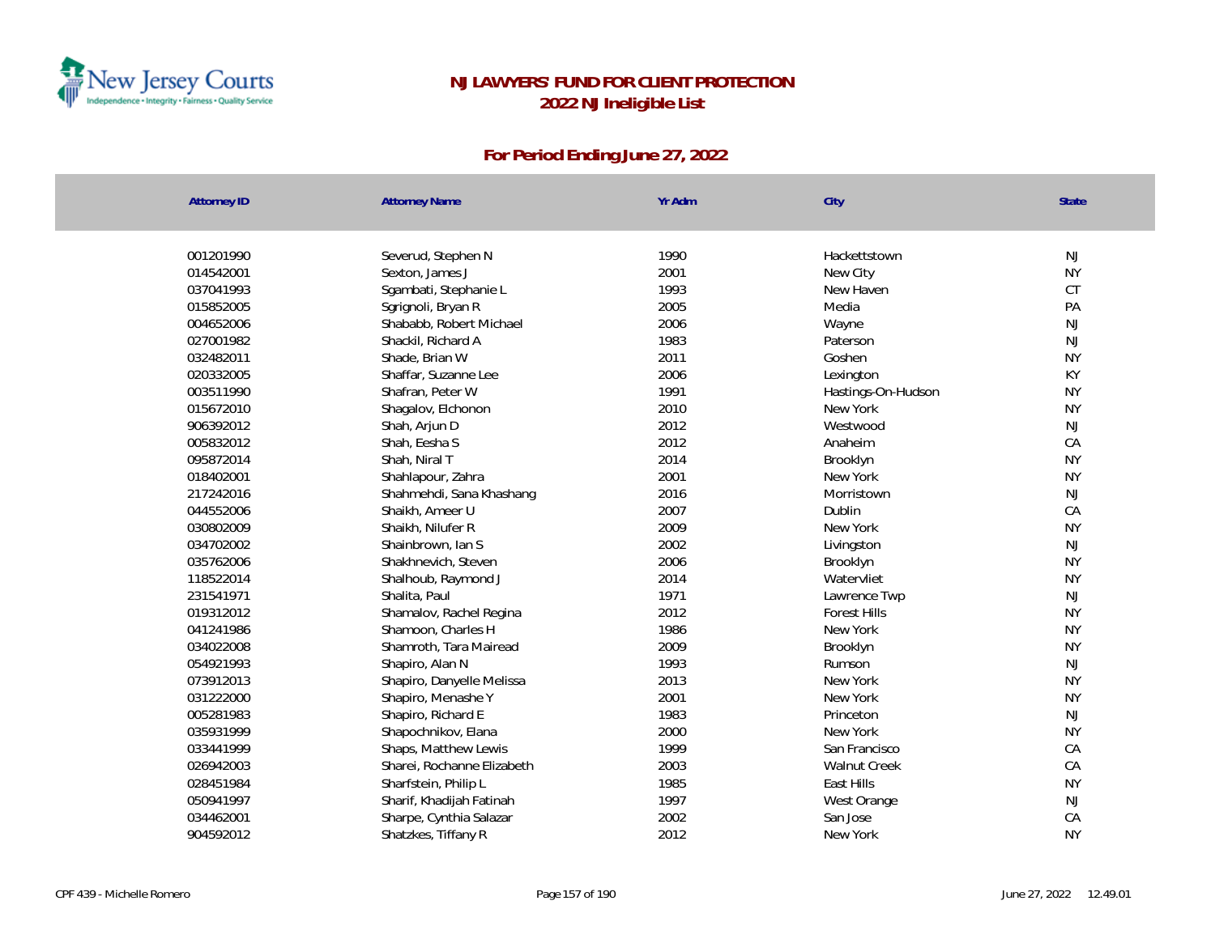# NJ LAWYERS' FUND FOR CLIENT PROTECTION
## 2022 NJ Ineligible List

### For Period Ending June 27, 2022

| Attorney ID | Attorney Name | Yr Adm | City | State |
|---|---|---|---|---|
| 001201990 | Severud, Stephen N | 1990 | Hackettstown | NJ |
| 014542001 | Sexton, James J | 2001 | New City | NY |
| 037041993 | Sgambati, Stephanie L | 1993 | New Haven | CT |
| 015852005 | Sgrignoli, Bryan R | 2005 | Media | PA |
| 004652006 | Shababb, Robert Michael | 2006 | Wayne | NJ |
| 027001982 | Shackil, Richard A | 1983 | Paterson | NJ |
| 032482011 | Shade, Brian W | 2011 | Goshen | NY |
| 020332005 | Shaffar, Suzanne Lee | 2006 | Lexington | KY |
| 003511990 | Shafran, Peter W | 1991 | Hastings-On-Hudson | NY |
| 015672010 | Shagalov, Elchonon | 2010 | New York | NY |
| 906392012 | Shah, Arjun D | 2012 | Westwood | NJ |
| 005832012 | Shah, Eesha S | 2012 | Anaheim | CA |
| 095872014 | Shah, Niral T | 2014 | Brooklyn | NY |
| 018402001 | Shahlapour, Zahra | 2001 | New York | NY |
| 217242016 | Shahmehdi, Sana Khashang | 2016 | Morristown | NJ |
| 044552006 | Shaikh, Ameer U | 2007 | Dublin | CA |
| 030802009 | Shaikh, Nilufer R | 2009 | New York | NY |
| 034702002 | Shainbrown, Ian S | 2002 | Livingston | NJ |
| 035762006 | Shakhnevich, Steven | 2006 | Brooklyn | NY |
| 118522014 | Shalhoub, Raymond J | 2014 | Watervliet | NY |
| 231541971 | Shalita, Paul | 1971 | Lawrence Twp | NJ |
| 019312012 | Shamalov, Rachel Regina | 2012 | Forest Hills | NY |
| 041241986 | Shamoon, Charles H | 1986 | New York | NY |
| 034022008 | Shamroth, Tara Mairead | 2009 | Brooklyn | NY |
| 054921993 | Shapiro, Alan N | 1993 | Rumson | NJ |
| 073912013 | Shapiro, Danyelle Melissa | 2013 | New York | NY |
| 031222000 | Shapiro, Menashe Y | 2001 | New York | NY |
| 005281983 | Shapiro, Richard E | 1983 | Princeton | NJ |
| 035931999 | Shapochnikov, Elana | 2000 | New York | NY |
| 033441999 | Shaps, Matthew Lewis | 1999 | San Francisco | CA |
| 026942003 | Sharei, Rochanne Elizabeth | 2003 | Walnut Creek | CA |
| 028451984 | Sharfstein, Philip L | 1985 | East Hills | NY |
| 050941997 | Sharif, Khadijah Fatinah | 1997 | West Orange | NJ |
| 034462001 | Sharpe, Cynthia Salazar | 2002 | San Jose | CA |
| 904592012 | Shatzkes, Tiffany R | 2012 | New York | NY |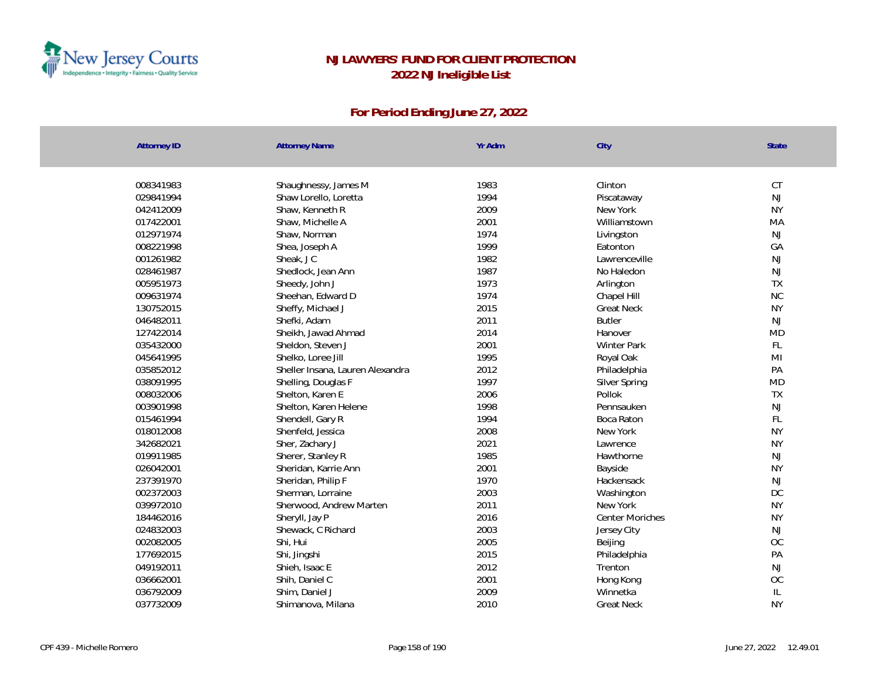# NJ LAWYERS' FUND FOR CLIENT PROTECTION
## 2022 NJ Ineligible List

### For Period Ending June 27, 2022

| Attorney ID | Attorney Name | Yr Adm | City | State |
|---|---|---|---|---|
| 008341983 | Shaughnessy, James M | 1983 | Clinton | CT |
| 029841994 | Shaw Lorello, Loretta | 1994 | Piscataway | NJ |
| 042412009 | Shaw, Kenneth R | 2009 | New York | NY |
| 017422001 | Shaw, Michelle A | 2001 | Williamstown | MA |
| 012971974 | Shaw, Norman | 1974 | Livingston | NJ |
| 008221998 | Shea, Joseph A | 1999 | Eatonton | GA |
| 001261982 | Sheak, J C | 1982 | Lawrenceville | NJ |
| 028461987 | Shedlock, Jean Ann | 1987 | No Haledon | NJ |
| 005951973 | Sheedy, John J | 1973 | Arlington | TX |
| 009631974 | Sheehan, Edward D | 1974 | Chapel Hill | NC |
| 130752015 | Sheffy, Michael J | 2015 | Great Neck | NY |
| 046482011 | Shefki, Adam | 2011 | Butler | NJ |
| 127422014 | Sheikh, Jawad Ahmad | 2014 | Hanover | MD |
| 035432000 | Sheldon, Steven J | 2001 | Winter Park | FL |
| 045641995 | Shelko, Loree Jill | 1995 | Royal Oak | MI |
| 035852012 | Sheller Insana, Lauren Alexandra | 2012 | Philadelphia | PA |
| 038091995 | Shelling, Douglas F | 1997 | Silver Spring | MD |
| 008032006 | Shelton, Karen E | 2006 | Pollok | TX |
| 003901998 | Shelton, Karen Helene | 1998 | Pennsauken | NJ |
| 015461994 | Shendell, Gary R | 1994 | Boca Raton | FL |
| 018012008 | Shenfeld, Jessica | 2008 | New York | NY |
| 342682021 | Sher, Zachary J | 2021 | Lawrence | NY |
| 019911985 | Sherer, Stanley R | 1985 | Hawthorne | NJ |
| 026042001 | Sheridan, Karrie Ann | 2001 | Bayside | NY |
| 237391970 | Sheridan, Philip F | 1970 | Hackensack | NJ |
| 002372003 | Sherman, Lorraine | 2003 | Washington | DC |
| 039972010 | Sherwood, Andrew Marten | 2011 | New York | NY |
| 184462016 | Sheryll, Jay P | 2016 | Center Moriches | NY |
| 024832003 | Shewack, C Richard | 2003 | Jersey City | NJ |
| 002082005 | Shi, Hui | 2005 | Beijing | OC |
| 177692015 | Shi, Jingshi | 2015 | Philadelphia | PA |
| 049192011 | Shieh, Isaac E | 2012 | Trenton | NJ |
| 036662001 | Shih, Daniel C | 2001 | Hong Kong | OC |
| 036792009 | Shim, Daniel J | 2009 | Winnetka | IL |
| 037732009 | Shimanova, Milana | 2010 | Great Neck | NY |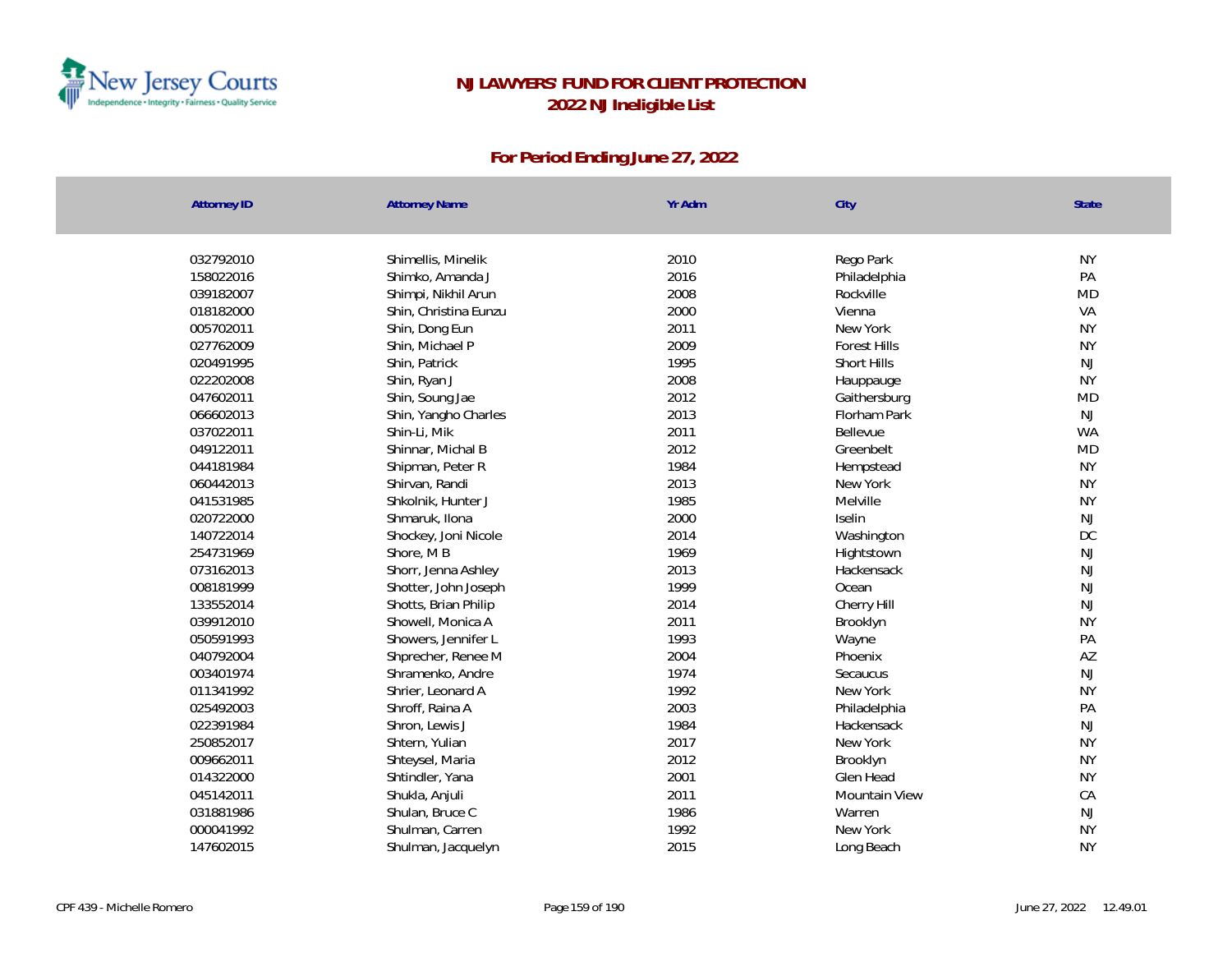# NJ LAWYERS' FUND FOR CLIENT PROTECTION

## 2022 NJ Ineligible List

### For Period Ending June 27, 2022

| Attorney ID | Attorney Name | Yr Adm | City | State |
|---|---|---|---|---|
| 032792010 | Shimellis, Minelik | 2010 | Rego Park | NY |
| 158022016 | Shimko, Amanda J | 2016 | Philadelphia | PA |
| 039182007 | Shimpi, Nikhil Arun | 2008 | Rockville | MD |
| 018182000 | Shin, Christina Eunzu | 2000 | Vienna | VA |
| 005702011 | Shin, Dong Eun | 2011 | New York | NY |
| 027762009 | Shin, Michael P | 2009 | Forest Hills | NY |
| 020491995 | Shin, Patrick | 1995 | Short Hills | NJ |
| 022202008 | Shin, Ryan J | 2008 | Hauppauge | NY |
| 047602011 | Shin, Soung Jae | 2012 | Gaithersburg | MD |
| 066602013 | Shin, Yangho Charles | 2013 | Florham Park | NJ |
| 037022011 | Shin-Li, Mik | 2011 | Bellevue | WA |
| 049122011 | Shinnar, Michal B | 2012 | Greenbelt | MD |
| 044181984 | Shipman, Peter R | 1984 | Hempstead | NY |
| 060442013 | Shirvan, Randi | 2013 | New York | NY |
| 041531985 | Shkolnik, Hunter J | 1985 | Melville | NY |
| 020722000 | Shmaruk, Ilona | 2000 | Iselin | NJ |
| 140722014 | Shockey, Joni Nicole | 2014 | Washington | DC |
| 254731969 | Shore, M B | 1969 | Hightstown | NJ |
| 073162013 | Shorr, Jenna Ashley | 2013 | Hackensack | NJ |
| 008181999 | Shotter, John Joseph | 1999 | Ocean | NJ |
| 133552014 | Shotts, Brian Philip | 2014 | Cherry Hill | NJ |
| 039912010 | Showell, Monica A | 2011 | Brooklyn | NY |
| 050591993 | Showers, Jennifer L | 1993 | Wayne | PA |
| 040792004 | Shprecher, Renee M | 2004 | Phoenix | AZ |
| 003401974 | Shramenko, Andre | 1974 | Secaucus | NJ |
| 011341992 | Shrier, Leonard A | 1992 | New York | NY |
| 025492003 | Shroff, Raina A | 2003 | Philadelphia | PA |
| 022391984 | Shron, Lewis J | 1984 | Hackensack | NJ |
| 250852017 | Shtern, Yulian | 2017 | New York | NY |
| 009662011 | Shteysel, Maria | 2012 | Brooklyn | NY |
| 014322000 | Shtindler, Yana | 2001 | Glen Head | NY |
| 045142011 | Shukla, Anjuli | 2011 | Mountain View | CA |
| 031881986 | Shulan, Bruce C | 1986 | Warren | NJ |
| 000041992 | Shulman, Carren | 1992 | New York | NY |
| 147602015 | Shulman, Jacquelyn | 2015 | Long Beach | NY |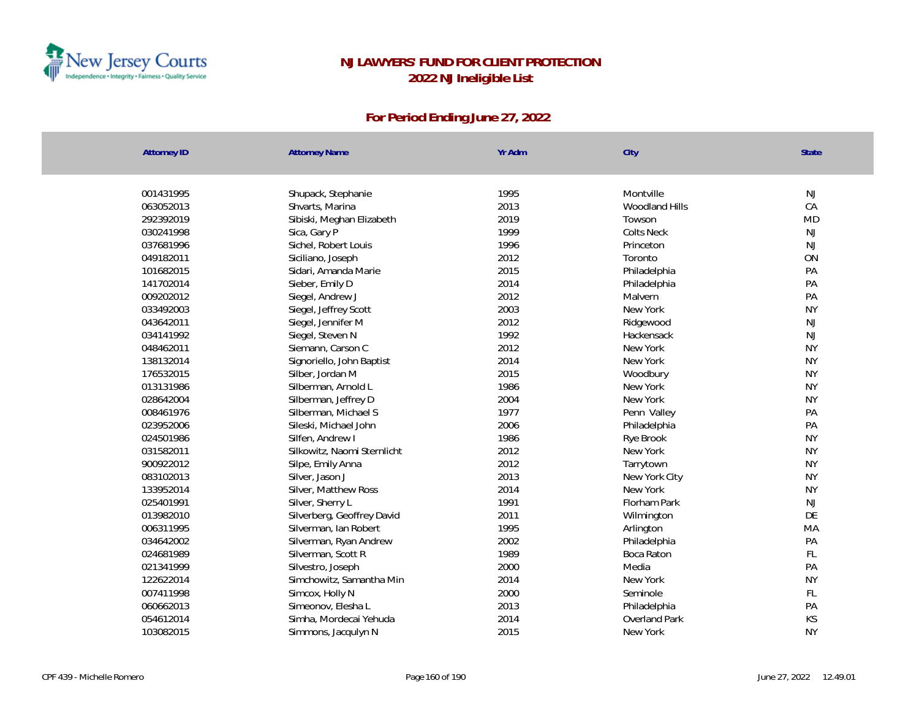# NJ LAWYERS' FUND FOR CLIENT PROTECTION
## 2022 NJ Ineligible List

### For Period Ending June 27, 2022

| Attorney ID | Attorney Name | Yr Adm | City | State |
|---|---|---|---|---|
| 001431995 | Shupack, Stephanie | 1995 | Montville | NJ |
| 063052013 | Shvarts, Marina | 2013 | Woodland Hills | CA |
| 292392019 | Sibiski, Meghan Elizabeth | 2019 | Towson | MD |
| 030241998 | Sica, Gary P | 1999 | Colts Neck | NJ |
| 037681996 | Sichel, Robert Louis | 1996 | Princeton | NJ |
| 049182011 | Siciliano, Joseph | 2012 | Toronto | ON |
| 101682015 | Sidari, Amanda Marie | 2015 | Philadelphia | PA |
| 141702014 | Sieber, Emily D | 2014 | Philadelphia | PA |
| 009202012 | Siegel, Andrew J | 2012 | Malvern | PA |
| 033492003 | Siegel, Jeffrey Scott | 2003 | New York | NY |
| 043642011 | Siegel, Jennifer M | 2012 | Ridgewood | NJ |
| 034141992 | Siegel, Steven N | 1992 | Hackensack | NJ |
| 048462011 | Siemann, Carson C | 2012 | New York | NY |
| 138132014 | Signoriello, John Baptist | 2014 | New York | NY |
| 176532015 | Silber, Jordan M | 2015 | Woodbury | NY |
| 013131986 | Silberman, Arnold L | 1986 | New York | NY |
| 028642004 | Silberman, Jeffrey D | 2004 | New York | NY |
| 008461976 | Silberman, Michael S | 1977 | Penn Valley | PA |
| 023952006 | Sileski, Michael John | 2006 | Philadelphia | PA |
| 024501986 | Silfen, Andrew I | 1986 | Rye Brook | NY |
| 031582011 | Silkowitz, Naomi Sternlicht | 2012 | New York | NY |
| 900922012 | Silpe, Emily Anna | 2012 | Tarrytown | NY |
| 083102013 | Silver, Jason J | 2013 | New York City | NY |
| 133952014 | Silver, Matthew Ross | 2014 | New York | NY |
| 025401991 | Silver, Sherry L | 1991 | Florham Park | NJ |
| 013982010 | Silverberg, Geoffrey David | 2011 | Wilmington | DE |
| 006311995 | Silverman, Ian Robert | 1995 | Arlington | MA |
| 034642002 | Silverman, Ryan Andrew | 2002 | Philadelphia | PA |
| 024681989 | Silverman, Scott R | 1989 | Boca Raton | FL |
| 021341999 | Silvestro, Joseph | 2000 | Media | PA |
| 122622014 | Simchowitz, Samantha Min | 2014 | New York | NY |
| 007411998 | Simcox, Holly N | 2000 | Seminole | FL |
| 060662013 | Simeonov, Elesha L | 2013 | Philadelphia | PA |
| 054612014 | Simha, Mordecai Yehuda | 2014 | Overland Park | KS |
| 103082015 | Simmons, Jacqulyn N | 2015 | New York | NY |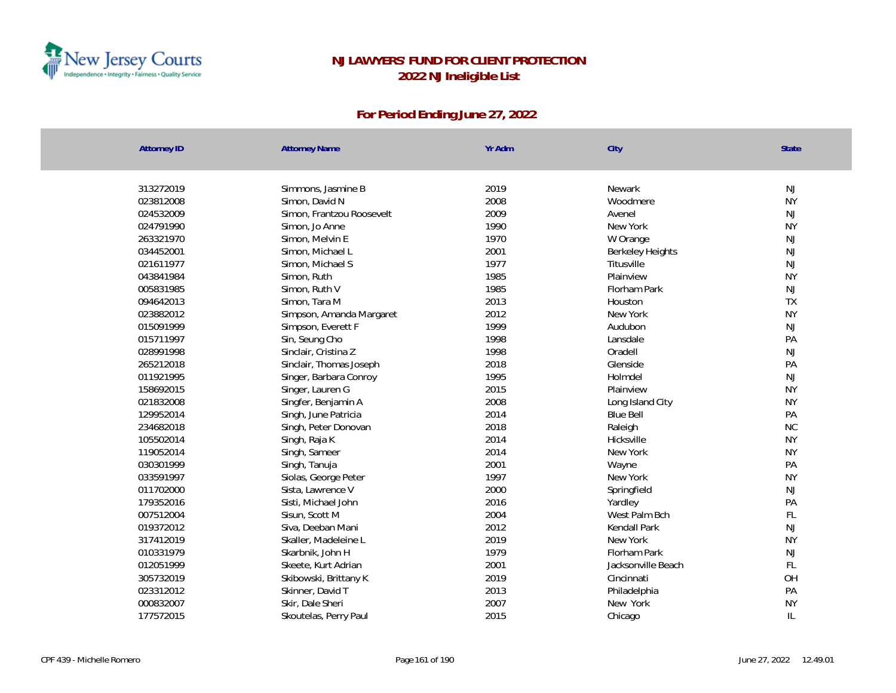# NJ LAWYERS' FUND FOR CLIENT PROTECTION

## 2022 NJ Ineligible List

### For Period Ending June 27, 2022

| Attorney ID | Attorney Name | Yr Adm | City | State |
|---|---|---|---|---|
| 313272019 | Simmons, Jasmine B | 2019 | Newark | NJ |
| 023812008 | Simon, David N | 2008 | Woodmere | NY |
| 024532009 | Simon, Frantzou Roosevelt | 2009 | Avenel | NJ |
| 024791990 | Simon, Jo Anne | 1990 | New York | NY |
| 263321970 | Simon, Melvin E | 1970 | W Orange | NJ |
| 034452001 | Simon, Michael L | 2001 | Berkeley Heights | NJ |
| 021611977 | Simon, Michael S | 1977 | Titusville | NJ |
| 043841984 | Simon, Ruth | 1985 | Plainview | NY |
| 005831985 | Simon, Ruth V | 1985 | Florham Park | NJ |
| 094642013 | Simon, Tara M | 2013 | Houston | TX |
| 023882012 | Simpson, Amanda Margaret | 2012 | New York | NY |
| 015091999 | Simpson, Everett F | 1999 | Audubon | NJ |
| 015711997 | Sin, Seung Cho | 1998 | Lansdale | PA |
| 028991998 | Sinclair, Cristina Z | 1998 | Oradell | NJ |
| 265212018 | Sinclair, Thomas Joseph | 2018 | Glenside | PA |
| 011921995 | Singer, Barbara Conroy | 1995 | Holmdel | NJ |
| 158692015 | Singer, Lauren G | 2015 | Plainview | NY |
| 021832008 | Singfer, Benjamin A | 2008 | Long Island City | NY |
| 129952014 | Singh, June Patricia | 2014 | Blue Bell | PA |
| 234682018 | Singh, Peter Donovan | 2018 | Raleigh | NC |
| 105502014 | Singh, Raja K | 2014 | Hicksville | NY |
| 119052014 | Singh, Sameer | 2014 | New York | NY |
| 030301999 | Singh, Tanuja | 2001 | Wayne | PA |
| 033591997 | Siolas, George Peter | 1997 | New York | NY |
| 011702000 | Sista, Lawrence V | 2000 | Springfield | NJ |
| 179352016 | Sisti, Michael John | 2016 | Yardley | PA |
| 007512004 | Sisun, Scott M | 2004 | West Palm Bch | FL |
| 019372012 | Siva, Deeban Mani | 2012 | Kendall Park | NJ |
| 317412019 | Skaller, Madeleine L | 2019 | New York | NY |
| 010331979 | Skarbnik, John H | 1979 | Florham Park | NJ |
| 012051999 | Skeete, Kurt Adrian | 2001 | Jacksonville Beach | FL |
| 305732019 | Skibowski, Brittany K | 2019 | Cincinnati | OH |
| 023312012 | Skinner, David T | 2013 | Philadelphia | PA |
| 000832007 | Skir, Dale Sheri | 2007 | New York | NY |
| 177572015 | Skoutelas, Perry Paul | 2015 | Chicago | IL |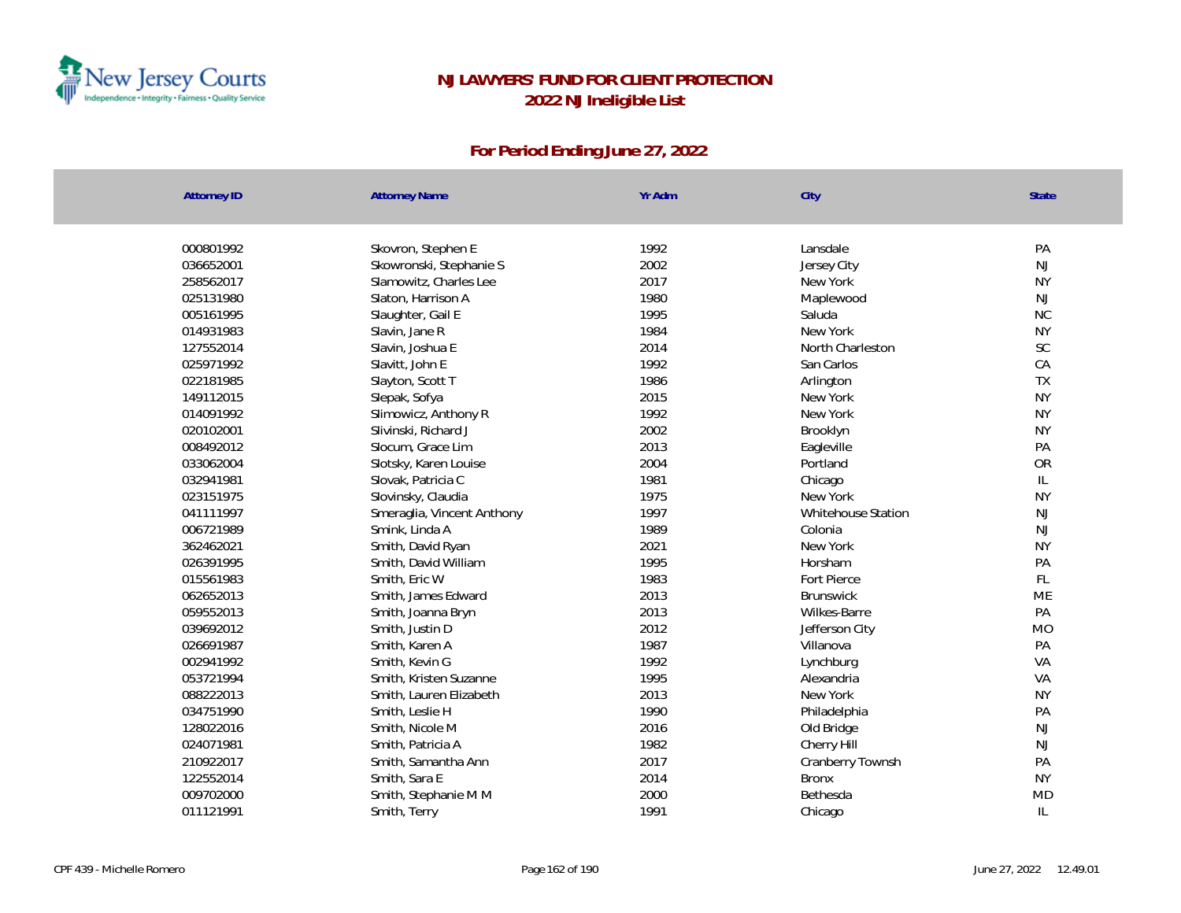# NJ LAWYERS' FUND FOR CLIENT PROTECTION
## 2022 NJ Ineligible List

### For Period Ending June 27, 2022

| Attorney ID | Attorney Name | Yr Adm | City | State |
|---|---|---|---|---|
| 000801992 | Skovron, Stephen E | 1992 | Lansdale | PA |
| 036652001 | Skowronski, Stephanie S | 2002 | Jersey City | NJ |
| 258562017 | Slamowitz, Charles Lee | 2017 | New York | NY |
| 025131980 | Slaton, Harrison A | 1980 | Maplewood | NJ |
| 005161995 | Slaughter, Gail E | 1995 | Saluda | NC |
| 014931983 | Slavin, Jane R | 1984 | New York | NY |
| 127552014 | Slavin, Joshua E | 2014 | North Charleston | SC |
| 025971992 | Slavitt, John E | 1992 | San Carlos | CA |
| 022181985 | Slayton, Scott T | 1986 | Arlington | TX |
| 149112015 | Slepak, Sofya | 2015 | New York | NY |
| 014091992 | Slimowicz, Anthony R | 1992 | New York | NY |
| 020102001 | Slivinski, Richard J | 2002 | Brooklyn | NY |
| 008492012 | Slocum, Grace Lim | 2013 | Eagleville | PA |
| 033062004 | Slotsky, Karen Louise | 2004 | Portland | OR |
| 032941981 | Slovak, Patricia C | 1981 | Chicago | IL |
| 023151975 | Slovinsky, Claudia | 1975 | New York | NY |
| 041111997 | Smeraglia, Vincent Anthony | 1997 | Whitehouse Station | NJ |
| 006721989 | Smink, Linda A | 1989 | Colonia | NJ |
| 362462021 | Smith, David Ryan | 2021 | New York | NY |
| 026391995 | Smith, David William | 1995 | Horsham | PA |
| 015561983 | Smith, Eric W | 1983 | Fort Pierce | FL |
| 062652013 | Smith, James Edward | 2013 | Brunswick | ME |
| 059552013 | Smith, Joanna Bryn | 2013 | Wilkes-Barre | PA |
| 039692012 | Smith, Justin D | 2012 | Jefferson City | MO |
| 026691987 | Smith, Karen A | 1987 | Villanova | PA |
| 002941992 | Smith, Kevin G | 1992 | Lynchburg | VA |
| 053721994 | Smith, Kristen Suzanne | 1995 | Alexandria | VA |
| 088222013 | Smith, Lauren Elizabeth | 2013 | New York | NY |
| 034751990 | Smith, Leslie H | 1990 | Philadelphia | PA |
| 128022016 | Smith, Nicole M | 2016 | Old Bridge | NJ |
| 024071981 | Smith, Patricia A | 1982 | Cherry Hill | NJ |
| 210922017 | Smith, Samantha Ann | 2017 | Cranberry Townsh | PA |
| 122552014 | Smith, Sara E | 2014 | Bronx | NY |
| 009702000 | Smith, Stephanie M M | 2000 | Bethesda | MD |
| 011121991 | Smith, Terry | 1991 | Chicago | IL |

CPF 439 - Michelle Romero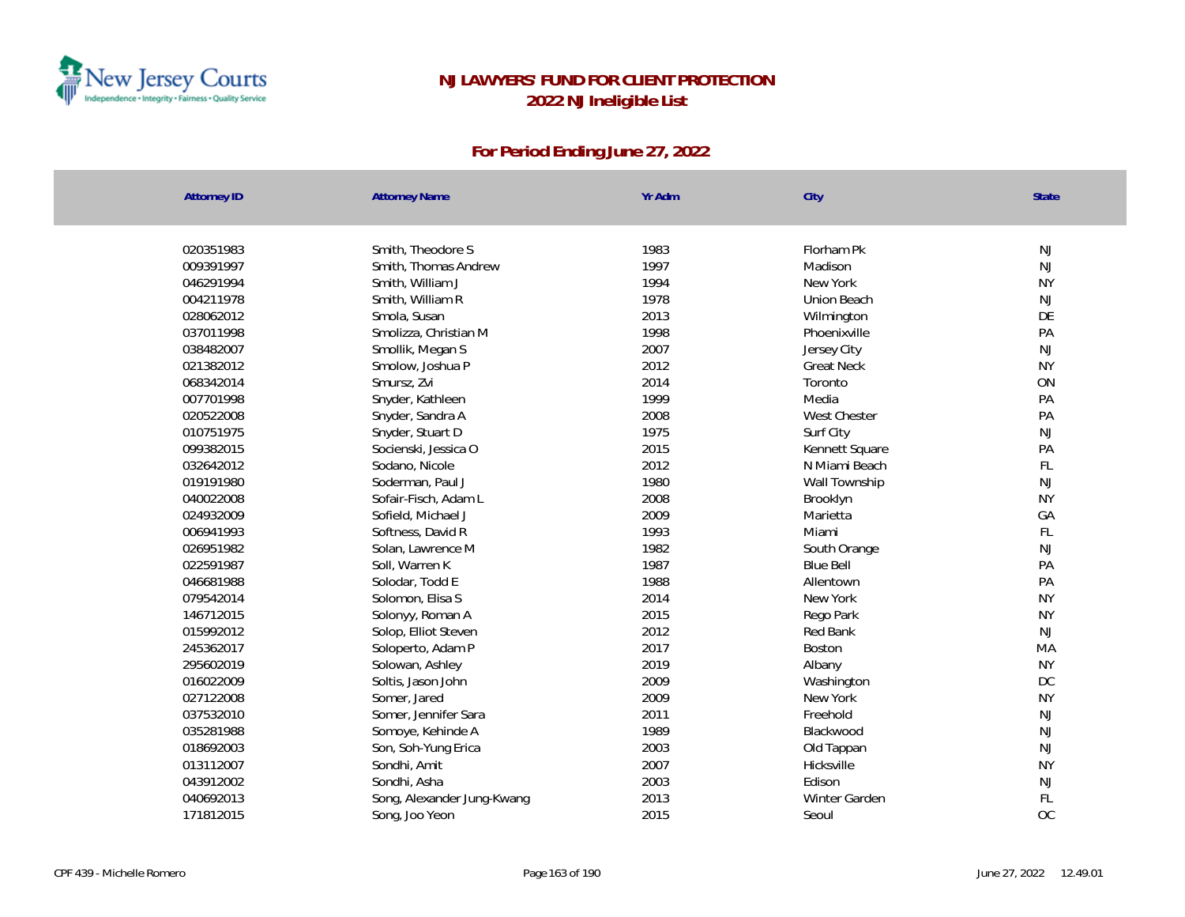# NJ LAWYERS' FUND FOR CLIENT PROTECTION
## 2022 NJ Ineligible List

### For Period Ending June 27, 2022

| Attorney ID | Attorney Name | Yr Adm | City | State |
|---|---|---|---|---|
| 020351983 | Smith, Theodore S | 1983 | Florham Pk | NJ |
| 009391997 | Smith, Thomas Andrew | 1997 | Madison | NJ |
| 046291994 | Smith, William J | 1994 | New York | NY |
| 004211978 | Smith, William R | 1978 | Union Beach | NJ |
| 028062012 | Smola, Susan | 2013 | Wilmington | DE |
| 037011998 | Smolizza, Christian M | 1998 | Phoenixville | PA |
| 038482007 | Smollik, Megan S | 2007 | Jersey City | NJ |
| 021382012 | Smolow, Joshua P | 2012 | Great Neck | NY |
| 068342014 | Smursz, Zvi | 2014 | Toronto | ON |
| 007701998 | Snyder, Kathleen | 1999 | Media | PA |
| 020522008 | Snyder, Sandra A | 2008 | West Chester | PA |
| 010751975 | Snyder, Stuart D | 1975 | Surf City | NJ |
| 099382015 | Socienski, Jessica O | 2015 | Kennett Square | PA |
| 032642012 | Sodano, Nicole | 2012 | N Miami Beach | FL |
| 019191980 | Soderman, Paul J | 1980 | Wall Township | NJ |
| 040022008 | Sofair-Fisch, Adam L | 2008 | Brooklyn | NY |
| 024932009 | Sofield, Michael J | 2009 | Marietta | GA |
| 006941993 | Softness, David R | 1993 | Miami | FL |
| 026951982 | Solan, Lawrence M | 1982 | South Orange | NJ |
| 022591987 | Soll, Warren K | 1987 | Blue Bell | PA |
| 046681988 | Solodar, Todd E | 1988 | Allentown | PA |
| 079542014 | Solomon, Elisa S | 2014 | New York | NY |
| 146712015 | Solonyy, Roman A | 2015 | Rego Park | NY |
| 015992012 | Solop, Elliot Steven | 2012 | Red Bank | NJ |
| 245362017 | Soloperto, Adam P | 2017 | Boston | MA |
| 295602019 | Solowan, Ashley | 2019 | Albany | NY |
| 016022009 | Soltis, Jason John | 2009 | Washington | DC |
| 027122008 | Somer, Jared | 2009 | New York | NY |
| 037532010 | Somer, Jennifer Sara | 2011 | Freehold | NJ |
| 035281988 | Somoye, Kehinde A | 1989 | Blackwood | NJ |
| 018692003 | Son, Soh-Yung Erica | 2003 | Old Tappan | NJ |
| 013112007 | Sondhi, Amit | 2007 | Hicksville | NY |
| 043912002 | Sondhi, Asha | 2003 | Edison | NJ |
| 040692013 | Song, Alexander Jung-Kwang | 2013 | Winter Garden | FL |
| 171812015 | Song, Joo Yeon | 2015 | Seoul | OC |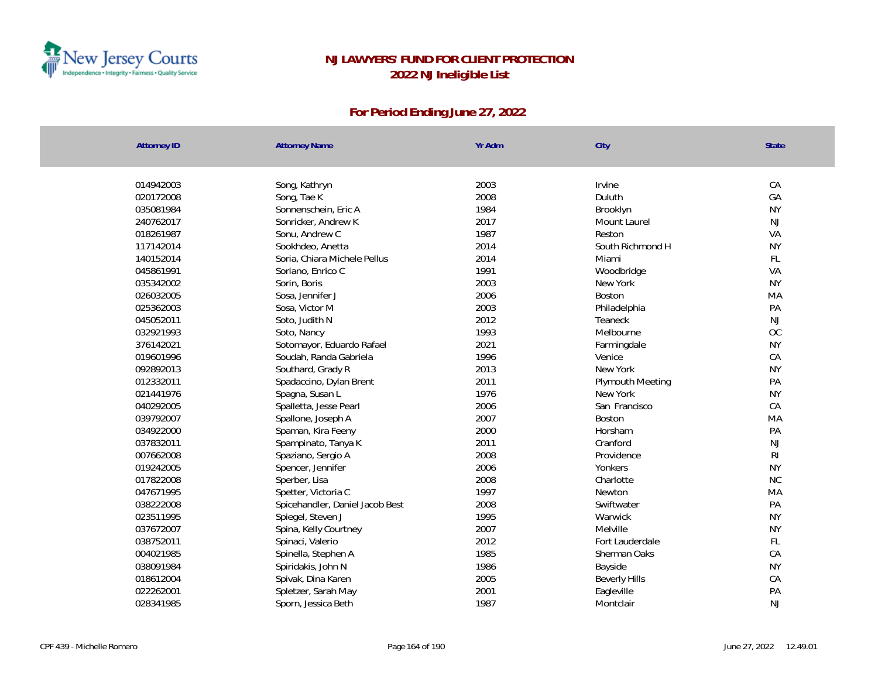# NJ LAWYERS' FUND FOR CLIENT PROTECTION
## 2022 NJ Ineligible List

### For Period Ending June 27, 2022

| Attorney ID | Attorney Name | Yr Adm | City | State |
|---|---|---|---|---|
| 014942003 | Song, Kathryn | 2003 | Irvine | CA |
| 020172008 | Song, Tae K | 2008 | Duluth | GA |
| 035081984 | Sonnenschein, Eric A | 1984 | Brooklyn | NY |
| 240762017 | Sonricker, Andrew K | 2017 | Mount Laurel | NJ |
| 018261987 | Sonu, Andrew C | 1987 | Reston | VA |
| 117142014 | Sookhdeo, Anetta | 2014 | South Richmond H | NY |
| 140152014 | Soria, Chiara Michele Pellus | 2014 | Miami | FL |
| 045861991 | Soriano, Enrico C | 1991 | Woodbridge | VA |
| 035342002 | Sorin, Boris | 2003 | New York | NY |
| 026032005 | Sosa, Jennifer J | 2006 | Boston | MA |
| 025362003 | Sosa, Victor M | 2003 | Philadelphia | PA |
| 045052011 | Soto, Judith N | 2012 | Teaneck | NJ |
| 032921993 | Soto, Nancy | 1993 | Melbourne | OC |
| 376142021 | Sotomayor, Eduardo Rafael | 2021 | Farmingdale | NY |
| 019601996 | Soudah, Randa Gabriela | 1996 | Venice | CA |
| 092892013 | Southard, Grady R | 2013 | New York | NY |
| 012332011 | Spadaccino, Dylan Brent | 2011 | Plymouth Meeting | PA |
| 021441976 | Spagna, Susan L | 1976 | New York | NY |
| 040292005 | Spalletta, Jesse Pearl | 2006 | San Francisco | CA |
| 039792007 | Spallone, Joseph A | 2007 | Boston | MA |
| 034922000 | Spaman, Kira Feeny | 2000 | Horsham | PA |
| 037832011 | Spampinato, Tanya K | 2011 | Cranford | NJ |
| 007662008 | Spaziano, Sergio A | 2008 | Providence | RI |
| 019242005 | Spencer, Jennifer | 2006 | Yonkers | NY |
| 017822008 | Sperber, Lisa | 2008 | Charlotte | NC |
| 047671995 | Spetter, Victoria C | 1997 | Newton | MA |
| 038222008 | Spicehandler, Daniel Jacob Best | 2008 | Swiftwater | PA |
| 023511995 | Spiegel, Steven J | 1995 | Warwick | NY |
| 037672007 | Spina, Kelly Courtney | 2007 | Melville | NY |
| 038752011 | Spinaci, Valerio | 2012 | Fort Lauderdale | FL |
| 004021985 | Spinella, Stephen A | 1985 | Sherman Oaks | CA |
| 038091984 | Spiridakis, John N | 1986 | Bayside | NY |
| 018612004 | Spivak, Dina Karen | 2005 | Beverly Hills | CA |
| 022262001 | Spletzer, Sarah May | 2001 | Eagleville | PA |
| 028341985 | Sporn, Jessica Beth | 1987 | Montclair | NJ |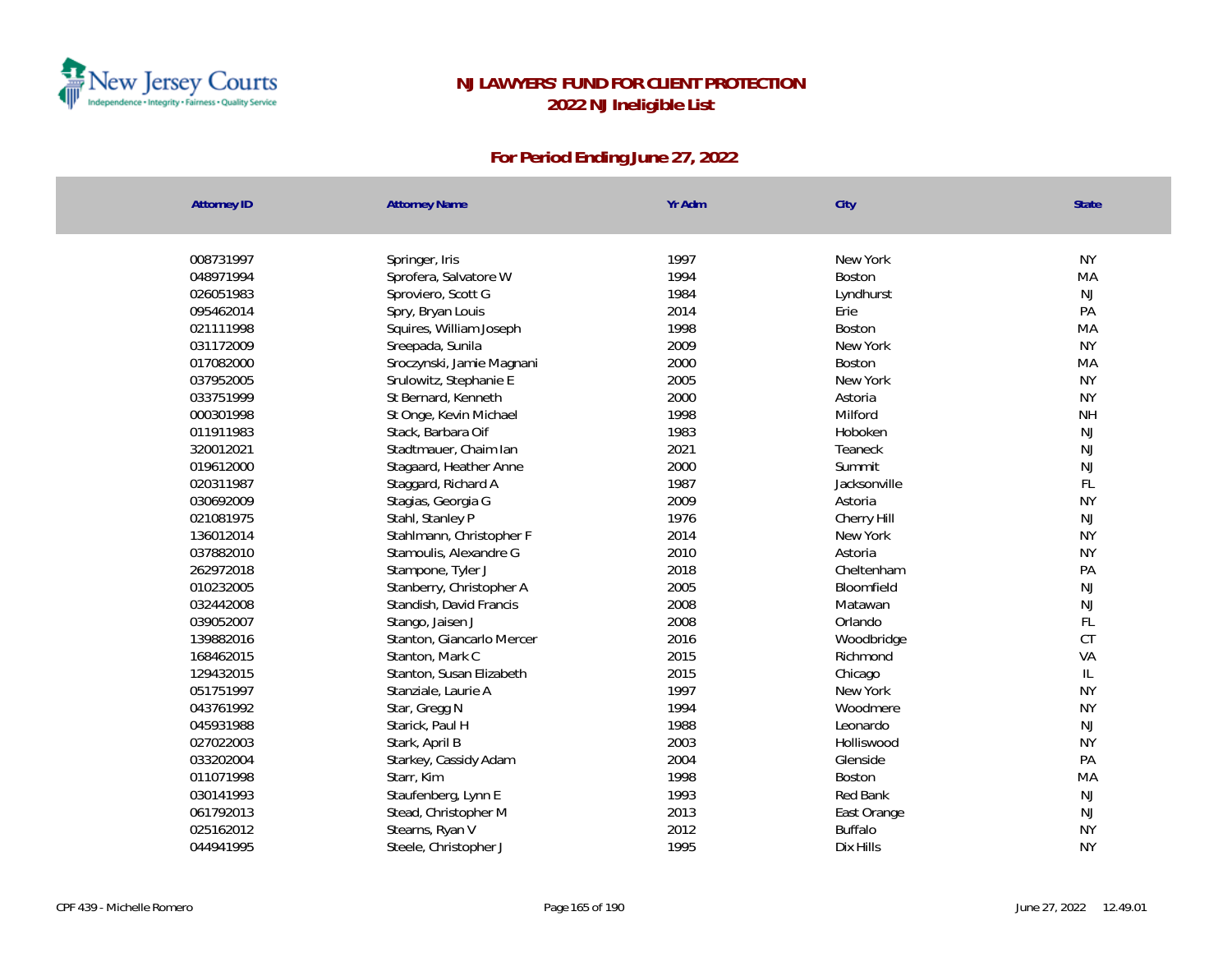# NJ LAWYERS' FUND FOR CLIENT PROTECTION
## 2022 NJ Ineligible List

### For Period Ending June 27, 2022

| Attorney ID | Attorney Name | Yr Adm | City | State |
|---|---|---|---|---|
| 008731997 | Springer, Iris | 1997 | New York | NY |
| 048971994 | Sprofera, Salvatore W | 1994 | Boston | MA |
| 026051983 | Sproviero, Scott G | 1984 | Lyndhurst | NJ |
| 095462014 | Spry, Bryan Louis | 2014 | Erie | PA |
| 021111998 | Squires, William Joseph | 1998 | Boston | MA |
| 031172009 | Sreepada, Sunila | 2009 | New York | NY |
| 017082000 | Sroczynski, Jamie Magnani | 2000 | Boston | MA |
| 037952005 | Srulowitz, Stephanie E | 2005 | New York | NY |
| 033751999 | St Bernard, Kenneth | 2000 | Astoria | NY |
| 000301998 | St Onge, Kevin Michael | 1998 | Milford | NH |
| 011911983 | Stack, Barbara Oif | 1983 | Hoboken | NJ |
| 320012021 | Stadtmauer, Chaim Ian | 2021 | Teaneck | NJ |
| 019612000 | Stagaard, Heather Anne | 2000 | Summit | NJ |
| 020311987 | Staggard, Richard A | 1987 | Jacksonville | FL |
| 030692009 | Stagias, Georgia G | 2009 | Astoria | NY |
| 021081975 | Stahl, Stanley P | 1976 | Cherry Hill | NJ |
| 136012014 | Stahlmann, Christopher F | 2014 | New York | NY |
| 037882010 | Stamoulis, Alexandre G | 2010 | Astoria | NY |
| 262972018 | Stampone, Tyler J | 2018 | Cheltenham | PA |
| 010232005 | Stanberry, Christopher A | 2005 | Bloomfield | NJ |
| 032442008 | Standish, David Francis | 2008 | Matawan | NJ |
| 039052007 | Stango, Jaisen J | 2008 | Orlando | FL |
| 139882016 | Stanton, Giancarlo Mercer | 2016 | Woodbridge | CT |
| 168462015 | Stanton, Mark C | 2015 | Richmond | VA |
| 129432015 | Stanton, Susan Elizabeth | 2015 | Chicago | IL |
| 051751997 | Stanziale, Laurie A | 1997 | New York | NY |
| 043761992 | Star, Gregg N | 1994 | Woodmere | NY |
| 045931988 | Starick, Paul H | 1988 | Leonardo | NJ |
| 027022003 | Stark, April B | 2003 | Holliswood | NY |
| 033202004 | Starkey, Cassidy Adam | 2004 | Glenside | PA |
| 011071998 | Starr, Kim | 1998 | Boston | MA |
| 030141993 | Staufenberg, Lynn E | 1993 | Red Bank | NJ |
| 061792013 | Stead, Christopher M | 2013 | East Orange | NJ |
| 025162012 | Stearns, Ryan V | 2012 | Buffalo | NY |
| 044941995 | Steele, Christopher J | 1995 | Dix Hills | NY |

CPF 439 - Michelle Romero | June 27, 2022 12.49.01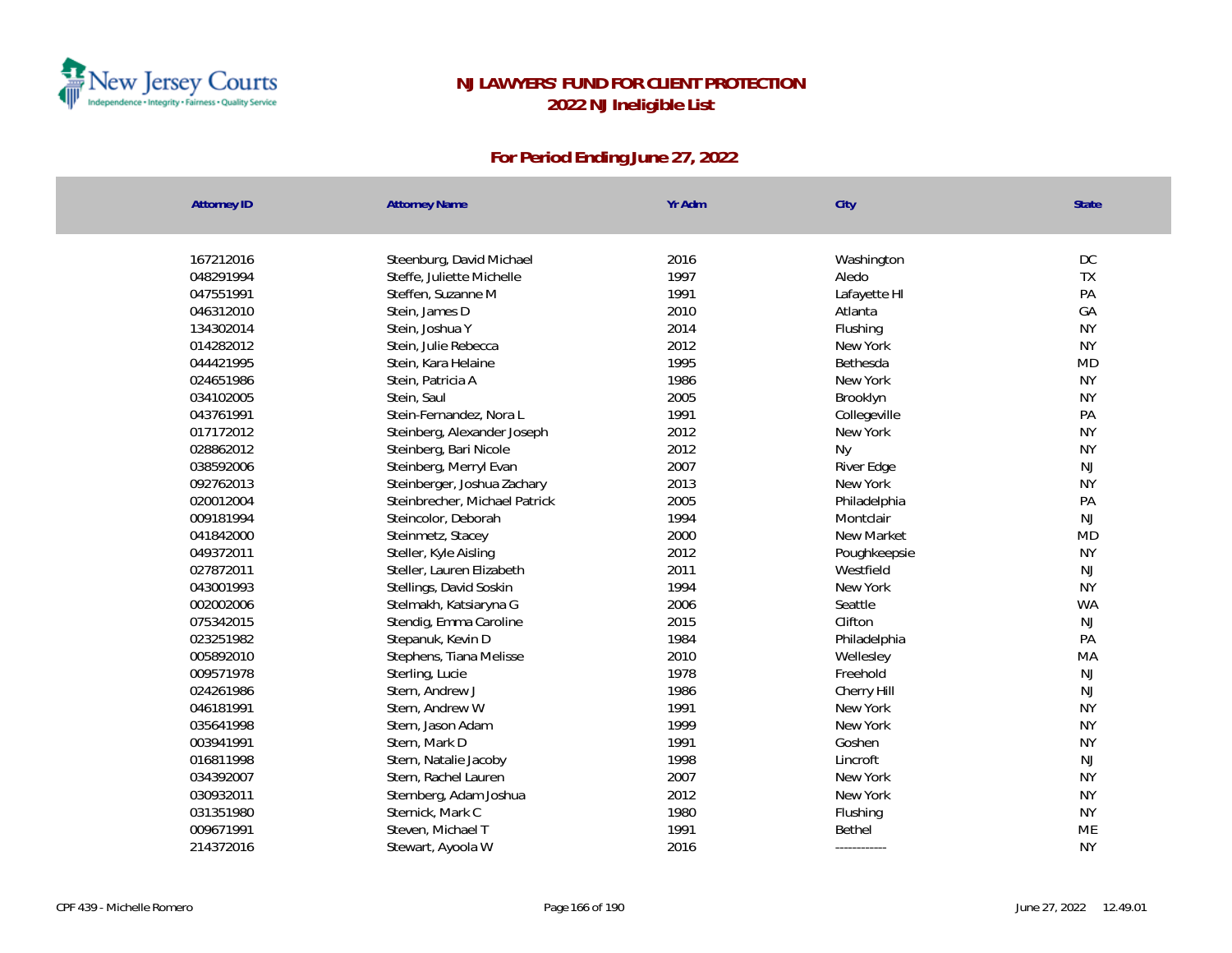# NJ LAWYERS' FUND FOR CLIENT PROTECTION

## 2022 NJ Ineligible List

### For Period Ending June 27, 2022

| Attorney ID | Attorney Name | Yr Adm | City | State |
|---|---|---|---|---|
| 167212016 | Steenburg, David Michael | 2016 | Washington | DC |
| 048291994 | Steffe, Juliette Michelle | 1997 | Aledo | TX |
| 047551991 | Steffen, Suzanne M | 1991 | Lafayette Hl | PA |
| 046312010 | Stein, James D | 2010 | Atlanta | GA |
| 134302014 | Stein, Joshua Y | 2014 | Flushing | NY |
| 014282012 | Stein, Julie Rebecca | 2012 | New York | NY |
| 044421995 | Stein, Kara Helaine | 1995 | Bethesda | MD |
| 024651986 | Stein, Patricia A | 1986 | New York | NY |
| 034102005 | Stein, Saul | 2005 | Brooklyn | NY |
| 043761991 | Stein-Fernandez, Nora L | 1991 | Collegeville | PA |
| 017172012 | Steinberg, Alexander Joseph | 2012 | New York | NY |
| 028862012 | Steinberg, Bari Nicole | 2012 | Ny | NY |
| 038592006 | Steinberg, Merryl Evan | 2007 | River Edge | NJ |
| 092762013 | Steinberger, Joshua Zachary | 2013 | New York | NY |
| 020012004 | Steinbrecher, Michael Patrick | 2005 | Philadelphia | PA |
| 009181994 | Steincolor, Deborah | 1994 | Montclair | NJ |
| 041842000 | Steinmetz, Stacey | 2000 | New Market | MD |
| 049372011 | Steller, Kyle Aisling | 2012 | Poughkeepsie | NY |
| 027872011 | Steller, Lauren Elizabeth | 2011 | Westfield | NJ |
| 043001993 | Stellings, David Soskin | 1994 | New York | NY |
| 002002006 | Stelmakh, Katsiaryna G | 2006 | Seattle | WA |
| 075342015 | Stendig, Emma Caroline | 2015 | Clifton | NJ |
| 023251982 | Stepanuk, Kevin D | 1984 | Philadelphia | PA |
| 005892010 | Stephens, Tiana Melisse | 2010 | Wellesley | MA |
| 009571978 | Sterling, Lucie | 1978 | Freehold | NJ |
| 024261986 | Stern, Andrew J | 1986 | Cherry Hill | NJ |
| 046181991 | Stern, Andrew W | 1991 | New York | NY |
| 035641998 | Stern, Jason Adam | 1999 | New York | NY |
| 003941991 | Stern, Mark D | 1991 | Goshen | NY |
| 016811998 | Stern, Natalie Jacoby | 1998 | Lincroft | NJ |
| 034392007 | Stern, Rachel Lauren | 2007 | New York | NY |
| 030932011 | Sternberg, Adam Joshua | 2012 | New York | NY |
| 031351980 | Sternick, Mark C | 1980 | Flushing | NY |
| 009671991 | Steven, Michael T | 1991 | Bethel | ME |
| 214372016 | Stewart, Ayoola W | 2016 | ------------ | NY |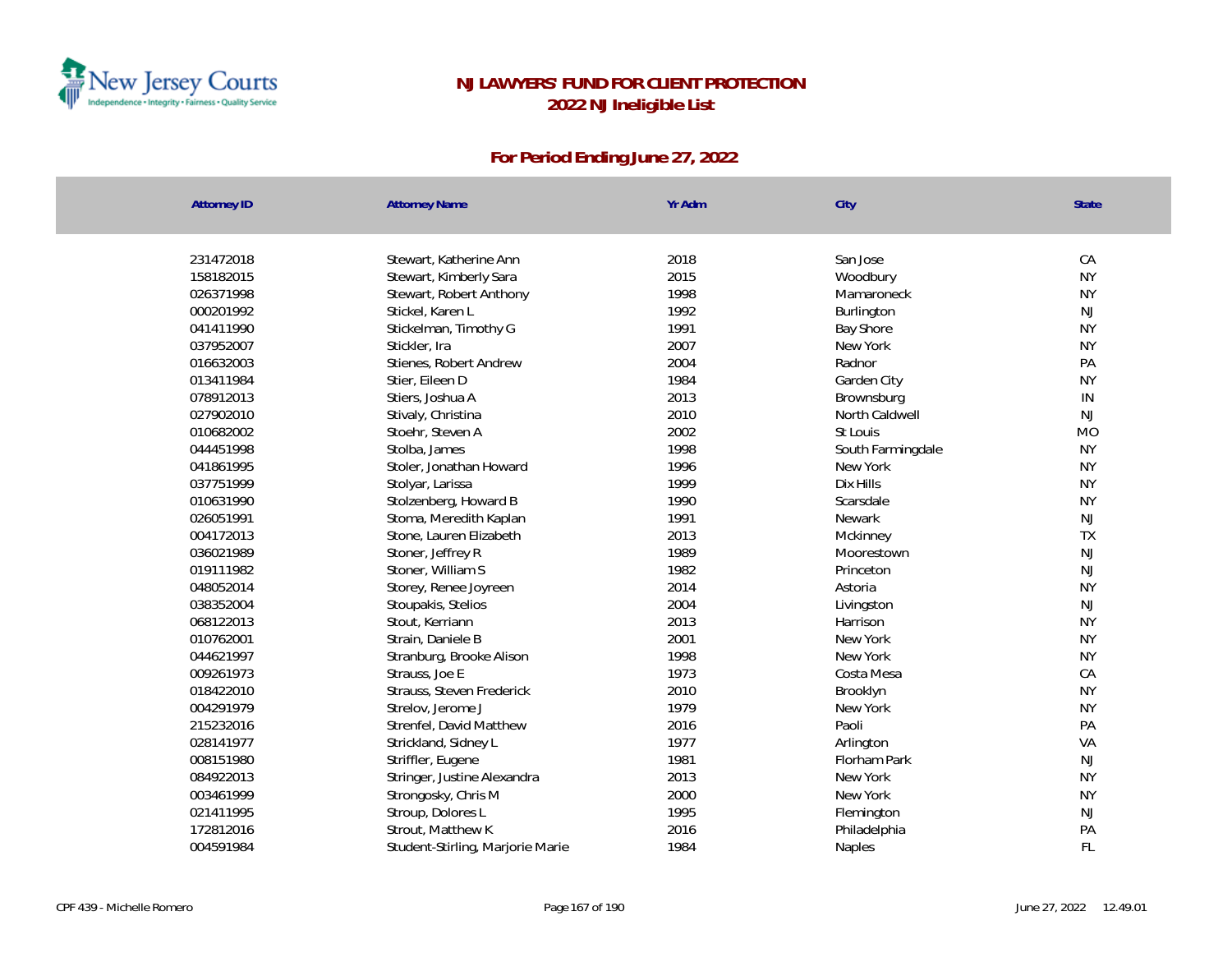# NJ LAWYERS' FUND FOR CLIENT PROTECTION

## 2022 NJ Ineligible List

### For Period Ending June 27, 2022

| Attorney ID | Attorney Name | Yr Adm | City | State |
|---|---|---|---|---|
| 231472018 | Stewart, Katherine Ann | 2018 | San Jose | CA |
| 158182015 | Stewart, Kimberly Sara | 2015 | Woodbury | NY |
| 026371998 | Stewart, Robert Anthony | 1998 | Mamaroneck | NY |
| 000201992 | Stickel, Karen L | 1992 | Burlington | NJ |
| 041411990 | Stickelman, Timothy G | 1991 | Bay Shore | NY |
| 037952007 | Stickler, Ira | 2007 | New York | NY |
| 016632003 | Stienes, Robert Andrew | 2004 | Radnor | PA |
| 013411984 | Stier, Eileen D | 1984 | Garden City | NY |
| 078912013 | Stiers, Joshua A | 2013 | Brownsburg | IN |
| 027902010 | Stivaly, Christina | 2010 | North Caldwell | NJ |
| 010682002 | Stoehr, Steven A | 2002 | St Louis | MO |
| 044451998 | Stolba, James | 1998 | South Farmingdale | NY |
| 041861995 | Stoler, Jonathan Howard | 1996 | New York | NY |
| 037751999 | Stolyar, Larissa | 1999 | Dix Hills | NY |
| 010631990 | Stolzenberg, Howard B | 1990 | Scarsdale | NY |
| 026051991 | Stoma, Meredith Kaplan | 1991 | Newark | NJ |
| 004172013 | Stone, Lauren Elizabeth | 2013 | Mckinney | TX |
| 036021989 | Stoner, Jeffrey R | 1989 | Moorestown | NJ |
| 019111982 | Stoner, William S | 1982 | Princeton | NJ |
| 048052014 | Storey, Renee Joyreen | 2014 | Astoria | NY |
| 038352004 | Stoupakis, Stelios | 2004 | Livingston | NJ |
| 068122013 | Stout, Kerriann | 2013 | Harrison | NY |
| 010762001 | Strain, Daniele B | 2001 | New York | NY |
| 044621997 | Stranburg, Brooke Alison | 1998 | New York | NY |
| 009261973 | Strauss, Joe E | 1973 | Costa Mesa | CA |
| 018422010 | Strauss, Steven Frederick | 2010 | Brooklyn | NY |
| 004291979 | Strelov, Jerome J | 1979 | New York | NY |
| 215232016 | Strenfel, David Matthew | 2016 | Paoli | PA |
| 028141977 | Strickland, Sidney L | 1977 | Arlington | VA |
| 008151980 | Striffler, Eugene | 1981 | Florham Park | NJ |
| 084922013 | Stringer, Justine Alexandra | 2013 | New York | NY |
| 003461999 | Strongosky, Chris M | 2000 | New York | NY |
| 021411995 | Stroup, Dolores L | 1995 | Flemington | NJ |
| 172812016 | Strout, Matthew K | 2016 | Philadelphia | PA |
| 004591984 | Student-Stirling, Marjorie Marie | 1984 | Naples | FL |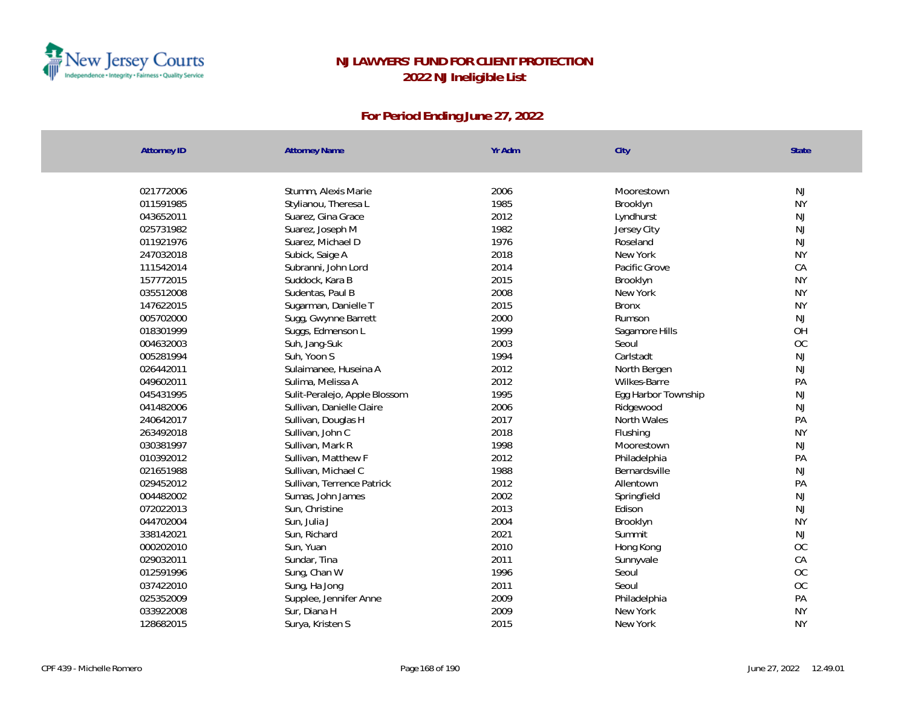# NJ LAWYERS' FUND FOR CLIENT PROTECTION
## 2022 NJ Ineligible List

### For Period Ending June 27, 2022

| Attorney ID | Attorney Name | Yr Adm | City | State |
|---|---|---|---|---|
| 021772006 | Stumm, Alexis Marie | 2006 | Moorestown | NJ |
| 011591985 | Stylianou, Theresa L | 1985 | Brooklyn | NY |
| 043652011 | Suarez, Gina Grace | 2012 | Lyndhurst | NJ |
| 025731982 | Suarez, Joseph M | 1982 | Jersey City | NJ |
| 011921976 | Suarez, Michael D | 1976 | Roseland | NJ |
| 247032018 | Subick, Saige A | 2018 | New York | NY |
| 111542014 | Subranni, John Lord | 2014 | Pacific Grove | CA |
| 157772015 | Suddock, Kara B | 2015 | Brooklyn | NY |
| 035512008 | Sudentas, Paul B | 2008 | New York | NY |
| 147622015 | Sugarman, Danielle T | 2015 | Bronx | NY |
| 005702000 | Sugg, Gwynne Barrett | 2000 | Rumson | NJ |
| 018301999 | Suggs, Edmenson L | 1999 | Sagamore Hills | OH |
| 004632003 | Suh, Jang-Suk | 2003 | Seoul | OC |
| 005281994 | Suh, Yoon S | 1994 | Carlstadt | NJ |
| 026442011 | Sulaimanee, Huseina A | 2012 | North Bergen | NJ |
| 049602011 | Sulima, Melissa A | 2012 | Wilkes-Barre | PA |
| 045431995 | Sulit-Peralejo, Apple Blossom | 1995 | Egg Harbor Township | NJ |
| 041482006 | Sullivan, Danielle Claire | 2006 | Ridgewood | NJ |
| 240642017 | Sullivan, Douglas H | 2017 | North Wales | PA |
| 263492018 | Sullivan, John C | 2018 | Flushing | NY |
| 030381997 | Sullivan, Mark R | 1998 | Moorestown | NJ |
| 010392012 | Sullivan, Matthew F | 2012 | Philadelphia | PA |
| 021651988 | Sullivan, Michael C | 1988 | Bernardsville | NJ |
| 029452012 | Sullivan, Terrence Patrick | 2012 | Allentown | PA |
| 004482002 | Sumas, John James | 2002 | Springfield | NJ |
| 072022013 | Sun, Christine | 2013 | Edison | NJ |
| 044702004 | Sun, Julia J | 2004 | Brooklyn | NY |
| 338142021 | Sun, Richard | 2021 | Summit | NJ |
| 000202010 | Sun, Yuan | 2010 | Hong Kong | OC |
| 029032011 | Sundar, Tina | 2011 | Sunnyvale | CA |
| 012591996 | Sung, Chan W | 1996 | Seoul | OC |
| 037422010 | Sung, Ha Jong | 2011 | Seoul | OC |
| 025352009 | Supplee, Jennifer Anne | 2009 | Philadelphia | PA |
| 033922008 | Sur, Diana H | 2009 | New York | NY |
| 128682015 | Surya, Kristen S | 2015 | New York | NY |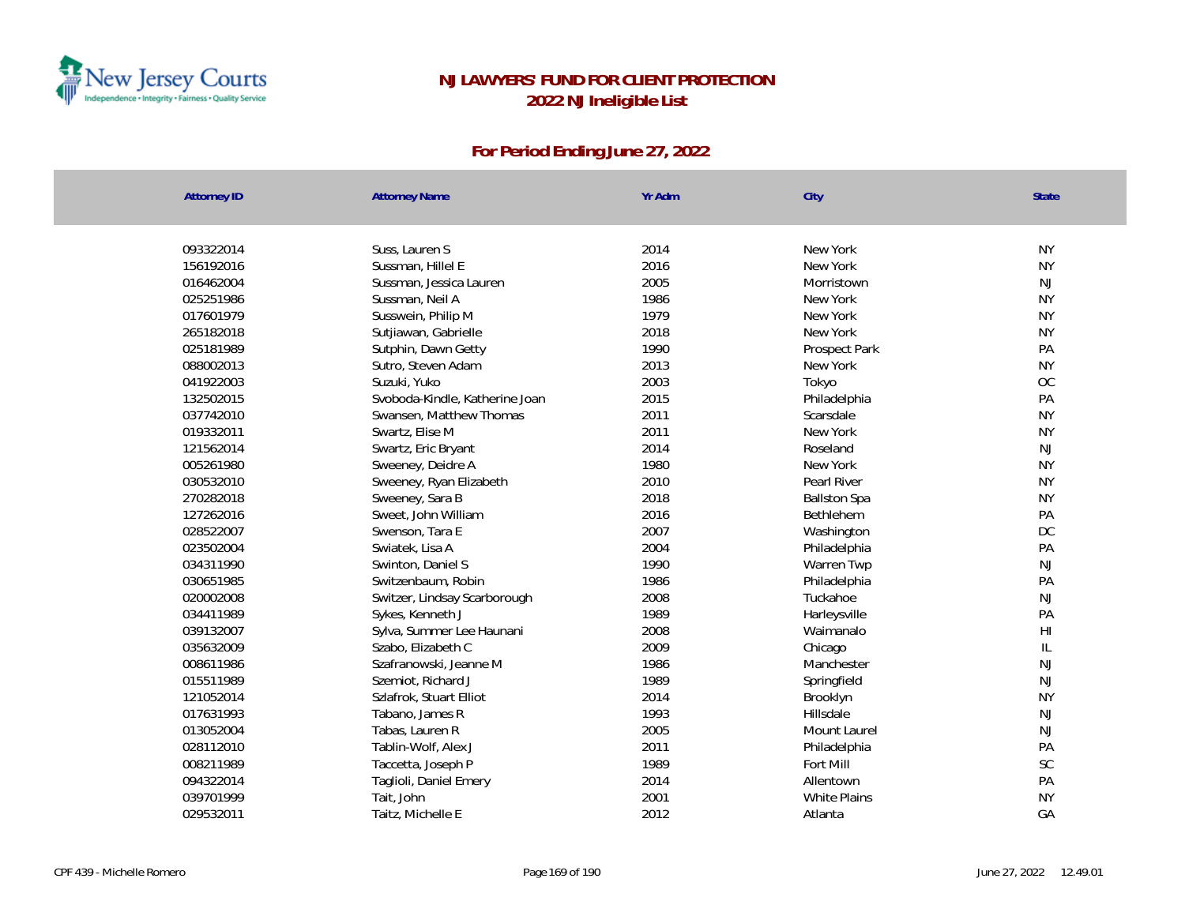# NJ LAWYERS' FUND FOR CLIENT PROTECTION
## 2022 NJ Ineligible List

### For Period Ending June 27, 2022

| Attorney ID | Attorney Name | Yr Adm | City | State |
|---|---|---|---|---|
| 093322014 | Suss, Lauren S | 2014 | New York | NY |
| 156192016 | Sussman, Hillel E | 2016 | New York | NY |
| 016462004 | Sussman, Jessica Lauren | 2005 | Morristown | NJ |
| 025251986 | Sussman, Neil A | 1986 | New York | NY |
| 017601979 | Susswein, Philip M | 1979 | New York | NY |
| 265182018 | Sutjiawan, Gabrielle | 2018 | New York | NY |
| 025181989 | Sutphin, Dawn Getty | 1990 | Prospect Park | PA |
| 088002013 | Sutro, Steven Adam | 2013 | New York | NY |
| 041922003 | Suzuki, Yuko | 2003 | Tokyo | OC |
| 132502015 | Svoboda-Kindle, Katherine Joan | 2015 | Philadelphia | PA |
| 037742010 | Swansen, Matthew Thomas | 2011 | Scarsdale | NY |
| 019332011 | Swartz, Elise M | 2011 | New York | NY |
| 121562014 | Swartz, Eric Bryant | 2014 | Roseland | NJ |
| 005261980 | Sweeney, Deidre A | 1980 | New York | NY |
| 030532010 | Sweeney, Ryan Elizabeth | 2010 | Pearl River | NY |
| 270282018 | Sweeney, Sara B | 2018 | Ballston Spa | NY |
| 127262016 | Sweet, John William | 2016 | Bethlehem | PA |
| 028522007 | Swenson, Tara E | 2007 | Washington | DC |
| 023502004 | Swiatek, Lisa A | 2004 | Philadelphia | PA |
| 034311990 | Swinton, Daniel S | 1990 | Warren Twp | NJ |
| 030651985 | Switzenbaum, Robin | 1986 | Philadelphia | PA |
| 020002008 | Switzer, Lindsay Scarborough | 2008 | Tuckahoe | NJ |
| 034411989 | Sykes, Kenneth J | 1989 | Harleysville | PA |
| 039132007 | Sylva, Summer Lee Haunani | 2008 | Waimanalo | HI |
| 035632009 | Szabo, Elizabeth C | 2009 | Chicago | IL |
| 008611986 | Szafranowski, Jeanne M | 1986 | Manchester | NJ |
| 015511989 | Szemiot, Richard J | 1989 | Springfield | NJ |
| 121052014 | Szlafrok, Stuart Elliot | 2014 | Brooklyn | NY |
| 017631993 | Tabano, James R | 1993 | Hillsdale | NJ |
| 013052004 | Tabas, Lauren R | 2005 | Mount Laurel | NJ |
| 028112010 | Tablin-Wolf, Alex J | 2011 | Philadelphia | PA |
| 008211989 | Taccetta, Joseph P | 1989 | Fort Mill | SC |
| 094322014 | Taglioli, Daniel Emery | 2014 | Allentown | PA |
| 039701999 | Tait, John | 2001 | White Plains | NY |
| 029532011 | Taitz, Michelle E | 2012 | Atlanta | GA |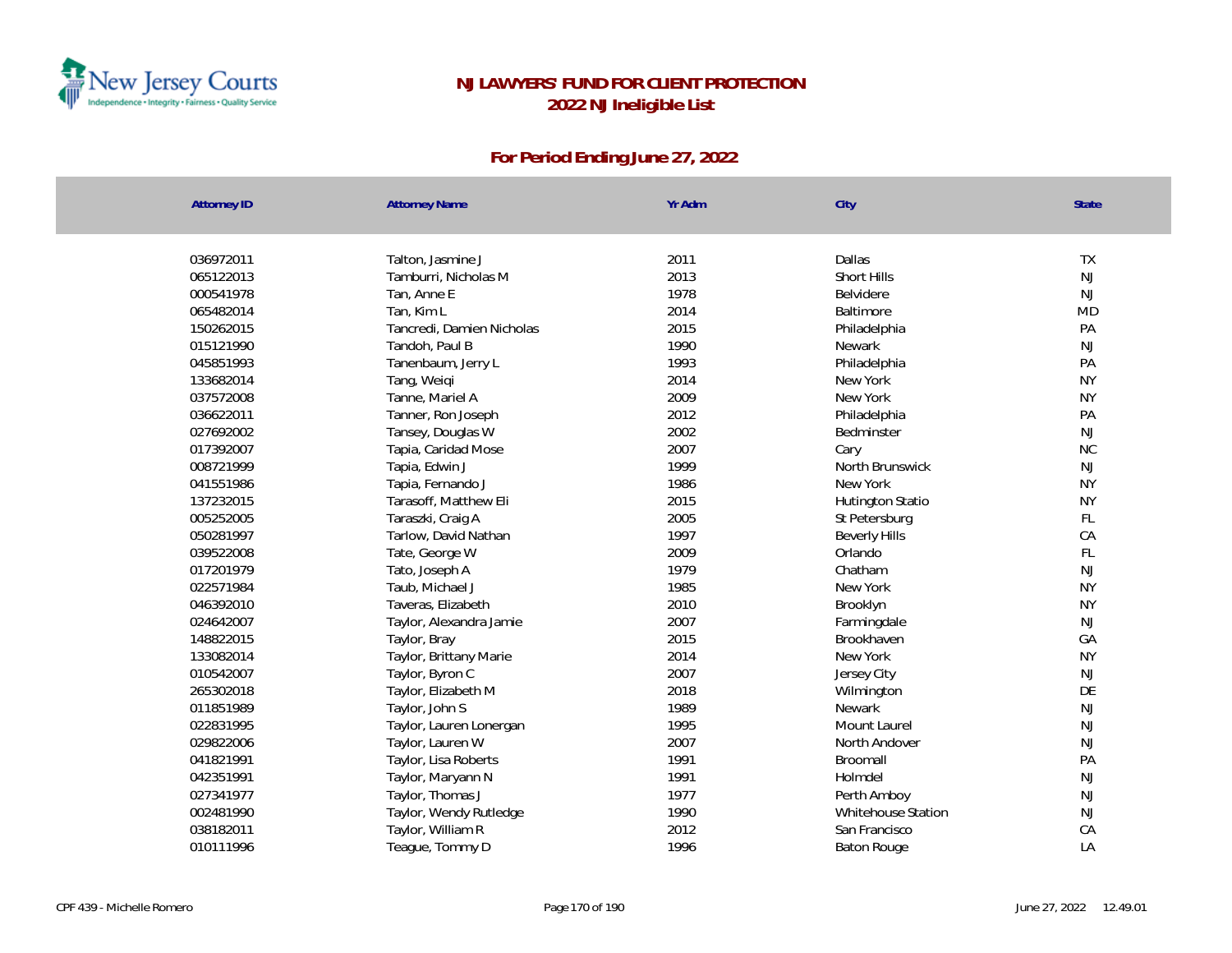# NJ LAWYERS' FUND FOR CLIENT PROTECTION

## 2022 NJ Ineligible List

### For Period Ending June 27, 2022

| Attorney ID | Attorney Name | Yr Adm | City | State |
|---|---|---|---|---|
| 036972011 | Talton, Jasmine J | 2011 | Dallas | TX |
| 065122013 | Tamburri, Nicholas M | 2013 | Short Hills | NJ |
| 000541978 | Tan, Anne E | 1978 | Belvidere | NJ |
| 065482014 | Tan, Kim L | 2014 | Baltimore | MD |
| 150262015 | Tancredi, Damien Nicholas | 2015 | Philadelphia | PA |
| 015121990 | Tandoh, Paul B | 1990 | Newark | NJ |
| 045851993 | Tanenbaum, Jerry L | 1993 | Philadelphia | PA |
| 133682014 | Tang, Weiqi | 2014 | New York | NY |
| 037572008 | Tanne, Mariel A | 2009 | New York | NY |
| 036622011 | Tanner, Ron Joseph | 2012 | Philadelphia | PA |
| 027692002 | Tansey, Douglas W | 2002 | Bedminster | NJ |
| 017392007 | Tapia, Caridad Mose | 2007 | Cary | NC |
| 008721999 | Tapia, Edwin J | 1999 | North Brunswick | NJ |
| 041551986 | Tapia, Fernando J | 1986 | New York | NY |
| 137232015 | Tarasoff, Matthew Eli | 2015 | Hutington Statio | NY |
| 005252005 | Taraszki, Craig A | 2005 | St Petersburg | FL |
| 050281997 | Tarlow, David Nathan | 1997 | Beverly Hills | CA |
| 039522008 | Tate, George W | 2009 | Orlando | FL |
| 017201979 | Tato, Joseph A | 1979 | Chatham | NJ |
| 022571984 | Taub, Michael J | 1985 | New York | NY |
| 046392010 | Taveras, Elizabeth | 2010 | Brooklyn | NY |
| 024642007 | Taylor, Alexandra Jamie | 2007 | Farmingdale | NJ |
| 148822015 | Taylor, Bray | 2015 | Brookhaven | GA |
| 133082014 | Taylor, Brittany Marie | 2014 | New York | NY |
| 010542007 | Taylor, Byron C | 2007 | Jersey City | NJ |
| 265302018 | Taylor, Elizabeth M | 2018 | Wilmington | DE |
| 011851989 | Taylor, John S | 1989 | Newark | NJ |
| 022831995 | Taylor, Lauren Lonergan | 1995 | Mount Laurel | NJ |
| 029822006 | Taylor, Lauren W | 2007 | North Andover | NJ |
| 041821991 | Taylor, Lisa Roberts | 1991 | Broomall | PA |
| 042351991 | Taylor, Maryann N | 1991 | Holmdel | NJ |
| 027341977 | Taylor, Thomas J | 1977 | Perth Amboy | NJ |
| 002481990 | Taylor, Wendy Rutledge | 1990 | Whitehouse Station | NJ |
| 038182011 | Taylor, William R | 2012 | San Francisco | CA |
| 010111996 | Teague, Tommy D | 1996 | Baton Rouge | LA |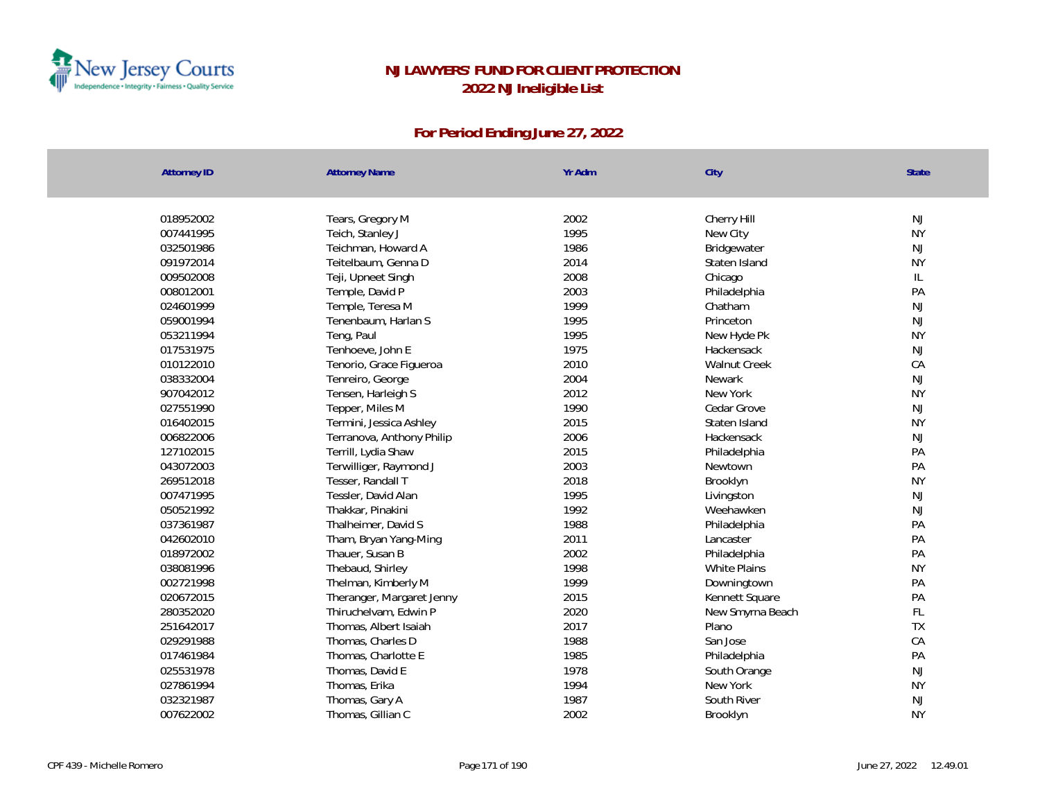# NJ LAWYERS' FUND FOR CLIENT PROTECTION
## 2022 NJ Ineligible List

### For Period Ending June 27, 2022

| Attorney ID | Attorney Name | Yr Adm | City | State |
|---|---|---|---|---|
| 018952002 | Tears, Gregory M | 2002 | Cherry Hill | NJ |
| 007441995 | Teich, Stanley J | 1995 | New City | NY |
| 032501986 | Teichman, Howard A | 1986 | Bridgewater | NJ |
| 091972014 | Teitelbaum, Genna D | 2014 | Staten Island | NY |
| 009502008 | Teji, Upneet Singh | 2008 | Chicago | IL |
| 008012001 | Temple, David P | 2003 | Philadelphia | PA |
| 024601999 | Temple, Teresa M | 1999 | Chatham | NJ |
| 059001994 | Tenenbaum, Harlan S | 1995 | Princeton | NJ |
| 053211994 | Teng, Paul | 1995 | New Hyde Pk | NY |
| 017531975 | Tenhoeve, John E | 1975 | Hackensack | NJ |
| 010122010 | Tenorio, Grace Figueroa | 2010 | Walnut Creek | CA |
| 038332004 | Tenreiro, George | 2004 | Newark | NJ |
| 907042012 | Tensen, Harleigh S | 2012 | New York | NY |
| 027551990 | Tepper, Miles M | 1990 | Cedar Grove | NJ |
| 016402015 | Termini, Jessica Ashley | 2015 | Staten Island | NY |
| 006822006 | Terranova, Anthony Philip | 2006 | Hackensack | NJ |
| 127102015 | Terrill, Lydia Shaw | 2015 | Philadelphia | PA |
| 043072003 | Terwilliger, Raymond J | 2003 | Newtown | PA |
| 269512018 | Tesser, Randall T | 2018 | Brooklyn | NY |
| 007471995 | Tessler, David Alan | 1995 | Livingston | NJ |
| 050521992 | Thakkar, Pinakini | 1992 | Weehawken | NJ |
| 037361987 | Thalheimer, David S | 1988 | Philadelphia | PA |
| 042602010 | Tham, Bryan Yang-Ming | 2011 | Lancaster | PA |
| 018972002 | Thauer, Susan B | 2002 | Philadelphia | PA |
| 038081996 | Thebaud, Shirley | 1998 | White Plains | NY |
| 002721998 | Thelman, Kimberly M | 1999 | Downingtown | PA |
| 020672015 | Theranger, Margaret Jenny | 2015 | Kennett Square | PA |
| 280352020 | Thiruchelvam, Edwin P | 2020 | New Smyrna Beach | FL |
| 251642017 | Thomas, Albert Isaiah | 2017 | Plano | TX |
| 029291988 | Thomas, Charles D | 1988 | San Jose | CA |
| 017461984 | Thomas, Charlotte E | 1985 | Philadelphia | PA |
| 025531978 | Thomas, David E | 1978 | South Orange | NJ |
| 027861994 | Thomas, Erika | 1994 | New York | NY |
| 032321987 | Thomas, Gary A | 1987 | South River | NJ |
| 007622002 | Thomas, Gillian C | 2002 | Brooklyn | NY |

CPF 439 - Michelle Romero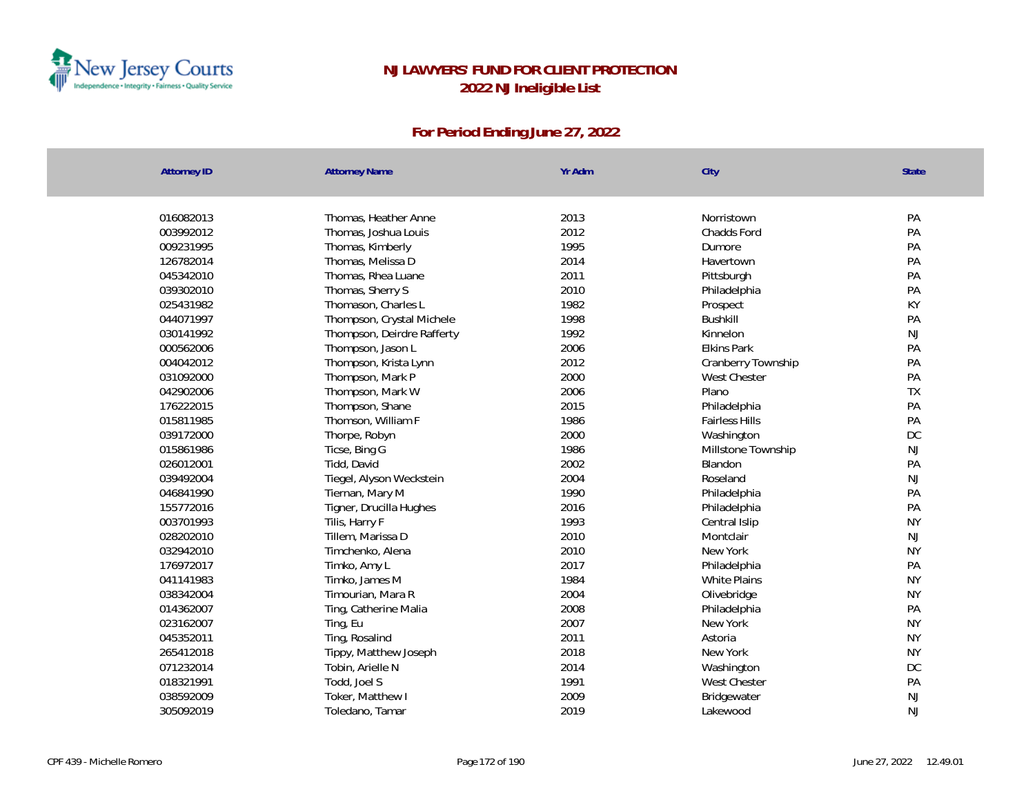# NJ LAWYERS' FUND FOR CLIENT PROTECTION

## 2022 NJ Ineligible List

### For Period Ending June 27, 2022

| Attorney ID | Attorney Name | Yr Adm | City | State |
|---|---|---|---|---|
| 016082013 | Thomas, Heather Anne | 2013 | Norristown | PA |
| 003992012 | Thomas, Joshua Louis | 2012 | Chadds Ford | PA |
| 009231995 | Thomas, Kimberly | 1995 | Dumore | PA |
| 126782014 | Thomas, Melissa D | 2014 | Havertown | PA |
| 045342010 | Thomas, Rhea Luane | 2011 | Pittsburgh | PA |
| 039302010 | Thomas, Sherry S | 2010 | Philadelphia | PA |
| 025431982 | Thomason, Charles L | 1982 | Prospect | KY |
| 044071997 | Thompson, Crystal Michele | 1998 | Bushkill | PA |
| 030141992 | Thompson, Deirdre Rafferty | 1992 | Kinnelon | NJ |
| 000562006 | Thompson, Jason L | 2006 | Elkins Park | PA |
| 004042012 | Thompson, Krista Lynn | 2012 | Cranberry Township | PA |
| 031092000 | Thompson, Mark P | 2000 | West Chester | PA |
| 042902006 | Thompson, Mark W | 2006 | Plano | TX |
| 176222015 | Thompson, Shane | 2015 | Philadelphia | PA |
| 015811985 | Thomson, William F | 1986 | Fairless Hills | PA |
| 039172000 | Thorpe, Robyn | 2000 | Washington | DC |
| 015861986 | Ticse, Bing G | 1986 | Millstone Township | NJ |
| 026012001 | Tidd, David | 2002 | Blandon | PA |
| 039492004 | Tiegel, Alyson Weckstein | 2004 | Roseland | NJ |
| 046841990 | Tiernan, Mary M | 1990 | Philadelphia | PA |
| 155772016 | Tigner, Drucilla Hughes | 2016 | Philadelphia | PA |
| 003701993 | Tilis, Harry F | 1993 | Central Islip | NY |
| 028202010 | Tillem, Marissa D | 2010 | Montclair | NJ |
| 032942010 | Timchenko, Alena | 2010 | New York | NY |
| 176972017 | Timko, Amy L | 2017 | Philadelphia | PA |
| 041141983 | Timko, James M | 1984 | White Plains | NY |
| 038342004 | Timourian, Mara R | 2004 | Olivebridge | NY |
| 014362007 | Ting, Catherine Malia | 2008 | Philadelphia | PA |
| 023162007 | Ting, Eu | 2007 | New York | NY |
| 045352011 | Ting, Rosalind | 2011 | Astoria | NY |
| 265412018 | Tippy, Matthew Joseph | 2018 | New York | NY |
| 071232014 | Tobin, Arielle N | 2014 | Washington | DC |
| 018321991 | Todd, Joel S | 1991 | West Chester | PA |
| 038592009 | Toker, Matthew I | 2009 | Bridgewater | NJ |
| 305092019 | Toledano, Tamar | 2019 | Lakewood | NJ |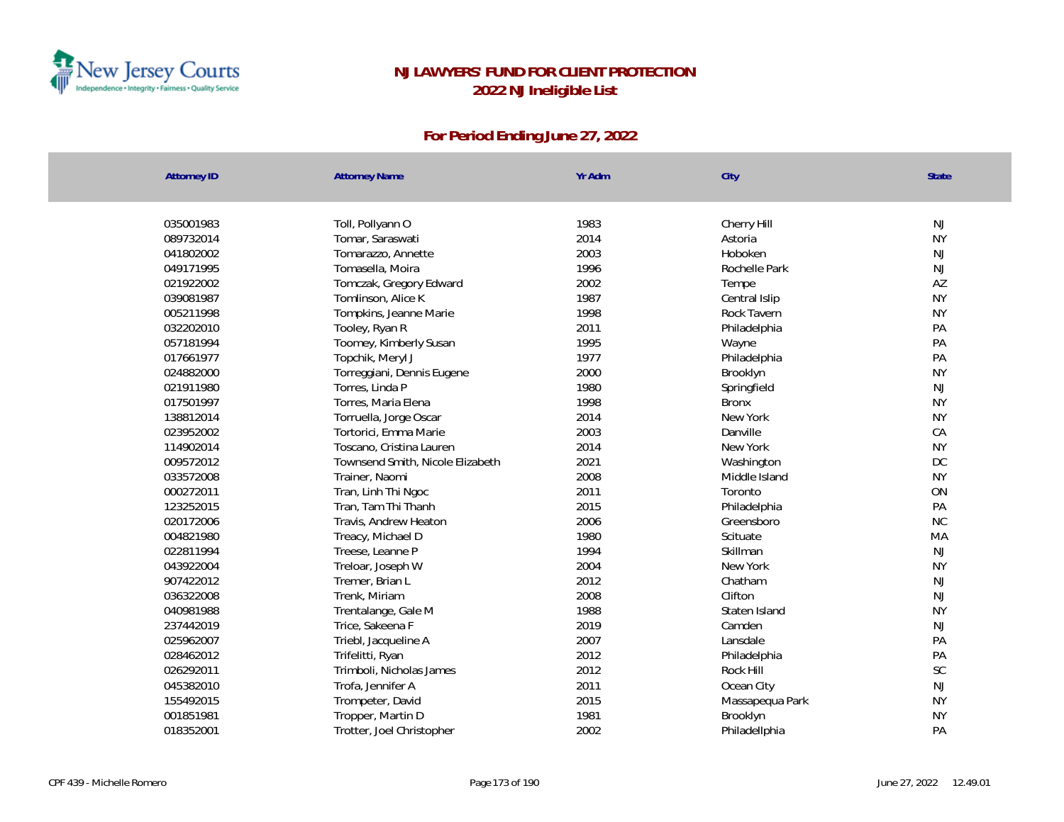# NJ LAWYERS' FUND FOR CLIENT PROTECTION

## 2022 NJ Ineligible List

### For Period Ending June 27, 2022

| Attorney ID | Attorney Name | Yr Adm | City | State |
|---|---|---|---|---|
| 035001983 | Toll, Pollyann O | 1983 | Cherry Hill | NJ |
| 089732014 | Tomar, Saraswati | 2014 | Astoria | NY |
| 041802002 | Tomarazzo, Annette | 2003 | Hoboken | NJ |
| 049171995 | Tomasella, Moira | 1996 | Rochelle Park | NJ |
| 021922002 | Tomczak, Gregory Edward | 2002 | Tempe | AZ |
| 039081987 | Tomlinson, Alice K | 1987 | Central Islip | NY |
| 005211998 | Tompkins, Jeanne Marie | 1998 | Rock Tavern | NY |
| 032202010 | Tooley, Ryan R | 2011 | Philadelphia | PA |
| 057181994 | Toomey, Kimberly Susan | 1995 | Wayne | PA |
| 017661977 | Topchik, Meryl J | 1977 | Philadelphia | PA |
| 024882000 | Torreggiani, Dennis Eugene | 2000 | Brooklyn | NY |
| 021911980 | Torres, Linda P | 1980 | Springfield | NJ |
| 017501997 | Torres, Maria Elena | 1998 | Bronx | NY |
| 138812014 | Torruella, Jorge Oscar | 2014 | New York | NY |
| 023952002 | Tortorici, Emma Marie | 2003 | Danville | CA |
| 114902014 | Toscano, Cristina Lauren | 2014 | New York | NY |
| 009572012 | Townsend Smith, Nicole Elizabeth | 2021 | Washington | DC |
| 033572008 | Trainer, Naomi | 2008 | Middle Island | NY |
| 000272011 | Tran, Linh Thi Ngoc | 2011 | Toronto | ON |
| 123252015 | Tran, Tam Thi Thanh | 2015 | Philadelphia | PA |
| 020172006 | Travis, Andrew Heaton | 2006 | Greensboro | NC |
| 004821980 | Treacy, Michael D | 1980 | Scituate | MA |
| 022811994 | Treese, Leanne P | 1994 | Skillman | NJ |
| 043922004 | Treloar, Joseph W | 2004 | New York | NY |
| 907422012 | Tremer, Brian L | 2012 | Chatham | NJ |
| 036322008 | Trenk, Miriam | 2008 | Clifton | NJ |
| 040981988 | Trentalange, Gale M | 1988 | Staten Island | NY |
| 237442019 | Trice, Sakeena F | 2019 | Camden | NJ |
| 025962007 | Triebl, Jacqueline A | 2007 | Lansdale | PA |
| 028462012 | Trifelitti, Ryan | 2012 | Philadelphia | PA |
| 026292011 | Trimboli, Nicholas James | 2012 | Rock Hill | SC |
| 045382010 | Trofa, Jennifer A | 2011 | Ocean City | NJ |
| 155492015 | Trompeter, David | 2015 | Massapequa Park | NY |
| 001851981 | Tropper, Martin D | 1981 | Brooklyn | NY |
| 018352001 | Trotter, Joel Christopher | 2002 | Philadellphia | PA |

CPF 439 - Michelle Romero | June 27, 2022 12.49.01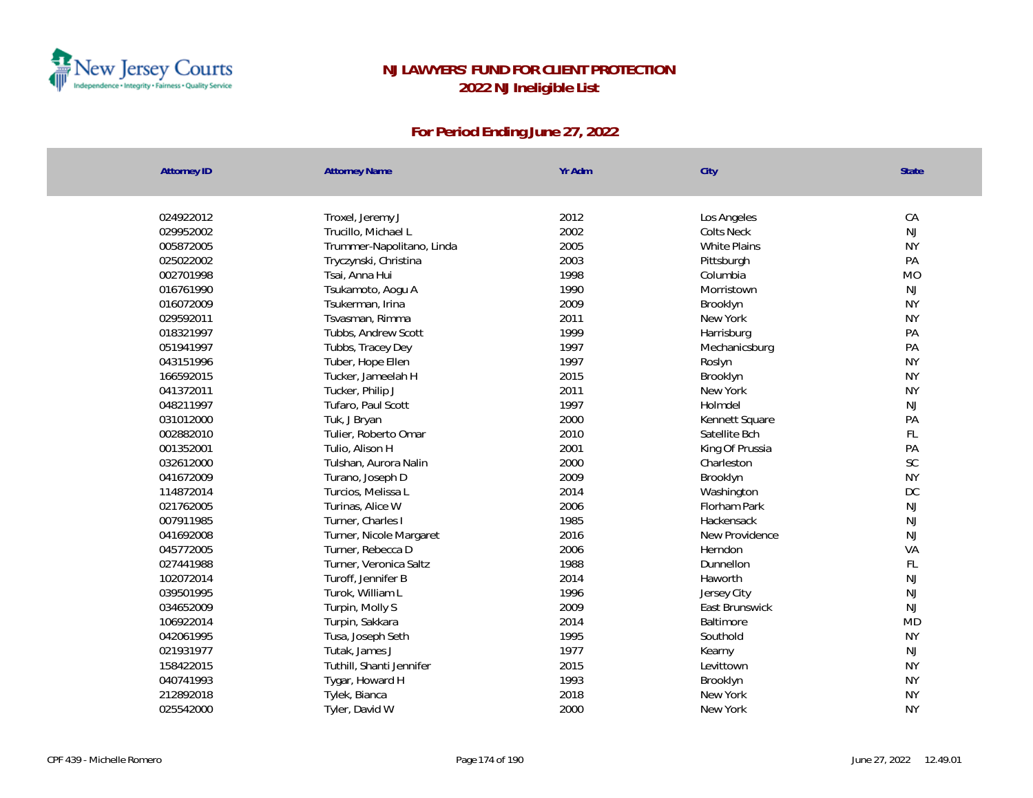# NJ LAWYERS' FUND FOR CLIENT PROTECTION
## 2022 NJ Ineligible List

### For Period Ending June 27, 2022

| Attorney ID | Attorney Name | Yr Adm | City | State |
|---|---|---|---|---|
| 024922012 | Troxel, Jeremy J | 2012 | Los Angeles | CA |
| 029952002 | Trucillo, Michael L | 2002 | Colts Neck | NJ |
| 005872005 | Trummer-Napolitano, Linda | 2005 | White Plains | NY |
| 025022002 | Tryczynski, Christina | 2003 | Pittsburgh | PA |
| 002701998 | Tsai, Anna Hui | 1998 | Columbia | MO |
| 016761990 | Tsukamoto, Aogu A | 1990 | Morristown | NJ |
| 016072009 | Tsukerman, Irina | 2009 | Brooklyn | NY |
| 029592011 | Tsvasman, Rimma | 2011 | New York | NY |
| 018321997 | Tubbs, Andrew Scott | 1999 | Harrisburg | PA |
| 051941997 | Tubbs, Tracey Dey | 1997 | Mechanicsburg | PA |
| 043151996 | Tuber, Hope Ellen | 1997 | Roslyn | NY |
| 166592015 | Tucker, Jameelah H | 2015 | Brooklyn | NY |
| 041372011 | Tucker, Philip J | 2011 | New York | NY |
| 048211997 | Tufaro, Paul Scott | 1997 | Holmdel | NJ |
| 031012000 | Tuk, J Bryan | 2000 | Kennett Square | PA |
| 002882010 | Tulier, Roberto Omar | 2010 | Satellite Bch | FL |
| 001352001 | Tulio, Alison H | 2001 | King Of Prussia | PA |
| 032612000 | Tulshan, Aurora Nalin | 2000 | Charleston | SC |
| 041672009 | Turano, Joseph D | 2009 | Brooklyn | NY |
| 114872014 | Turcios, Melissa L | 2014 | Washington | DC |
| 021762005 | Turinas, Alice W | 2006 | Florham Park | NJ |
| 007911985 | Turner, Charles I | 1985 | Hackensack | NJ |
| 041692008 | Turner, Nicole Margaret | 2016 | New Providence | NJ |
| 045772005 | Turner, Rebecca D | 2006 | Herndon | VA |
| 027441988 | Turner, Veronica Saltz | 1988 | Dunnellon | FL |
| 102072014 | Turoff, Jennifer B | 2014 | Haworth | NJ |
| 039501995 | Turok, William L | 1996 | Jersey City | NJ |
| 034652009 | Turpin, Molly S | 2009 | East Brunswick | NJ |
| 106922014 | Turpin, Sakkara | 2014 | Baltimore | MD |
| 042061995 | Tusa, Joseph Seth | 1995 | Southold | NY |
| 021931977 | Tutak, James J | 1977 | Kearny | NJ |
| 158422015 | Tuthill, Shanti Jennifer | 2015 | Levittown | NY |
| 040741993 | Tygar, Howard H | 1993 | Brooklyn | NY |
| 212892018 | Tylek, Bianca | 2018 | New York | NY |
| 025542000 | Tyler, David W | 2000 | New York | NY |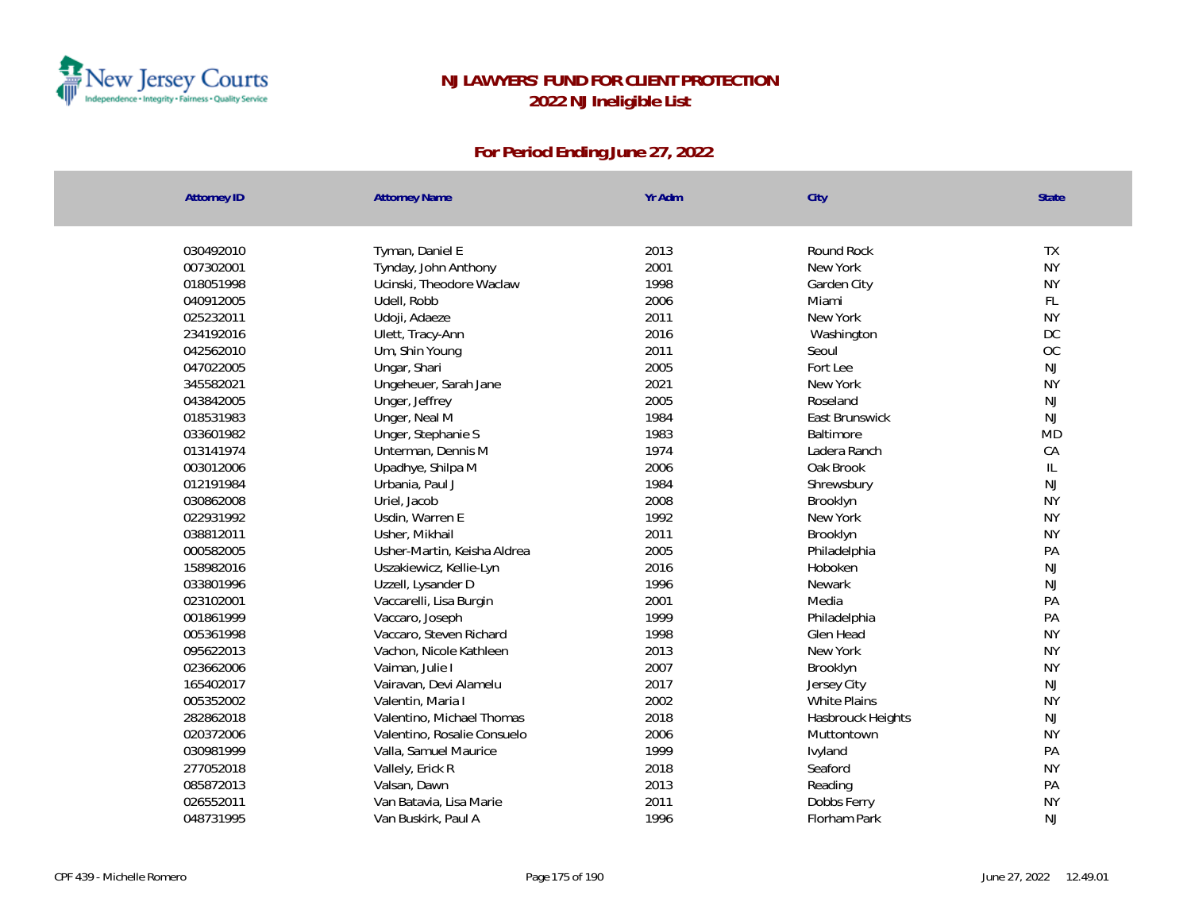# NJ LAWYERS' FUND FOR CLIENT PROTECTION
## 2022 NJ Ineligible List

### For Period Ending June 27, 2022

| Attorney ID | Attorney Name | Yr Adm | City | State |
|---|---|---|---|---|
| 030492010 | Tyman, Daniel E | 2013 | Round Rock | TX |
| 007302001 | Tynday, John Anthony | 2001 | New York | NY |
| 018051998 | Ucinski, Theodore Waclaw | 1998 | Garden City | NY |
| 040912005 | Udell, Robb | 2006 | Miami | FL |
| 025232011 | Udoji, Adaeze | 2011 | New York | NY |
| 234192016 | Ulett, Tracy-Ann | 2016 | Washington | DC |
| 042562010 | Um, Shin Young | 2011 | Seoul | OC |
| 047022005 | Ungar, Shari | 2005 | Fort Lee | NJ |
| 345582021 | Ungeheuer, Sarah Jane | 2021 | New York | NY |
| 043842005 | Unger, Jeffrey | 2005 | Roseland | NJ |
| 018531983 | Unger, Neal M | 1984 | East Brunswick | NJ |
| 033601982 | Unger, Stephanie S | 1983 | Baltimore | MD |
| 013141974 | Unterman, Dennis M | 1974 | Ladera Ranch | CA |
| 003012006 | Upadhye, Shilpa M | 2006 | Oak Brook | IL |
| 012191984 | Urbania, Paul J | 1984 | Shrewsbury | NJ |
| 030862008 | Uriel, Jacob | 2008 | Brooklyn | NY |
| 022931992 | Usdin, Warren E | 1992 | New York | NY |
| 038812011 | Usher, Mikhail | 2011 | Brooklyn | NY |
| 000582005 | Usher-Martin, Keisha Aldrea | 2005 | Philadelphia | PA |
| 158982016 | Uszakiewicz, Kellie-Lyn | 2016 | Hoboken | NJ |
| 033801996 | Uzzell, Lysander D | 1996 | Newark | NJ |
| 023102001 | Vaccarelli, Lisa Burgin | 2001 | Media | PA |
| 001861999 | Vaccaro, Joseph | 1999 | Philadelphia | PA |
| 005361998 | Vaccaro, Steven Richard | 1998 | Glen Head | NY |
| 095622013 | Vachon, Nicole Kathleen | 2013 | New York | NY |
| 023662006 | Vaiman, Julie I | 2007 | Brooklyn | NY |
| 165402017 | Vairavan, Devi Alamelu | 2017 | Jersey City | NJ |
| 005352002 | Valentin, Maria I | 2002 | White Plains | NY |
| 282862018 | Valentino, Michael Thomas | 2018 | Hasbrouck Heights | NJ |
| 020372006 | Valentino, Rosalie Consuelo | 2006 | Muttontown | NY |
| 030981999 | Valla, Samuel Maurice | 1999 | Ivyland | PA |
| 277052018 | Vallely, Erick R | 2018 | Seaford | NY |
| 085872013 | Valsan, Dawn | 2013 | Reading | PA |
| 026552011 | Van Batavia, Lisa Marie | 2011 | Dobbs Ferry | NY |
| 048731995 | Van Buskirk, Paul A | 1996 | Florham Park | NJ |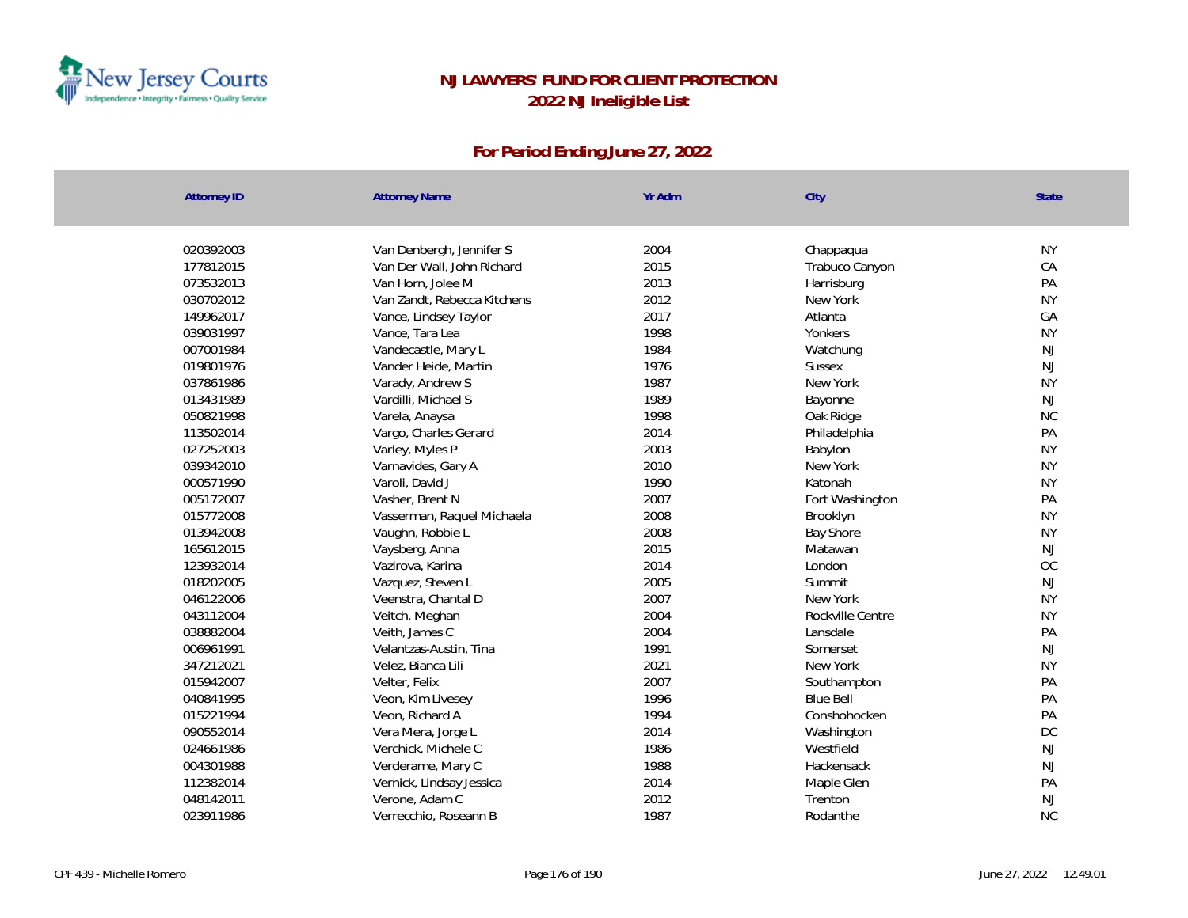# NJ LAWYERS' FUND FOR CLIENT PROTECTION

## 2022 NJ Ineligible List

### For Period Ending June 27, 2022

| Attorney ID | Attorney Name | Yr Adm | City | State |
|---|---|---|---|---|
| 020392003 | Van Denbergh, Jennifer S | 2004 | Chappaqua | NY |
| 177812015 | Van Der Wall, John Richard | 2015 | Trabuco Canyon | CA |
| 073532013 | Van Horn, Jolee M | 2013 | Harrisburg | PA |
| 030702012 | Van Zandt, Rebecca Kitchens | 2012 | New York | NY |
| 149962017 | Vance, Lindsey Taylor | 2017 | Atlanta | GA |
| 039031997 | Vance, Tara Lea | 1998 | Yonkers | NY |
| 007001984 | Vandecastle, Mary L | 1984 | Watchung | NJ |
| 019801976 | Vander Heide, Martin | 1976 | Sussex | NJ |
| 037861986 | Varady, Andrew S | 1987 | New York | NY |
| 013431989 | Vardilli, Michael S | 1989 | Bayonne | NJ |
| 050821998 | Varela, Anaysa | 1998 | Oak Ridge | NC |
| 113502014 | Vargo, Charles Gerard | 2014 | Philadelphia | PA |
| 027252003 | Varley, Myles P | 2003 | Babylon | NY |
| 039342010 | Varnavides, Gary A | 2010 | New York | NY |
| 000571990 | Varoli, David J | 1990 | Katonah | NY |
| 005172007 | Vasher, Brent N | 2007 | Fort Washington | PA |
| 015772008 | Vasserman, Raquel Michaela | 2008 | Brooklyn | NY |
| 013942008 | Vaughn, Robbie L | 2008 | Bay Shore | NY |
| 165612015 | Vaysberg, Anna | 2015 | Matawan | NJ |
| 123932014 | Vazirova, Karina | 2014 | London | OC |
| 018202005 | Vazquez, Steven L | 2005 | Summit | NJ |
| 046122006 | Veenstra, Chantal D | 2007 | New York | NY |
| 043112004 | Veitch, Meghan | 2004 | Rockville Centre | NY |
| 038882004 | Veith, James C | 2004 | Lansdale | PA |
| 006961991 | Velantzas-Austin, Tina | 1991 | Somerset | NJ |
| 347212021 | Velez, Bianca Lili | 2021 | New York | NY |
| 015942007 | Velter, Felix | 2007 | Southampton | PA |
| 040841995 | Veon, Kim Livesey | 1996 | Blue Bell | PA |
| 015221994 | Veon, Richard A | 1994 | Conshohocken | PA |
| 090552014 | Vera Mera, Jorge L | 2014 | Washington | DC |
| 024661986 | Verchick, Michele C | 1986 | Westfield | NJ |
| 004301988 | Verderame, Mary C | 1988 | Hackensack | NJ |
| 112382014 | Vernick, Lindsay Jessica | 2014 | Maple Glen | PA |
| 048142011 | Verone, Adam C | 2012 | Trenton | NJ |
| 023911986 | Verrecchio, Roseann B | 1987 | Rodanthe | NC |

CPF 439 - Michelle Romero | June 27, 2022 12.49.01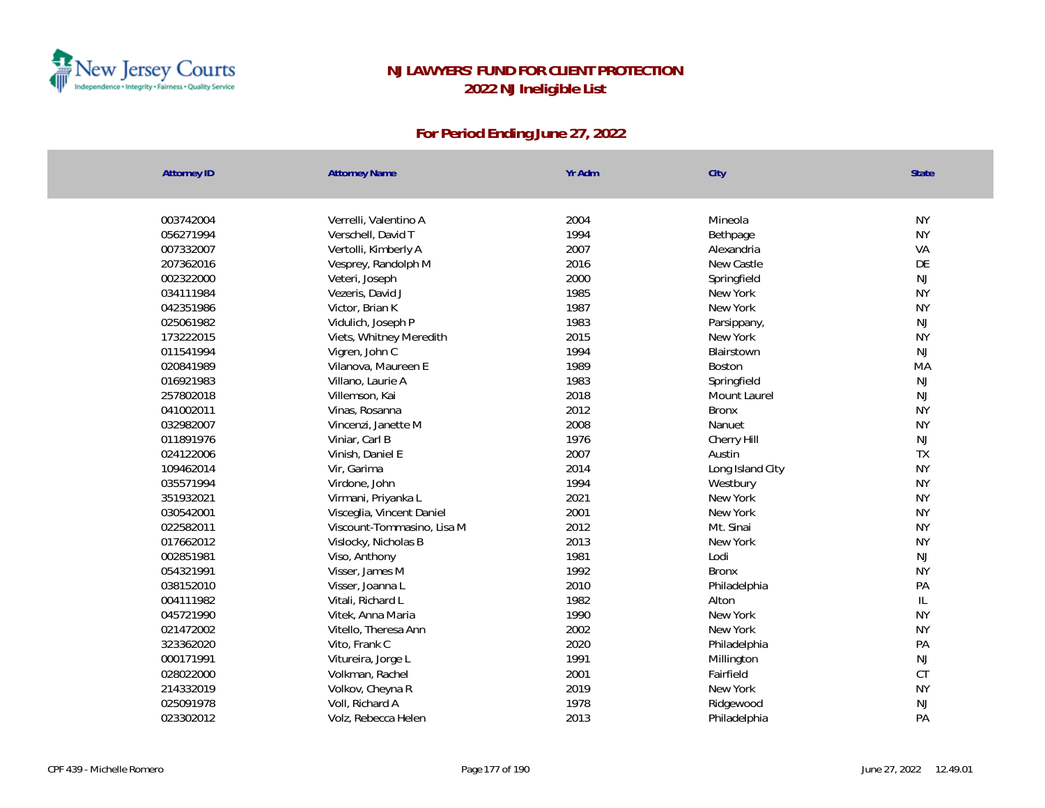# NJ LAWYERS' FUND FOR CLIENT PROTECTION
## 2022 NJ Ineligible List

### For Period Ending June 27, 2022

| Attorney ID | Attorney Name | Yr Adm | City | State |
|---|---|---|---|---|
| 003742004 | Verrelli, Valentino A | 2004 | Mineola | NY |
| 056271994 | Verschell, David T | 1994 | Bethpage | NY |
| 007332007 | Vertolli, Kimberly A | 2007 | Alexandria | VA |
| 207362016 | Vesprey, Randolph M | 2016 | New Castle | DE |
| 002322000 | Veteri, Joseph | 2000 | Springfield | NJ |
| 034111984 | Vezeris, David J | 1985 | New York | NY |
| 042351986 | Victor, Brian K | 1987 | New York | NY |
| 025061982 | Vidulich, Joseph P | 1983 | Parsippany, | NJ |
| 173222015 | Viets, Whitney Meredith | 2015 | New York | NY |
| 011541994 | Vigren, John C | 1994 | Blairstown | NJ |
| 020841989 | Vilanova, Maureen E | 1989 | Boston | MA |
| 016921983 | Villano, Laurie A | 1983 | Springfield | NJ |
| 257802018 | Villemson, Kai | 2018 | Mount Laurel | NJ |
| 041002011 | Vinas, Rosanna | 2012 | Bronx | NY |
| 032982007 | Vincenzi, Janette M | 2008 | Nanuet | NY |
| 011891976 | Viniar, Carl B | 1976 | Cherry Hill | NJ |
| 024122006 | Vinish, Daniel E | 2007 | Austin | TX |
| 109462014 | Vir, Garima | 2014 | Long Island City | NY |
| 035571994 | Virdone, John | 1994 | Westbury | NY |
| 351932021 | Virmani, Priyanka L | 2021 | New York | NY |
| 030542001 | Visceglia, Vincent Daniel | 2001 | New York | NY |
| 022582011 | Viscount-Tommasino, Lisa M | 2012 | Mt. Sinai | NY |
| 017662012 | Vislocky, Nicholas B | 2013 | New York | NY |
| 002851981 | Viso, Anthony | 1981 | Lodi | NJ |
| 054321991 | Visser, James M | 1992 | Bronx | NY |
| 038152010 | Visser, Joanna L | 2010 | Philadelphia | PA |
| 004111982 | Vitali, Richard L | 1982 | Alton | IL |
| 045721990 | Vitek, Anna Maria | 1990 | New York | NY |
| 021472002 | Vitello, Theresa Ann | 2002 | New York | NY |
| 323362020 | Vito, Frank C | 2020 | Philadelphia | PA |
| 000171991 | Vitureira, Jorge L | 1991 | Millington | NJ |
| 028022000 | Volkman, Rachel | 2001 | Fairfield | CT |
| 214332019 | Volkov, Cheyna R | 2019 | New York | NY |
| 025091978 | Voll, Richard A | 1978 | Ridgewood | NJ |
| 023302012 | Volz, Rebecca Helen | 2013 | Philadelphia | PA |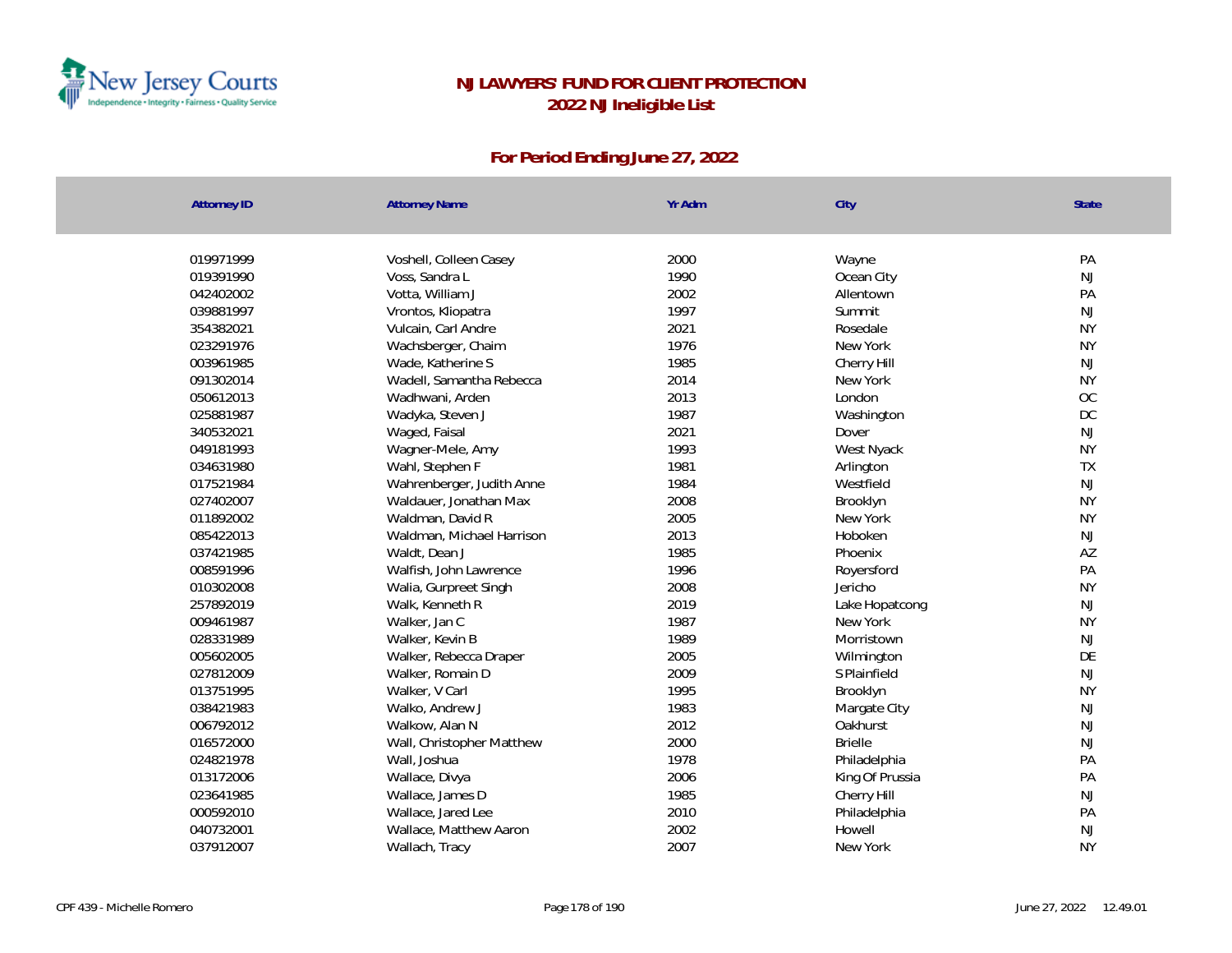# NJ LAWYERS' FUND FOR CLIENT PROTECTION
## 2022 NJ Ineligible List

### For Period Ending June 27, 2022

| Attorney ID | Attorney Name | Yr Adm | City | State |
|---|---|---|---|---|
| 019971999 | Voshell, Colleen Casey | 2000 | Wayne | PA |
| 019391990 | Voss, Sandra L | 1990 | Ocean City | NJ |
| 042402002 | Votta, William J | 2002 | Allentown | PA |
| 039881997 | Vrontos, Kliopatra | 1997 | Summit | NJ |
| 354382021 | Vulcain, Carl Andre | 2021 | Rosedale | NY |
| 023291976 | Wachsberger, Chaim | 1976 | New York | NY |
| 003961985 | Wade, Katherine S | 1985 | Cherry Hill | NJ |
| 091302014 | Wadell, Samantha Rebecca | 2014 | New York | NY |
| 050612013 | Wadhwani, Arden | 2013 | London | OC |
| 025881987 | Wadyka, Steven J | 1987 | Washington | DC |
| 340532021 | Waged, Faisal | 2021 | Dover | NJ |
| 049181993 | Wagner-Mele, Amy | 1993 | West Nyack | NY |
| 034631980 | Wahl, Stephen F | 1981 | Arlington | TX |
| 017521984 | Wahrenberger, Judith Anne | 1984 | Westfield | NJ |
| 027402007 | Waldauer, Jonathan Max | 2008 | Brooklyn | NY |
| 011892002 | Waldman, David R | 2005 | New York | NY |
| 085422013 | Waldman, Michael Harrison | 2013 | Hoboken | NJ |
| 037421985 | Waldt, Dean J | 1985 | Phoenix | AZ |
| 008591996 | Walfish, John Lawrence | 1996 | Royersford | PA |
| 010302008 | Walia, Gurpreet Singh | 2008 | Jericho | NY |
| 257892019 | Walk, Kenneth R | 2019 | Lake Hopatcong | NJ |
| 009461987 | Walker, Jan C | 1987 | New York | NY |
| 028331989 | Walker, Kevin B | 1989 | Morristown | NJ |
| 005602005 | Walker, Rebecca Draper | 2005 | Wilmington | DE |
| 027812009 | Walker, Romain D | 2009 | S Plainfield | NJ |
| 013751995 | Walker, V Carl | 1995 | Brooklyn | NY |
| 038421983 | Walko, Andrew J | 1983 | Margate City | NJ |
| 006792012 | Walkow, Alan N | 2012 | Oakhurst | NJ |
| 016572000 | Wall, Christopher Matthew | 2000 | Brielle | NJ |
| 024821978 | Wall, Joshua | 1978 | Philadelphia | PA |
| 013172006 | Wallace, Divya | 2006 | King Of Prussia | PA |
| 023641985 | Wallace, James D | 1985 | Cherry Hill | NJ |
| 000592010 | Wallace, Jared Lee | 2010 | Philadelphia | PA |
| 040732001 | Wallace, Matthew Aaron | 2002 | Howell | NJ |
| 037912007 | Wallach, Tracy | 2007 | New York | NY |

CPF 439 - Michelle Romero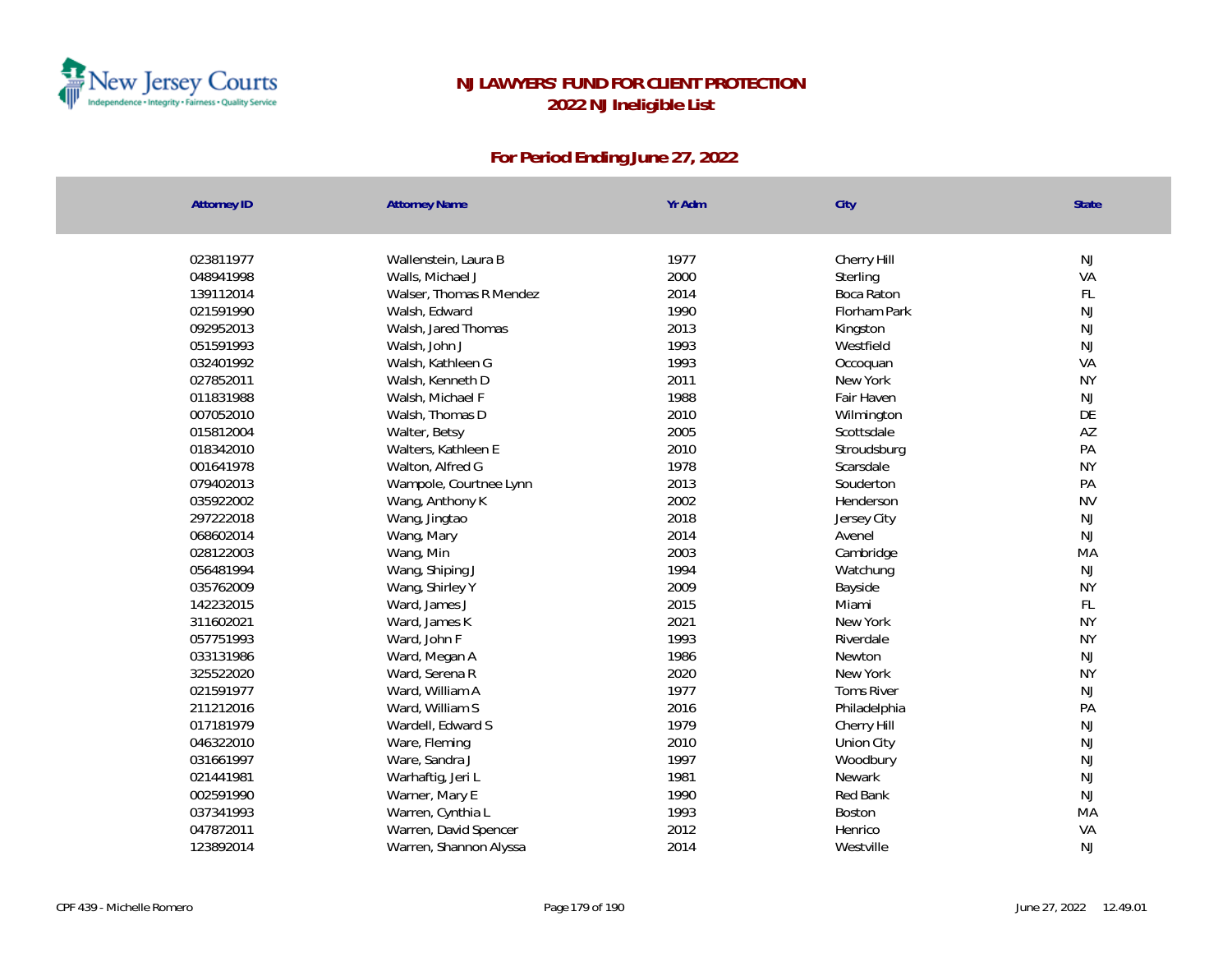# NJ LAWYERS' FUND FOR CLIENT PROTECTION

## 2022 NJ Ineligible List

### For Period Ending June 27, 2022

| Attorney ID | Attorney Name | Yr Adm | City | State |
|---|---|---|---|---|
| 023811977 | Wallenstein, Laura B | 1977 | Cherry Hill | NJ |
| 048941998 | Walls, Michael J | 2000 | Sterling | VA |
| 139112014 | Walser, Thomas R Mendez | 2014 | Boca Raton | FL |
| 021591990 | Walsh, Edward | 1990 | Florham Park | NJ |
| 092952013 | Walsh, Jared Thomas | 2013 | Kingston | NJ |
| 051591993 | Walsh, John J | 1993 | Westfield | NJ |
| 032401992 | Walsh, Kathleen G | 1993 | Occoquan | VA |
| 027852011 | Walsh, Kenneth D | 2011 | New York | NY |
| 011831988 | Walsh, Michael F | 1988 | Fair Haven | NJ |
| 007052010 | Walsh, Thomas D | 2010 | Wilmington | DE |
| 015812004 | Walter, Betsy | 2005 | Scottsdale | AZ |
| 018342010 | Walters, Kathleen E | 2010 | Stroudsburg | PA |
| 001641978 | Walton, Alfred G | 1978 | Scarsdale | NY |
| 079402013 | Wampole, Courtnee Lynn | 2013 | Souderton | PA |
| 035922002 | Wang, Anthony K | 2002 | Henderson | NV |
| 297222018 | Wang, Jingtao | 2018 | Jersey City | NJ |
| 068602014 | Wang, Mary | 2014 | Avenel | NJ |
| 028122003 | Wang, Min | 2003 | Cambridge | MA |
| 056481994 | Wang, Shiping J | 1994 | Watchung | NJ |
| 035762009 | Wang, Shirley Y | 2009 | Bayside | NY |
| 142232015 | Ward, James J | 2015 | Miami | FL |
| 311602021 | Ward, James K | 2021 | New York | NY |
| 057751993 | Ward, John F | 1993 | Riverdale | NY |
| 033131986 | Ward, Megan A | 1986 | Newton | NJ |
| 325522020 | Ward, Serena R | 2020 | New York | NY |
| 021591977 | Ward, William A | 1977 | Toms River | NJ |
| 211212016 | Ward, William S | 2016 | Philadelphia | PA |
| 017181979 | Wardell, Edward S | 1979 | Cherry Hill | NJ |
| 046322010 | Ware, Fleming | 2010 | Union City | NJ |
| 031661997 | Ware, Sandra J | 1997 | Woodbury | NJ |
| 021441981 | Warhaftig, Jeri L | 1981 | Newark | NJ |
| 002591990 | Warner, Mary E | 1990 | Red Bank | NJ |
| 037341993 | Warren, Cynthia L | 1993 | Boston | MA |
| 047872011 | Warren, David Spencer | 2012 | Henrico | VA |
| 123892014 | Warren, Shannon Alyssa | 2014 | Westville | NJ |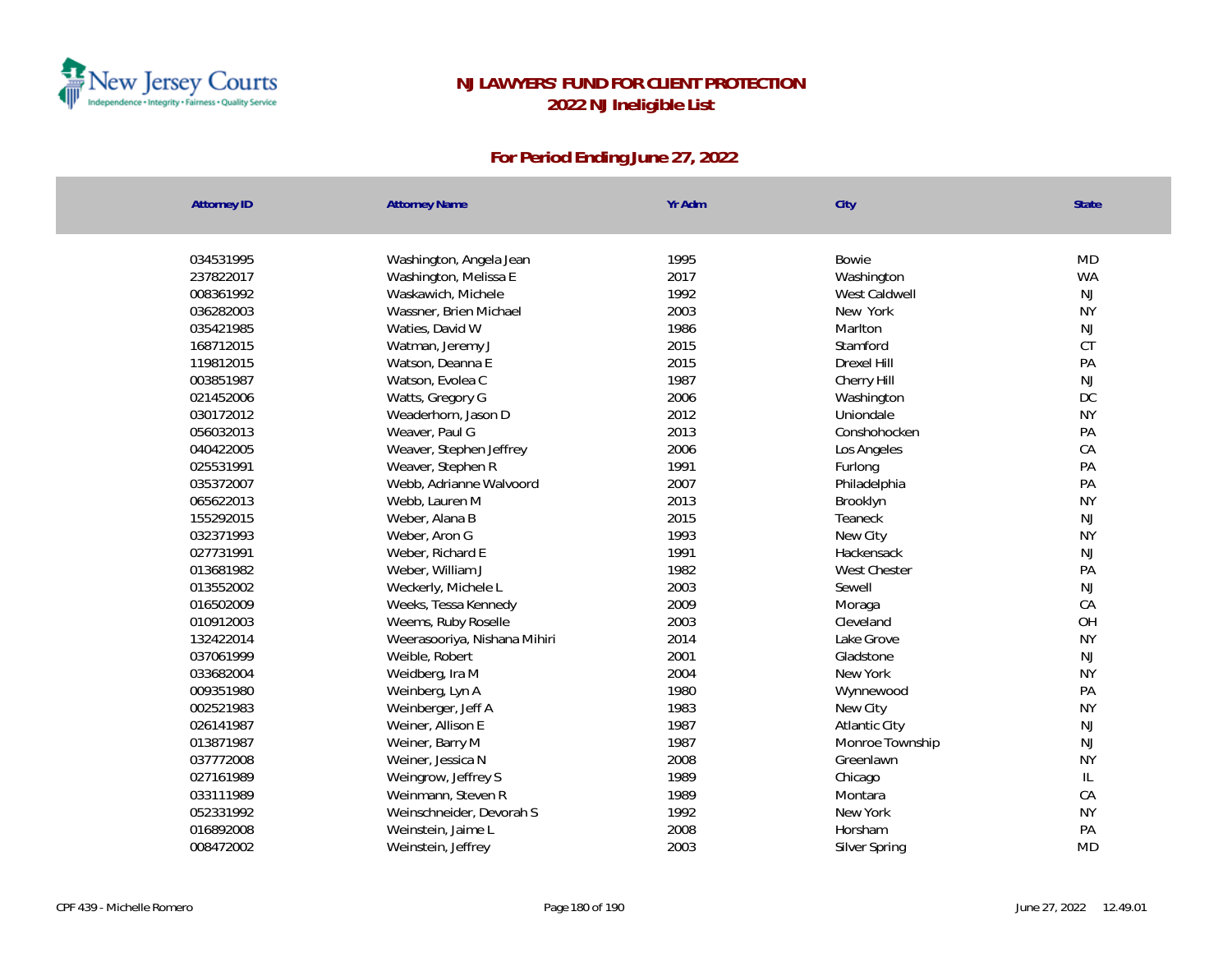# NJ LAWYERS' FUND FOR CLIENT PROTECTION
## 2022 NJ Ineligible List

### For Period Ending June 27, 2022

| Attorney ID | Attorney Name | Yr Adm | City | State |
|---|---|---|---|---|
| 034531995 | Washington, Angela Jean | 1995 | Bowie | MD |
| 237822017 | Washington, Melissa E | 2017 | Washington | WA |
| 008361992 | Waskawich, Michele | 1992 | West Caldwell | NJ |
| 036282003 | Wassner, Brien Michael | 2003 | New York | NY |
| 035421985 | Waties, David W | 1986 | Marlton | NJ |
| 168712015 | Watman, Jeremy J | 2015 | Stamford | CT |
| 119812015 | Watson, Deanna E | 2015 | Drexel Hill | PA |
| 003851987 | Watson, Evolea C | 1987 | Cherry Hill | NJ |
| 021452006 | Watts, Gregory G | 2006 | Washington | DC |
| 030172012 | Weaderhorn, Jason D | 2012 | Uniondale | NY |
| 056032013 | Weaver, Paul G | 2013 | Conshohocken | PA |
| 040422005 | Weaver, Stephen Jeffrey | 2006 | Los Angeles | CA |
| 025531991 | Weaver, Stephen R | 1991 | Furlong | PA |
| 035372007 | Webb, Adrianne Walvoord | 2007 | Philadelphia | PA |
| 065622013 | Webb, Lauren M | 2013 | Brooklyn | NY |
| 155292015 | Weber, Alana B | 2015 | Teaneck | NJ |
| 032371993 | Weber, Aron G | 1993 | New City | NY |
| 027731991 | Weber, Richard E | 1991 | Hackensack | NJ |
| 013681982 | Weber, William J | 1982 | West Chester | PA |
| 013552002 | Weckerly, Michele L | 2003 | Sewell | NJ |
| 016502009 | Weeks, Tessa Kennedy | 2009 | Moraga | CA |
| 010912003 | Weems, Ruby Roselle | 2003 | Cleveland | OH |
| 132422014 | Weerasooriya, Nishana Mihiri | 2014 | Lake Grove | NY |
| 037061999 | Weible, Robert | 2001 | Gladstone | NJ |
| 033682004 | Weidberg, Ira M | 2004 | New York | NY |
| 009351980 | Weinberg, Lyn A | 1980 | Wynnewood | PA |
| 002521983 | Weinberger, Jeff A | 1983 | New City | NY |
| 026141987 | Weiner, Allison E | 1987 | Atlantic City | NJ |
| 013871987 | Weiner, Barry M | 1987 | Monroe Township | NJ |
| 037772008 | Weiner, Jessica N | 2008 | Greenlawn | NY |
| 027161989 | Weingrow, Jeffrey S | 1989 | Chicago | IL |
| 033111989 | Weinmann, Steven R | 1989 | Montara | CA |
| 052331992 | Weinschneider, Devorah S | 1992 | New York | NY |
| 016892008 | Weinstein, Jaime L | 2008 | Horsham | PA |
| 008472002 | Weinstein, Jeffrey | 2003 | Silver Spring | MD |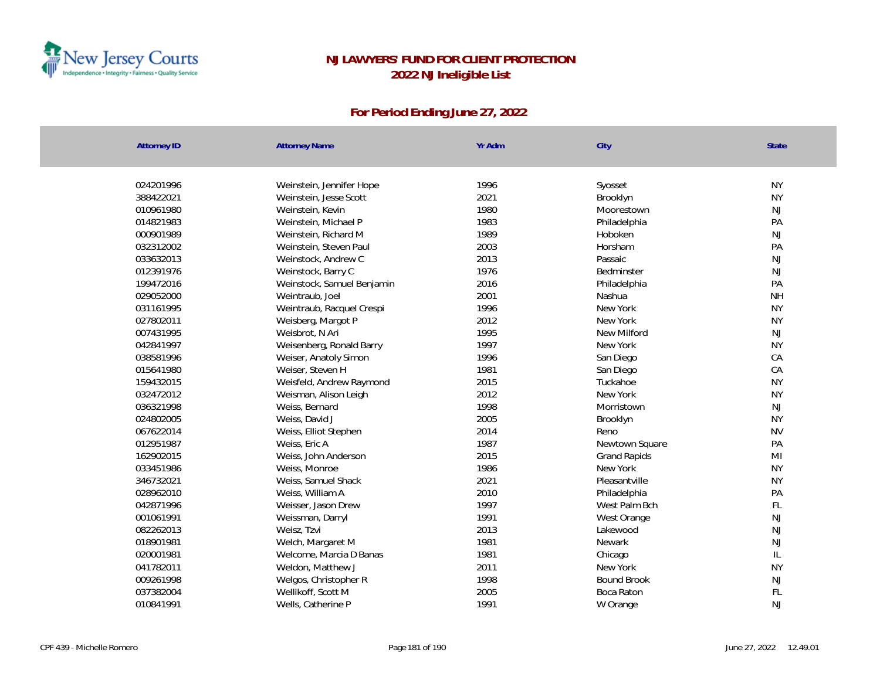# NJ LAWYERS' FUND FOR CLIENT PROTECTION

## 2022 NJ Ineligible List

### For Period Ending June 27, 2022

| Attorney ID | Attorney Name | Yr Adm | City | State |
|---|---|---|---|---|
| 024201996 | Weinstein, Jennifer Hope | 1996 | Syosset | NY |
| 388422021 | Weinstein, Jesse Scott | 2021 | Brooklyn | NY |
| 010961980 | Weinstein, Kevin | 1980 | Moorestown | NJ |
| 014821983 | Weinstein, Michael P | 1983 | Philadelphia | PA |
| 000901989 | Weinstein, Richard M | 1989 | Hoboken | NJ |
| 032312002 | Weinstein, Steven Paul | 2003 | Horsham | PA |
| 033632013 | Weinstock, Andrew C | 2013 | Passaic | NJ |
| 012391976 | Weinstock, Barry C | 1976 | Bedminster | NJ |
| 199472016 | Weinstock, Samuel Benjamin | 2016 | Philadelphia | PA |
| 029052000 | Weintraub, Joel | 2001 | Nashua | NH |
| 031161995 | Weintraub, Racquel Crespi | 1996 | New York | NY |
| 027802011 | Weisberg, Margot P | 2012 | New York | NY |
| 007431995 | Weisbrot, N Ari | 1995 | New Milford | NJ |
| 042841997 | Weisenberg, Ronald Barry | 1997 | New York | NY |
| 038581996 | Weiser, Anatoly Simon | 1996 | San Diego | CA |
| 015641980 | Weiser, Steven H | 1981 | San Diego | CA |
| 159432015 | Weisfeld, Andrew Raymond | 2015 | Tuckahoe | NY |
| 032472012 | Weisman, Alison Leigh | 2012 | New York | NY |
| 036321998 | Weiss, Bernard | 1998 | Morristown | NJ |
| 024802005 | Weiss, David J | 2005 | Brooklyn | NY |
| 067622014 | Weiss, Elliot Stephen | 2014 | Reno | NV |
| 012951987 | Weiss, Eric A | 1987 | Newtown Square | PA |
| 162902015 | Weiss, John Anderson | 2015 | Grand Rapids | MI |
| 033451986 | Weiss, Monroe | 1986 | New York | NY |
| 346732021 | Weiss, Samuel Shack | 2021 | Pleasantville | NY |
| 028962010 | Weiss, William A | 2010 | Philadelphia | PA |
| 042871996 | Weisser, Jason Drew | 1997 | West Palm Bch | FL |
| 001061991 | Weissman, Darryl | 1991 | West Orange | NJ |
| 082262013 | Weisz, Tzvi | 2013 | Lakewood | NJ |
| 018901981 | Welch, Margaret M | 1981 | Newark | NJ |
| 020001981 | Welcome, Marcia D Banas | 1981 | Chicago | IL |
| 041782011 | Weldon, Matthew J | 2011 | New York | NY |
| 009261998 | Welgos, Christopher R | 1998 | Bound Brook | NJ |
| 037382004 | Wellikoff, Scott M | 2005 | Boca Raton | FL |
| 010841991 | Wells, Catherine P | 1991 | W Orange | NJ |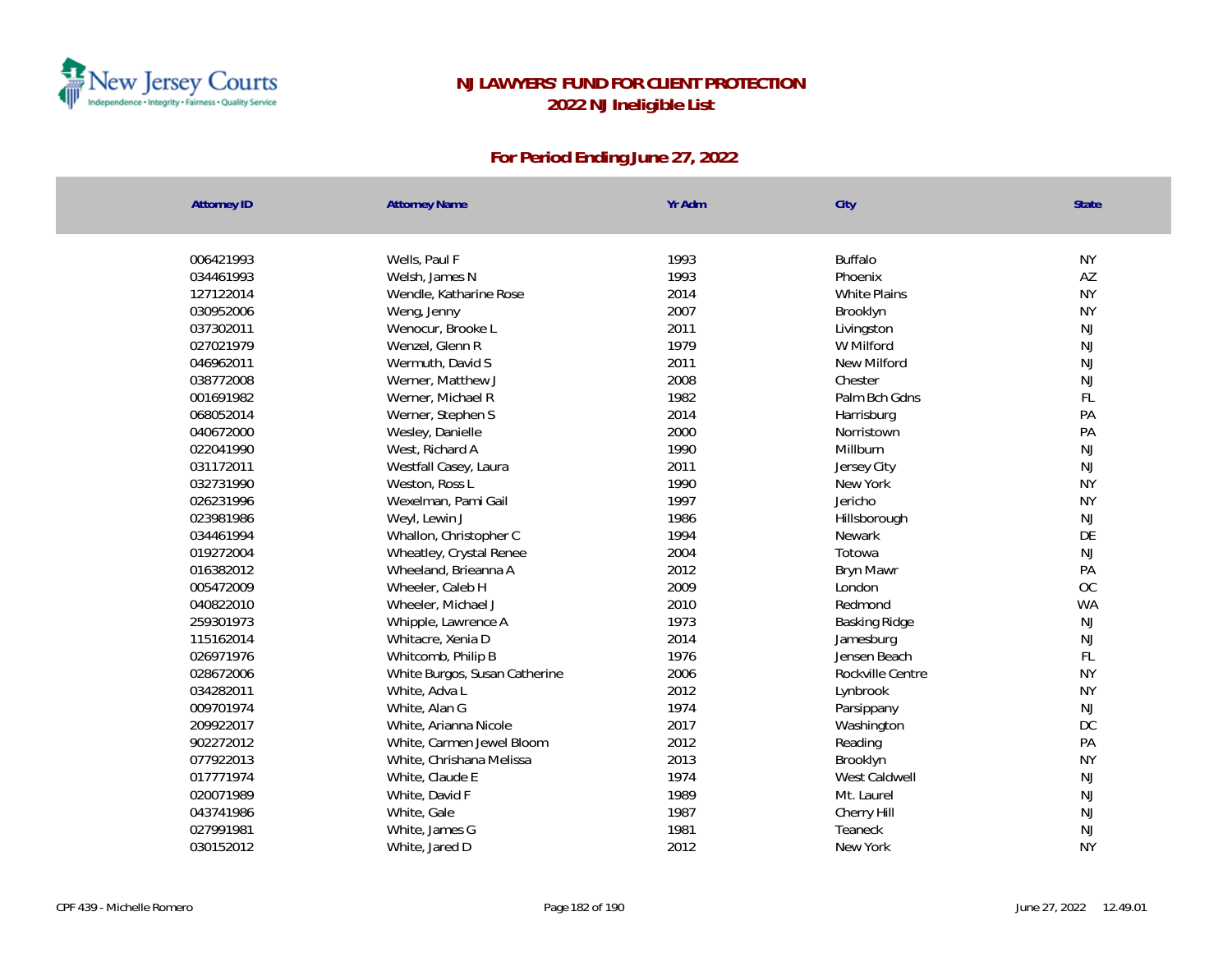# NJ LAWYERS' FUND FOR CLIENT PROTECTION
## 2022 NJ Ineligible List

### For Period Ending June 27, 2022

| Attorney ID | Attorney Name | Yr Adm | City | State |
|---|---|---|---|---|
| 006421993 | Wells, Paul F | 1993 | Buffalo | NY |
| 034461993 | Welsh, James N | 1993 | Phoenix | AZ |
| 127122014 | Wendle, Katharine Rose | 2014 | White Plains | NY |
| 030952006 | Weng, Jenny | 2007 | Brooklyn | NY |
| 037302011 | Wenocur, Brooke L | 2011 | Livingston | NJ |
| 027021979 | Wenzel, Glenn R | 1979 | W Milford | NJ |
| 046962011 | Wermuth, David S | 2011 | New Milford | NJ |
| 038772008 | Werner, Matthew J | 2008 | Chester | NJ |
| 001691982 | Werner, Michael R | 1982 | Palm Bch Gdns | FL |
| 068052014 | Werner, Stephen S | 2014 | Harrisburg | PA |
| 040672000 | Wesley, Danielle | 2000 | Norristown | PA |
| 022041990 | West, Richard A | 1990 | Millburn | NJ |
| 031172011 | Westfall Casey, Laura | 2011 | Jersey City | NJ |
| 032731990 | Weston, Ross L | 1990 | New York | NY |
| 026231996 | Wexelman, Pami Gail | 1997 | Jericho | NY |
| 023981986 | Weyl, Lewin J | 1986 | Hillsborough | NJ |
| 034461994 | Whallon, Christopher C | 1994 | Newark | DE |
| 019272004 | Wheatley, Crystal Renee | 2004 | Totowa | NJ |
| 016382012 | Wheeland, Brieanna A | 2012 | Bryn Mawr | PA |
| 005472009 | Wheeler, Caleb H | 2009 | London | OC |
| 040822010 | Wheeler, Michael J | 2010 | Redmond | WA |
| 259301973 | Whipple, Lawrence A | 1973 | Basking Ridge | NJ |
| 115162014 | Whitacre, Xenia D | 2014 | Jamesburg | NJ |
| 026971976 | Whitcomb, Philip B | 1976 | Jensen Beach | FL |
| 028672006 | White Burgos, Susan Catherine | 2006 | Rockville Centre | NY |
| 034282011 | White, Adva L | 2012 | Lynbrook | NY |
| 009701974 | White, Alan G | 1974 | Parsippany | NJ |
| 209922017 | White, Arianna Nicole | 2017 | Washington | DC |
| 902272012 | White, Carmen Jewel Bloom | 2012 | Reading | PA |
| 077922013 | White, Chrishana Melissa | 2013 | Brooklyn | NY |
| 017771974 | White, Claude E | 1974 | West Caldwell | NJ |
| 020071989 | White, David F | 1989 | Mt. Laurel | NJ |
| 043741986 | White, Gale | 1987 | Cherry Hill | NJ |
| 027991981 | White, James G | 1981 | Teaneck | NJ |
| 030152012 | White, Jared D | 2012 | New York | NY |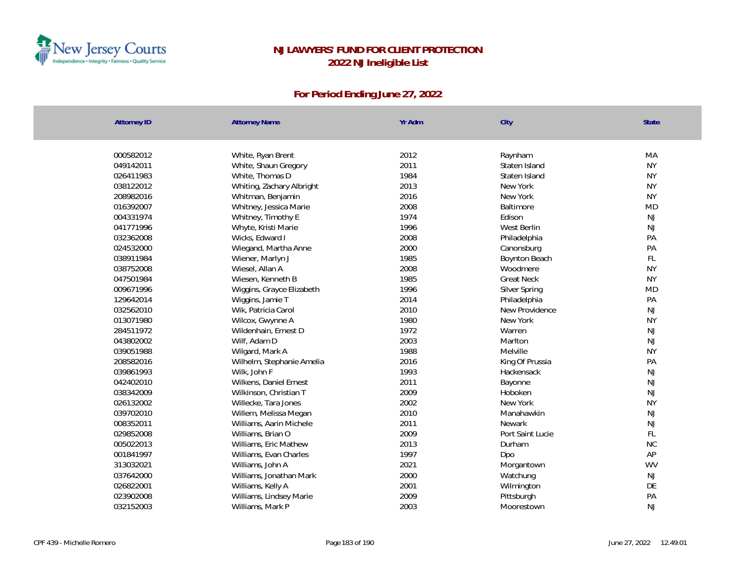# NJ LAWYERS' FUND FOR CLIENT PROTECTION

## 2022 NJ Ineligible List

### For Period Ending June 27, 2022

| Attorney ID | Attorney Name | Yr Adm | City | State |
|---|---|---|---|---|
| 000582012 | White, Ryan Brent | 2012 | Raynham | MA |
| 049142011 | White, Shaun Gregory | 2011 | Staten Island | NY |
| 026411983 | White, Thomas D | 1984 | Staten Island | NY |
| 038122012 | Whiting, Zachary Albright | 2013 | New York | NY |
| 208982016 | Whitman, Benjamin | 2016 | New York | NY |
| 016392007 | Whitney, Jessica Marie | 2008 | Baltimore | MD |
| 004331974 | Whitney, Timothy E | 1974 | Edison | NJ |
| 041771996 | Whyte, Kristi Marie | 1996 | West Berlin | NJ |
| 032362008 | Wicks, Edward I | 2008 | Philadelphia | PA |
| 024532000 | Wiegand, Martha Anne | 2000 | Canonsburg | PA |
| 038911984 | Wiener, Marlyn J | 1985 | Boynton Beach | FL |
| 038752008 | Wiesel, Allan A | 2008 | Woodmere | NY |
| 047501984 | Wiesen, Kenneth B | 1985 | Great Neck | NY |
| 009671996 | Wiggins, Grayce Elizabeth | 1996 | Silver Spring | MD |
| 129642014 | Wiggins, Jamie T | 2014 | Philadelphia | PA |
| 032562010 | Wik, Patricia Carol | 2010 | New Providence | NJ |
| 013071980 | Wilcox, Gwynne A | 1980 | New York | NY |
| 284511972 | Wildenhain, Ernest D | 1972 | Warren | NJ |
| 043802002 | Wilf, Adam D | 2003 | Marlton | NJ |
| 039051988 | Wilgard, Mark A | 1988 | Melville | NY |
| 208582016 | Wilhelm, Stephanie Amelia | 2016 | King Of Prussia | PA |
| 039861993 | Wilk, John F | 1993 | Hackensack | NJ |
| 042402010 | Wilkens, Daniel Ernest | 2011 | Bayonne | NJ |
| 038342009 | Wilkinson, Christian T | 2009 | Hoboken | NJ |
| 026132002 | Willecke, Tara Jones | 2002 | New York | NY |
| 039702010 | Willem, Melissa Megan | 2010 | Manahawkin | NJ |
| 008352011 | Williams, Aarin Michele | 2011 | Newark | NJ |
| 029852008 | Williams, Brian O | 2009 | Port Saint Lucie | FL |
| 005022013 | Williams, Eric Mathew | 2013 | Durham | NC |
| 001841997 | Williams, Evan Charles | 1997 | Dpo | AP |
| 313032021 | Williams, John A | 2021 | Morgantown | WV |
| 037642000 | Williams, Jonathan Mark | 2000 | Watchung | NJ |
| 026822001 | Williams, Kelly A | 2001 | Wilmington | DE |
| 023902008 | Williams, Lindsey Marie | 2009 | Pittsburgh | PA |
| 032152003 | Williams, Mark P | 2003 | Moorestown | NJ |

CPF 439 - Michelle Romero June 27, 2022 12.49.01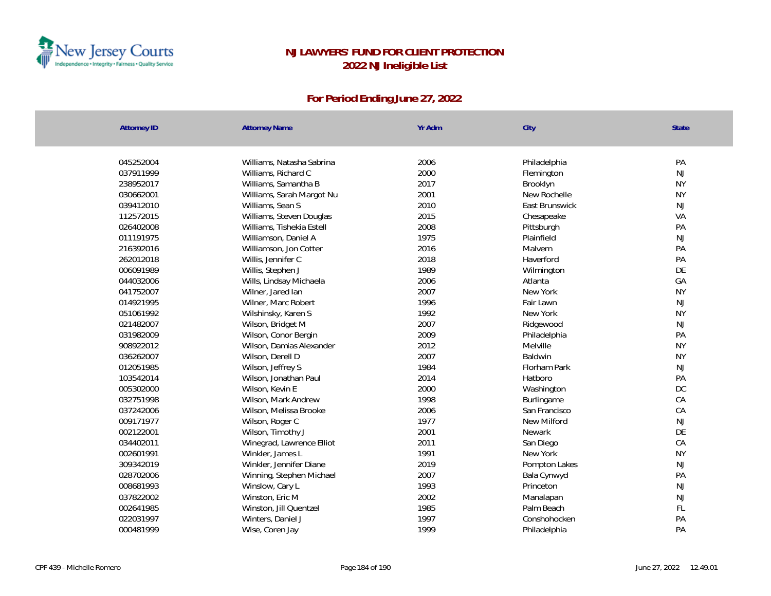# NJ LAWYERS' FUND FOR CLIENT PROTECTION
## 2022 NJ Ineligible List

### For Period Ending June 27, 2022

| Attorney ID | Attorney Name | Yr Adm | City | State |
|---|---|---|---|---|
| 045252004 | Williams, Natasha Sabrina | 2006 | Philadelphia | PA |
| 037911999 | Williams, Richard C | 2000 | Flemington | NJ |
| 238952017 | Williams, Samantha B | 2017 | Brooklyn | NY |
| 030662001 | Williams, Sarah Margot Nu | 2001 | New Rochelle | NY |
| 039412010 | Williams, Sean S | 2010 | East Brunswick | NJ |
| 112572015 | Williams, Steven Douglas | 2015 | Chesapeake | VA |
| 026402008 | Williams, Tishekia Estell | 2008 | Pittsburgh | PA |
| 011191975 | Williamson, Daniel A | 1975 | Plainfield | NJ |
| 216392016 | Williamson, Jon Cotter | 2016 | Malvern | PA |
| 262012018 | Willis, Jennifer C | 2018 | Haverford | PA |
| 006091989 | Willis, Stephen J | 1989 | Wilmington | DE |
| 044032006 | Wills, Lindsay Michaela | 2006 | Atlanta | GA |
| 041752007 | Wilner, Jared Ian | 2007 | New York | NY |
| 014921995 | Wilner, Marc Robert | 1996 | Fair Lawn | NJ |
| 051061992 | Wilshinsky, Karen S | 1992 | New York | NY |
| 021482007 | Wilson, Bridget M | 2007 | Ridgewood | NJ |
| 031982009 | Wilson, Conor Bergin | 2009 | Philadelphia | PA |
| 908922012 | Wilson, Damias Alexander | 2012 | Melville | NY |
| 036262007 | Wilson, Derell D | 2007 | Baldwin | NY |
| 012051985 | Wilson, Jeffrey S | 1984 | Florham Park | NJ |
| 103542014 | Wilson, Jonathan Paul | 2014 | Hatboro | PA |
| 005302000 | Wilson, Kevin E | 2000 | Washington | DC |
| 032751998 | Wilson, Mark Andrew | 1998 | Burlingame | CA |
| 037242006 | Wilson, Melissa Brooke | 2006 | San Francisco | CA |
| 009171977 | Wilson, Roger C | 1977 | New Milford | NJ |
| 002122001 | Wilson, Timothy J | 2001 | Newark | DE |
| 034402011 | Winegrad, Lawrence Elliot | 2011 | San Diego | CA |
| 002601991 | Winkler, James L | 1991 | New York | NY |
| 309342019 | Winkler, Jennifer Diane | 2019 | Pompton Lakes | NJ |
| 028702006 | Winning, Stephen Michael | 2007 | Bala Cynwyd | PA |
| 008681993 | Winslow, Cary L | 1993 | Princeton | NJ |
| 037822002 | Winston, Eric M | 2002 | Manalapan | NJ |
| 002641985 | Winston, Jill Quentzel | 1985 | Palm Beach | FL |
| 022031997 | Winters, Daniel J | 1997 | Conshohocken | PA |
| 000481999 | Wise, Coren Jay | 1999 | Philadelphia | PA |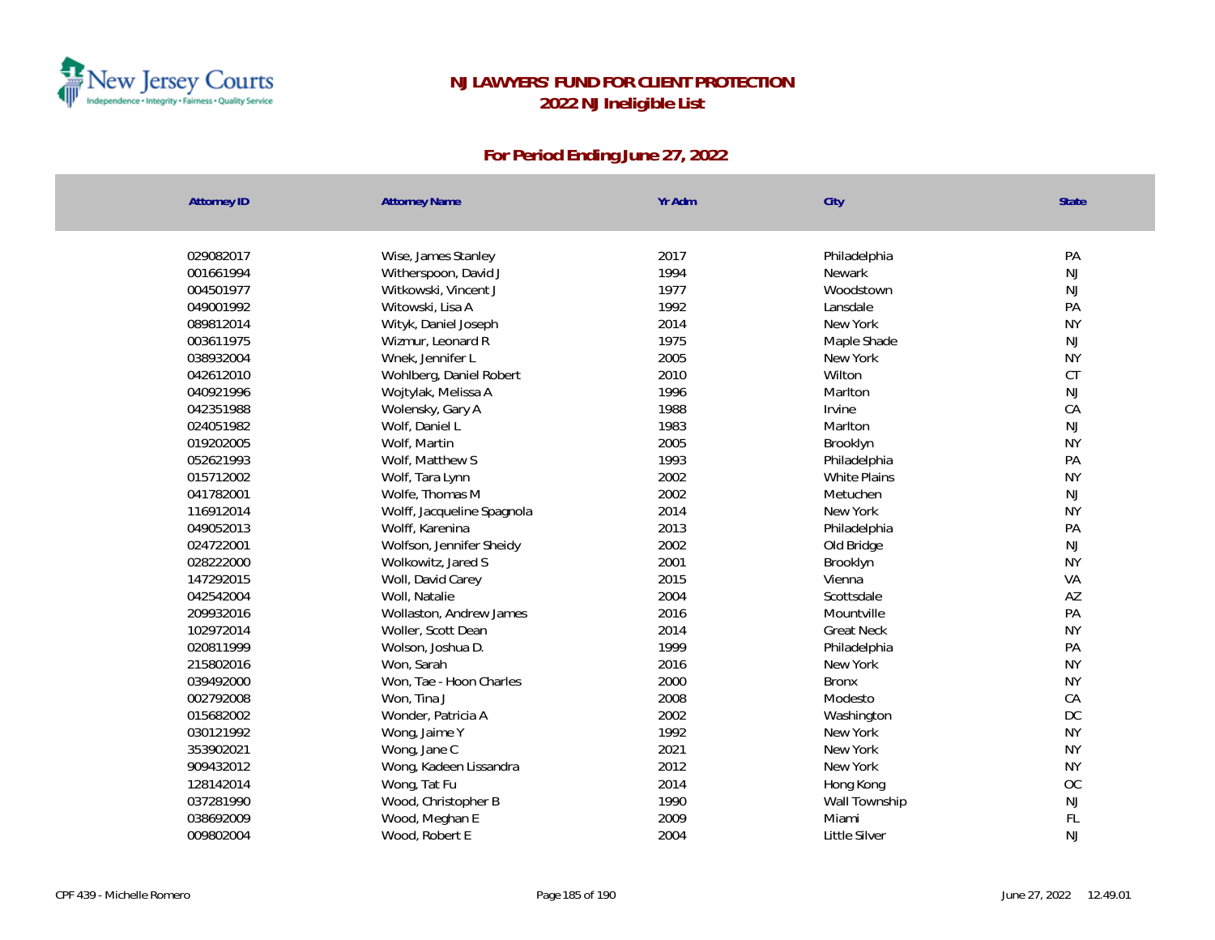# NJ LAWYERS' FUND FOR CLIENT PROTECTION

## 2022 NJ Ineligible List

### For Period Ending June 27, 2022

| Attorney ID | Attorney Name | Yr Adm | City | State |
|---|---|---|---|---|
| 029082017 | Wise, James Stanley | 2017 | Philadelphia | PA |
| 001661994 | Witherspoon, David J | 1994 | Newark | NJ |
| 004501977 | Witkowski, Vincent J | 1977 | Woodstown | NJ |
| 049001992 | Witowski, Lisa A | 1992 | Lansdale | PA |
| 089812014 | Wityk, Daniel Joseph | 2014 | New York | NY |
| 003611975 | Wizmur, Leonard R | 1975 | Maple Shade | NJ |
| 038932004 | Wnek, Jennifer L | 2005 | New York | NY |
| 042612010 | Wohlberg, Daniel Robert | 2010 | Wilton | CT |
| 040921996 | Wojtylak, Melissa A | 1996 | Marlton | NJ |
| 042351988 | Wolensky, Gary A | 1988 | Irvine | CA |
| 024051982 | Wolf, Daniel L | 1983 | Marlton | NJ |
| 019202005 | Wolf, Martin | 2005 | Brooklyn | NY |
| 052621993 | Wolf, Matthew S | 1993 | Philadelphia | PA |
| 015712002 | Wolf, Tara Lynn | 2002 | White Plains | NY |
| 041782001 | Wolfe, Thomas M | 2002 | Metuchen | NJ |
| 116912014 | Wolff, Jacqueline Spagnola | 2014 | New York | NY |
| 049052013 | Wolff, Karenina | 2013 | Philadelphia | PA |
| 024722001 | Wolfson, Jennifer Sheidy | 2002 | Old Bridge | NJ |
| 028222000 | Wolkowitz, Jared S | 2001 | Brooklyn | NY |
| 147292015 | Woll, David Carey | 2015 | Vienna | VA |
| 042542004 | Woll, Natalie | 2004 | Scottsdale | AZ |
| 209932016 | Wollaston, Andrew James | 2016 | Mountville | PA |
| 102972014 | Woller, Scott Dean | 2014 | Great Neck | NY |
| 020811999 | Wolson, Joshua D. | 1999 | Philadelphia | PA |
| 215802016 | Won, Sarah | 2016 | New York | NY |
| 039492000 | Won, Tae - Hoon Charles | 2000 | Bronx | NY |
| 002792008 | Won, Tina J | 2008 | Modesto | CA |
| 015682002 | Wonder, Patricia A | 2002 | Washington | DC |
| 030121992 | Wong, Jaime Y | 1992 | New York | NY |
| 353902021 | Wong, Jane C | 2021 | New York | NY |
| 909432012 | Wong, Kadeen Lissandra | 2012 | New York | NY |
| 128142014 | Wong, Tat Fu | 2014 | Hong Kong | OC |
| 037281990 | Wood, Christopher B | 1990 | Wall Township | NJ |
| 038692009 | Wood, Meghan E | 2009 | Miami | FL |
| 009802004 | Wood, Robert E | 2004 | Little Silver | NJ |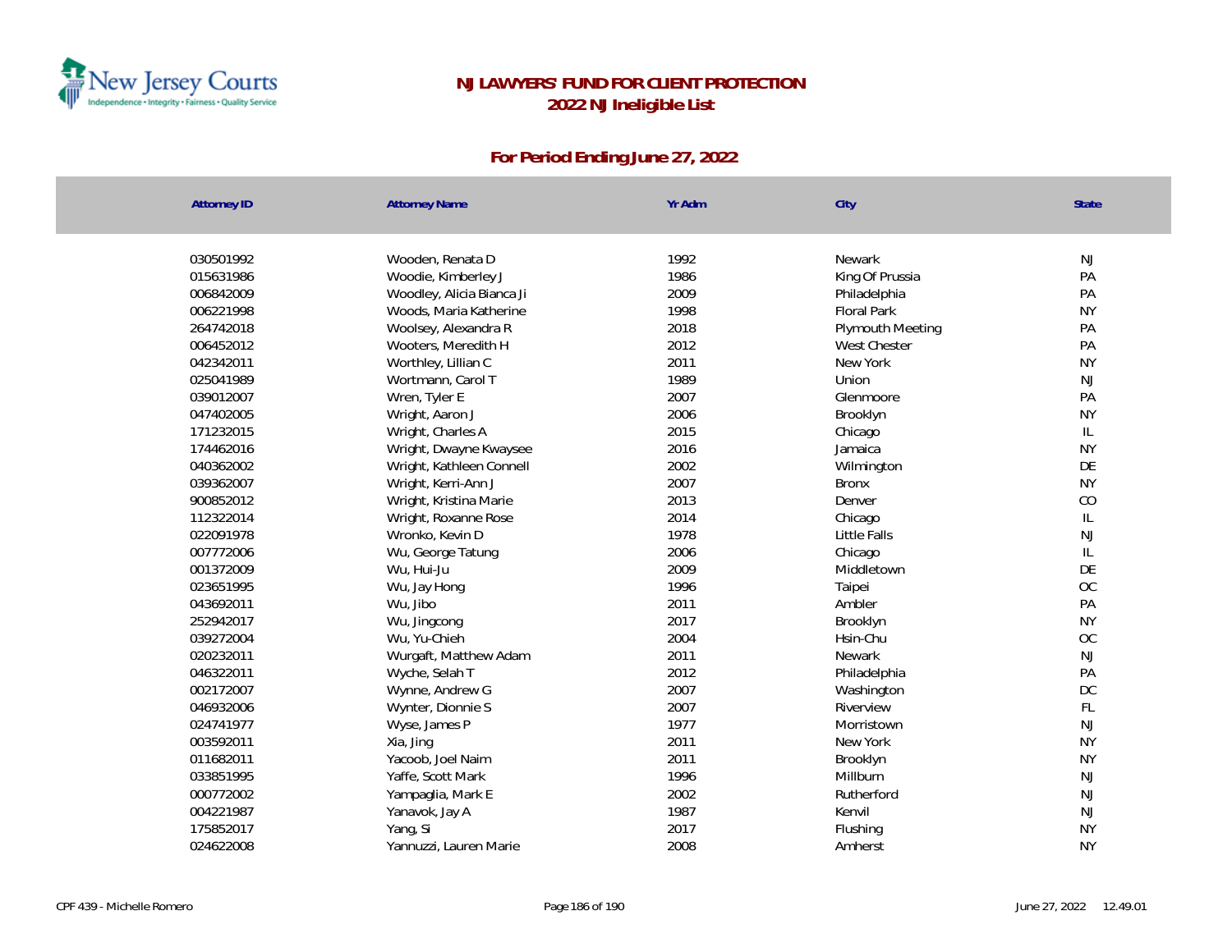# NJ LAWYERS' FUND FOR CLIENT PROTECTION

## 2022 NJ Ineligible List

### For Period Ending June 27, 2022

| Attorney ID | Attorney Name | Yr Adm | City | State |
|---|---|---|---|---|
| 030501992 | Wooden, Renata D | 1992 | Newark | NJ |
| 015631986 | Woodie, Kimberley J | 1986 | King Of Prussia | PA |
| 006842009 | Woodley, Alicia Bianca Ji | 2009 | Philadelphia | PA |
| 006221998 | Woods, Maria Katherine | 1998 | Floral Park | NY |
| 264742018 | Woolsey, Alexandra R | 2018 | Plymouth Meeting | PA |
| 006452012 | Wooters, Meredith H | 2012 | West Chester | PA |
| 042342011 | Worthley, Lillian C | 2011 | New York | NY |
| 025041989 | Wortmann, Carol T | 1989 | Union | NJ |
| 039012007 | Wren, Tyler E | 2007 | Glenmoore | PA |
| 047402005 | Wright, Aaron J | 2006 | Brooklyn | NY |
| 171232015 | Wright, Charles A | 2015 | Chicago | IL |
| 174462016 | Wright, Dwayne Kwaysee | 2016 | Jamaica | NY |
| 040362002 | Wright, Kathleen Connell | 2002 | Wilmington | DE |
| 039362007 | Wright, Kerri-Ann J | 2007 | Bronx | NY |
| 900852012 | Wright, Kristina Marie | 2013 | Denver | CO |
| 112322014 | Wright, Roxanne Rose | 2014 | Chicago | IL |
| 022091978 | Wronko, Kevin D | 1978 | Little Falls | NJ |
| 007772006 | Wu, George Tatung | 2006 | Chicago | IL |
| 001372009 | Wu, Hui-Ju | 2009 | Middletown | DE |
| 023651995 | Wu, Jay Hong | 1996 | Taipei | OC |
| 043692011 | Wu, Jibo | 2011 | Ambler | PA |
| 252942017 | Wu, Jingcong | 2017 | Brooklyn | NY |
| 039272004 | Wu, Yu-Chieh | 2004 | Hsin-Chu | OC |
| 020232011 | Wurgaft, Matthew Adam | 2011 | Newark | NJ |
| 046322011 | Wyche, Selah T | 2012 | Philadelphia | PA |
| 002172007 | Wynne, Andrew G | 2007 | Washington | DC |
| 046932006 | Wynter, Dionnie S | 2007 | Riverview | FL |
| 024741977 | Wyse, James P | 1977 | Morristown | NJ |
| 003592011 | Xia, Jing | 2011 | New York | NY |
| 011682011 | Yacoob, Joel Naim | 2011 | Brooklyn | NY |
| 033851995 | Yaffe, Scott Mark | 1996 | Millburn | NJ |
| 000772002 | Yampaglia, Mark E | 2002 | Rutherford | NJ |
| 004221987 | Yanavok, Jay A | 1987 | Kenvil | NJ |
| 175852017 | Yang, Si | 2017 | Flushing | NY |
| 024622008 | Yannuzzi, Lauren Marie | 2008 | Amherst | NY |

CPF 439 - Michelle Romero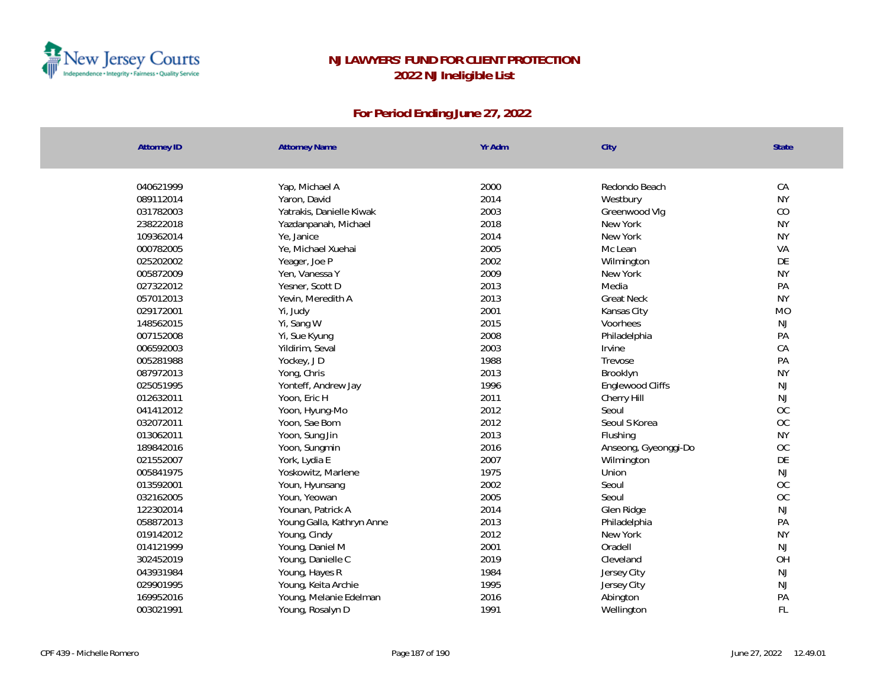# NJ LAWYERS' FUND FOR CLIENT PROTECTION

## 2022 NJ Ineligible List

### For Period Ending June 27, 2022

| Attorney ID | Attorney Name | Yr Adm | City | State |
|---|---|---|---|---|
| 040621999 | Yap, Michael A | 2000 | Redondo Beach | CA |
| 089112014 | Yaron, David | 2014 | Westbury | NY |
| 031782003 | Yatrakis, Danielle Kiwak | 2003 | Greenwood Vlg | CO |
| 238222018 | Yazdanpanah, Michael | 2018 | New York | NY |
| 109362014 | Ye, Janice | 2014 | New York | NY |
| 000782005 | Ye, Michael Xuehai | 2005 | Mc Lean | VA |
| 025202002 | Yeager, Joe P | 2002 | Wilmington | DE |
| 005872009 | Yen, Vanessa Y | 2009 | New York | NY |
| 027322012 | Yesner, Scott D | 2013 | Media | PA |
| 057012013 | Yevin, Meredith A | 2013 | Great Neck | NY |
| 029172001 | Yi, Judy | 2001 | Kansas City | MO |
| 148562015 | Yi, Sang W | 2015 | Voorhees | NJ |
| 007152008 | Yi, Sue Kyung | 2008 | Philadelphia | PA |
| 006592003 | Yildirim, Seval | 2003 | Irvine | CA |
| 005281988 | Yockey, J D | 1988 | Trevose | PA |
| 087972013 | Yong, Chris | 2013 | Brooklyn | NY |
| 025051995 | Yonteff, Andrew Jay | 1996 | Englewood Cliffs | NJ |
| 012632011 | Yoon, Eric H | 2011 | Cherry Hill | NJ |
| 041412012 | Yoon, Hyung-Mo | 2012 | Seoul | OC |
| 032072011 | Yoon, Sae Bom | 2012 | Seoul S Korea | OC |
| 013062011 | Yoon, Sung Jin | 2013 | Flushing | NY |
| 189842016 | Yoon, Sungmin | 2016 | Anseong, Gyeonggi-Do | OC |
| 021552007 | York, Lydia E | 2007 | Wilmington | DE |
| 005841975 | Yoskowitz, Marlene | 1975 | Union | NJ |
| 013592001 | Youn, Hyunsang | 2002 | Seoul | OC |
| 032162005 | Youn, Yeowan | 2005 | Seoul | OC |
| 122302014 | Younan, Patrick A | 2014 | Glen Ridge | NJ |
| 058872013 | Young Galla, Kathryn Anne | 2013 | Philadelphia | PA |
| 019142012 | Young, Cindy | 2012 | New York | NY |
| 014121999 | Young, Daniel M | 2001 | Oradell | NJ |
| 302452019 | Young, Danielle C | 2019 | Cleveland | OH |
| 043931984 | Young, Hayes R | 1984 | Jersey City | NJ |
| 029901995 | Young, Keita Archie | 1995 | Jersey City | NJ |
| 169952016 | Young, Melanie Edelman | 2016 | Abington | PA |
| 003021991 | Young, Rosalyn D | 1991 | Wellington | FL |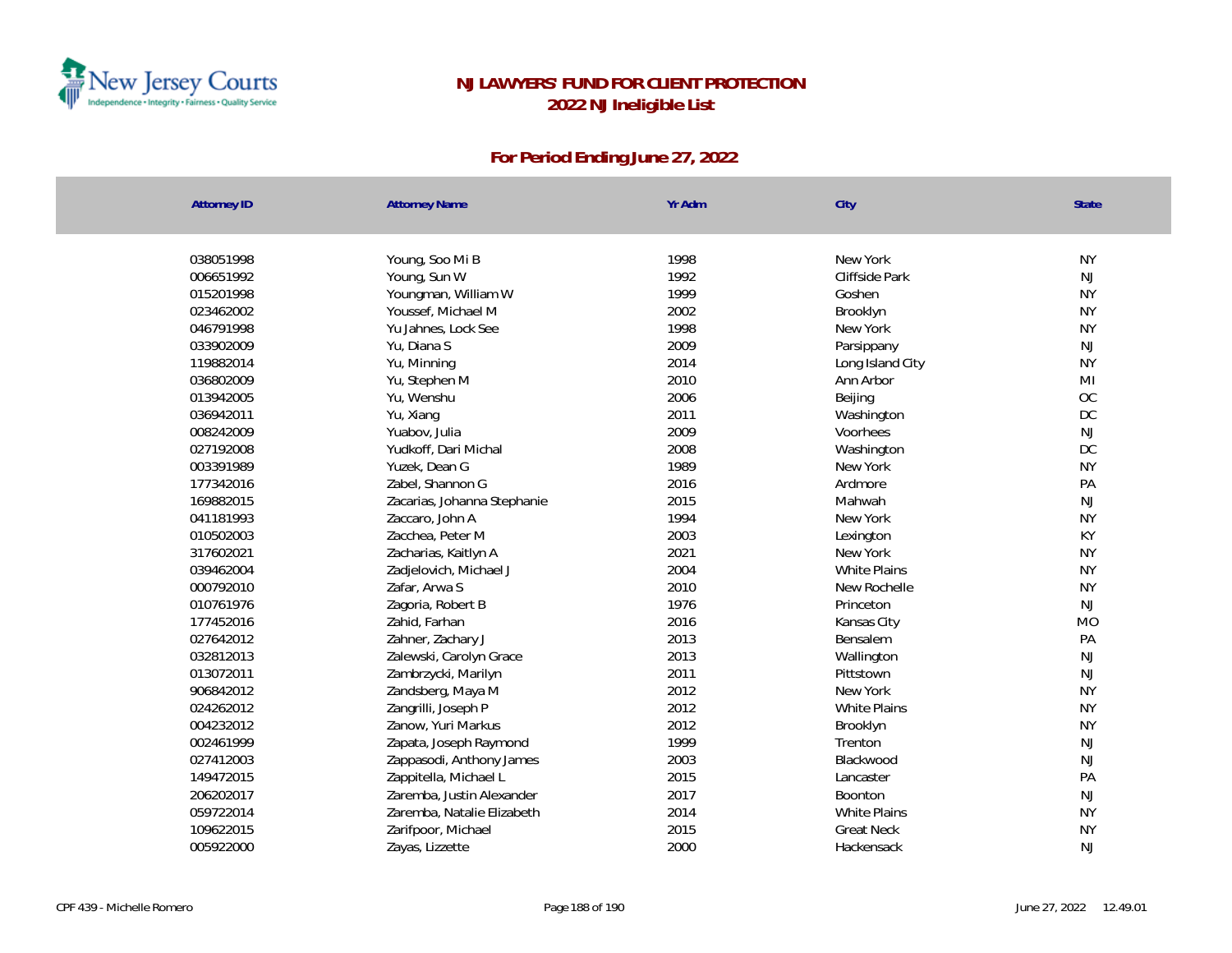# NJ LAWYERS' FUND FOR CLIENT PROTECTION
## 2022 NJ Ineligible List
### For Period Ending June 27, 2022

| Attorney ID | Attorney Name | Yr Adm | City | State |
|---|---|---|---|---|
| 038051998 | Young, Soo Mi B | 1998 | New York | NY |
| 006651992 | Young, Sun W | 1992 | Cliffside Park | NJ |
| 015201998 | Youngman, William W | 1999 | Goshen | NY |
| 023462002 | Youssef, Michael M | 2002 | Brooklyn | NY |
| 046791998 | Yu Jahnes, Lock See | 1998 | New York | NY |
| 033902009 | Yu, Diana S | 2009 | Parsippany | NJ |
| 119882014 | Yu, Minning | 2014 | Long Island City | NY |
| 036802009 | Yu, Stephen M | 2010 | Ann Arbor | MI |
| 013942005 | Yu, Wenshu | 2006 | Beijing | OC |
| 036942011 | Yu, Xiang | 2011 | Washington | DC |
| 008242009 | Yuabov, Julia | 2009 | Voorhees | NJ |
| 027192008 | Yudkoff, Dari Michal | 2008 | Washington | DC |
| 003391989 | Yuzek, Dean G | 1989 | New York | NY |
| 177342016 | Zabel, Shannon G | 2016 | Ardmore | PA |
| 169882015 | Zacarias, Johanna Stephanie | 2015 | Mahwah | NJ |
| 041181993 | Zaccaro, John A | 1994 | New York | NY |
| 010502003 | Zacchea, Peter M | 2003 | Lexington | KY |
| 317602021 | Zacharias, Kaitlyn A | 2021 | New York | NY |
| 039462004 | Zadjelovich, Michael J | 2004 | White Plains | NY |
| 000792010 | Zafar, Arwa S | 2010 | New Rochelle | NY |
| 010761976 | Zagoria, Robert B | 1976 | Princeton | NJ |
| 177452016 | Zahid, Farhan | 2016 | Kansas City | MO |
| 027642012 | Zahner, Zachary J | 2013 | Bensalem | PA |
| 032812013 | Zalewski, Carolyn Grace | 2013 | Wallington | NJ |
| 013072011 | Zambrzycki, Marilyn | 2011 | Pittstown | NJ |
| 906842012 | Zandsberg, Maya M | 2012 | New York | NY |
| 024262012 | Zangrilli, Joseph P | 2012 | White Plains | NY |
| 004232012 | Zanow, Yuri Markus | 2012 | Brooklyn | NY |
| 002461999 | Zapata, Joseph Raymond | 1999 | Trenton | NJ |
| 027412003 | Zappasodi, Anthony James | 2003 | Blackwood | NJ |
| 149472015 | Zappitella, Michael L | 2015 | Lancaster | PA |
| 206202017 | Zaremba, Justin Alexander | 2017 | Boonton | NJ |
| 059722014 | Zaremba, Natalie Elizabeth | 2014 | White Plains | NY |
| 109622015 | Zarifpoor, Michael | 2015 | Great Neck | NY |
| 005922000 | Zayas, Lizzette | 2000 | Hackensack | NJ |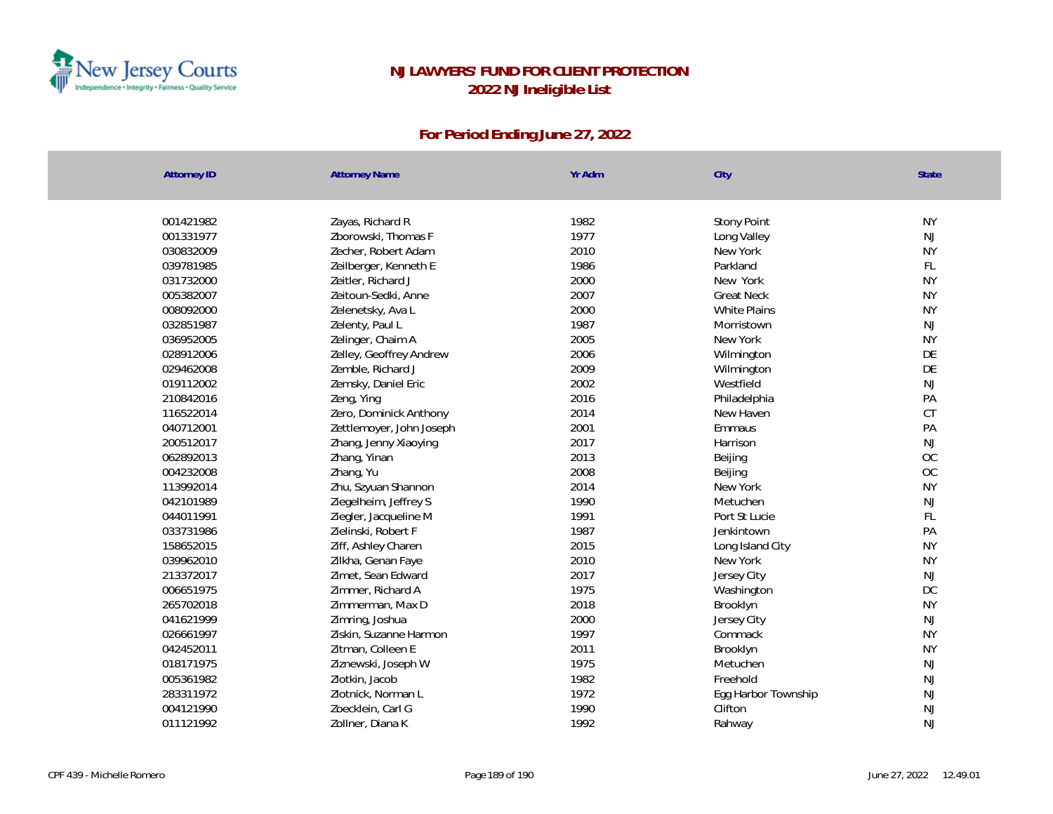# NJ LAWYERS' FUND FOR CLIENT PROTECTION

## 2022 NJ Ineligible List

### For Period Ending June 27, 2022

| Attorney ID | Attorney Name | Yr Adm | City | State |
|---|---|---|---|---|
| 001421982 | Zayas, Richard R | 1982 | Stony Point | NY |
| 001331977 | Zborowski, Thomas F | 1977 | Long Valley | NJ |
| 030832009 | Zecher, Robert Adam | 2010 | New York | NY |
| 039781985 | Zeilberger, Kenneth E | 1986 | Parkland | FL |
| 031732000 | Zeitler, Richard J | 2000 | New York | NY |
| 005382007 | Zeitoun-Sedki, Anne | 2007 | Great Neck | NY |
| 008092000 | Zelenetsky, Ava L | 2000 | White Plains | NY |
| 032851987 | Zelenty, Paul L | 1987 | Morristown | NJ |
| 036952005 | Zelinger, Chaim A | 2005 | New York | NY |
| 028912006 | Zelley, Geoffrey Andrew | 2006 | Wilmington | DE |
| 029462008 | Zemble, Richard J | 2009 | Wilmington | DE |
| 019112002 | Zemsky, Daniel Eric | 2002 | Westfield | NJ |
| 210842016 | Zeng, Ying | 2016 | Philadelphia | PA |
| 116522014 | Zero, Dominick Anthony | 2014 | New Haven | CT |
| 040712001 | Zettlemoyer, John Joseph | 2001 | Emmaus | PA |
| 200512017 | Zhang, Jenny Xiaoying | 2017 | Harrison | NJ |
| 062892013 | Zhang, Yinan | 2013 | Beijing | OC |
| 004232008 | Zhang, Yu | 2008 | Beijing | OC |
| 113992014 | Zhu, Szyuan Shannon | 2014 | New York | NY |
| 042101989 | Ziegelheim, Jeffrey S | 1990 | Metuchen | NJ |
| 044011991 | Ziegler, Jacqueline M | 1991 | Port St Lucie | FL |
| 033731986 | Zielinski, Robert F | 1987 | Jenkintown | PA |
| 158652015 | Ziff, Ashley Charen | 2015 | Long Island City | NY |
| 039962010 | Zilkha, Genan Faye | 2010 | New York | NY |
| 213372017 | Zimet, Sean Edward | 2017 | Jersey City | NJ |
| 006651975 | Zimmer, Richard A | 1975 | Washington | DC |
| 265702018 | Zimmerman, Max D | 2018 | Brooklyn | NY |
| 041621999 | Zimring, Joshua | 2000 | Jersey City | NJ |
| 026661997 | Ziskin, Suzanne Harmon | 1997 | Commack | NY |
| 042452011 | Zitman, Colleen E | 2011 | Brooklyn | NY |
| 018171975 | Ziznewski, Joseph W | 1975 | Metuchen | NJ |
| 005361982 | Zlotkin, Jacob | 1982 | Freehold | NJ |
| 283311972 | Zlotnick, Norman L | 1972 | Egg Harbor Township | NJ |
| 004121990 | Zoecklein, Carl G | 1990 | Clifton | NJ |
| 011121992 | Zollner, Diana K | 1992 | Rahway | NJ |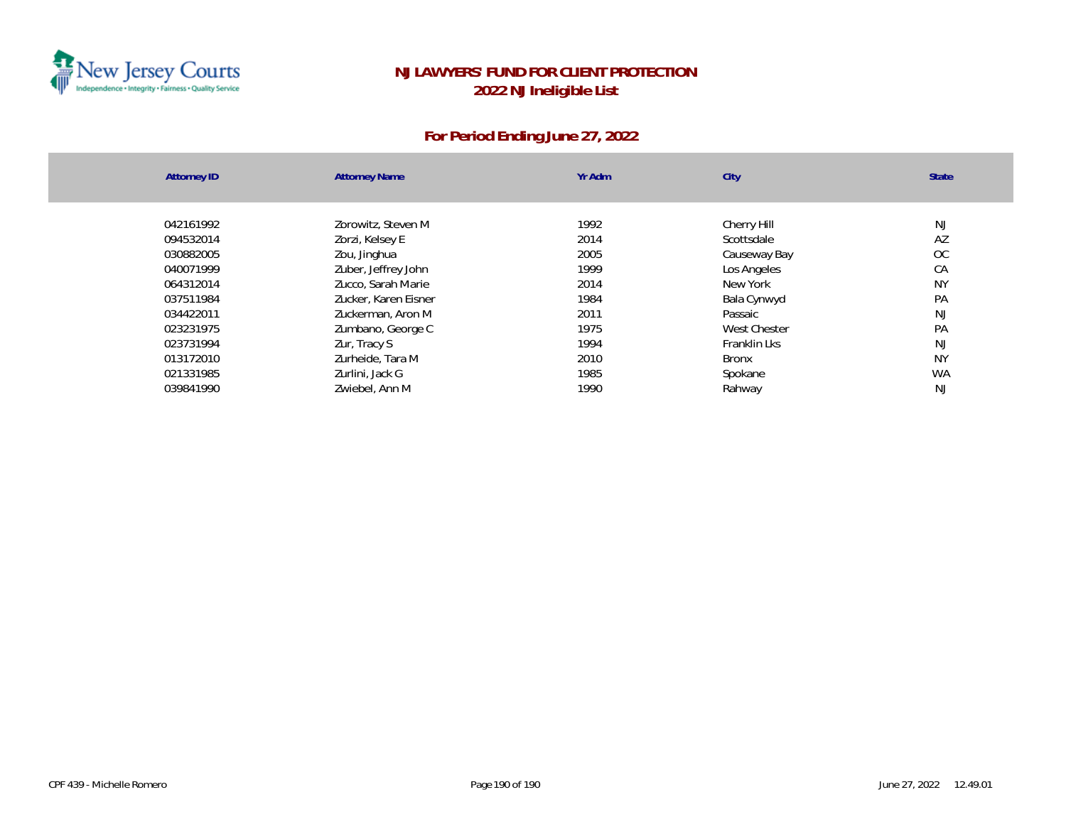# NJ LAWYERS' FUND FOR CLIENT PROTECTION
## 2022 NJ Ineligible List

### For Period Ending June 27, 2022

| Attorney ID | Attorney Name | Yr Adm | City | State |
|---|---|---|---|---|
| 042161992 | Zorowitz, Steven M | 1992 | Cherry Hill | NJ |
| 094532014 | Zorzi, Kelsey E | 2014 | Scottsdale | AZ |
| 030882005 | Zou, Jinghua | 2005 | Causeway Bay | OC |
| 040071999 | Zuber, Jeffrey John | 1999 | Los Angeles | CA |
| 064312014 | Zucco, Sarah Marie | 2014 | New York | NY |
| 037511984 | Zucker, Karen Eisner | 1984 | Bala Cynwyd | PA |
| 034422011 | Zuckerman, Aron M | 2011 | Passaic | NJ |
| 023231975 | Zumbano, George C | 1975 | West Chester | PA |
| 023731994 | Zur, Tracy S | 1994 | Franklin Lks | NJ |
| 013172010 | Zurheide, Tara M | 2010 | Bronx | NY |
| 021331985 | Zurlini, Jack G | 1985 | Spokane | WA |
| 039841990 | Zwiebel, Ann M | 1990 | Rahway | NJ |

CPF 439 - Michelle Romero    June 27, 2022 12.49.01